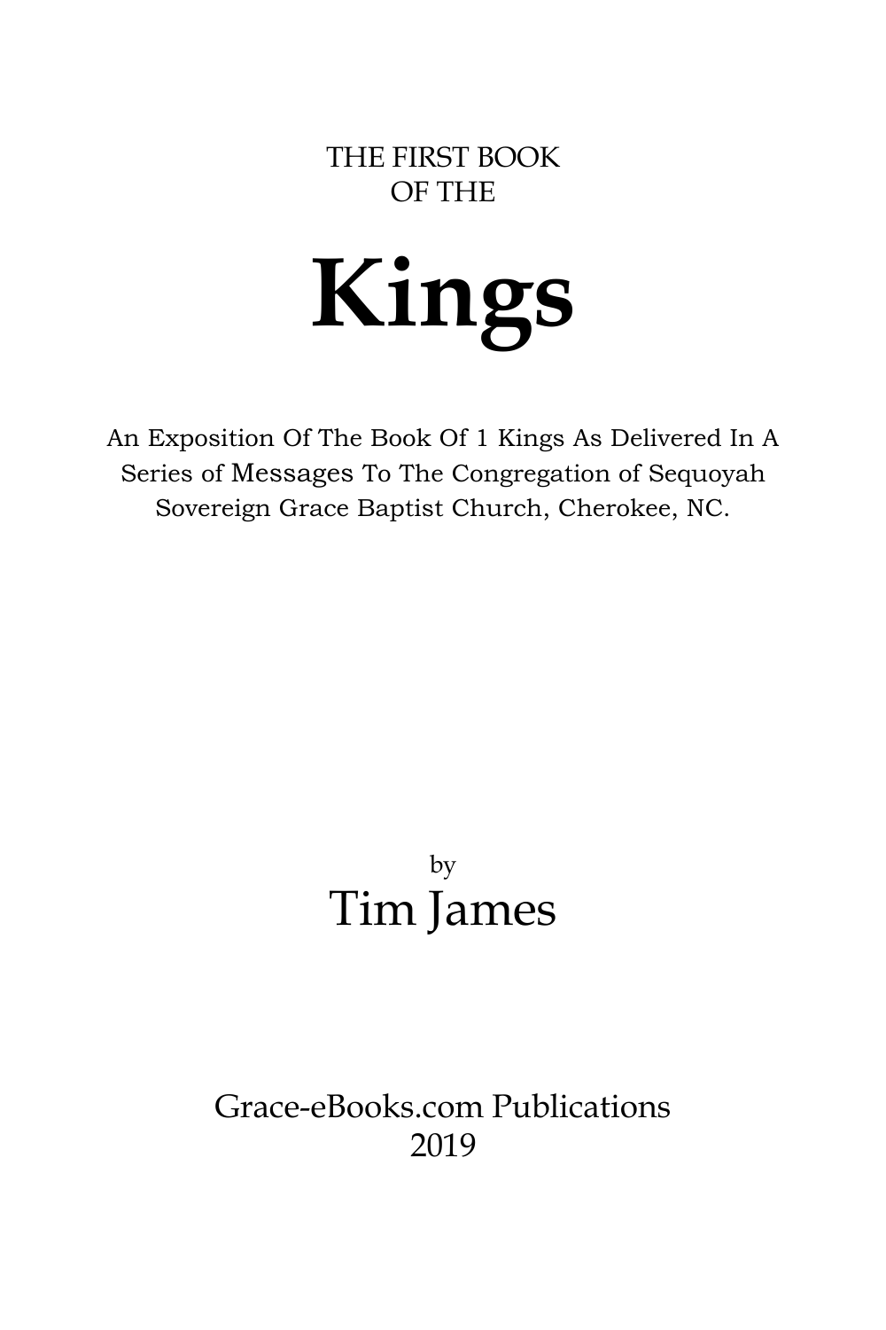THE FIRST BOOK
OF THE

# Kings

An Exposition Of The Book Of 1 Kings As Delivered In A Series of Messages To The Congregation of Sequoyah Sovereign Grace Baptist Church, Cherokee, NC.

by

## Tim James

Grace-eBooks.com Publications
2019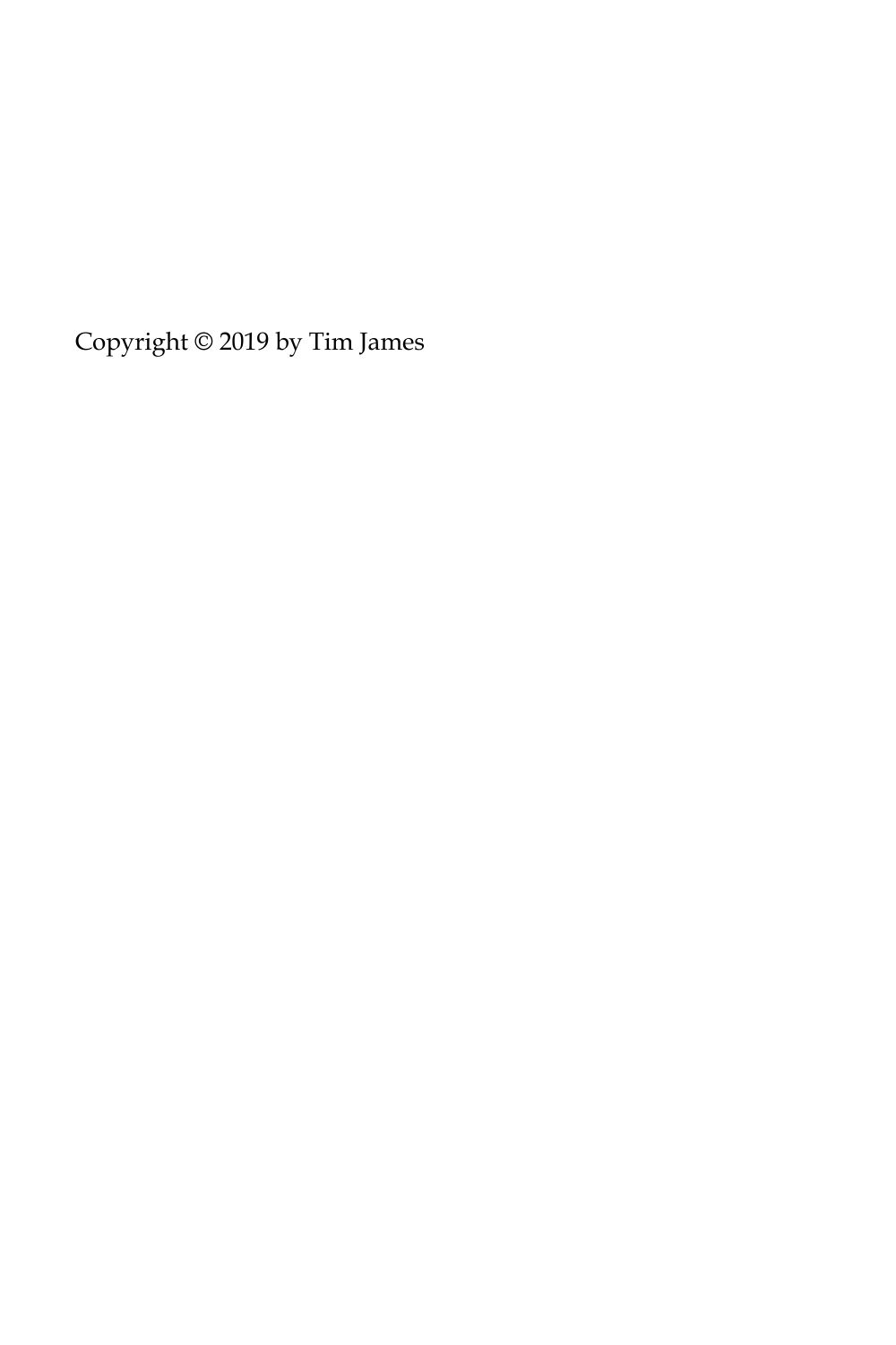Copyright © 2019 by Tim James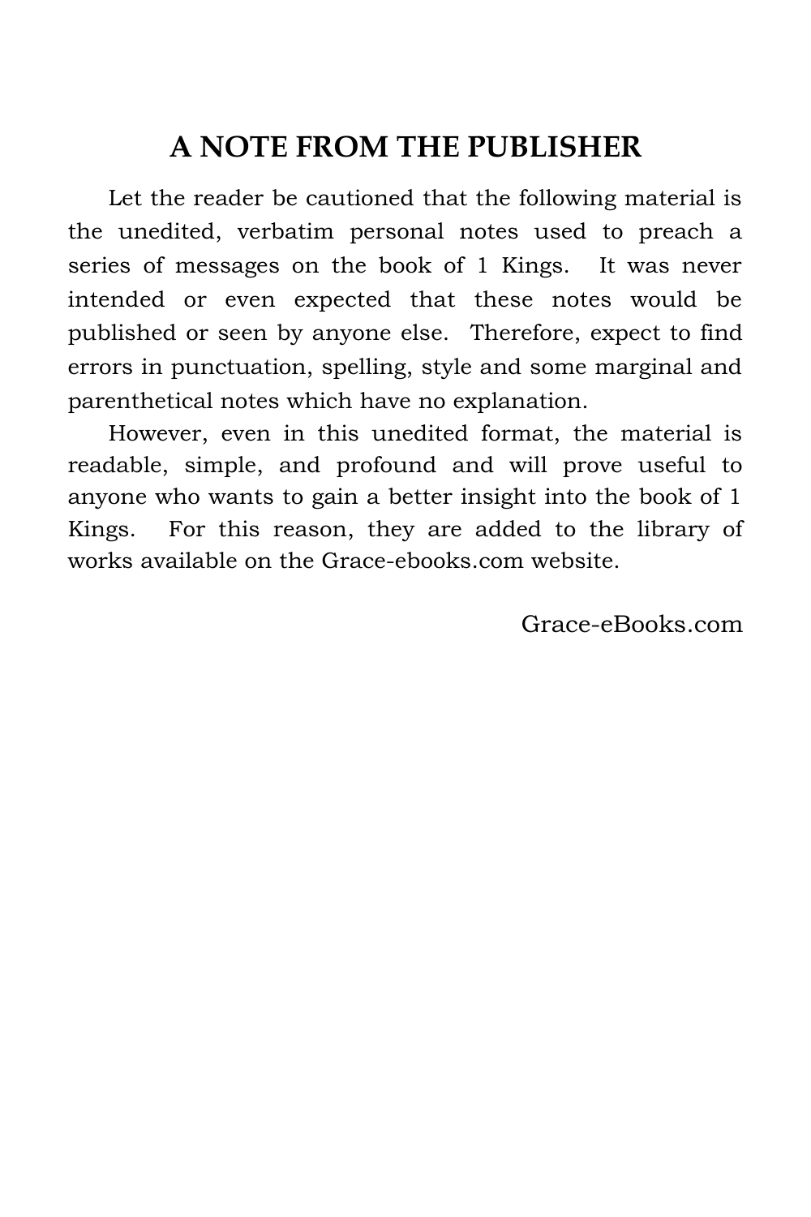## A NOTE FROM THE PUBLISHER

Let the reader be cautioned that the following material is the unedited, verbatim personal notes used to preach a series of messages on the book of 1 Kings. It was never intended or even expected that these notes would be published or seen by anyone else. Therefore, expect to find errors in punctuation, spelling, style and some marginal and parenthetical notes which have no explanation.

However, even in this unedited format, the material is readable, simple, and profound and will prove useful to anyone who wants to gain a better insight into the book of 1 Kings. For this reason, they are added to the library of works available on the Grace-ebooks.com website.

Grace-eBooks.com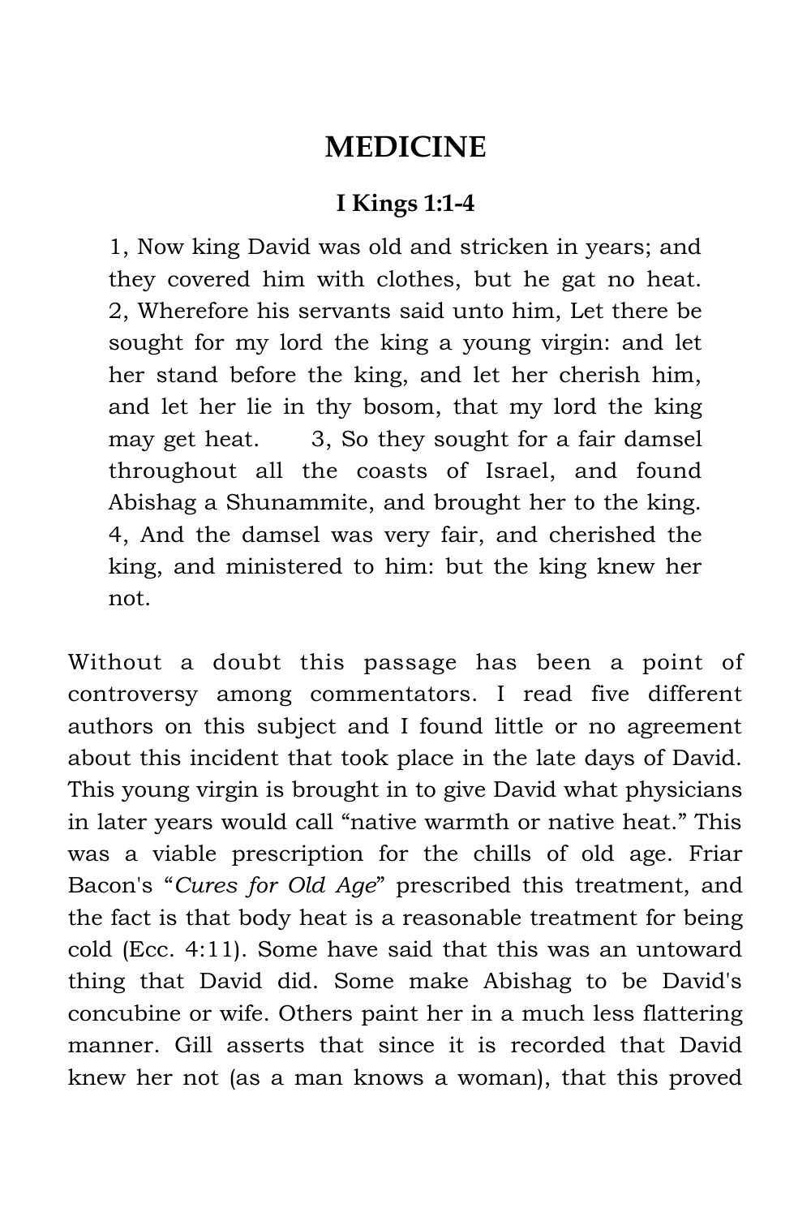# MEDICINE

### I Kings 1:1-4

> 1, Now king David was old and stricken in years; and they covered him with clothes, but he gat no heat. 2, Wherefore his servants said unto him, Let there be sought for my lord the king a young virgin: and let her stand before the king, and let her cherish him, and let her lie in thy bosom, that my lord the king may get heat. 3, So they sought for a fair damsel throughout all the coasts of Israel, and found Abishag a Shunammite, and brought her to the king. 4, And the damsel was very fair, and cherished the king, and ministered to him: but the king knew her not.

Without a doubt this passage has been a point of controversy among commentators. I read five different authors on this subject and I found little or no agreement about this incident that took place in the late days of David. This young virgin is brought in to give David what physicians in later years would call "native warmth or native heat." This was a viable prescription for the chills of old age. Friar Bacon's "*Cures for Old Age*" prescribed this treatment, and the fact is that body heat is a reasonable treatment for being cold (Ecc. 4:11). Some have said that this was an untoward thing that David did. Some make Abishag to be David's concubine or wife. Others paint her in a much less flattering manner. Gill asserts that since it is recorded that David knew her not (as a man knows a woman), that this proved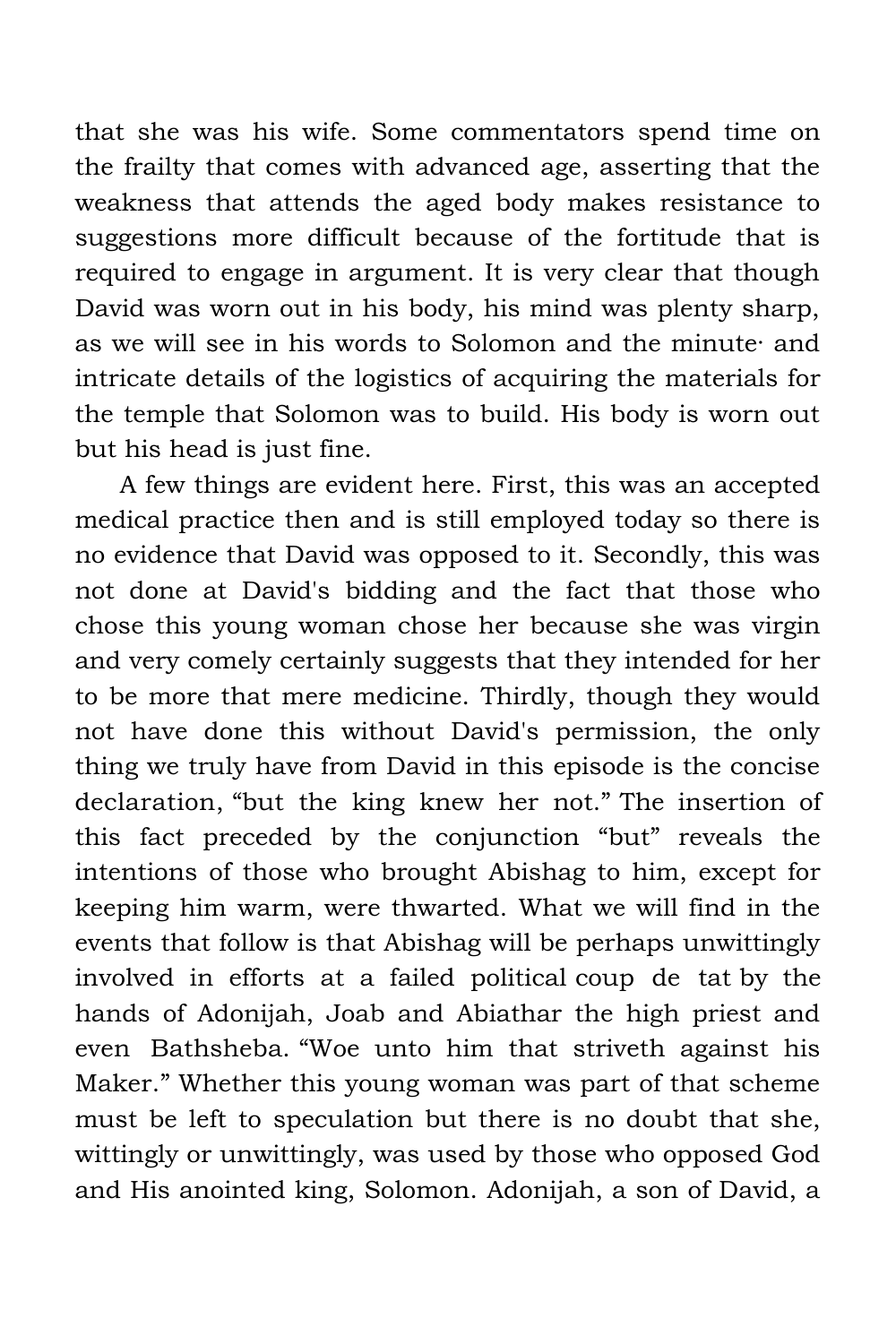that she was his wife. Some commentators spend time on the frailty that comes with advanced age, asserting that the weakness that attends the aged body makes resistance to suggestions more difficult because of the fortitude that is required to engage in argument. It is very clear that though David was worn out in his body, his mind was plenty sharp, as we will see in his words to Solomon and the minute· and intricate details of the logistics of acquiring the materials for the temple that Solomon was to build. His body is worn out but his head is just fine.

A few things are evident here. First, this was an accepted medical practice then and is still employed today so there is no evidence that David was opposed to it. Secondly, this was not done at David's bidding and the fact that those who chose this young woman chose her because she was virgin and very comely certainly suggests that they intended for her to be more that mere medicine. Thirdly, though they would not have done this without David's permission, the only thing we truly have from David in this episode is the concise declaration, "but the king knew her not." The insertion of this fact preceded by the conjunction "but" reveals the intentions of those who brought Abishag to him, except for keeping him warm, were thwarted. What we will find in the events that follow is that Abishag will be perhaps unwittingly involved in efforts at a failed political coup de tat by the hands of Adonijah, Joab and Abiathar the high priest and even Bathsheba. "Woe unto him that striveth against his Maker." Whether this young woman was part of that scheme must be left to speculation but there is no doubt that she, wittingly or unwittingly, was used by those who opposed God and His anointed king, Solomon. Adonijah, a son of David, a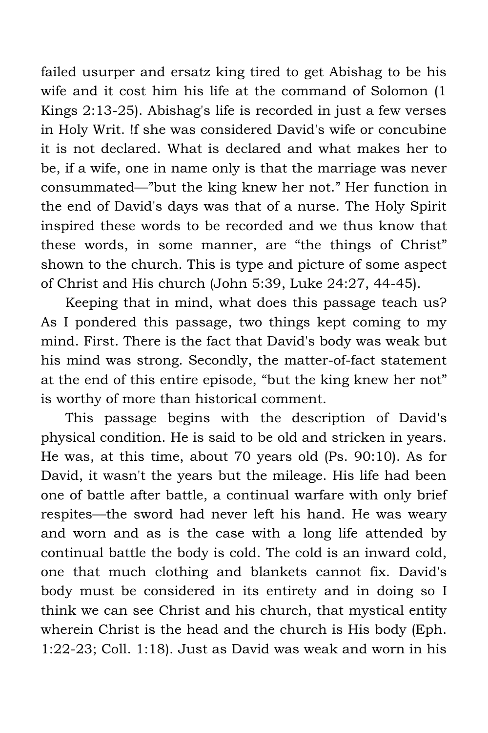failed usurper and ersatz king tired to get Abishag to be his wife and it cost him his life at the command of Solomon (1 Kings 2:13-25). Abishag's life is recorded in just a few verses in Holy Writ. !f she was considered David's wife or concubine it is not declared. What is declared and what makes her to be, if a wife, one in name only is that the marriage was never consummated—"but the king knew her not." Her function in the end of David's days was that of a nurse. The Holy Spirit inspired these words to be recorded and we thus know that these words, in some manner, are "the things of Christ" shown to the church. This is type and picture of some aspect of Christ and His church (John 5:39, Luke 24:27, 44-45).

Keeping that in mind, what does this passage teach us? As I pondered this passage, two things kept coming to my mind. First. There is the fact that David's body was weak but his mind was strong. Secondly, the matter-of-fact statement at the end of this entire episode, "but the king knew her not" is worthy of more than historical comment.

This passage begins with the description of David's physical condition. He is said to be old and stricken in years. He was, at this time, about 70 years old (Ps. 90:10). As for David, it wasn't the years but the mileage. His life had been one of battle after battle, a continual warfare with only brief respites—the sword had never left his hand. He was weary and worn and as is the case with a long life attended by continual battle the body is cold. The cold is an inward cold, one that much clothing and blankets cannot fix. David's body must be considered in its entirety and in doing so I think we can see Christ and his church, that mystical entity wherein Christ is the head and the church is His body (Eph. 1:22-23; Coll. 1:18). Just as David was weak and worn in his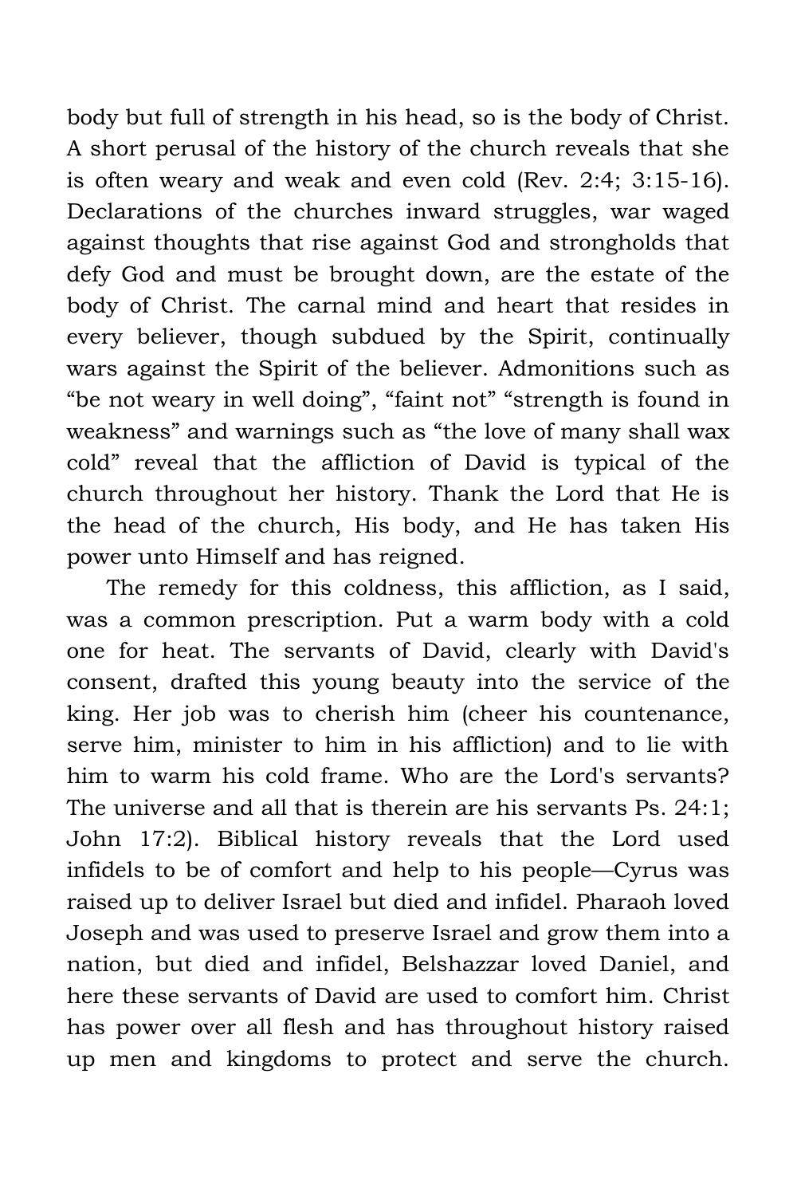body but full of strength in his head, so is the body of Christ. A short perusal of the history of the church reveals that she is often weary and weak and even cold (Rev. 2:4; 3:15-16). Declarations of the churches inward struggles, war waged against thoughts that rise against God and strongholds that defy God and must be brought down, are the estate of the body of Christ. The carnal mind and heart that resides in every believer, though subdued by the Spirit, continually wars against the Spirit of the believer. Admonitions such as “be not weary in well doing”, “faint not” “strength is found in weakness” and warnings such as “the love of many shall wax cold” reveal that the affliction of David is typical of the church throughout her history. Thank the Lord that He is the head of the church, His body, and He has taken His power unto Himself and has reigned.

The remedy for this coldness, this affliction, as I said, was a common prescription. Put a warm body with a cold one for heat. The servants of David, clearly with David's consent, drafted this young beauty into the service of the king. Her job was to cherish him (cheer his countenance, serve him, minister to him in his affliction) and to lie with him to warm his cold frame. Who are the Lord's servants? The universe and all that is therein are his servants Ps. 24:1; John 17:2). Biblical history reveals that the Lord used infidels to be of comfort and help to his people—Cyrus was raised up to deliver Israel but died and infidel. Pharaoh loved Joseph and was used to preserve Israel and grow them into a nation, but died and infidel, Belshazzar loved Daniel, and here these servants of David are used to comfort him. Christ has power over all flesh and has throughout history raised up men and kingdoms to protect and serve the church.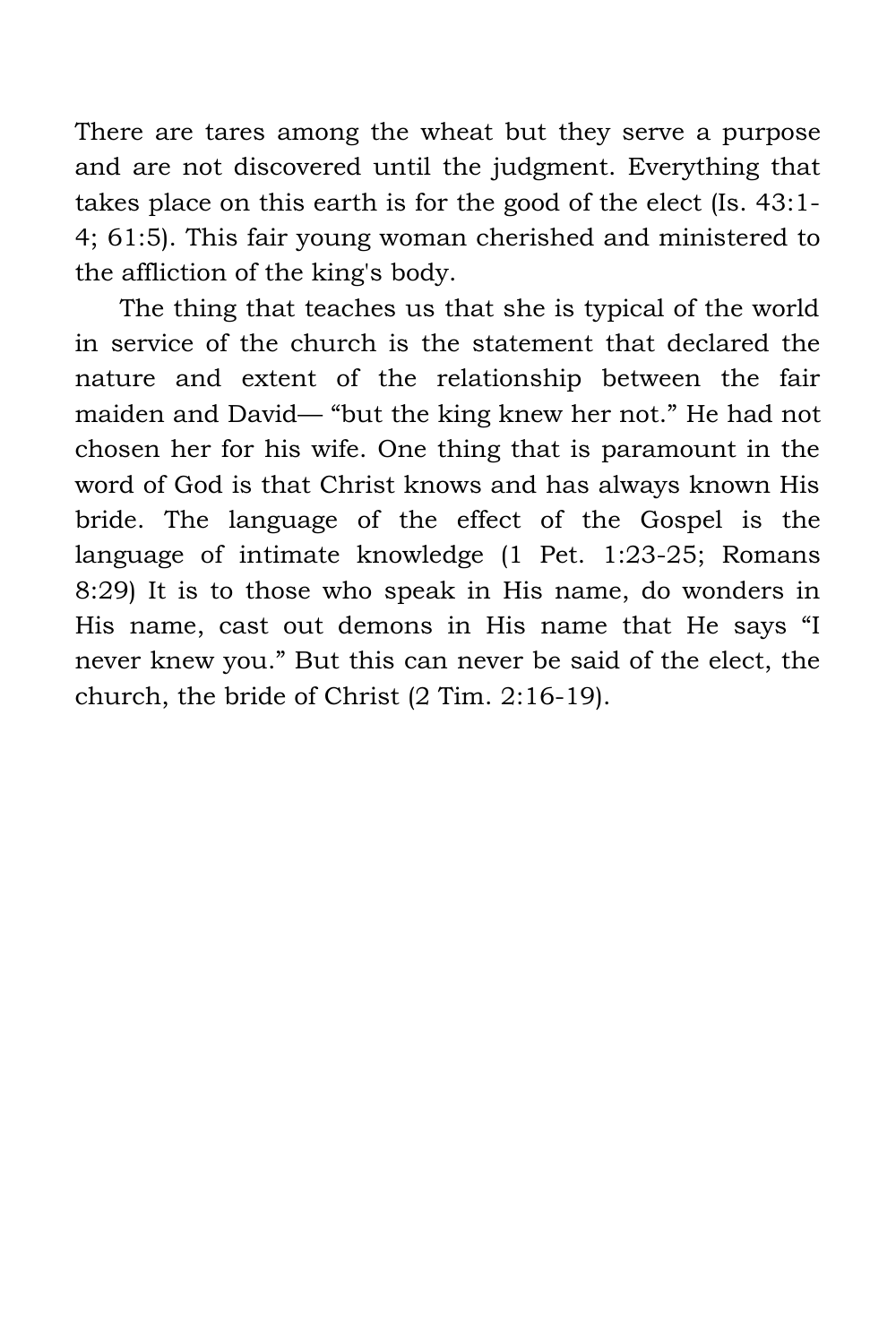There are tares among the wheat but they serve a purpose and are not discovered until the judgment. Everything that takes place on this earth is for the good of the elect (Is. 43:1-4; 61:5). This fair young woman cherished and ministered to the affliction of the king's body.

The thing that teaches us that she is typical of the world in service of the church is the statement that declared the nature and extent of the relationship between the fair maiden and David— "but the king knew her not." He had not chosen her for his wife. One thing that is paramount in the word of God is that Christ knows and has always known His bride. The language of the effect of the Gospel is the language of intimate knowledge (1 Pet. 1:23-25; Romans 8:29) It is to those who speak in His name, do wonders in His name, cast out demons in His name that He says "I never knew you." But this can never be said of the elect, the church, the bride of Christ (2 Tim. 2:16-19).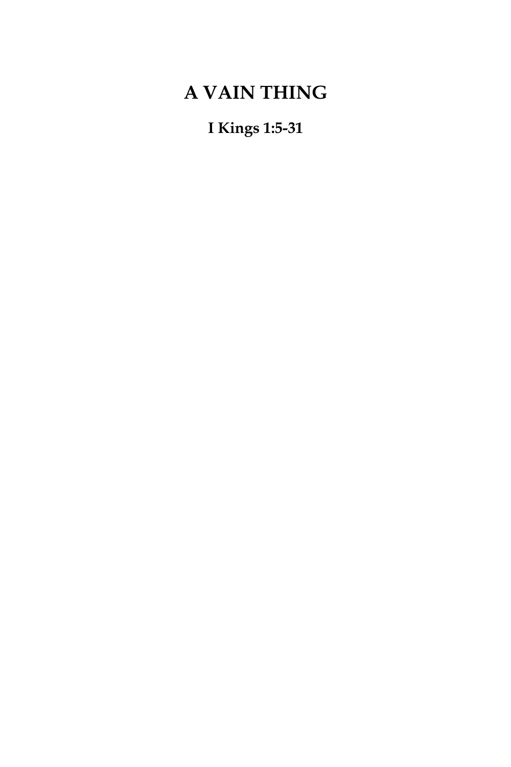# A VAIN THING

**I Kings 1:5-31**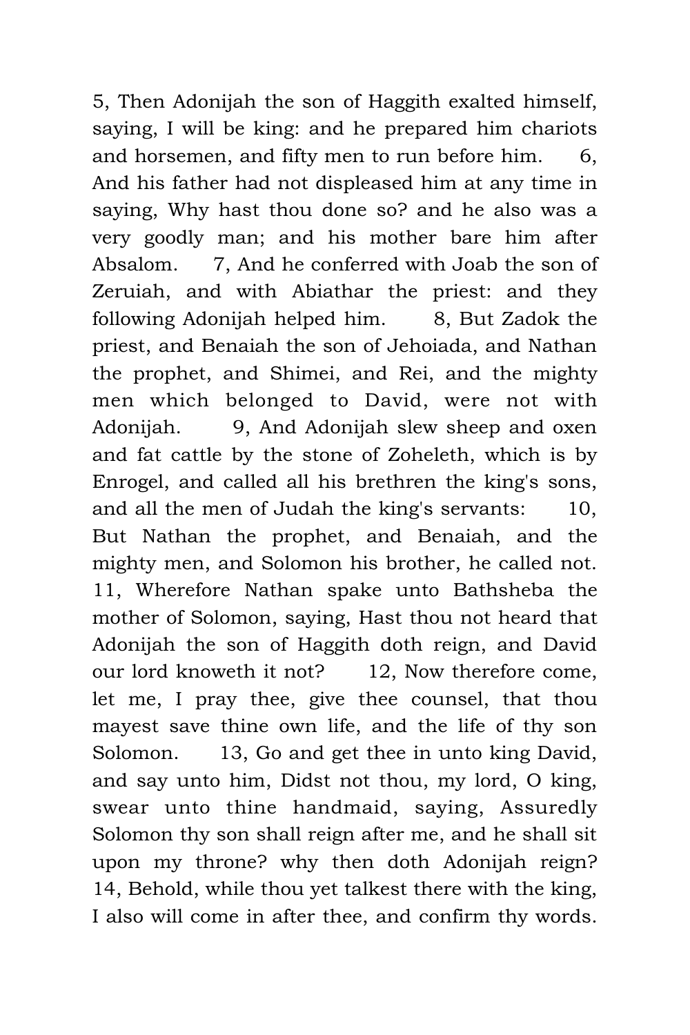5, Then Adonijah the son of Haggith exalted himself, saying, I will be king: and he prepared him chariots and horsemen, and fifty men to run before him. 6, And his father had not displeased him at any time in saying, Why hast thou done so? and he also was a very goodly man; and his mother bare him after Absalom. 7, And he conferred with Joab the son of Zeruiah, and with Abiathar the priest: and they following Adonijah helped him. 8, But Zadok the priest, and Benaiah the son of Jehoiada, and Nathan the prophet, and Shimei, and Rei, and the mighty men which belonged to David, were not with Adonijah. 9, And Adonijah slew sheep and oxen and fat cattle by the stone of Zoheleth, which is by Enrogel, and called all his brethren the king's sons, and all the men of Judah the king's servants: 10, But Nathan the prophet, and Benaiah, and the mighty men, and Solomon his brother, he called not. 11, Wherefore Nathan spake unto Bathsheba the mother of Solomon, saying, Hast thou not heard that Adonijah the son of Haggith doth reign, and David our lord knoweth it not? 12, Now therefore come, let me, I pray thee, give thee counsel, that thou mayest save thine own life, and the life of thy son Solomon. 13, Go and get thee in unto king David, and say unto him, Didst not thou, my lord, O king, swear unto thine handmaid, saying, Assuredly Solomon thy son shall reign after me, and he shall sit upon my throne? why then doth Adonijah reign? 14, Behold, while thou yet talkest there with the king, I also will come in after thee, and confirm thy words.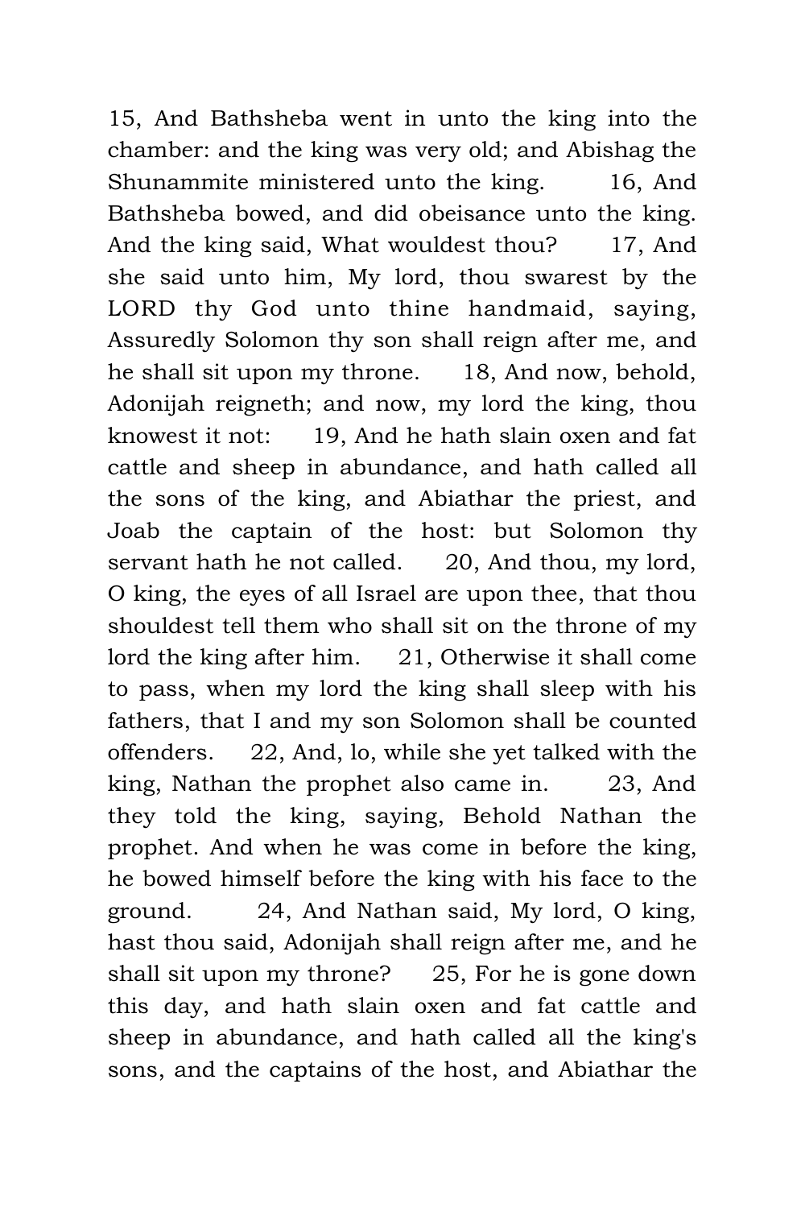15, And Bathsheba went in unto the king into the chamber: and the king was very old; and Abishag the Shunammite ministered unto the king. 16, And Bathsheba bowed, and did obeisance unto the king. And the king said, What wouldest thou? 17, And she said unto him, My lord, thou swarest by the LORD thy God unto thine handmaid, saying, Assuredly Solomon thy son shall reign after me, and he shall sit upon my throne. 18, And now, behold, Adonijah reigneth; and now, my lord the king, thou knowest it not: 19, And he hath slain oxen and fat cattle and sheep in abundance, and hath called all the sons of the king, and Abiathar the priest, and Joab the captain of the host: but Solomon thy servant hath he not called. 20, And thou, my lord, O king, the eyes of all Israel are upon thee, that thou shouldest tell them who shall sit on the throne of my lord the king after him. 21, Otherwise it shall come to pass, when my lord the king shall sleep with his fathers, that I and my son Solomon shall be counted offenders. 22, And, lo, while she yet talked with the king, Nathan the prophet also came in. 23, And they told the king, saying, Behold Nathan the prophet. And when he was come in before the king, he bowed himself before the king with his face to the ground. 24, And Nathan said, My lord, O king, hast thou said, Adonijah shall reign after me, and he shall sit upon my throne? 25, For he is gone down this day, and hath slain oxen and fat cattle and sheep in abundance, and hath called all the king's sons, and the captains of the host, and Abiathar the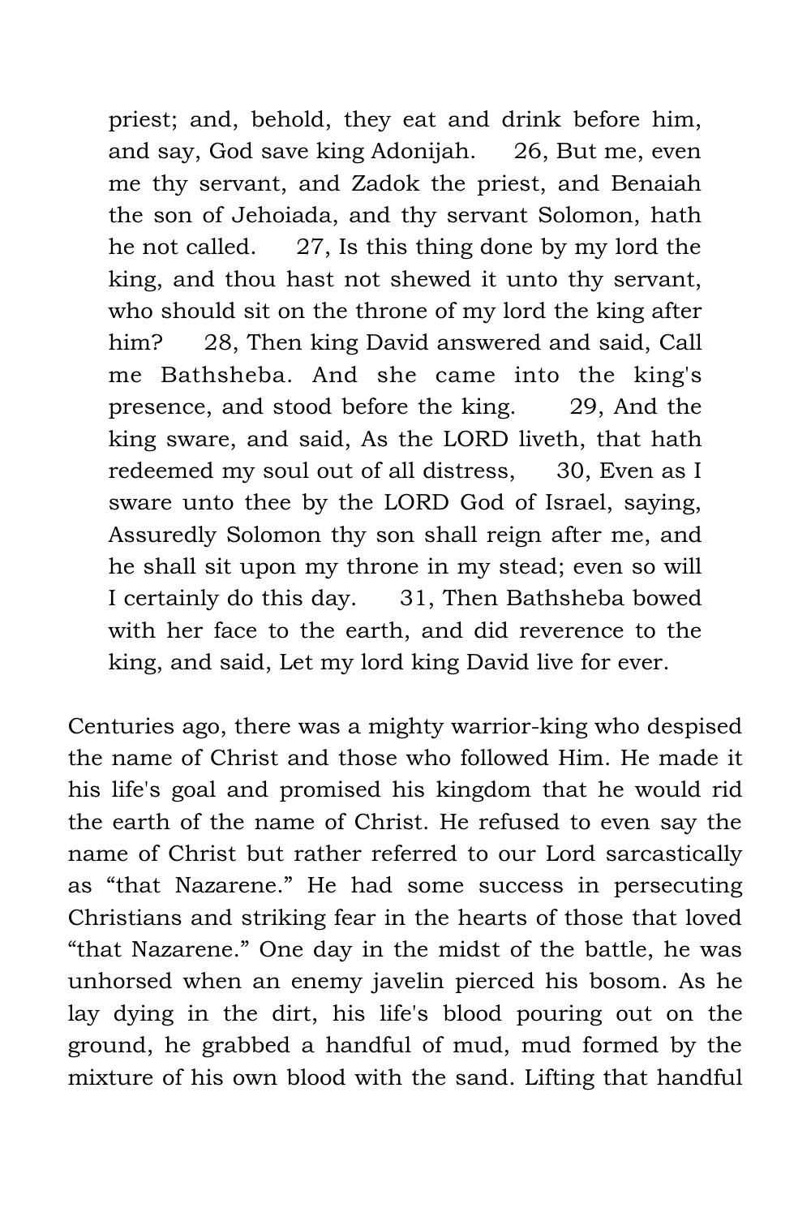> priest; and, behold, they eat and drink before him, and say, God save king Adonijah. 26, But me, even me thy servant, and Zadok the priest, and Benaiah the son of Jehoiada, and thy servant Solomon, hath he not called. 27, Is this thing done by my lord the king, and thou hast not shewed it unto thy servant, who should sit on the throne of my lord the king after him? 28, Then king David answered and said, Call me Bathsheba. And she came into the king's presence, and stood before the king. 29, And the king sware, and said, As the LORD liveth, that hath redeemed my soul out of all distress, 30, Even as I sware unto thee by the LORD God of Israel, saying, Assuredly Solomon thy son shall reign after me, and he shall sit upon my throne in my stead; even so will I certainly do this day. 31, Then Bathsheba bowed with her face to the earth, and did reverence to the king, and said, Let my lord king David live for ever.

Centuries ago, there was a mighty warrior-king who despised the name of Christ and those who followed Him. He made it his life's goal and promised his kingdom that he would rid the earth of the name of Christ. He refused to even say the name of Christ but rather referred to our Lord sarcastically as "that Nazarene." He had some success in persecuting Christians and striking fear in the hearts of those that loved "that Nazarene." One day in the midst of the battle, he was unhorsed when an enemy javelin pierced his bosom. As he lay dying in the dirt, his life's blood pouring out on the ground, he grabbed a handful of mud, mud formed by the mixture of his own blood with the sand. Lifting that handful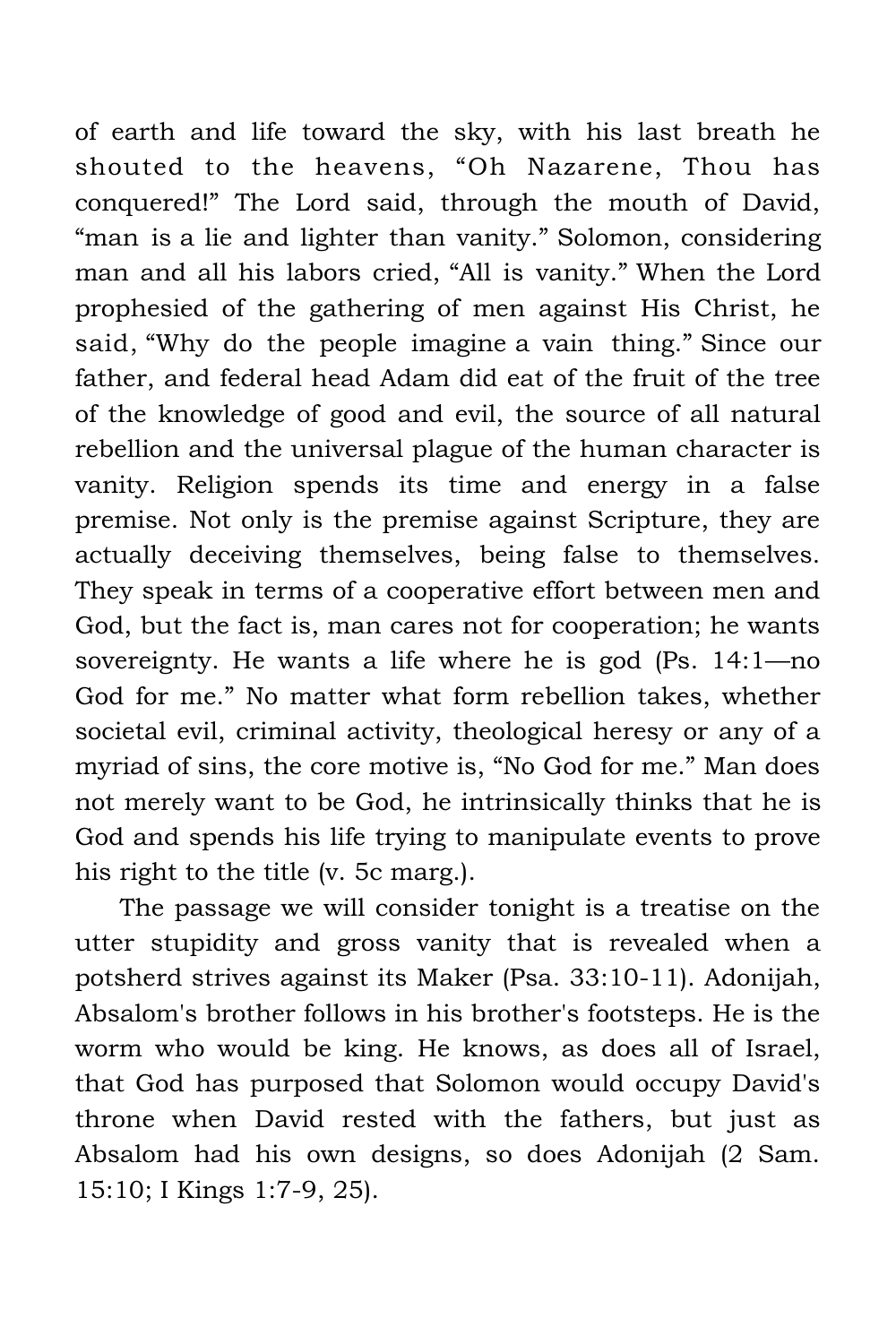of earth and life toward the sky, with his last breath he shouted to the heavens, "Oh Nazarene, Thou has conquered!" The Lord said, through the mouth of David, "man is a lie and lighter than vanity." Solomon, considering man and all his labors cried, "All is vanity." When the Lord prophesied of the gathering of men against His Christ, he said, "Why do the people imagine a vain thing." Since our father, and federal head Adam did eat of the fruit of the tree of the knowledge of good and evil, the source of all natural rebellion and the universal plague of the human character is vanity. Religion spends its time and energy in a false premise. Not only is the premise against Scripture, they are actually deceiving themselves, being false to themselves. They speak in terms of a cooperative effort between men and God, but the fact is, man cares not for cooperation; he wants sovereignty. He wants a life where he is god (Ps. 14:1—no God for me." No matter what form rebellion takes, whether societal evil, criminal activity, theological heresy or any of a myriad of sins, the core motive is, "No God for me." Man does not merely want to be God, he intrinsically thinks that he is God and spends his life trying to manipulate events to prove his right to the title (v. 5c marg.).

The passage we will consider tonight is a treatise on the utter stupidity and gross vanity that is revealed when a potsherd strives against its Maker (Psa. 33:10-11). Adonijah, Absalom's brother follows in his brother's footsteps. He is the worm who would be king. He knows, as does all of Israel, that God has purposed that Solomon would occupy David's throne when David rested with the fathers, but just as Absalom had his own designs, so does Adonijah (2 Sam. 15:10; I Kings 1:7-9, 25).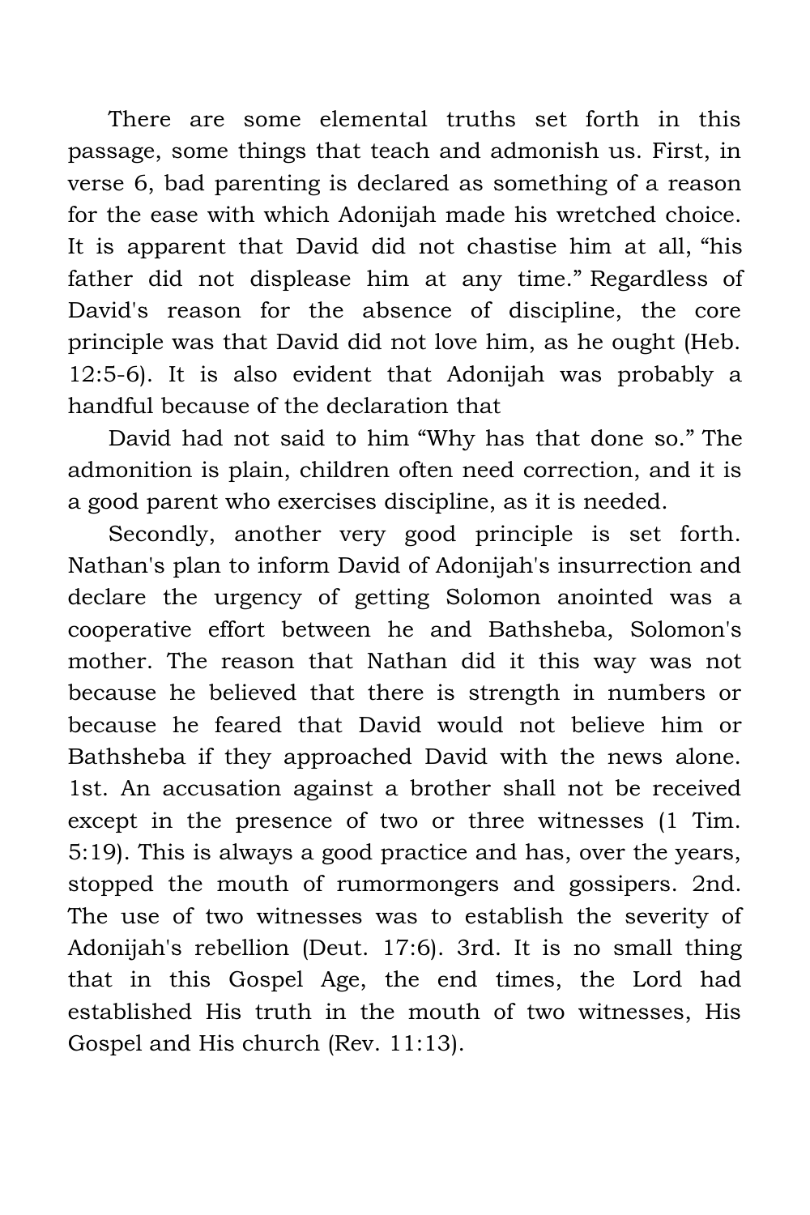There are some elemental truths set forth in this passage, some things that teach and admonish us. First, in verse 6, bad parenting is declared as something of a reason for the ease with which Adonijah made his wretched choice. It is apparent that David did not chastise him at all, “his father did not displease him at any time.” Regardless of David's reason for the absence of discipline, the core principle was that David did not love him, as he ought (Heb. 12:5-6). It is also evident that Adonijah was probably a handful because of the declaration that

David had not said to him “Why has that done so.” The admonition is plain, children often need correction, and it is a good parent who exercises discipline, as it is needed.

Secondly, another very good principle is set forth. Nathan's plan to inform David of Adonijah's insurrection and declare the urgency of getting Solomon anointed was a cooperative effort between he and Bathsheba, Solomon's mother. The reason that Nathan did it this way was not because he believed that there is strength in numbers or because he feared that David would not believe him or Bathsheba if they approached David with the news alone. 1st. An accusation against a brother shall not be received except in the presence of two or three witnesses (1 Tim. 5:19). This is always a good practice and has, over the years, stopped the mouth of rumormongers and gossipers. 2nd. The use of two witnesses was to establish the severity of Adonijah's rebellion (Deut. 17:6). 3rd. It is no small thing that in this Gospel Age, the end times, the Lord had established His truth in the mouth of two witnesses, His Gospel and His church (Rev. 11:13).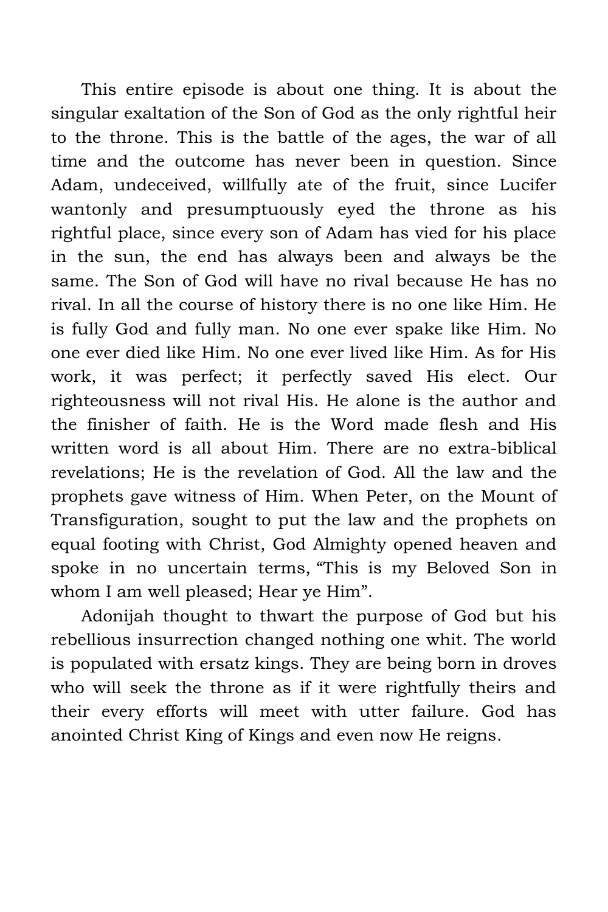This entire episode is about one thing. It is about the singular exaltation of the Son of God as the only rightful heir to the throne. This is the battle of the ages, the war of all time and the outcome has never been in question. Since Adam, undeceived, willfully ate of the fruit, since Lucifer wantonly and presumptuously eyed the throne as his rightful place, since every son of Adam has vied for his place in the sun, the end has always been and always be the same. The Son of God will have no rival because He has no rival. In all the course of history there is no one like Him. He is fully God and fully man. No one ever spake like Him. No one ever died like Him. No one ever lived like Him. As for His work, it was perfect; it perfectly saved His elect. Our righteousness will not rival His. He alone is the author and the finisher of faith. He is the Word made flesh and His written word is all about Him. There are no extra-biblical revelations; He is the revelation of God. All the law and the prophets gave witness of Him. When Peter, on the Mount of Transfiguration, sought to put the law and the prophets on equal footing with Christ, God Almighty opened heaven and spoke in no uncertain terms, "This is my Beloved Son in whom I am well pleased; Hear ye Him".

Adonijah thought to thwart the purpose of God but his rebellious insurrection changed nothing one whit. The world is populated with ersatz kings. They are being born in droves who will seek the throne as if it were rightfully theirs and their every efforts will meet with utter failure. God has anointed Christ King of Kings and even now He reigns.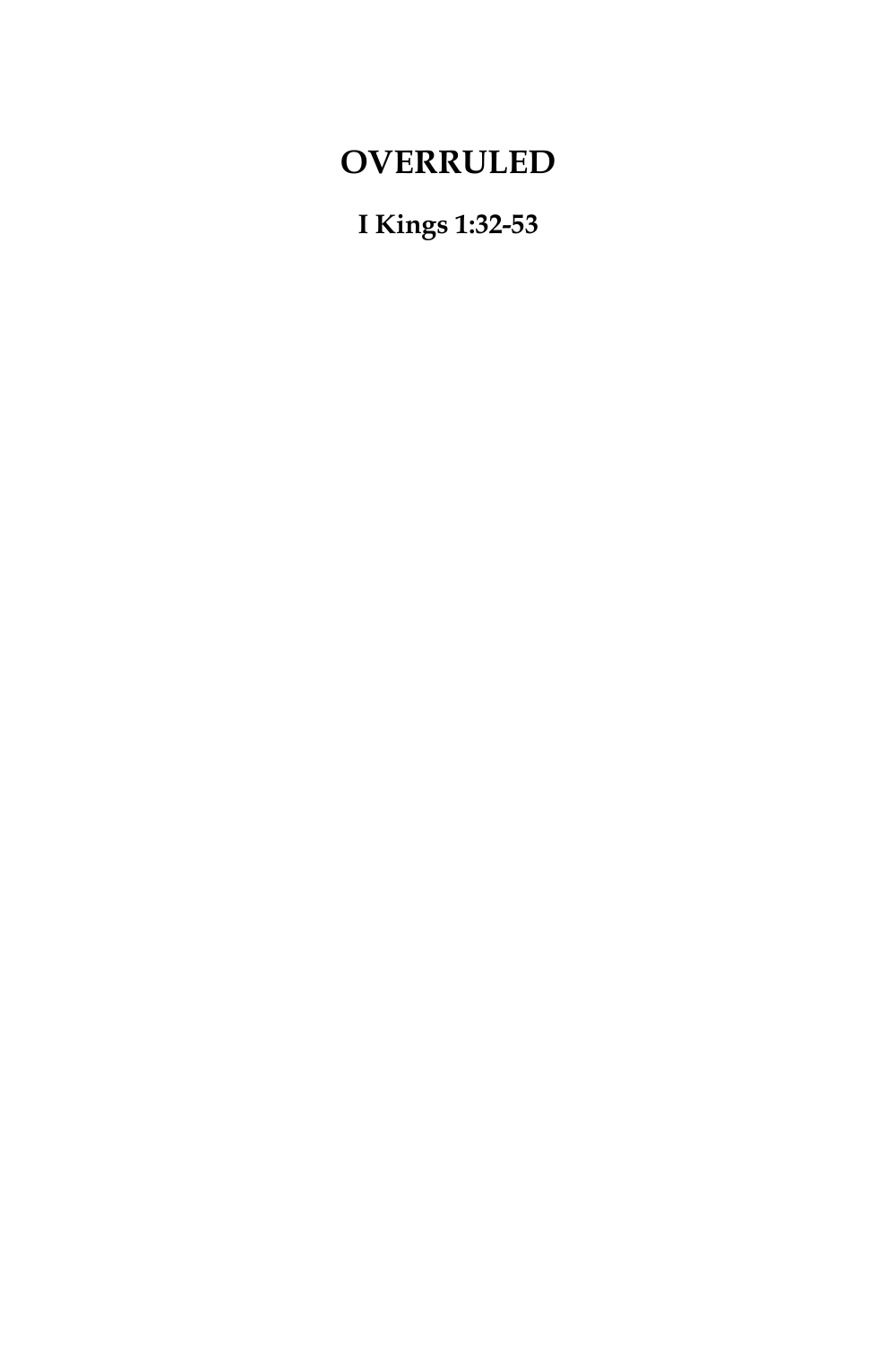# OVERRULED

**I Kings 1:32-53**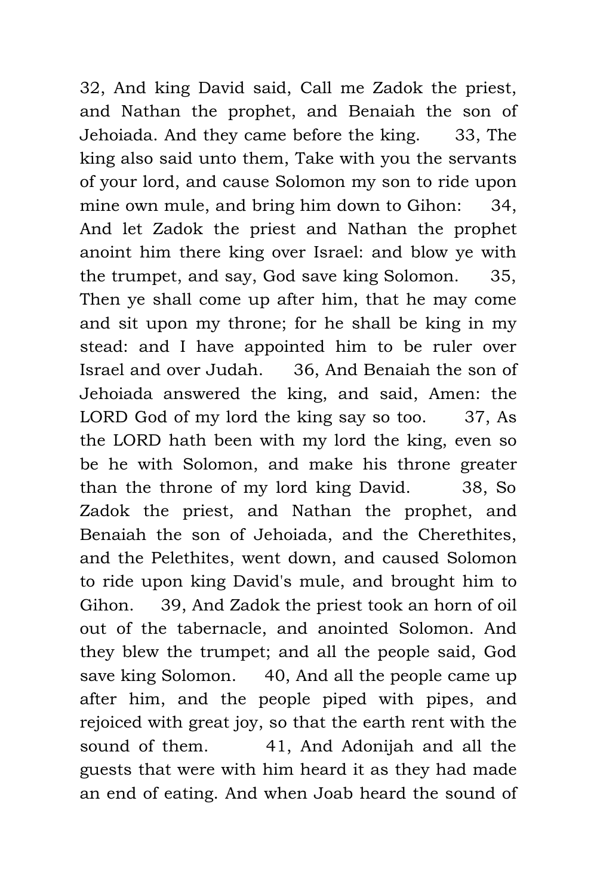32, And king David said, Call me Zadok the priest, and Nathan the prophet, and Benaiah the son of Jehoiada. And they came before the king.  33, The king also said unto them, Take with you the servants of your lord, and cause Solomon my son to ride upon mine own mule, and bring him down to Gihon:  34, And let Zadok the priest and Nathan the prophet anoint him there king over Israel: and blow ye with the trumpet, and say, God save king Solomon.  35, Then ye shall come up after him, that he may come and sit upon my throne; for he shall be king in my stead: and I have appointed him to be ruler over Israel and over Judah.  36, And Benaiah the son of Jehoiada answered the king, and said, Amen: the LORD God of my lord the king say so too.  37, As the LORD hath been with my lord the king, even so be he with Solomon, and make his throne greater than the throne of my lord king David.  38, So Zadok the priest, and Nathan the prophet, and Benaiah the son of Jehoiada, and the Cherethites, and the Pelethites, went down, and caused Solomon to ride upon king David's mule, and brought him to Gihon.  39, And Zadok the priest took an horn of oil out of the tabernacle, and anointed Solomon. And they blew the trumpet; and all the people said, God save king Solomon.  40, And all the people came up after him, and the people piped with pipes, and rejoiced with great joy, so that the earth rent with the sound of them.  41, And Adonijah and all the guests that were with him heard it as they had made an end of eating. And when Joab heard the sound of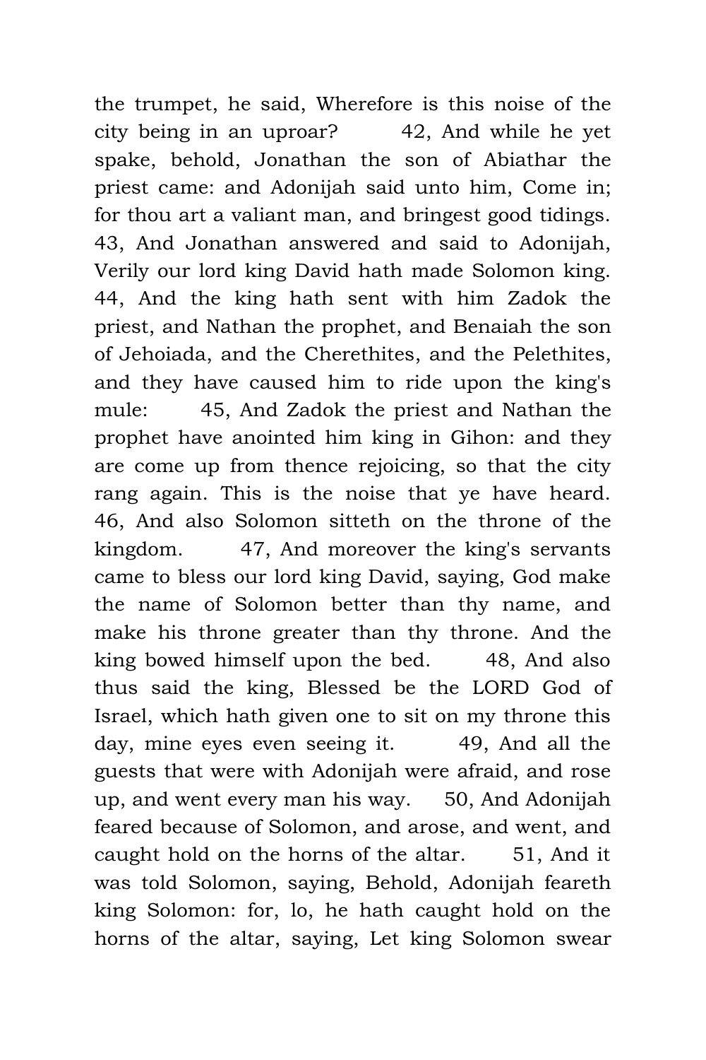the trumpet, he said, Wherefore is this noise of the city being in an uproar? 42, And while he yet spake, behold, Jonathan the son of Abiathar the priest came: and Adonijah said unto him, Come in; for thou art a valiant man, and bringest good tidings. 43, And Jonathan answered and said to Adonijah, Verily our lord king David hath made Solomon king. 44, And the king hath sent with him Zadok the priest, and Nathan the prophet, and Benaiah the son of Jehoiada, and the Cherethites, and the Pelethites, and they have caused him to ride upon the king's mule: 45, And Zadok the priest and Nathan the prophet have anointed him king in Gihon: and they are come up from thence rejoicing, so that the city rang again. This is the noise that ye have heard. 46, And also Solomon sitteth on the throne of the kingdom. 47, And moreover the king's servants came to bless our lord king David, saying, God make the name of Solomon better than thy name, and make his throne greater than thy throne. And the king bowed himself upon the bed. 48, And also thus said the king, Blessed be the LORD God of Israel, which hath given one to sit on my throne this day, mine eyes even seeing it. 49, And all the guests that were with Adonijah were afraid, and rose up, and went every man his way. 50, And Adonijah feared because of Solomon, and arose, and went, and caught hold on the horns of the altar. 51, And it was told Solomon, saying, Behold, Adonijah feareth king Solomon: for, lo, he hath caught hold on the horns of the altar, saying, Let king Solomon swear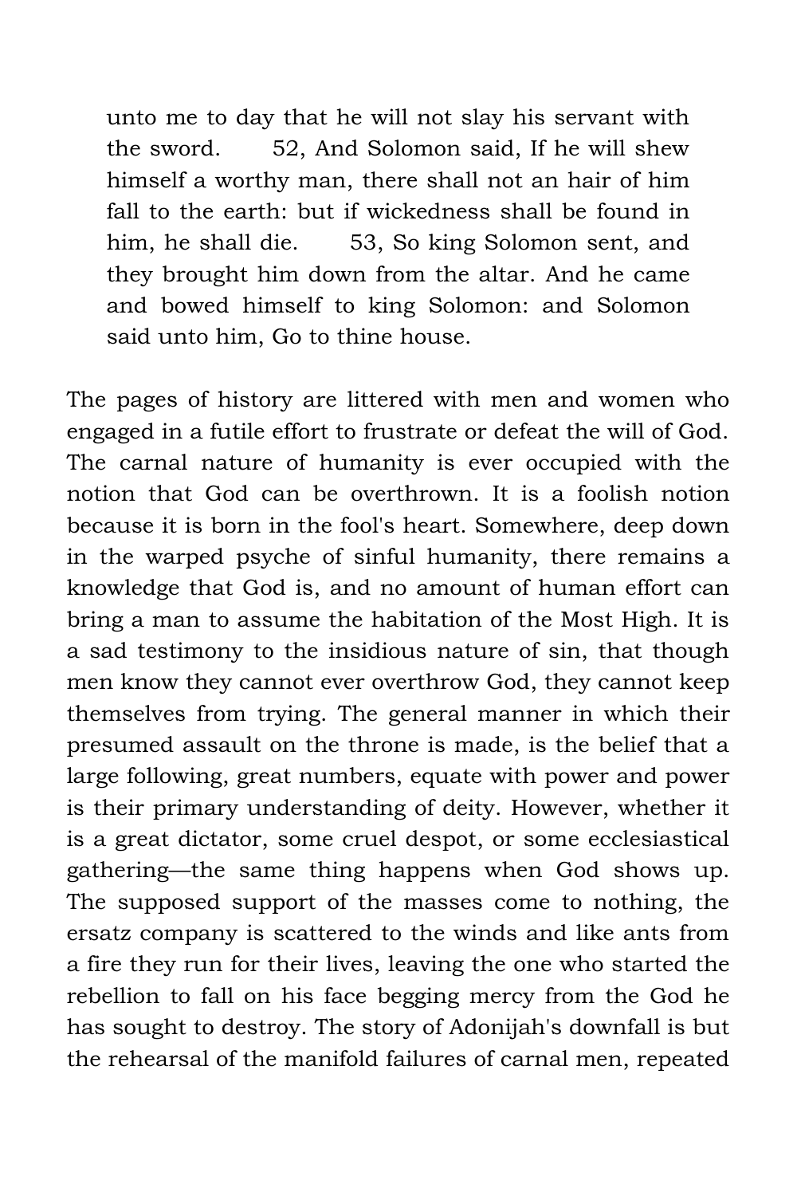> unto me to day that he will not slay his servant with the sword. 52, And Solomon said, If he will shew himself a worthy man, there shall not an hair of him fall to the earth: but if wickedness shall be found in him, he shall die. 53, So king Solomon sent, and they brought him down from the altar. And he came and bowed himself to king Solomon: and Solomon said unto him, Go to thine house.

The pages of history are littered with men and women who engaged in a futile effort to frustrate or defeat the will of God. The carnal nature of humanity is ever occupied with the notion that God can be overthrown. It is a foolish notion because it is born in the fool's heart. Somewhere, deep down in the warped psyche of sinful humanity, there remains a knowledge that God is, and no amount of human effort can bring a man to assume the habitation of the Most High. It is a sad testimony to the insidious nature of sin, that though men know they cannot ever overthrow God, they cannot keep themselves from trying. The general manner in which their presumed assault on the throne is made, is the belief that a large following, great numbers, equate with power and power is their primary understanding of deity. However, whether it is a great dictator, some cruel despot, or some ecclesiastical gathering—the same thing happens when God shows up. The supposed support of the masses come to nothing, the ersatz company is scattered to the winds and like ants from a fire they run for their lives, leaving the one who started the rebellion to fall on his face begging mercy from the God he has sought to destroy. The story of Adonijah's downfall is but the rehearsal of the manifold failures of carnal men, repeated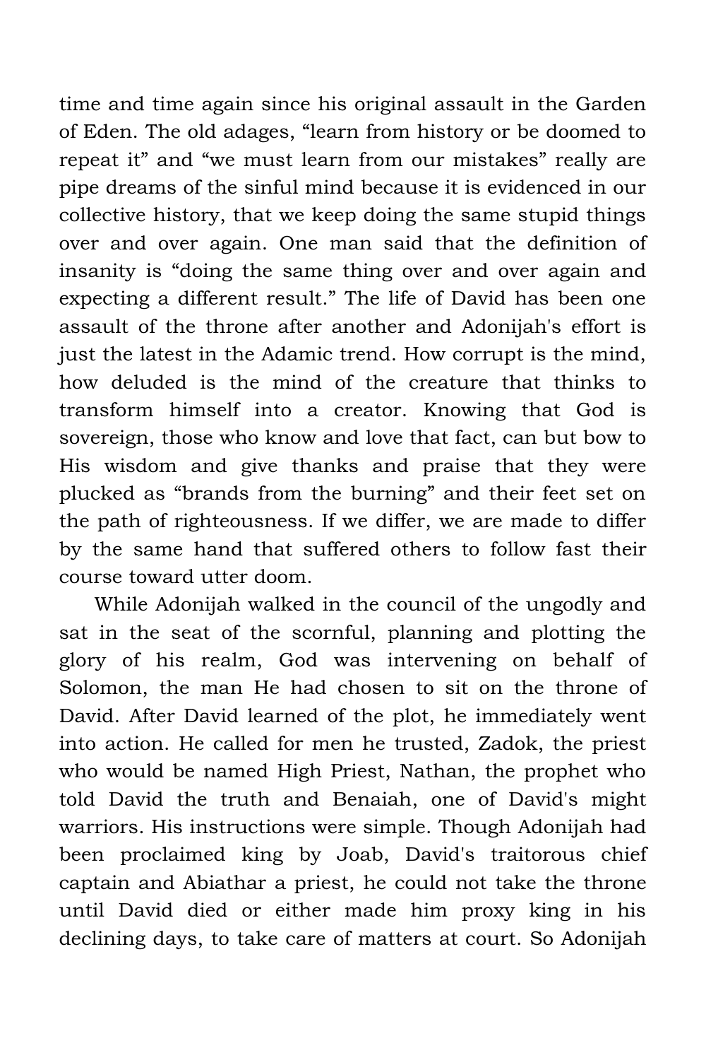time and time again since his original assault in the Garden of Eden. The old adages, “learn from history or be doomed to repeat it” and “we must learn from our mistakes” really are pipe dreams of the sinful mind because it is evidenced in our collective history, that we keep doing the same stupid things over and over again. One man said that the definition of insanity is “doing the same thing over and over again and expecting a different result.” The life of David has been one assault of the throne after another and Adonijah's effort is just the latest in the Adamic trend. How corrupt is the mind, how deluded is the mind of the creature that thinks to transform himself into a creator. Knowing that God is sovereign, those who know and love that fact, can but bow to His wisdom and give thanks and praise that they were plucked as “brands from the burning” and their feet set on the path of righteousness. If we differ, we are made to differ by the same hand that suffered others to follow fast their course toward utter doom.

While Adonijah walked in the council of the ungodly and sat in the seat of the scornful, planning and plotting the glory of his realm, God was intervening on behalf of Solomon, the man He had chosen to sit on the throne of David. After David learned of the plot, he immediately went into action. He called for men he trusted, Zadok, the priest who would be named High Priest, Nathan, the prophet who told David the truth and Benaiah, one of David's might warriors. His instructions were simple. Though Adonijah had been proclaimed king by Joab, David's traitorous chief captain and Abiathar a priest, he could not take the throne until David died or either made him proxy king in his declining days, to take care of matters at court. So Adonijah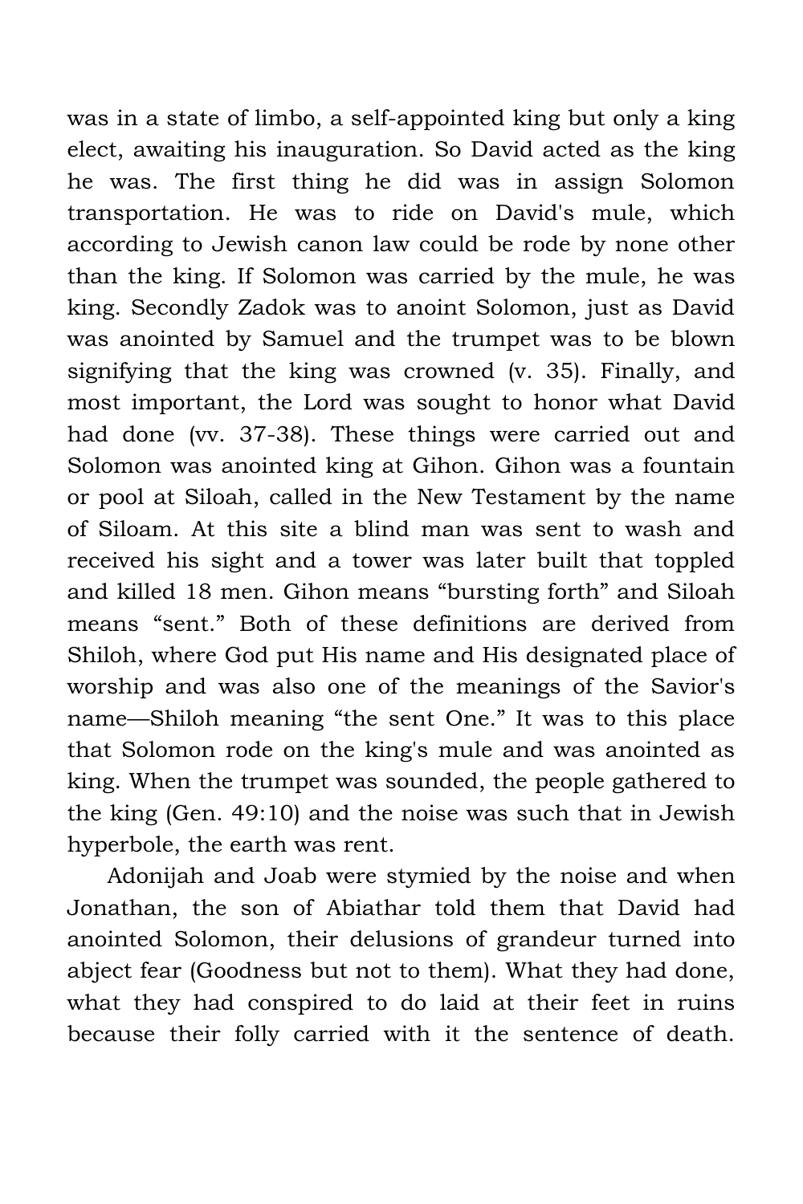was in a state of limbo, a self-appointed king but only a king elect, awaiting his inauguration. So David acted as the king he was. The first thing he did was in assign Solomon transportation. He was to ride on David's mule, which according to Jewish canon law could be rode by none other than the king. If Solomon was carried by the mule, he was king. Secondly Zadok was to anoint Solomon, just as David was anointed by Samuel and the trumpet was to be blown signifying that the king was crowned (v. 35). Finally, and most important, the Lord was sought to honor what David had done (vv. 37-38). These things were carried out and Solomon was anointed king at Gihon. Gihon was a fountain or pool at Siloah, called in the New Testament by the name of Siloam. At this site a blind man was sent to wash and received his sight and a tower was later built that toppled and killed 18 men. Gihon means “bursting forth” and Siloah means “sent.” Both of these definitions are derived from Shiloh, where God put His name and His designated place of worship and was also one of the meanings of the Savior's name—Shiloh meaning “the sent One.” It was to this place that Solomon rode on the king's mule and was anointed as king. When the trumpet was sounded, the people gathered to the king (Gen. 49:10) and the noise was such that in Jewish hyperbole, the earth was rent.

Adonijah and Joab were stymied by the noise and when Jonathan, the son of Abiathar told them that David had anointed Solomon, their delusions of grandeur turned into abject fear (Goodness but not to them). What they had done, what they had conspired to do laid at their feet in ruins because their folly carried with it the sentence of death.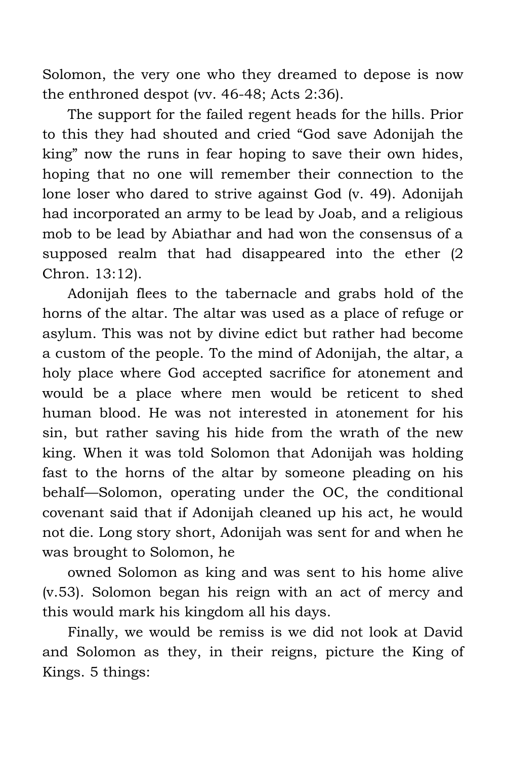Solomon, the very one who they dreamed to depose is now the enthroned despot (vv. 46-48; Acts 2:36).

The support for the failed regent heads for the hills. Prior to this they had shouted and cried “God save Adonijah the king” now the runs in fear hoping to save their own hides, hoping that no one will remember their connection to the lone loser who dared to strive against God (v. 49). Adonijah had incorporated an army to be lead by Joab, and a religious mob to be lead by Abiathar and had won the consensus of a supposed realm that had disappeared into the ether (2 Chron. 13:12).

Adonijah flees to the tabernacle and grabs hold of the horns of the altar. The altar was used as a place of refuge or asylum. This was not by divine edict but rather had become a custom of the people. To the mind of Adonijah, the altar, a holy place where God accepted sacrifice for atonement and would be a place where men would be reticent to shed human blood. He was not interested in atonement for his sin, but rather saving his hide from the wrath of the new king. When it was told Solomon that Adonijah was holding fast to the horns of the altar by someone pleading on his behalf—Solomon, operating under the OC, the conditional covenant said that if Adonijah cleaned up his act, he would not die. Long story short, Adonijah was sent for and when he was brought to Solomon, he owned Solomon as king and was sent to his home alive (v.53). Solomon began his reign with an act of mercy and this would mark his kingdom all his days.

Finally, we would be remiss is we did not look at David and Solomon as they, in their reigns, picture the King of Kings. 5 things: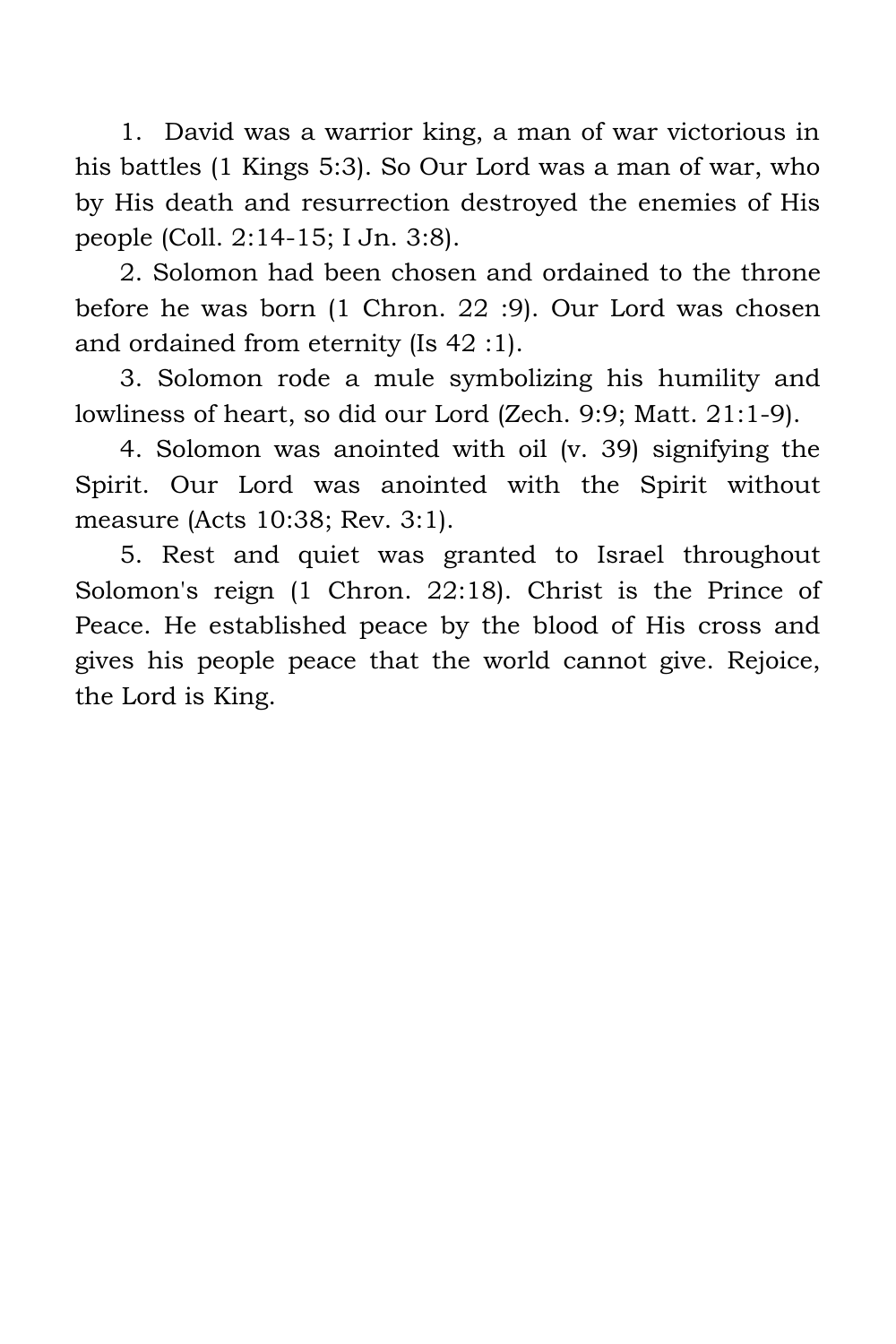1. David was a warrior king, a man of war victorious in his battles (1 Kings 5:3). So Our Lord was a man of war, who by His death and resurrection destroyed the enemies of His people (Coll. 2:14-15; I Jn. 3:8).

2. Solomon had been chosen and ordained to the throne before he was born (1 Chron. 22 :9). Our Lord was chosen and ordained from eternity (Is 42 :1).

3. Solomon rode a mule symbolizing his humility and lowliness of heart, so did our Lord (Zech. 9:9; Matt. 21:1-9).

4. Solomon was anointed with oil (v. 39) signifying the Spirit. Our Lord was anointed with the Spirit without measure (Acts 10:38; Rev. 3:1).

5. Rest and quiet was granted to Israel throughout Solomon's reign (1 Chron. 22:18). Christ is the Prince of Peace. He established peace by the blood of His cross and gives his people peace that the world cannot give. Rejoice, the Lord is King.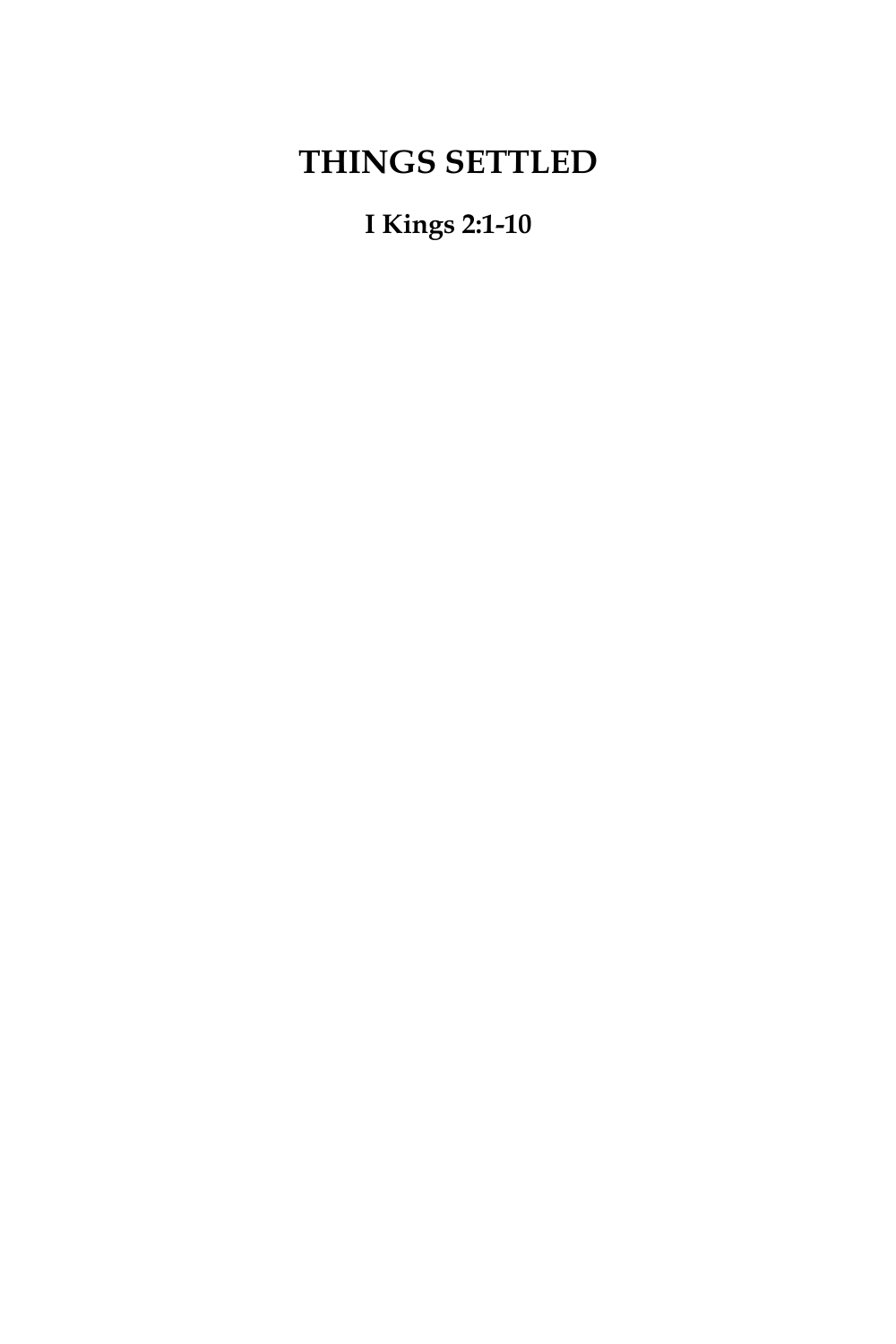# THINGS SETTLED

**I Kings 2:1-10**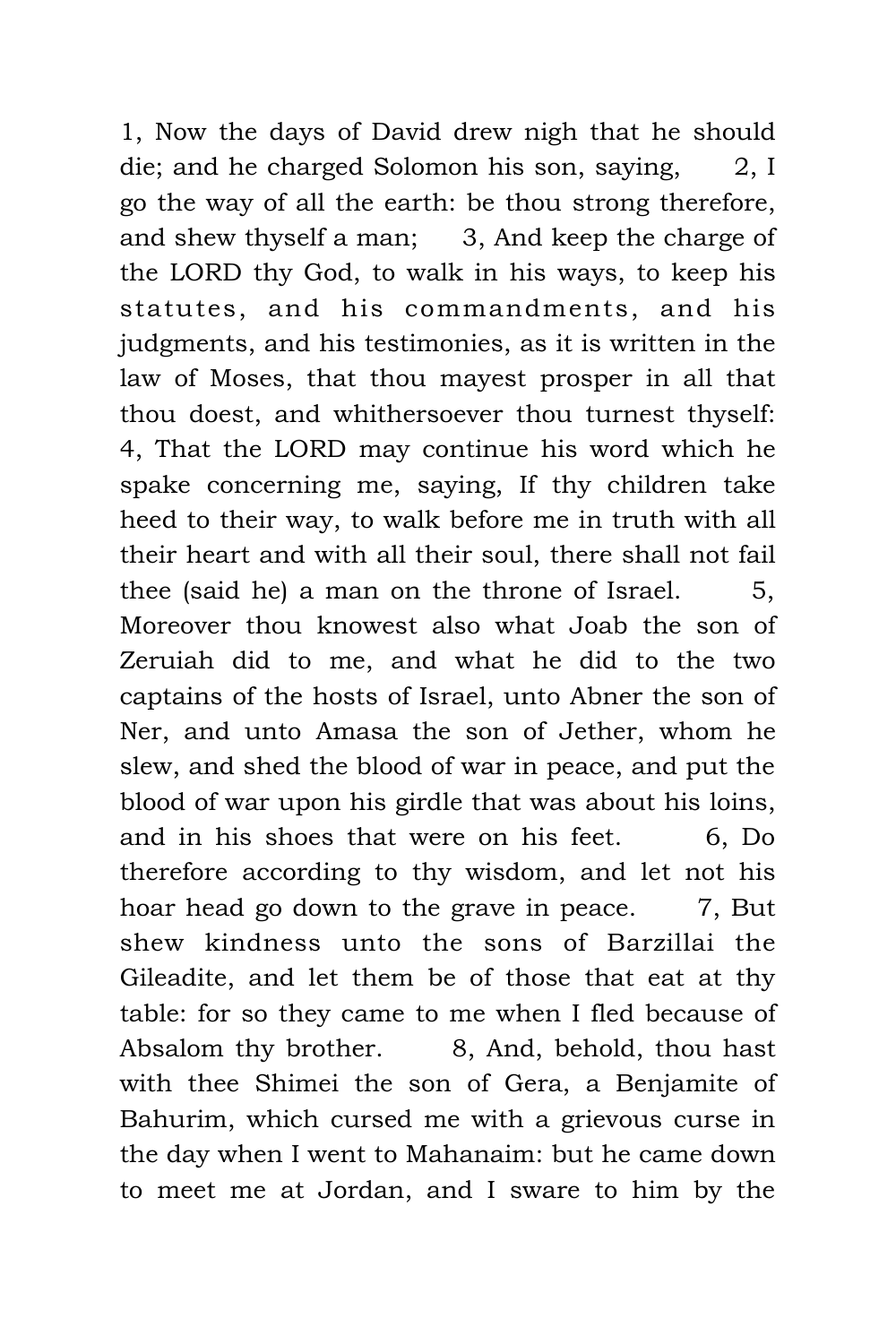1, Now the days of David drew nigh that he should die; and he charged Solomon his son, saying, 2, I go the way of all the earth: be thou strong therefore, and shew thyself a man; 3, And keep the charge of the LORD thy God, to walk in his ways, to keep his statutes, and his commandments, and his judgments, and his testimonies, as it is written in the law of Moses, that thou mayest prosper in all that thou doest, and whithersoever thou turnest thyself: 4, That the LORD may continue his word which he spake concerning me, saying, If thy children take heed to their way, to walk before me in truth with all their heart and with all their soul, there shall not fail thee (said he) a man on the throne of Israel. 5, Moreover thou knowest also what Joab the son of Zeruiah did to me, and what he did to the two captains of the hosts of Israel, unto Abner the son of Ner, and unto Amasa the son of Jether, whom he slew, and shed the blood of war in peace, and put the blood of war upon his girdle that was about his loins, and in his shoes that were on his feet. 6, Do therefore according to thy wisdom, and let not his hoar head go down to the grave in peace. 7, But shew kindness unto the sons of Barzillai the Gileadite, and let them be of those that eat at thy table: for so they came to me when I fled because of Absalom thy brother. 8, And, behold, thou hast with thee Shimei the son of Gera, a Benjamite of Bahurim, which cursed me with a grievous curse in the day when I went to Mahanaim: but he came down to meet me at Jordan, and I sware to him by the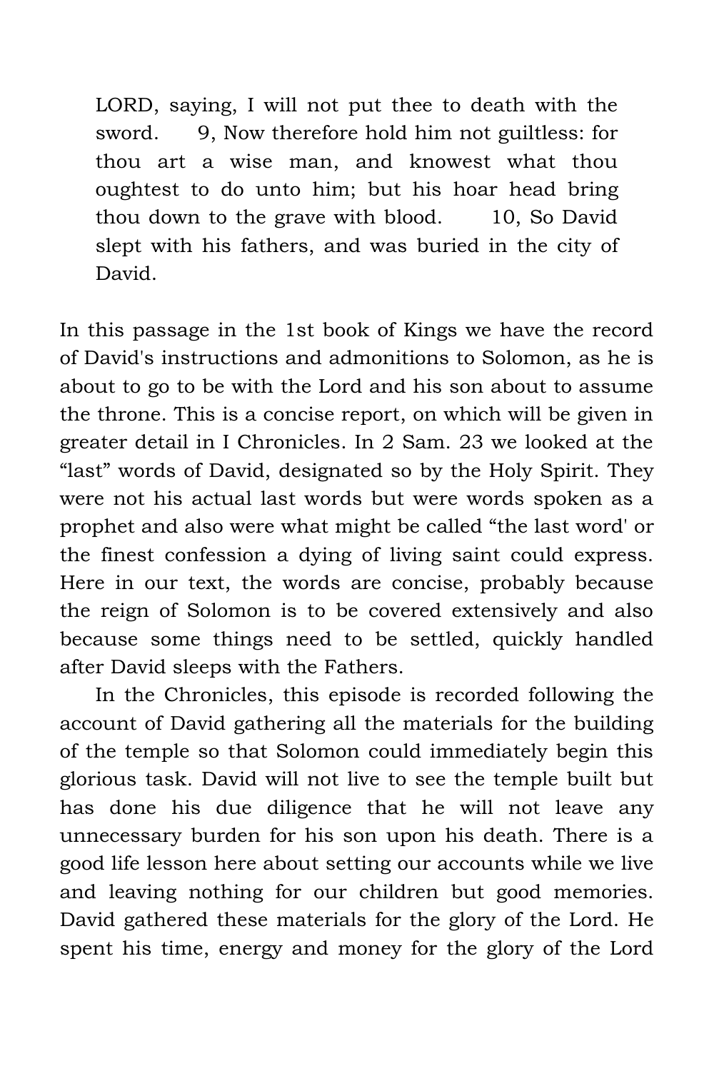> LORD, saying, I will not put thee to death with the sword. 9, Now therefore hold him not guiltless: for thou art a wise man, and knowest what thou oughtest to do unto him; but his hoar head bring thou down to the grave with blood. 10, So David slept with his fathers, and was buried in the city of David.

In this passage in the 1st book of Kings we have the record of David's instructions and admonitions to Solomon, as he is about to go to be with the Lord and his son about to assume the throne. This is a concise report, on which will be given in greater detail in I Chronicles. In 2 Sam. 23 we looked at the "last" words of David, designated so by the Holy Spirit. They were not his actual last words but were words spoken as a prophet and also were what might be called "the last word' or the finest confession a dying of living saint could express. Here in our text, the words are concise, probably because the reign of Solomon is to be covered extensively and also because some things need to be settled, quickly handled after David sleeps with the Fathers.

In the Chronicles, this episode is recorded following the account of David gathering all the materials for the building of the temple so that Solomon could immediately begin this glorious task. David will not live to see the temple built but has done his due diligence that he will not leave any unnecessary burden for his son upon his death. There is a good life lesson here about setting our accounts while we live and leaving nothing for our children but good memories. David gathered these materials for the glory of the Lord. He spent his time, energy and money for the glory of the Lord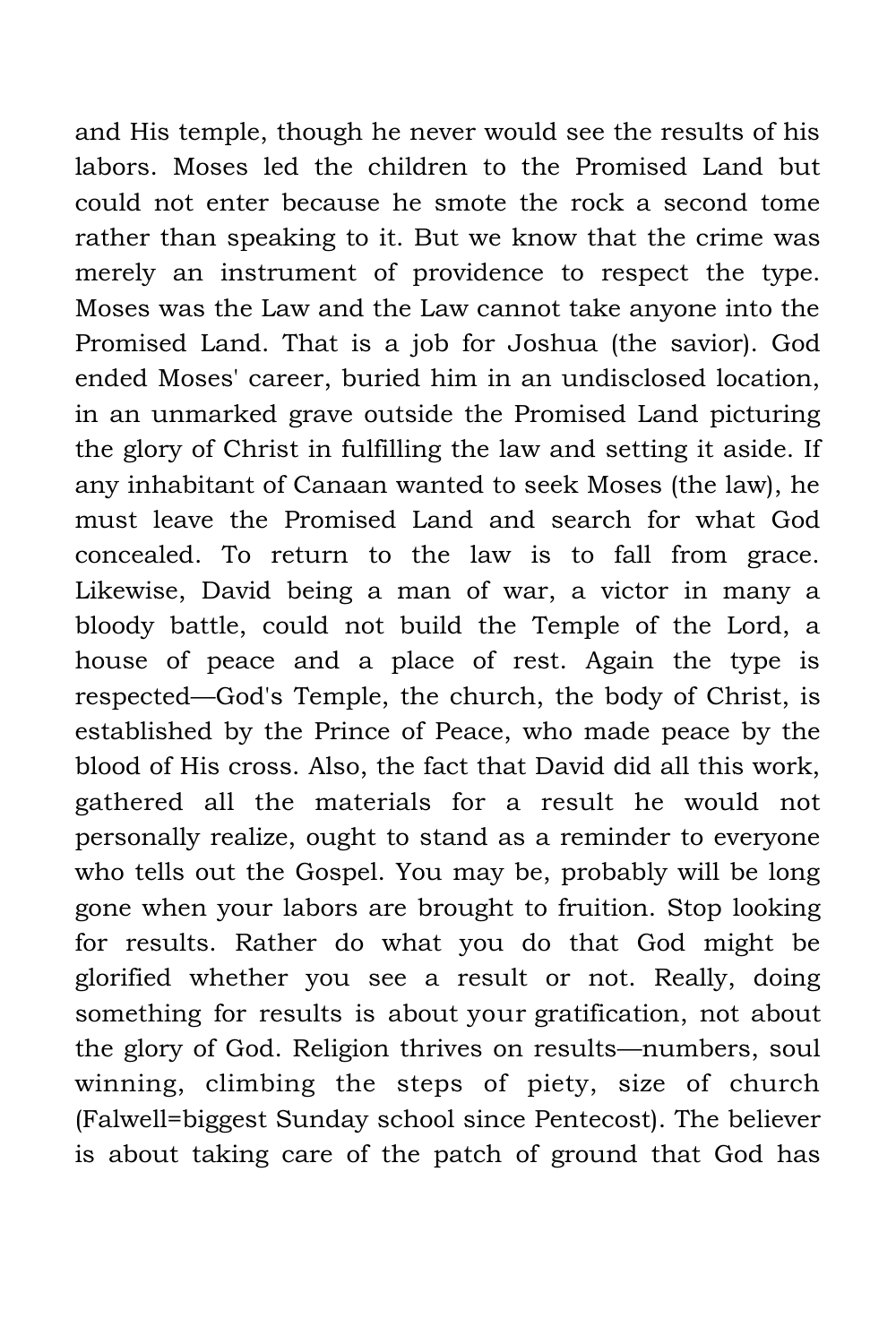and His temple, though he never would see the results of his labors. Moses led the children to the Promised Land but could not enter because he smote the rock a second tome rather than speaking to it. But we know that the crime was merely an instrument of providence to respect the type. Moses was the Law and the Law cannot take anyone into the Promised Land. That is a job for Joshua (the savior). God ended Moses' career, buried him in an undisclosed location, in an unmarked grave outside the Promised Land picturing the glory of Christ in fulfilling the law and setting it aside. If any inhabitant of Canaan wanted to seek Moses (the law), he must leave the Promised Land and search for what God concealed. To return to the law is to fall from grace. Likewise, David being a man of war, a victor in many a bloody battle, could not build the Temple of the Lord, a house of peace and a place of rest. Again the type is respected—God's Temple, the church, the body of Christ, is established by the Prince of Peace, who made peace by the blood of His cross. Also, the fact that David did all this work, gathered all the materials for a result he would not personally realize, ought to stand as a reminder to everyone who tells out the Gospel. You may be, probably will be long gone when your labors are brought to fruition. Stop looking for results. Rather do what you do that God might be glorified whether you see a result or not. Really, doing something for results is about your gratification, not about the glory of God. Religion thrives on results—numbers, soul winning, climbing the steps of piety, size of church (Falwell=biggest Sunday school since Pentecost). The believer is about taking care of the patch of ground that God has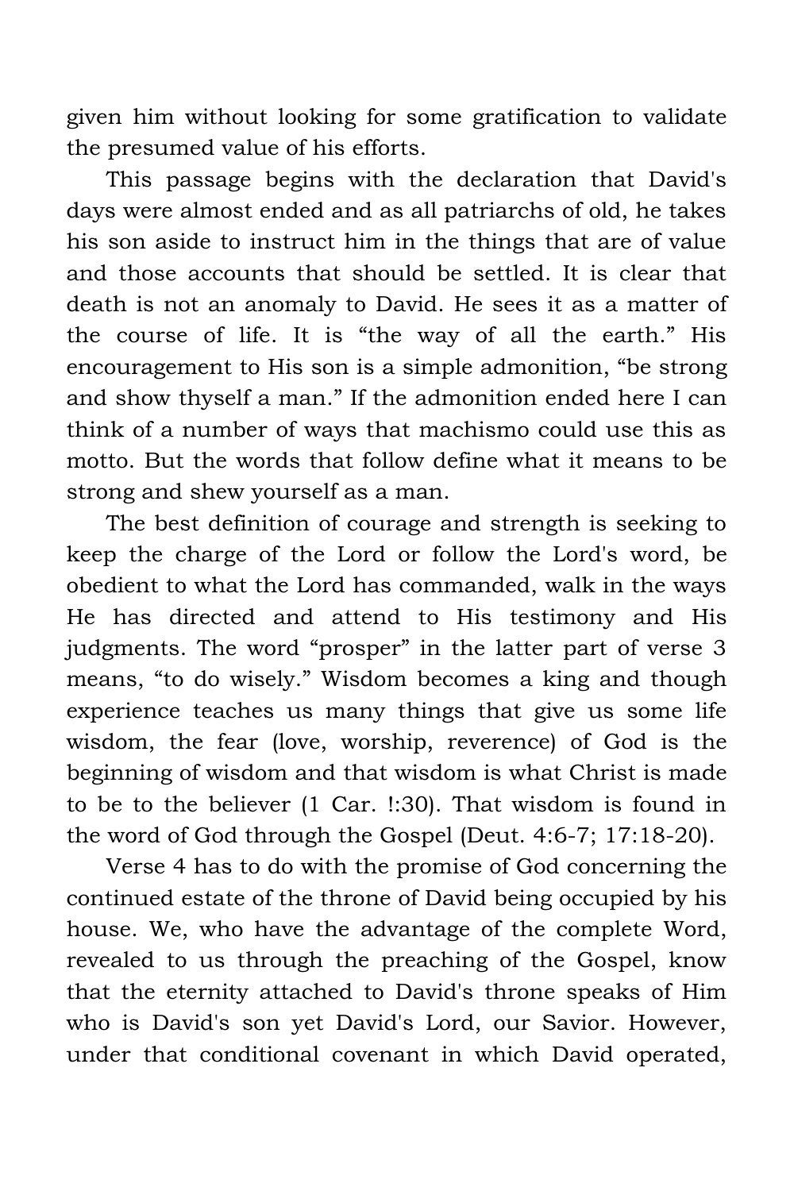given him without looking for some gratification to validate the presumed value of his efforts.

This passage begins with the declaration that David's days were almost ended and as all patriarchs of old, he takes his son aside to instruct him in the things that are of value and those accounts that should be settled. It is clear that death is not an anomaly to David. He sees it as a matter of the course of life. It is "the way of all the earth." His encouragement to His son is a simple admonition, "be strong and show thyself a man." If the admonition ended here I can think of a number of ways that machismo could use this as motto. But the words that follow define what it means to be strong and shew yourself as a man.

The best definition of courage and strength is seeking to keep the charge of the Lord or follow the Lord's word, be obedient to what the Lord has commanded, walk in the ways He has directed and attend to His testimony and His judgments. The word "prosper" in the latter part of verse 3 means, "to do wisely." Wisdom becomes a king and though experience teaches us many things that give us some life wisdom, the fear (love, worship, reverence) of God is the beginning of wisdom and that wisdom is what Christ is made to be to the believer (1 Car. !:30). That wisdom is found in the word of God through the Gospel (Deut. 4:6-7; 17:18-20).

Verse 4 has to do with the promise of God concerning the continued estate of the throne of David being occupied by his house. We, who have the advantage of the complete Word, revealed to us through the preaching of the Gospel, know that the eternity attached to David's throne speaks of Him who is David's son yet David's Lord, our Savior. However, under that conditional covenant in which David operated,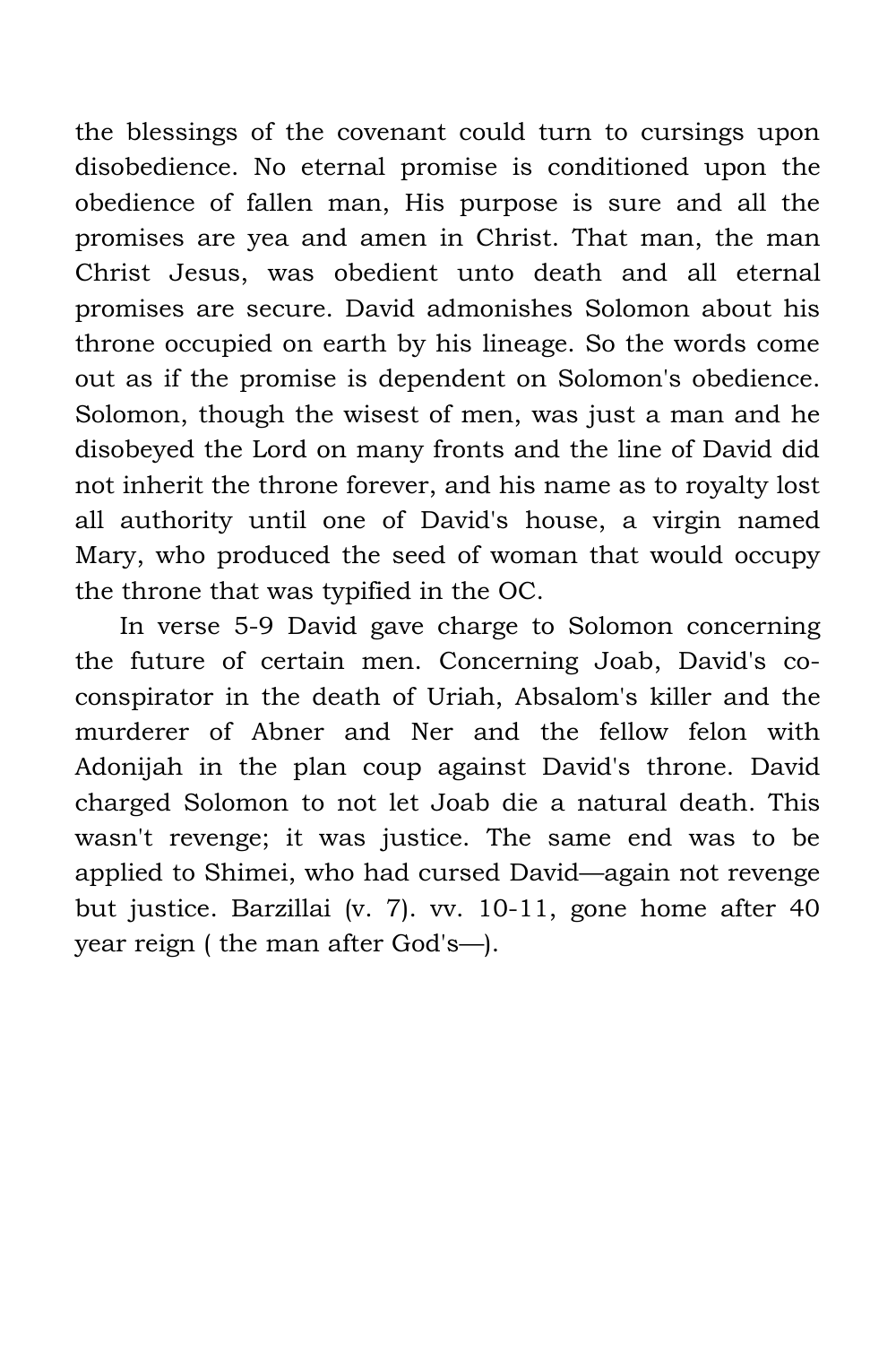the blessings of the covenant could turn to cursings upon disobedience. No eternal promise is conditioned upon the obedience of fallen man, His purpose is sure and all the promises are yea and amen in Christ. That man, the man Christ Jesus, was obedient unto death and all eternal promises are secure. David admonishes Solomon about his throne occupied on earth by his lineage. So the words come out as if the promise is dependent on Solomon's obedience. Solomon, though the wisest of men, was just a man and he disobeyed the Lord on many fronts and the line of David did not inherit the throne forever, and his name as to royalty lost all authority until one of David's house, a virgin named Mary, who produced the seed of woman that would occupy the throne that was typified in the OC.

In verse 5-9 David gave charge to Solomon concerning the future of certain men. Concerning Joab, David's co-conspirator in the death of Uriah, Absalom's killer and the murderer of Abner and Ner and the fellow felon with Adonijah in the plan coup against David's throne. David charged Solomon to not let Joab die a natural death. This wasn't revenge; it was justice. The same end was to be applied to Shimei, who had cursed David—again not revenge but justice. Barzillai (v. 7). vv. 10-11, gone home after 40 year reign ( the man after God's—).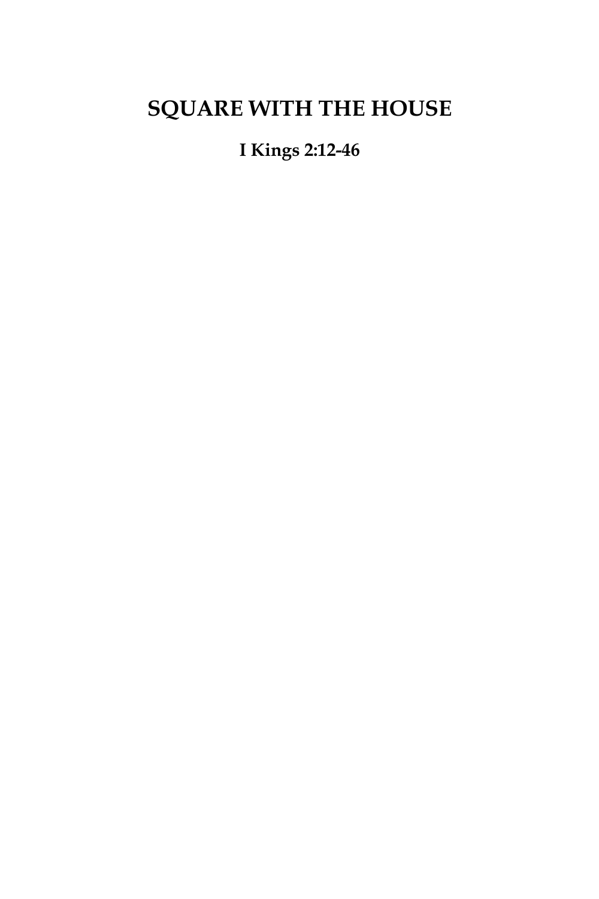# SQUARE WITH THE HOUSE

**I Kings 2:12-46**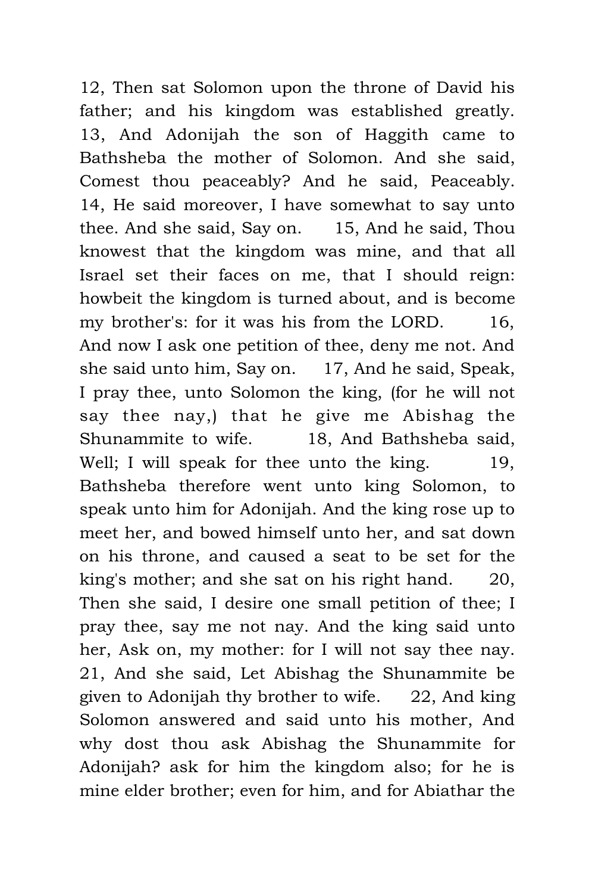12, Then sat Solomon upon the throne of David his father; and his kingdom was established greatly. 13, And Adonijah the son of Haggith came to Bathsheba the mother of Solomon. And she said, Comest thou peaceably? And he said, Peaceably. 14, He said moreover, I have somewhat to say unto thee. And she said, Say on. 15, And he said, Thou knowest that the kingdom was mine, and that all Israel set their faces on me, that I should reign: howbeit the kingdom is turned about, and is become my brother's: for it was his from the LORD. 16, And now I ask one petition of thee, deny me not. And she said unto him, Say on. 17, And he said, Speak, I pray thee, unto Solomon the king, (for he will not say thee nay,) that he give me Abishag the Shunammite to wife. 18, And Bathsheba said, Well; I will speak for thee unto the king. 19, Bathsheba therefore went unto king Solomon, to speak unto him for Adonijah. And the king rose up to meet her, and bowed himself unto her, and sat down on his throne, and caused a seat to be set for the king's mother; and she sat on his right hand. 20, Then she said, I desire one small petition of thee; I pray thee, say me not nay. And the king said unto her, Ask on, my mother: for I will not say thee nay. 21, And she said, Let Abishag the Shunammite be given to Adonijah thy brother to wife. 22, And king Solomon answered and said unto his mother, And why dost thou ask Abishag the Shunammite for Adonijah? ask for him the kingdom also; for he is mine elder brother; even for him, and for Abiathar the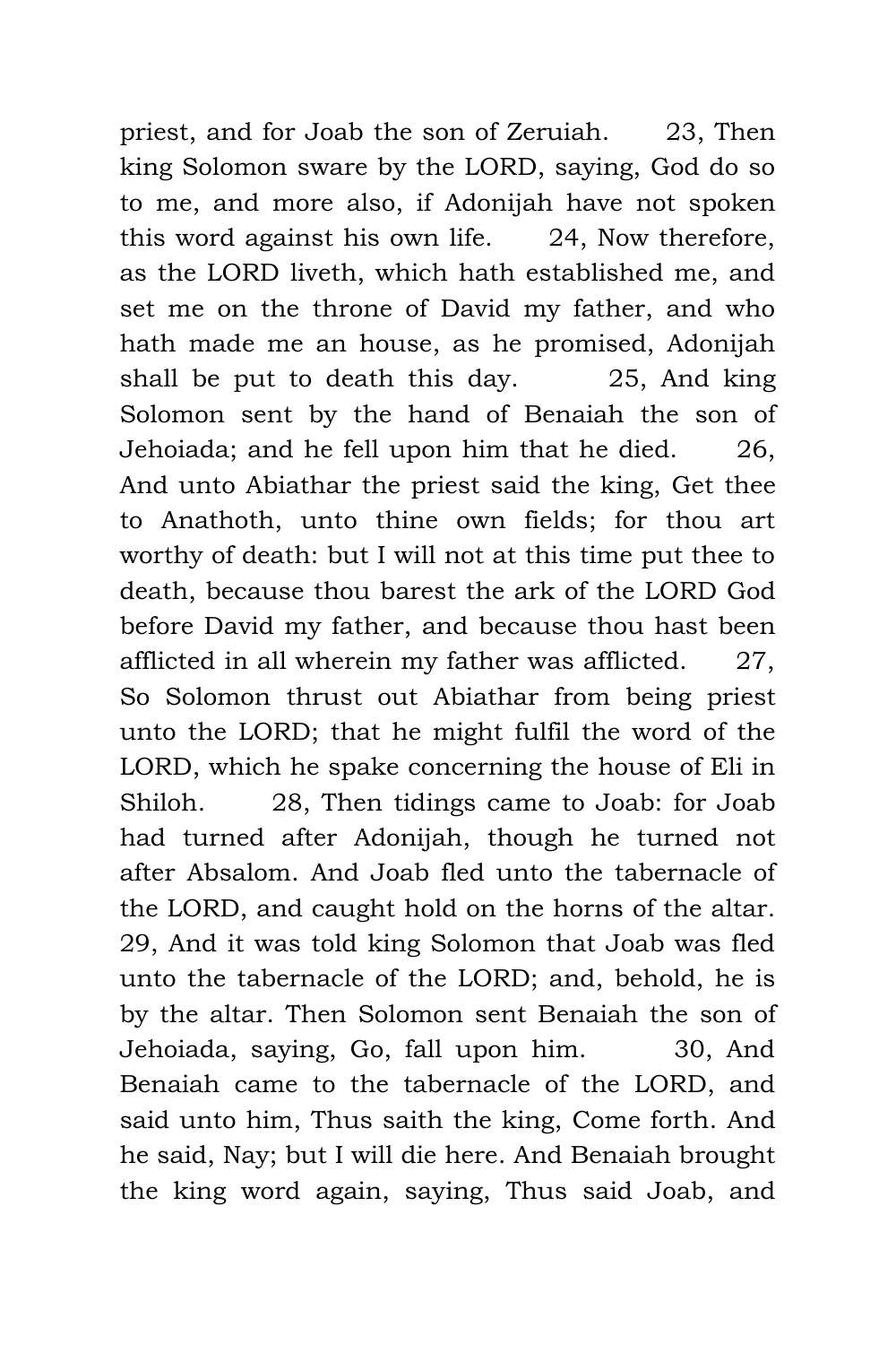priest, and for Joab the son of Zeruiah. 23, Then king Solomon sware by the LORD, saying, God do so to me, and more also, if Adonijah have not spoken this word against his own life. 24, Now therefore, as the LORD liveth, which hath established me, and set me on the throne of David my father, and who hath made me an house, as he promised, Adonijah shall be put to death this day. 25, And king Solomon sent by the hand of Benaiah the son of Jehoiada; and he fell upon him that he died. 26, And unto Abiathar the priest said the king, Get thee to Anathoth, unto thine own fields; for thou art worthy of death: but I will not at this time put thee to death, because thou barest the ark of the LORD God before David my father, and because thou hast been afflicted in all wherein my father was afflicted. 27, So Solomon thrust out Abiathar from being priest unto the LORD; that he might fulfil the word of the LORD, which he spake concerning the house of Eli in Shiloh. 28, Then tidings came to Joab: for Joab had turned after Adonijah, though he turned not after Absalom. And Joab fled unto the tabernacle of the LORD, and caught hold on the horns of the altar. 29, And it was told king Solomon that Joab was fled unto the tabernacle of the LORD; and, behold, he is by the altar. Then Solomon sent Benaiah the son of Jehoiada, saying, Go, fall upon him. 30, And Benaiah came to the tabernacle of the LORD, and said unto him, Thus saith the king, Come forth. And he said, Nay; but I will die here. And Benaiah brought the king word again, saying, Thus said Joab, and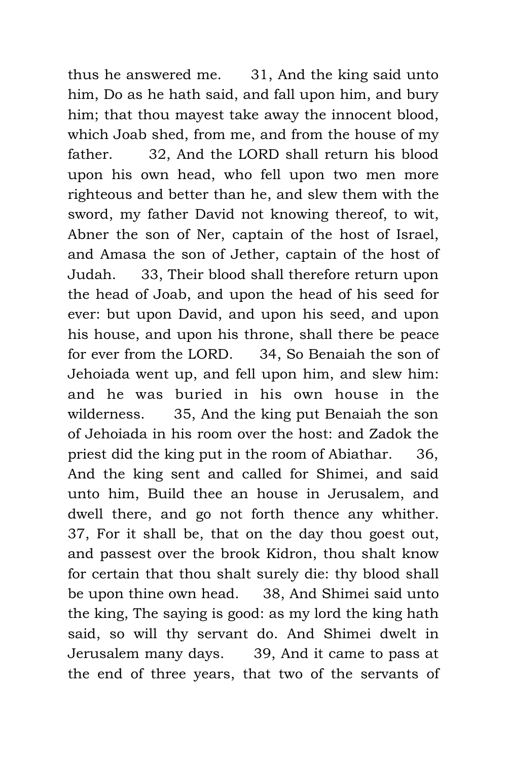thus he answered me. 31, And the king said unto him, Do as he hath said, and fall upon him, and bury him; that thou mayest take away the innocent blood, which Joab shed, from me, and from the house of my father. 32, And the LORD shall return his blood upon his own head, who fell upon two men more righteous and better than he, and slew them with the sword, my father David not knowing thereof, to wit, Abner the son of Ner, captain of the host of Israel, and Amasa the son of Jether, captain of the host of Judah. 33, Their blood shall therefore return upon the head of Joab, and upon the head of his seed for ever: but upon David, and upon his seed, and upon his house, and upon his throne, shall there be peace for ever from the LORD. 34, So Benaiah the son of Jehoiada went up, and fell upon him, and slew him: and he was buried in his own house in the wilderness. 35, And the king put Benaiah the son of Jehoiada in his room over the host: and Zadok the priest did the king put in the room of Abiathar. 36, And the king sent and called for Shimei, and said unto him, Build thee an house in Jerusalem, and dwell there, and go not forth thence any whither. 37, For it shall be, that on the day thou goest out, and passest over the brook Kidron, thou shalt know for certain that thou shalt surely die: thy blood shall be upon thine own head. 38, And Shimei said unto the king, The saying is good: as my lord the king hath said, so will thy servant do. And Shimei dwelt in Jerusalem many days. 39, And it came to pass at the end of three years, that two of the servants of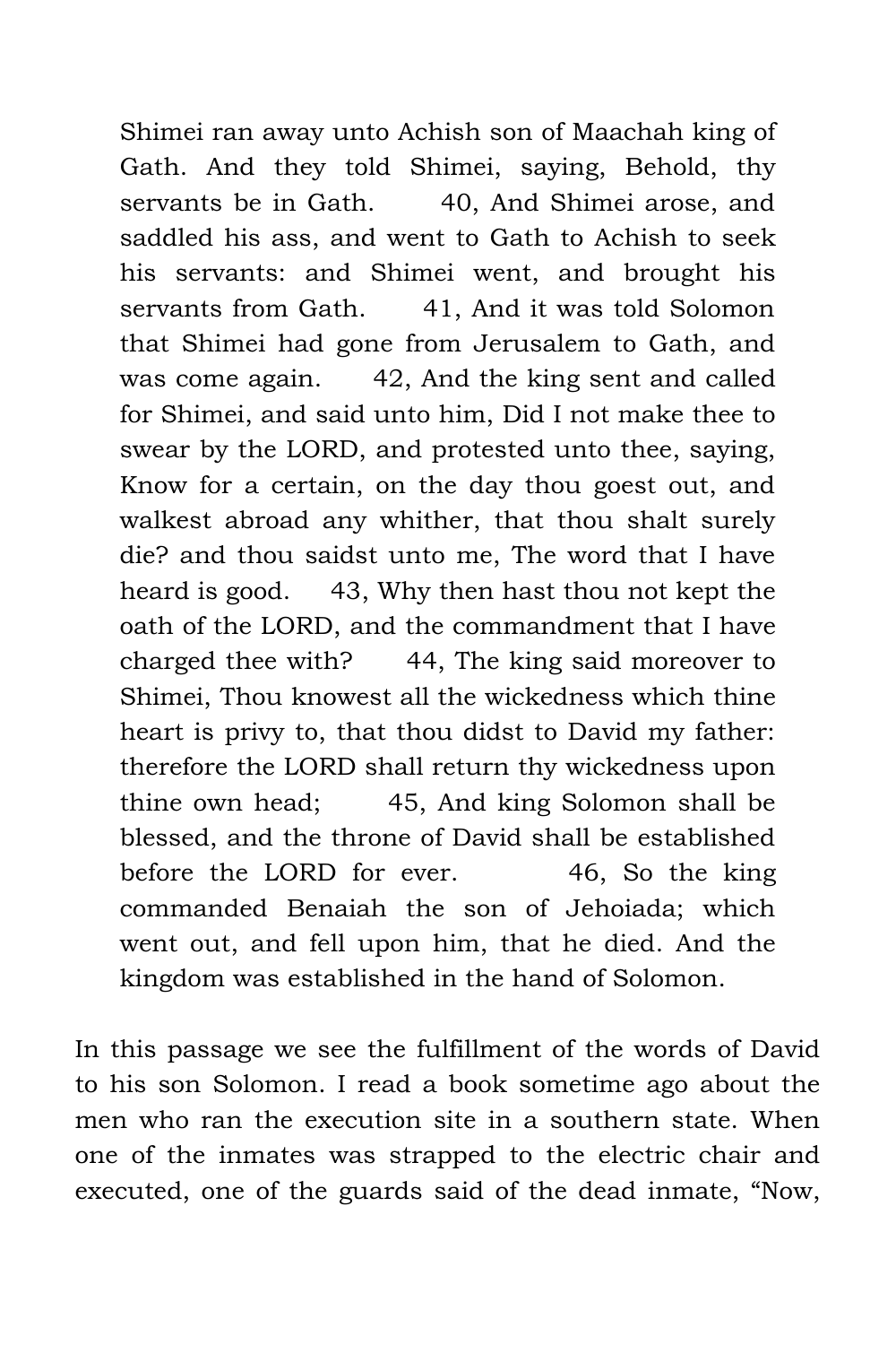> Shimei ran away unto Achish son of Maachah king of Gath. And they told Shimei, saying, Behold, thy servants be in Gath. 40, And Shimei arose, and saddled his ass, and went to Gath to Achish to seek his servants: and Shimei went, and brought his servants from Gath. 41, And it was told Solomon that Shimei had gone from Jerusalem to Gath, and was come again. 42, And the king sent and called for Shimei, and said unto him, Did I not make thee to swear by the LORD, and protested unto thee, saying, Know for a certain, on the day thou goest out, and walkest abroad any whither, that thou shalt surely die? and thou saidst unto me, The word that I have heard is good. 43, Why then hast thou not kept the oath of the LORD, and the commandment that I have charged thee with? 44, The king said moreover to Shimei, Thou knowest all the wickedness which thine heart is privy to, that thou didst to David my father: therefore the LORD shall return thy wickedness upon thine own head; 45, And king Solomon shall be blessed, and the throne of David shall be established before the LORD for ever. 46, So the king commanded Benaiah the son of Jehoiada; which went out, and fell upon him, that he died. And the kingdom was established in the hand of Solomon.

In this passage we see the fulfillment of the words of David to his son Solomon. I read a book sometime ago about the men who ran the execution site in a southern state. When one of the inmates was strapped to the electric chair and executed, one of the guards said of the dead inmate, "Now,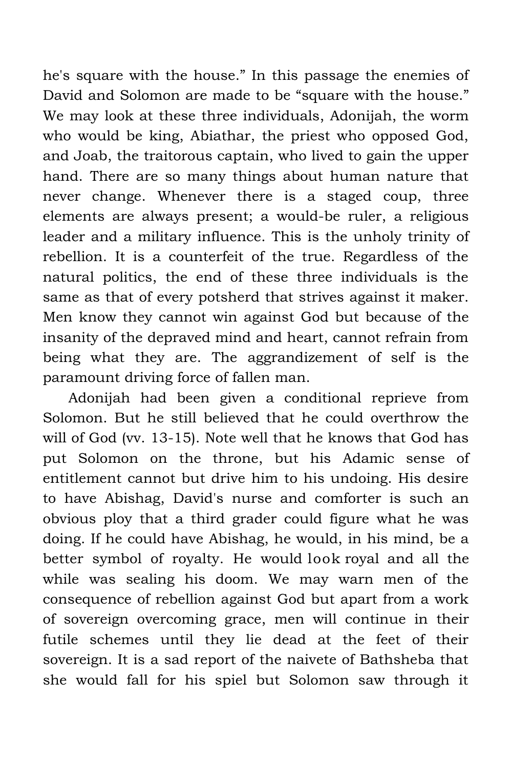he's square with the house." In this passage the enemies of David and Solomon are made to be "square with the house." We may look at these three individuals, Adonijah, the worm who would be king, Abiathar, the priest who opposed God, and Joab, the traitorous captain, who lived to gain the upper hand. There are so many things about human nature that never change. Whenever there is a staged coup, three elements are always present; a would-be ruler, a religious leader and a military influence. This is the unholy trinity of rebellion. It is a counterfeit of the true. Regardless of the natural politics, the end of these three individuals is the same as that of every potsherd that strives against it maker. Men know they cannot win against God but because of the insanity of the depraved mind and heart, cannot refrain from being what they are. The aggrandizement of self is the paramount driving force of fallen man.

Adonijah had been given a conditional reprieve from Solomon. But he still believed that he could overthrow the will of God (vv. 13-15). Note well that he knows that God has put Solomon on the throne, but his Adamic sense of entitlement cannot but drive him to his undoing. His desire to have Abishag, David's nurse and comforter is such an obvious ploy that a third grader could figure what he was doing. If he could have Abishag, he would, in his mind, be a better symbol of royalty. He would look royal and all the while was sealing his doom. We may warn men of the consequence of rebellion against God but apart from a work of sovereign overcoming grace, men will continue in their futile schemes until they lie dead at the feet of their sovereign. It is a sad report of the naivete of Bathsheba that she would fall for his spiel but Solomon saw through it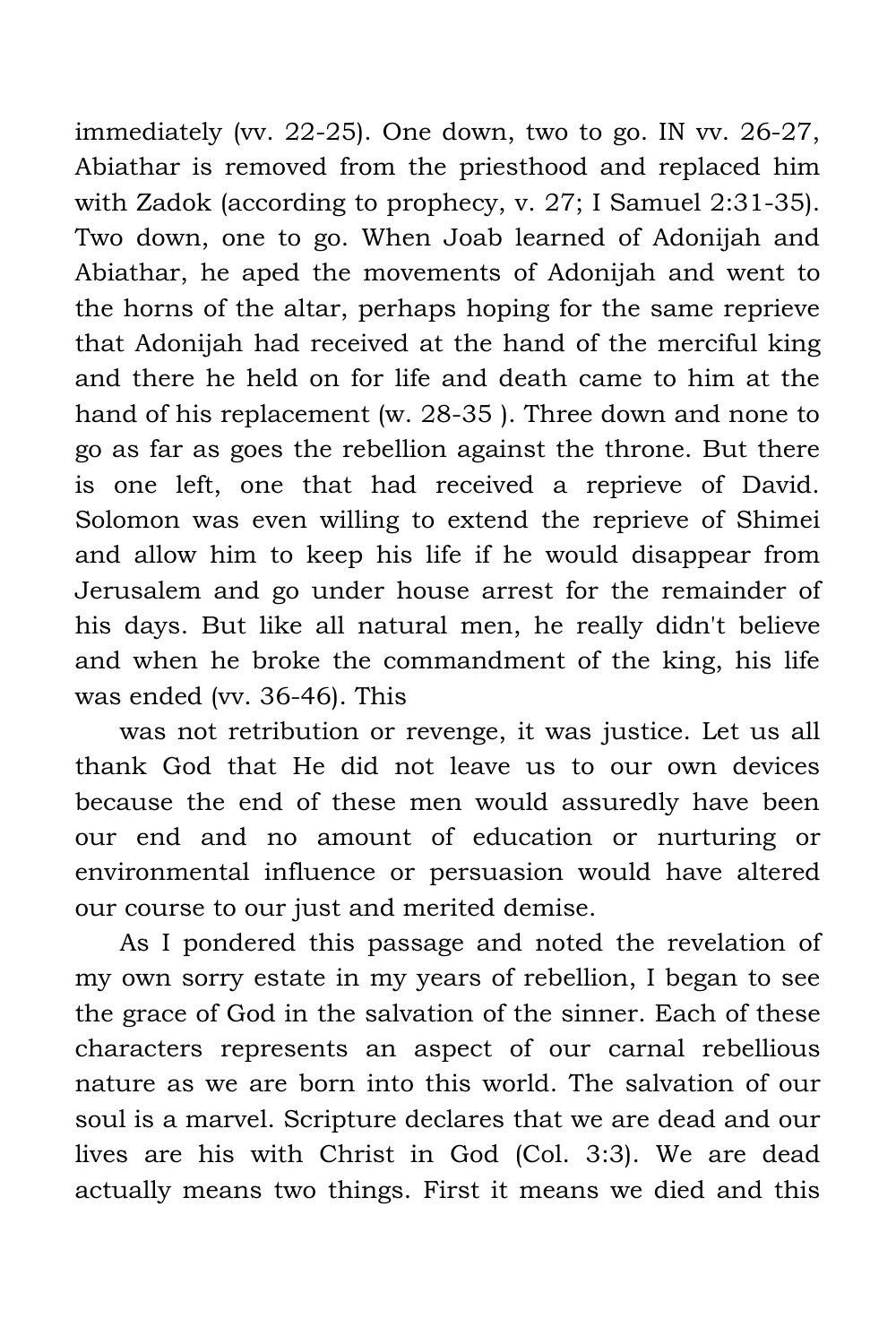immediately (vv. 22-25). One down, two to go. IN vv. 26-27, Abiathar is removed from the priesthood and replaced him with Zadok (according to prophecy, v. 27; I Samuel 2:31-35). Two down, one to go. When Joab learned of Adonijah and Abiathar, he aped the movements of Adonijah and went to the horns of the altar, perhaps hoping for the same reprieve that Adonijah had received at the hand of the merciful king and there he held on for life and death came to him at the hand of his replacement (w. 28-35 ). Three down and none to go as far as goes the rebellion against the throne. But there is one left, one that had received a reprieve of David. Solomon was even willing to extend the reprieve of Shimei and allow him to keep his life if he would disappear from Jerusalem and go under house arrest for the remainder of his days. But like all natural men, he really didn't believe and when he broke the commandment of the king, his life was ended (vv. 36-46). This

was not retribution or revenge, it was justice. Let us all thank God that He did not leave us to our own devices because the end of these men would assuredly have been our end and no amount of education or nurturing or environmental influence or persuasion would have altered our course to our just and merited demise.

As I pondered this passage and noted the revelation of my own sorry estate in my years of rebellion, I began to see the grace of God in the salvation of the sinner. Each of these characters represents an aspect of our carnal rebellious nature as we are born into this world. The salvation of our soul is a marvel. Scripture declares that we are dead and our lives are his with Christ in God (Col. 3:3). We are dead actually means two things. First it means we died and this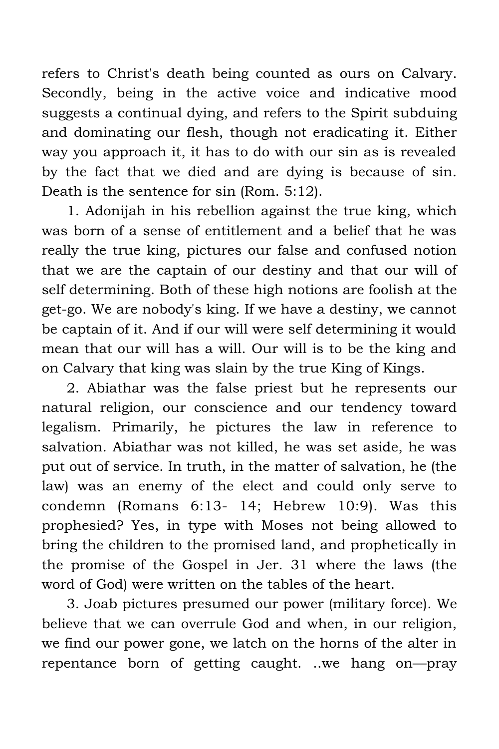refers to Christ's death being counted as ours on Calvary. Secondly, being in the active voice and indicative mood suggests a continual dying, and refers to the Spirit subduing and dominating our flesh, though not eradicating it. Either way you approach it, it has to do with our sin as is revealed by the fact that we died and are dying is because of sin. Death is the sentence for sin (Rom. 5:12).

1. Adonijah in his rebellion against the true king, which was born of a sense of entitlement and a belief that he was really the true king, pictures our false and confused notion that we are the captain of our destiny and that our will of self determining. Both of these high notions are foolish at the get-go. We are nobody's king. If we have a destiny, we cannot be captain of it. And if our will were self determining it would mean that our will has a will. Our will is to be the king and on Calvary that king was slain by the true King of Kings.

2. Abiathar was the false priest but he represents our natural religion, our conscience and our tendency toward legalism. Primarily, he pictures the law in reference to salvation. Abiathar was not killed, he was set aside, he was put out of service. In truth, in the matter of salvation, he (the law) was an enemy of the elect and could only serve to condemn (Romans 6:13- 14; Hebrew 10:9). Was this prophesied? Yes, in type with Moses not being allowed to bring the children to the promised land, and prophetically in the promise of the Gospel in Jer. 31 where the laws (the word of God) were written on the tables of the heart.

3. Joab pictures presumed our power (military force). We believe that we can overrule God and when, in our religion, we find our power gone, we latch on the horns of the alter in repentance born of getting caught. ..we hang on—pray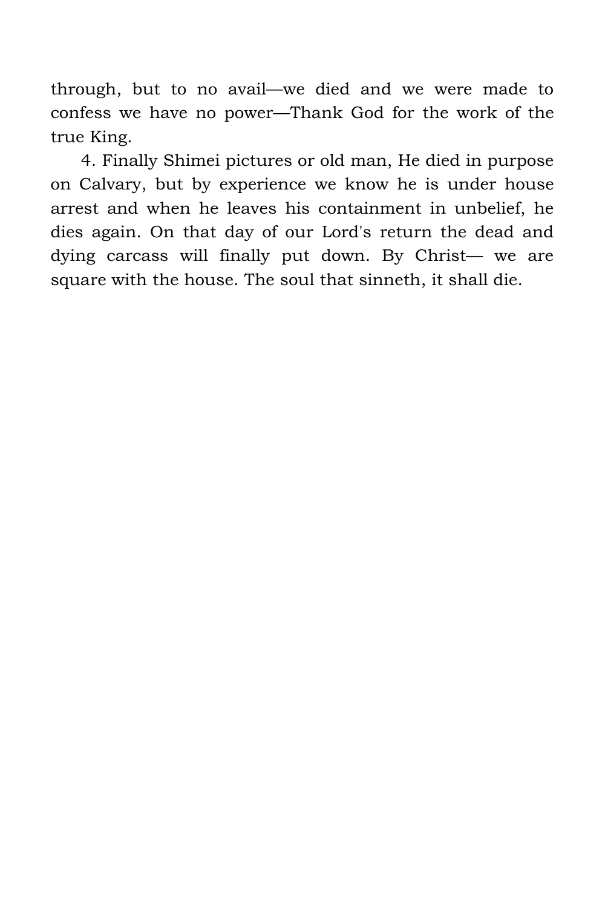through, but to no avail—we died and we were made to confess we have no power—Thank God for the work of the true King.

4. Finally Shimei pictures or old man, He died in purpose on Calvary, but by experience we know he is under house arrest and when he leaves his containment in unbelief, he dies again. On that day of our Lord's return the dead and dying carcass will finally put down. By Christ— we are square with the house. The soul that sinneth, it shall die.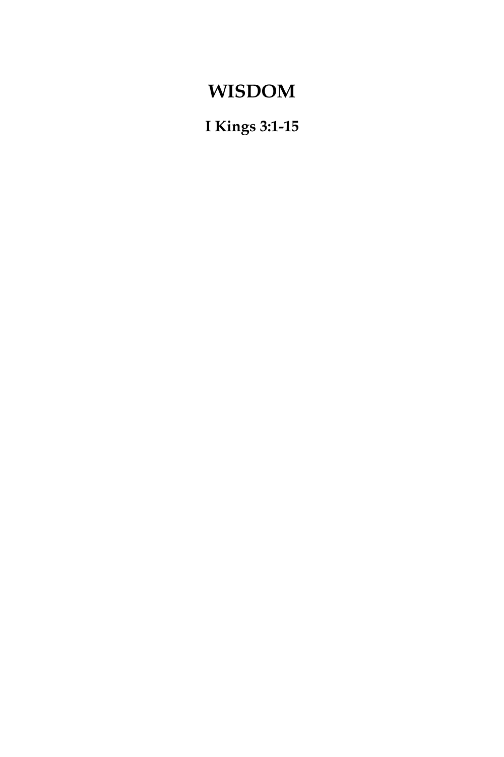# WISDOM

**I Kings 3:1-15**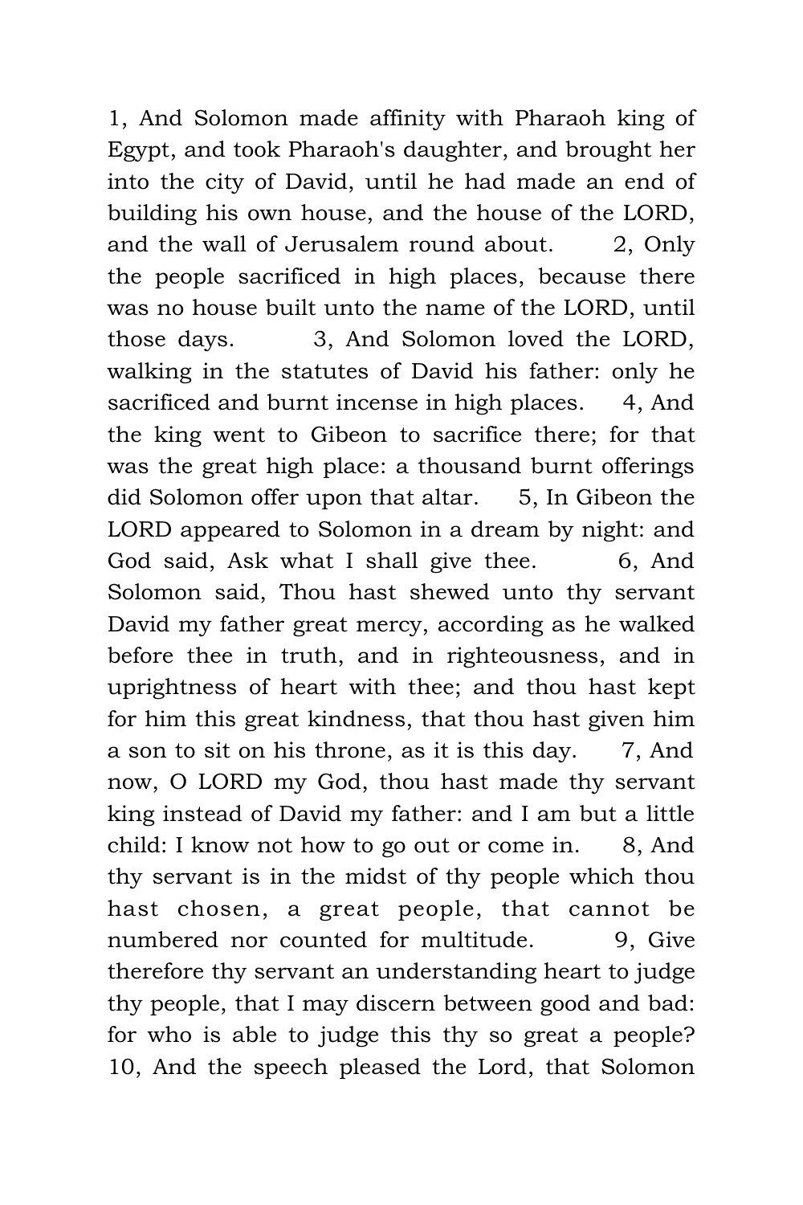1, And Solomon made affinity with Pharaoh king of Egypt, and took Pharaoh's daughter, and brought her into the city of David, until he had made an end of building his own house, and the house of the LORD, and the wall of Jerusalem round about. 2, Only the people sacrificed in high places, because there was no house built unto the name of the LORD, until those days. 3, And Solomon loved the LORD, walking in the statutes of David his father: only he sacrificed and burnt incense in high places. 4, And the king went to Gibeon to sacrifice there; for that was the great high place: a thousand burnt offerings did Solomon offer upon that altar. 5, In Gibeon the LORD appeared to Solomon in a dream by night: and God said, Ask what I shall give thee. 6, And Solomon said, Thou hast shewed unto thy servant David my father great mercy, according as he walked before thee in truth, and in righteousness, and in uprightness of heart with thee; and thou hast kept for him this great kindness, that thou hast given him a son to sit on his throne, as it is this day. 7, And now, O LORD my God, thou hast made thy servant king instead of David my father: and I am but a little child: I know not how to go out or come in. 8, And thy servant is in the midst of thy people which thou hast chosen, a great people, that cannot be numbered nor counted for multitude. 9, Give therefore thy servant an understanding heart to judge thy people, that I may discern between good and bad: for who is able to judge this thy so great a people? 10, And the speech pleased the Lord, that Solomon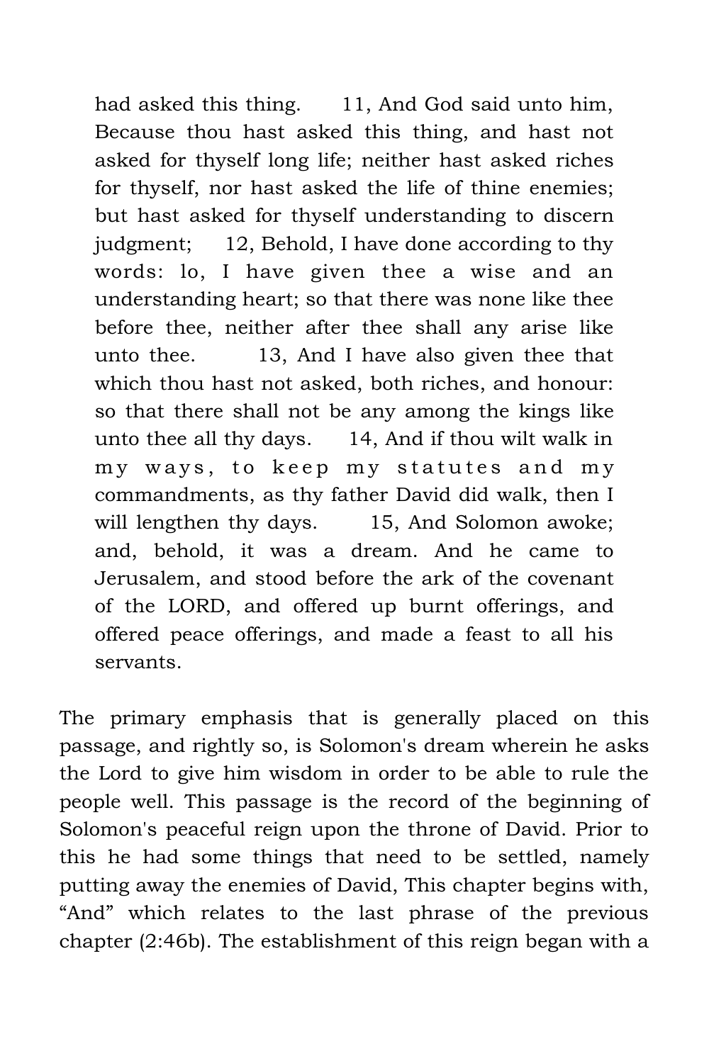> had asked this thing. 11, And God said unto him, Because thou hast asked this thing, and hast not asked for thyself long life; neither hast asked riches for thyself, nor hast asked the life of thine enemies; but hast asked for thyself understanding to discern judgment; 12, Behold, I have done according to thy words: lo, I have given thee a wise and an understanding heart; so that there was none like thee before thee, neither after thee shall any arise like unto thee. 13, And I have also given thee that which thou hast not asked, both riches, and honour: so that there shall not be any among the kings like unto thee all thy days. 14, And if thou wilt walk in my ways, to keep my statutes and my commandments, as thy father David did walk, then I will lengthen thy days. 15, And Solomon awoke; and, behold, it was a dream. And he came to Jerusalem, and stood before the ark of the covenant of the LORD, and offered up burnt offerings, and offered peace offerings, and made a feast to all his servants.

The primary emphasis that is generally placed on this passage, and rightly so, is Solomon's dream wherein he asks the Lord to give him wisdom in order to be able to rule the people well. This passage is the record of the beginning of Solomon's peaceful reign upon the throne of David. Prior to this he had some things that need to be settled, namely putting away the enemies of David, This chapter begins with, "And" which relates to the last phrase of the previous chapter (2:46b). The establishment of this reign began with a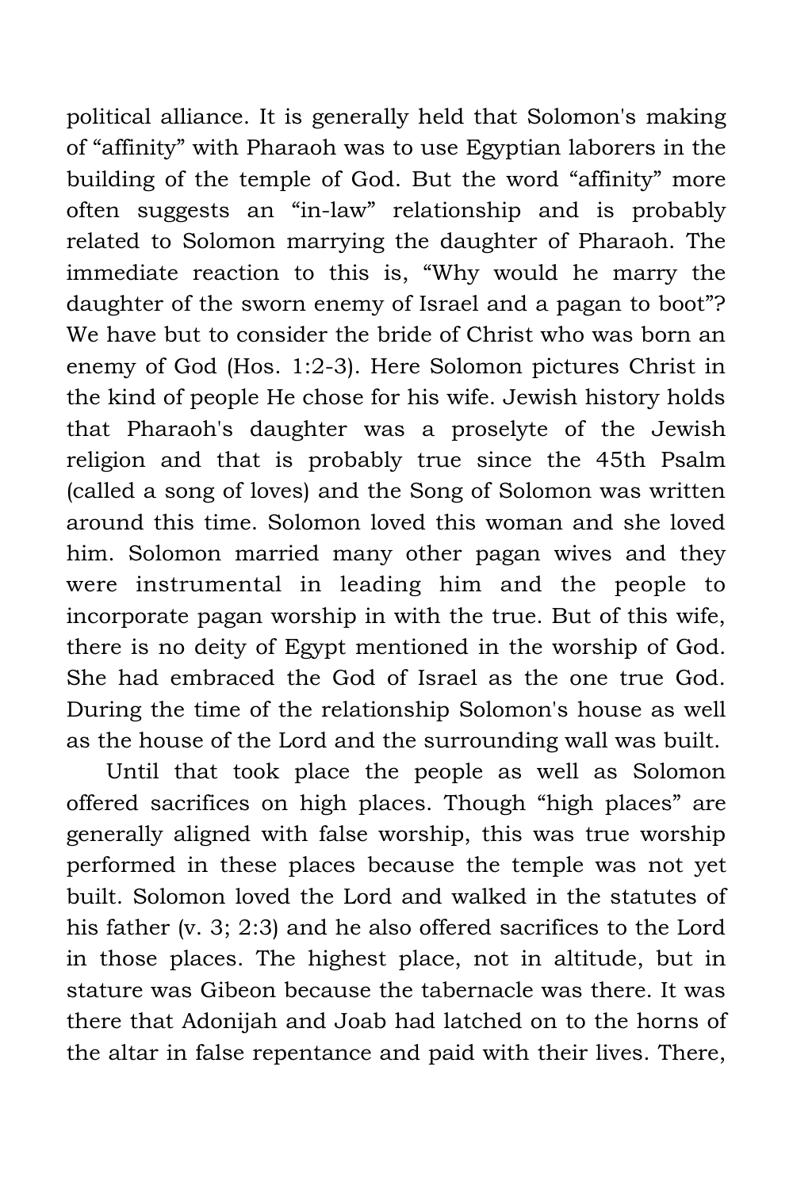political alliance. It is generally held that Solomon's making of “affinity” with Pharaoh was to use Egyptian laborers in the building of the temple of God. But the word “affinity” more often suggests an “in-law” relationship and is probably related to Solomon marrying the daughter of Pharaoh. The immediate reaction to this is, “Why would he marry the daughter of the sworn enemy of Israel and a pagan to boot”? We have but to consider the bride of Christ who was born an enemy of God (Hos. 1:2-3). Here Solomon pictures Christ in the kind of people He chose for his wife. Jewish history holds that Pharaoh's daughter was a proselyte of the Jewish religion and that is probably true since the 45th Psalm (called a song of loves) and the Song of Solomon was written around this time. Solomon loved this woman and she loved him. Solomon married many other pagan wives and they were instrumental in leading him and the people to incorporate pagan worship in with the true. But of this wife, there is no deity of Egypt mentioned in the worship of God. She had embraced the God of Israel as the one true God. During the time of the relationship Solomon's house as well as the house of the Lord and the surrounding wall was built.

Until that took place the people as well as Solomon offered sacrifices on high places. Though “high places” are generally aligned with false worship, this was true worship performed in these places because the temple was not yet built. Solomon loved the Lord and walked in the statutes of his father (v. 3; 2:3) and he also offered sacrifices to the Lord in those places. The highest place, not in altitude, but in stature was Gibeon because the tabernacle was there. It was there that Adonijah and Joab had latched on to the horns of the altar in false repentance and paid with their lives. There,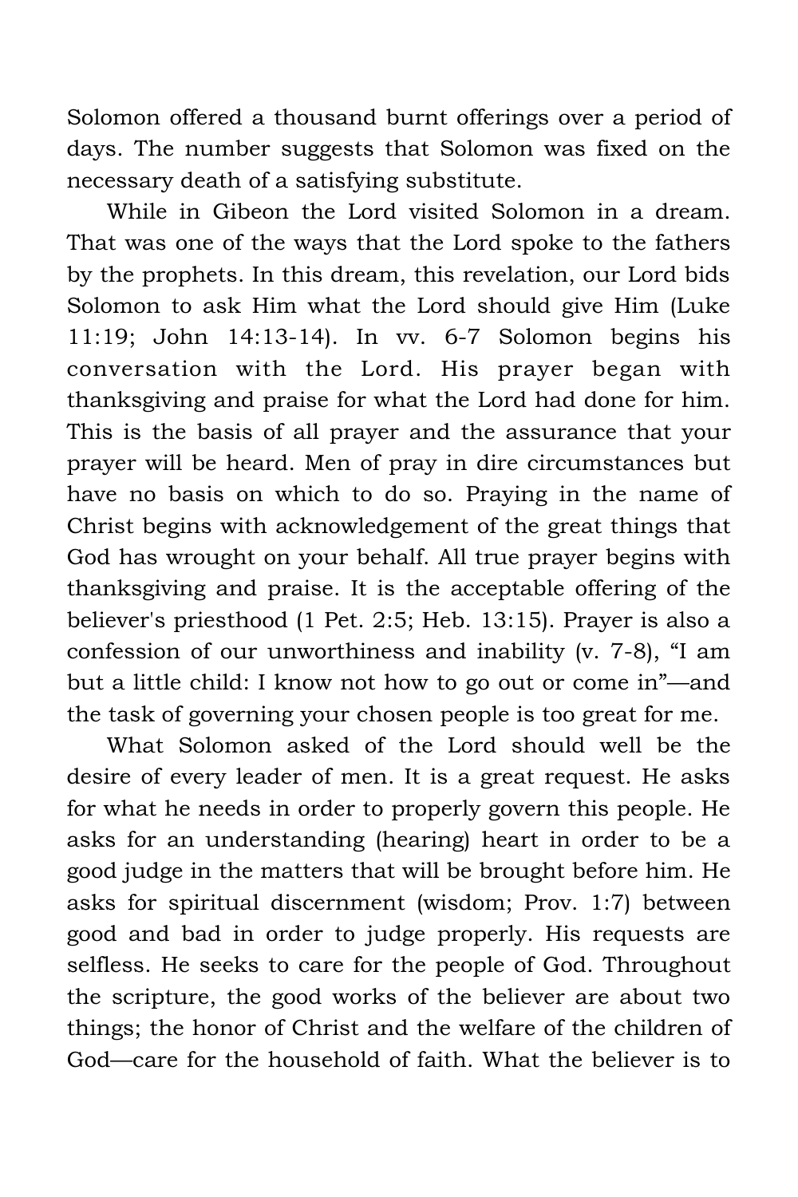Solomon offered a thousand burnt offerings over a period of days. The number suggests that Solomon was fixed on the necessary death of a satisfying substitute.

While in Gibeon the Lord visited Solomon in a dream. That was one of the ways that the Lord spoke to the fathers by the prophets. In this dream, this revelation, our Lord bids Solomon to ask Him what the Lord should give Him (Luke 11:19; John 14:13-14). In vv. 6-7 Solomon begins his conversation with the Lord. His prayer began with thanksgiving and praise for what the Lord had done for him. This is the basis of all prayer and the assurance that your prayer will be heard. Men of pray in dire circumstances but have no basis on which to do so. Praying in the name of Christ begins with acknowledgement of the great things that God has wrought on your behalf. All true prayer begins with thanksgiving and praise. It is the acceptable offering of the believer's priesthood (1 Pet. 2:5; Heb. 13:15). Prayer is also a confession of our unworthiness and inability (v. 7-8), "I am but a little child: I know not how to go out or come in"—and the task of governing your chosen people is too great for me.

What Solomon asked of the Lord should well be the desire of every leader of men. It is a great request. He asks for what he needs in order to properly govern this people. He asks for an understanding (hearing) heart in order to be a good judge in the matters that will be brought before him. He asks for spiritual discernment (wisdom; Prov. 1:7) between good and bad in order to judge properly. His requests are selfless. He seeks to care for the people of God. Throughout the scripture, the good works of the believer are about two things; the honor of Christ and the welfare of the children of God—care for the household of faith. What the believer is to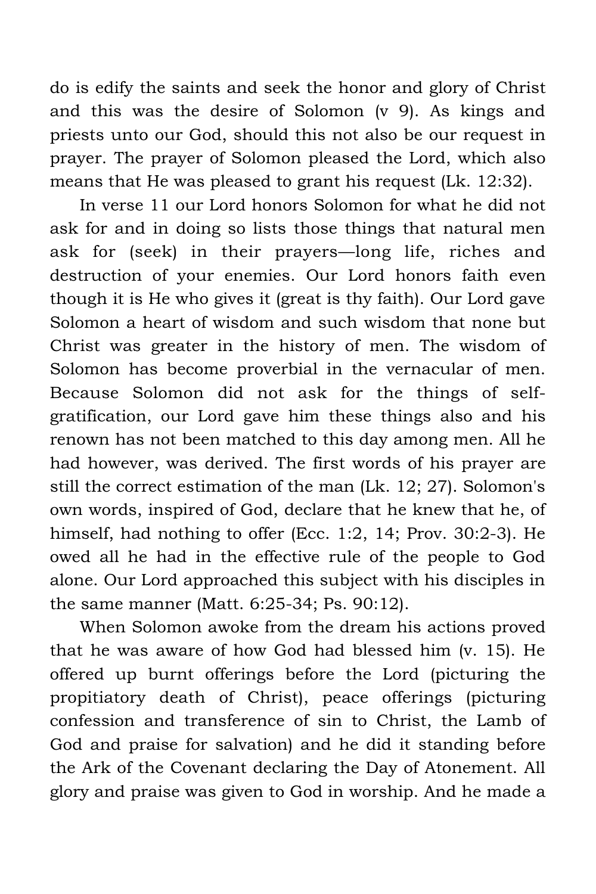do is edify the saints and seek the honor and glory of Christ and this was the desire of Solomon (v 9). As kings and priests unto our God, should this not also be our request in prayer. The prayer of Solomon pleased the Lord, which also means that He was pleased to grant his request (Lk. 12:32).

In verse 11 our Lord honors Solomon for what he did not ask for and in doing so lists those things that natural men ask for (seek) in their prayers—long life, riches and destruction of your enemies. Our Lord honors faith even though it is He who gives it (great is thy faith). Our Lord gave Solomon a heart of wisdom and such wisdom that none but Christ was greater in the history of men. The wisdom of Solomon has become proverbial in the vernacular of men. Because Solomon did not ask for the things of self-gratification, our Lord gave him these things also and his renown has not been matched to this day among men. All he had however, was derived. The first words of his prayer are still the correct estimation of the man (Lk. 12; 27). Solomon's own words, inspired of God, declare that he knew that he, of himself, had nothing to offer (Ecc. 1:2, 14; Prov. 30:2-3). He owed all he had in the effective rule of the people to God alone. Our Lord approached this subject with his disciples in the same manner (Matt. 6:25-34; Ps. 90:12).

When Solomon awoke from the dream his actions proved that he was aware of how God had blessed him (v. 15). He offered up burnt offerings before the Lord (picturing the propitiatory death of Christ), peace offerings (picturing confession and transference of sin to Christ, the Lamb of God and praise for salvation) and he did it standing before the Ark of the Covenant declaring the Day of Atonement. All glory and praise was given to God in worship. And he made a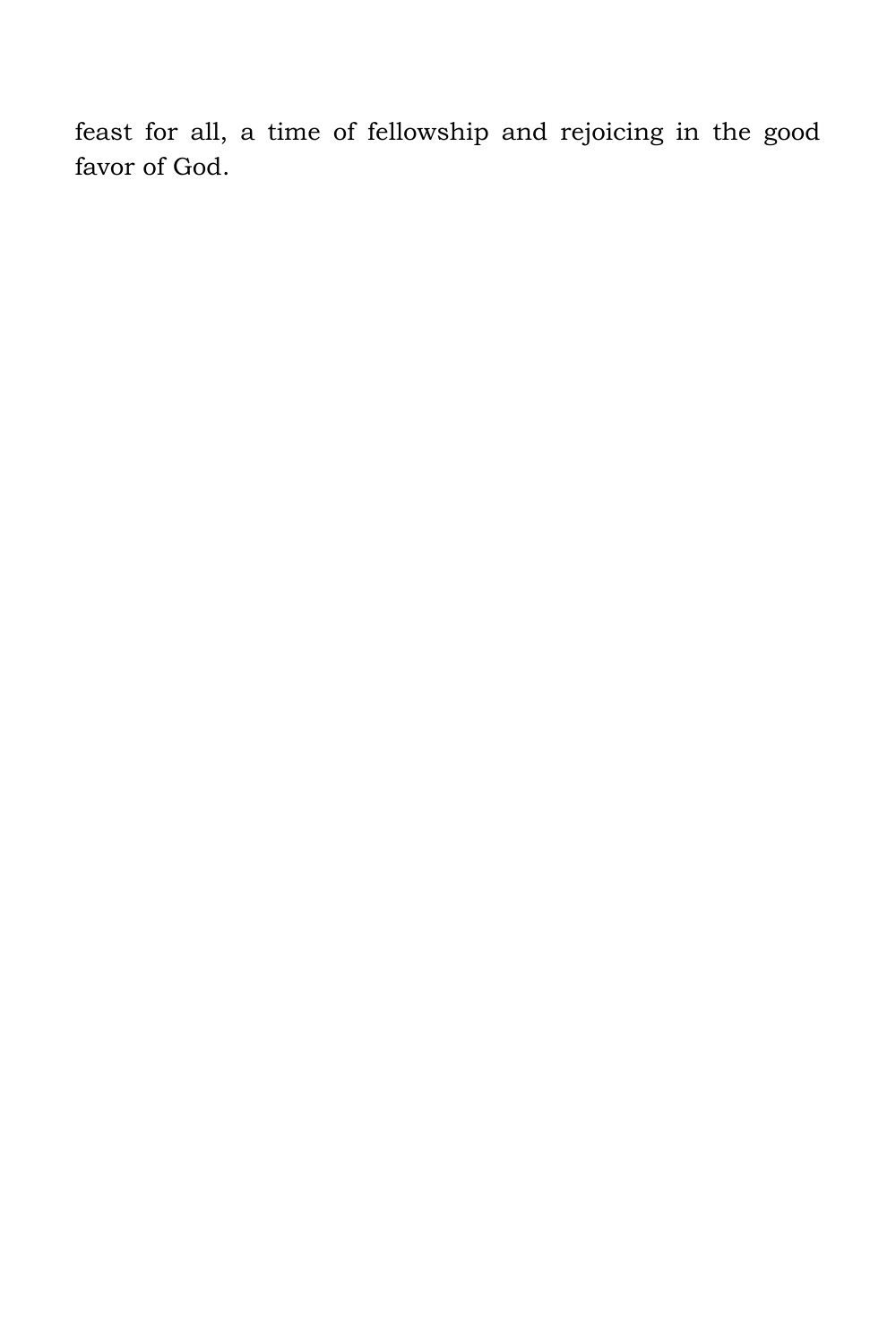feast for all, a time of fellowship and rejoicing in the good favor of God.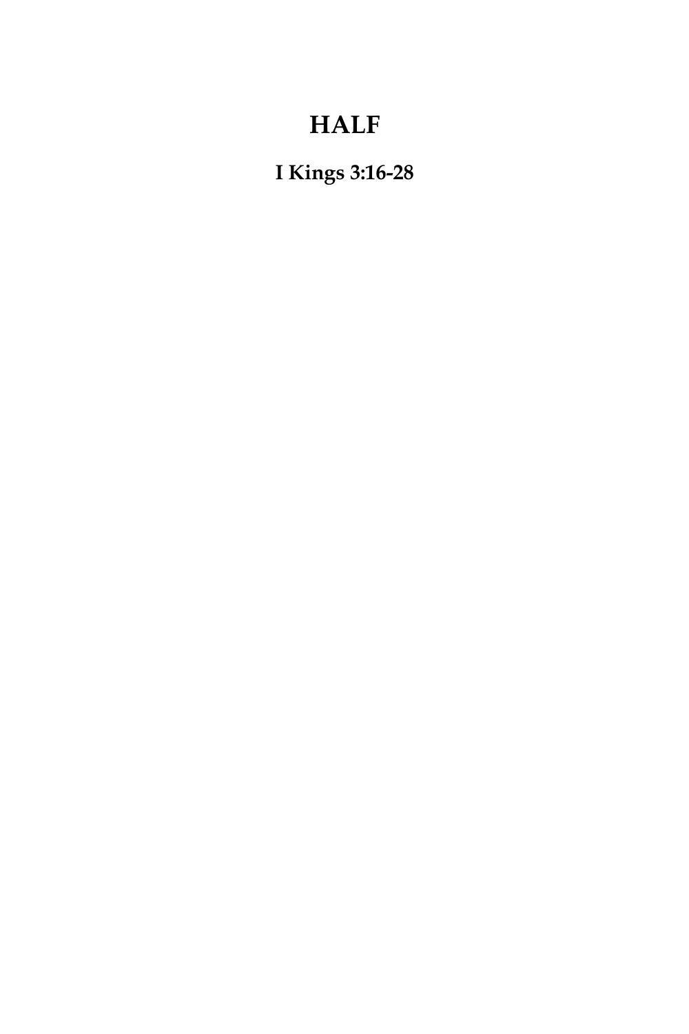# HALF

**I Kings 3:16-28**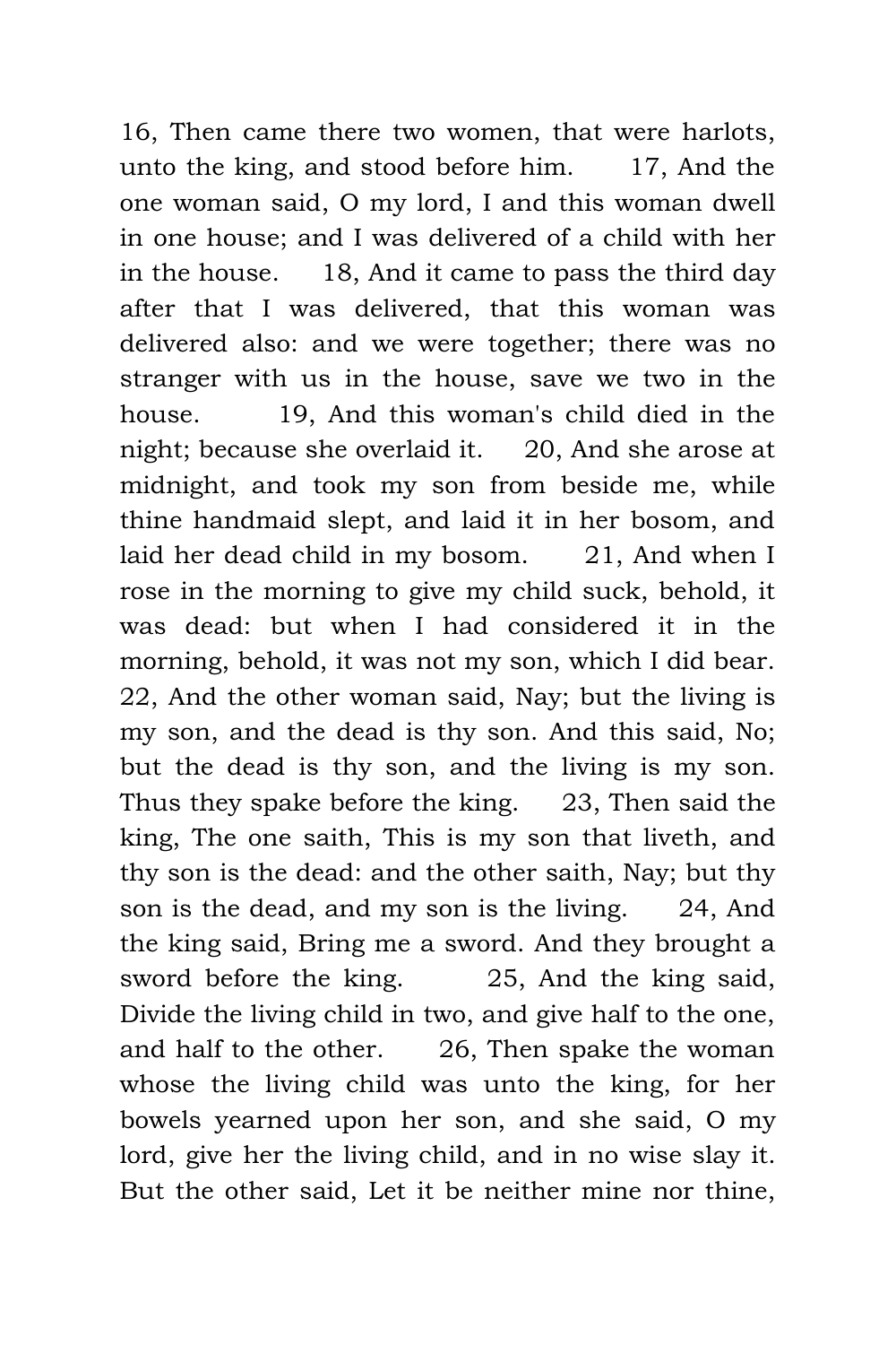16, Then came there two women, that were harlots, unto the king, and stood before him. 17, And the one woman said, O my lord, I and this woman dwell in one house; and I was delivered of a child with her in the house. 18, And it came to pass the third day after that I was delivered, that this woman was delivered also: and we were together; there was no stranger with us in the house, save we two in the house. 19, And this woman's child died in the night; because she overlaid it. 20, And she arose at midnight, and took my son from beside me, while thine handmaid slept, and laid it in her bosom, and laid her dead child in my bosom. 21, And when I rose in the morning to give my child suck, behold, it was dead: but when I had considered it in the morning, behold, it was not my son, which I did bear. 22, And the other woman said, Nay; but the living is my son, and the dead is thy son. And this said, No; but the dead is thy son, and the living is my son. Thus they spake before the king. 23, Then said the king, The one saith, This is my son that liveth, and thy son is the dead: and the other saith, Nay; but thy son is the dead, and my son is the living. 24, And the king said, Bring me a sword. And they brought a sword before the king. 25, And the king said, Divide the living child in two, and give half to the one, and half to the other. 26, Then spake the woman whose the living child was unto the king, for her bowels yearned upon her son, and she said, O my lord, give her the living child, and in no wise slay it. But the other said, Let it be neither mine nor thine,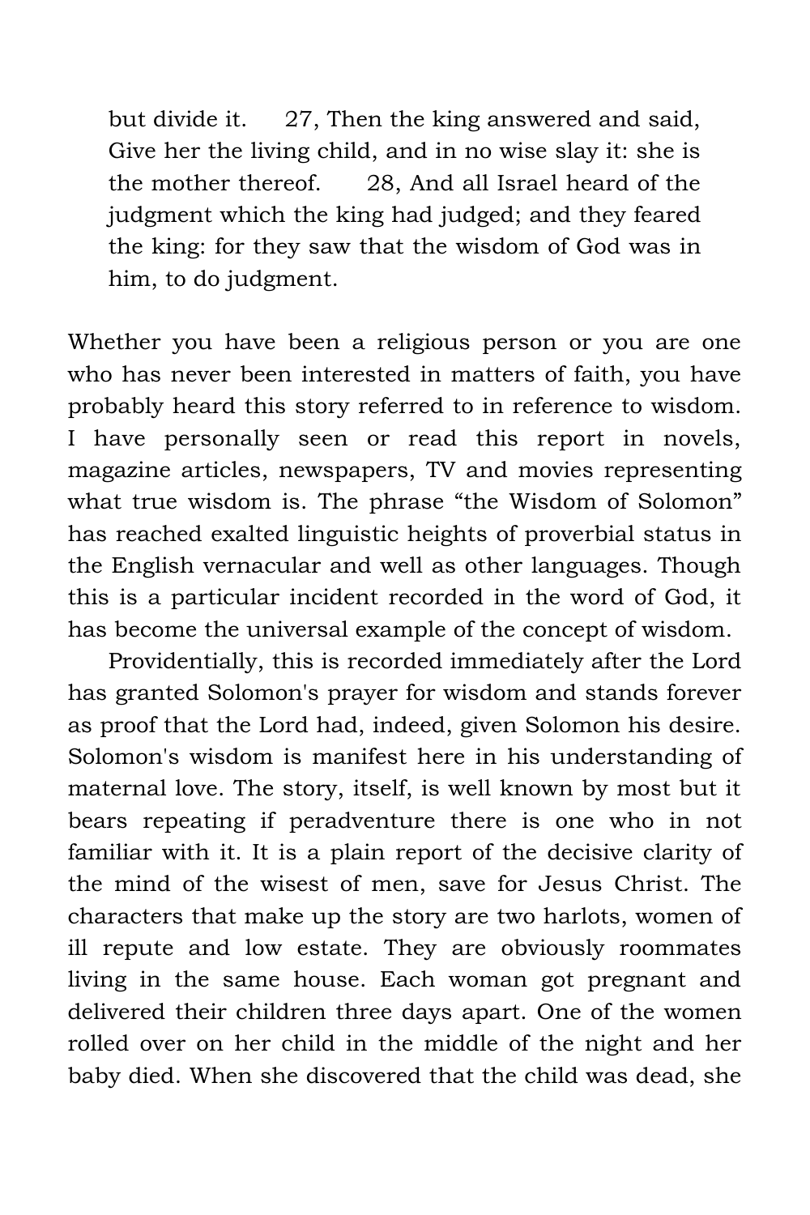> but divide it. 27, Then the king answered and said, Give her the living child, and in no wise slay it: she is the mother thereof. 28, And all Israel heard of the judgment which the king had judged; and they feared the king: for they saw that the wisdom of God was in him, to do judgment.

Whether you have been a religious person or you are one who has never been interested in matters of faith, you have probably heard this story referred to in reference to wisdom. I have personally seen or read this report in novels, magazine articles, newspapers, TV and movies representing what true wisdom is. The phrase "the Wisdom of Solomon" has reached exalted linguistic heights of proverbial status in the English vernacular and well as other languages. Though this is a particular incident recorded in the word of God, it has become the universal example of the concept of wisdom.

Providentially, this is recorded immediately after the Lord has granted Solomon's prayer for wisdom and stands forever as proof that the Lord had, indeed, given Solomon his desire. Solomon's wisdom is manifest here in his understanding of maternal love. The story, itself, is well known by most but it bears repeating if peradventure there is one who in not familiar with it. It is a plain report of the decisive clarity of the mind of the wisest of men, save for Jesus Christ. The characters that make up the story are two harlots, women of ill repute and low estate. They are obviously roommates living in the same house. Each woman got pregnant and delivered their children three days apart. One of the women rolled over on her child in the middle of the night and her baby died. When she discovered that the child was dead, she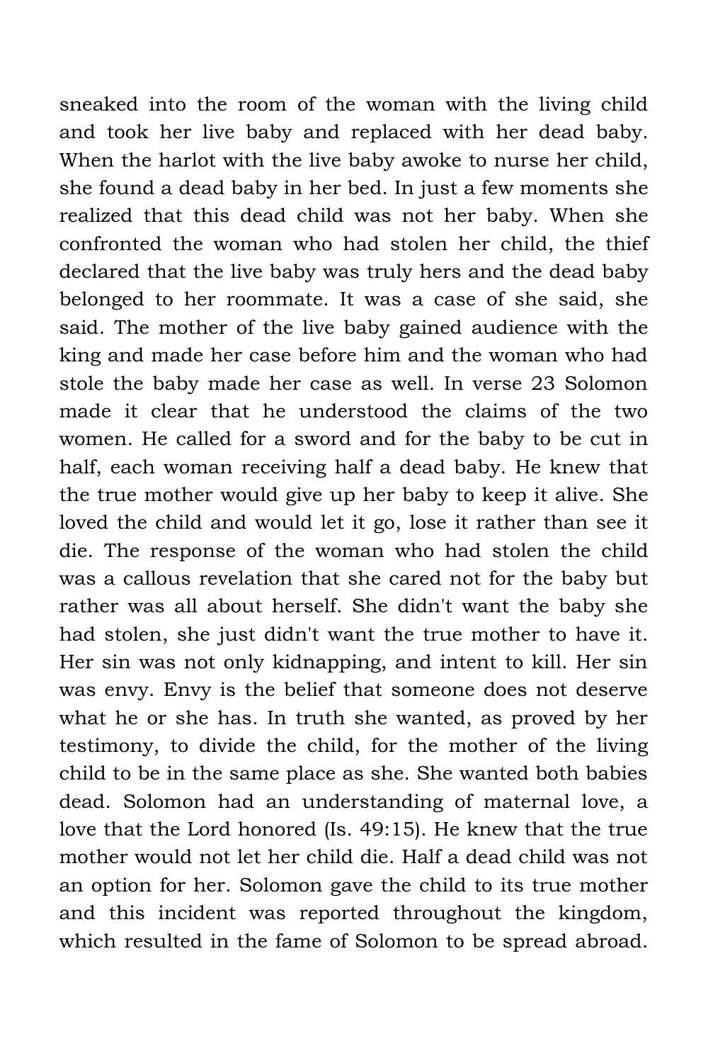sneaked into the room of the woman with the living child and took her live baby and replaced with her dead baby. When the harlot with the live baby awoke to nurse her child, she found a dead baby in her bed. In just a few moments she realized that this dead child was not her baby. When she confronted the woman who had stolen her child, the thief declared that the live baby was truly hers and the dead baby belonged to her roommate. It was a case of she said, she said. The mother of the live baby gained audience with the king and made her case before him and the woman who had stole the baby made her case as well. In verse 23 Solomon made it clear that he understood the claims of the two women. He called for a sword and for the baby to be cut in half, each woman receiving half a dead baby. He knew that the true mother would give up her baby to keep it alive. She loved the child and would let it go, lose it rather than see it die. The response of the woman who had stolen the child was a callous revelation that she cared not for the baby but rather was all about herself. She didn't want the baby she had stolen, she just didn't want the true mother to have it. Her sin was not only kidnapping, and intent to kill. Her sin was envy. Envy is the belief that someone does not deserve what he or she has. In truth she wanted, as proved by her testimony, to divide the child, for the mother of the living child to be in the same place as she. She wanted both babies dead. Solomon had an understanding of maternal love, a love that the Lord honored (Is. 49:15). He knew that the true mother would not let her child die. Half a dead child was not an option for her. Solomon gave the child to its true mother and this incident was reported throughout the kingdom, which resulted in the fame of Solomon to be spread abroad.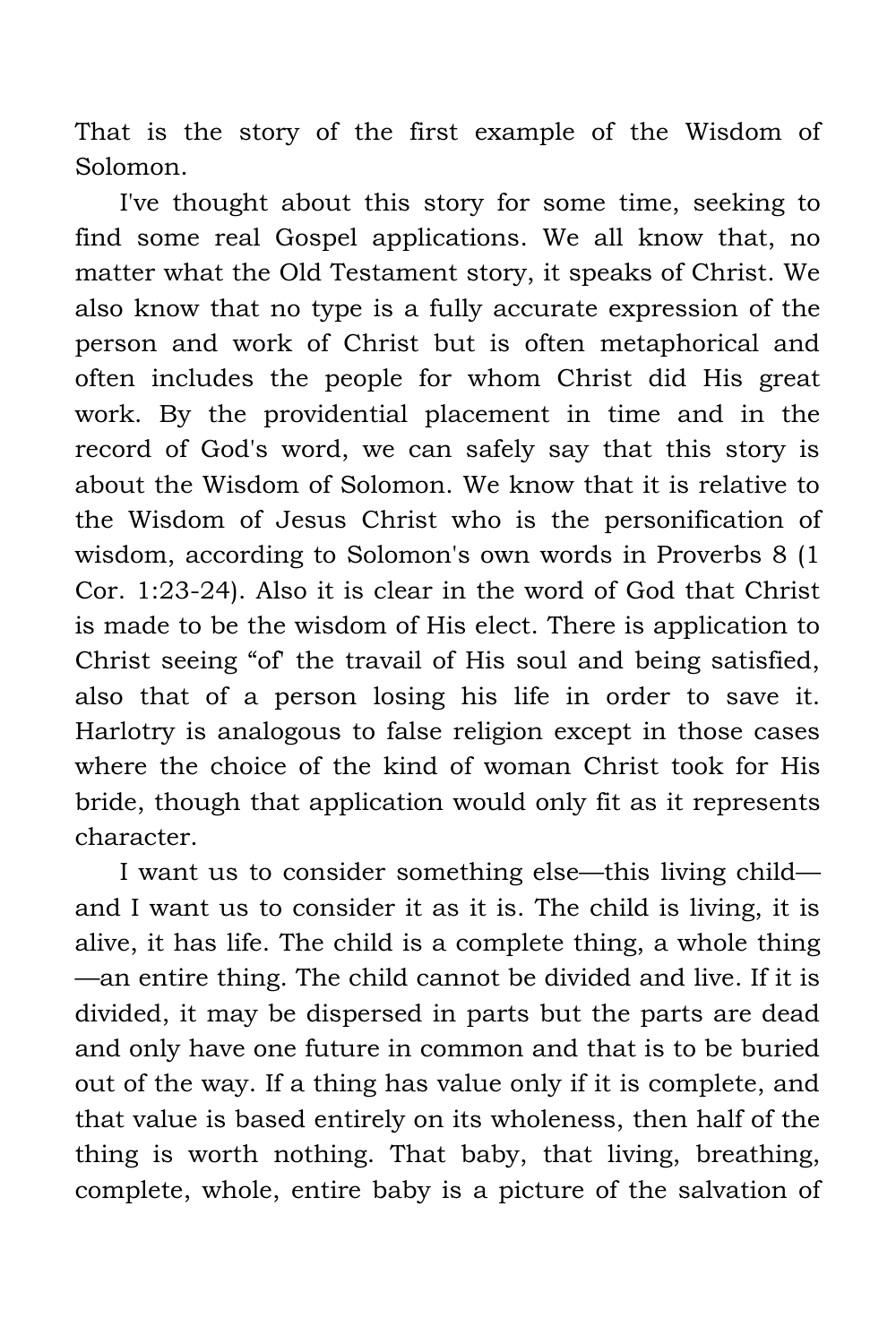That is the story of the first example of the Wisdom of Solomon.

I've thought about this story for some time, seeking to find some real Gospel applications. We all know that, no matter what the Old Testament story, it speaks of Christ. We also know that no type is a fully accurate expression of the person and work of Christ but is often metaphorical and often includes the people for whom Christ did His great work. By the providential placement in time and in the record of God's word, we can safely say that this story is about the Wisdom of Solomon. We know that it is relative to the Wisdom of Jesus Christ who is the personification of wisdom, according to Solomon's own words in Proverbs 8 (1 Cor. 1:23-24). Also it is clear in the word of God that Christ is made to be the wisdom of His elect. There is application to Christ seeing "of' the travail of His soul and being satisfied, also that of a person losing his life in order to save it. Harlotry is analogous to false religion except in those cases where the choice of the kind of woman Christ took for His bride, though that application would only fit as it represents character.

I want us to consider something else—this living child—and I want us to consider it as it is. The child is living, it is alive, it has life. The child is a complete thing, a whole thing—an entire thing. The child cannot be divided and live. If it is divided, it may be dispersed in parts but the parts are dead and only have one future in common and that is to be buried out of the way. If a thing has value only if it is complete, and that value is based entirely on its wholeness, then half of the thing is worth nothing. That baby, that living, breathing, complete, whole, entire baby is a picture of the salvation of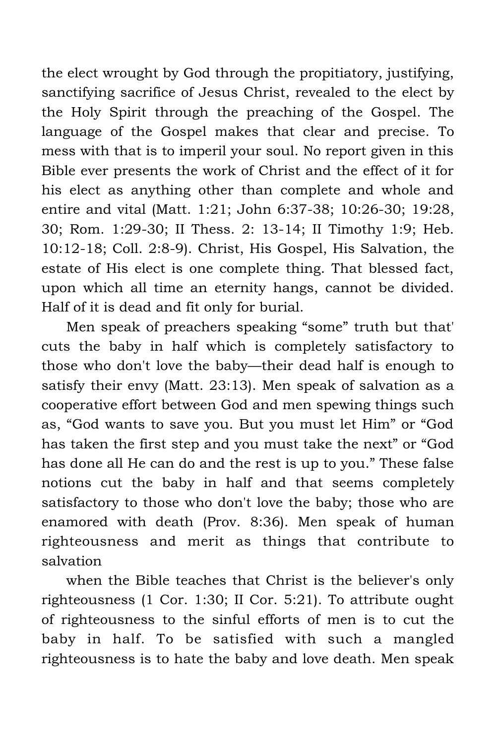the elect wrought by God through the propitiatory, justifying, sanctifying sacrifice of Jesus Christ, revealed to the elect by the Holy Spirit through the preaching of the Gospel. The language of the Gospel makes that clear and precise. To mess with that is to imperil your soul. No report given in this Bible ever presents the work of Christ and the effect of it for his elect as anything other than complete and whole and entire and vital (Matt. 1:21; John 6:37-38; 10:26-30; 19:28, 30; Rom. 1:29-30; II Thess. 2: 13-14; II Timothy 1:9; Heb. 10:12-18; Coll. 2:8-9). Christ, His Gospel, His Salvation, the estate of His elect is one complete thing. That blessed fact, upon which all time an eternity hangs, cannot be divided. Half of it is dead and fit only for burial.

Men speak of preachers speaking "some" truth but that' cuts the baby in half which is completely satisfactory to those who don't love the baby—their dead half is enough to satisfy their envy (Matt. 23:13). Men speak of salvation as a cooperative effort between God and men spewing things such as, "God wants to save you. But you must let Him" or "God has taken the first step and you must take the next" or "God has done all He can do and the rest is up to you." These false notions cut the baby in half and that seems completely satisfactory to those who don't love the baby; those who are enamored with death (Prov. 8:36). Men speak of human righteousness and merit as things that contribute to salvation

when the Bible teaches that Christ is the believer's only righteousness (1 Cor. 1:30; II Cor. 5:21). To attribute ought of righteousness to the sinful efforts of men is to cut the baby in half. To be satisfied with such a mangled righteousness is to hate the baby and love death. Men speak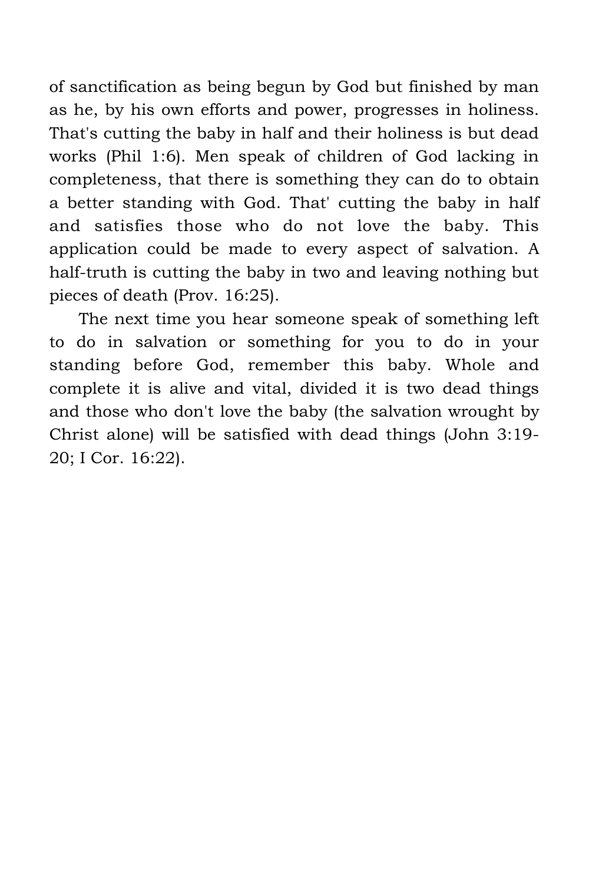of sanctification as being begun by God but finished by man as he, by his own efforts and power, progresses in holiness. That's cutting the baby in half and their holiness is but dead works (Phil 1:6). Men speak of children of God lacking in completeness, that there is something they can do to obtain a better standing with God. That' cutting the baby in half and satisfies those who do not love the baby. This application could be made to every aspect of salvation. A half-truth is cutting the baby in two and leaving nothing but pieces of death (Prov. 16:25).

The next time you hear someone speak of something left to do in salvation or something for you to do in your standing before God, remember this baby. Whole and complete it is alive and vital, divided it is two dead things and those who don't love the baby (the salvation wrought by Christ alone) will be satisfied with dead things (John 3:19-20; I Cor. 16:22).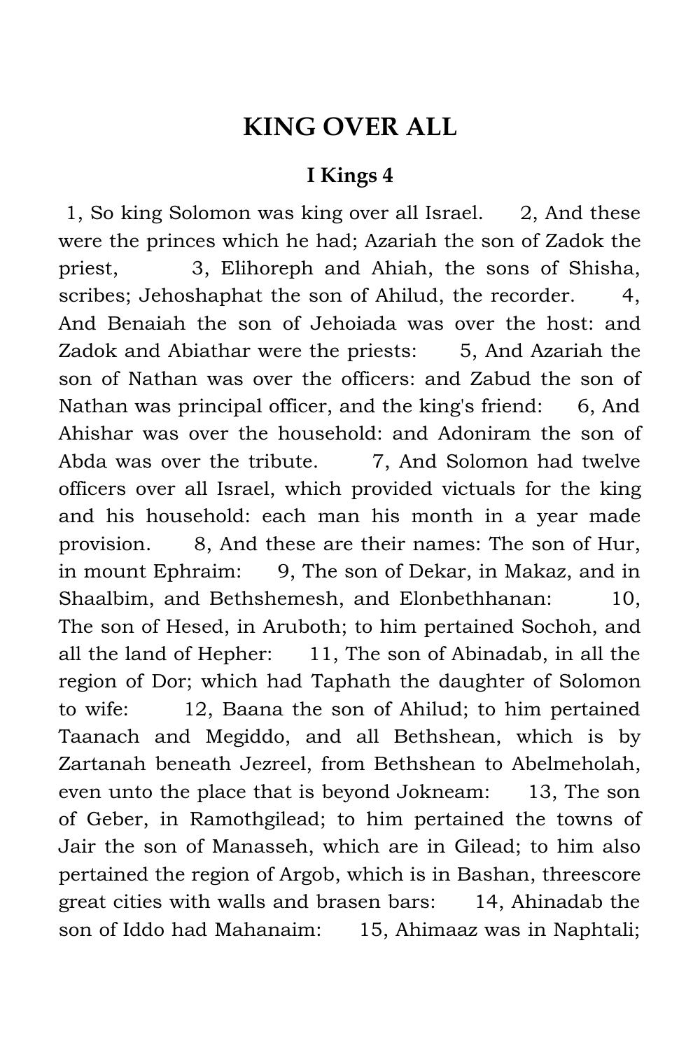# KING OVER ALL

## I Kings 4

1, So king Solomon was king over all Israel. 2, And these were the princes which he had; Azariah the son of Zadok the priest, 3, Elihoreph and Ahiah, the sons of Shisha, scribes; Jehoshaphat the son of Ahilud, the recorder. 4, And Benaiah the son of Jehoiada was over the host: and Zadok and Abiathar were the priests: 5, And Azariah the son of Nathan was over the officers: and Zabud the son of Nathan was principal officer, and the king's friend: 6, And Ahishar was over the household: and Adoniram the son of Abda was over the tribute. 7, And Solomon had twelve officers over all Israel, which provided victuals for the king and his household: each man his month in a year made provision. 8, And these are their names: The son of Hur, in mount Ephraim: 9, The son of Dekar, in Makaz, and in Shaalbim, and Bethshemesh, and Elonbethhanan: 10, The son of Hesed, in Aruboth; to him pertained Sochoh, and all the land of Hepher: 11, The son of Abinadab, in all the region of Dor; which had Taphath the daughter of Solomon to wife: 12, Baana the son of Ahilud; to him pertained Taanach and Megiddo, and all Bethshean, which is by Zartanah beneath Jezreel, from Bethshean to Abelmeholah, even unto the place that is beyond Jokneam: 13, The son of Geber, in Ramothgilead; to him pertained the towns of Jair the son of Manasseh, which are in Gilead; to him also pertained the region of Argob, which is in Bashan, threescore great cities with walls and brasen bars: 14, Ahinadab the son of Iddo had Mahanaim: 15, Ahimaaz was in Naphtali;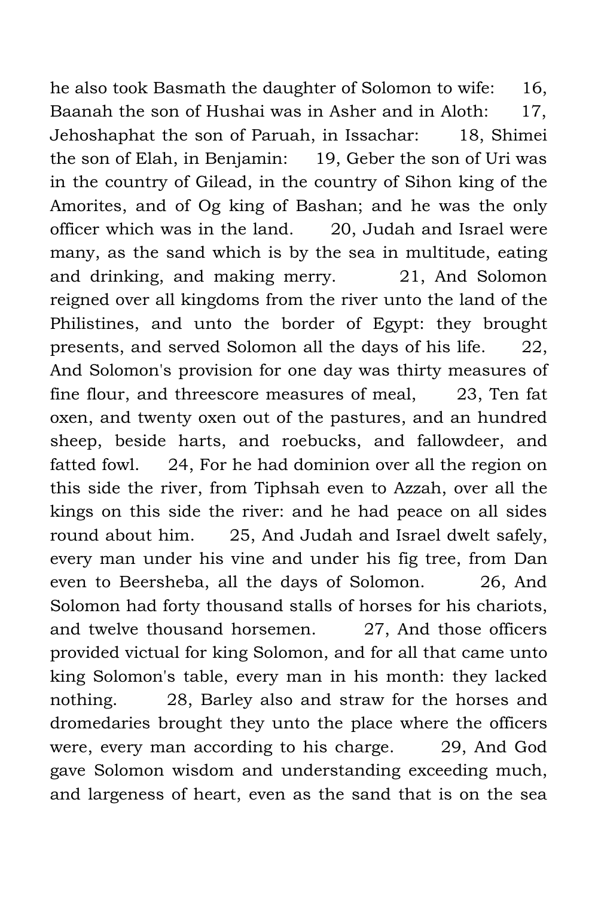he also took Basmath the daughter of Solomon to wife: 16, Baanah the son of Hushai was in Asher and in Aloth: 17, Jehoshaphat the son of Paruah, in Issachar: 18, Shimei the son of Elah, in Benjamin: 19, Geber the son of Uri was in the country of Gilead, in the country of Sihon king of the Amorites, and of Og king of Bashan; and he was the only officer which was in the land. 20, Judah and Israel were many, as the sand which is by the sea in multitude, eating and drinking, and making merry. 21, And Solomon reigned over all kingdoms from the river unto the land of the Philistines, and unto the border of Egypt: they brought presents, and served Solomon all the days of his life. 22, And Solomon's provision for one day was thirty measures of fine flour, and threescore measures of meal, 23, Ten fat oxen, and twenty oxen out of the pastures, and an hundred sheep, beside harts, and roebucks, and fallowdeer, and fatted fowl. 24, For he had dominion over all the region on this side the river, from Tiphsah even to Azzah, over all the kings on this side the river: and he had peace on all sides round about him. 25, And Judah and Israel dwelt safely, every man under his vine and under his fig tree, from Dan even to Beersheba, all the days of Solomon. 26, And Solomon had forty thousand stalls of horses for his chariots, and twelve thousand horsemen. 27, And those officers provided victual for king Solomon, and for all that came unto king Solomon's table, every man in his month: they lacked nothing. 28, Barley also and straw for the horses and dromedaries brought they unto the place where the officers were, every man according to his charge. 29, And God gave Solomon wisdom and understanding exceeding much, and largeness of heart, even as the sand that is on the sea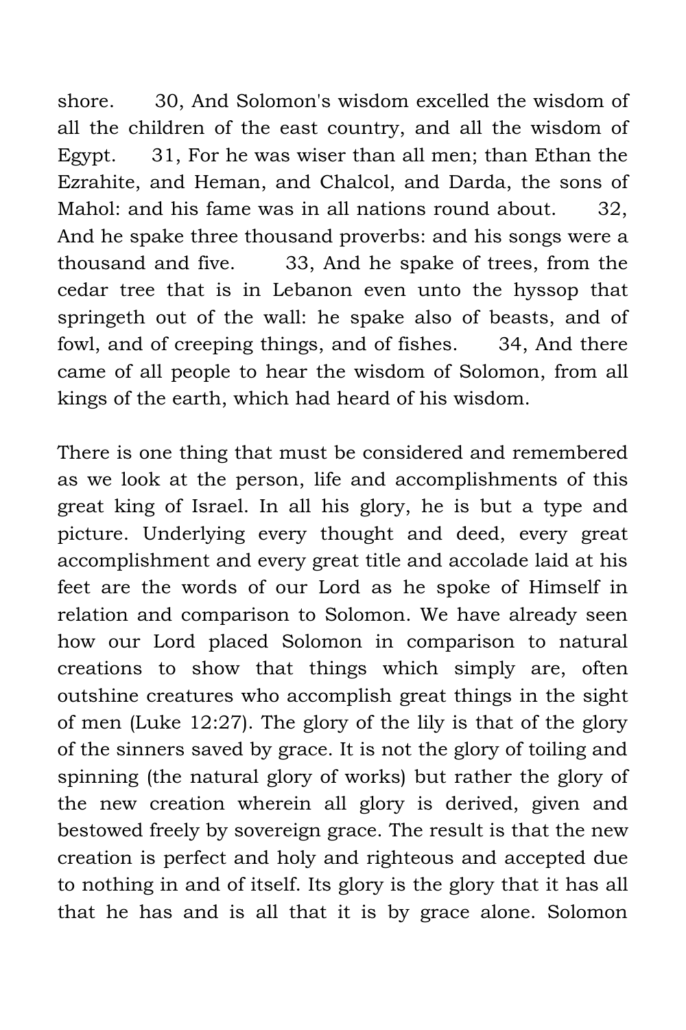shore.   30, And Solomon's wisdom excelled the wisdom of all the children of the east country, and all the wisdom of Egypt.   31, For he was wiser than all men; than Ethan the Ezrahite, and Heman, and Chalcol, and Darda, the sons of Mahol: and his fame was in all nations round about.   32, And he spake three thousand proverbs: and his songs were a thousand and five.   33, And he spake of trees, from the cedar tree that is in Lebanon even unto the hyssop that springeth out of the wall: he spake also of beasts, and of fowl, and of creeping things, and of fishes.   34, And there came of all people to hear the wisdom of Solomon, from all kings of the earth, which had heard of his wisdom.

There is one thing that must be considered and remembered as we look at the person, life and accomplishments of this great king of Israel. In all his glory, he is but a type and picture. Underlying every thought and deed, every great accomplishment and every great title and accolade laid at his feet are the words of our Lord as he spoke of Himself in relation and comparison to Solomon. We have already seen how our Lord placed Solomon in comparison to natural creations to show that things which simply are, often outshine creatures who accomplish great things in the sight of men (Luke 12:27). The glory of the lily is that of the glory of the sinners saved by grace. It is not the glory of toiling and spinning (the natural glory of works) but rather the glory of the new creation wherein all glory is derived, given and bestowed freely by sovereign grace. The result is that the new creation is perfect and holy and righteous and accepted due to nothing in and of itself. Its glory is the glory that it has all that he has and is all that it is by grace alone. Solomon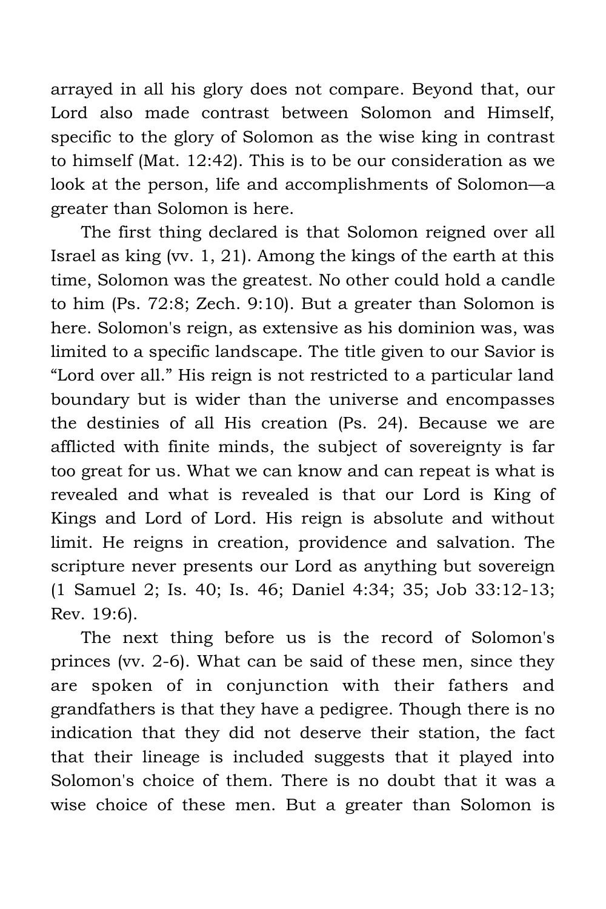arrayed in all his glory does not compare. Beyond that, our Lord also made contrast between Solomon and Himself, specific to the glory of Solomon as the wise king in contrast to himself (Mat. 12:42). This is to be our consideration as we look at the person, life and accomplishments of Solomon—a greater than Solomon is here.

The first thing declared is that Solomon reigned over all Israel as king (vv. 1, 21). Among the kings of the earth at this time, Solomon was the greatest. No other could hold a candle to him (Ps. 72:8; Zech. 9:10). But a greater than Solomon is here. Solomon's reign, as extensive as his dominion was, was limited to a specific landscape. The title given to our Savior is "Lord over all." His reign is not restricted to a particular land boundary but is wider than the universe and encompasses the destinies of all His creation (Ps. 24). Because we are afflicted with finite minds, the subject of sovereignty is far too great for us. What we can know and can repeat is what is revealed and what is revealed is that our Lord is King of Kings and Lord of Lord. His reign is absolute and without limit. He reigns in creation, providence and salvation. The scripture never presents our Lord as anything but sovereign (1 Samuel 2; Is. 40; Is. 46; Daniel 4:34; 35; Job 33:12-13; Rev. 19:6).

The next thing before us is the record of Solomon's princes (vv. 2-6). What can be said of these men, since they are spoken of in conjunction with their fathers and grandfathers is that they have a pedigree. Though there is no indication that they did not deserve their station, the fact that their lineage is included suggests that it played into Solomon's choice of them. There is no doubt that it was a wise choice of these men. But a greater than Solomon is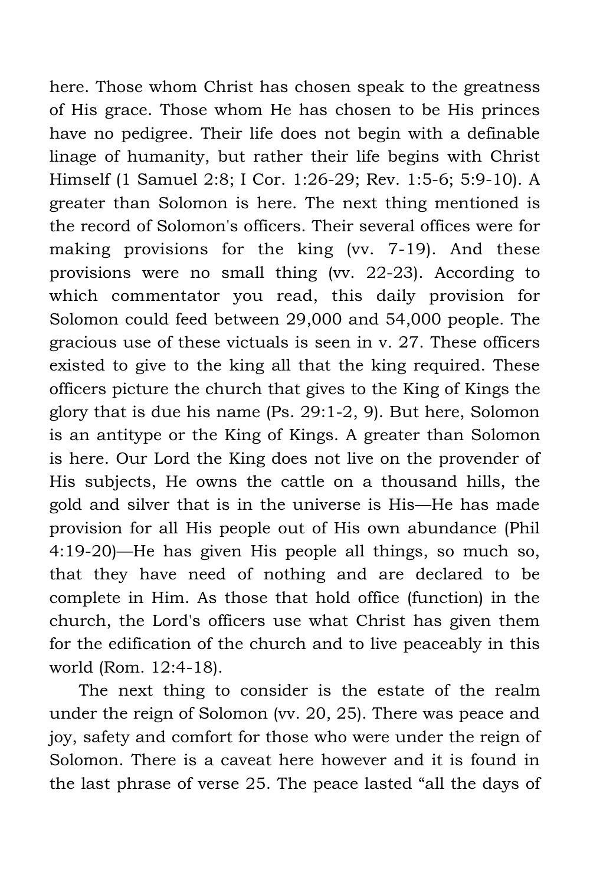here. Those whom Christ has chosen speak to the greatness of His grace. Those whom He has chosen to be His princes have no pedigree. Their life does not begin with a definable linage of humanity, but rather their life begins with Christ Himself (1 Samuel 2:8; I Cor. 1:26-29; Rev. 1:5-6; 5:9-10). A greater than Solomon is here. The next thing mentioned is the record of Solomon's officers. Their several offices were for making provisions for the king (vv. 7-19). And these provisions were no small thing (vv. 22-23). According to which commentator you read, this daily provision for Solomon could feed between 29,000 and 54,000 people. The gracious use of these victuals is seen in v. 27. These officers existed to give to the king all that the king required. These officers picture the church that gives to the King of Kings the glory that is due his name (Ps. 29:1-2, 9). But here, Solomon is an antitype or the King of Kings. A greater than Solomon is here. Our Lord the King does not live on the provender of His subjects, He owns the cattle on a thousand hills, the gold and silver that is in the universe is His—He has made provision for all His people out of His own abundance (Phil 4:19-20)—He has given His people all things, so much so, that they have need of nothing and are declared to be complete in Him. As those that hold office (function) in the church, the Lord's officers use what Christ has given them for the edification of the church and to live peaceably in this world (Rom. 12:4-18).

The next thing to consider is the estate of the realm under the reign of Solomon (vv. 20, 25). There was peace and joy, safety and comfort for those who were under the reign of Solomon. There is a caveat here however and it is found in the last phrase of verse 25. The peace lasted “all the days of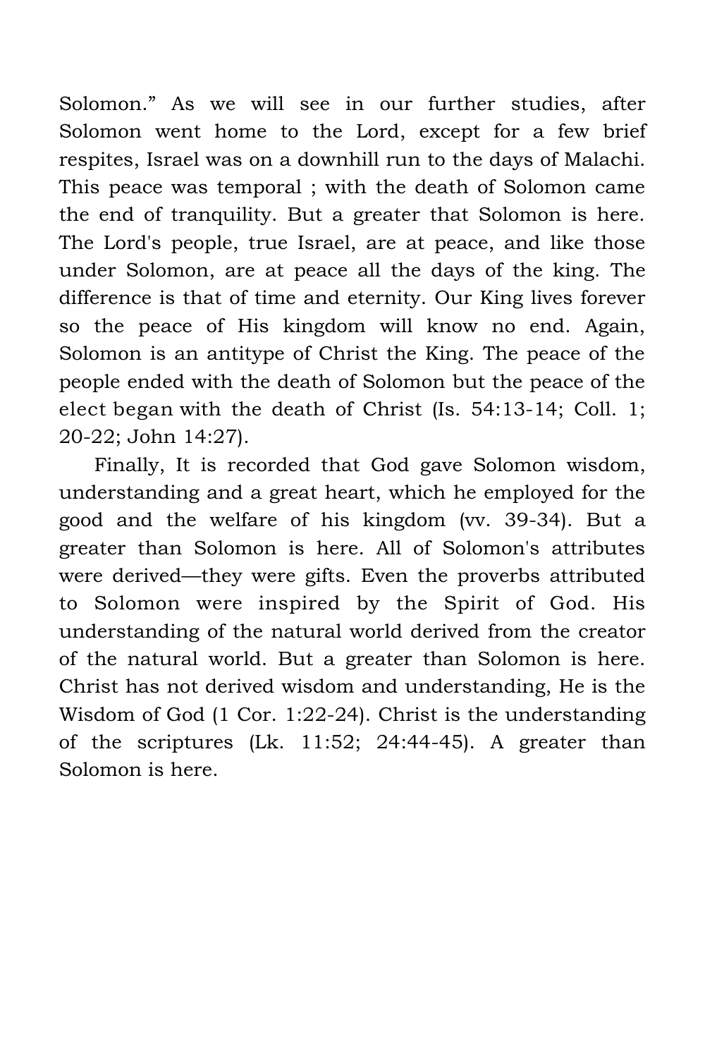Solomon." As we will see in our further studies, after Solomon went home to the Lord, except for a few brief respites, Israel was on a downhill run to the days of Malachi. This peace was temporal ; with the death of Solomon came the end of tranquility. But a greater that Solomon is here. The Lord's people, true Israel, are at peace, and like those under Solomon, are at peace all the days of the king. The difference is that of time and eternity. Our King lives forever so the peace of His kingdom will know no end. Again, Solomon is an antitype of Christ the King. The peace of the people ended with the death of Solomon but the peace of the elect began with the death of Christ (Is. 54:13-14; Coll. 1; 20-22; John 14:27).

Finally, It is recorded that God gave Solomon wisdom, understanding and a great heart, which he employed for the good and the welfare of his kingdom (vv. 39-34). But a greater than Solomon is here. All of Solomon's attributes were derived—they were gifts. Even the proverbs attributed to Solomon were inspired by the Spirit of God. His understanding of the natural world derived from the creator of the natural world. But a greater than Solomon is here. Christ has not derived wisdom and understanding, He is the Wisdom of God (1 Cor. 1:22-24). Christ is the understanding of the scriptures (Lk. 11:52; 24:44-45). A greater than Solomon is here.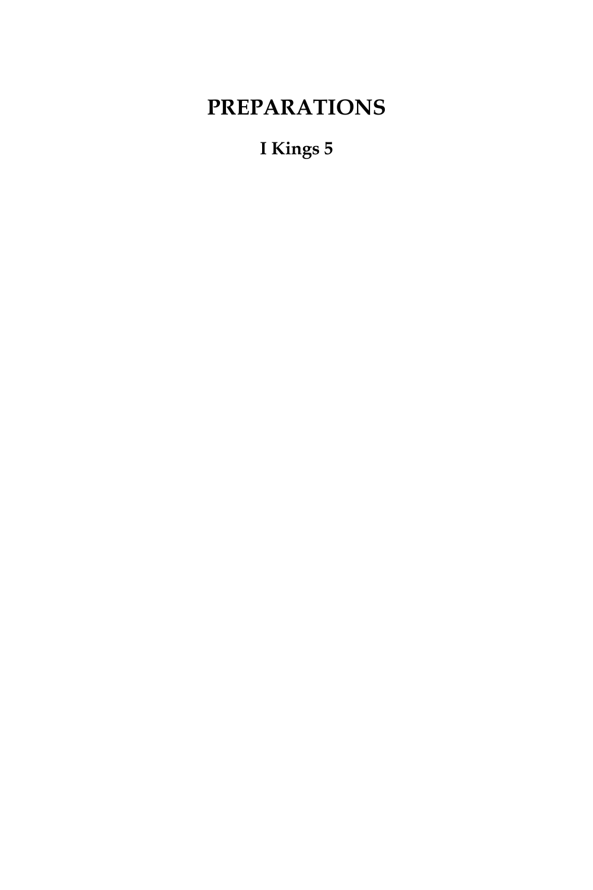# PREPARATIONS

## I Kings 5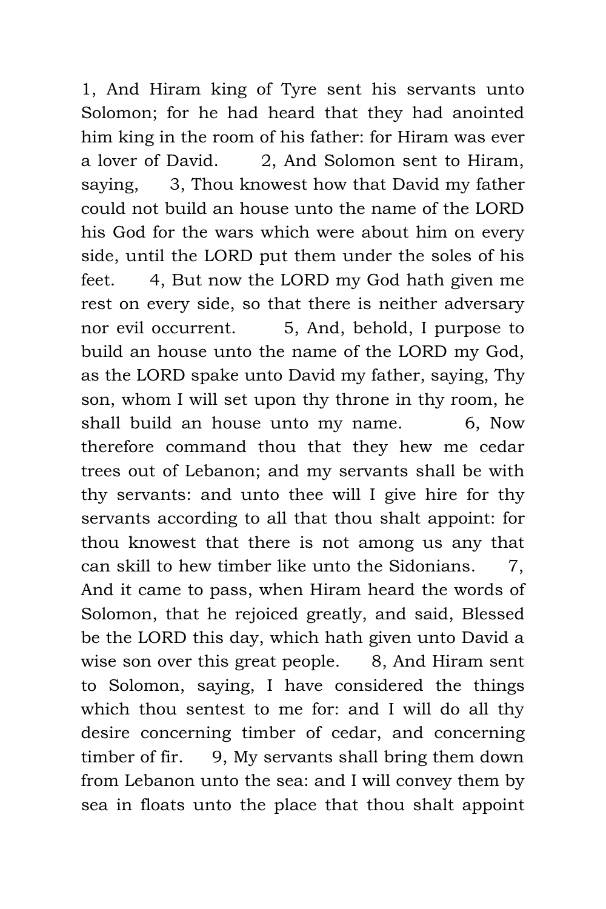1, And Hiram king of Tyre sent his servants unto Solomon; for he had heard that they had anointed him king in the room of his father: for Hiram was ever a lover of David. 2, And Solomon sent to Hiram, saying, 3, Thou knowest how that David my father could not build an house unto the name of the LORD his God for the wars which were about him on every side, until the LORD put them under the soles of his feet. 4, But now the LORD my God hath given me rest on every side, so that there is neither adversary nor evil occurrent. 5, And, behold, I purpose to build an house unto the name of the LORD my God, as the LORD spake unto David my father, saying, Thy son, whom I will set upon thy throne in thy room, he shall build an house unto my name. 6, Now therefore command thou that they hew me cedar trees out of Lebanon; and my servants shall be with thy servants: and unto thee will I give hire for thy servants according to all that thou shalt appoint: for thou knowest that there is not among us any that can skill to hew timber like unto the Sidonians. 7, And it came to pass, when Hiram heard the words of Solomon, that he rejoiced greatly, and said, Blessed be the LORD this day, which hath given unto David a wise son over this great people. 8, And Hiram sent to Solomon, saying, I have considered the things which thou sentest to me for: and I will do all thy desire concerning timber of cedar, and concerning timber of fir. 9, My servants shall bring them down from Lebanon unto the sea: and I will convey them by sea in floats unto the place that thou shalt appoint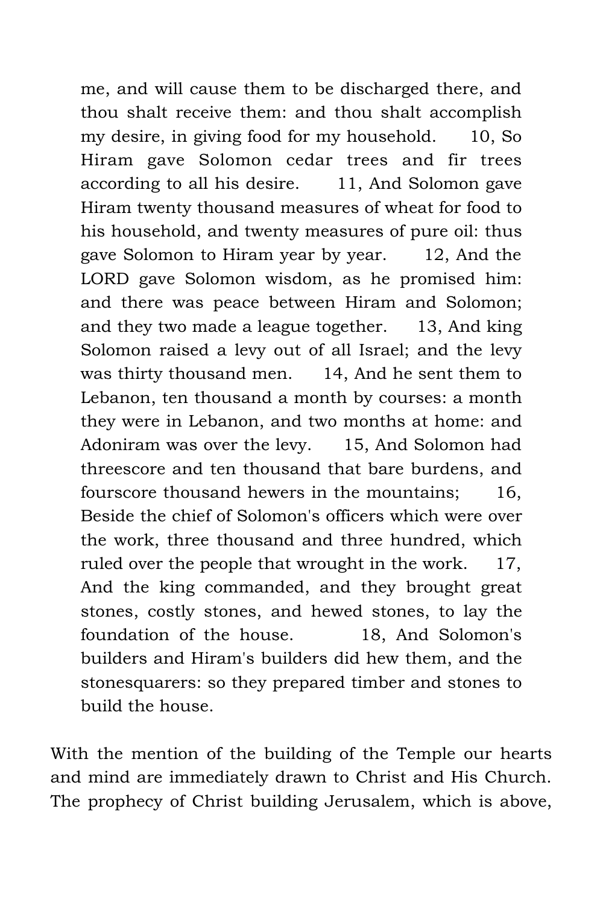me, and will cause them to be discharged there, and thou shalt receive them: and thou shalt accomplish my desire, in giving food for my household. 10, So Hiram gave Solomon cedar trees and fir trees according to all his desire. 11, And Solomon gave Hiram twenty thousand measures of wheat for food to his household, and twenty measures of pure oil: thus gave Solomon to Hiram year by year. 12, And the LORD gave Solomon wisdom, as he promised him: and there was peace between Hiram and Solomon; and they two made a league together. 13, And king Solomon raised a levy out of all Israel; and the levy was thirty thousand men. 14, And he sent them to Lebanon, ten thousand a month by courses: a month they were in Lebanon, and two months at home: and Adoniram was over the levy. 15, And Solomon had threescore and ten thousand that bare burdens, and fourscore thousand hewers in the mountains; 16, Beside the chief of Solomon's officers which were over the work, three thousand and three hundred, which ruled over the people that wrought in the work. 17, And the king commanded, and they brought great stones, costly stones, and hewed stones, to lay the foundation of the house. 18, And Solomon's builders and Hiram's builders did hew them, and the stonesquarers: so they prepared timber and stones to build the house.

With the mention of the building of the Temple our hearts and mind are immediately drawn to Christ and His Church. The prophecy of Christ building Jerusalem, which is above,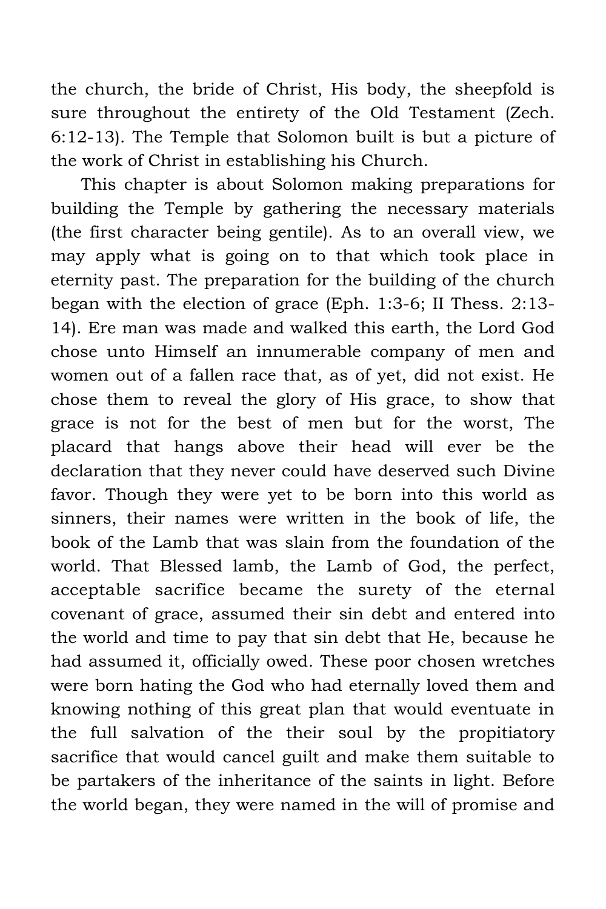the church, the bride of Christ, His body, the sheepfold is sure throughout the entirety of the Old Testament (Zech. 6:12-13). The Temple that Solomon built is but a picture of the work of Christ in establishing his Church.

This chapter is about Solomon making preparations for building the Temple by gathering the necessary materials (the first character being gentile). As to an overall view, we may apply what is going on to that which took place in eternity past. The preparation for the building of the church began with the election of grace (Eph. 1:3-6; II Thess. 2:13-14). Ere man was made and walked this earth, the Lord God chose unto Himself an innumerable company of men and women out of a fallen race that, as of yet, did not exist. He chose them to reveal the glory of His grace, to show that grace is not for the best of men but for the worst, The placard that hangs above their head will ever be the declaration that they never could have deserved such Divine favor. Though they were yet to be born into this world as sinners, their names were written in the book of life, the book of the Lamb that was slain from the foundation of the world. That Blessed lamb, the Lamb of God, the perfect, acceptable sacrifice became the surety of the eternal covenant of grace, assumed their sin debt and entered into the world and time to pay that sin debt that He, because he had assumed it, officially owed. These poor chosen wretches were born hating the God who had eternally loved them and knowing nothing of this great plan that would eventuate in the full salvation of the their soul by the propitiatory sacrifice that would cancel guilt and make them suitable to be partakers of the inheritance of the saints in light. Before the world began, they were named in the will of promise and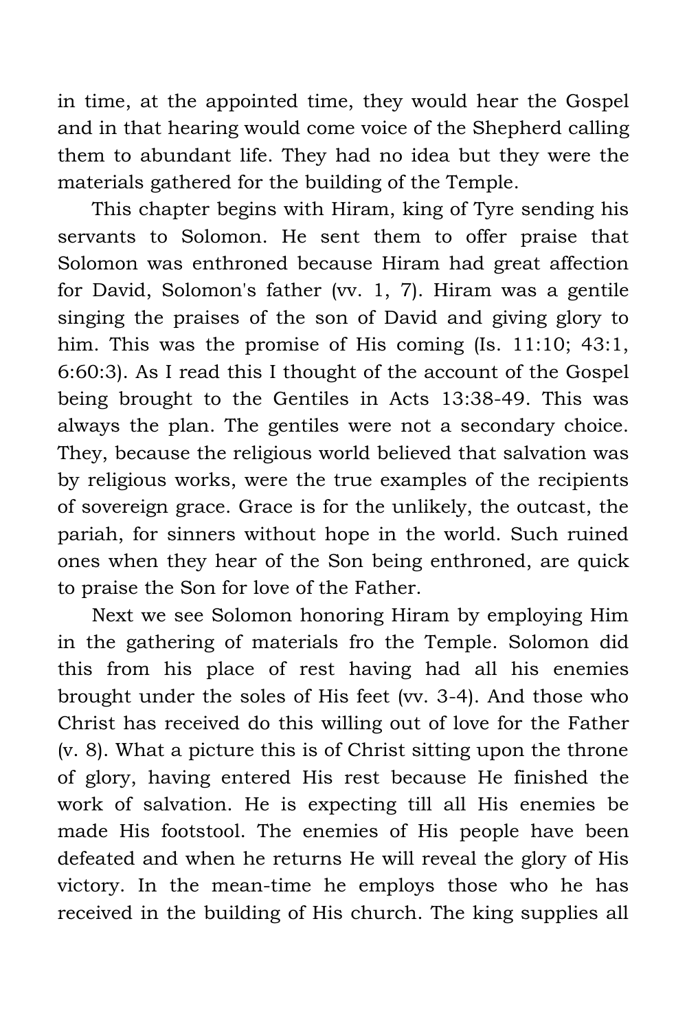in time, at the appointed time, they would hear the Gospel and in that hearing would come voice of the Shepherd calling them to abundant life. They had no idea but they were the materials gathered for the building of the Temple.

This chapter begins with Hiram, king of Tyre sending his servants to Solomon. He sent them to offer praise that Solomon was enthroned because Hiram had great affection for David, Solomon's father (vv. 1, 7). Hiram was a gentile singing the praises of the son of David and giving glory to him. This was the promise of His coming (Is. 11:10; 43:1, 6:60:3). As I read this I thought of the account of the Gospel being brought to the Gentiles in Acts 13:38-49. This was always the plan. The gentiles were not a secondary choice. They, because the religious world believed that salvation was by religious works, were the true examples of the recipients of sovereign grace. Grace is for the unlikely, the outcast, the pariah, for sinners without hope in the world. Such ruined ones when they hear of the Son being enthroned, are quick to praise the Son for love of the Father.

Next we see Solomon honoring Hiram by employing Him in the gathering of materials fro the Temple. Solomon did this from his place of rest having had all his enemies brought under the soles of His feet (vv. 3-4). And those who Christ has received do this willing out of love for the Father (v. 8). What a picture this is of Christ sitting upon the throne of glory, having entered His rest because He finished the work of salvation. He is expecting till all His enemies be made His footstool. The enemies of His people have been defeated and when he returns He will reveal the glory of His victory. In the mean-time he employs those who he has received in the building of His church. The king supplies all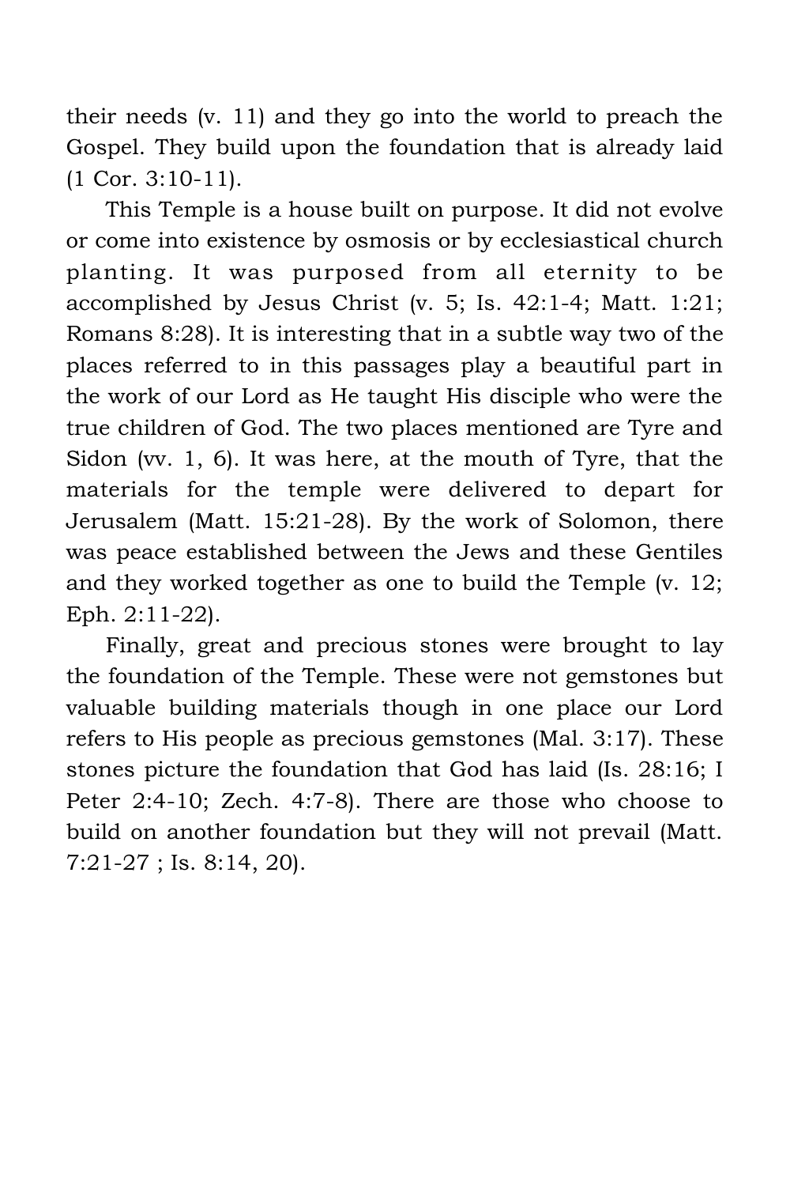their needs (v. 11) and they go into the world to preach the Gospel. They build upon the foundation that is already laid (1 Cor. 3:10-11).

This Temple is a house built on purpose. It did not evolve or come into existence by osmosis or by ecclesiastical church planting. It was purposed from all eternity to be accomplished by Jesus Christ (v. 5; Is. 42:1-4; Matt. 1:21; Romans 8:28). It is interesting that in a subtle way two of the places referred to in this passages play a beautiful part in the work of our Lord as He taught His disciple who were the true children of God. The two places mentioned are Tyre and Sidon (vv. 1, 6). It was here, at the mouth of Tyre, that the materials for the temple were delivered to depart for Jerusalem (Matt. 15:21-28). By the work of Solomon, there was peace established between the Jews and these Gentiles and they worked together as one to build the Temple (v. 12; Eph. 2:11-22).

Finally, great and precious stones were brought to lay the foundation of the Temple. These were not gemstones but valuable building materials though in one place our Lord refers to His people as precious gemstones (Mal. 3:17). These stones picture the foundation that God has laid (Is. 28:16; I Peter 2:4-10; Zech. 4:7-8). There are those who choose to build on another foundation but they will not prevail (Matt. 7:21-27 ; Is. 8:14, 20).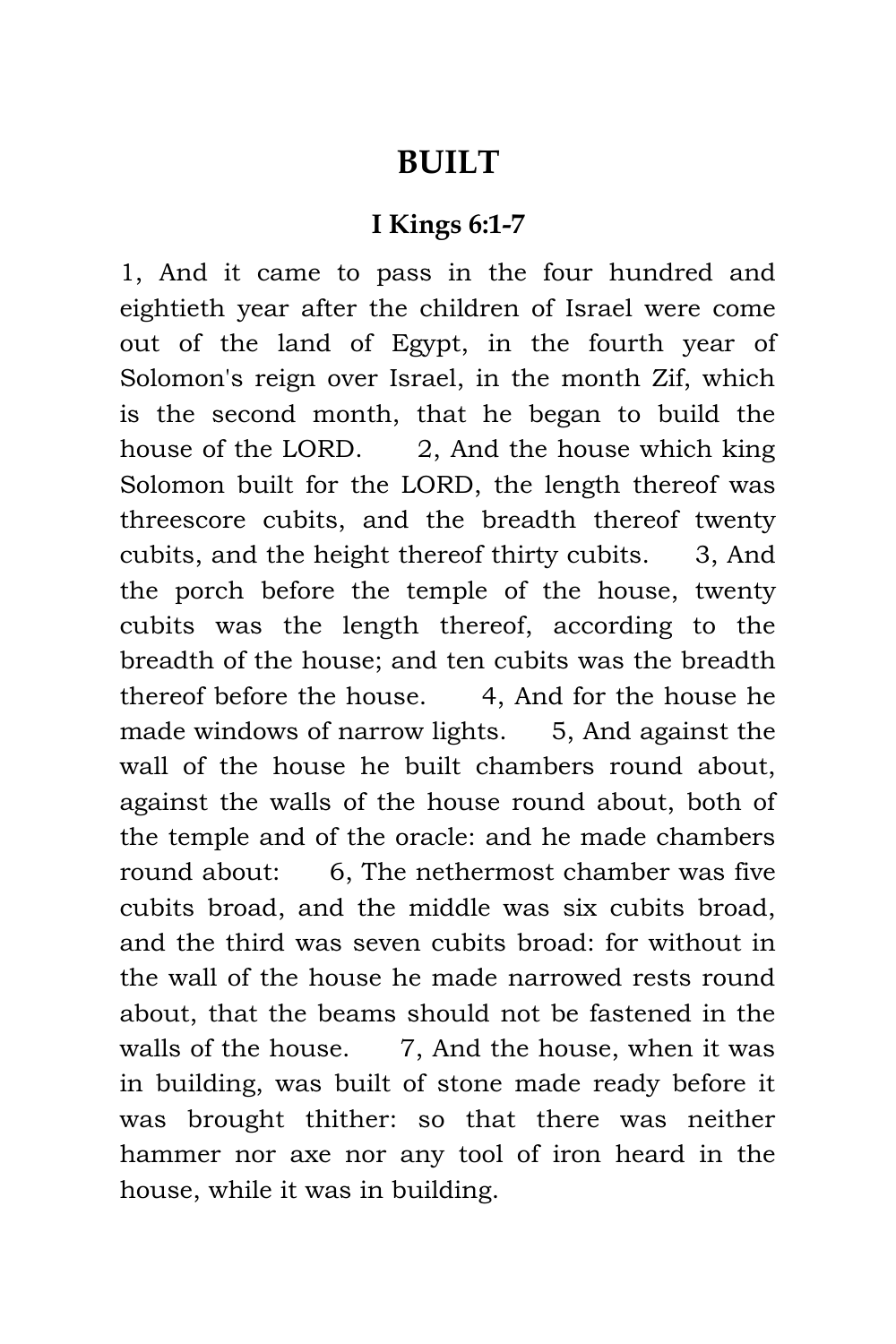# BUILT

## I Kings 6:1-7

1, And it came to pass in the four hundred and eightieth year after the children of Israel were come out of the land of Egypt, in the fourth year of Solomon's reign over Israel, in the month Zif, which is the second month, that he began to build the house of the LORD. 2, And the house which king Solomon built for the LORD, the length thereof was threescore cubits, and the breadth thereof twenty cubits, and the height thereof thirty cubits. 3, And the porch before the temple of the house, twenty cubits was the length thereof, according to the breadth of the house; and ten cubits was the breadth thereof before the house. 4, And for the house he made windows of narrow lights. 5, And against the wall of the house he built chambers round about, against the walls of the house round about, both of the temple and of the oracle: and he made chambers round about: 6, The nethermost chamber was five cubits broad, and the middle was six cubits broad, and the third was seven cubits broad: for without in the wall of the house he made narrowed rests round about, that the beams should not be fastened in the walls of the house. 7, And the house, when it was in building, was built of stone made ready before it was brought thither: so that there was neither hammer nor axe nor any tool of iron heard in the house, while it was in building.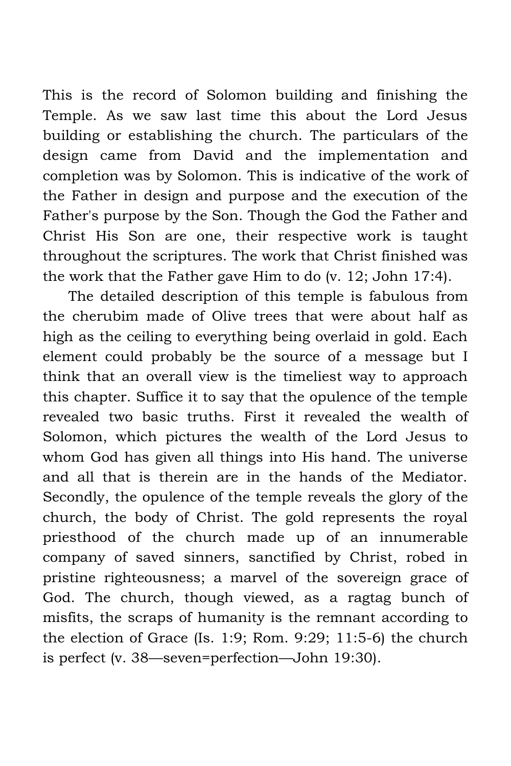This is the record of Solomon building and finishing the Temple. As we saw last time this about the Lord Jesus building or establishing the church. The particulars of the design came from David and the implementation and completion was by Solomon. This is indicative of the work of the Father in design and purpose and the execution of the Father's purpose by the Son. Though the God the Father and Christ His Son are one, their respective work is taught throughout the scriptures. The work that Christ finished was the work that the Father gave Him to do (v. 12; John 17:4).

The detailed description of this temple is fabulous from the cherubim made of Olive trees that were about half as high as the ceiling to everything being overlaid in gold. Each element could probably be the source of a message but I think that an overall view is the timeliest way to approach this chapter. Suffice it to say that the opulence of the temple revealed two basic truths. First it revealed the wealth of Solomon, which pictures the wealth of the Lord Jesus to whom God has given all things into His hand. The universe and all that is therein are in the hands of the Mediator. Secondly, the opulence of the temple reveals the glory of the church, the body of Christ. The gold represents the royal priesthood of the church made up of an innumerable company of saved sinners, sanctified by Christ, robed in pristine righteousness; a marvel of the sovereign grace of God. The church, though viewed, as a ragtag bunch of misfits, the scraps of humanity is the remnant according to the election of Grace (Is. 1:9; Rom. 9:29; 11:5-6) the church is perfect (v. 38—seven=perfection—John 19:30).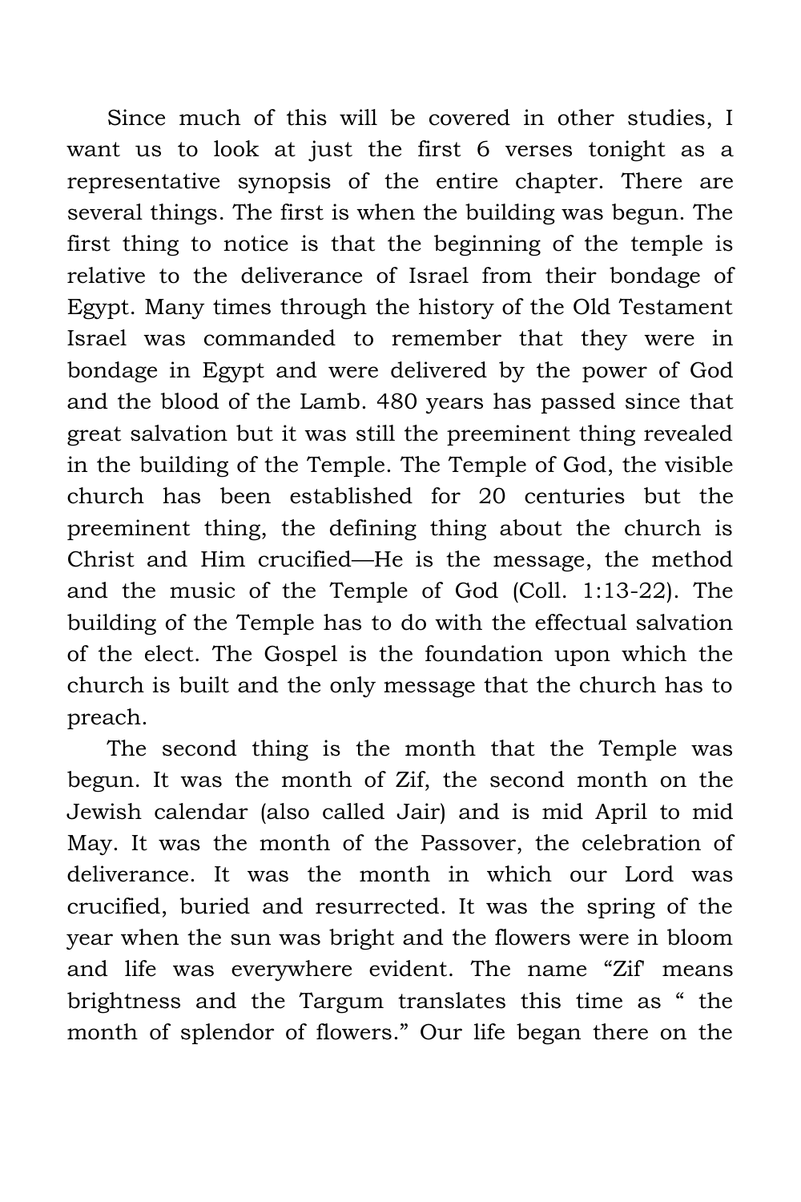Since much of this will be covered in other studies, I want us to look at just the first 6 verses tonight as a representative synopsis of the entire chapter. There are several things. The first is when the building was begun. The first thing to notice is that the beginning of the temple is relative to the deliverance of Israel from their bondage of Egypt. Many times through the history of the Old Testament Israel was commanded to remember that they were in bondage in Egypt and were delivered by the power of God and the blood of the Lamb. 480 years has passed since that great salvation but it was still the preeminent thing revealed in the building of the Temple. The Temple of God, the visible church has been established for 20 centuries but the preeminent thing, the defining thing about the church is Christ and Him crucified—He is the message, the method and the music of the Temple of God (Coll. 1:13-22). The building of the Temple has to do with the effectual salvation of the elect. The Gospel is the foundation upon which the church is built and the only message that the church has to preach.

The second thing is the month that the Temple was begun. It was the month of Zif, the second month on the Jewish calendar (also called Jair) and is mid April to mid May. It was the month of the Passover, the celebration of deliverance. It was the month in which our Lord was crucified, buried and resurrected. It was the spring of the year when the sun was bright and the flowers were in bloom and life was everywhere evident. The name "Zif' means brightness and the Targum translates this time as " the month of splendor of flowers." Our life began there on the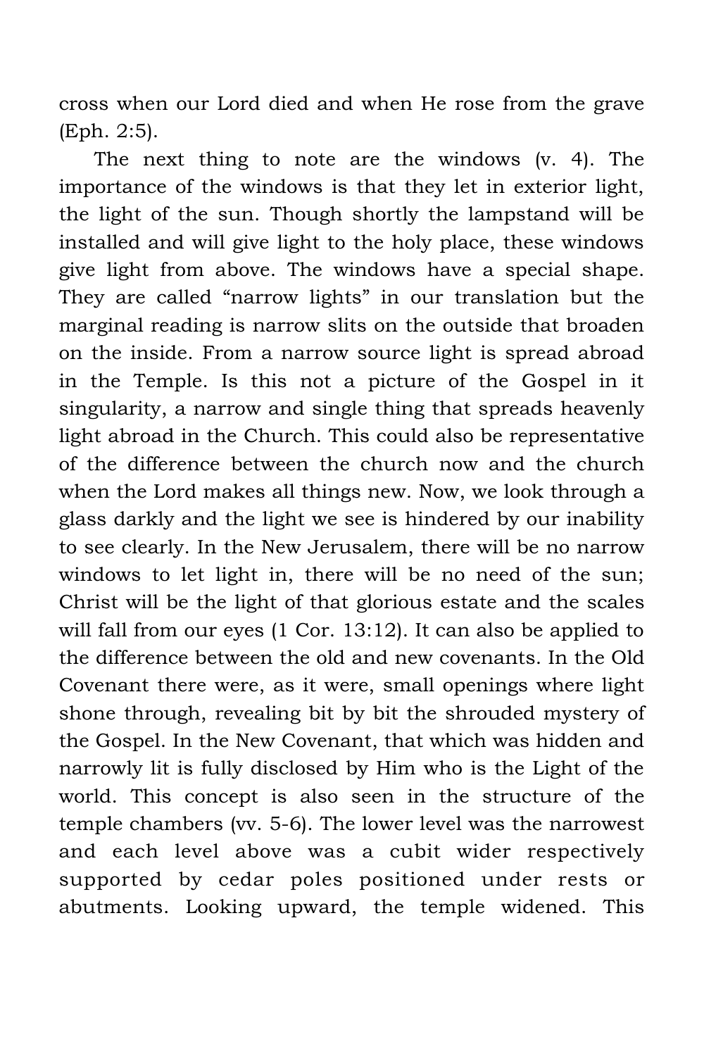cross when our Lord died and when He rose from the grave (Eph. 2:5).

The next thing to note are the windows (v. 4). The importance of the windows is that they let in exterior light, the light of the sun. Though shortly the lampstand will be installed and will give light to the holy place, these windows give light from above. The windows have a special shape. They are called "narrow lights" in our translation but the marginal reading is narrow slits on the outside that broaden on the inside. From a narrow source light is spread abroad in the Temple. Is this not a picture of the Gospel in it singularity, a narrow and single thing that spreads heavenly light abroad in the Church. This could also be representative of the difference between the church now and the church when the Lord makes all things new. Now, we look through a glass darkly and the light we see is hindered by our inability to see clearly. In the New Jerusalem, there will be no narrow windows to let light in, there will be no need of the sun; Christ will be the light of that glorious estate and the scales will fall from our eyes (1 Cor. 13:12). It can also be applied to the difference between the old and new covenants. In the Old Covenant there were, as it were, small openings where light shone through, revealing bit by bit the shrouded mystery of the Gospel. In the New Covenant, that which was hidden and narrowly lit is fully disclosed by Him who is the Light of the world. This concept is also seen in the structure of the temple chambers (vv. 5-6). The lower level was the narrowest and each level above was a cubit wider respectively supported by cedar poles positioned under rests or abutments. Looking upward, the temple widened. This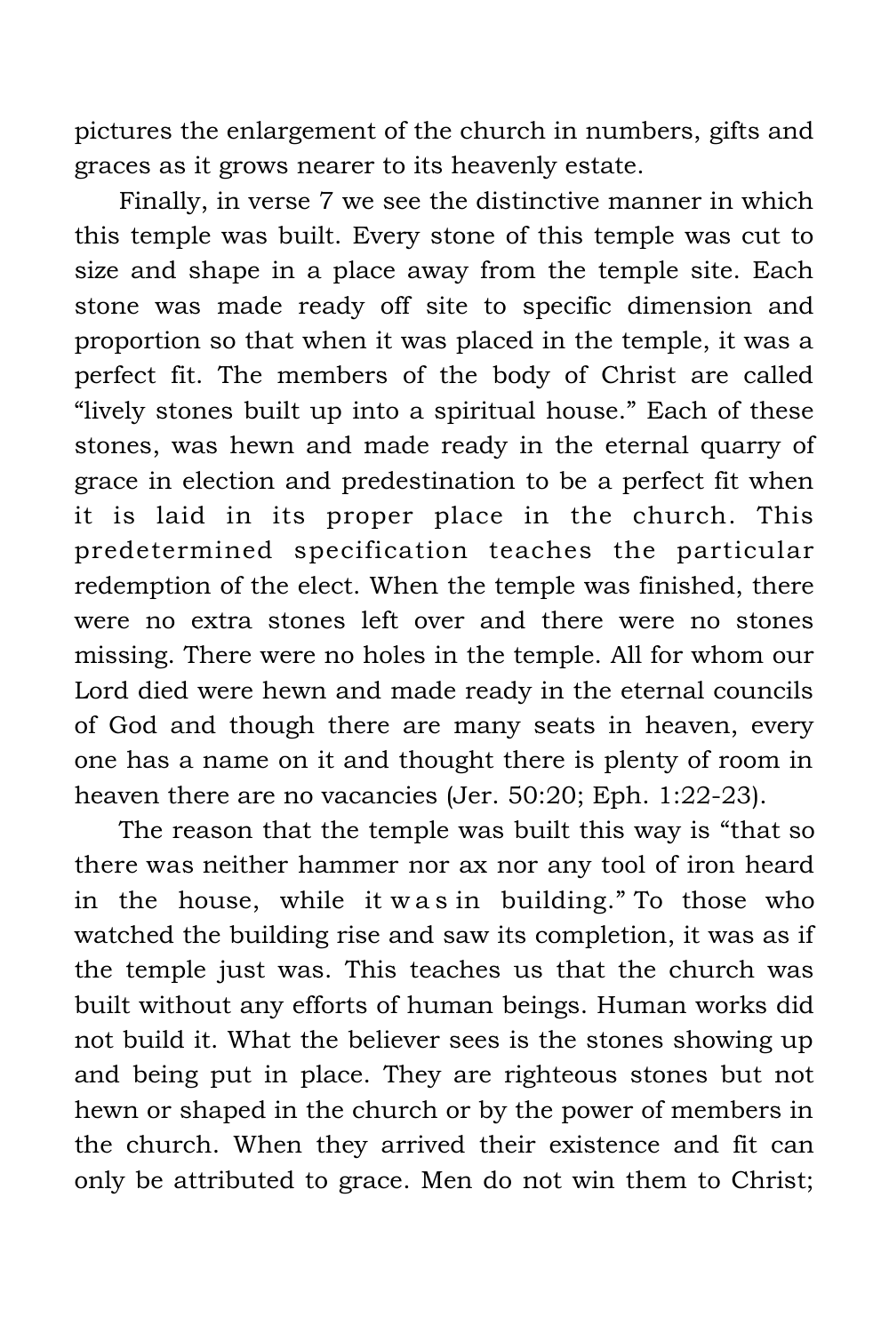pictures the enlargement of the church in numbers, gifts and graces as it grows nearer to its heavenly estate.

Finally, in verse 7 we see the distinctive manner in which this temple was built. Every stone of this temple was cut to size and shape in a place away from the temple site. Each stone was made ready off site to specific dimension and proportion so that when it was placed in the temple, it was a perfect fit. The members of the body of Christ are called "lively stones built up into a spiritual house." Each of these stones, was hewn and made ready in the eternal quarry of grace in election and predestination to be a perfect fit when it is laid in its proper place in the church. This predetermined specification teaches the particular redemption of the elect. When the temple was finished, there were no extra stones left over and there were no stones missing. There were no holes in the temple. All for whom our Lord died were hewn and made ready in the eternal councils of God and though there are many seats in heaven, every one has a name on it and thought there is plenty of room in heaven there are no vacancies (Jer. 50:20; Eph. 1:22-23).

The reason that the temple was built this way is "that so there was neither hammer nor ax nor any tool of iron heard in the house, while it was in building." To those who watched the building rise and saw its completion, it was as if the temple just was. This teaches us that the church was built without any efforts of human beings. Human works did not build it. What the believer sees is the stones showing up and being put in place. They are righteous stones but not hewn or shaped in the church or by the power of members in the church. When they arrived their existence and fit can only be attributed to grace. Men do not win them to Christ;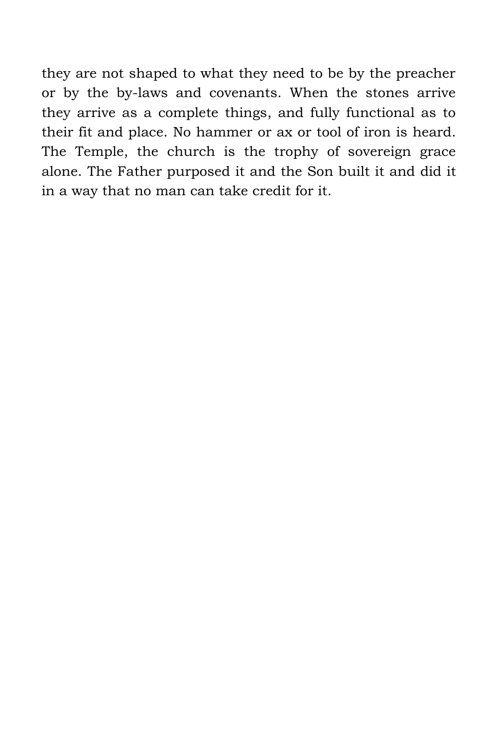they are not shaped to what they need to be by the preacher or by the by-laws and covenants. When the stones arrive they arrive as a complete things, and fully functional as to their fit and place. No hammer or ax or tool of iron is heard. The Temple, the church is the trophy of sovereign grace alone. The Father purposed it and the Son built it and did it in a way that no man can take credit for it.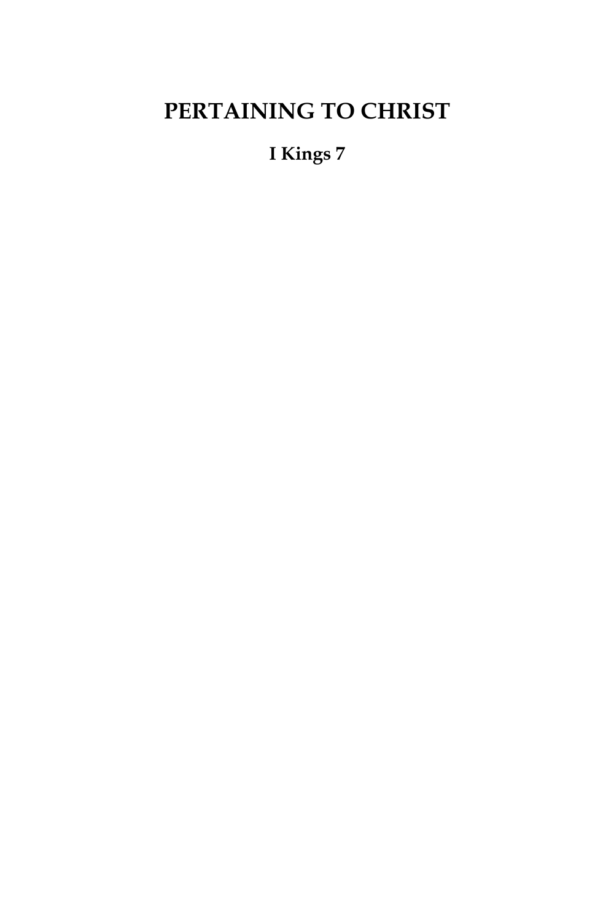# PERTAINING TO CHRIST

**I Kings 7**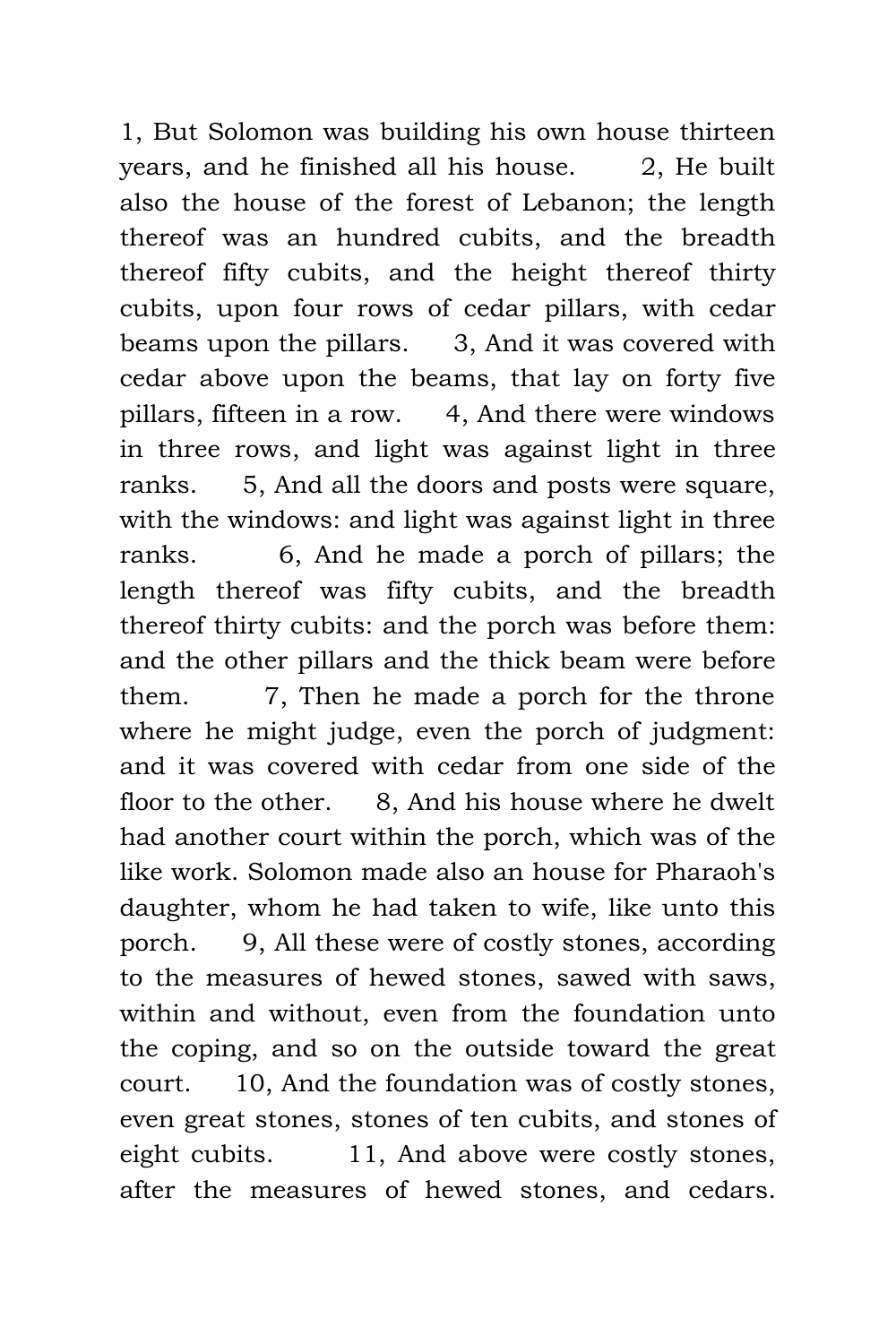1, But Solomon was building his own house thirteen years, and he finished all his house. 2, He built also the house of the forest of Lebanon; the length thereof was an hundred cubits, and the breadth thereof fifty cubits, and the height thereof thirty cubits, upon four rows of cedar pillars, with cedar beams upon the pillars. 3, And it was covered with cedar above upon the beams, that lay on forty five pillars, fifteen in a row. 4, And there were windows in three rows, and light was against light in three ranks. 5, And all the doors and posts were square, with the windows: and light was against light in three ranks. 6, And he made a porch of pillars; the length thereof was fifty cubits, and the breadth thereof thirty cubits: and the porch was before them: and the other pillars and the thick beam were before them. 7, Then he made a porch for the throne where he might judge, even the porch of judgment: and it was covered with cedar from one side of the floor to the other. 8, And his house where he dwelt had another court within the porch, which was of the like work. Solomon made also an house for Pharaoh's daughter, whom he had taken to wife, like unto this porch. 9, All these were of costly stones, according to the measures of hewed stones, sawed with saws, within and without, even from the foundation unto the coping, and so on the outside toward the great court. 10, And the foundation was of costly stones, even great stones, stones of ten cubits, and stones of eight cubits. 11, And above were costly stones, after the measures of hewed stones, and cedars.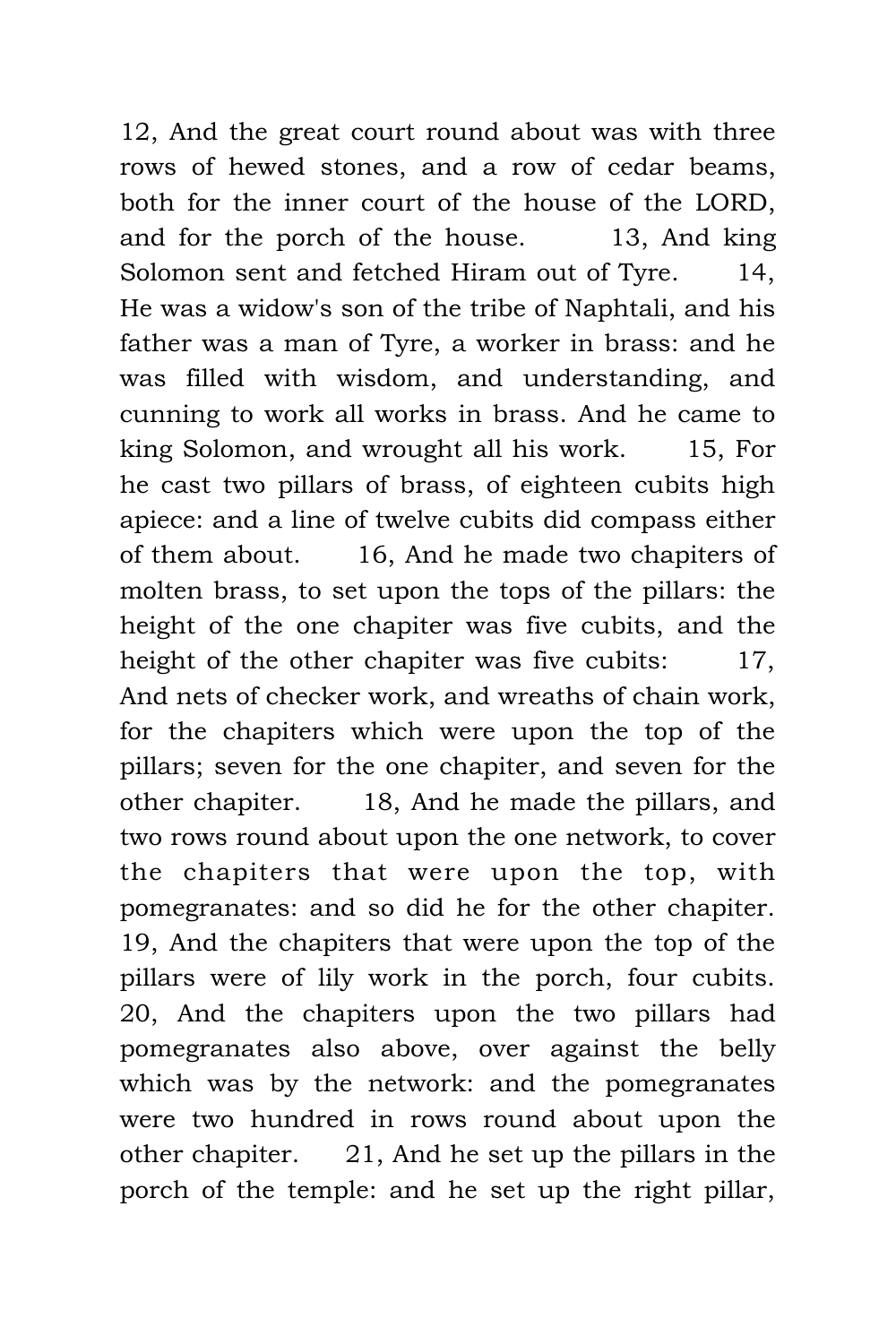12, And the great court round about was with three rows of hewed stones, and a row of cedar beams, both for the inner court of the house of the LORD, and for the porch of the house. 13, And king Solomon sent and fetched Hiram out of Tyre. 14, He was a widow's son of the tribe of Naphtali, and his father was a man of Tyre, a worker in brass: and he was filled with wisdom, and understanding, and cunning to work all works in brass. And he came to king Solomon, and wrought all his work. 15, For he cast two pillars of brass, of eighteen cubits high apiece: and a line of twelve cubits did compass either of them about. 16, And he made two chapiters of molten brass, to set upon the tops of the pillars: the height of the one chapiter was five cubits, and the height of the other chapiter was five cubits: 17, And nets of checker work, and wreaths of chain work, for the chapiters which were upon the top of the pillars; seven for the one chapiter, and seven for the other chapiter. 18, And he made the pillars, and two rows round about upon the one network, to cover the chapiters that were upon the top, with pomegranates: and so did he for the other chapiter. 19, And the chapiters that were upon the top of the pillars were of lily work in the porch, four cubits. 20, And the chapiters upon the two pillars had pomegranates also above, over against the belly which was by the network: and the pomegranates were two hundred in rows round about upon the other chapiter. 21, And he set up the pillars in the porch of the temple: and he set up the right pillar,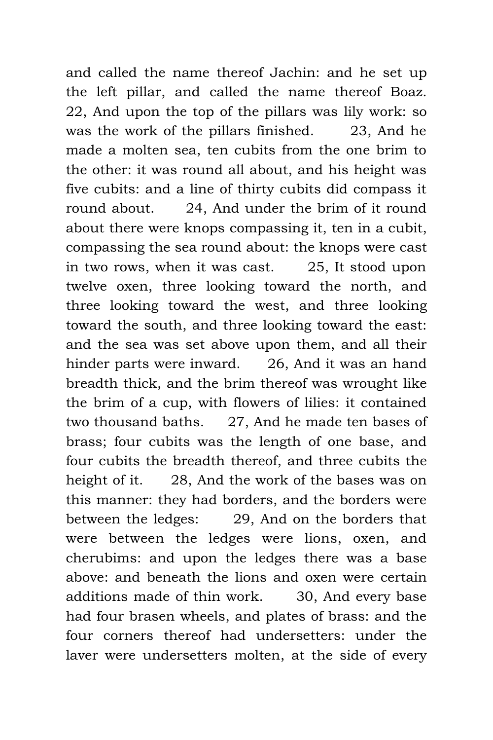and called the name thereof Jachin: and he set up the left pillar, and called the name thereof Boaz. 22, And upon the top of the pillars was lily work: so was the work of the pillars finished. 23, And he made a molten sea, ten cubits from the one brim to the other: it was round all about, and his height was five cubits: and a line of thirty cubits did compass it round about. 24, And under the brim of it round about there were knops compassing it, ten in a cubit, compassing the sea round about: the knops were cast in two rows, when it was cast. 25, It stood upon twelve oxen, three looking toward the north, and three looking toward the west, and three looking toward the south, and three looking toward the east: and the sea was set above upon them, and all their hinder parts were inward. 26, And it was an hand breadth thick, and the brim thereof was wrought like the brim of a cup, with flowers of lilies: it contained two thousand baths. 27, And he made ten bases of brass; four cubits was the length of one base, and four cubits the breadth thereof, and three cubits the height of it. 28, And the work of the bases was on this manner: they had borders, and the borders were between the ledges: 29, And on the borders that were between the ledges were lions, oxen, and cherubims: and upon the ledges there was a base above: and beneath the lions and oxen were certain additions made of thin work. 30, And every base had four brasen wheels, and plates of brass: and the four corners thereof had undersetters: under the laver were undersetters molten, at the side of every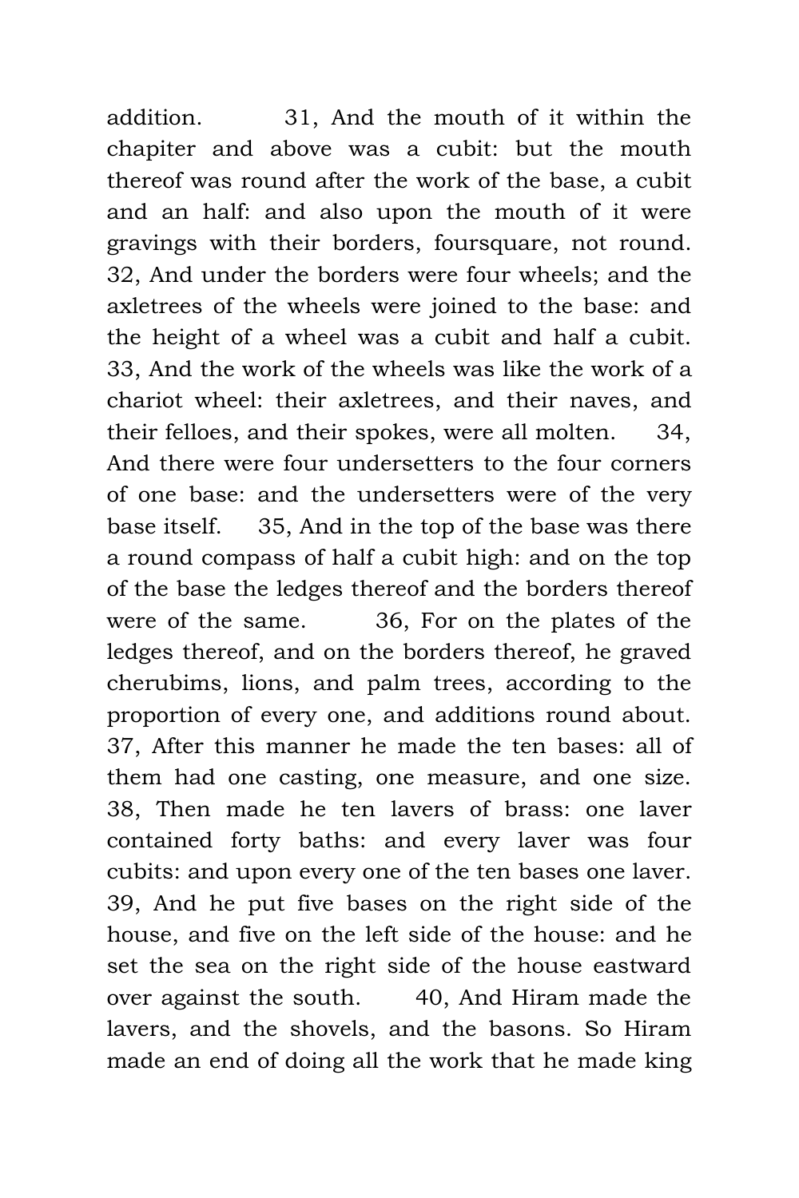addition. 31, And the mouth of it within the chapiter and above was a cubit: but the mouth thereof was round after the work of the base, a cubit and an half: and also upon the mouth of it were gravings with their borders, foursquare, not round. 32, And under the borders were four wheels; and the axletrees of the wheels were joined to the base: and the height of a wheel was a cubit and half a cubit. 33, And the work of the wheels was like the work of a chariot wheel: their axletrees, and their naves, and their felloes, and their spokes, were all molten. 34, And there were four undersetters to the four corners of one base: and the undersetters were of the very base itself. 35, And in the top of the base was there a round compass of half a cubit high: and on the top of the base the ledges thereof and the borders thereof were of the same. 36, For on the plates of the ledges thereof, and on the borders thereof, he graved cherubims, lions, and palm trees, according to the proportion of every one, and additions round about. 37, After this manner he made the ten bases: all of them had one casting, one measure, and one size. 38, Then made he ten lavers of brass: one laver contained forty baths: and every laver was four cubits: and upon every one of the ten bases one laver. 39, And he put five bases on the right side of the house, and five on the left side of the house: and he set the sea on the right side of the house eastward over against the south. 40, And Hiram made the lavers, and the shovels, and the basons. So Hiram made an end of doing all the work that he made king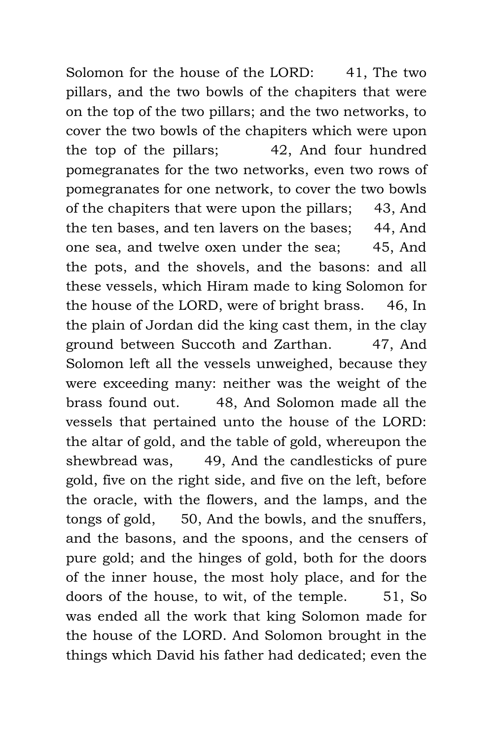Solomon for the house of the LORD: 41, The two pillars, and the two bowls of the chapiters that were on the top of the two pillars; and the two networks, to cover the two bowls of the chapiters which were upon the top of the pillars; 42, And four hundred pomegranates for the two networks, even two rows of pomegranates for one network, to cover the two bowls of the chapiters that were upon the pillars; 43, And the ten bases, and ten lavers on the bases; 44, And one sea, and twelve oxen under the sea; 45, And the pots, and the shovels, and the basons: and all these vessels, which Hiram made to king Solomon for the house of the LORD, were of bright brass. 46, In the plain of Jordan did the king cast them, in the clay ground between Succoth and Zarthan. 47, And Solomon left all the vessels unweighed, because they were exceeding many: neither was the weight of the brass found out. 48, And Solomon made all the vessels that pertained unto the house of the LORD: the altar of gold, and the table of gold, whereupon the shewbread was, 49, And the candlesticks of pure gold, five on the right side, and five on the left, before the oracle, with the flowers, and the lamps, and the tongs of gold, 50, And the bowls, and the snuffers, and the basons, and the spoons, and the censers of pure gold; and the hinges of gold, both for the doors of the inner house, the most holy place, and for the doors of the house, to wit, of the temple. 51, So was ended all the work that king Solomon made for the house of the LORD. And Solomon brought in the things which David his father had dedicated; even the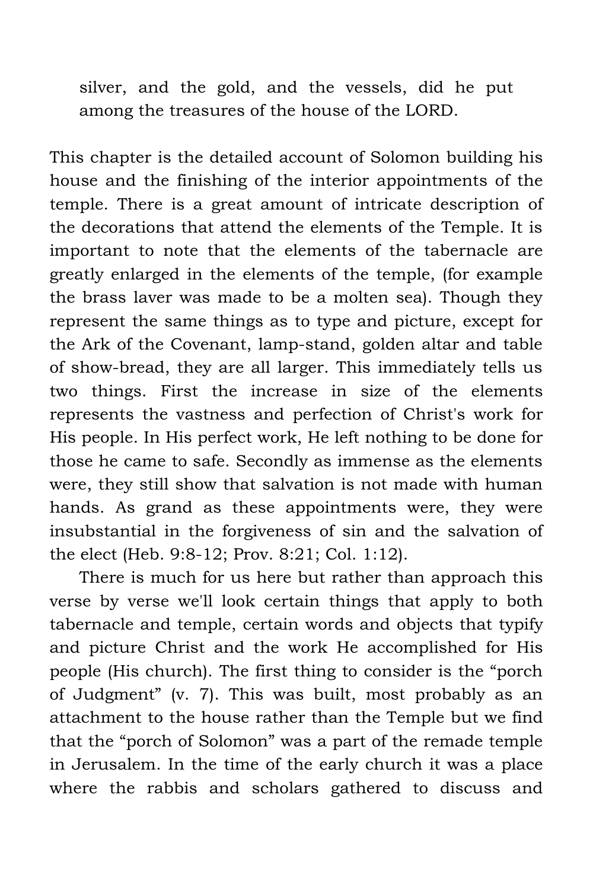> silver, and the gold, and the vessels, did he put among the treasures of the house of the LORD.

This chapter is the detailed account of Solomon building his house and the finishing of the interior appointments of the temple. There is a great amount of intricate description of the decorations that attend the elements of the Temple. It is important to note that the elements of the tabernacle are greatly enlarged in the elements of the temple, (for example the brass laver was made to be a molten sea). Though they represent the same things as to type and picture, except for the Ark of the Covenant, lamp-stand, golden altar and table of show-bread, they are all larger. This immediately tells us two things. First the increase in size of the elements represents the vastness and perfection of Christ's work for His people. In His perfect work, He left nothing to be done for those he came to safe. Secondly as immense as the elements were, they still show that salvation is not made with human hands. As grand as these appointments were, they were insubstantial in the forgiveness of sin and the salvation of the elect (Heb. 9:8-12; Prov. 8:21; Col. 1:12).

There is much for us here but rather than approach this verse by verse we'll look certain things that apply to both tabernacle and temple, certain words and objects that typify and picture Christ and the work He accomplished for His people (His church). The first thing to consider is the "porch of Judgment" (v. 7). This was built, most probably as an attachment to the house rather than the Temple but we find that the "porch of Solomon" was a part of the remade temple in Jerusalem. In the time of the early church it was a place where the rabbis and scholars gathered to discuss and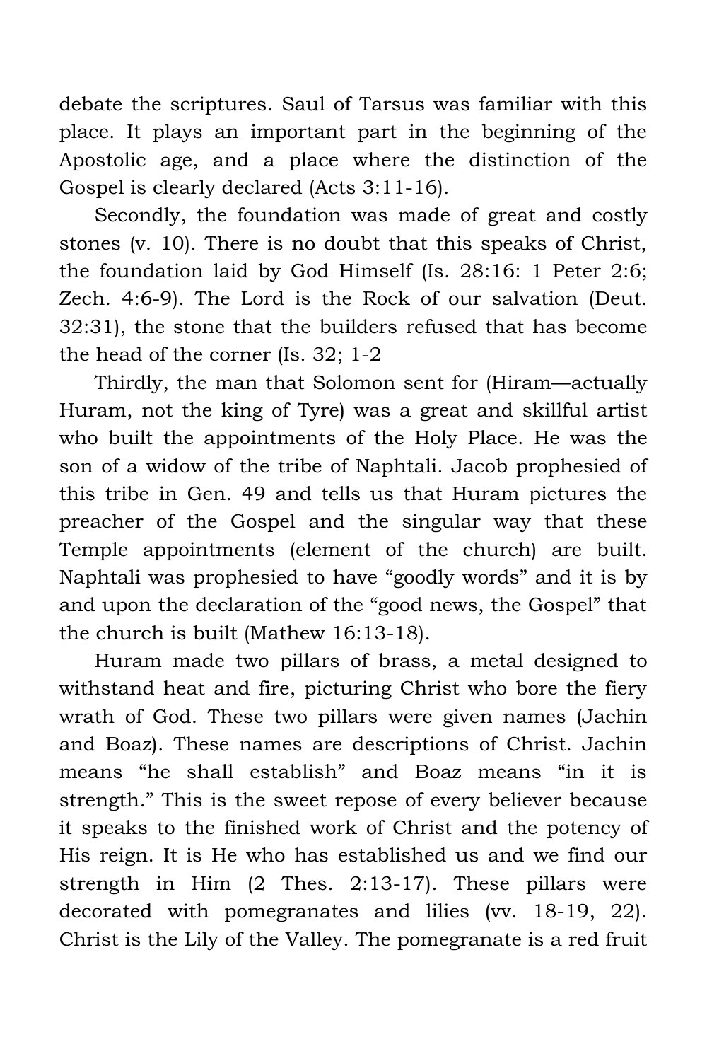debate the scriptures. Saul of Tarsus was familiar with this place. It plays an important part in the beginning of the Apostolic age, and a place where the distinction of the Gospel is clearly declared (Acts 3:11-16).

Secondly, the foundation was made of great and costly stones (v. 10). There is no doubt that this speaks of Christ, the foundation laid by God Himself (Is. 28:16: 1 Peter 2:6; Zech. 4:6-9). The Lord is the Rock of our salvation (Deut. 32:31), the stone that the builders refused that has become the head of the corner (Is. 32; 1-2

Thirdly, the man that Solomon sent for (Hiram—actually Huram, not the king of Tyre) was a great and skillful artist who built the appointments of the Holy Place. He was the son of a widow of the tribe of Naphtali. Jacob prophesied of this tribe in Gen. 49 and tells us that Huram pictures the preacher of the Gospel and the singular way that these Temple appointments (element of the church) are built. Naphtali was prophesied to have "goodly words" and it is by and upon the declaration of the "good news, the Gospel" that the church is built (Mathew 16:13-18).

Huram made two pillars of brass, a metal designed to withstand heat and fire, picturing Christ who bore the fiery wrath of God. These two pillars were given names (Jachin and Boaz). These names are descriptions of Christ. Jachin means "he shall establish" and Boaz means "in it is strength." This is the sweet repose of every believer because it speaks to the finished work of Christ and the potency of His reign. It is He who has established us and we find our strength in Him (2 Thes. 2:13-17). These pillars were decorated with pomegranates and lilies (vv. 18-19, 22). Christ is the Lily of the Valley. The pomegranate is a red fruit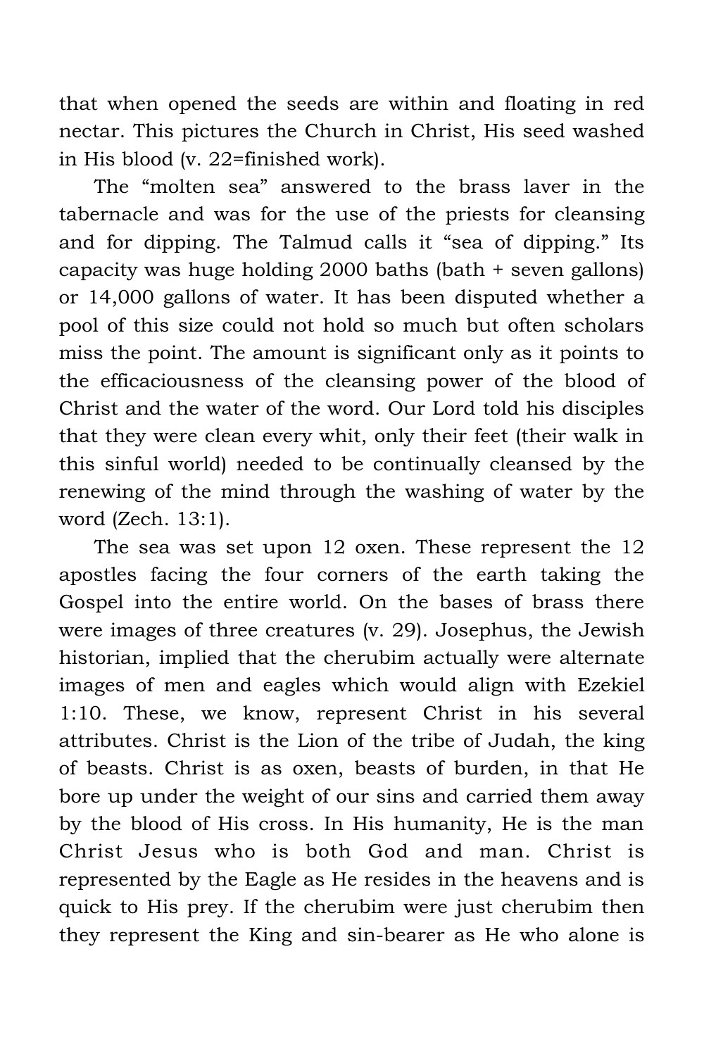that when opened the seeds are within and floating in red nectar. This pictures the Church in Christ, His seed washed in His blood (v. 22=finished work).

The "molten sea" answered to the brass laver in the tabernacle and was for the use of the priests for cleansing and for dipping. The Talmud calls it "sea of dipping." Its capacity was huge holding 2000 baths (bath + seven gallons) or 14,000 gallons of water. It has been disputed whether a pool of this size could not hold so much but often scholars miss the point. The amount is significant only as it points to the efficaciousness of the cleansing power of the blood of Christ and the water of the word. Our Lord told his disciples that they were clean every whit, only their feet (their walk in this sinful world) needed to be continually cleansed by the renewing of the mind through the washing of water by the word (Zech. 13:1).

The sea was set upon 12 oxen. These represent the 12 apostles facing the four corners of the earth taking the Gospel into the entire world. On the bases of brass there were images of three creatures (v. 29). Josephus, the Jewish historian, implied that the cherubim actually were alternate images of men and eagles which would align with Ezekiel 1:10. These, we know, represent Christ in his several attributes. Christ is the Lion of the tribe of Judah, the king of beasts. Christ is as oxen, beasts of burden, in that He bore up under the weight of our sins and carried them away by the blood of His cross. In His humanity, He is the man Christ Jesus who is both God and man. Christ is represented by the Eagle as He resides in the heavens and is quick to His prey. If the cherubim were just cherubim then they represent the King and sin-bearer as He who alone is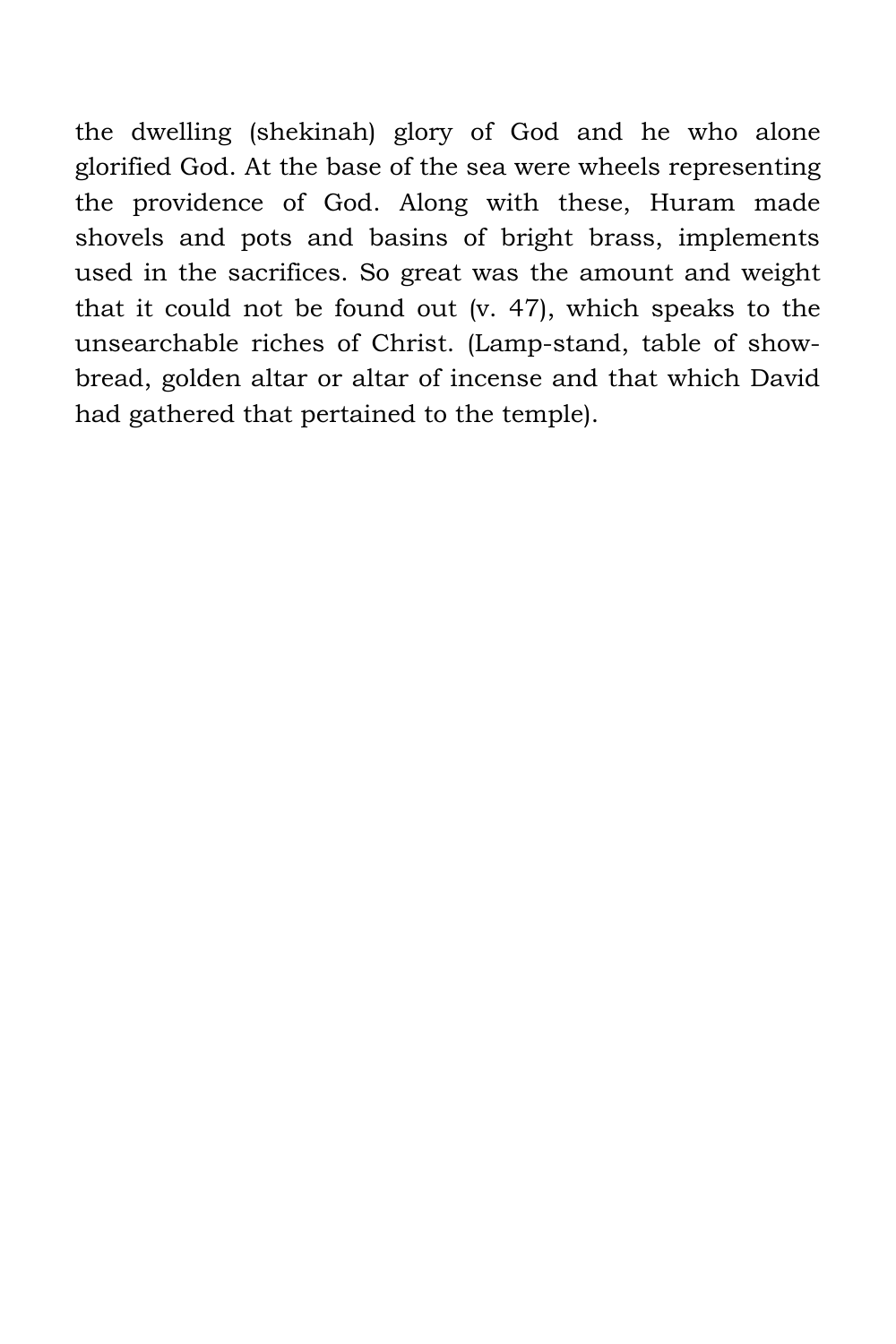the dwelling (shekinah) glory of God and he who alone glorified God. At the base of the sea were wheels representing the providence of God. Along with these, Huram made shovels and pots and basins of bright brass, implements used in the sacrifices. So great was the amount and weight that it could not be found out (v. 47), which speaks to the unsearchable riches of Christ. (Lamp-stand, table of show-bread, golden altar or altar of incense and that which David had gathered that pertained to the temple).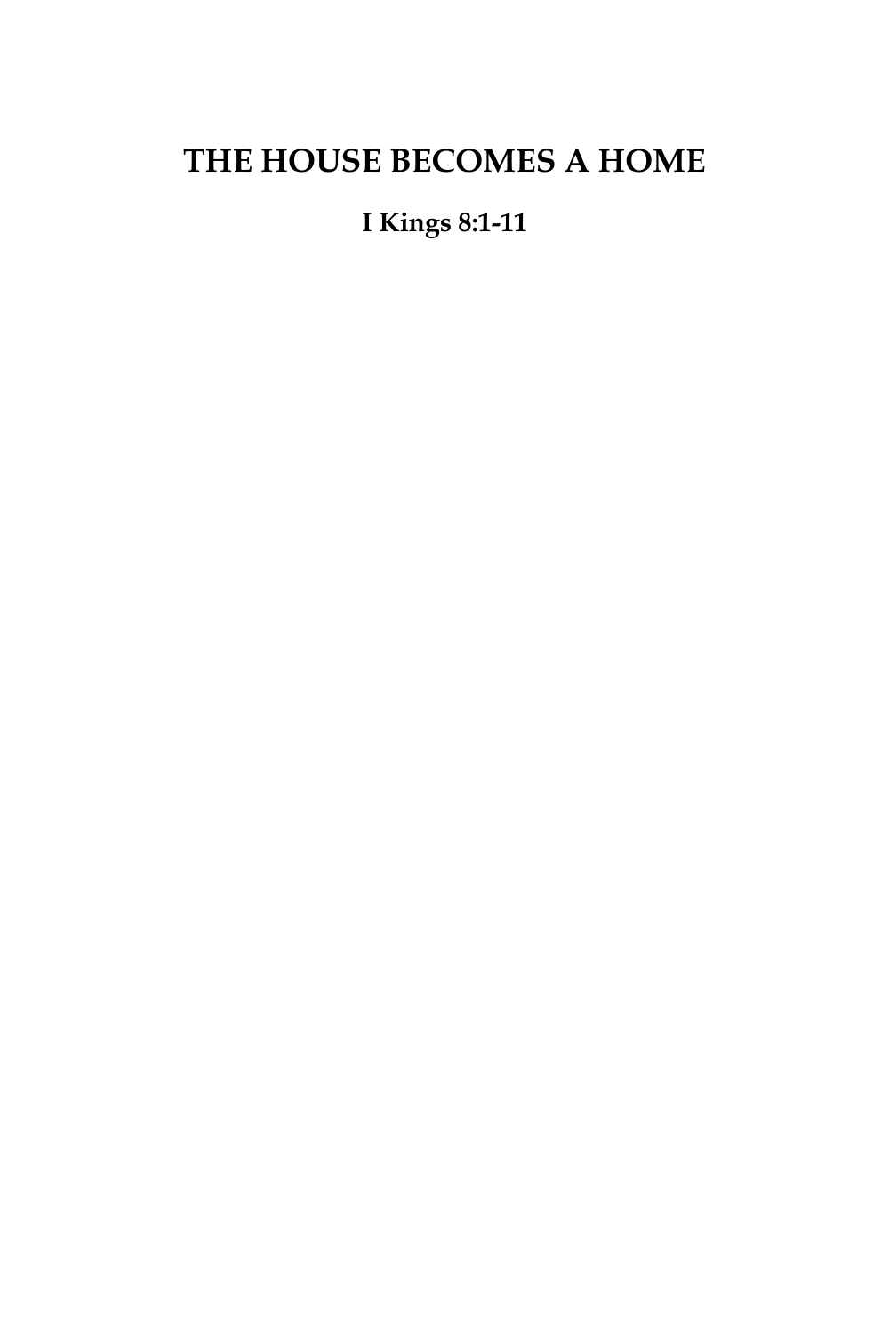# THE HOUSE BECOMES A HOME

**I Kings 8:1-11**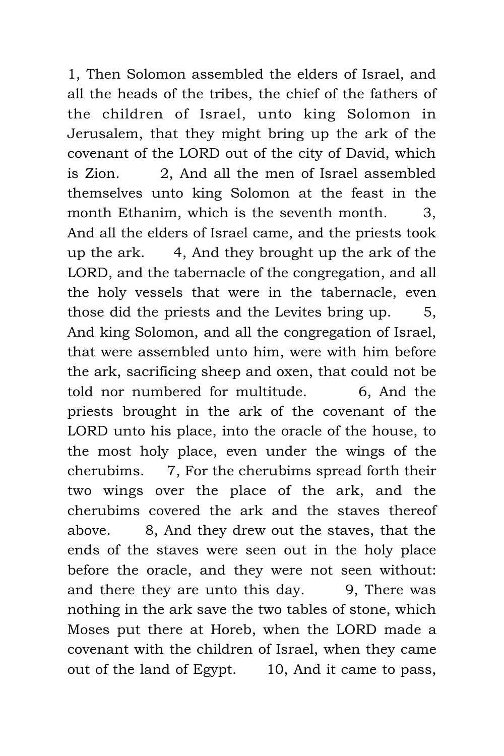1, Then Solomon assembled the elders of Israel, and all the heads of the tribes, the chief of the fathers of the children of Israel, unto king Solomon in Jerusalem, that they might bring up the ark of the covenant of the LORD out of the city of David, which is Zion. 2, And all the men of Israel assembled themselves unto king Solomon at the feast in the month Ethanim, which is the seventh month. 3, And all the elders of Israel came, and the priests took up the ark. 4, And they brought up the ark of the LORD, and the tabernacle of the congregation, and all the holy vessels that were in the tabernacle, even those did the priests and the Levites bring up. 5, And king Solomon, and all the congregation of Israel, that were assembled unto him, were with him before the ark, sacrificing sheep and oxen, that could not be told nor numbered for multitude. 6, And the priests brought in the ark of the covenant of the LORD unto his place, into the oracle of the house, to the most holy place, even under the wings of the cherubims. 7, For the cherubims spread forth their two wings over the place of the ark, and the cherubims covered the ark and the staves thereof above. 8, And they drew out the staves, that the ends of the staves were seen out in the holy place before the oracle, and they were not seen without: and there they are unto this day. 9, There was nothing in the ark save the two tables of stone, which Moses put there at Horeb, when the LORD made a covenant with the children of Israel, when they came out of the land of Egypt. 10, And it came to pass,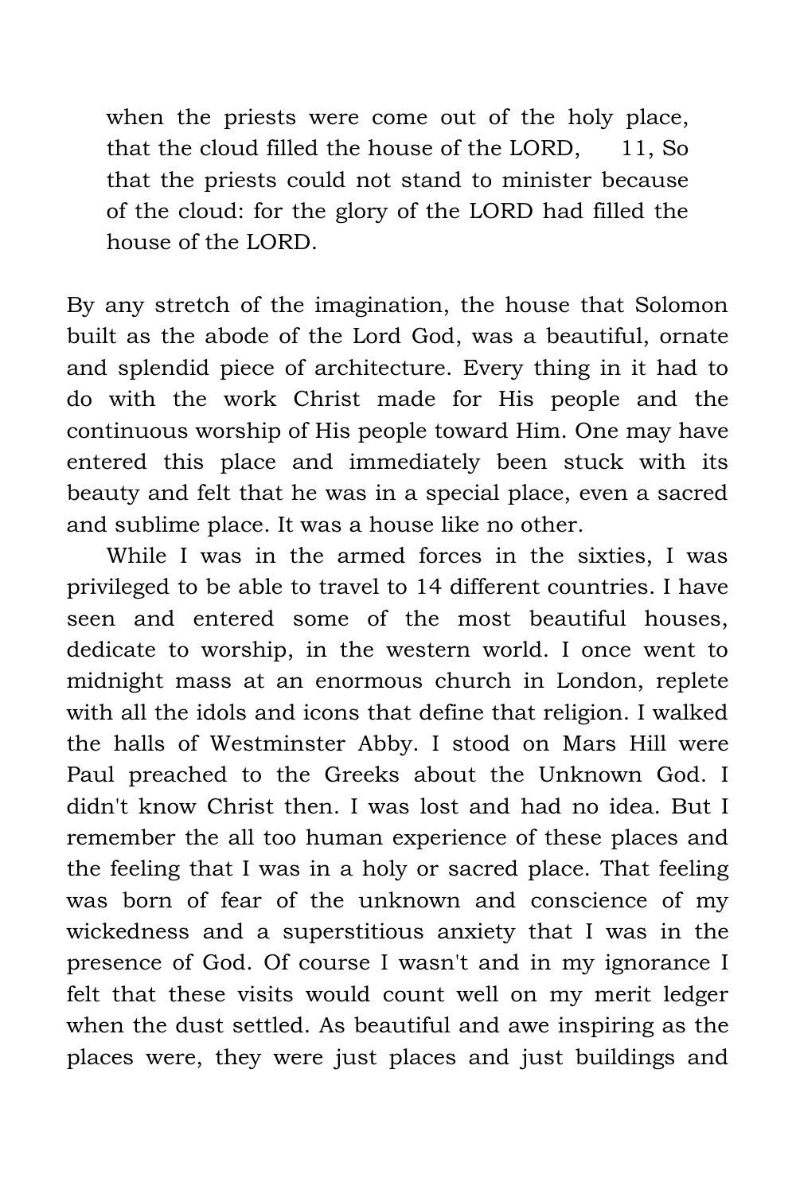> when the priests were come out of the holy place, that the cloud filled the house of the LORD, 11, So that the priests could not stand to minister because of the cloud: for the glory of the LORD had filled the house of the LORD.

By any stretch of the imagination, the house that Solomon built as the abode of the Lord God, was a beautiful, ornate and splendid piece of architecture. Every thing in it had to do with the work Christ made for His people and the continuous worship of His people toward Him. One may have entered this place and immediately been stuck with its beauty and felt that he was in a special place, even a sacred and sublime place. It was a house like no other.

While I was in the armed forces in the sixties, I was privileged to be able to travel to 14 different countries. I have seen and entered some of the most beautiful houses, dedicate to worship, in the western world. I once went to midnight mass at an enormous church in London, replete with all the idols and icons that define that religion. I walked the halls of Westminster Abby. I stood on Mars Hill were Paul preached to the Greeks about the Unknown God. I didn't know Christ then. I was lost and had no idea. But I remember the all too human experience of these places and the feeling that I was in a holy or sacred place. That feeling was born of fear of the unknown and conscience of my wickedness and a superstitious anxiety that I was in the presence of God. Of course I wasn't and in my ignorance I felt that these visits would count well on my merit ledger when the dust settled. As beautiful and awe inspiring as the places were, they were just places and just buildings and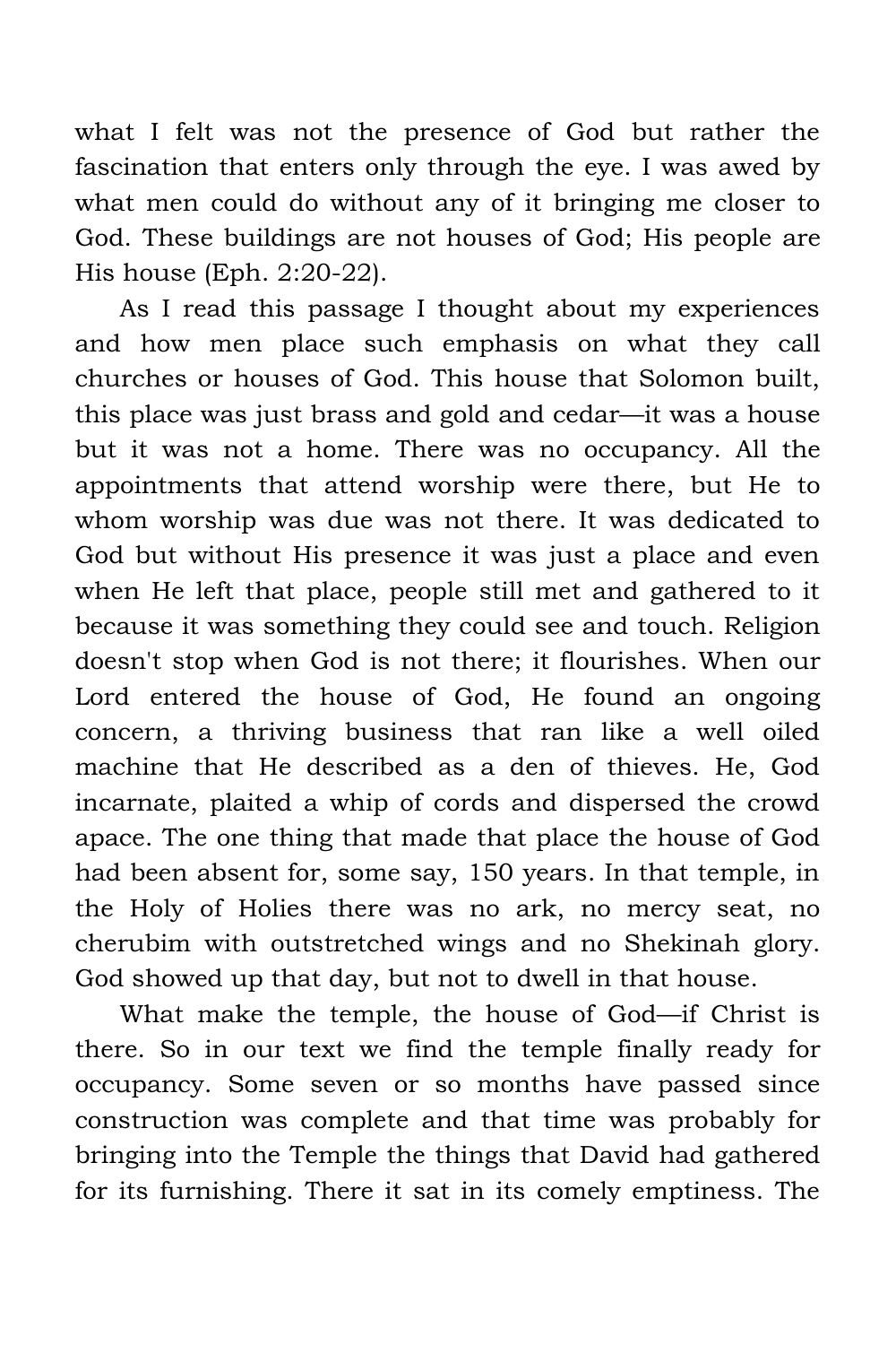what I felt was not the presence of God but rather the fascination that enters only through the eye. I was awed by what men could do without any of it bringing me closer to God. These buildings are not houses of God; His people are His house (Eph. 2:20-22).

As I read this passage I thought about my experiences and how men place such emphasis on what they call churches or houses of God. This house that Solomon built, this place was just brass and gold and cedar—it was a house but it was not a home. There was no occupancy. All the appointments that attend worship were there, but He to whom worship was due was not there. It was dedicated to God but without His presence it was just a place and even when He left that place, people still met and gathered to it because it was something they could see and touch. Religion doesn't stop when God is not there; it flourishes. When our Lord entered the house of God, He found an ongoing concern, a thriving business that ran like a well oiled machine that He described as a den of thieves. He, God incarnate, plaited a whip of cords and dispersed the crowd apace. The one thing that made that place the house of God had been absent for, some say, 150 years. In that temple, in the Holy of Holies there was no ark, no mercy seat, no cherubim with outstretched wings and no Shekinah glory. God showed up that day, but not to dwell in that house.

What make the temple, the house of God—if Christ is there. So in our text we find the temple finally ready for occupancy. Some seven or so months have passed since construction was complete and that time was probably for bringing into the Temple the things that David had gathered for its furnishing. There it sat in its comely emptiness. The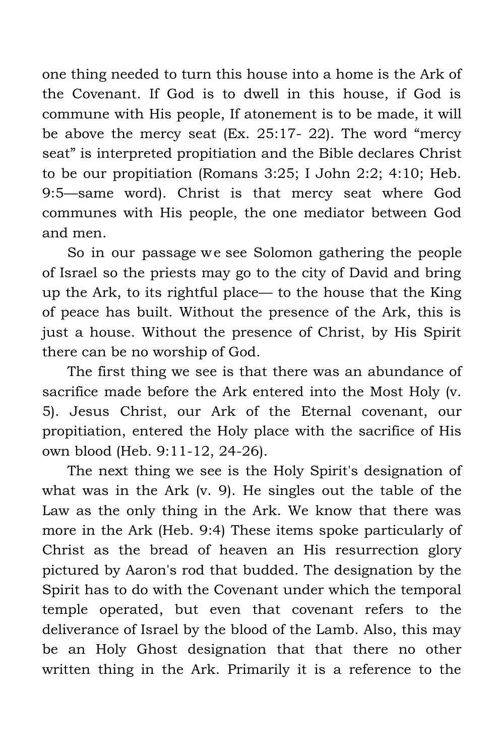one thing needed to turn this house into a home is the Ark of the Covenant. If God is to dwell in this house, if God is commune with His people, If atonement is to be made, it will be above the mercy seat (Ex. 25:17- 22). The word “mercy seat” is interpreted propitiation and the Bible declares Christ to be our propitiation (Romans 3:25; I John 2:2; 4:10; Heb. 9:5—same word). Christ is that mercy seat where God communes with His people, the one mediator between God and men.

So in our passage we see Solomon gathering the people of Israel so the priests may go to the city of David and bring up the Ark, to its rightful place— to the house that the King of peace has built. Without the presence of the Ark, this is just a house. Without the presence of Christ, by His Spirit there can be no worship of God.

The first thing we see is that there was an abundance of sacrifice made before the Ark entered into the Most Holy (v. 5). Jesus Christ, our Ark of the Eternal covenant, our propitiation, entered the Holy place with the sacrifice of His own blood (Heb. 9:11-12, 24-26).

The next thing we see is the Holy Spirit's designation of what was in the Ark (v. 9). He singles out the table of the Law as the only thing in the Ark. We know that there was more in the Ark (Heb. 9:4) These items spoke particularly of Christ as the bread of heaven an His resurrection glory pictured by Aaron's rod that budded. The designation by the Spirit has to do with the Covenant under which the temporal temple operated, but even that covenant refers to the deliverance of Israel by the blood of the Lamb. Also, this may be an Holy Ghost designation that that there no other written thing in the Ark. Primarily it is a reference to the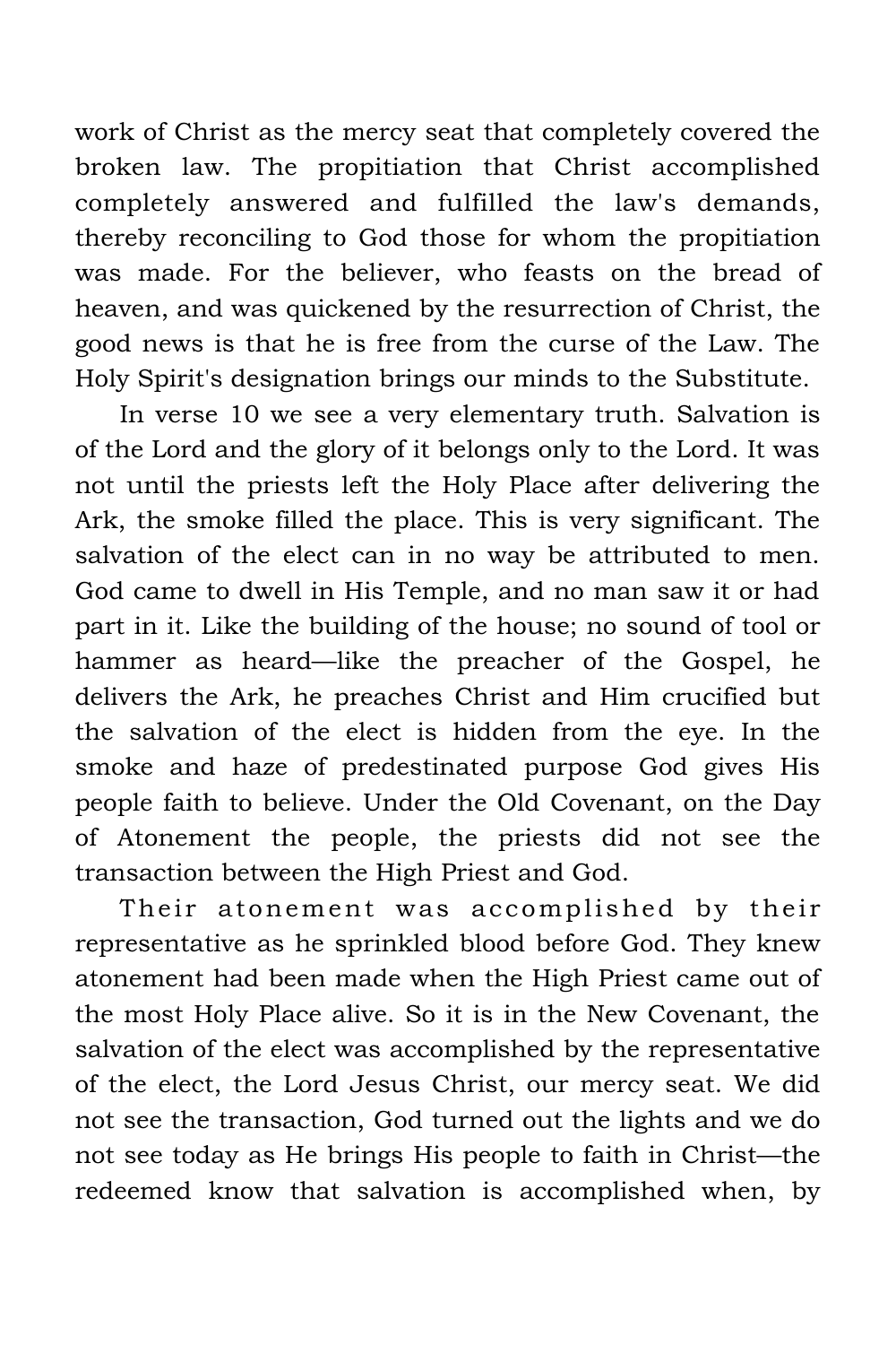work of Christ as the mercy seat that completely covered the broken law. The propitiation that Christ accomplished completely answered and fulfilled the law's demands, thereby reconciling to God those for whom the propitiation was made. For the believer, who feasts on the bread of heaven, and was quickened by the resurrection of Christ, the good news is that he is free from the curse of the Law. The Holy Spirit's designation brings our minds to the Substitute.

In verse 10 we see a very elementary truth. Salvation is of the Lord and the glory of it belongs only to the Lord. It was not until the priests left the Holy Place after delivering the Ark, the smoke filled the place. This is very significant. The salvation of the elect can in no way be attributed to men. God came to dwell in His Temple, and no man saw it or had part in it. Like the building of the house; no sound of tool or hammer as heard—like the preacher of the Gospel, he delivers the Ark, he preaches Christ and Him crucified but the salvation of the elect is hidden from the eye. In the smoke and haze of predestinated purpose God gives His people faith to believe. Under the Old Covenant, on the Day of Atonement the people, the priests did not see the transaction between the High Priest and God.

Their atonement was accomplished by their representative as he sprinkled blood before God. They knew atonement had been made when the High Priest came out of the most Holy Place alive. So it is in the New Covenant, the salvation of the elect was accomplished by the representative of the elect, the Lord Jesus Christ, our mercy seat. We did not see the transaction, God turned out the lights and we do not see today as He brings His people to faith in Christ—the redeemed know that salvation is accomplished when, by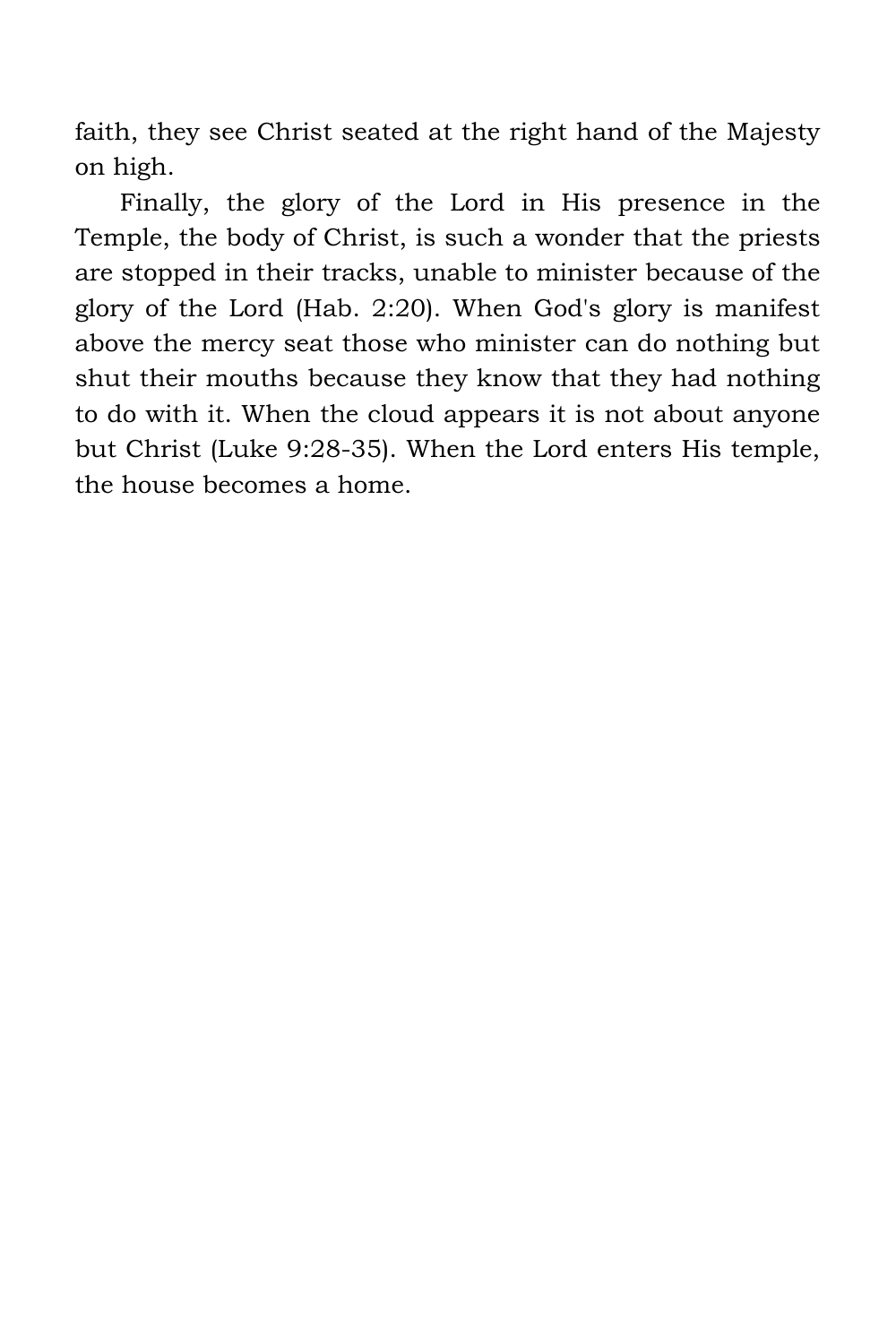faith, they see Christ seated at the right hand of the Majesty on high.

Finally, the glory of the Lord in His presence in the Temple, the body of Christ, is such a wonder that the priests are stopped in their tracks, unable to minister because of the glory of the Lord (Hab. 2:20). When God's glory is manifest above the mercy seat those who minister can do nothing but shut their mouths because they know that they had nothing to do with it. When the cloud appears it is not about anyone but Christ (Luke 9:28-35). When the Lord enters His temple, the house becomes a home.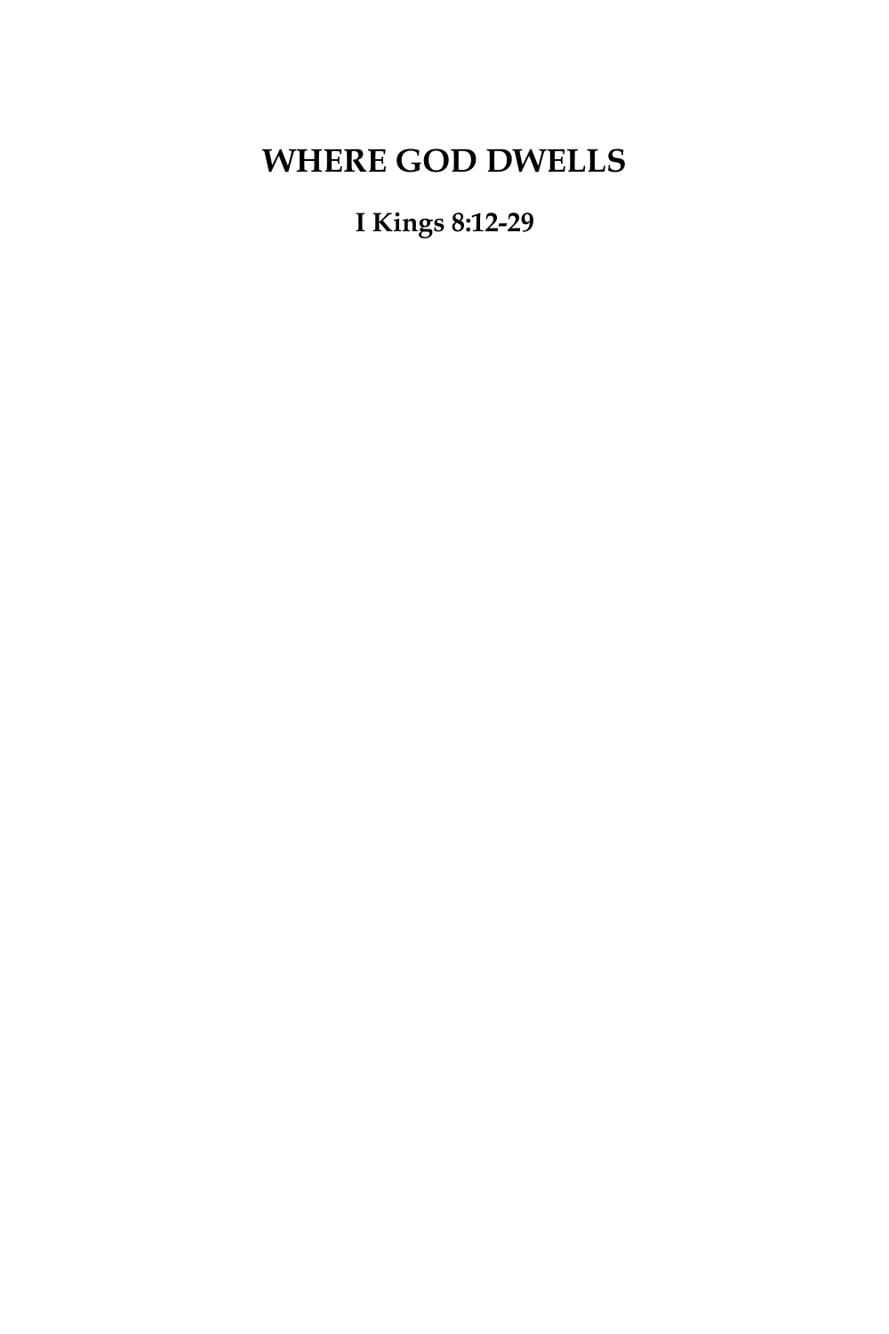# WHERE GOD DWELLS

**I Kings 8:12-29**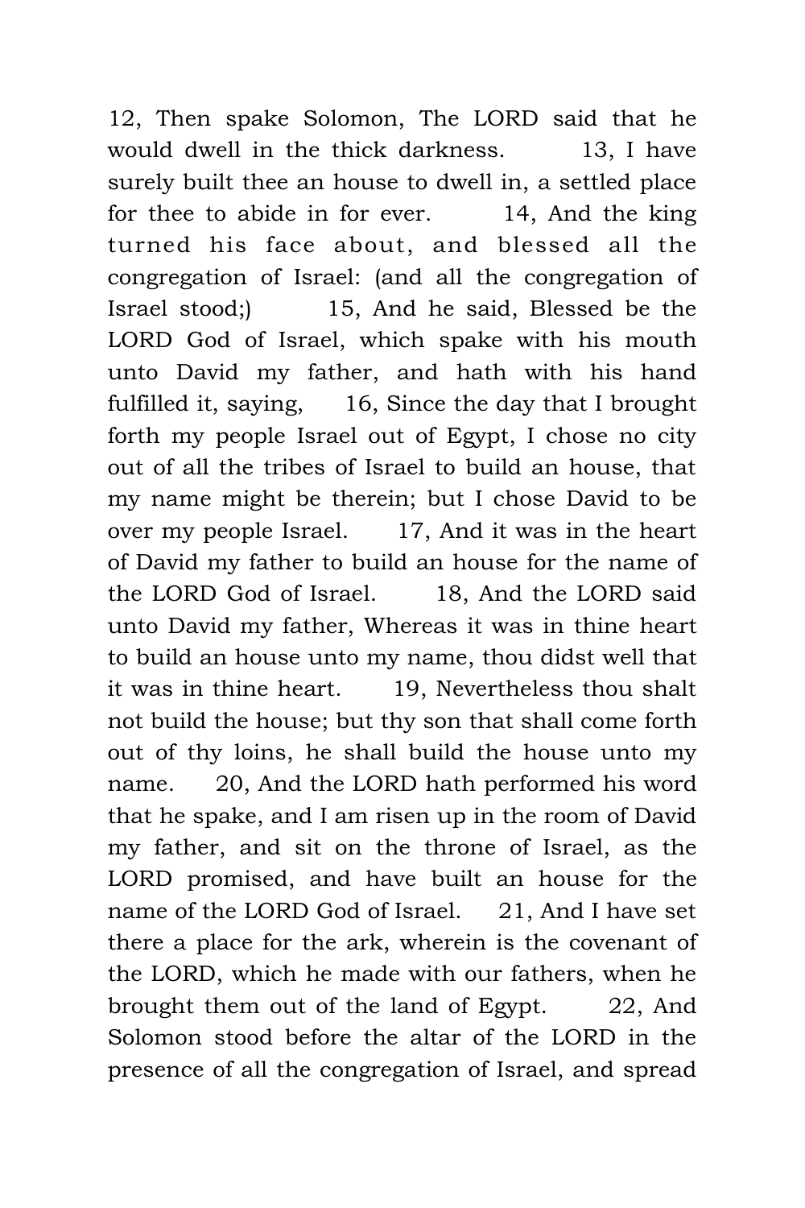12, Then spake Solomon, The LORD said that he would dwell in the thick darkness. 13, I have surely built thee an house to dwell in, a settled place for thee to abide in for ever. 14, And the king turned his face about, and blessed all the congregation of Israel: (and all the congregation of Israel stood;) 15, And he said, Blessed be the LORD God of Israel, which spake with his mouth unto David my father, and hath with his hand fulfilled it, saying, 16, Since the day that I brought forth my people Israel out of Egypt, I chose no city out of all the tribes of Israel to build an house, that my name might be therein; but I chose David to be over my people Israel. 17, And it was in the heart of David my father to build an house for the name of the LORD God of Israel. 18, And the LORD said unto David my father, Whereas it was in thine heart to build an house unto my name, thou didst well that it was in thine heart. 19, Nevertheless thou shalt not build the house; but thy son that shall come forth out of thy loins, he shall build the house unto my name. 20, And the LORD hath performed his word that he spake, and I am risen up in the room of David my father, and sit on the throne of Israel, as the LORD promised, and have built an house for the name of the LORD God of Israel. 21, And I have set there a place for the ark, wherein is the covenant of the LORD, which he made with our fathers, when he brought them out of the land of Egypt. 22, And Solomon stood before the altar of the LORD in the presence of all the congregation of Israel, and spread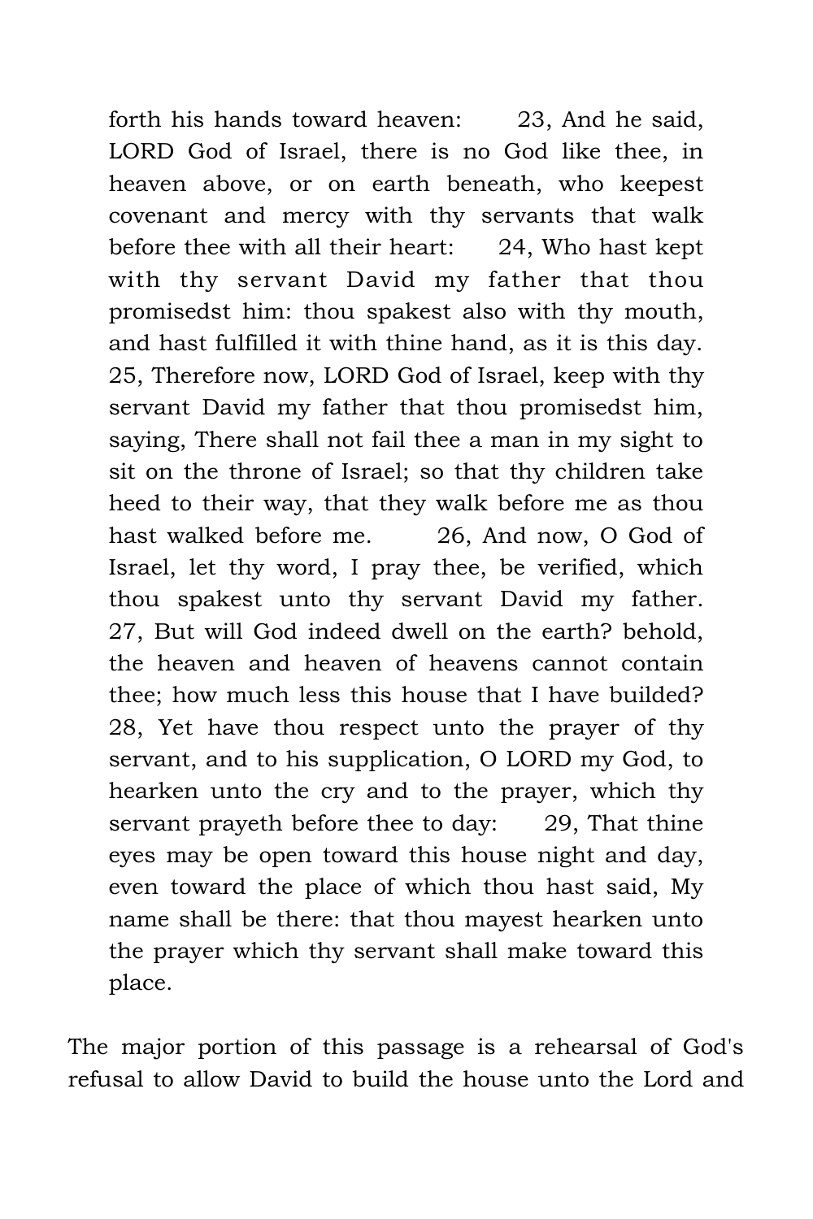> forth his hands toward heaven: 23, And he said, LORD God of Israel, there is no God like thee, in heaven above, or on earth beneath, who keepest covenant and mercy with thy servants that walk before thee with all their heart: 24, Who hast kept with thy servant David my father that thou promisedst him: thou spakest also with thy mouth, and hast fulfilled it with thine hand, as it is this day. 25, Therefore now, LORD God of Israel, keep with thy servant David my father that thou promisedst him, saying, There shall not fail thee a man in my sight to sit on the throne of Israel; so that thy children take heed to their way, that they walk before me as thou hast walked before me. 26, And now, O God of Israel, let thy word, I pray thee, be verified, which thou spakest unto thy servant David my father. 27, But will God indeed dwell on the earth? behold, the heaven and heaven of heavens cannot contain thee; how much less this house that I have builded? 28, Yet have thou respect unto the prayer of thy servant, and to his supplication, O LORD my God, to hearken unto the cry and to the prayer, which thy servant prayeth before thee to day: 29, That thine eyes may be open toward this house night and day, even toward the place of which thou hast said, My name shall be there: that thou mayest hearken unto the prayer which thy servant shall make toward this place.

The major portion of this passage is a rehearsal of God's refusal to allow David to build the house unto the Lord and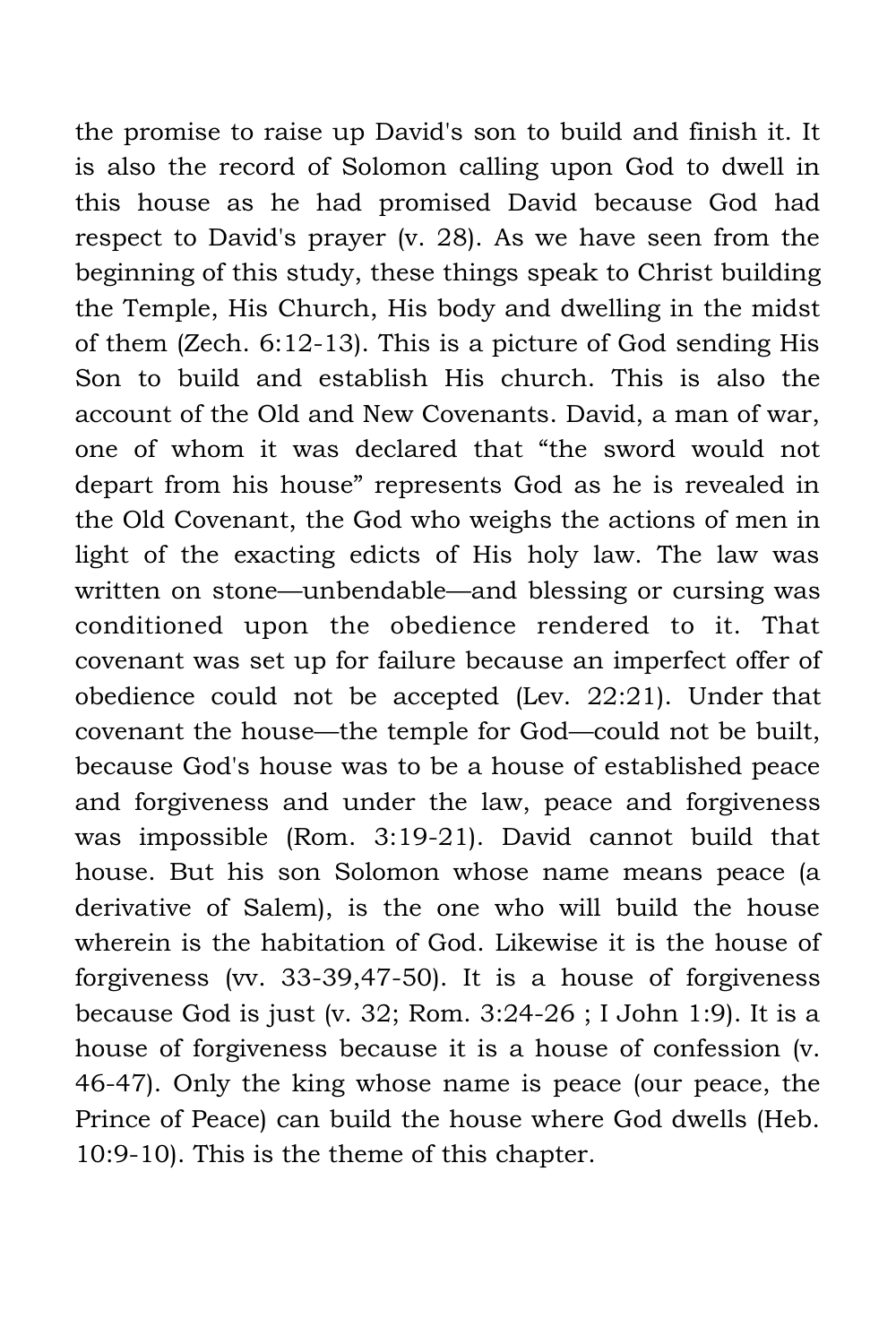the promise to raise up David's son to build and finish it. It is also the record of Solomon calling upon God to dwell in this house as he had promised David because God had respect to David's prayer (v. 28). As we have seen from the beginning of this study, these things speak to Christ building the Temple, His Church, His body and dwelling in the midst of them (Zech. 6:12-13). This is a picture of God sending His Son to build and establish His church. This is also the account of the Old and New Covenants. David, a man of war, one of whom it was declared that "the sword would not depart from his house" represents God as he is revealed in the Old Covenant, the God who weighs the actions of men in light of the exacting edicts of His holy law. The law was written on stone—unbendable—and blessing or cursing was conditioned upon the obedience rendered to it. That covenant was set up for failure because an imperfect offer of obedience could not be accepted (Lev. 22:21). Under that covenant the house—the temple for God—could not be built, because God's house was to be a house of established peace and forgiveness and under the law, peace and forgiveness was impossible (Rom. 3:19-21). David cannot build that house. But his son Solomon whose name means peace (a derivative of Salem), is the one who will build the house wherein is the habitation of God. Likewise it is the house of forgiveness (vv. 33-39,47-50). It is a house of forgiveness because God is just (v. 32; Rom. 3:24-26 ; I John 1:9). It is a house of forgiveness because it is a house of confession (v. 46-47). Only the king whose name is peace (our peace, the Prince of Peace) can build the house where God dwells (Heb. 10:9-10). This is the theme of this chapter.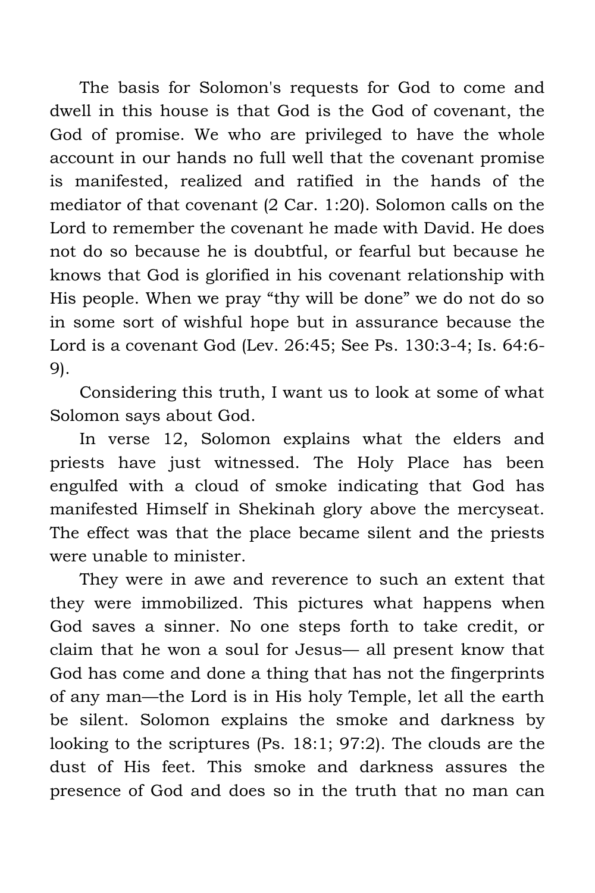The basis for Solomon's requests for God to come and dwell in this house is that God is the God of covenant, the God of promise. We who are privileged to have the whole account in our hands no full well that the covenant promise is manifested, realized and ratified in the hands of the mediator of that covenant (2 Car. 1:20). Solomon calls on the Lord to remember the covenant he made with David. He does not do so because he is doubtful, or fearful but because he knows that God is glorified in his covenant relationship with His people. When we pray "thy will be done" we do not do so in some sort of wishful hope but in assurance because the Lord is a covenant God (Lev. 26:45; See Ps. 130:3-4; Is. 64:6-9).

Considering this truth, I want us to look at some of what Solomon says about God.

In verse 12, Solomon explains what the elders and priests have just witnessed. The Holy Place has been engulfed with a cloud of smoke indicating that God has manifested Himself in Shekinah glory above the mercyseat. The effect was that the place became silent and the priests were unable to minister.

They were in awe and reverence to such an extent that they were immobilized. This pictures what happens when God saves a sinner. No one steps forth to take credit, or claim that he won a soul for Jesus— all present know that God has come and done a thing that has not the fingerprints of any man—the Lord is in His holy Temple, let all the earth be silent. Solomon explains the smoke and darkness by looking to the scriptures (Ps. 18:1; 97:2). The clouds are the dust of His feet. This smoke and darkness assures the presence of God and does so in the truth that no man can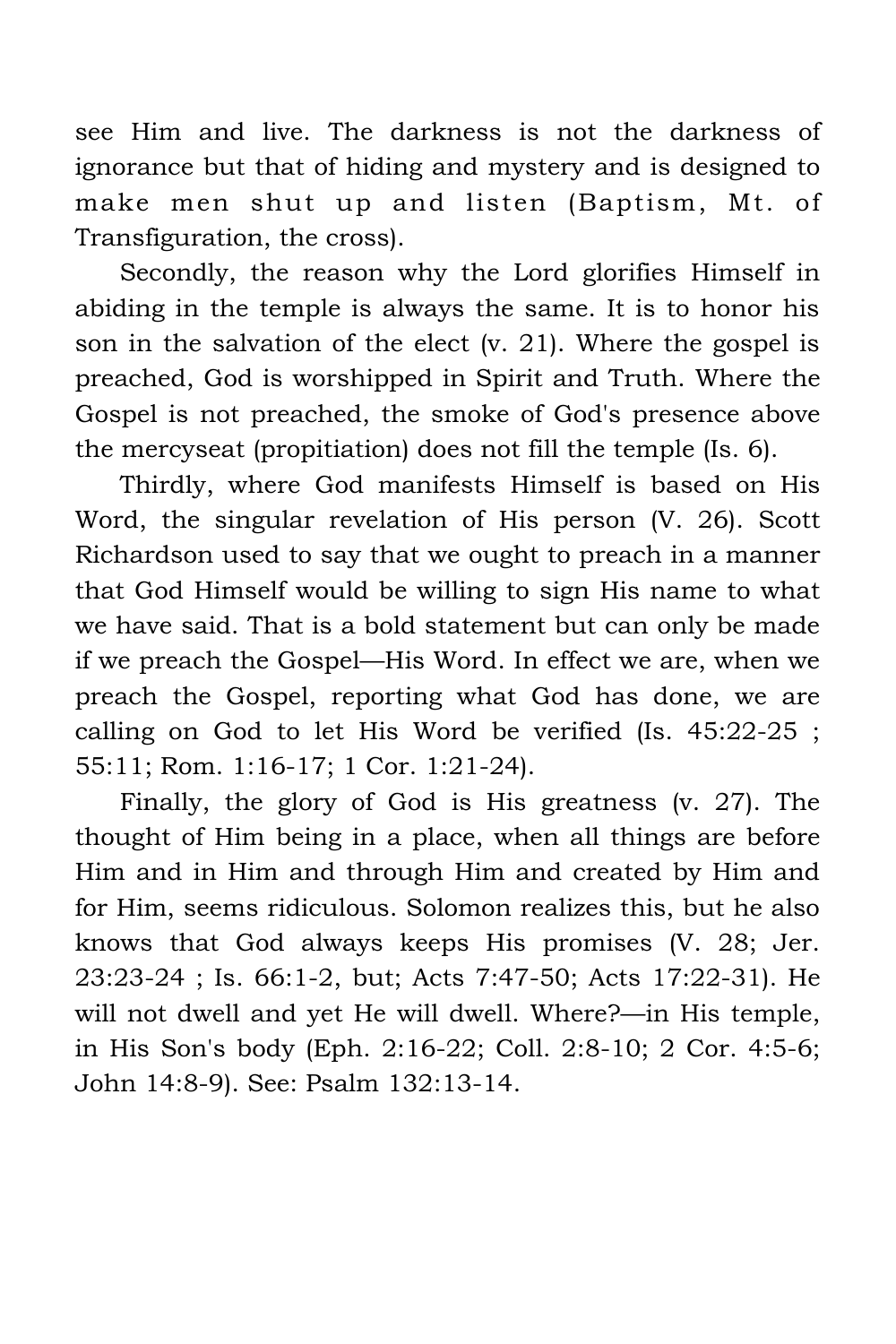see Him and live. The darkness is not the darkness of ignorance but that of hiding and mystery and is designed to make men shut up and listen (Baptism, Mt. of Transfiguration, the cross).

Secondly, the reason why the Lord glorifies Himself in abiding in the temple is always the same. It is to honor his son in the salvation of the elect (v. 21). Where the gospel is preached, God is worshipped in Spirit and Truth. Where the Gospel is not preached, the smoke of God's presence above the mercyseat (propitiation) does not fill the temple (Is. 6).

Thirdly, where God manifests Himself is based on His Word, the singular revelation of His person (V. 26). Scott Richardson used to say that we ought to preach in a manner that God Himself would be willing to sign His name to what we have said. That is a bold statement but can only be made if we preach the Gospel—His Word. In effect we are, when we preach the Gospel, reporting what God has done, we are calling on God to let His Word be verified (Is. 45:22-25 ; 55:11; Rom. 1:16-17; 1 Cor. 1:21-24).

Finally, the glory of God is His greatness (v. 27). The thought of Him being in a place, when all things are before Him and in Him and through Him and created by Him and for Him, seems ridiculous. Solomon realizes this, but he also knows that God always keeps His promises (V. 28; Jer. 23:23-24 ; Is. 66:1-2, but; Acts 7:47-50; Acts 17:22-31). He will not dwell and yet He will dwell. Where?—in His temple, in His Son's body (Eph. 2:16-22; Coll. 2:8-10; 2 Cor. 4:5-6; John 14:8-9). See: Psalm 132:13-14.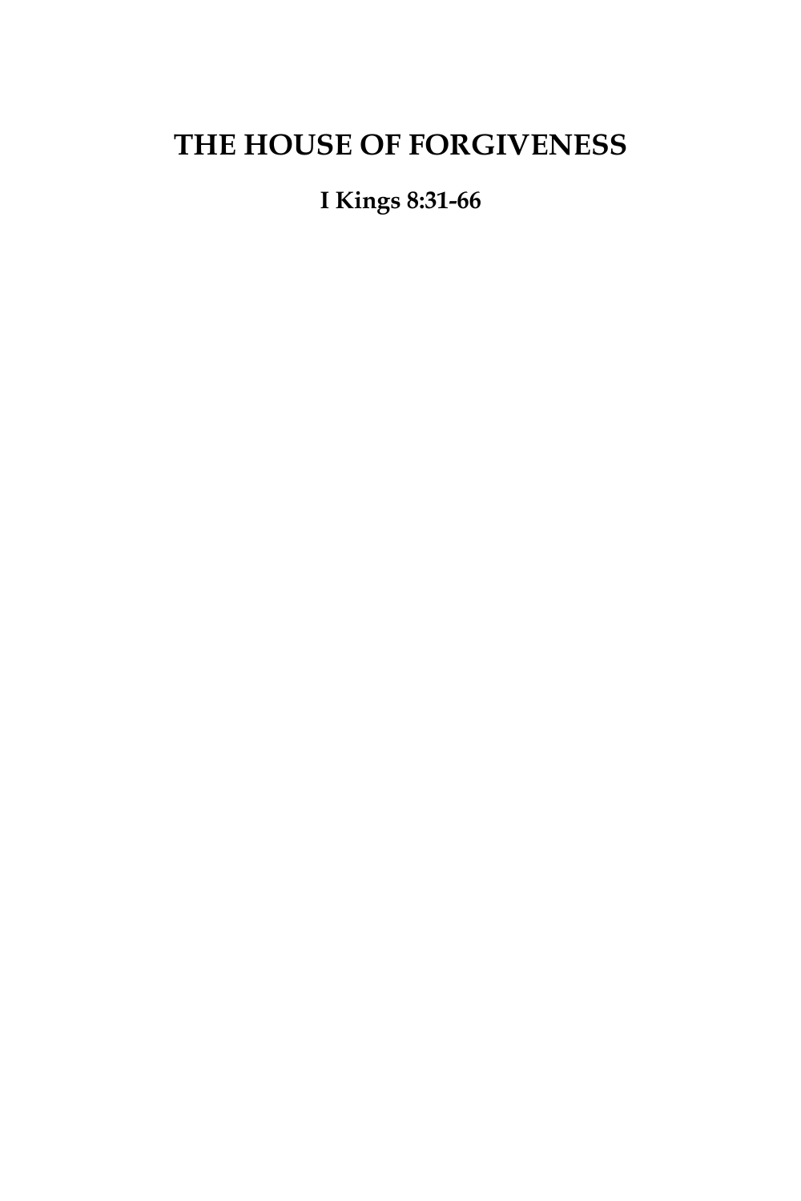# THE HOUSE OF FORGIVENESS

**I Kings 8:31-66**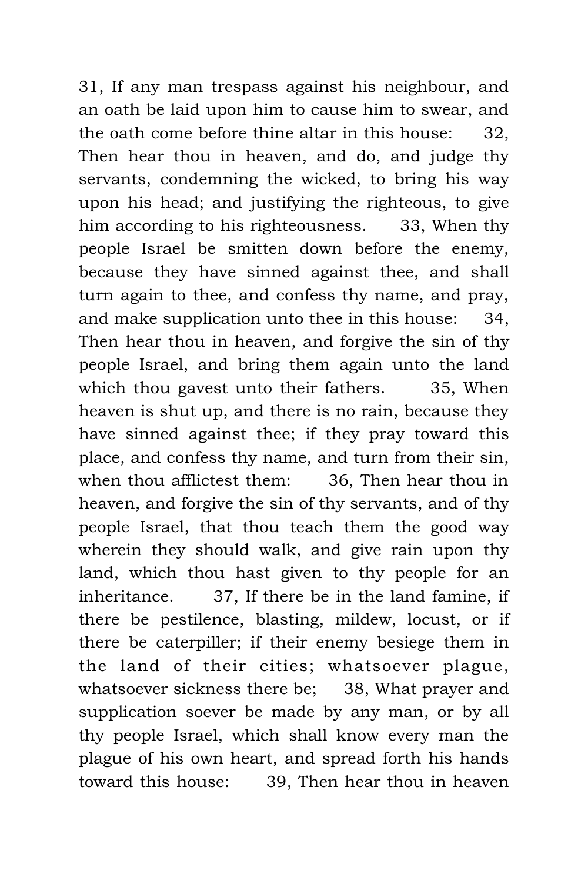31, If any man trespass against his neighbour, and an oath be laid upon him to cause him to swear, and the oath come before thine altar in this house: 32, Then hear thou in heaven, and do, and judge thy servants, condemning the wicked, to bring his way upon his head; and justifying the righteous, to give him according to his righteousness. 33, When thy people Israel be smitten down before the enemy, because they have sinned against thee, and shall turn again to thee, and confess thy name, and pray, and make supplication unto thee in this house: 34, Then hear thou in heaven, and forgive the sin of thy people Israel, and bring them again unto the land which thou gavest unto their fathers. 35, When heaven is shut up, and there is no rain, because they have sinned against thee; if they pray toward this place, and confess thy name, and turn from their sin, when thou afflictest them: 36, Then hear thou in heaven, and forgive the sin of thy servants, and of thy people Israel, that thou teach them the good way wherein they should walk, and give rain upon thy land, which thou hast given to thy people for an inheritance. 37, If there be in the land famine, if there be pestilence, blasting, mildew, locust, or if there be caterpiller; if their enemy besiege them in the land of their cities; whatsoever plague, whatsoever sickness there be; 38, What prayer and supplication soever be made by any man, or by all thy people Israel, which shall know every man the plague of his own heart, and spread forth his hands toward this house: 39, Then hear thou in heaven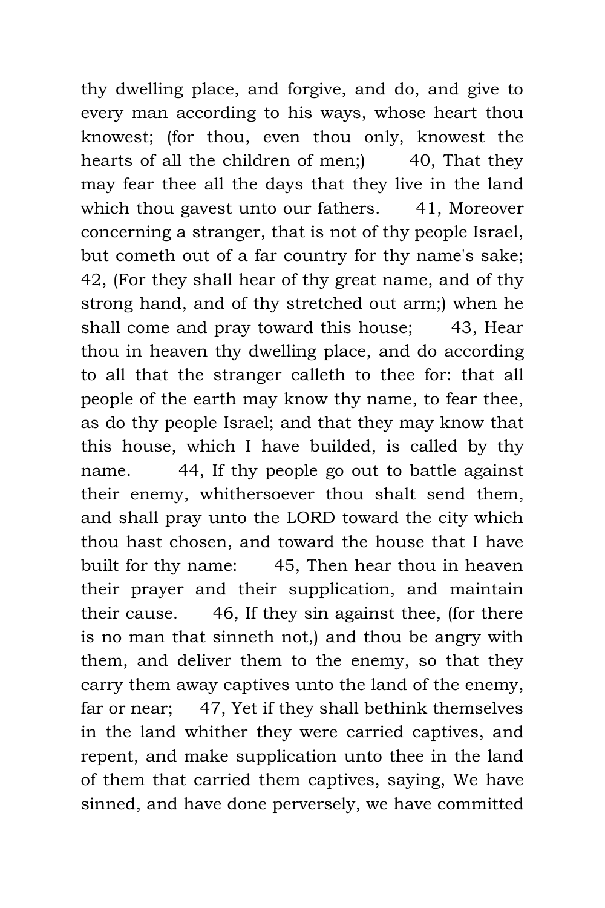thy dwelling place, and forgive, and do, and give to every man according to his ways, whose heart thou knowest; (for thou, even thou only, knowest the hearts of all the children of men;) 40, That they may fear thee all the days that they live in the land which thou gavest unto our fathers. 41, Moreover concerning a stranger, that is not of thy people Israel, but cometh out of a far country for thy name's sake; 42, (For they shall hear of thy great name, and of thy strong hand, and of thy stretched out arm;) when he shall come and pray toward this house; 43, Hear thou in heaven thy dwelling place, and do according to all that the stranger calleth to thee for: that all people of the earth may know thy name, to fear thee, as do thy people Israel; and that they may know that this house, which I have builded, is called by thy name. 44, If thy people go out to battle against their enemy, whithersoever thou shalt send them, and shall pray unto the LORD toward the city which thou hast chosen, and toward the house that I have built for thy name: 45, Then hear thou in heaven their prayer and their supplication, and maintain their cause. 46, If they sin against thee, (for there is no man that sinneth not,) and thou be angry with them, and deliver them to the enemy, so that they carry them away captives unto the land of the enemy, far or near; 47, Yet if they shall bethink themselves in the land whither they were carried captives, and repent, and make supplication unto thee in the land of them that carried them captives, saying, We have sinned, and have done perversely, we have committed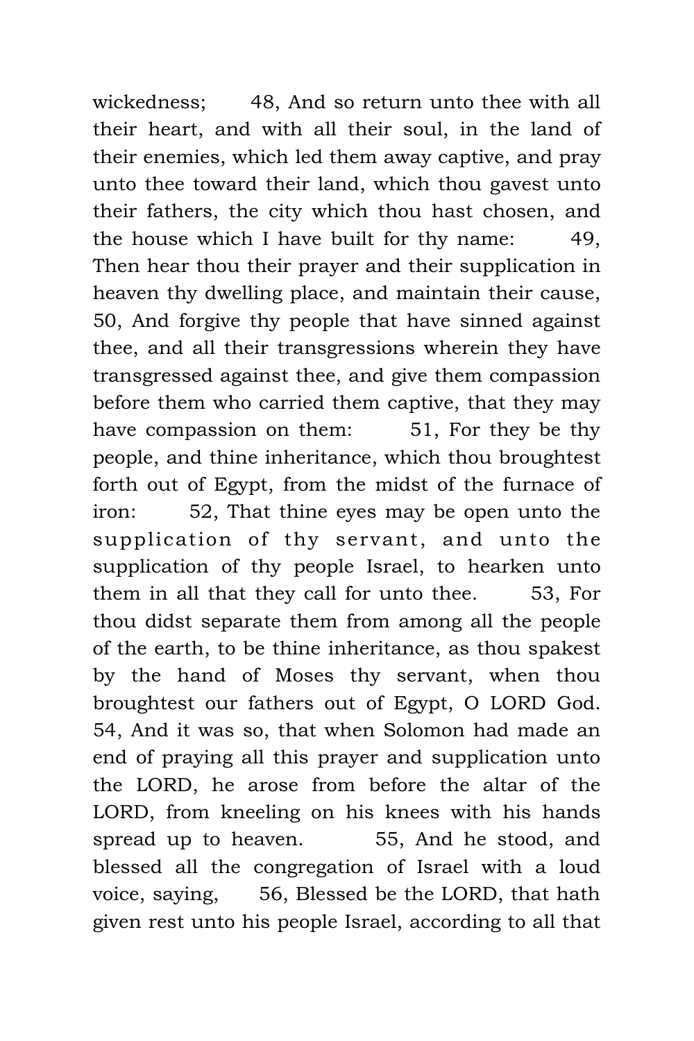wickedness; 48, And so return unto thee with all their heart, and with all their soul, in the land of their enemies, which led them away captive, and pray unto thee toward their land, which thou gavest unto their fathers, the city which thou hast chosen, and the house which I have built for thy name: 49, Then hear thou their prayer and their supplication in heaven thy dwelling place, and maintain their cause, 50, And forgive thy people that have sinned against thee, and all their transgressions wherein they have transgressed against thee, and give them compassion before them who carried them captive, that they may have compassion on them: 51, For they be thy people, and thine inheritance, which thou broughtest forth out of Egypt, from the midst of the furnace of iron: 52, That thine eyes may be open unto the supplication of thy servant, and unto the supplication of thy people Israel, to hearken unto them in all that they call for unto thee. 53, For thou didst separate them from among all the people of the earth, to be thine inheritance, as thou spakest by the hand of Moses thy servant, when thou broughtest our fathers out of Egypt, O LORD God. 54, And it was so, that when Solomon had made an end of praying all this prayer and supplication unto the LORD, he arose from before the altar of the LORD, from kneeling on his knees with his hands spread up to heaven. 55, And he stood, and blessed all the congregation of Israel with a loud voice, saying, 56, Blessed be the LORD, that hath given rest unto his people Israel, according to all that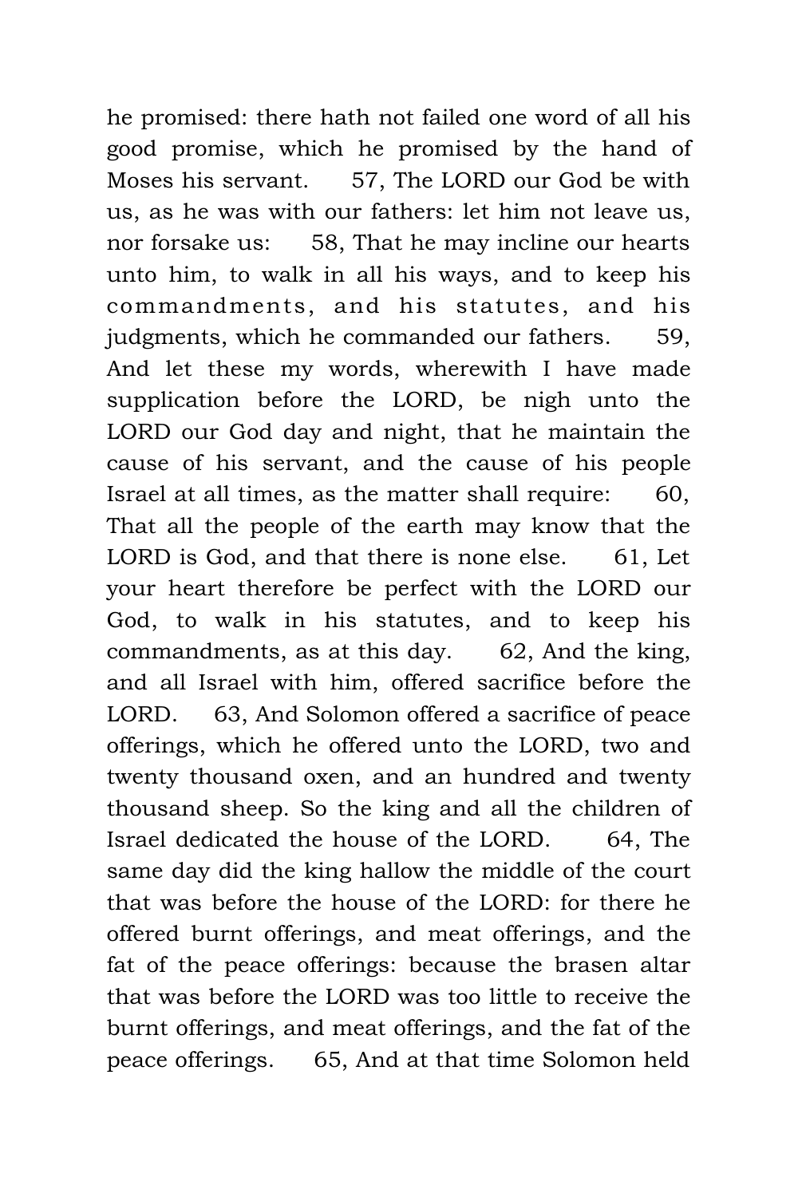he promised: there hath not failed one word of all his good promise, which he promised by the hand of Moses his servant. 57, The LORD our God be with us, as he was with our fathers: let him not leave us, nor forsake us: 58, That he may incline our hearts unto him, to walk in all his ways, and to keep his commandments, and his statutes, and his judgments, which he commanded our fathers. 59, And let these my words, wherewith I have made supplication before the LORD, be nigh unto the LORD our God day and night, that he maintain the cause of his servant, and the cause of his people Israel at all times, as the matter shall require: 60, That all the people of the earth may know that the LORD is God, and that there is none else. 61, Let your heart therefore be perfect with the LORD our God, to walk in his statutes, and to keep his commandments, as at this day. 62, And the king, and all Israel with him, offered sacrifice before the LORD. 63, And Solomon offered a sacrifice of peace offerings, which he offered unto the LORD, two and twenty thousand oxen, and an hundred and twenty thousand sheep. So the king and all the children of Israel dedicated the house of the LORD. 64, The same day did the king hallow the middle of the court that was before the house of the LORD: for there he offered burnt offerings, and meat offerings, and the fat of the peace offerings: because the brasen altar that was before the LORD was too little to receive the burnt offerings, and meat offerings, and the fat of the peace offerings. 65, And at that time Solomon held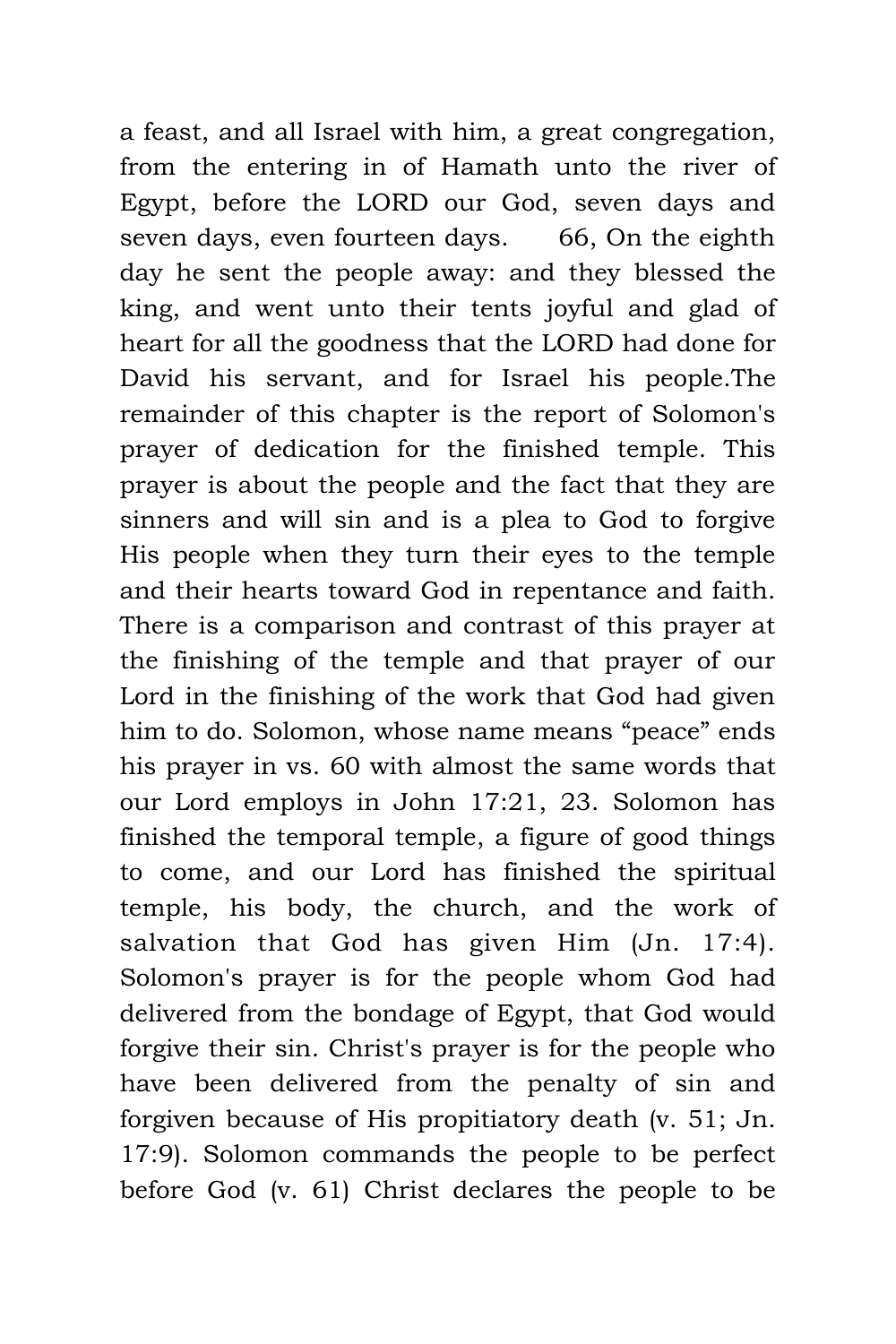a feast, and all Israel with him, a great congregation, from the entering in of Hamath unto the river of Egypt, before the LORD our God, seven days and seven days, even fourteen days. 66, On the eighth day he sent the people away: and they blessed the king, and went unto their tents joyful and glad of heart for all the goodness that the LORD had done for David his servant, and for Israel his people.The remainder of this chapter is the report of Solomon's prayer of dedication for the finished temple. This prayer is about the people and the fact that they are sinners and will sin and is a plea to God to forgive His people when they turn their eyes to the temple and their hearts toward God in repentance and faith. There is a comparison and contrast of this prayer at the finishing of the temple and that prayer of our Lord in the finishing of the work that God had given him to do. Solomon, whose name means “peace” ends his prayer in vs. 60 with almost the same words that our Lord employs in John 17:21, 23. Solomon has finished the temporal temple, a figure of good things to come, and our Lord has finished the spiritual temple, his body, the church, and the work of salvation that God has given Him (Jn. 17:4). Solomon's prayer is for the people whom God had delivered from the bondage of Egypt, that God would forgive their sin. Christ's prayer is for the people who have been delivered from the penalty of sin and forgiven because of His propitiatory death (v. 51; Jn. 17:9). Solomon commands the people to be perfect before God (v. 61) Christ declares the people to be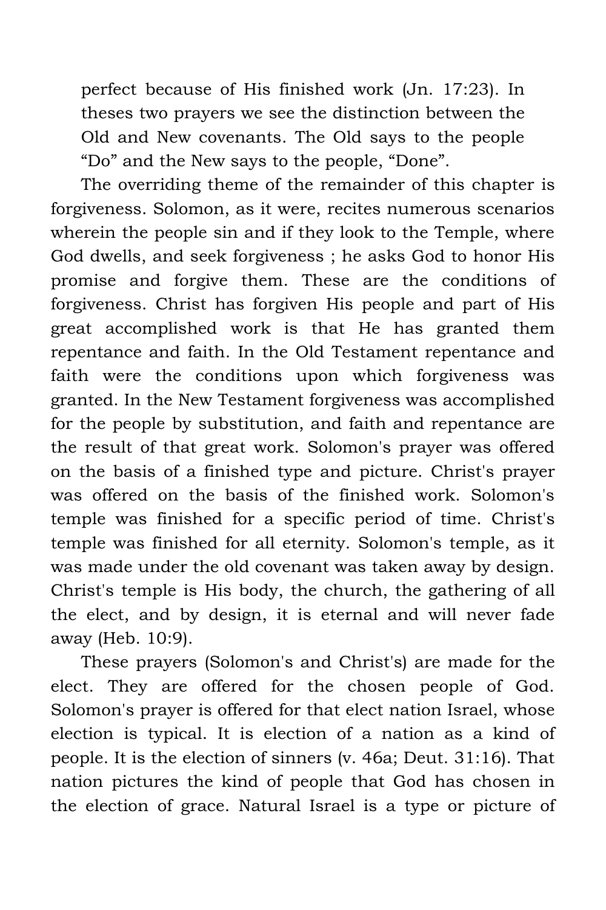perfect because of His finished work (Jn. 17:23). In theses two prayers we see the distinction between the Old and New covenants. The Old says to the people "Do" and the New says to the people, "Done".

The overriding theme of the remainder of this chapter is forgiveness. Solomon, as it were, recites numerous scenarios wherein the people sin and if they look to the Temple, where God dwells, and seek forgiveness ; he asks God to honor His promise and forgive them. These are the conditions of forgiveness. Christ has forgiven His people and part of His great accomplished work is that He has granted them repentance and faith. In the Old Testament repentance and faith were the conditions upon which forgiveness was granted. In the New Testament forgiveness was accomplished for the people by substitution, and faith and repentance are the result of that great work. Solomon's prayer was offered on the basis of a finished type and picture. Christ's prayer was offered on the basis of the finished work. Solomon's temple was finished for a specific period of time. Christ's temple was finished for all eternity. Solomon's temple, as it was made under the old covenant was taken away by design. Christ's temple is His body, the church, the gathering of all the elect, and by design, it is eternal and will never fade away (Heb. 10:9).

These prayers (Solomon's and Christ's) are made for the elect. They are offered for the chosen people of God. Solomon's prayer is offered for that elect nation Israel, whose election is typical. It is election of a nation as a kind of people. It is the election of sinners (v. 46a; Deut. 31:16). That nation pictures the kind of people that God has chosen in the election of grace. Natural Israel is a type or picture of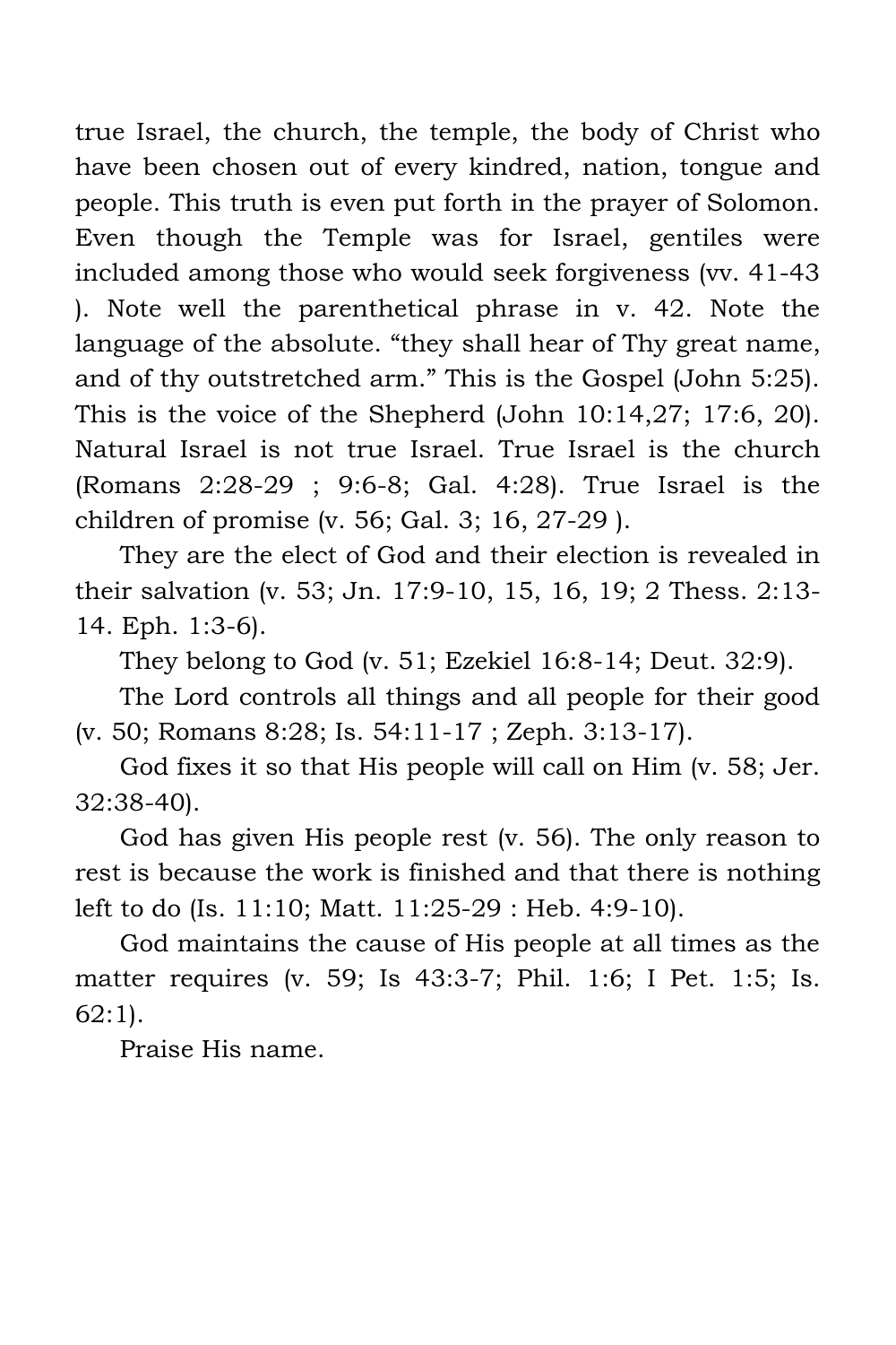true Israel, the church, the temple, the body of Christ who have been chosen out of every kindred, nation, tongue and people. This truth is even put forth in the prayer of Solomon. Even though the Temple was for Israel, gentiles were included among those who would seek forgiveness (vv. 41-43 ). Note well the parenthetical phrase in v. 42. Note the language of the absolute. "they shall hear of Thy great name, and of thy outstretched arm." This is the Gospel (John 5:25). This is the voice of the Shepherd (John 10:14,27; 17:6, 20). Natural Israel is not true Israel. True Israel is the church (Romans 2:28-29 ; 9:6-8; Gal. 4:28). True Israel is the children of promise (v. 56; Gal. 3; 16, 27-29 ).

They are the elect of God and their election is revealed in their salvation (v. 53; Jn. 17:9-10, 15, 16, 19; 2 Thess. 2:13-14. Eph. 1:3-6).

They belong to God (v. 51; Ezekiel 16:8-14; Deut. 32:9).

The Lord controls all things and all people for their good (v. 50; Romans 8:28; Is. 54:11-17 ; Zeph. 3:13-17).

God fixes it so that His people will call on Him (v. 58; Jer. 32:38-40).

God has given His people rest (v. 56). The only reason to rest is because the work is finished and that there is nothing left to do (Is. 11:10; Matt. 11:25-29 : Heb. 4:9-10).

God maintains the cause of His people at all times as the matter requires (v. 59; Is 43:3-7; Phil. 1:6; I Pet. 1:5; Is. 62:1).

Praise His name.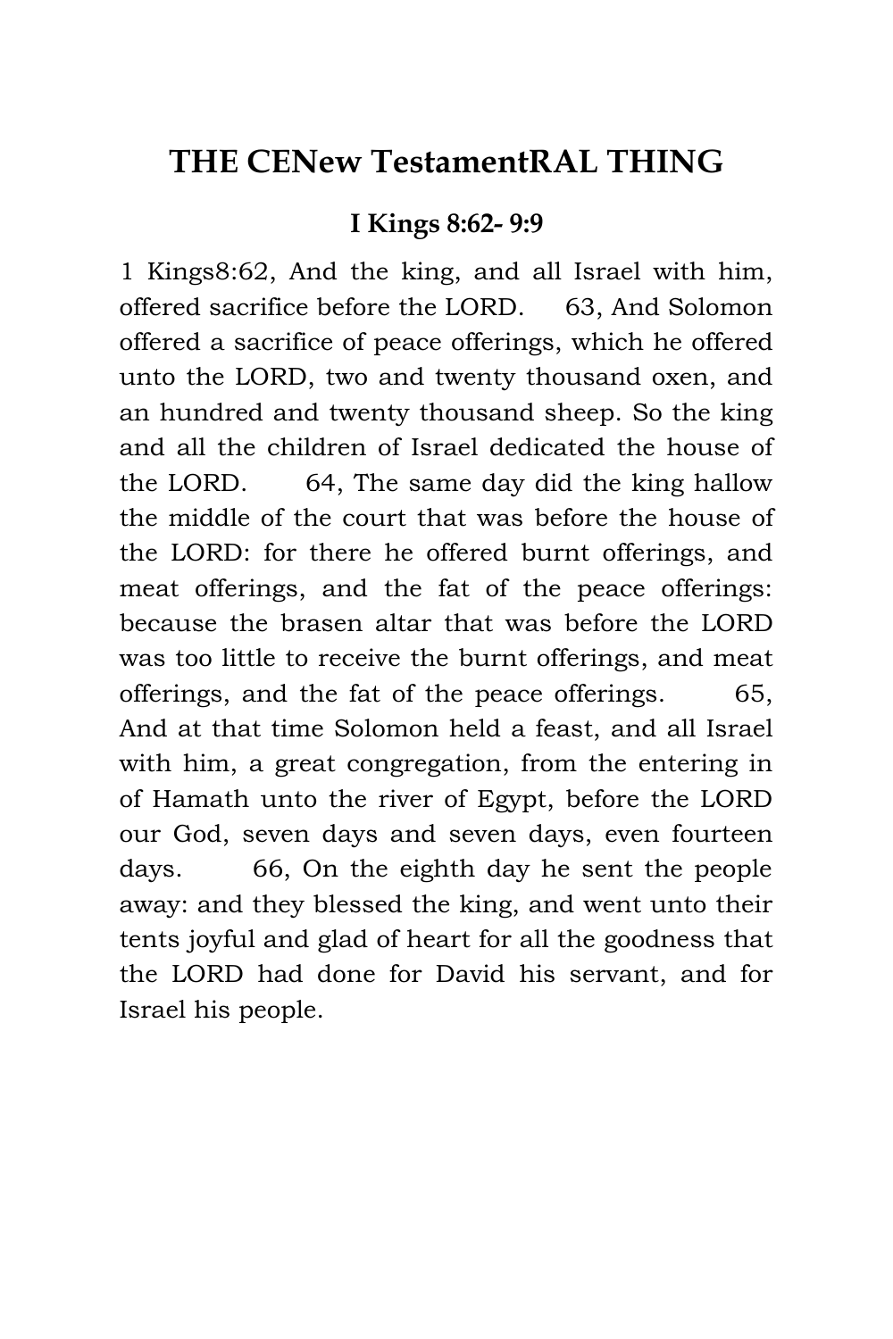# THE CENew TestamentRAL THING

### I Kings 8:62- 9:9

1 Kings8:62, And the king, and all Israel with him, offered sacrifice before the LORD. 63, And Solomon offered a sacrifice of peace offerings, which he offered unto the LORD, two and twenty thousand oxen, and an hundred and twenty thousand sheep. So the king and all the children of Israel dedicated the house of the LORD. 64, The same day did the king hallow the middle of the court that was before the house of the LORD: for there he offered burnt offerings, and meat offerings, and the fat of the peace offerings: because the brasen altar that was before the LORD was too little to receive the burnt offerings, and meat offerings, and the fat of the peace offerings. 65, And at that time Solomon held a feast, and all Israel with him, a great congregation, from the entering in of Hamath unto the river of Egypt, before the LORD our God, seven days and seven days, even fourteen days. 66, On the eighth day he sent the people away: and they blessed the king, and went unto their tents joyful and glad of heart for all the goodness that the LORD had done for David his servant, and for Israel his people.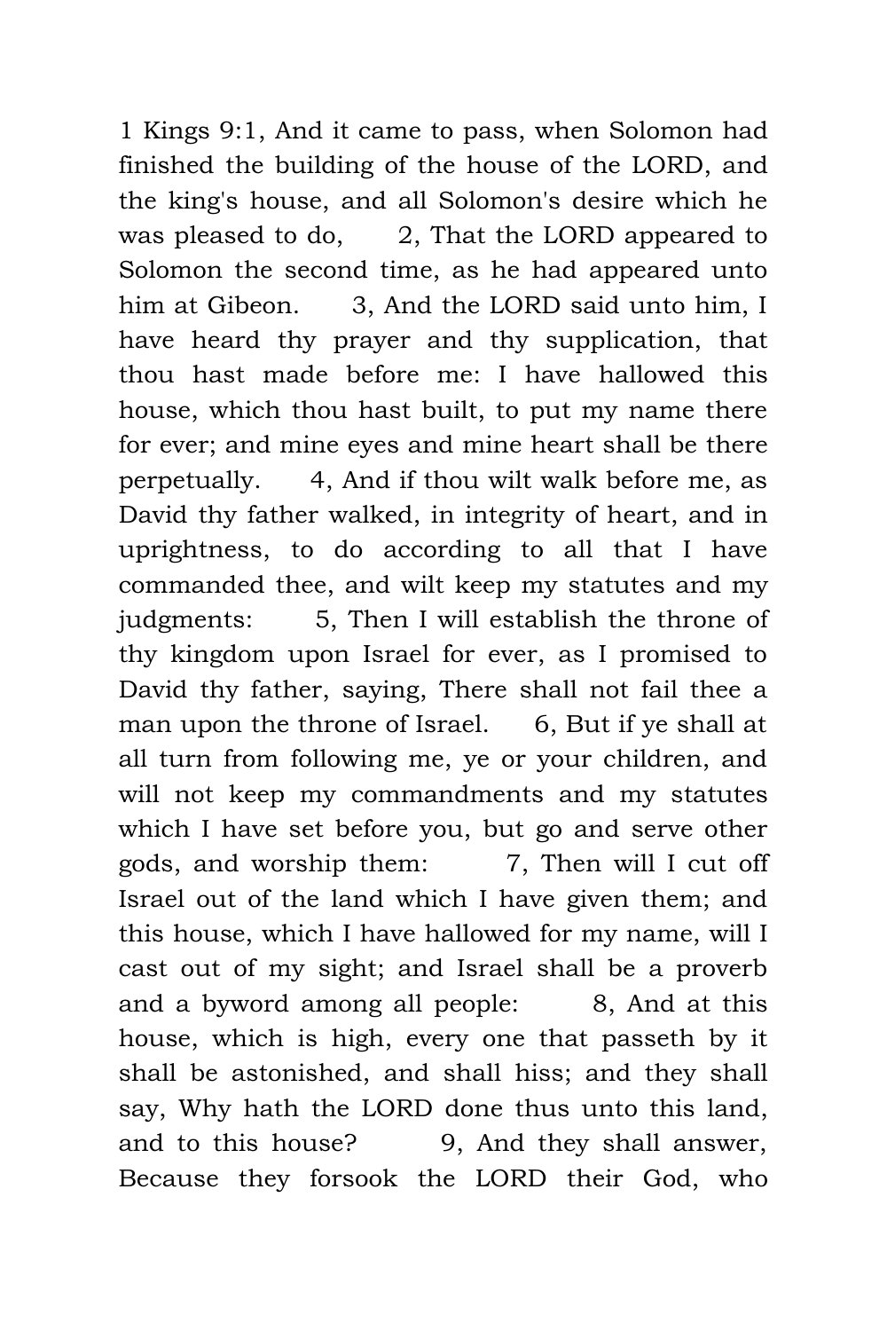1 Kings 9:1, And it came to pass, when Solomon had finished the building of the house of the LORD, and the king's house, and all Solomon's desire which he was pleased to do, 2, That the LORD appeared to Solomon the second time, as he had appeared unto him at Gibeon. 3, And the LORD said unto him, I have heard thy prayer and thy supplication, that thou hast made before me: I have hallowed this house, which thou hast built, to put my name there for ever; and mine eyes and mine heart shall be there perpetually. 4, And if thou wilt walk before me, as David thy father walked, in integrity of heart, and in uprightness, to do according to all that I have commanded thee, and wilt keep my statutes and my judgments: 5, Then I will establish the throne of thy kingdom upon Israel for ever, as I promised to David thy father, saying, There shall not fail thee a man upon the throne of Israel. 6, But if ye shall at all turn from following me, ye or your children, and will not keep my commandments and my statutes which I have set before you, but go and serve other gods, and worship them: 7, Then will I cut off Israel out of the land which I have given them; and this house, which I have hallowed for my name, will I cast out of my sight; and Israel shall be a proverb and a byword among all people: 8, And at this house, which is high, every one that passeth by it shall be astonished, and shall hiss; and they shall say, Why hath the LORD done thus unto this land, and to this house? 9, And they shall answer, Because they forsook the LORD their God, who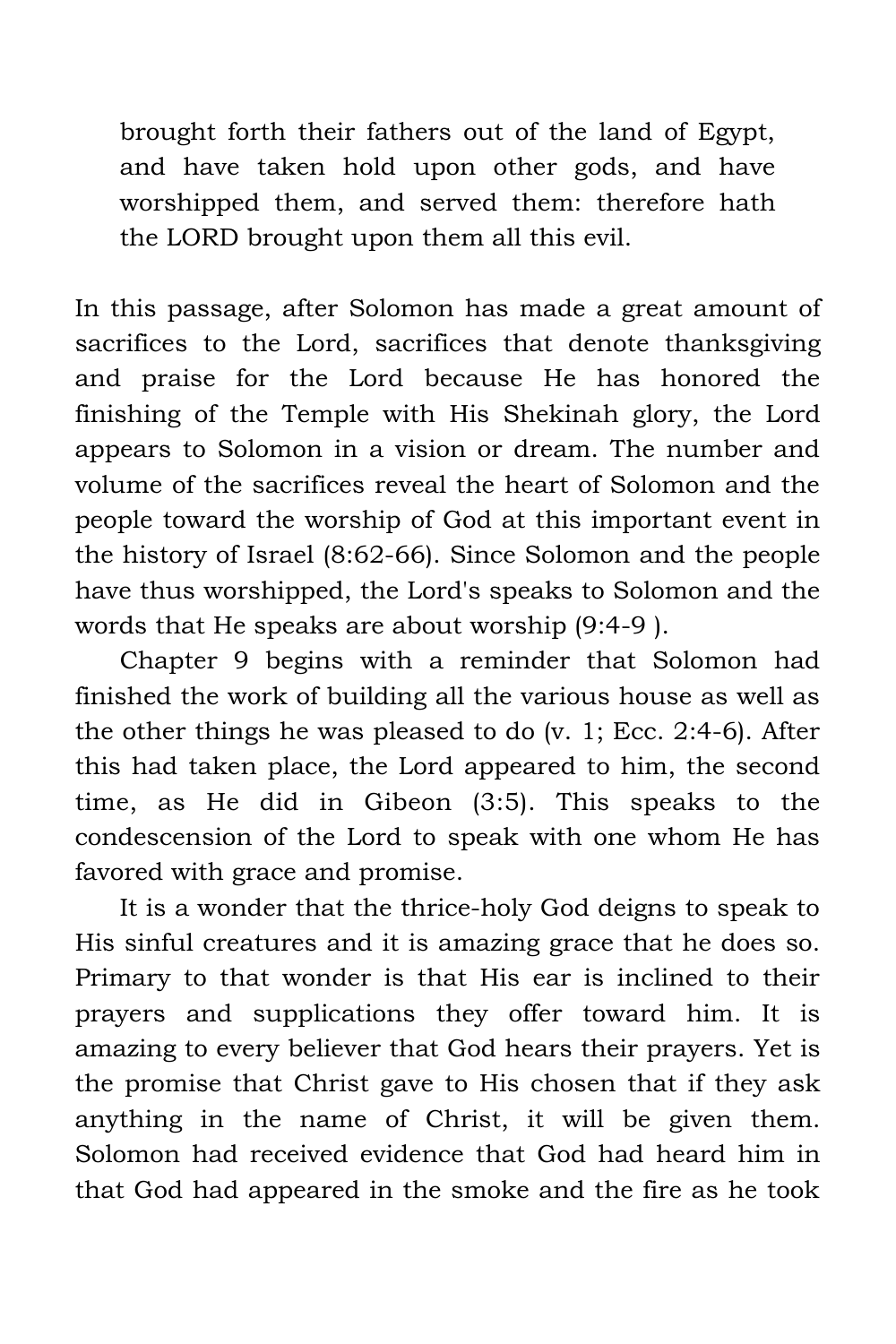> brought forth their fathers out of the land of Egypt, and have taken hold upon other gods, and have worshipped them, and served them: therefore hath the LORD brought upon them all this evil.

In this passage, after Solomon has made a great amount of sacrifices to the Lord, sacrifices that denote thanksgiving and praise for the Lord because He has honored the finishing of the Temple with His Shekinah glory, the Lord appears to Solomon in a vision or dream. The number and volume of the sacrifices reveal the heart of Solomon and the people toward the worship of God at this important event in the history of Israel (8:62-66). Since Solomon and the people have thus worshipped, the Lord's speaks to Solomon and the words that He speaks are about worship (9:4-9 ).

Chapter 9 begins with a reminder that Solomon had finished the work of building all the various house as well as the other things he was pleased to do (v. 1; Ecc. 2:4-6). After this had taken place, the Lord appeared to him, the second time, as He did in Gibeon (3:5). This speaks to the condescension of the Lord to speak with one whom He has favored with grace and promise.

It is a wonder that the thrice-holy God deigns to speak to His sinful creatures and it is amazing grace that he does so. Primary to that wonder is that His ear is inclined to their prayers and supplications they offer toward him. It is amazing to every believer that God hears their prayers. Yet is the promise that Christ gave to His chosen that if they ask anything in the name of Christ, it will be given them. Solomon had received evidence that God had heard him in that God had appeared in the smoke and the fire as he took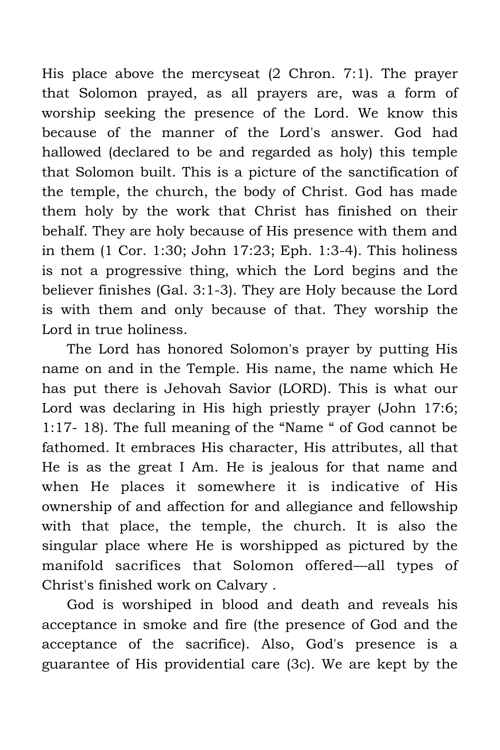His place above the mercyseat (2 Chron. 7:1). The prayer that Solomon prayed, as all prayers are, was a form of worship seeking the presence of the Lord. We know this because of the manner of the Lord's answer. God had hallowed (declared to be and regarded as holy) this temple that Solomon built. This is a picture of the sanctification of the temple, the church, the body of Christ. God has made them holy by the work that Christ has finished on their behalf. They are holy because of His presence with them and in them (1 Cor. 1:30; John 17:23; Eph. 1:3-4). This holiness is not a progressive thing, which the Lord begins and the believer finishes (Gal. 3:1-3). They are Holy because the Lord is with them and only because of that. They worship the Lord in true holiness.

The Lord has honored Solomon's prayer by putting His name on and in the Temple. His name, the name which He has put there is Jehovah Savior (LORD). This is what our Lord was declaring in His high priestly prayer (John 17:6; 1:17- 18). The full meaning of the “Name “ of God cannot be fathomed. It embraces His character, His attributes, all that He is as the great I Am. He is jealous for that name and when He places it somewhere it is indicative of His ownership of and affection for and allegiance and fellowship with that place, the temple, the church. It is also the singular place where He is worshipped as pictured by the manifold sacrifices that Solomon offered—all types of Christ's finished work on Calvary .

God is worshiped in blood and death and reveals his acceptance in smoke and fire (the presence of God and the acceptance of the sacrifice). Also, God's presence is a guarantee of His providential care (3c). We are kept by the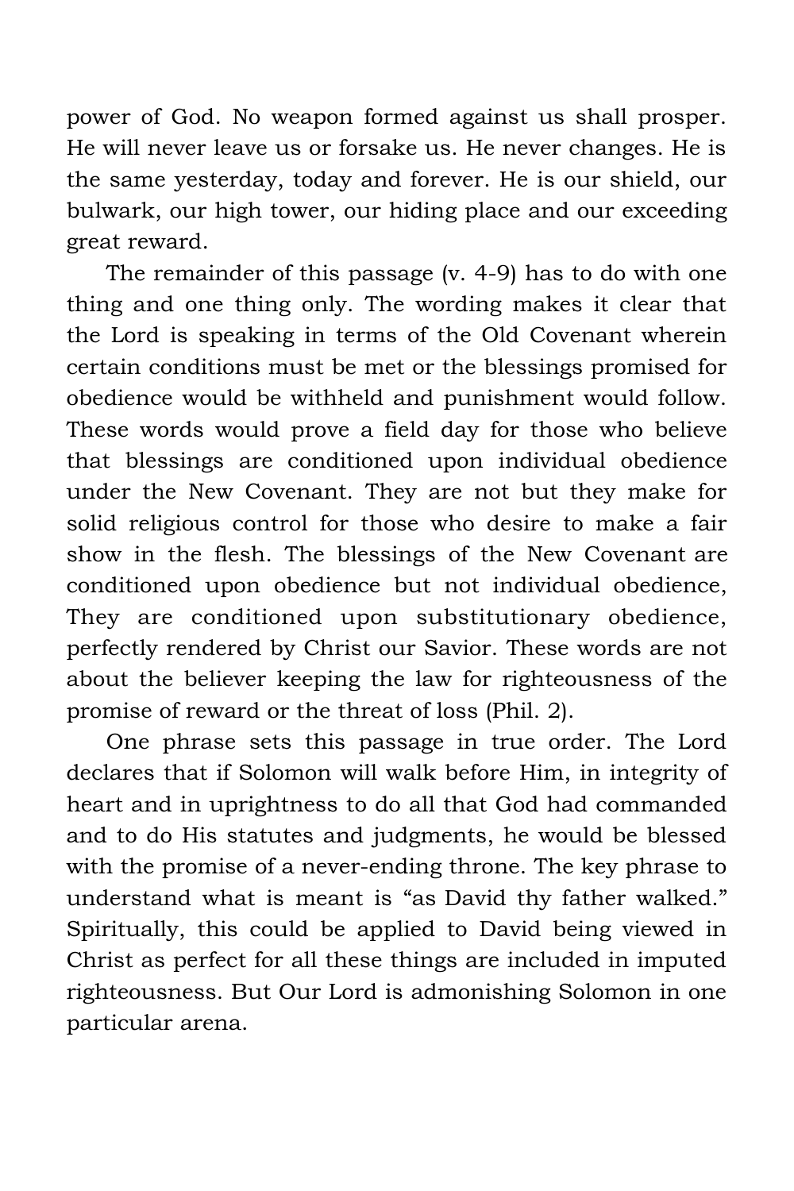power of God. No weapon formed against us shall prosper. He will never leave us or forsake us. He never changes. He is the same yesterday, today and forever. He is our shield, our bulwark, our high tower, our hiding place and our exceeding great reward.

The remainder of this passage (v. 4-9) has to do with one thing and one thing only. The wording makes it clear that the Lord is speaking in terms of the Old Covenant wherein certain conditions must be met or the blessings promised for obedience would be withheld and punishment would follow. These words would prove a field day for those who believe that blessings are conditioned upon individual obedience under the New Covenant. They are not but they make for solid religious control for those who desire to make a fair show in the flesh. The blessings of the New Covenant are conditioned upon obedience but not individual obedience, They are conditioned upon substitutionary obedience, perfectly rendered by Christ our Savior. These words are not about the believer keeping the law for righteousness of the promise of reward or the threat of loss (Phil. 2).

One phrase sets this passage in true order. The Lord declares that if Solomon will walk before Him, in integrity of heart and in uprightness to do all that God had commanded and to do His statutes and judgments, he would be blessed with the promise of a never-ending throne. The key phrase to understand what is meant is "as David thy father walked." Spiritually, this could be applied to David being viewed in Christ as perfect for all these things are included in imputed righteousness. But Our Lord is admonishing Solomon in one particular arena.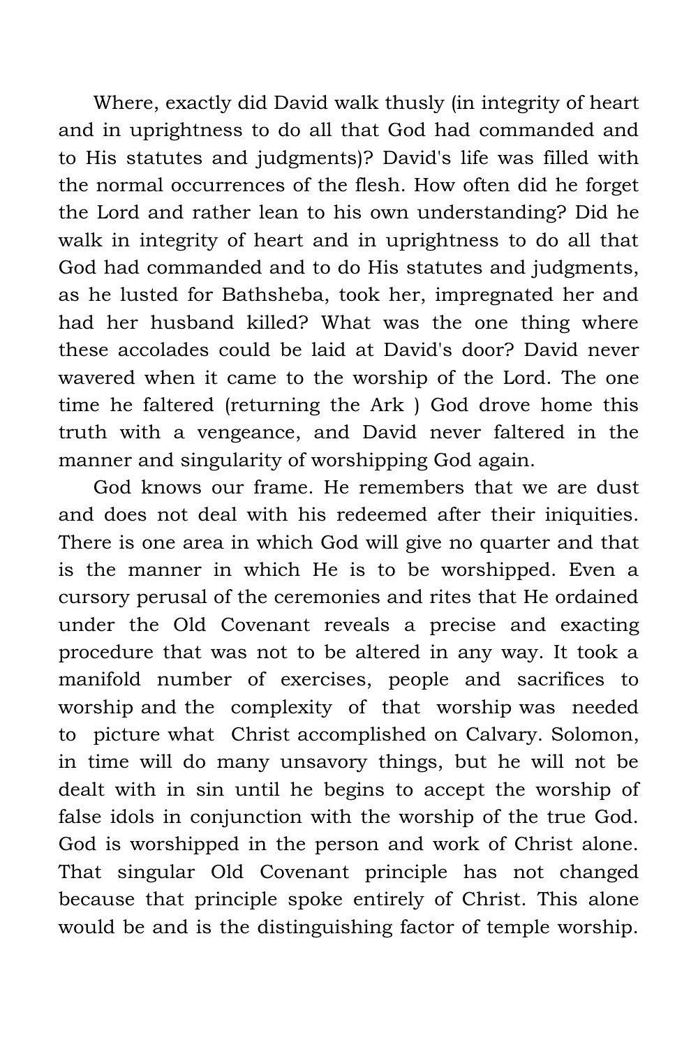Where, exactly did David walk thusly (in integrity of heart and in uprightness to do all that God had commanded and to His statutes and judgments)? David's life was filled with the normal occurrences of the flesh. How often did he forget the Lord and rather lean to his own understanding? Did he walk in integrity of heart and in uprightness to do all that God had commanded and to do His statutes and judgments, as he lusted for Bathsheba, took her, impregnated her and had her husband killed? What was the one thing where these accolades could be laid at David's door? David never wavered when it came to the worship of the Lord. The one time he faltered (returning the Ark ) God drove home this truth with a vengeance, and David never faltered in the manner and singularity of worshipping God again.

God knows our frame. He remembers that we are dust and does not deal with his redeemed after their iniquities. There is one area in which God will give no quarter and that is the manner in which He is to be worshipped. Even a cursory perusal of the ceremonies and rites that He ordained under the Old Covenant reveals a precise and exacting procedure that was not to be altered in any way. It took a manifold number of exercises, people and sacrifices to worship and the complexity of that worship was needed to picture what Christ accomplished on Calvary. Solomon, in time will do many unsavory things, but he will not be dealt with in sin until he begins to accept the worship of false idols in conjunction with the worship of the true God. God is worshipped in the person and work of Christ alone. That singular Old Covenant principle has not changed because that principle spoke entirely of Christ. This alone would be and is the distinguishing factor of temple worship.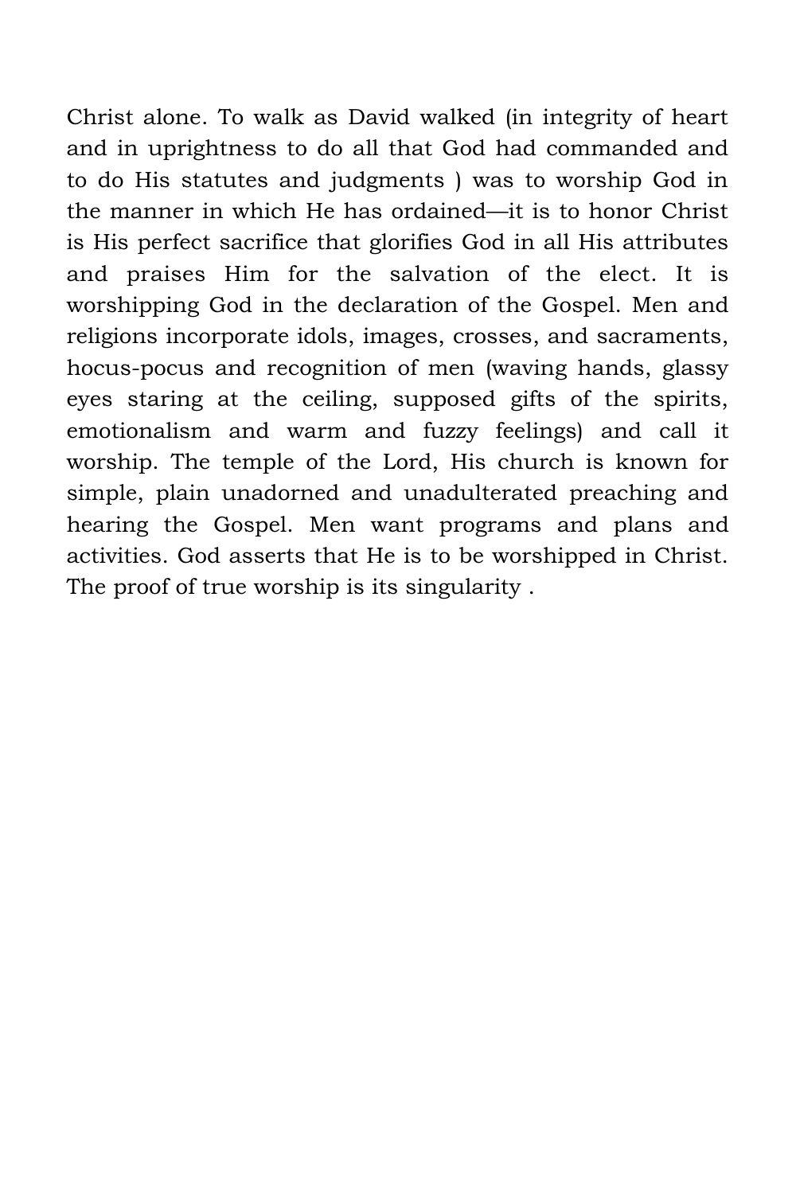Christ alone. To walk as David walked (in integrity of heart and in uprightness to do all that God had commanded and to do His statutes and judgments ) was to worship God in the manner in which He has ordained—it is to honor Christ is His perfect sacrifice that glorifies God in all His attributes and praises Him for the salvation of the elect. It is worshipping God in the declaration of the Gospel. Men and religions incorporate idols, images, crosses, and sacraments, hocus-pocus and recognition of men (waving hands, glassy eyes staring at the ceiling, supposed gifts of the spirits, emotionalism and warm and fuzzy feelings) and call it worship. The temple of the Lord, His church is known for simple, plain unadorned and unadulterated preaching and hearing the Gospel. Men want programs and plans and activities. God asserts that He is to be worshipped in Christ. The proof of true worship is its singularity .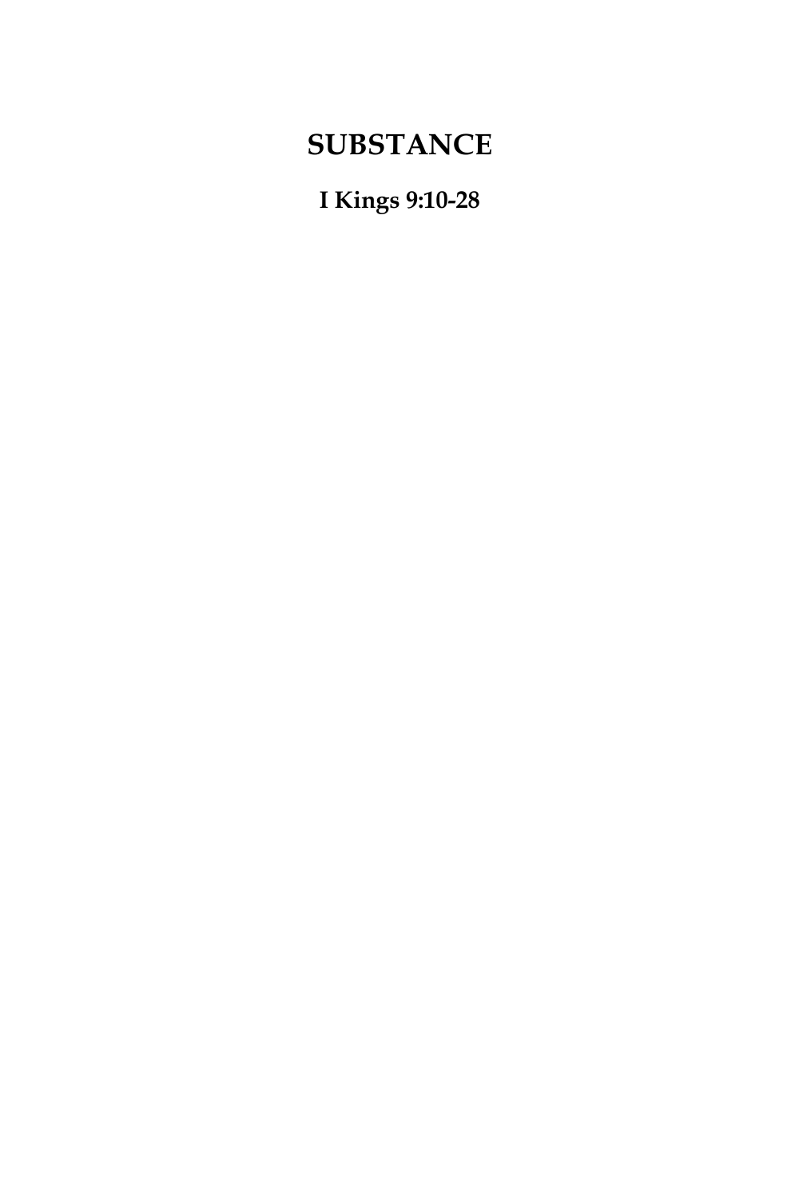# SUBSTANCE

**I Kings 9:10-28**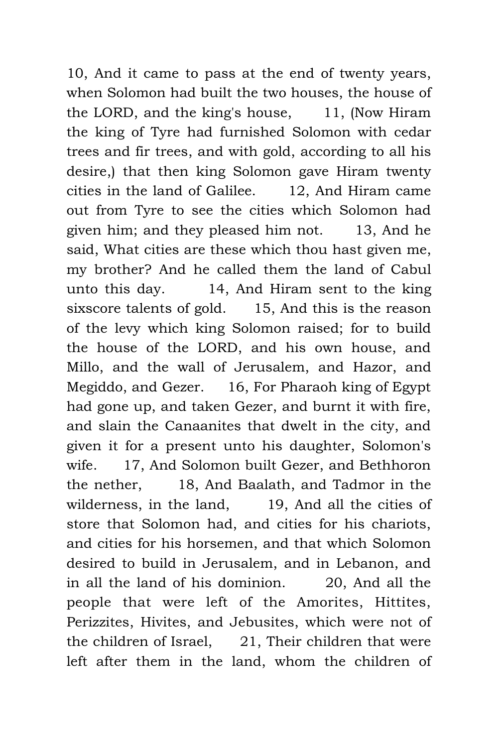10, And it came to pass at the end of twenty years, when Solomon had built the two houses, the house of the LORD, and the king's house, 11, (Now Hiram the king of Tyre had furnished Solomon with cedar trees and fir trees, and with gold, according to all his desire,) that then king Solomon gave Hiram twenty cities in the land of Galilee. 12, And Hiram came out from Tyre to see the cities which Solomon had given him; and they pleased him not. 13, And he said, What cities are these which thou hast given me, my brother? And he called them the land of Cabul unto this day. 14, And Hiram sent to the king sixscore talents of gold. 15, And this is the reason of the levy which king Solomon raised; for to build the house of the LORD, and his own house, and Millo, and the wall of Jerusalem, and Hazor, and Megiddo, and Gezer. 16, For Pharaoh king of Egypt had gone up, and taken Gezer, and burnt it with fire, and slain the Canaanites that dwelt in the city, and given it for a present unto his daughter, Solomon's wife. 17, And Solomon built Gezer, and Bethhoron the nether, 18, And Baalath, and Tadmor in the wilderness, in the land, 19, And all the cities of store that Solomon had, and cities for his chariots, and cities for his horsemen, and that which Solomon desired to build in Jerusalem, and in Lebanon, and in all the land of his dominion. 20, And all the people that were left of the Amorites, Hittites, Perizzites, Hivites, and Jebusites, which were not of the children of Israel, 21, Their children that were left after them in the land, whom the children of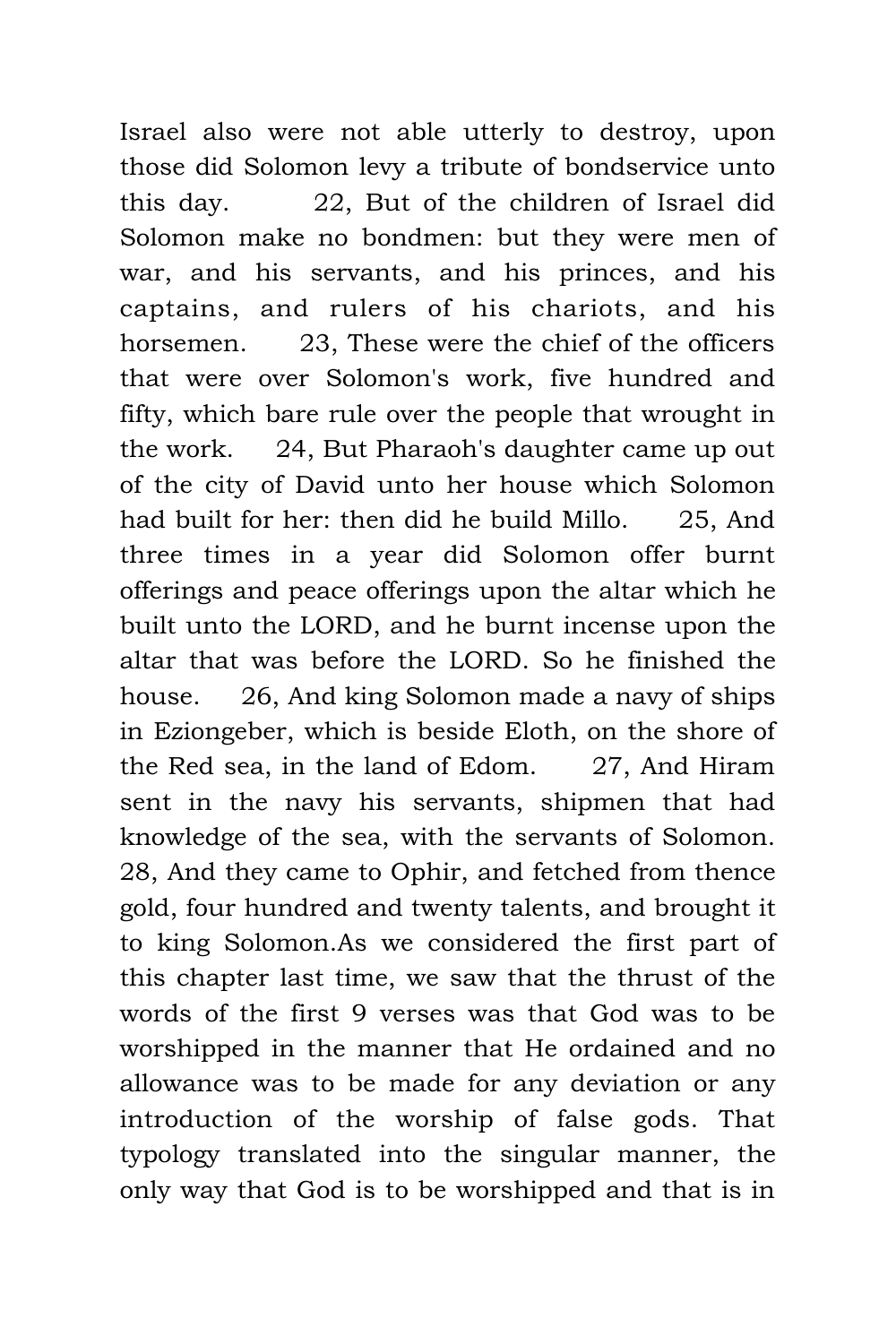Israel also were not able utterly to destroy, upon those did Solomon levy a tribute of bondservice unto this day. 22, But of the children of Israel did Solomon make no bondmen: but they were men of war, and his servants, and his princes, and his captains, and rulers of his chariots, and his horsemen. 23, These were the chief of the officers that were over Solomon's work, five hundred and fifty, which bare rule over the people that wrought in the work. 24, But Pharaoh's daughter came up out of the city of David unto her house which Solomon had built for her: then did he build Millo. 25, And three times in a year did Solomon offer burnt offerings and peace offerings upon the altar which he built unto the LORD, and he burnt incense upon the altar that was before the LORD. So he finished the house. 26, And king Solomon made a navy of ships in Eziongeber, which is beside Eloth, on the shore of the Red sea, in the land of Edom. 27, And Hiram sent in the navy his servants, shipmen that had knowledge of the sea, with the servants of Solomon. 28, And they came to Ophir, and fetched from thence gold, four hundred and twenty talents, and brought it to king Solomon.As we considered the first part of this chapter last time, we saw that the thrust of the words of the first 9 verses was that God was to be worshipped in the manner that He ordained and no allowance was to be made for any deviation or any introduction of the worship of false gods. That typology translated into the singular manner, the only way that God is to be worshipped and that is in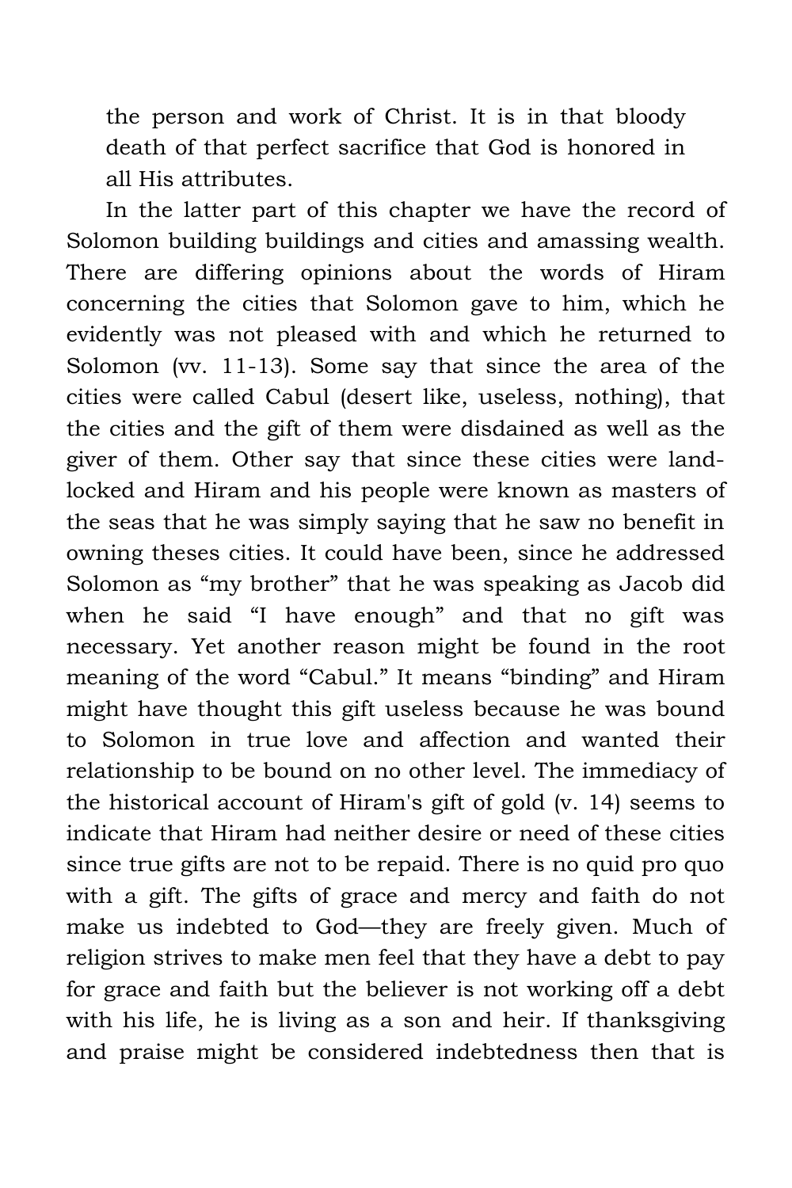the person and work of Christ. It is in that bloody death of that perfect sacrifice that God is honored in all His attributes.

In the latter part of this chapter we have the record of Solomon building buildings and cities and amassing wealth. There are differing opinions about the words of Hiram concerning the cities that Solomon gave to him, which he evidently was not pleased with and which he returned to Solomon (vv. 11-13). Some say that since the area of the cities were called Cabul (desert like, useless, nothing), that the cities and the gift of them were disdained as well as the giver of them. Other say that since these cities were land-locked and Hiram and his people were known as masters of the seas that he was simply saying that he saw no benefit in owning theses cities. It could have been, since he addressed Solomon as "my brother" that he was speaking as Jacob did when he said "I have enough" and that no gift was necessary. Yet another reason might be found in the root meaning of the word "Cabul." It means "binding" and Hiram might have thought this gift useless because he was bound to Solomon in true love and affection and wanted their relationship to be bound on no other level. The immediacy of the historical account of Hiram's gift of gold (v. 14) seems to indicate that Hiram had neither desire or need of these cities since true gifts are not to be repaid. There is no quid pro quo with a gift. The gifts of grace and mercy and faith do not make us indebted to God—they are freely given. Much of religion strives to make men feel that they have a debt to pay for grace and faith but the believer is not working off a debt with his life, he is living as a son and heir. If thanksgiving and praise might be considered indebtedness then that is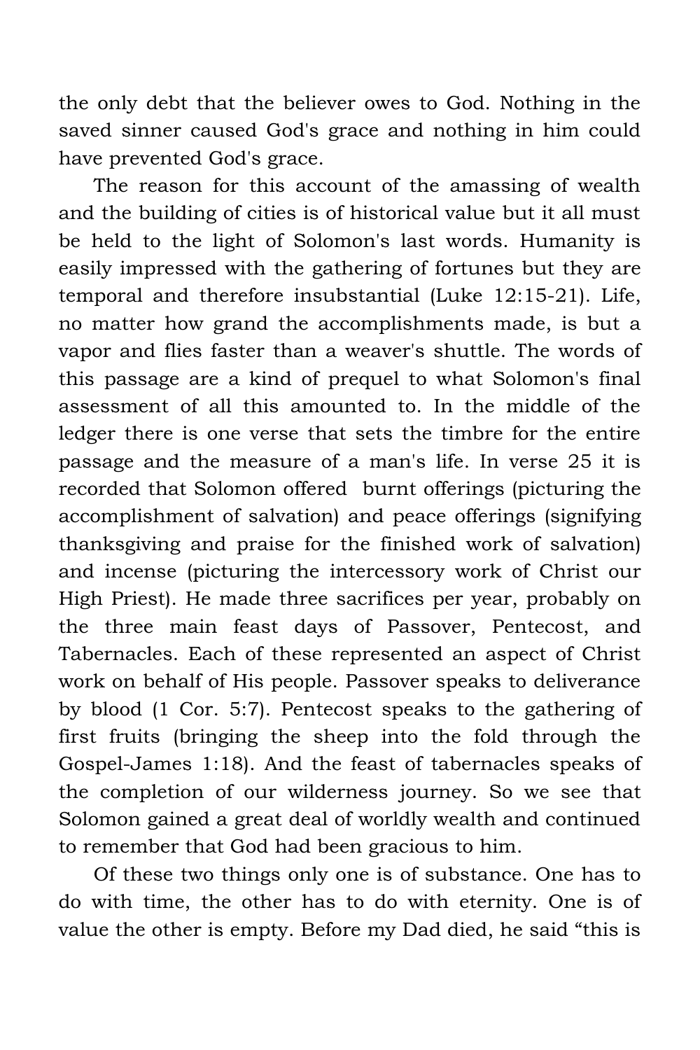the only debt that the believer owes to God. Nothing in the saved sinner caused God's grace and nothing in him could have prevented God's grace.

The reason for this account of the amassing of wealth and the building of cities is of historical value but it all must be held to the light of Solomon's last words. Humanity is easily impressed with the gathering of fortunes but they are temporal and therefore insubstantial (Luke 12:15-21). Life, no matter how grand the accomplishments made, is but a vapor and flies faster than a weaver's shuttle. The words of this passage are a kind of prequel to what Solomon's final assessment of all this amounted to. In the middle of the ledger there is one verse that sets the timbre for the entire passage and the measure of a man's life. In verse 25 it is recorded that Solomon offered burnt offerings (picturing the accomplishment of salvation) and peace offerings (signifying thanksgiving and praise for the finished work of salvation) and incense (picturing the intercessory work of Christ our High Priest). He made three sacrifices per year, probably on the three main feast days of Passover, Pentecost, and Tabernacles. Each of these represented an aspect of Christ work on behalf of His people. Passover speaks to deliverance by blood (1 Cor. 5:7). Pentecost speaks to the gathering of first fruits (bringing the sheep into the fold through the Gospel-James 1:18). And the feast of tabernacles speaks of the completion of our wilderness journey. So we see that Solomon gained a great deal of worldly wealth and continued to remember that God had been gracious to him.

Of these two things only one is of substance. One has to do with time, the other has to do with eternity. One is of value the other is empty. Before my Dad died, he said "this is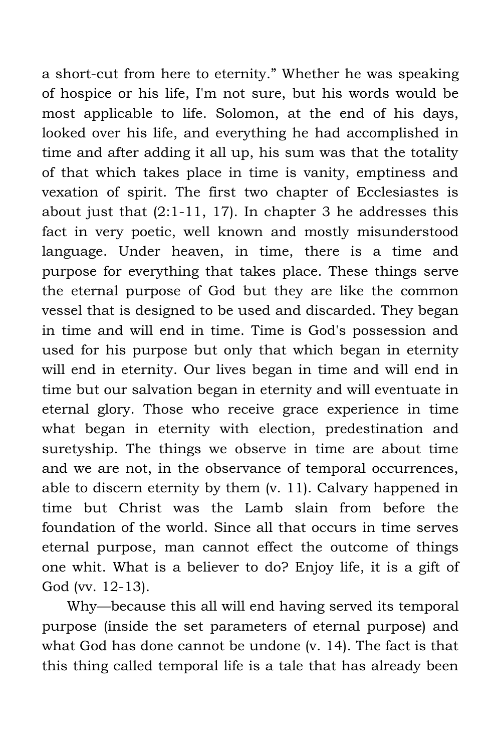a short-cut from here to eternity." Whether he was speaking of hospice or his life, I'm not sure, but his words would be most applicable to life. Solomon, at the end of his days, looked over his life, and everything he had accomplished in time and after adding it all up, his sum was that the totality of that which takes place in time is vanity, emptiness and vexation of spirit. The first two chapter of Ecclesiastes is about just that (2:1-11, 17). In chapter 3 he addresses this fact in very poetic, well known and mostly misunderstood language. Under heaven, in time, there is a time and purpose for everything that takes place. These things serve the eternal purpose of God but they are like the common vessel that is designed to be used and discarded. They began in time and will end in time. Time is God's possession and used for his purpose but only that which began in eternity will end in eternity. Our lives began in time and will end in time but our salvation began in eternity and will eventuate in eternal glory. Those who receive grace experience in time what began in eternity with election, predestination and suretyship. The things we observe in time are about time and we are not, in the observance of temporal occurrences, able to discern eternity by them (v. 11). Calvary happened in time but Christ was the Lamb slain from before the foundation of the world. Since all that occurs in time serves eternal purpose, man cannot effect the outcome of things one whit. What is a believer to do? Enjoy life, it is a gift of God (vv. 12-13).

Why—because this all will end having served its temporal purpose (inside the set parameters of eternal purpose) and what God has done cannot be undone (v. 14). The fact is that this thing called temporal life is a tale that has already been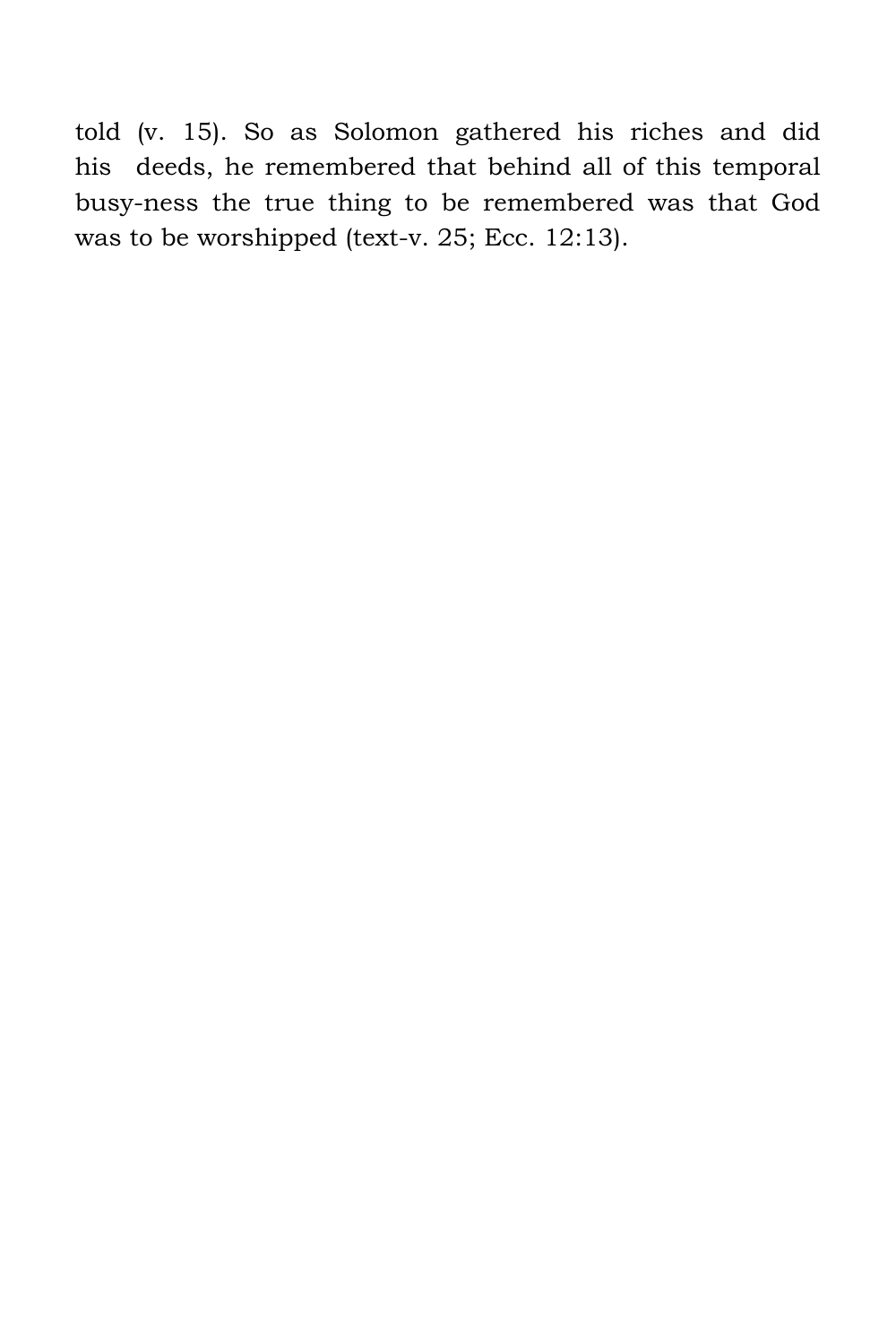told (v. 15). So as Solomon gathered his riches and did his deeds, he remembered that behind all of this temporal busy-ness the true thing to be remembered was that God was to be worshipped (text-v. 25; Ecc. 12:13).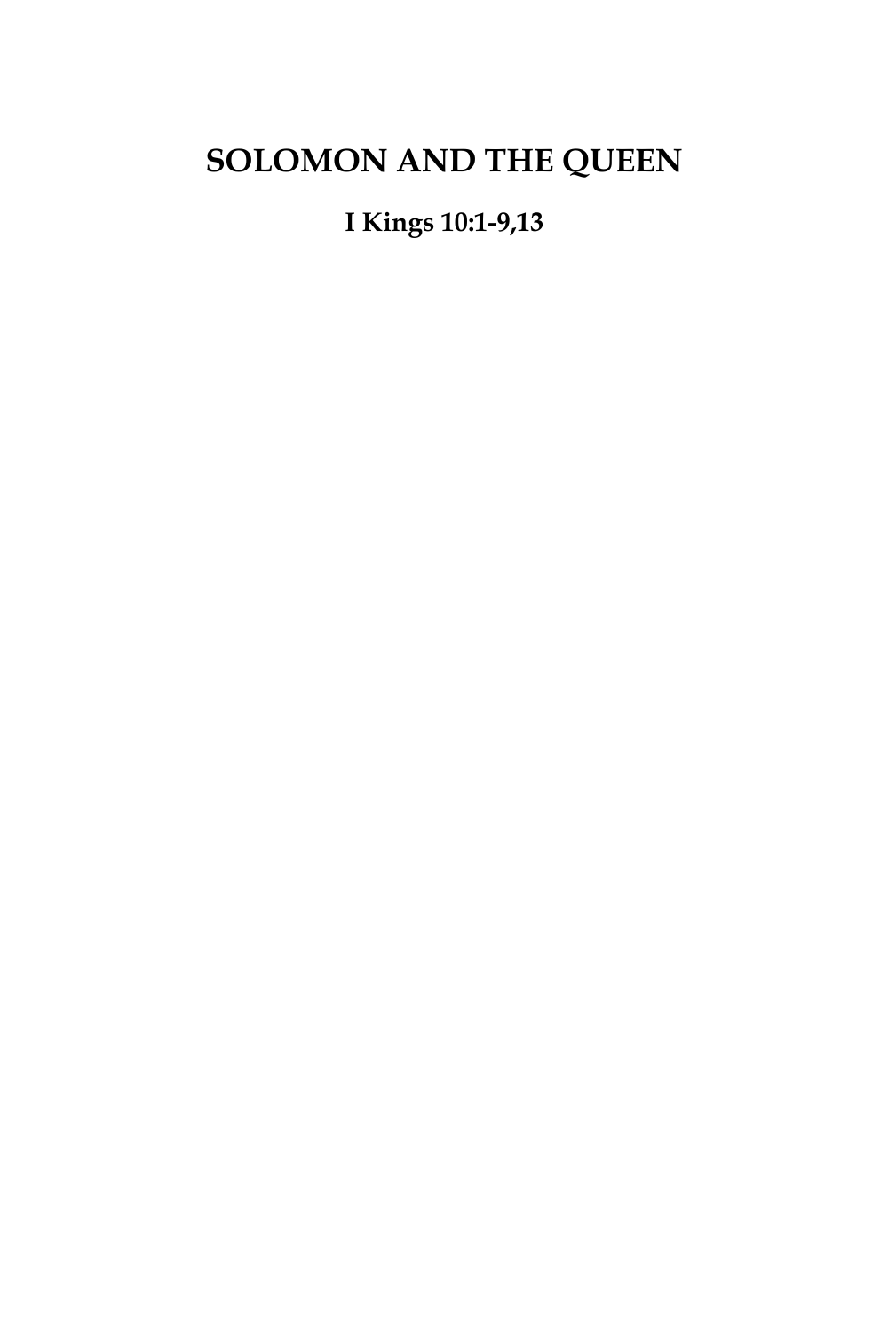# SOLOMON AND THE QUEEN

**I Kings 10:1-9,13**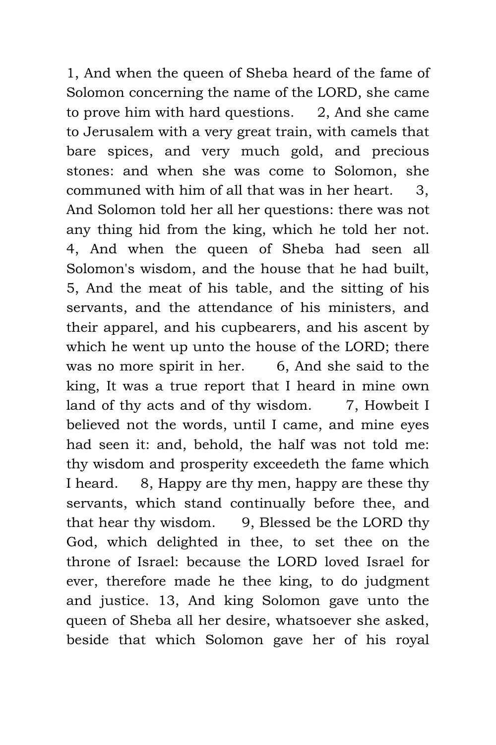1, And when the queen of Sheba heard of the fame of Solomon concerning the name of the LORD, she came to prove him with hard questions. 2, And she came to Jerusalem with a very great train, with camels that bare spices, and very much gold, and precious stones: and when she was come to Solomon, she communed with him of all that was in her heart. 3, And Solomon told her all her questions: there was not any thing hid from the king, which he told her not. 4, And when the queen of Sheba had seen all Solomon's wisdom, and the house that he had built, 5, And the meat of his table, and the sitting of his servants, and the attendance of his ministers, and their apparel, and his cupbearers, and his ascent by which he went up unto the house of the LORD; there was no more spirit in her. 6, And she said to the king, It was a true report that I heard in mine own land of thy acts and of thy wisdom. 7, Howbeit I believed not the words, until I came, and mine eyes had seen it: and, behold, the half was not told me: thy wisdom and prosperity exceedeth the fame which I heard. 8, Happy are thy men, happy are these thy servants, which stand continually before thee, and that hear thy wisdom. 9, Blessed be the LORD thy God, which delighted in thee, to set thee on the throne of Israel: because the LORD loved Israel for ever, therefore made he thee king, to do judgment and justice. 13, And king Solomon gave unto the queen of Sheba all her desire, whatsoever she asked, beside that which Solomon gave her of his royal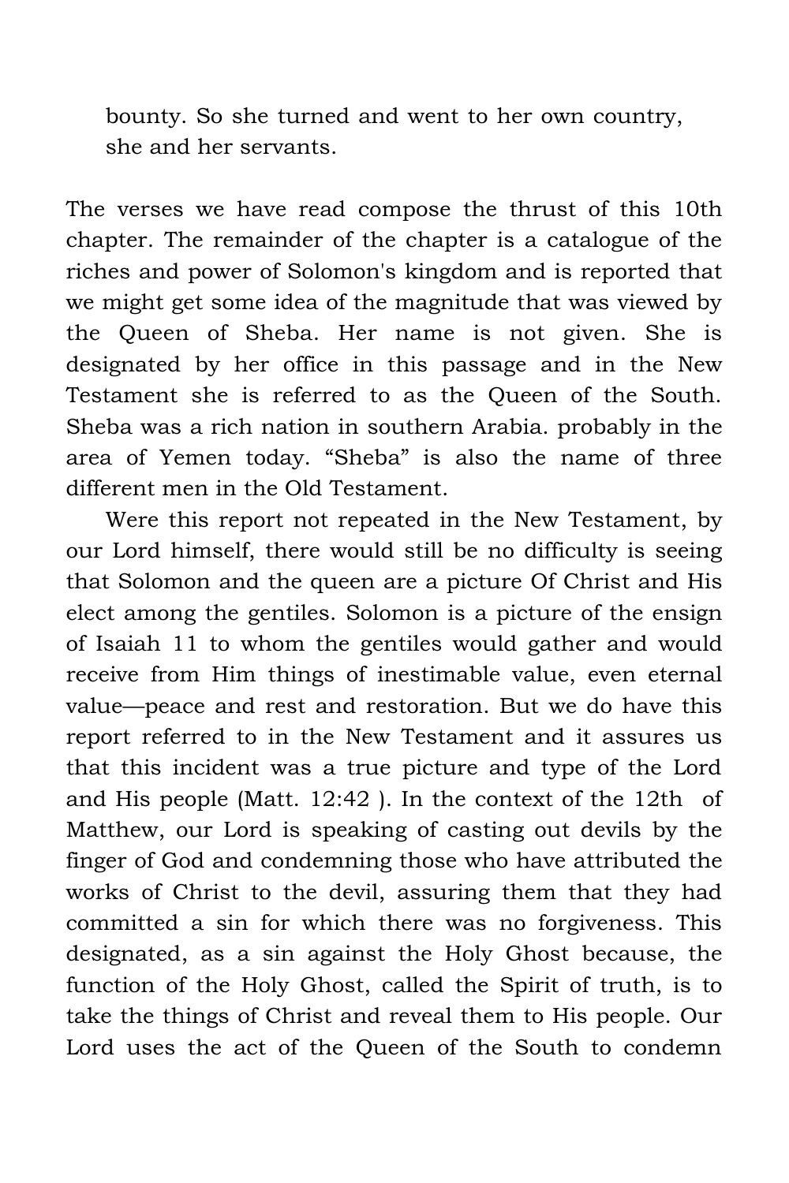> bounty. So she turned and went to her own country, she and her servants.

The verses we have read compose the thrust of this 10th chapter. The remainder of the chapter is a catalogue of the riches and power of Solomon's kingdom and is reported that we might get some idea of the magnitude that was viewed by the Queen of Sheba. Her name is not given. She is designated by her office in this passage and in the New Testament she is referred to as the Queen of the South. Sheba was a rich nation in southern Arabia. probably in the area of Yemen today. “Sheba” is also the name of three different men in the Old Testament.

Were this report not repeated in the New Testament, by our Lord himself, there would still be no difficulty is seeing that Solomon and the queen are a picture Of Christ and His elect among the gentiles. Solomon is a picture of the ensign of Isaiah 11 to whom the gentiles would gather and would receive from Him things of inestimable value, even eternal value—peace and rest and restoration. But we do have this report referred to in the New Testament and it assures us that this incident was a true picture and type of the Lord and His people (Matt. 12:42 ). In the context of the 12th of Matthew, our Lord is speaking of casting out devils by the finger of God and condemning those who have attributed the works of Christ to the devil, assuring them that they had committed a sin for which there was no forgiveness. This designated, as a sin against the Holy Ghost because, the function of the Holy Ghost, called the Spirit of truth, is to take the things of Christ and reveal them to His people. Our Lord uses the act of the Queen of the South to condemn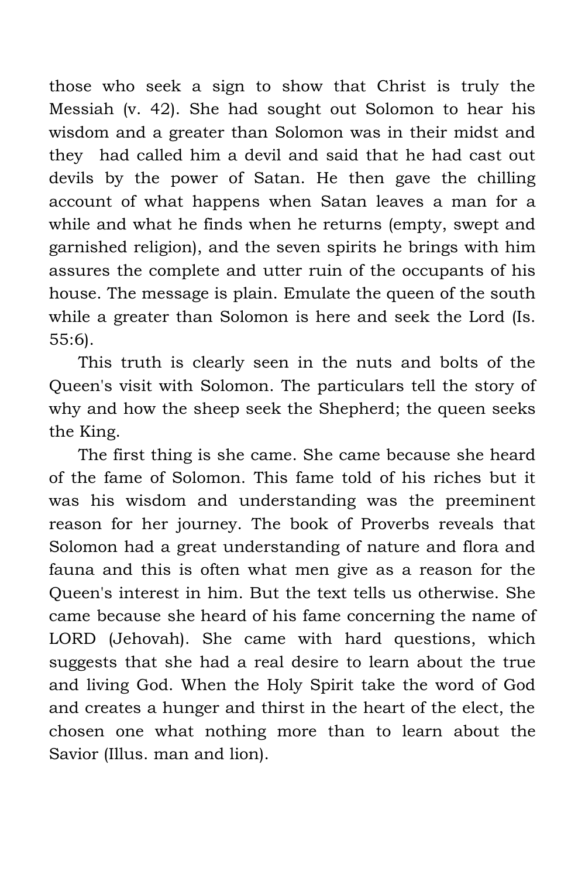those who seek a sign to show that Christ is truly the Messiah (v. 42). She had sought out Solomon to hear his wisdom and a greater than Solomon was in their midst and they had called him a devil and said that he had cast out devils by the power of Satan. He then gave the chilling account of what happens when Satan leaves a man for a while and what he finds when he returns (empty, swept and garnished religion), and the seven spirits he brings with him assures the complete and utter ruin of the occupants of his house. The message is plain. Emulate the queen of the south while a greater than Solomon is here and seek the Lord (Is. 55:6).

This truth is clearly seen in the nuts and bolts of the Queen's visit with Solomon. The particulars tell the story of why and how the sheep seek the Shepherd; the queen seeks the King.

The first thing is she came. She came because she heard of the fame of Solomon. This fame told of his riches but it was his wisdom and understanding was the preeminent reason for her journey. The book of Proverbs reveals that Solomon had a great understanding of nature and flora and fauna and this is often what men give as a reason for the Queen's interest in him. But the text tells us otherwise. She came because she heard of his fame concerning the name of LORD (Jehovah). She came with hard questions, which suggests that she had a real desire to learn about the true and living God. When the Holy Spirit take the word of God and creates a hunger and thirst in the heart of the elect, the chosen one what nothing more than to learn about the Savior (Illus. man and lion).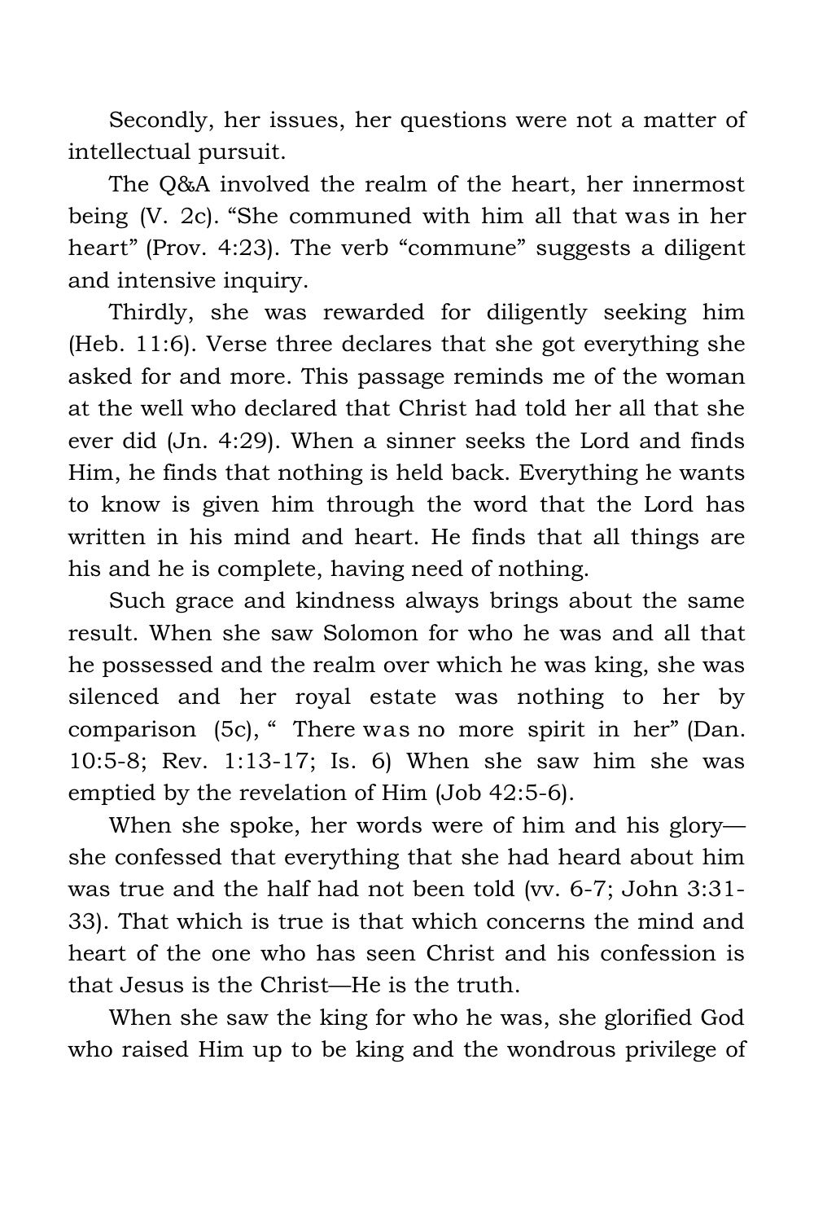Secondly, her issues, her questions were not a matter of intellectual pursuit.

The Q&A involved the realm of the heart, her innermost being (V. 2c). "She communed with him all that was in her heart" (Prov. 4:23). The verb "commune" suggests a diligent and intensive inquiry.

Thirdly, she was rewarded for diligently seeking him (Heb. 11:6). Verse three declares that she got everything she asked for and more. This passage reminds me of the woman at the well who declared that Christ had told her all that she ever did (Jn. 4:29). When a sinner seeks the Lord and finds Him, he finds that nothing is held back. Everything he wants to know is given him through the word that the Lord has written in his mind and heart. He finds that all things are his and he is complete, having need of nothing.

Such grace and kindness always brings about the same result. When she saw Solomon for who he was and all that he possessed and the realm over which he was king, she was silenced and her royal estate was nothing to her by comparison (5c), " There was no more spirit in her" (Dan. 10:5-8; Rev. 1:13-17; Is. 6) When she saw him she was emptied by the revelation of Him (Job 42:5-6).

When she spoke, her words were of him and his glory—she confessed that everything that she had heard about him was true and the half had not been told (vv. 6-7; John 3:31-33). That which is true is that which concerns the mind and heart of the one who has seen Christ and his confession is that Jesus is the Christ—He is the truth.

When she saw the king for who he was, she glorified God who raised Him up to be king and the wondrous privilege of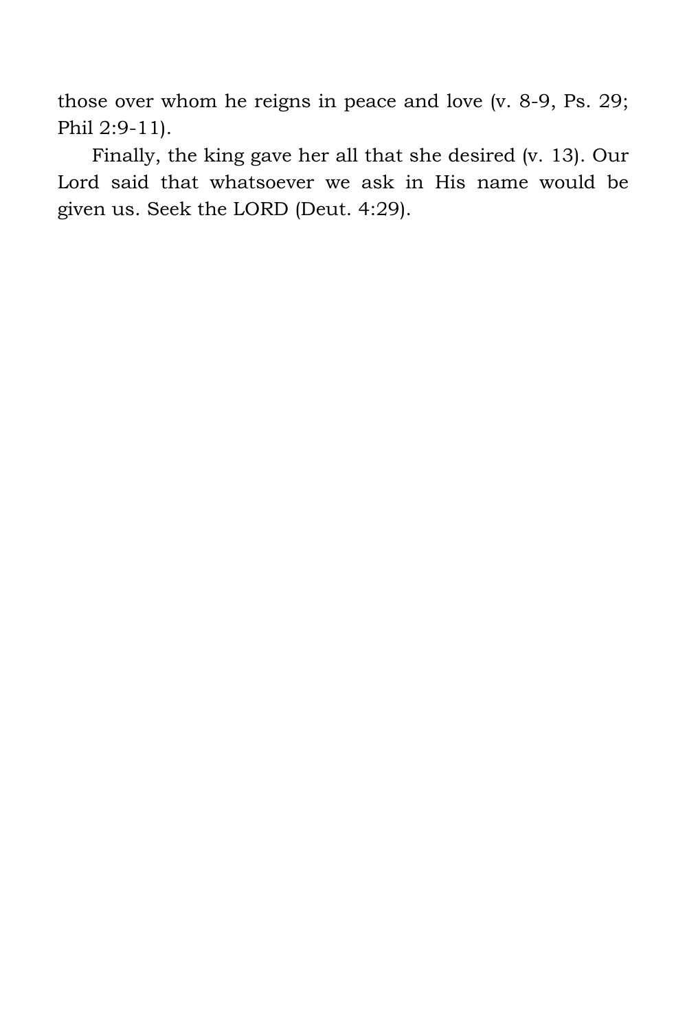those over whom he reigns in peace and love (v. 8-9, Ps. 29; Phil 2:9-11).

Finally, the king gave her all that she desired (v. 13). Our Lord said that whatsoever we ask in His name would be given us. Seek the LORD (Deut. 4:29).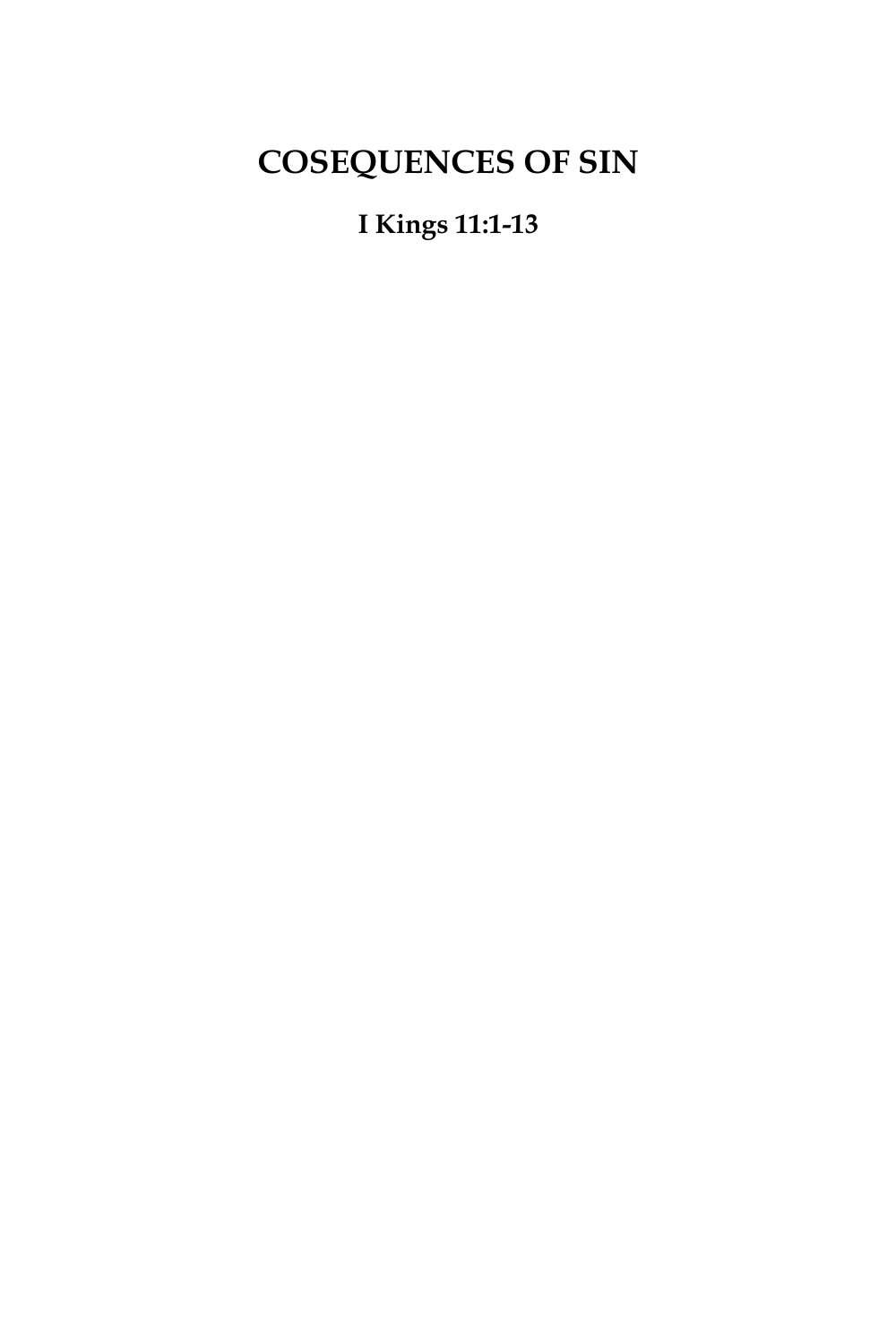# COSEQUENCES OF SIN

**I Kings 11:1-13**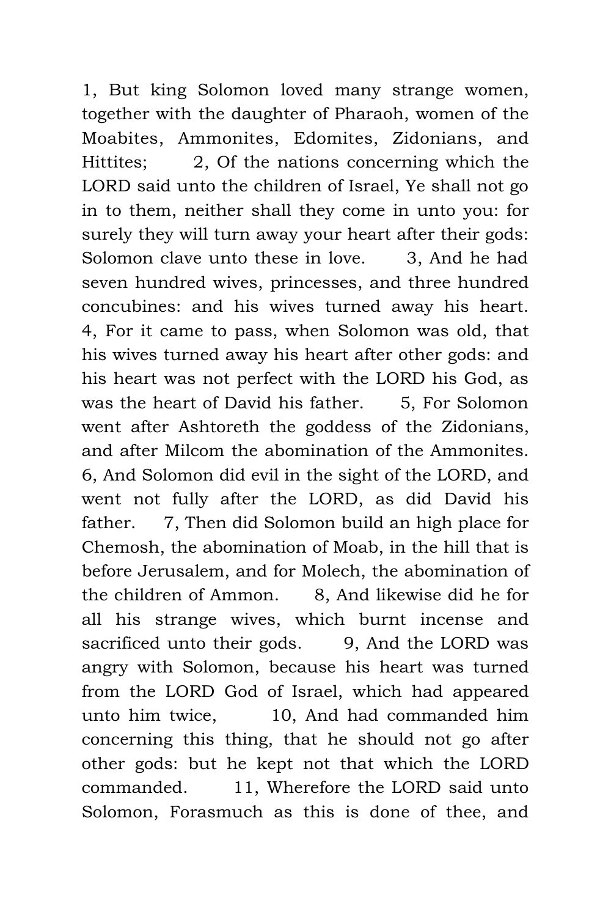1, But king Solomon loved many strange women, together with the daughter of Pharaoh, women of the Moabites, Ammonites, Edomites, Zidonians, and Hittites;  2, Of the nations concerning which the LORD said unto the children of Israel, Ye shall not go in to them, neither shall they come in unto you: for surely they will turn away your heart after their gods: Solomon clave unto these in love.  3, And he had seven hundred wives, princesses, and three hundred concubines: and his wives turned away his heart.  4, For it came to pass, when Solomon was old, that his wives turned away his heart after other gods: and his heart was not perfect with the LORD his God, as was the heart of David his father.  5, For Solomon went after Ashtoreth the goddess of the Zidonians, and after Milcom the abomination of the Ammonites.  6, And Solomon did evil in the sight of the LORD, and went not fully after the LORD, as did David his father.  7, Then did Solomon build an high place for Chemosh, the abomination of Moab, in the hill that is before Jerusalem, and for Molech, the abomination of the children of Ammon.  8, And likewise did he for all his strange wives, which burnt incense and sacrificed unto their gods.  9, And the LORD was angry with Solomon, because his heart was turned from the LORD God of Israel, which had appeared unto him twice,  10, And had commanded him concerning this thing, that he should not go after other gods: but he kept not that which the LORD commanded.  11, Wherefore the LORD said unto Solomon, Forasmuch as this is done of thee, and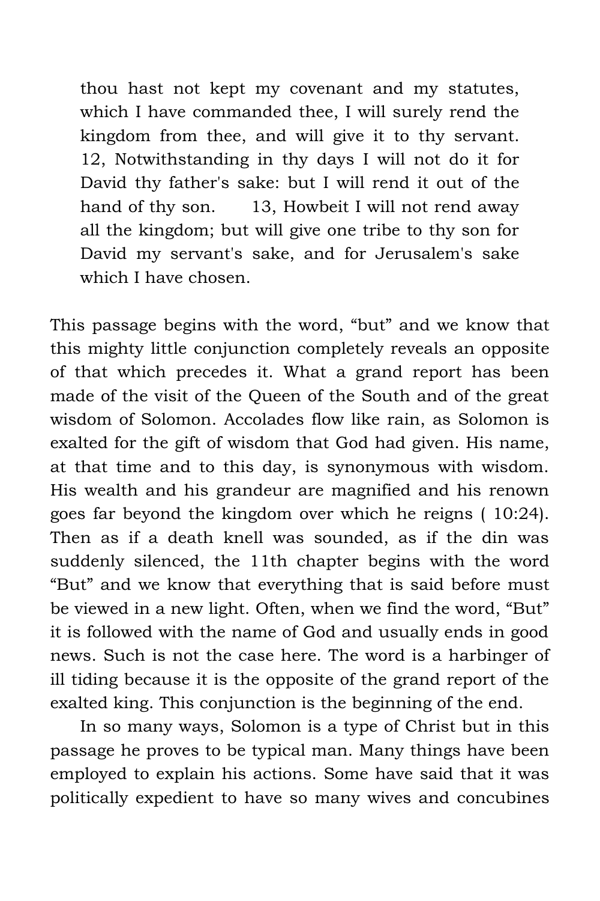> thou hast not kept my covenant and my statutes, which I have commanded thee, I will surely rend the kingdom from thee, and will give it to thy servant. 12, Notwithstanding in thy days I will not do it for David thy father's sake: but I will rend it out of the hand of thy son. 13, Howbeit I will not rend away all the kingdom; but will give one tribe to thy son for David my servant's sake, and for Jerusalem's sake which I have chosen.

This passage begins with the word, "but" and we know that this mighty little conjunction completely reveals an opposite of that which precedes it. What a grand report has been made of the visit of the Queen of the South and of the great wisdom of Solomon. Accolades flow like rain, as Solomon is exalted for the gift of wisdom that God had given. His name, at that time and to this day, is synonymous with wisdom. His wealth and his grandeur are magnified and his renown goes far beyond the kingdom over which he reigns ( 10:24). Then as if a death knell was sounded, as if the din was suddenly silenced, the 11th chapter begins with the word "But" and we know that everything that is said before must be viewed in a new light. Often, when we find the word, "But" it is followed with the name of God and usually ends in good news. Such is not the case here. The word is a harbinger of ill tiding because it is the opposite of the grand report of the exalted king. This conjunction is the beginning of the end.

In so many ways, Solomon is a type of Christ but in this passage he proves to be typical man. Many things have been employed to explain his actions. Some have said that it was politically expedient to have so many wives and concubines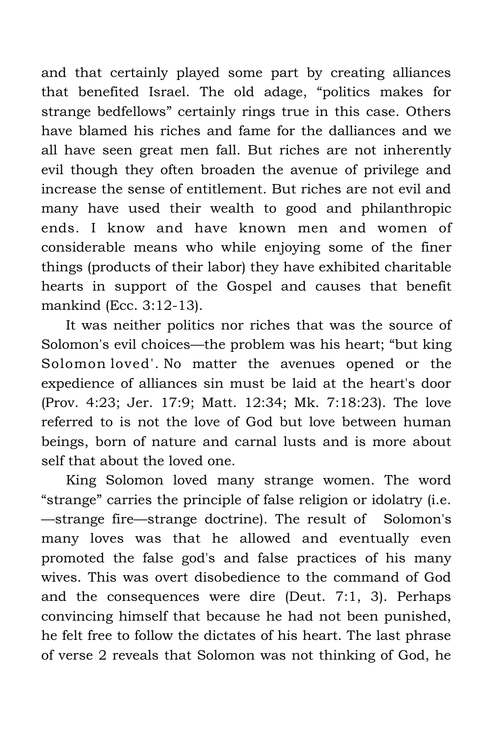and that certainly played some part by creating alliances that benefited Israel. The old adage, “politics makes for strange bedfellows” certainly rings true in this case. Others have blamed his riches and fame for the dalliances and we all have seen great men fall. But riches are not inherently evil though they often broaden the avenue of privilege and increase the sense of entitlement. But riches are not evil and many have used their wealth to good and philanthropic ends. I know and have known men and women of considerable means who while enjoying some of the finer things (products of their labor) they have exhibited charitable hearts in support of the Gospel and causes that benefit mankind (Ecc. 3:12-13).

It was neither politics nor riches that was the source of Solomon's evil choices—the problem was his heart; “but king Solomon loved'. No matter the avenues opened or the expedience of alliances sin must be laid at the heart's door (Prov. 4:23; Jer. 17:9; Matt. 12:34; Mk. 7:18:23). The love referred to is not the love of God but love between human beings, born of nature and carnal lusts and is more about self that about the loved one.

King Solomon loved many strange women. The word “strange” carries the principle of false religion or idolatry (i.e.—strange fire—strange doctrine). The result of Solomon's many loves was that he allowed and eventually even promoted the false god's and false practices of his many wives. This was overt disobedience to the command of God and the consequences were dire (Deut. 7:1, 3). Perhaps convincing himself that because he had not been punished, he felt free to follow the dictates of his heart. The last phrase of verse 2 reveals that Solomon was not thinking of God, he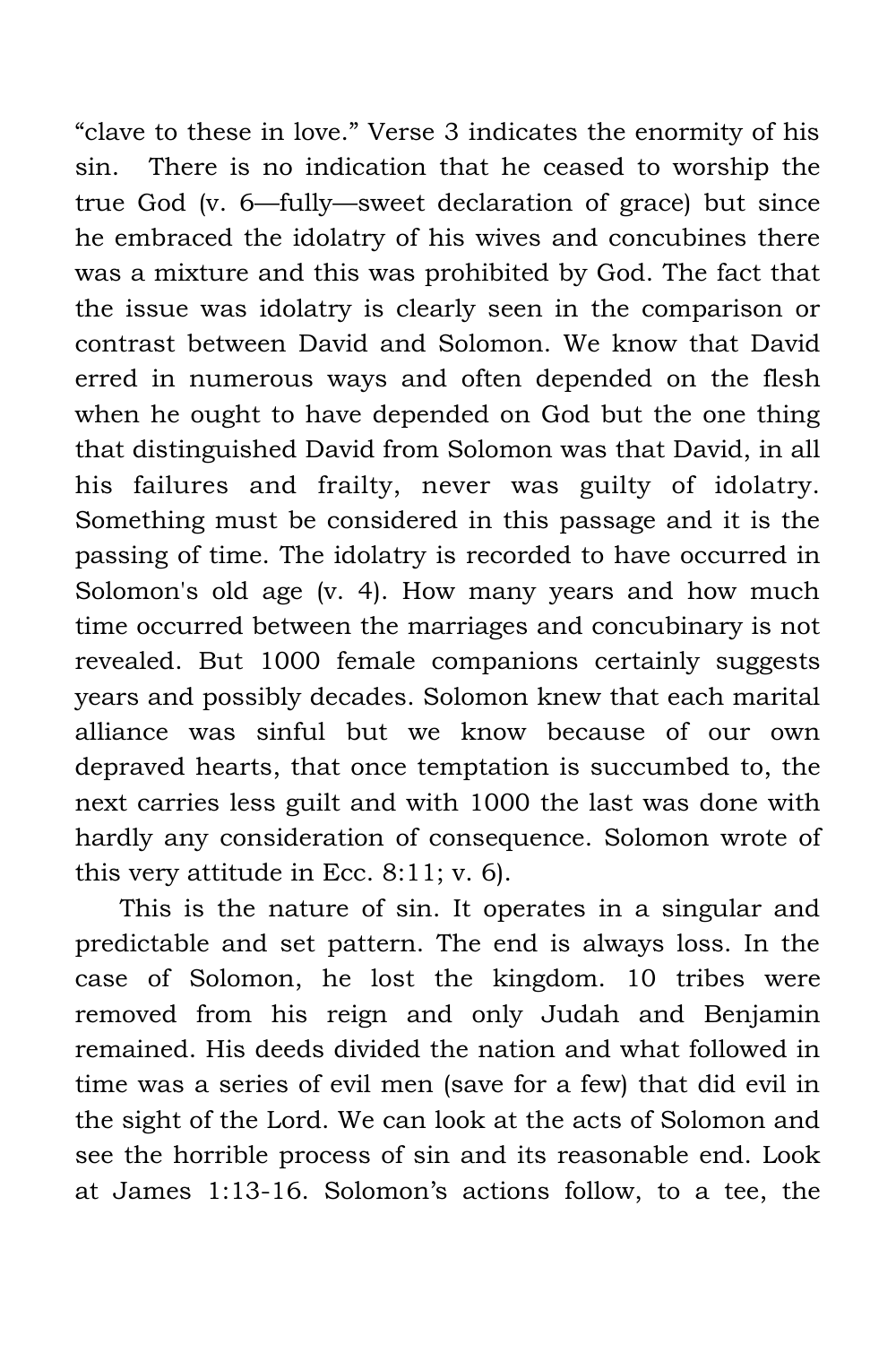"clave to these in love." Verse 3 indicates the enormity of his sin.  There is no indication that he ceased to worship the true God (v. 6—fully—sweet declaration of grace) but since he embraced the idolatry of his wives and concubines there was a mixture and this was prohibited by God. The fact that the issue was idolatry is clearly seen in the comparison or contrast between David and Solomon. We know that David erred in numerous ways and often depended on the flesh when he ought to have depended on God but the one thing that distinguished David from Solomon was that David, in all his failures and frailty, never was guilty of idolatry. Something must be considered in this passage and it is the passing of time. The idolatry is recorded to have occurred in Solomon's old age (v. 4). How many years and how much time occurred between the marriages and concubinary is not revealed. But 1000 female companions certainly suggests years and possibly decades. Solomon knew that each marital alliance was sinful but we know because of our own depraved hearts, that once temptation is succumbed to, the next carries less guilt and with 1000 the last was done with hardly any consideration of consequence. Solomon wrote of this very attitude in Ecc. 8:11; v. 6).

This is the nature of sin. It operates in a singular and predictable and set pattern. The end is always loss. In the case of Solomon, he lost the kingdom. 10 tribes were removed from his reign and only Judah and Benjamin remained. His deeds divided the nation and what followed in time was a series of evil men (save for a few) that did evil in the sight of the Lord. We can look at the acts of Solomon and see the horrible process of sin and its reasonable end. Look at James 1:13-16. Solomon's actions follow, to a tee, the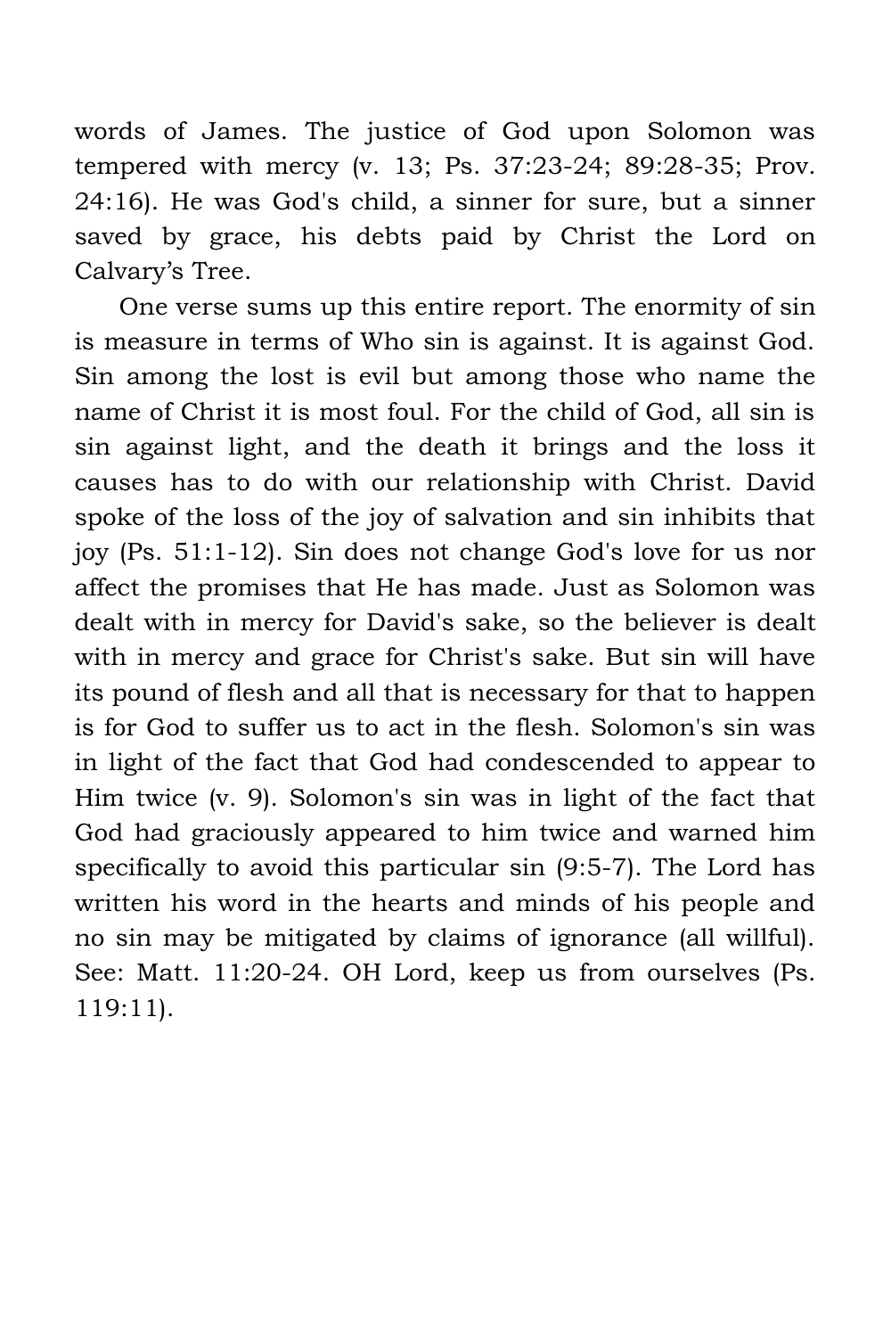words of James. The justice of God upon Solomon was tempered with mercy (v. 13; Ps. 37:23-24; 89:28-35; Prov. 24:16). He was God's child, a sinner for sure, but a sinner saved by grace, his debts paid by Christ the Lord on Calvary's Tree.

One verse sums up this entire report. The enormity of sin is measure in terms of Who sin is against. It is against God. Sin among the lost is evil but among those who name the name of Christ it is most foul. For the child of God, all sin is sin against light, and the death it brings and the loss it causes has to do with our relationship with Christ. David spoke of the loss of the joy of salvation and sin inhibits that joy (Ps. 51:1-12). Sin does not change God's love for us nor affect the promises that He has made. Just as Solomon was dealt with in mercy for David's sake, so the believer is dealt with in mercy and grace for Christ's sake. But sin will have its pound of flesh and all that is necessary for that to happen is for God to suffer us to act in the flesh. Solomon's sin was in light of the fact that God had condescended to appear to Him twice (v. 9). Solomon's sin was in light of the fact that God had graciously appeared to him twice and warned him specifically to avoid this particular sin (9:5-7). The Lord has written his word in the hearts and minds of his people and no sin may be mitigated by claims of ignorance (all willful). See: Matt. 11:20-24. OH Lord, keep us from ourselves (Ps. 119:11).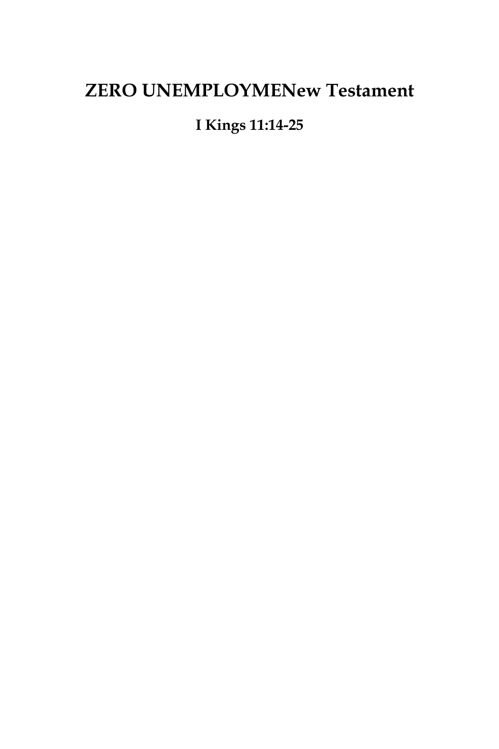# ZERO UNEMPLOYMENew Testament

**I Kings 11:14-25**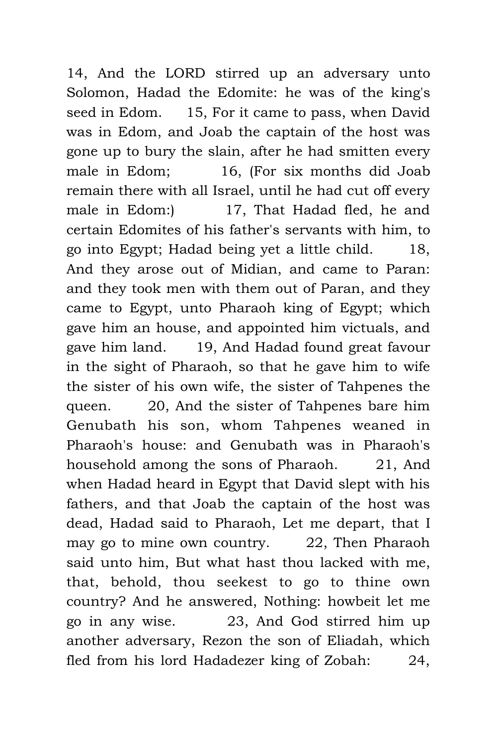14, And the LORD stirred up an adversary unto Solomon, Hadad the Edomite: he was of the king's seed in Edom. 15, For it came to pass, when David was in Edom, and Joab the captain of the host was gone up to bury the slain, after he had smitten every male in Edom; 16, (For six months did Joab remain there with all Israel, until he had cut off every male in Edom:) 17, That Hadad fled, he and certain Edomites of his father's servants with him, to go into Egypt; Hadad being yet a little child. 18, And they arose out of Midian, and came to Paran: and they took men with them out of Paran, and they came to Egypt, unto Pharaoh king of Egypt; which gave him an house, and appointed him victuals, and gave him land. 19, And Hadad found great favour in the sight of Pharaoh, so that he gave him to wife the sister of his own wife, the sister of Tahpenes the queen. 20, And the sister of Tahpenes bare him Genubath his son, whom Tahpenes weaned in Pharaoh's house: and Genubath was in Pharaoh's household among the sons of Pharaoh. 21, And when Hadad heard in Egypt that David slept with his fathers, and that Joab the captain of the host was dead, Hadad said to Pharaoh, Let me depart, that I may go to mine own country. 22, Then Pharaoh said unto him, But what hast thou lacked with me, that, behold, thou seekest to go to thine own country? And he answered, Nothing: howbeit let me go in any wise. 23, And God stirred him up another adversary, Rezon the son of Eliadah, which fled from his lord Hadadezer king of Zobah: 24,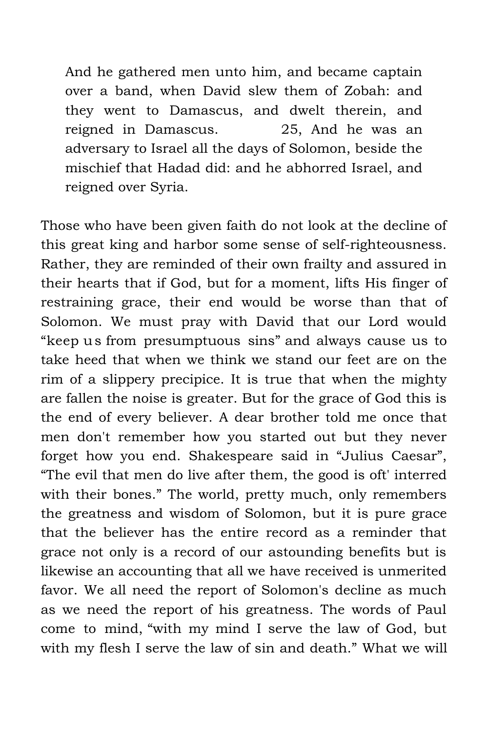> And he gathered men unto him, and became captain over a band, when David slew them of Zobah: and they went to Damascus, and dwelt therein, and reigned in Damascus. 25, And he was an adversary to Israel all the days of Solomon, beside the mischief that Hadad did: and he abhorred Israel, and reigned over Syria.

Those who have been given faith do not look at the decline of this great king and harbor some sense of self-righteousness. Rather, they are reminded of their own frailty and assured in their hearts that if God, but for a moment, lifts His finger of restraining grace, their end would be worse than that of Solomon. We must pray with David that our Lord would "keep us from presumptuous sins" and always cause us to take heed that when we think we stand our feet are on the rim of a slippery precipice. It is true that when the mighty are fallen the noise is greater. But for the grace of God this is the end of every believer. A dear brother told me once that men don't remember how you started out but they never forget how you end. Shakespeare said in "Julius Caesar", "The evil that men do live after them, the good is oft' interred with their bones." The world, pretty much, only remembers the greatness and wisdom of Solomon, but it is pure grace that the believer has the entire record as a reminder that grace not only is a record of our astounding benefits but is likewise an accounting that all we have received is unmerited favor. We all need the report of Solomon's decline as much as we need the report of his greatness. The words of Paul come to mind, "with my mind I serve the law of God, but with my flesh I serve the law of sin and death." What we will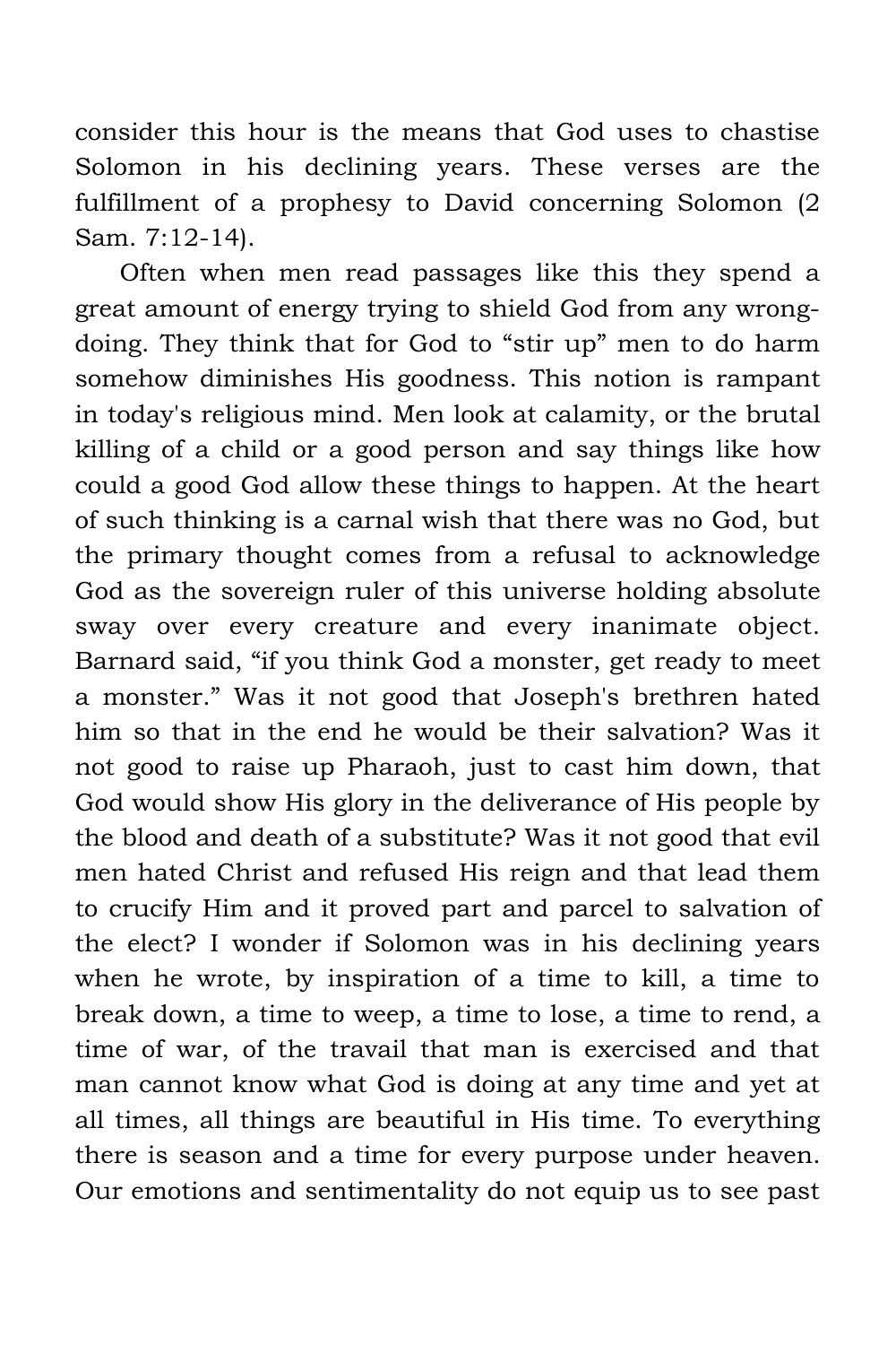consider this hour is the means that God uses to chastise Solomon in his declining years. These verses are the fulfillment of a prophesy to David concerning Solomon (2 Sam. 7:12-14).

Often when men read passages like this they spend a great amount of energy trying to shield God from any wrong-doing. They think that for God to "stir up" men to do harm somehow diminishes His goodness. This notion is rampant in today's religious mind. Men look at calamity, or the brutal killing of a child or a good person and say things like how could a good God allow these things to happen. At the heart of such thinking is a carnal wish that there was no God, but the primary thought comes from a refusal to acknowledge God as the sovereign ruler of this universe holding absolute sway over every creature and every inanimate object. Barnard said, "if you think God a monster, get ready to meet a monster." Was it not good that Joseph's brethren hated him so that in the end he would be their salvation? Was it not good to raise up Pharaoh, just to cast him down, that God would show His glory in the deliverance of His people by the blood and death of a substitute? Was it not good that evil men hated Christ and refused His reign and that lead them to crucify Him and it proved part and parcel to salvation of the elect? I wonder if Solomon was in his declining years when he wrote, by inspiration of a time to kill, a time to break down, a time to weep, a time to lose, a time to rend, a time of war, of the travail that man is exercised and that man cannot know what God is doing at any time and yet at all times, all things are beautiful in His time. To everything there is season and a time for every purpose under heaven. Our emotions and sentimentality do not equip us to see past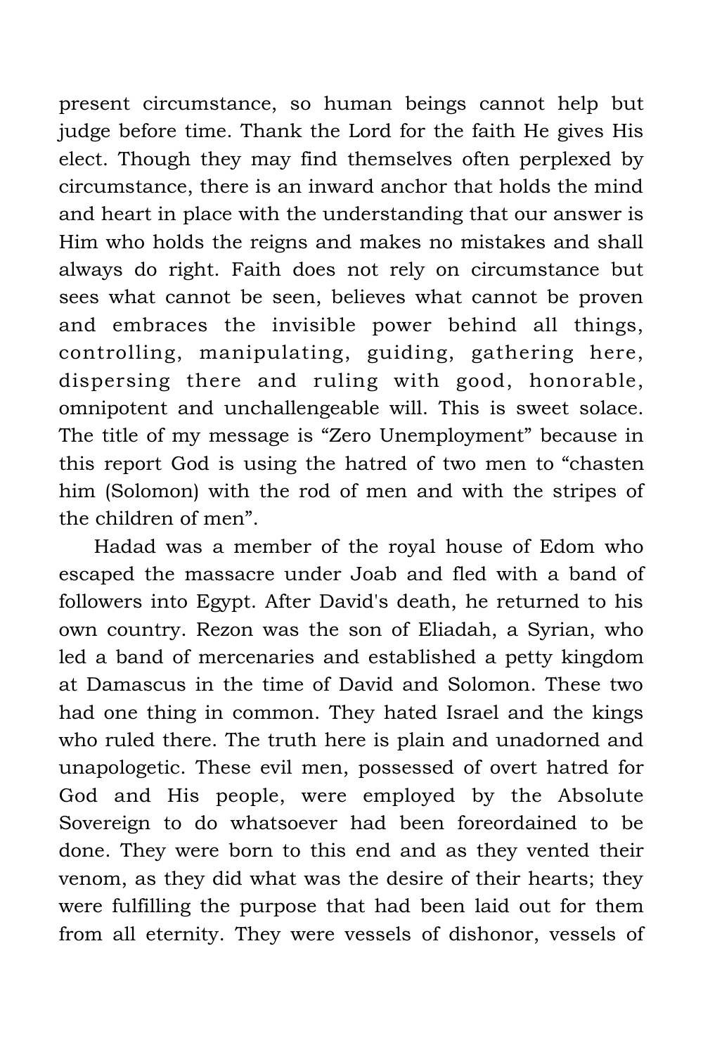present circumstance, so human beings cannot help but judge before time. Thank the Lord for the faith He gives His elect. Though they may find themselves often perplexed by circumstance, there is an inward anchor that holds the mind and heart in place with the understanding that our answer is Him who holds the reigns and makes no mistakes and shall always do right. Faith does not rely on circumstance but sees what cannot be seen, believes what cannot be proven and embraces the invisible power behind all things, controlling, manipulating, guiding, gathering here, dispersing there and ruling with good, honorable, omnipotent and unchallengeable will. This is sweet solace. The title of my message is "Zero Unemployment" because in this report God is using the hatred of two men to "chasten him (Solomon) with the rod of men and with the stripes of the children of men".

Hadad was a member of the royal house of Edom who escaped the massacre under Joab and fled with a band of followers into Egypt. After David's death, he returned to his own country. Rezon was the son of Eliadah, a Syrian, who led a band of mercenaries and established a petty kingdom at Damascus in the time of David and Solomon. These two had one thing in common. They hated Israel and the kings who ruled there. The truth here is plain and unadorned and unapologetic. These evil men, possessed of overt hatred for God and His people, were employed by the Absolute Sovereign to do whatsoever had been foreordained to be done. They were born to this end and as they vented their venom, as they did what was the desire of their hearts; they were fulfilling the purpose that had been laid out for them from all eternity. They were vessels of dishonor, vessels of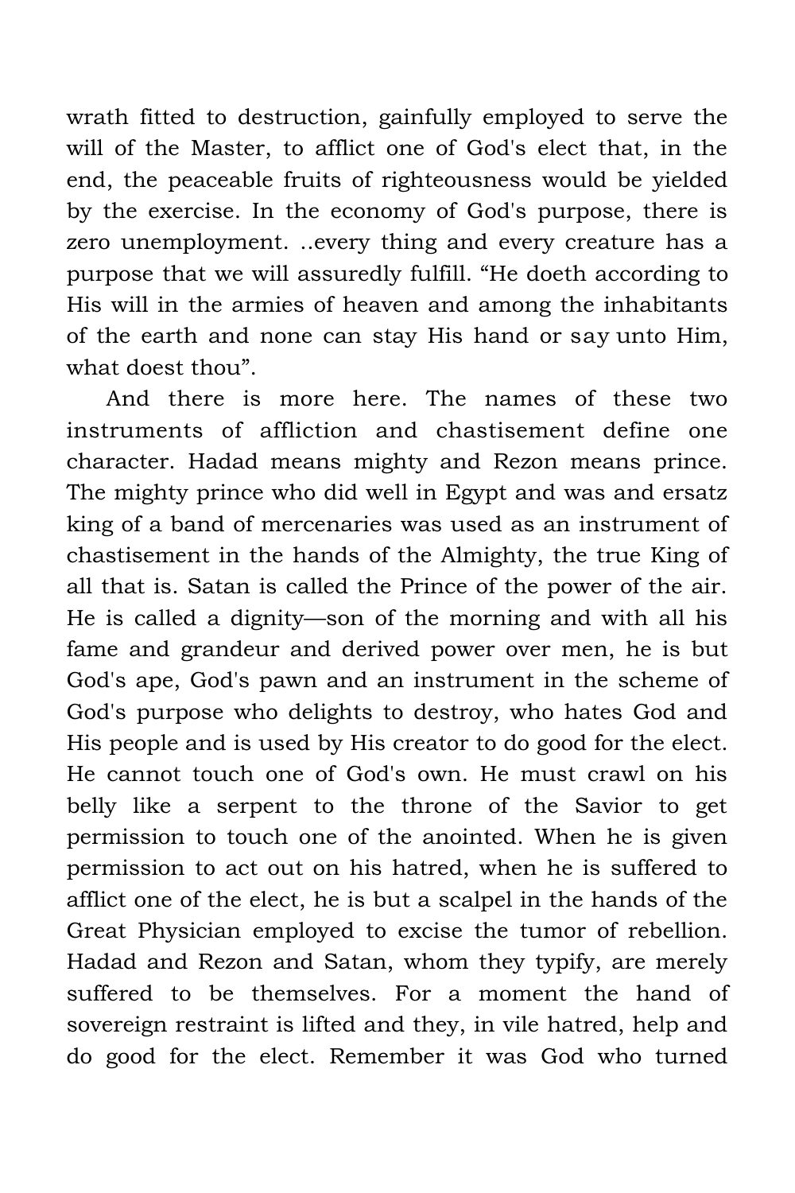wrath fitted to destruction, gainfully employed to serve the will of the Master, to afflict one of God's elect that, in the end, the peaceable fruits of righteousness would be yielded by the exercise. In the economy of God's purpose, there is zero unemployment. ..every thing and every creature has a purpose that we will assuredly fulfill. "He doeth according to His will in the armies of heaven and among the inhabitants of the earth and none can stay His hand or say unto Him, what doest thou".

And there is more here. The names of these two instruments of affliction and chastisement define one character. Hadad means mighty and Rezon means prince. The mighty prince who did well in Egypt and was and ersatz king of a band of mercenaries was used as an instrument of chastisement in the hands of the Almighty, the true King of all that is. Satan is called the Prince of the power of the air. He is called a dignity—son of the morning and with all his fame and grandeur and derived power over men, he is but God's ape, God's pawn and an instrument in the scheme of God's purpose who delights to destroy, who hates God and His people and is used by His creator to do good for the elect. He cannot touch one of God's own. He must crawl on his belly like a serpent to the throne of the Savior to get permission to touch one of the anointed. When he is given permission to act out on his hatred, when he is suffered to afflict one of the elect, he is but a scalpel in the hands of the Great Physician employed to excise the tumor of rebellion. Hadad and Rezon and Satan, whom they typify, are merely suffered to be themselves. For a moment the hand of sovereign restraint is lifted and they, in vile hatred, help and do good for the elect. Remember it was God who turned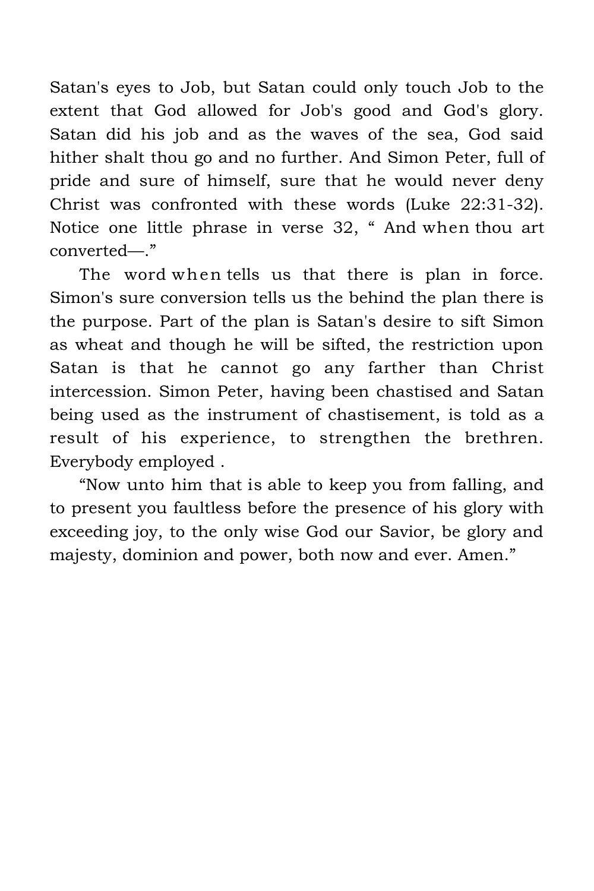Satan's eyes to Job, but Satan could only touch Job to the extent that God allowed for Job's good and God's glory. Satan did his job and as the waves of the sea, God said hither shalt thou go and no further. And Simon Peter, full of pride and sure of himself, sure that he would never deny Christ was confronted with these words (Luke 22:31-32). Notice one little phrase in verse 32, " And *when* thou art converted—."

The word *when* tells us that there is plan in force. Simon's sure conversion tells us the behind the plan there is the purpose. Part of the plan is Satan's desire to sift Simon as wheat and though he will be sifted, the restriction upon Satan is that he cannot go any farther than Christ intercession. Simon Peter, having been chastised and Satan being used as the instrument of chastisement, is told as a result of his experience, to strengthen the brethren. Everybody employed .

"Now unto him that is able to keep you from falling, and to present you faultless before the presence of his glory with exceeding joy, to the only wise God our Savior, be glory and majesty, dominion and power, both now and ever. Amen."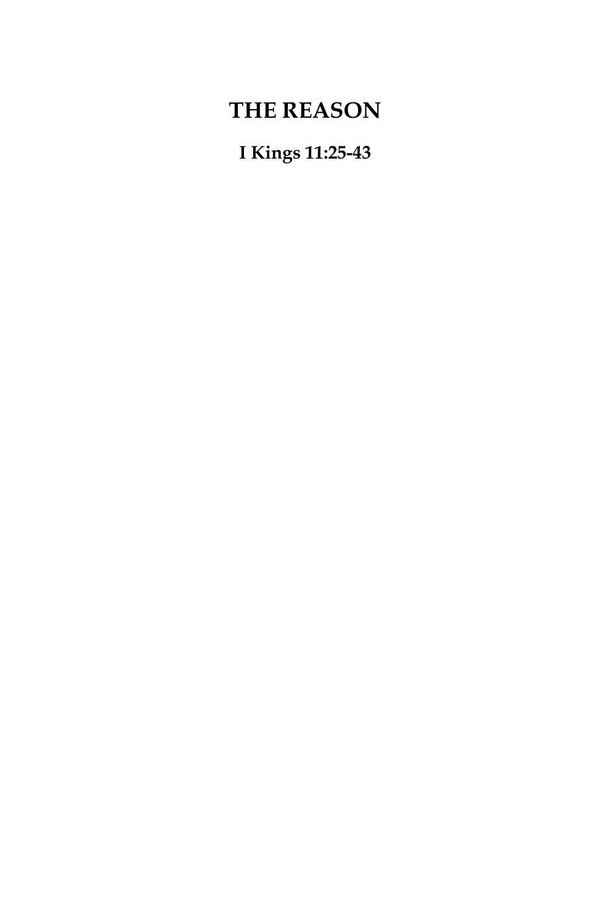# THE REASON

**I Kings 11:25-43**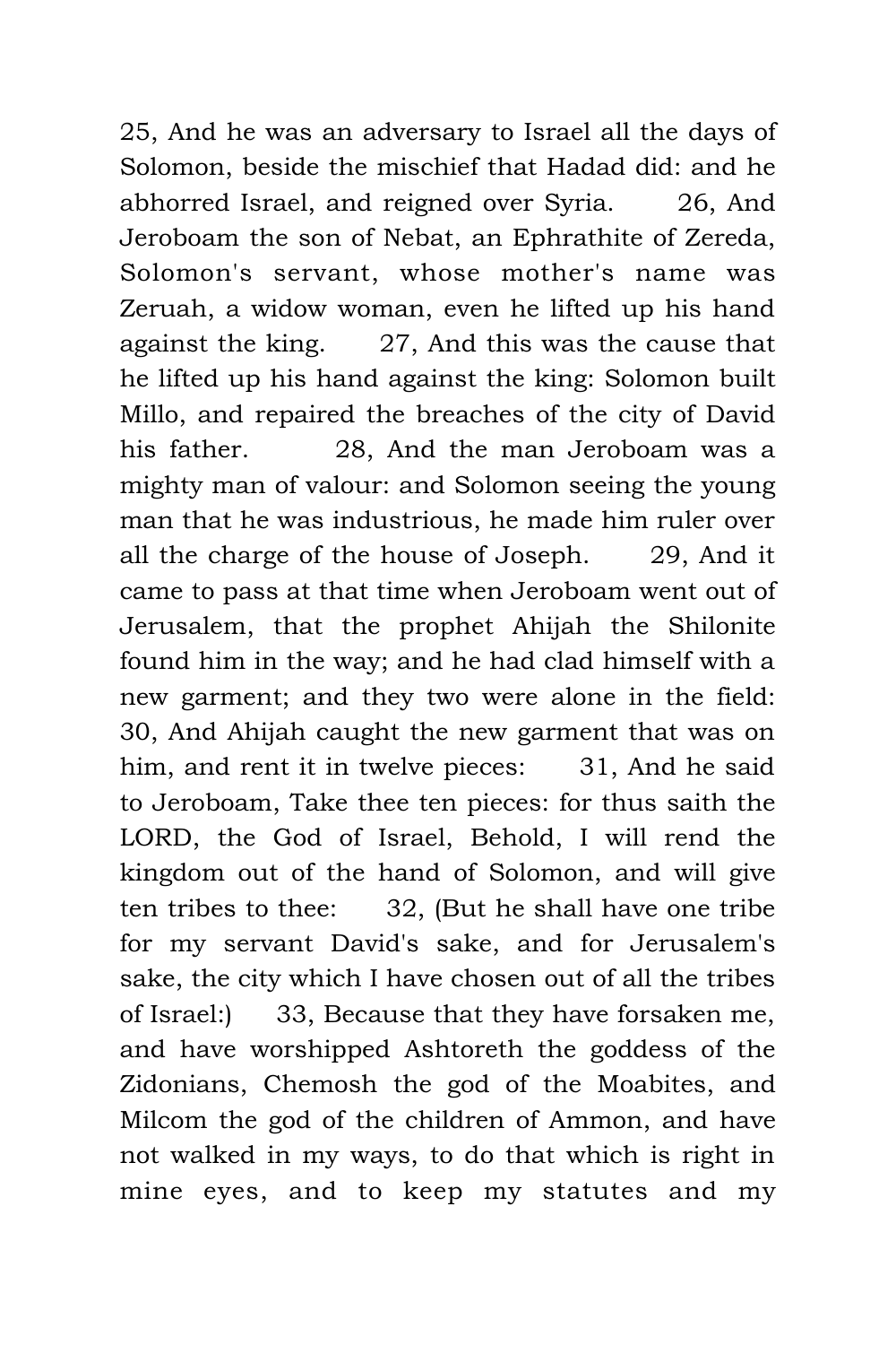25, And he was an adversary to Israel all the days of Solomon, beside the mischief that Hadad did: and he abhorred Israel, and reigned over Syria. 26, And Jeroboam the son of Nebat, an Ephrathite of Zereda, Solomon's servant, whose mother's name was Zeruah, a widow woman, even he lifted up his hand against the king. 27, And this was the cause that he lifted up his hand against the king: Solomon built Millo, and repaired the breaches of the city of David his father. 28, And the man Jeroboam was a mighty man of valour: and Solomon seeing the young man that he was industrious, he made him ruler over all the charge of the house of Joseph. 29, And it came to pass at that time when Jeroboam went out of Jerusalem, that the prophet Ahijah the Shilonite found him in the way; and he had clad himself with a new garment; and they two were alone in the field: 30, And Ahijah caught the new garment that was on him, and rent it in twelve pieces: 31, And he said to Jeroboam, Take thee ten pieces: for thus saith the LORD, the God of Israel, Behold, I will rend the kingdom out of the hand of Solomon, and will give ten tribes to thee: 32, (But he shall have one tribe for my servant David's sake, and for Jerusalem's sake, the city which I have chosen out of all the tribes of Israel:) 33, Because that they have forsaken me, and have worshipped Ashtoreth the goddess of the Zidonians, Chemosh the god of the Moabites, and Milcom the god of the children of Ammon, and have not walked in my ways, to do that which is right in mine eyes, and to keep my statutes and my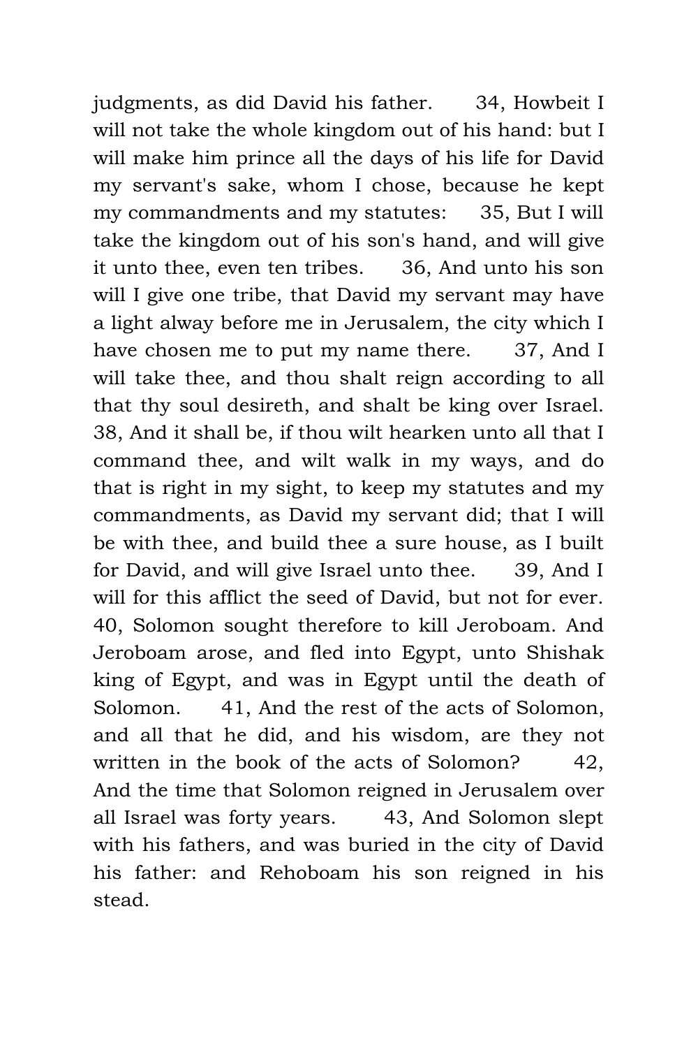judgments, as did David his father. 34, Howbeit I will not take the whole kingdom out of his hand: but I will make him prince all the days of his life for David my servant's sake, whom I chose, because he kept my commandments and my statutes: 35, But I will take the kingdom out of his son's hand, and will give it unto thee, even ten tribes. 36, And unto his son will I give one tribe, that David my servant may have a light alway before me in Jerusalem, the city which I have chosen me to put my name there. 37, And I will take thee, and thou shalt reign according to all that thy soul desireth, and shalt be king over Israel. 38, And it shall be, if thou wilt hearken unto all that I command thee, and wilt walk in my ways, and do that is right in my sight, to keep my statutes and my commandments, as David my servant did; that I will be with thee, and build thee a sure house, as I built for David, and will give Israel unto thee. 39, And I will for this afflict the seed of David, but not for ever. 40, Solomon sought therefore to kill Jeroboam. And Jeroboam arose, and fled into Egypt, unto Shishak king of Egypt, and was in Egypt until the death of Solomon. 41, And the rest of the acts of Solomon, and all that he did, and his wisdom, are they not written in the book of the acts of Solomon? 42, And the time that Solomon reigned in Jerusalem over all Israel was forty years. 43, And Solomon slept with his fathers, and was buried in the city of David his father: and Rehoboam his son reigned in his stead.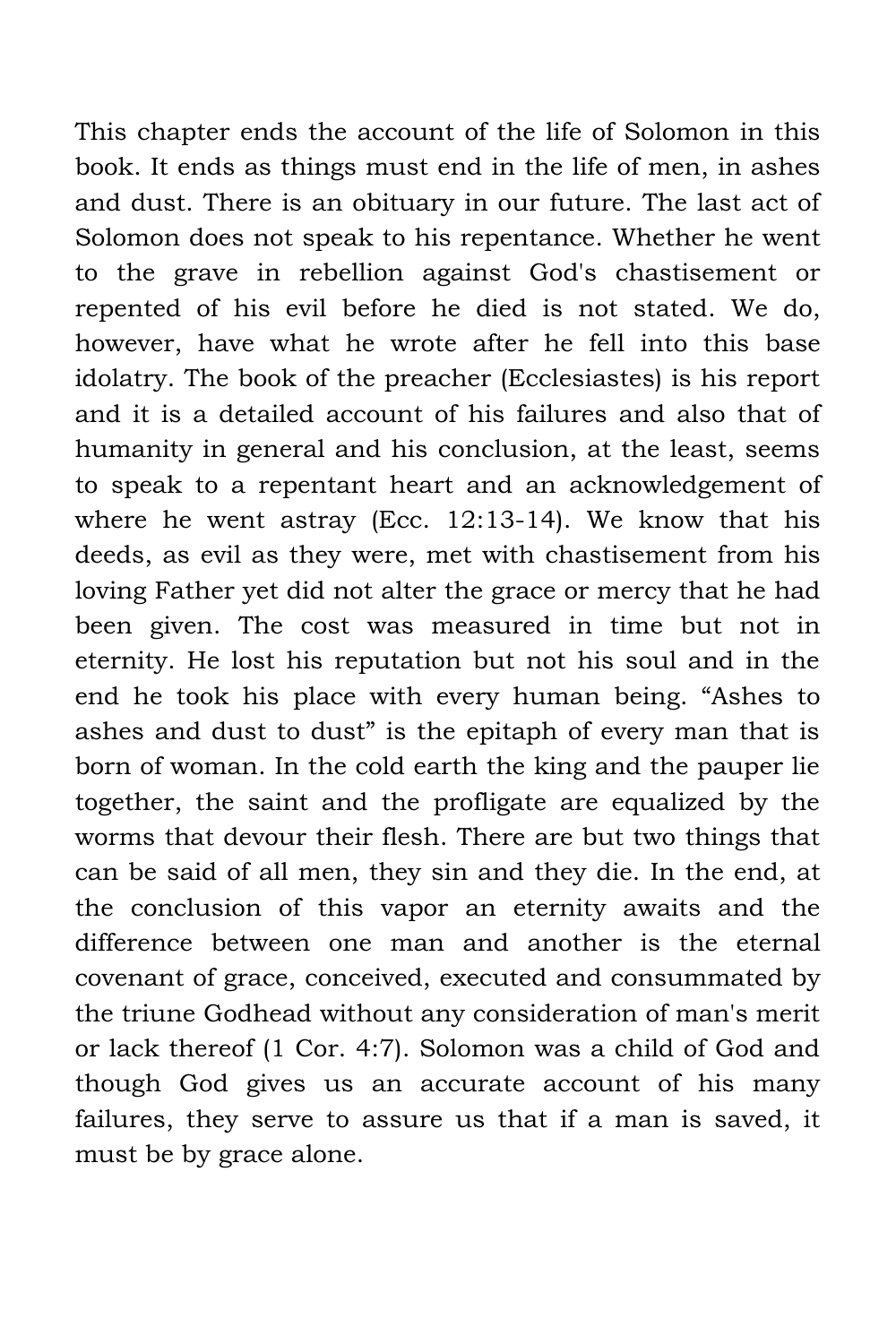This chapter ends the account of the life of Solomon in this book. It ends as things must end in the life of men, in ashes and dust. There is an obituary in our future. The last act of Solomon does not speak to his repentance. Whether he went to the grave in rebellion against God's chastisement or repented of his evil before he died is not stated. We do, however, have what he wrote after he fell into this base idolatry. The book of the preacher (Ecclesiastes) is his report and it is a detailed account of his failures and also that of humanity in general and his conclusion, at the least, seems to speak to a repentant heart and an acknowledgement of where he went astray (Ecc. 12:13-14). We know that his deeds, as evil as they were, met with chastisement from his loving Father yet did not alter the grace or mercy that he had been given. The cost was measured in time but not in eternity. He lost his reputation but not his soul and in the end he took his place with every human being. "Ashes to ashes and dust to dust" is the epitaph of every man that is born of woman. In the cold earth the king and the pauper lie together, the saint and the profligate are equalized by the worms that devour their flesh. There are but two things that can be said of all men, they sin and they die. In the end, at the conclusion of this vapor an eternity awaits and the difference between one man and another is the eternal covenant of grace, conceived, executed and consummated by the triune Godhead without any consideration of man's merit or lack thereof (1 Cor. 4:7). Solomon was a child of God and though God gives us an accurate account of his many failures, they serve to assure us that if a man is saved, it must be by grace alone.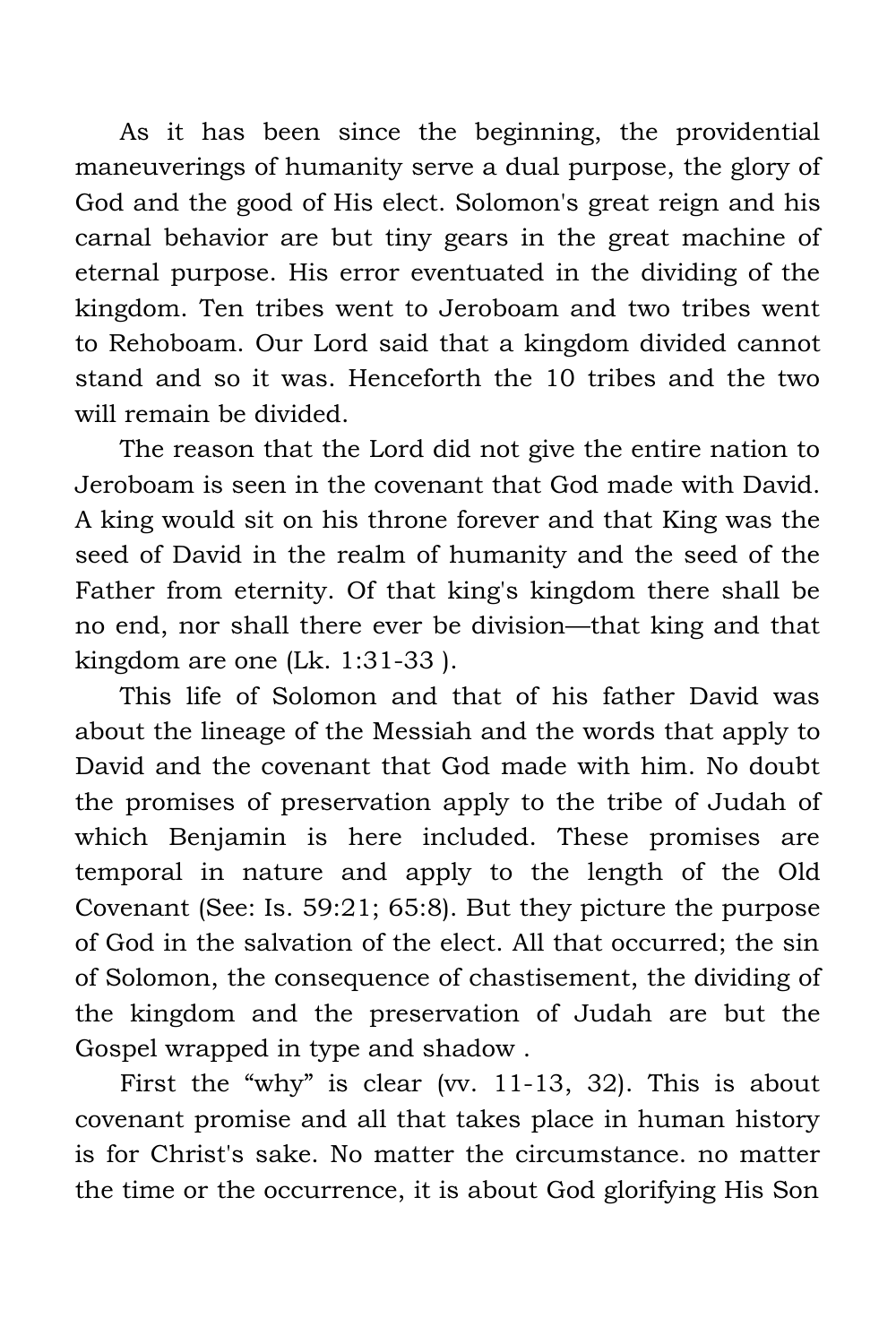As it has been since the beginning, the providential maneuverings of humanity serve a dual purpose, the glory of God and the good of His elect. Solomon's great reign and his carnal behavior are but tiny gears in the great machine of eternal purpose. His error eventuated in the dividing of the kingdom. Ten tribes went to Jeroboam and two tribes went to Rehoboam. Our Lord said that a kingdom divided cannot stand and so it was. Henceforth the 10 tribes and the two will remain be divided.

The reason that the Lord did not give the entire nation to Jeroboam is seen in the covenant that God made with David. A king would sit on his throne forever and that King was the seed of David in the realm of humanity and the seed of the Father from eternity. Of that king's kingdom there shall be no end, nor shall there ever be division—that king and that kingdom are one (Lk. 1:31-33 ).

This life of Solomon and that of his father David was about the lineage of the Messiah and the words that apply to David and the covenant that God made with him. No doubt the promises of preservation apply to the tribe of Judah of which Benjamin is here included. These promises are temporal in nature and apply to the length of the Old Covenant (See: Is. 59:21; 65:8). But they picture the purpose of God in the salvation of the elect. All that occurred; the sin of Solomon, the consequence of chastisement, the dividing of the kingdom and the preservation of Judah are but the Gospel wrapped in type and shadow .

First the "why" is clear (vv. 11-13, 32). This is about covenant promise and all that takes place in human history is for Christ's sake. No matter the circumstance. no matter the time or the occurrence, it is about God glorifying His Son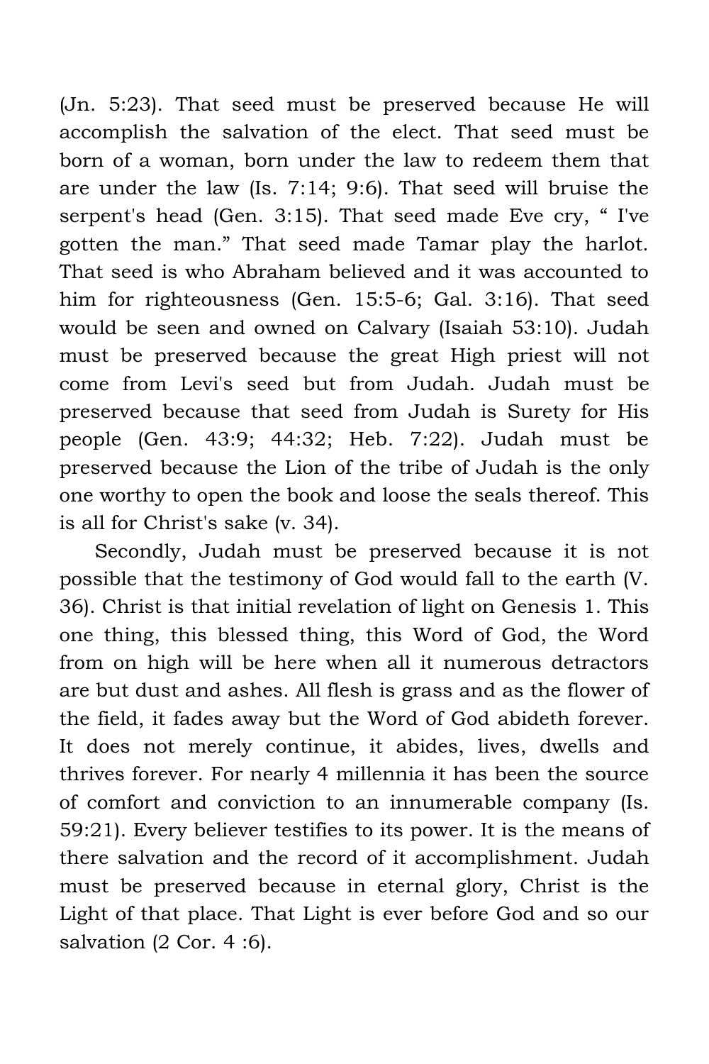(Jn. 5:23). That seed must be preserved because He will accomplish the salvation of the elect. That seed must be born of a woman, born under the law to redeem them that are under the law (Is. 7:14; 9:6). That seed will bruise the serpent's head (Gen. 3:15). That seed made Eve cry, " I've gotten the man." That seed made Tamar play the harlot. That seed is who Abraham believed and it was accounted to him for righteousness (Gen. 15:5-6; Gal. 3:16). That seed would be seen and owned on Calvary (Isaiah 53:10). Judah must be preserved because the great High priest will not come from Levi's seed but from Judah. Judah must be preserved because that seed from Judah is Surety for His people (Gen. 43:9; 44:32; Heb. 7:22). Judah must be preserved because the Lion of the tribe of Judah is the only one worthy to open the book and loose the seals thereof. This is all for Christ's sake (v. 34).

Secondly, Judah must be preserved because it is not possible that the testimony of God would fall to the earth (V. 36). Christ is that initial revelation of light on Genesis 1. This one thing, this blessed thing, this Word of God, the Word from on high will be here when all it numerous detractors are but dust and ashes. All flesh is grass and as the flower of the field, it fades away but the Word of God abideth forever. It does not merely continue, it abides, lives, dwells and thrives forever. For nearly 4 millennia it has been the source of comfort and conviction to an innumerable company (Is. 59:21). Every believer testifies to its power. It is the means of there salvation and the record of it accomplishment. Judah must be preserved because in eternal glory, Christ is the Light of that place. That Light is ever before God and so our salvation (2 Cor. 4 :6).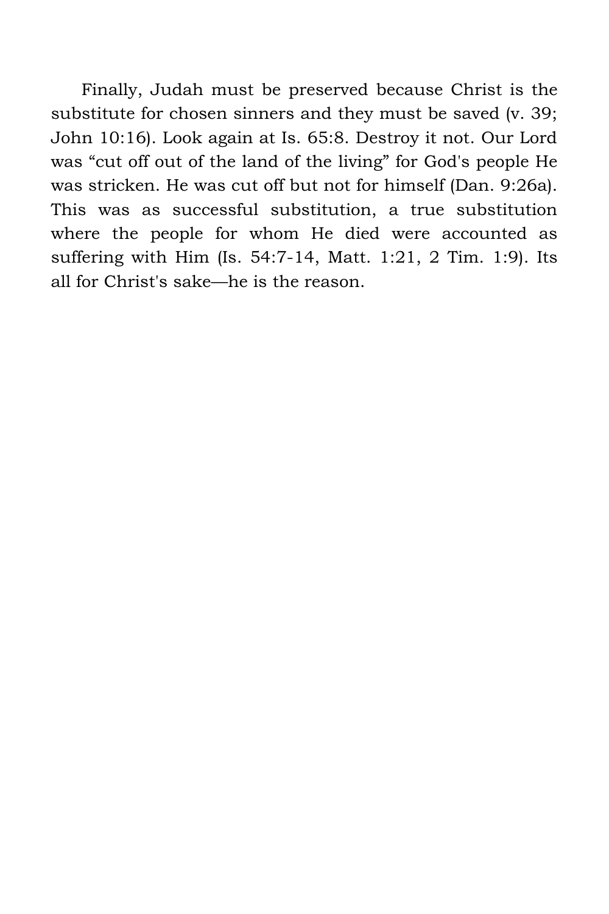Finally, Judah must be preserved because Christ is the substitute for chosen sinners and they must be saved (v. 39; John 10:16). Look again at Is. 65:8. Destroy it not. Our Lord was “cut off out of the land of the living” for God's people He was stricken. He was cut off but not for himself (Dan. 9:26a). This was as successful substitution, a true substitution where the people for whom He died were accounted as suffering with Him (Is. 54:7-14, Matt. 1:21, 2 Tim. 1:9). Its all for Christ's sake—he is the reason.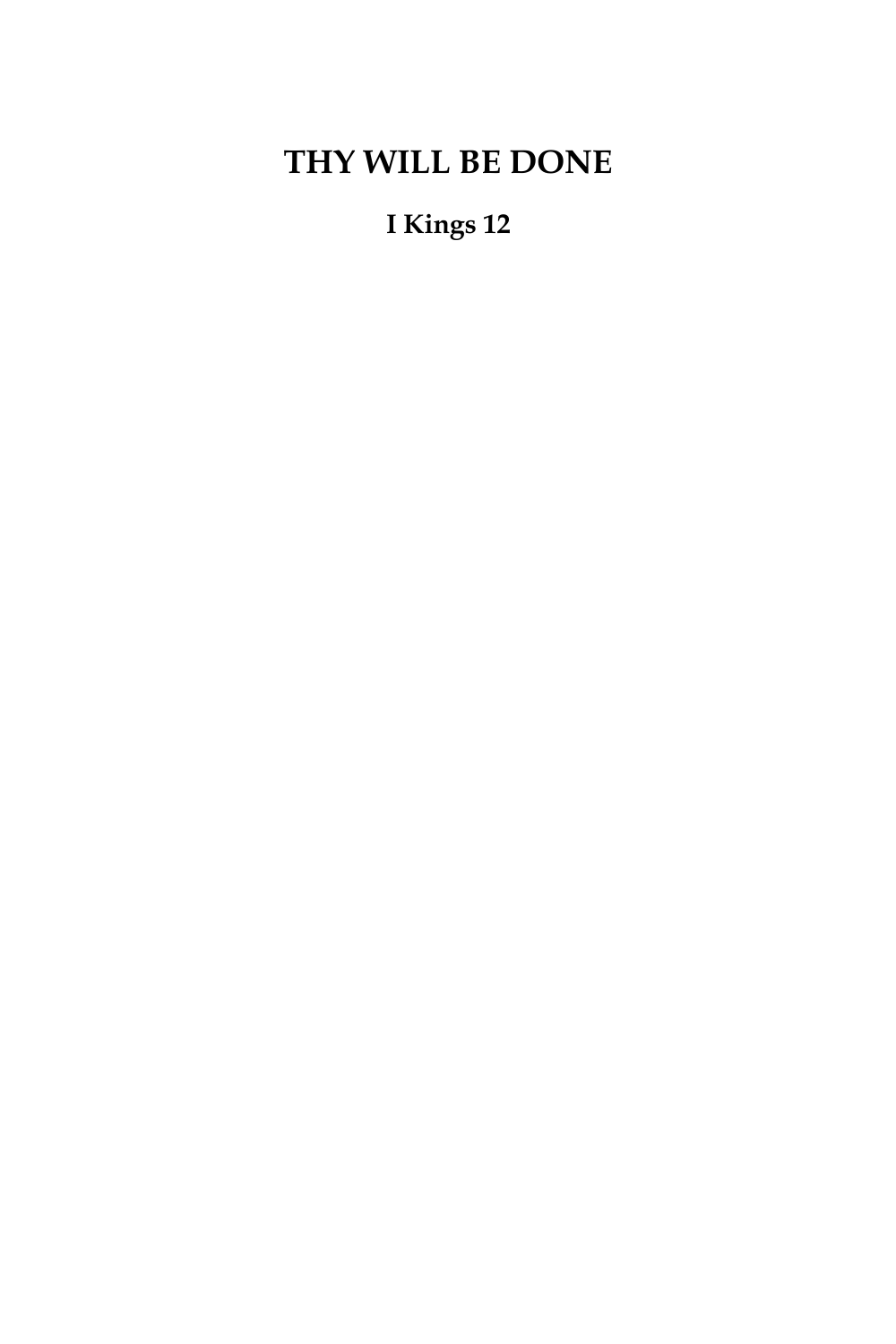# THY WILL BE DONE

## I Kings 12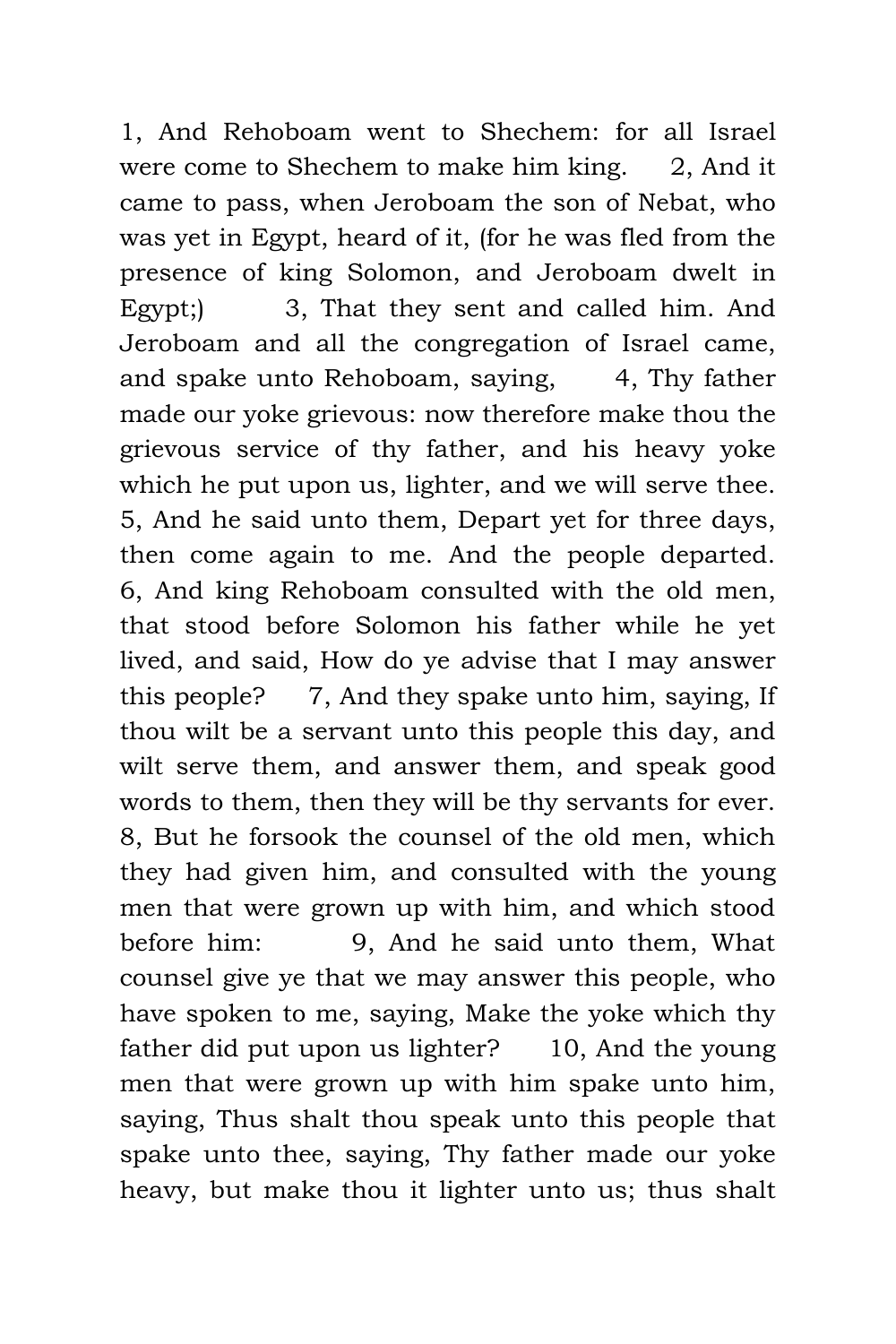1, And Rehoboam went to Shechem: for all Israel were come to Shechem to make him king. 2, And it came to pass, when Jeroboam the son of Nebat, who was yet in Egypt, heard of it, (for he was fled from the presence of king Solomon, and Jeroboam dwelt in Egypt;) 3, That they sent and called him. And Jeroboam and all the congregation of Israel came, and spake unto Rehoboam, saying, 4, Thy father made our yoke grievous: now therefore make thou the grievous service of thy father, and his heavy yoke which he put upon us, lighter, and we will serve thee. 5, And he said unto them, Depart yet for three days, then come again to me. And the people departed. 6, And king Rehoboam consulted with the old men, that stood before Solomon his father while he yet lived, and said, How do ye advise that I may answer this people? 7, And they spake unto him, saying, If thou wilt be a servant unto this people this day, and wilt serve them, and answer them, and speak good words to them, then they will be thy servants for ever. 8, But he forsook the counsel of the old men, which they had given him, and consulted with the young men that were grown up with him, and which stood before him: 9, And he said unto them, What counsel give ye that we may answer this people, who have spoken to me, saying, Make the yoke which thy father did put upon us lighter? 10, And the young men that were grown up with him spake unto him, saying, Thus shalt thou speak unto this people that spake unto thee, saying, Thy father made our yoke heavy, but make thou it lighter unto us; thus shalt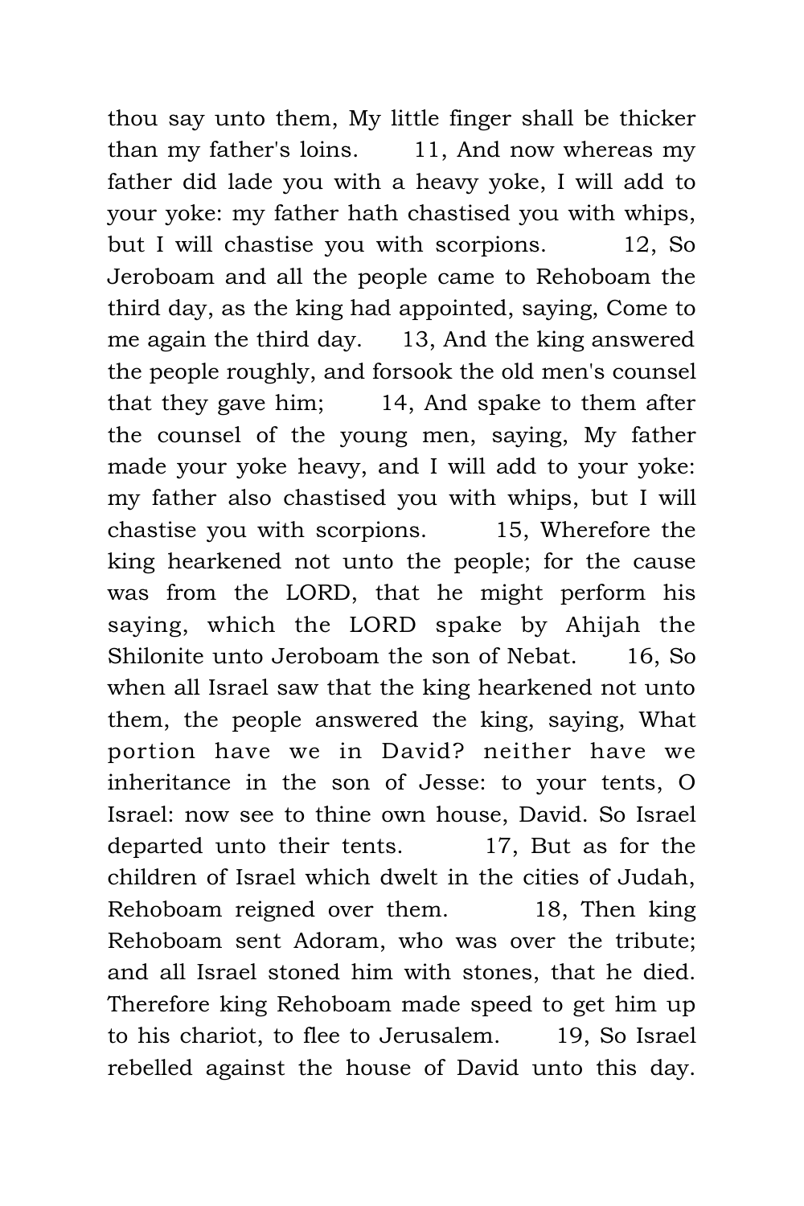thou say unto them, My little finger shall be thicker than my father's loins. 11, And now whereas my father did lade you with a heavy yoke, I will add to your yoke: my father hath chastised you with whips, but I will chastise you with scorpions. 12, So Jeroboam and all the people came to Rehoboam the third day, as the king had appointed, saying, Come to me again the third day. 13, And the king answered the people roughly, and forsook the old men's counsel that they gave him; 14, And spake to them after the counsel of the young men, saying, My father made your yoke heavy, and I will add to your yoke: my father also chastised you with whips, but I will chastise you with scorpions. 15, Wherefore the king hearkened not unto the people; for the cause was from the LORD, that he might perform his saying, which the LORD spake by Ahijah the Shilonite unto Jeroboam the son of Nebat. 16, So when all Israel saw that the king hearkened not unto them, the people answered the king, saying, What portion have we in David? neither have we inheritance in the son of Jesse: to your tents, O Israel: now see to thine own house, David. So Israel departed unto their tents. 17, But as for the children of Israel which dwelt in the cities of Judah, Rehoboam reigned over them. 18, Then king Rehoboam sent Adoram, who was over the tribute; and all Israel stoned him with stones, that he died. Therefore king Rehoboam made speed to get him up to his chariot, to flee to Jerusalem. 19, So Israel rebelled against the house of David unto this day.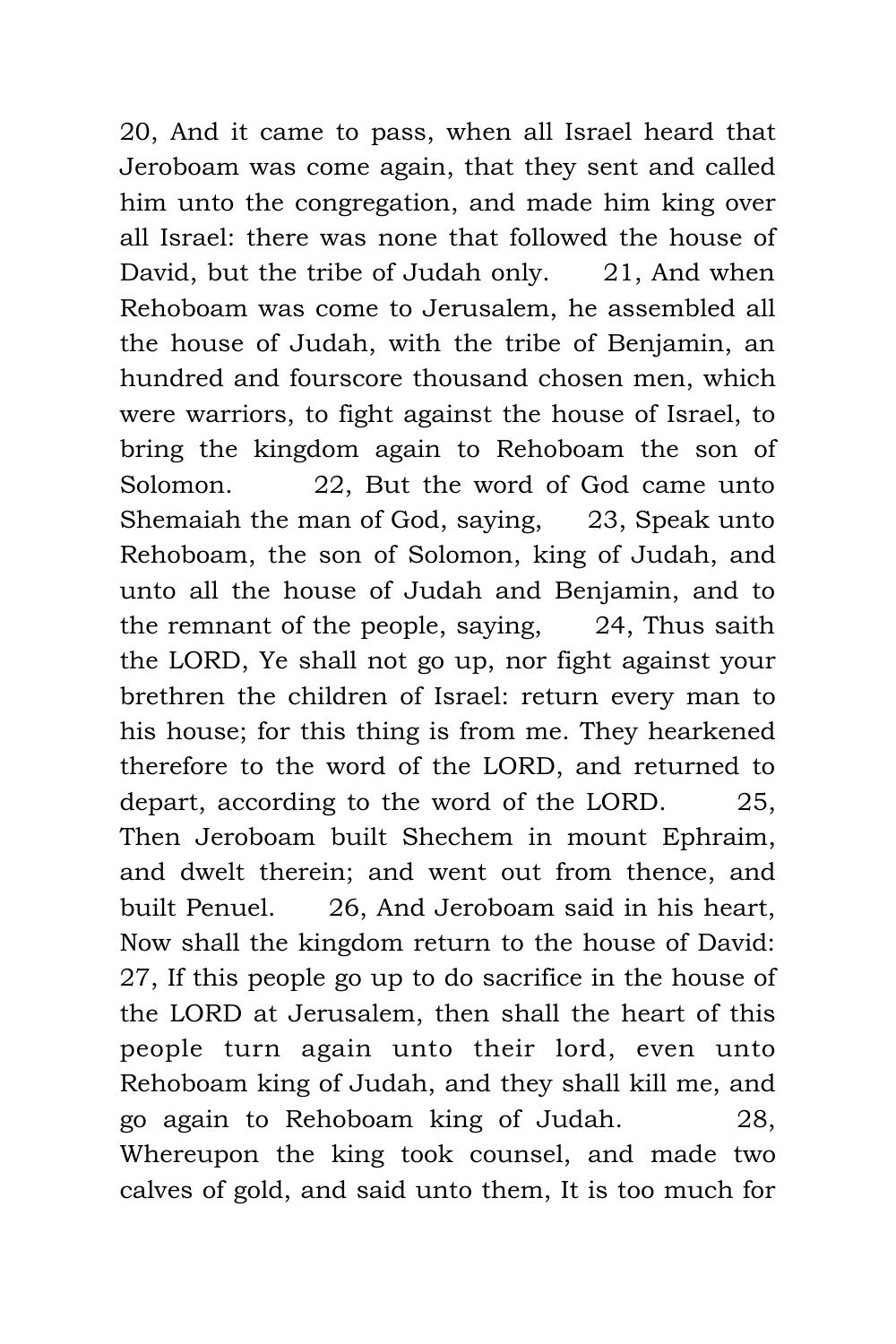20, And it came to pass, when all Israel heard that Jeroboam was come again, that they sent and called him unto the congregation, and made him king over all Israel: there was none that followed the house of David, but the tribe of Judah only. 21, And when Rehoboam was come to Jerusalem, he assembled all the house of Judah, with the tribe of Benjamin, an hundred and fourscore thousand chosen men, which were warriors, to fight against the house of Israel, to bring the kingdom again to Rehoboam the son of Solomon. 22, But the word of God came unto Shemaiah the man of God, saying, 23, Speak unto Rehoboam, the son of Solomon, king of Judah, and unto all the house of Judah and Benjamin, and to the remnant of the people, saying, 24, Thus saith the LORD, Ye shall not go up, nor fight against your brethren the children of Israel: return every man to his house; for this thing is from me. They hearkened therefore to the word of the LORD, and returned to depart, according to the word of the LORD. 25, Then Jeroboam built Shechem in mount Ephraim, and dwelt therein; and went out from thence, and built Penuel. 26, And Jeroboam said in his heart, Now shall the kingdom return to the house of David: 27, If this people go up to do sacrifice in the house of the LORD at Jerusalem, then shall the heart of this people turn again unto their lord, even unto Rehoboam king of Judah, and they shall kill me, and go again to Rehoboam king of Judah. 28, Whereupon the king took counsel, and made two calves of gold, and said unto them, It is too much for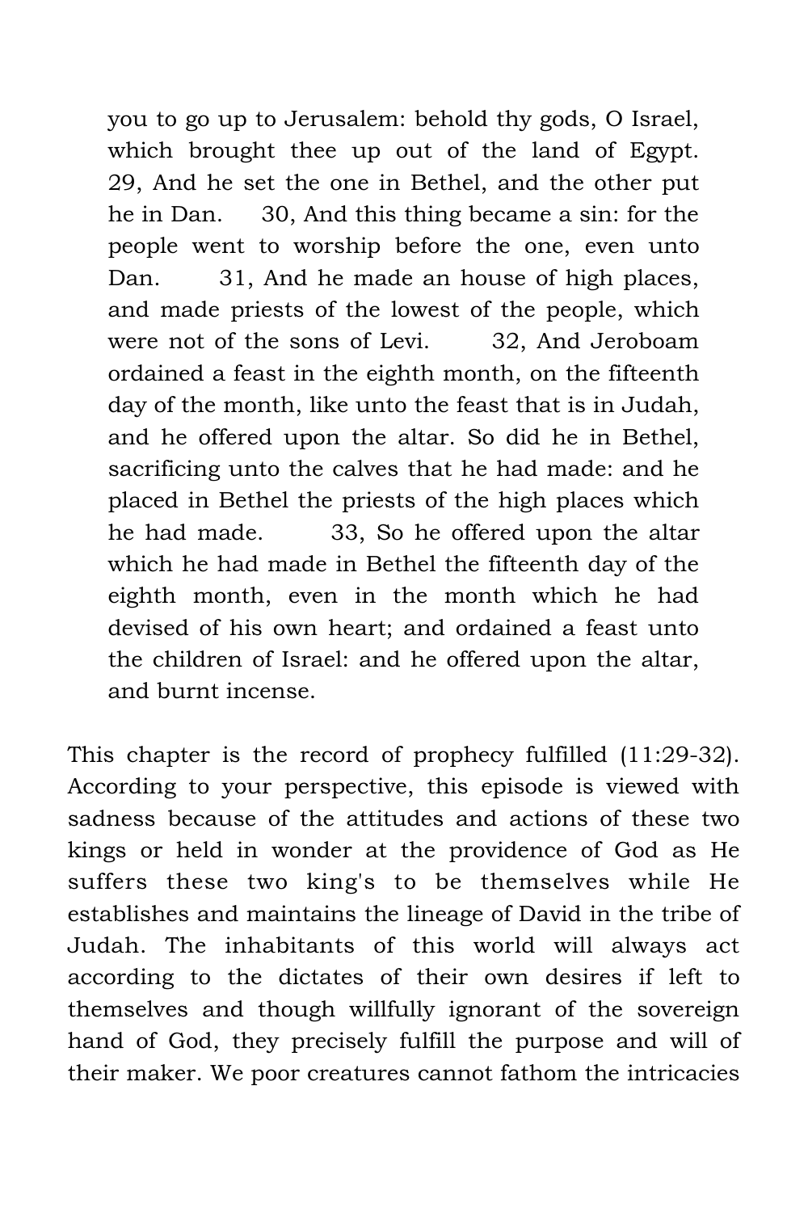> you to go up to Jerusalem: behold thy gods, O Israel, which brought thee up out of the land of Egypt. 29, And he set the one in Bethel, and the other put he in Dan. 30, And this thing became a sin: for the people went to worship before the one, even unto Dan. 31, And he made an house of high places, and made priests of the lowest of the people, which were not of the sons of Levi. 32, And Jeroboam ordained a feast in the eighth month, on the fifteenth day of the month, like unto the feast that is in Judah, and he offered upon the altar. So did he in Bethel, sacrificing unto the calves that he had made: and he placed in Bethel the priests of the high places which he had made. 33, So he offered upon the altar which he had made in Bethel the fifteenth day of the eighth month, even in the month which he had devised of his own heart; and ordained a feast unto the children of Israel: and he offered upon the altar, and burnt incense.

This chapter is the record of prophecy fulfilled (11:29-32). According to your perspective, this episode is viewed with sadness because of the attitudes and actions of these two kings or held in wonder at the providence of God as He suffers these two king's to be themselves while He establishes and maintains the lineage of David in the tribe of Judah. The inhabitants of this world will always act according to the dictates of their own desires if left to themselves and though willfully ignorant of the sovereign hand of God, they precisely fulfill the purpose and will of their maker. We poor creatures cannot fathom the intricacies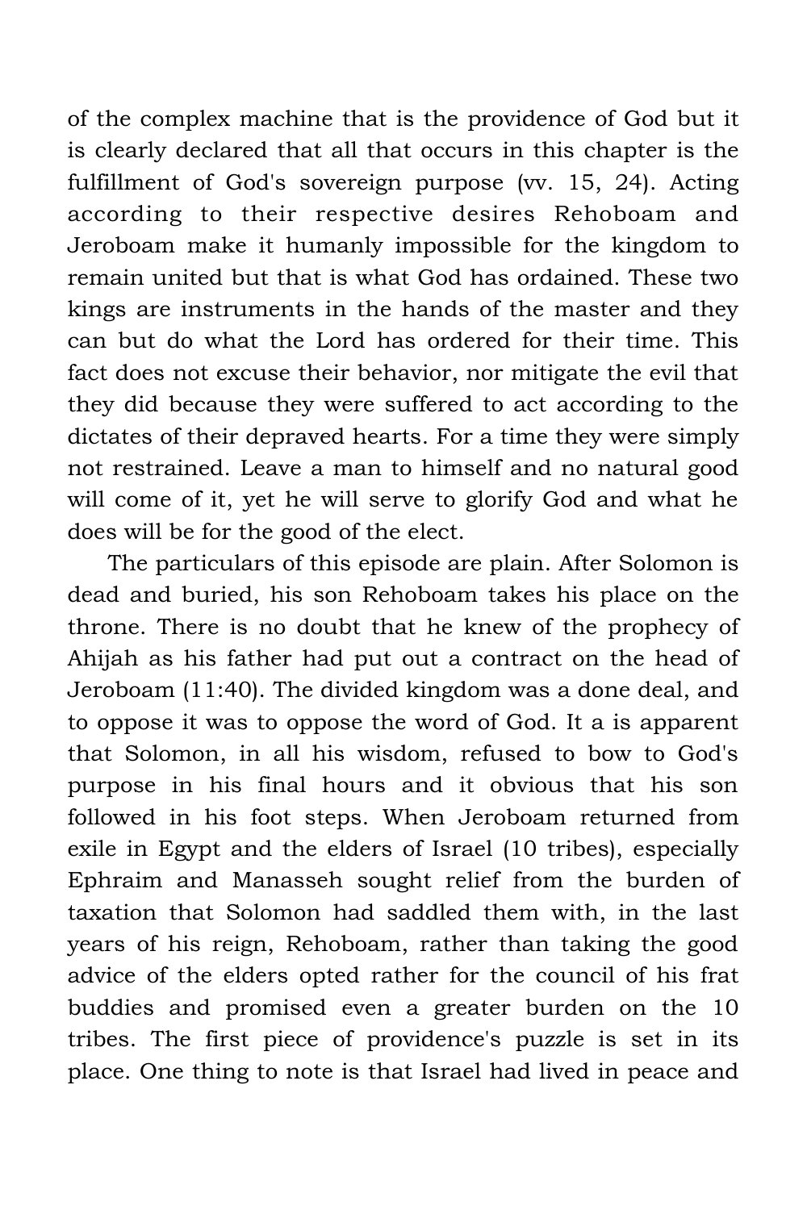of the complex machine that is the providence of God but it is clearly declared that all that occurs in this chapter is the fulfillment of God's sovereign purpose (vv. 15, 24). Acting according to their respective desires Rehoboam and Jeroboam make it humanly impossible for the kingdom to remain united but that is what God has ordained. These two kings are instruments in the hands of the master and they can but do what the Lord has ordered for their time. This fact does not excuse their behavior, nor mitigate the evil that they did because they were suffered to act according to the dictates of their depraved hearts. For a time they were simply not restrained. Leave a man to himself and no natural good will come of it, yet he will serve to glorify God and what he does will be for the good of the elect.

The particulars of this episode are plain. After Solomon is dead and buried, his son Rehoboam takes his place on the throne. There is no doubt that he knew of the prophecy of Ahijah as his father had put out a contract on the head of Jeroboam (11:40). The divided kingdom was a done deal, and to oppose it was to oppose the word of God. It a is apparent that Solomon, in all his wisdom, refused to bow to God's purpose in his final hours and it obvious that his son followed in his foot steps. When Jeroboam returned from exile in Egypt and the elders of Israel (10 tribes), especially Ephraim and Manasseh sought relief from the burden of taxation that Solomon had saddled them with, in the last years of his reign, Rehoboam, rather than taking the good advice of the elders opted rather for the council of his frat buddies and promised even a greater burden on the 10 tribes. The first piece of providence's puzzle is set in its place. One thing to note is that Israel had lived in peace and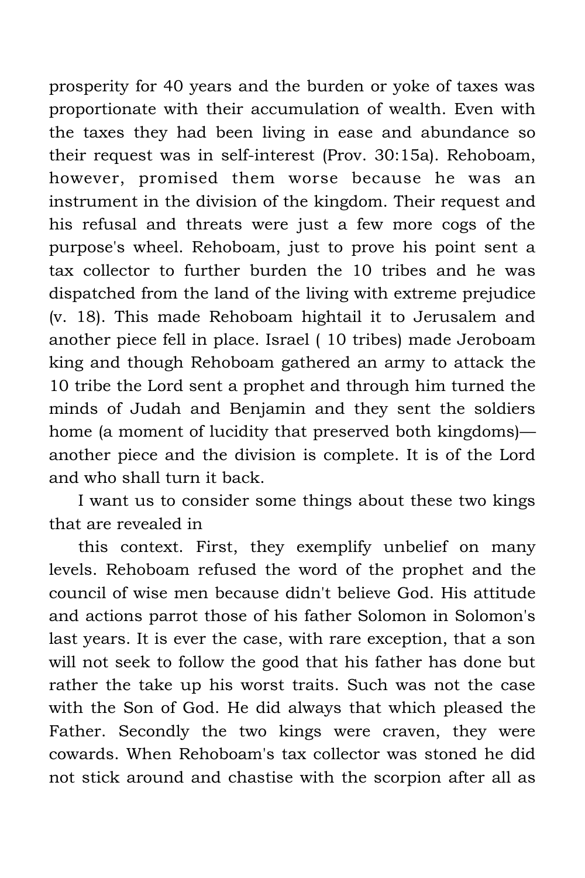prosperity for 40 years and the burden or yoke of taxes was proportionate with their accumulation of wealth. Even with the taxes they had been living in ease and abundance so their request was in self-interest (Prov. 30:15a). Rehoboam, however, promised them worse because he was an instrument in the division of the kingdom. Their request and his refusal and threats were just a few more cogs of the purpose's wheel. Rehoboam, just to prove his point sent a tax collector to further burden the 10 tribes and he was dispatched from the land of the living with extreme prejudice (v. 18). This made Rehoboam hightail it to Jerusalem and another piece fell in place. Israel ( 10 tribes) made Jeroboam king and though Rehoboam gathered an army to attack the 10 tribe the Lord sent a prophet and through him turned the minds of Judah and Benjamin and they sent the soldiers home (a moment of lucidity that preserved both kingdoms)—another piece and the division is complete. It is of the Lord and who shall turn it back.

I want us to consider some things about these two kings that are revealed in

this context. First, they exemplify unbelief on many levels. Rehoboam refused the word of the prophet and the council of wise men because didn't believe God. His attitude and actions parrot those of his father Solomon in Solomon's last years. It is ever the case, with rare exception, that a son will not seek to follow the good that his father has done but rather the take up his worst traits. Such was not the case with the Son of God. He did always that which pleased the Father. Secondly the two kings were craven, they were cowards. When Rehoboam's tax collector was stoned he did not stick around and chastise with the scorpion after all as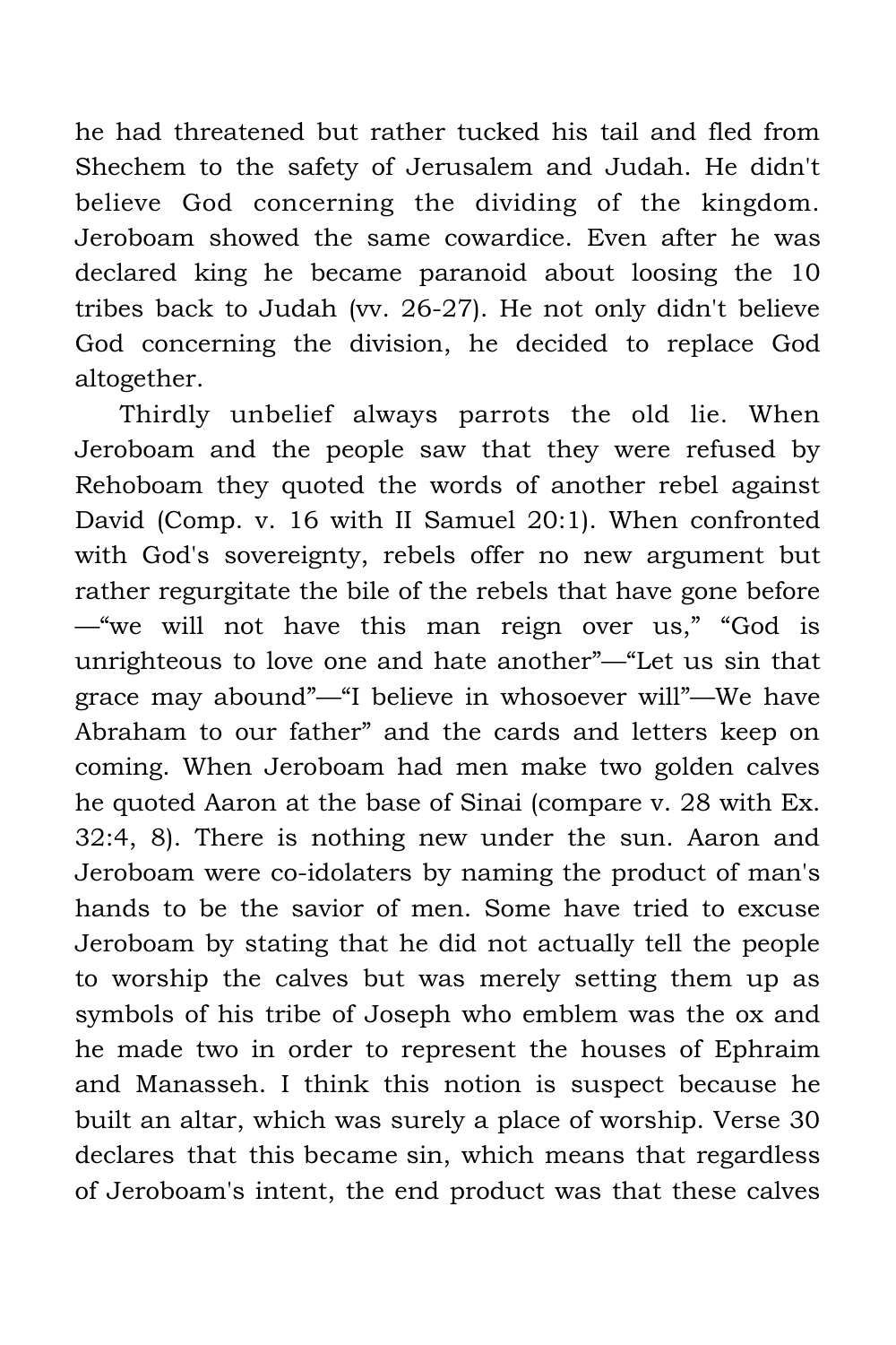he had threatened but rather tucked his tail and fled from Shechem to the safety of Jerusalem and Judah. He didn't believe God concerning the dividing of the kingdom. Jeroboam showed the same cowardice. Even after he was declared king he became paranoid about loosing the 10 tribes back to Judah (vv. 26-27). He not only didn't believe God concerning the division, he decided to replace God altogether.

Thirdly unbelief always parrots the old lie. When Jeroboam and the people saw that they were refused by Rehoboam they quoted the words of another rebel against David (Comp. v. 16 with II Samuel 20:1). When confronted with God's sovereignty, rebels offer no new argument but rather regurgitate the bile of the rebels that have gone before—"we will not have this man reign over us," "God is unrighteous to love one and hate another"—"Let us sin that grace may abound"—"I believe in whosoever will"—We have Abraham to our father" and the cards and letters keep on coming. When Jeroboam had men make two golden calves he quoted Aaron at the base of Sinai (compare v. 28 with Ex. 32:4, 8). There is nothing new under the sun. Aaron and Jeroboam were co-idolaters by naming the product of man's hands to be the savior of men. Some have tried to excuse Jeroboam by stating that he did not actually tell the people to worship the calves but was merely setting them up as symbols of his tribe of Joseph who emblem was the ox and he made two in order to represent the houses of Ephraim and Manasseh. I think this notion is suspect because he built an altar, which was surely a place of worship. Verse 30 declares that this became sin, which means that regardless of Jeroboam's intent, the end product was that these calves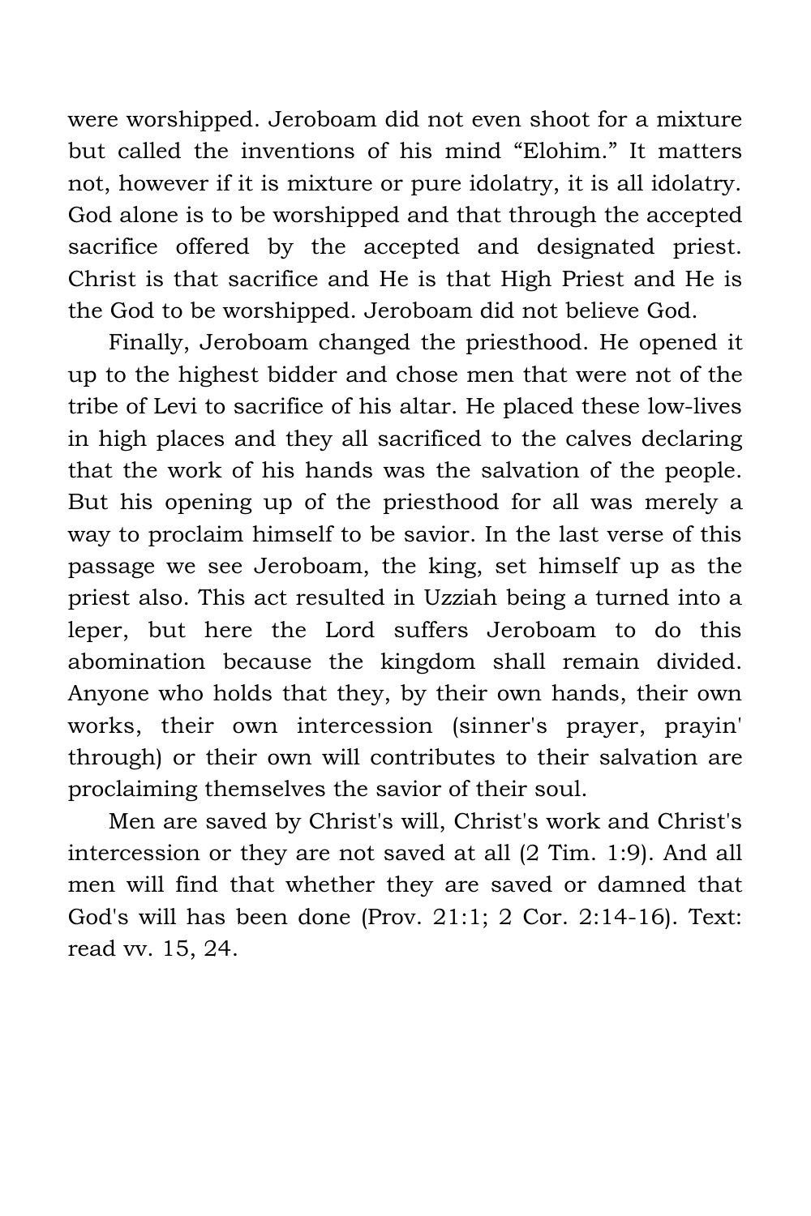were worshipped. Jeroboam did not even shoot for a mixture but called the inventions of his mind “Elohim.” It matters not, however if it is mixture or pure idolatry, it is all idolatry. God alone is to be worshipped and that through the accepted sacrifice offered by the accepted and designated priest. Christ is that sacrifice and He is that High Priest and He is the God to be worshipped. Jeroboam did not believe God.

Finally, Jeroboam changed the priesthood. He opened it up to the highest bidder and chose men that were not of the tribe of Levi to sacrifice of his altar. He placed these low-lives in high places and they all sacrificed to the calves declaring that the work of his hands was the salvation of the people. But his opening up of the priesthood for all was merely a way to proclaim himself to be savior. In the last verse of this passage we see Jeroboam, the king, set himself up as the priest also. This act resulted in Uzziah being a turned into a leper, but here the Lord suffers Jeroboam to do this abomination because the kingdom shall remain divided. Anyone who holds that they, by their own hands, their own works, their own intercession (sinner's prayer, prayin' through) or their own will contributes to their salvation are proclaiming themselves the savior of their soul.

Men are saved by Christ's will, Christ's work and Christ's intercession or they are not saved at all (2 Tim. 1:9). And all men will find that whether they are saved or damned that God's will has been done (Prov. 21:1; 2 Cor. 2:14-16). Text: read vv. 15, 24.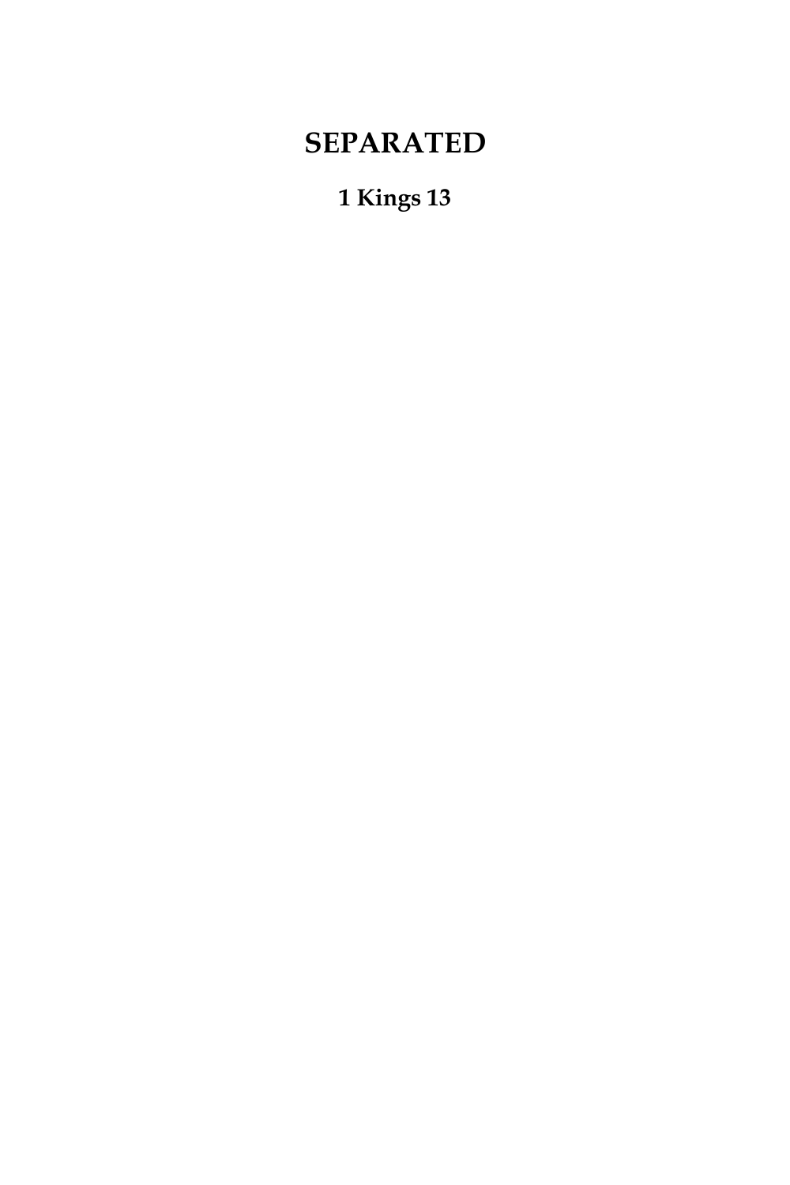# SEPARATED

### 1 Kings 13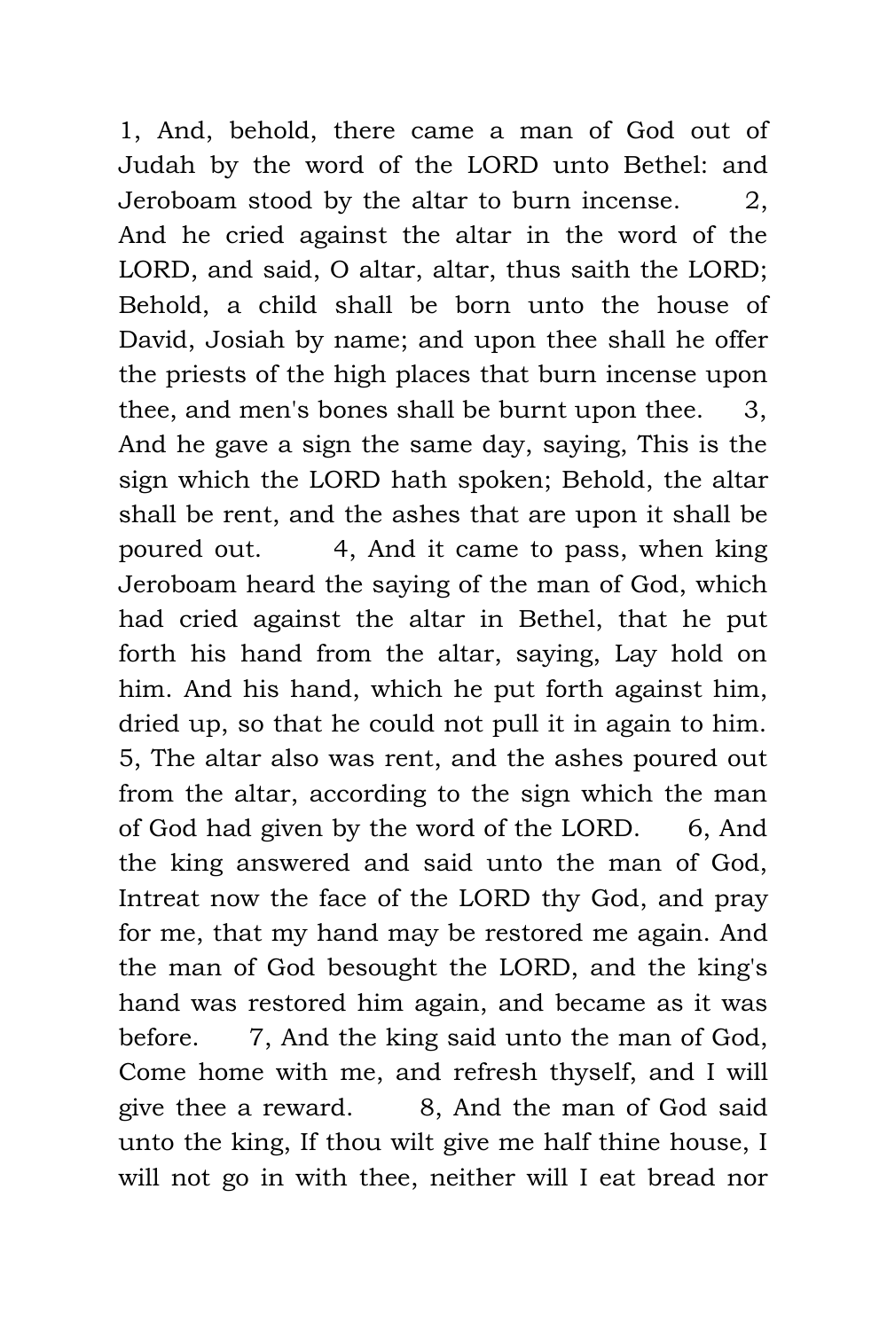1, And, behold, there came a man of God out of Judah by the word of the LORD unto Bethel: and Jeroboam stood by the altar to burn incense. 2, And he cried against the altar in the word of the LORD, and said, O altar, altar, thus saith the LORD; Behold, a child shall be born unto the house of David, Josiah by name; and upon thee shall he offer the priests of the high places that burn incense upon thee, and men's bones shall be burnt upon thee. 3, And he gave a sign the same day, saying, This is the sign which the LORD hath spoken; Behold, the altar shall be rent, and the ashes that are upon it shall be poured out. 4, And it came to pass, when king Jeroboam heard the saying of the man of God, which had cried against the altar in Bethel, that he put forth his hand from the altar, saying, Lay hold on him. And his hand, which he put forth against him, dried up, so that he could not pull it in again to him. 5, The altar also was rent, and the ashes poured out from the altar, according to the sign which the man of God had given by the word of the LORD. 6, And the king answered and said unto the man of God, Intreat now the face of the LORD thy God, and pray for me, that my hand may be restored me again. And the man of God besought the LORD, and the king's hand was restored him again, and became as it was before. 7, And the king said unto the man of God, Come home with me, and refresh thyself, and I will give thee a reward. 8, And the man of God said unto the king, If thou wilt give me half thine house, I will not go in with thee, neither will I eat bread nor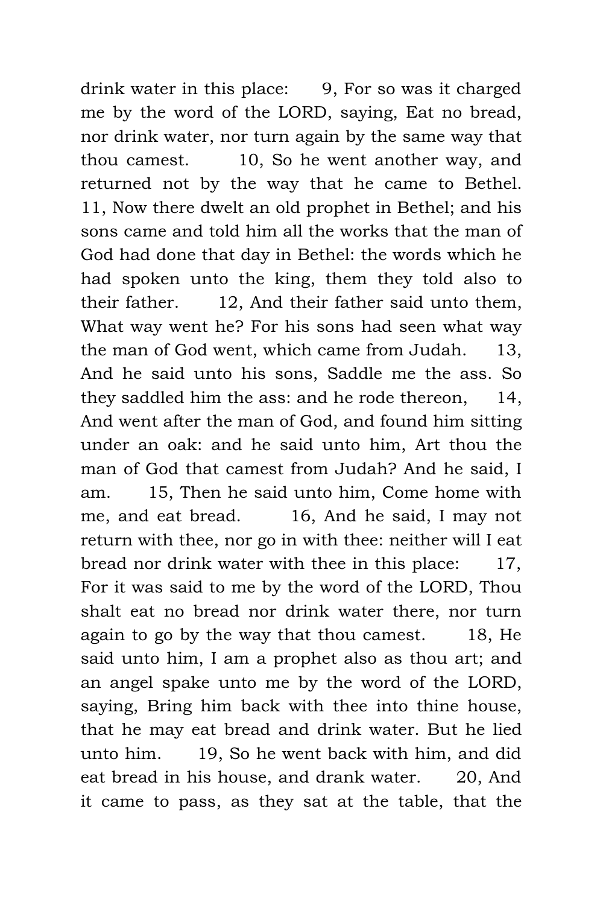drink water in this place: 9, For so was it charged me by the word of the LORD, saying, Eat no bread, nor drink water, nor turn again by the same way that thou camest. 10, So he went another way, and returned not by the way that he came to Bethel. 11, Now there dwelt an old prophet in Bethel; and his sons came and told him all the works that the man of God had done that day in Bethel: the words which he had spoken unto the king, them they told also to their father. 12, And their father said unto them, What way went he? For his sons had seen what way the man of God went, which came from Judah. 13, And he said unto his sons, Saddle me the ass. So they saddled him the ass: and he rode thereon, 14, And went after the man of God, and found him sitting under an oak: and he said unto him, Art thou the man of God that camest from Judah? And he said, I am. 15, Then he said unto him, Come home with me, and eat bread. 16, And he said, I may not return with thee, nor go in with thee: neither will I eat bread nor drink water with thee in this place: 17, For it was said to me by the word of the LORD, Thou shalt eat no bread nor drink water there, nor turn again to go by the way that thou camest. 18, He said unto him, I am a prophet also as thou art; and an angel spake unto me by the word of the LORD, saying, Bring him back with thee into thine house, that he may eat bread and drink water. But he lied unto him. 19, So he went back with him, and did eat bread in his house, and drank water. 20, And it came to pass, as they sat at the table, that the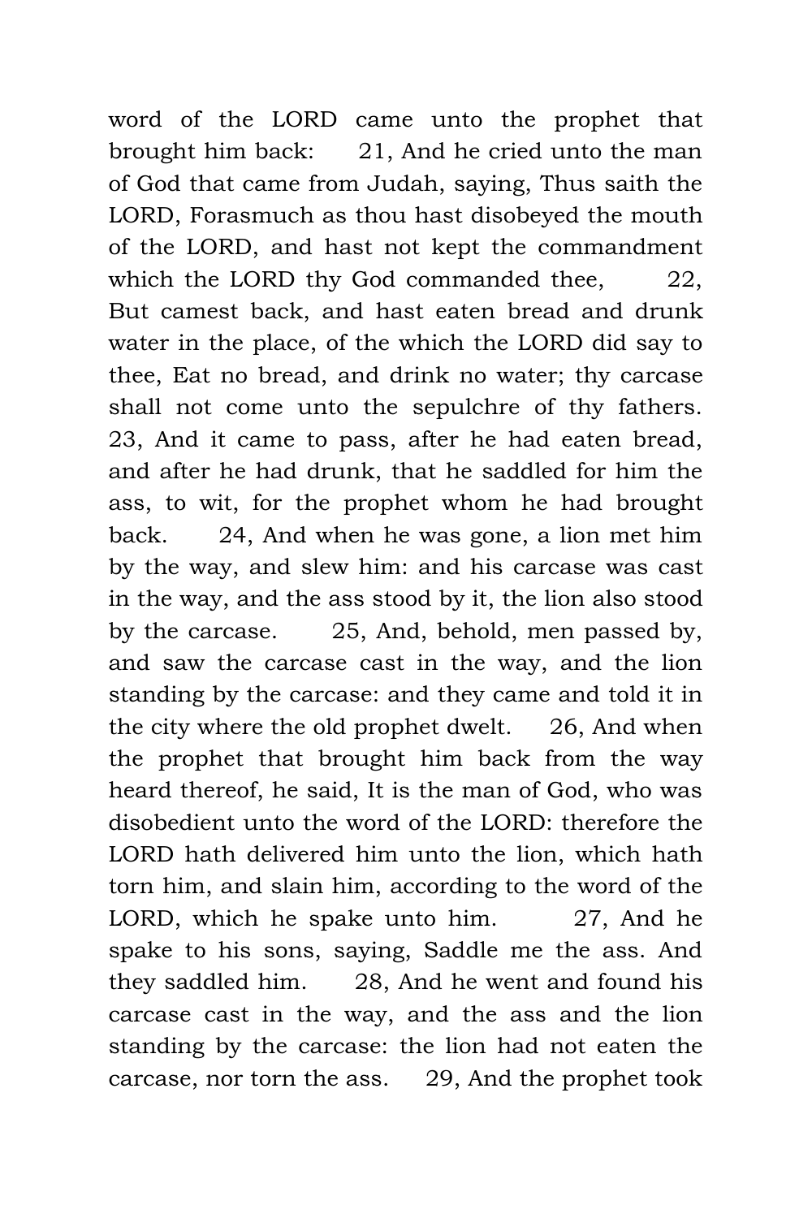word of the LORD came unto the prophet that brought him back: 21, And he cried unto the man of God that came from Judah, saying, Thus saith the LORD, Forasmuch as thou hast disobeyed the mouth of the LORD, and hast not kept the commandment which the LORD thy God commanded thee, 22, But camest back, and hast eaten bread and drunk water in the place, of the which the LORD did say to thee, Eat no bread, and drink no water; thy carcase shall not come unto the sepulchre of thy fathers. 23, And it came to pass, after he had eaten bread, and after he had drunk, that he saddled for him the ass, to wit, for the prophet whom he had brought back. 24, And when he was gone, a lion met him by the way, and slew him: and his carcase was cast in the way, and the ass stood by it, the lion also stood by the carcase. 25, And, behold, men passed by, and saw the carcase cast in the way, and the lion standing by the carcase: and they came and told it in the city where the old prophet dwelt. 26, And when the prophet that brought him back from the way heard thereof, he said, It is the man of God, who was disobedient unto the word of the LORD: therefore the LORD hath delivered him unto the lion, which hath torn him, and slain him, according to the word of the LORD, which he spake unto him. 27, And he spake to his sons, saying, Saddle me the ass. And they saddled him. 28, And he went and found his carcase cast in the way, and the ass and the lion standing by the carcase: the lion had not eaten the carcase, nor torn the ass. 29, And the prophet took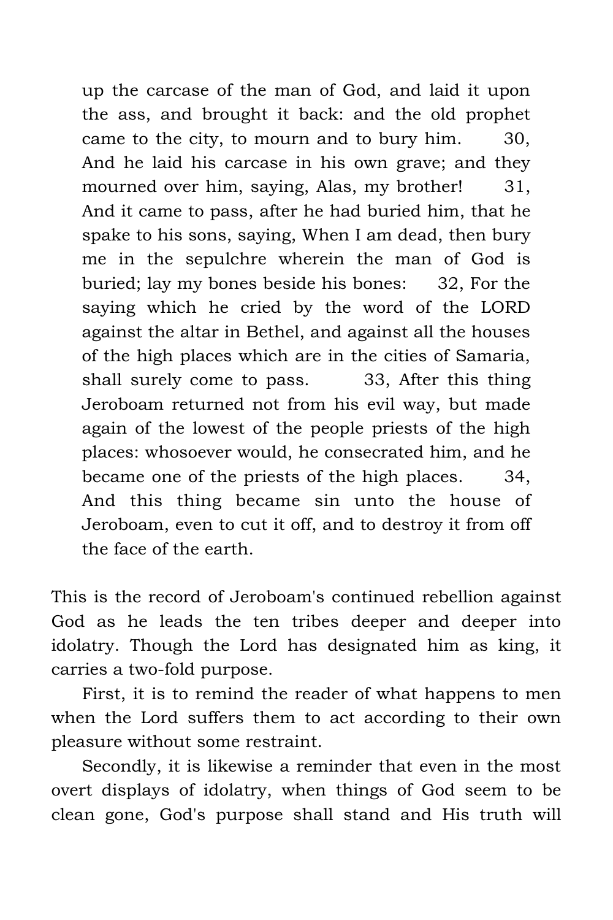> up the carcase of the man of God, and laid it upon the ass, and brought it back: and the old prophet came to the city, to mourn and to bury him. 30, And he laid his carcase in his own grave; and they mourned over him, saying, Alas, my brother! 31, And it came to pass, after he had buried him, that he spake to his sons, saying, When I am dead, then bury me in the sepulchre wherein the man of God is buried; lay my bones beside his bones: 32, For the saying which he cried by the word of the LORD against the altar in Bethel, and against all the houses of the high places which are in the cities of Samaria, shall surely come to pass. 33, After this thing Jeroboam returned not from his evil way, but made again of the lowest of the people priests of the high places: whosoever would, he consecrated him, and he became one of the priests of the high places. 34, And this thing became sin unto the house of Jeroboam, even to cut it off, and to destroy it from off the face of the earth.

This is the record of Jeroboam's continued rebellion against God as he leads the ten tribes deeper and deeper into idolatry. Though the Lord has designated him as king, it carries a two-fold purpose.

First, it is to remind the reader of what happens to men when the Lord suffers them to act according to their own pleasure without some restraint.

Secondly, it is likewise a reminder that even in the most overt displays of idolatry, when things of God seem to be clean gone, God's purpose shall stand and His truth will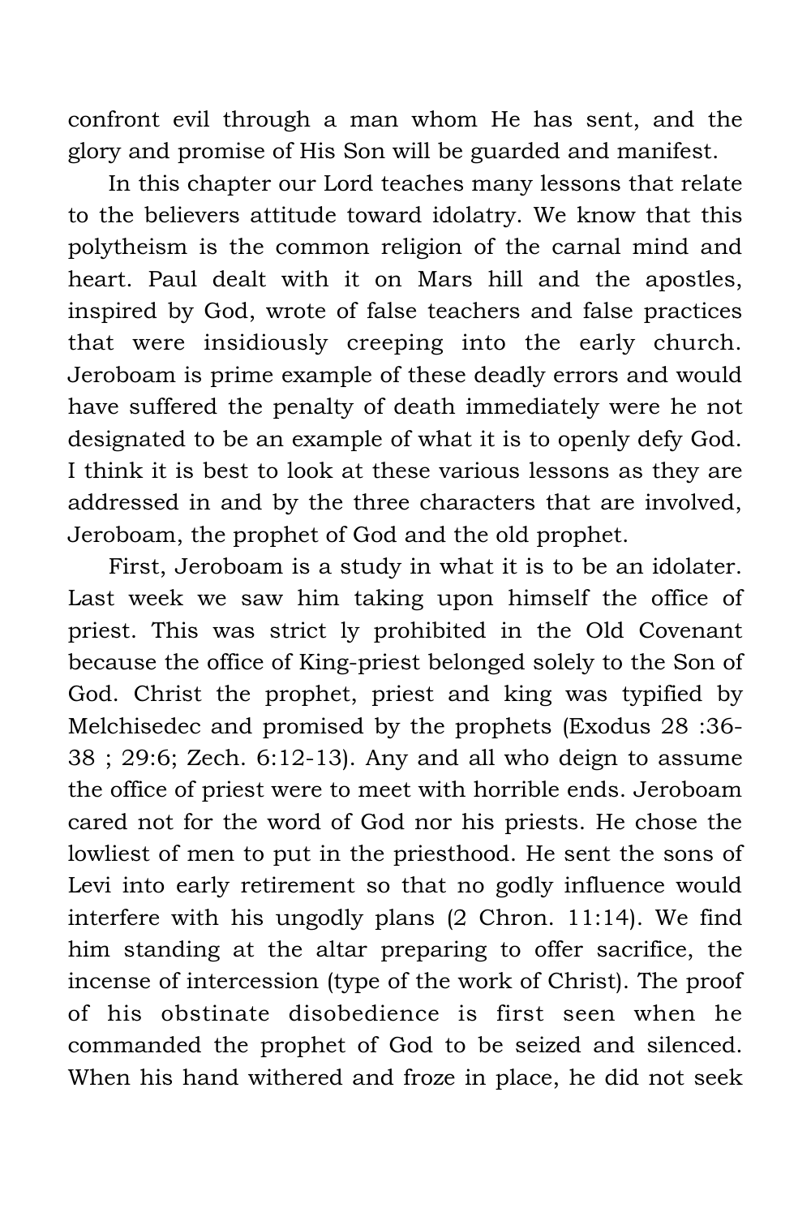confront evil through a man whom He has sent, and the glory and promise of His Son will be guarded and manifest.

In this chapter our Lord teaches many lessons that relate to the believers attitude toward idolatry. We know that this polytheism is the common religion of the carnal mind and heart. Paul dealt with it on Mars hill and the apostles, inspired by God, wrote of false teachers and false practices that were insidiously creeping into the early church. Jeroboam is prime example of these deadly errors and would have suffered the penalty of death immediately were he not designated to be an example of what it is to openly defy God. I think it is best to look at these various lessons as they are addressed in and by the three characters that are involved, Jeroboam, the prophet of God and the old prophet.

First, Jeroboam is a study in what it is to be an idolater. Last week we saw him taking upon himself the office of priest. This was strict ly prohibited in the Old Covenant because the office of King-priest belonged solely to the Son of God. Christ the prophet, priest and king was typified by Melchisedec and promised by the prophets (Exodus 28 :36-38 ; 29:6; Zech. 6:12-13). Any and all who deign to assume the office of priest were to meet with horrible ends. Jeroboam cared not for the word of God nor his priests. He chose the lowliest of men to put in the priesthood. He sent the sons of Levi into early retirement so that no godly influence would interfere with his ungodly plans (2 Chron. 11:14). We find him standing at the altar preparing to offer sacrifice, the incense of intercession (type of the work of Christ). The proof of his obstinate disobedience is first seen when he commanded the prophet of God to be seized and silenced. When his hand withered and froze in place, he did not seek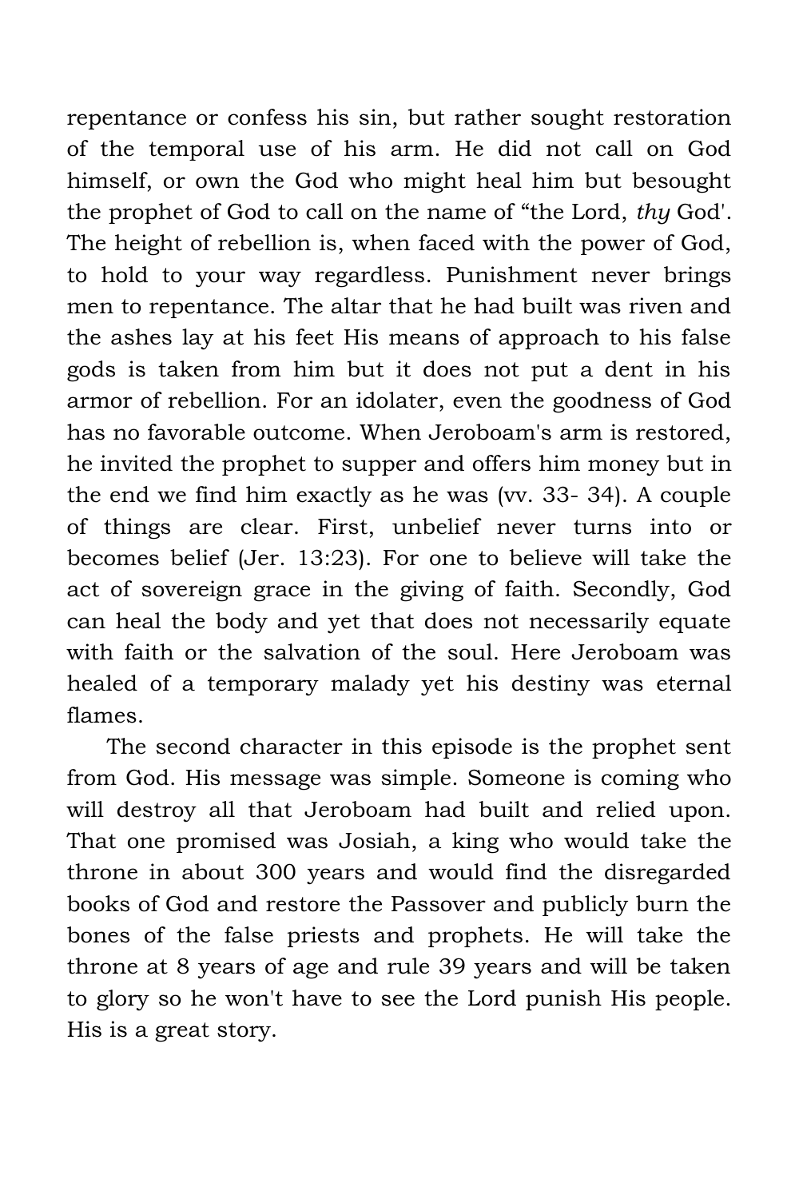repentance or confess his sin, but rather sought restoration of the temporal use of his arm. He did not call on God himself, or own the God who might heal him but besought the prophet of God to call on the name of "the Lord, *thy* God'. The height of rebellion is, when faced with the power of God, to hold to your way regardless. Punishment never brings men to repentance. The altar that he had built was riven and the ashes lay at his feet His means of approach to his false gods is taken from him but it does not put a dent in his armor of rebellion. For an idolater, even the goodness of God has no favorable outcome. When Jeroboam's arm is restored, he invited the prophet to supper and offers him money but in the end we find him exactly as he was (vv. 33- 34). A couple of things are clear. First, unbelief never turns into or becomes belief (Jer. 13:23). For one to believe will take the act of sovereign grace in the giving of faith. Secondly, God can heal the body and yet that does not necessarily equate with faith or the salvation of the soul. Here Jeroboam was healed of a temporary malady yet his destiny was eternal flames.

The second character in this episode is the prophet sent from God. His message was simple. Someone is coming who will destroy all that Jeroboam had built and relied upon. That one promised was Josiah, a king who would take the throne in about 300 years and would find the disregarded books of God and restore the Passover and publicly burn the bones of the false priests and prophets. He will take the throne at 8 years of age and rule 39 years and will be taken to glory so he won't have to see the Lord punish His people. His is a great story.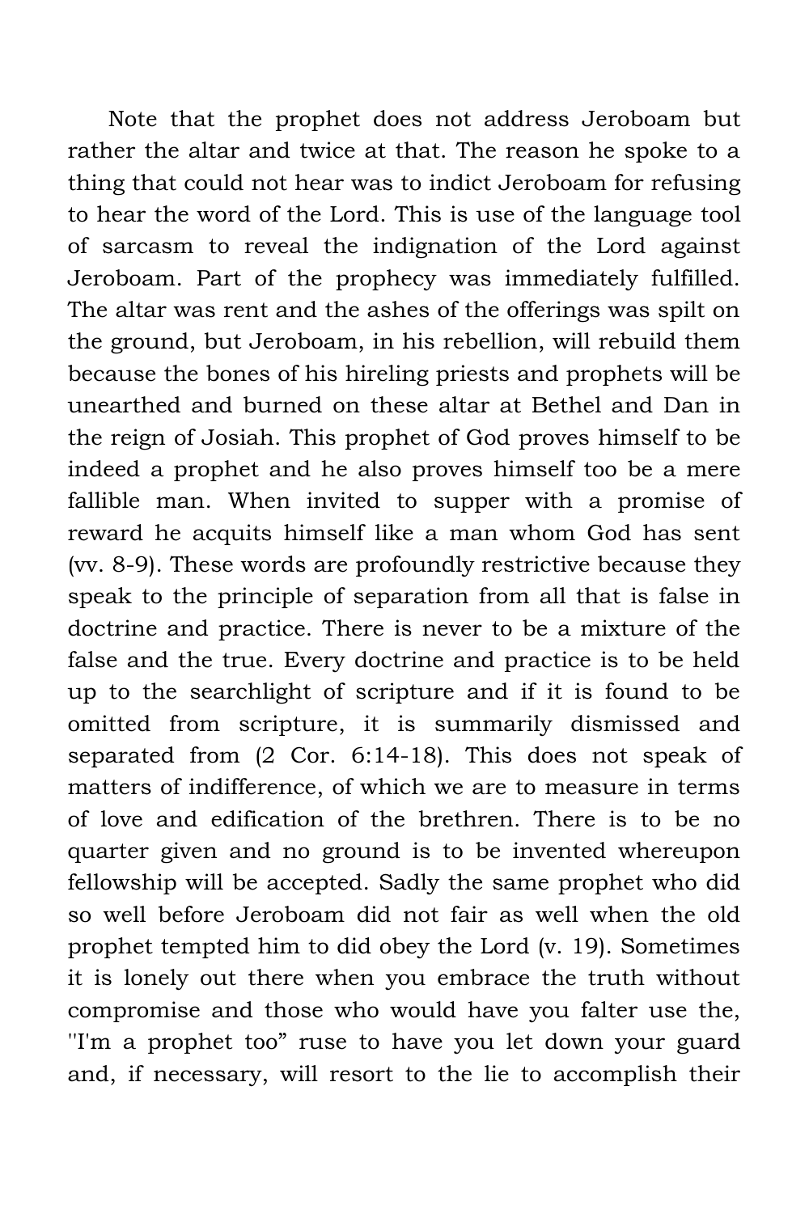Note that the prophet does not address Jeroboam but rather the altar and twice at that. The reason he spoke to a thing that could not hear was to indict Jeroboam for refusing to hear the word of the Lord. This is use of the language tool of sarcasm to reveal the indignation of the Lord against Jeroboam. Part of the prophecy was immediately fulfilled. The altar was rent and the ashes of the offerings was spilt on the ground, but Jeroboam, in his rebellion, will rebuild them because the bones of his hireling priests and prophets will be unearthed and burned on these altar at Bethel and Dan in the reign of Josiah. This prophet of God proves himself to be indeed a prophet and he also proves himself too be a mere fallible man. When invited to supper with a promise of reward he acquits himself like a man whom God has sent (vv. 8-9). These words are profoundly restrictive because they speak to the principle of separation from all that is false in doctrine and practice. There is never to be a mixture of the false and the true. Every doctrine and practice is to be held up to the searchlight of scripture and if it is found to be omitted from scripture, it is summarily dismissed and separated from (2 Cor. 6:14-18). This does not speak of matters of indifference, of which we are to measure in terms of love and edification of the brethren. There is to be no quarter given and no ground is to be invented whereupon fellowship will be accepted. Sadly the same prophet who did so well before Jeroboam did not fair as well when the old prophet tempted him to did obey the Lord (v. 19). Sometimes it is lonely out there when you embrace the truth without compromise and those who would have you falter use the, "I'm a prophet too" ruse to have you let down your guard and, if necessary, will resort to the lie to accomplish their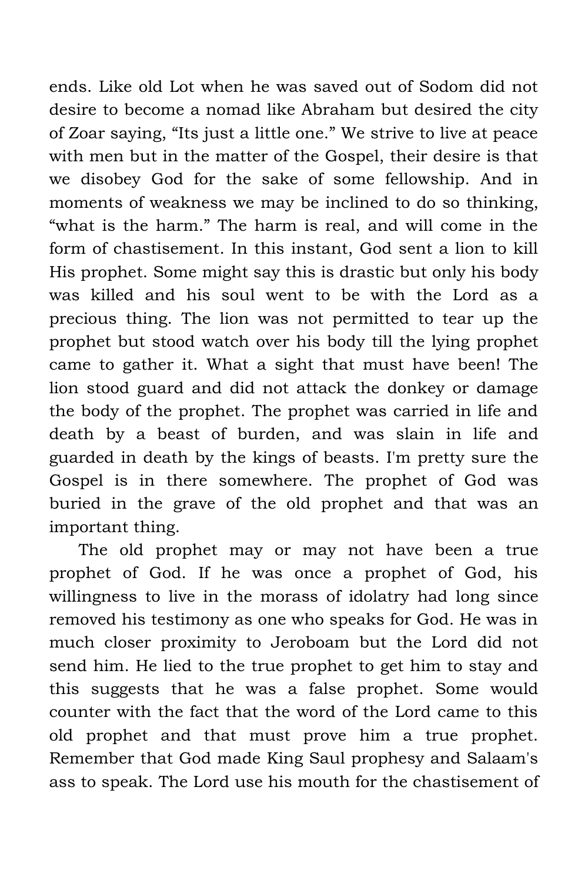ends. Like old Lot when he was saved out of Sodom did not desire to become a nomad like Abraham but desired the city of Zoar saying, "Its just a little one." We strive to live at peace with men but in the matter of the Gospel, their desire is that we disobey God for the sake of some fellowship. And in moments of weakness we may be inclined to do so thinking, "what is the harm." The harm is real, and will come in the form of chastisement. In this instant, God sent a lion to kill His prophet. Some might say this is drastic but only his body was killed and his soul went to be with the Lord as a precious thing. The lion was not permitted to tear up the prophet but stood watch over his body till the lying prophet came to gather it. What a sight that must have been! The lion stood guard and did not attack the donkey or damage the body of the prophet. The prophet was carried in life and death by a beast of burden, and was slain in life and guarded in death by the kings of beasts. I'm pretty sure the Gospel is in there somewhere. The prophet of God was buried in the grave of the old prophet and that was an important thing.

The old prophet may or may not have been a true prophet of God. If he was once a prophet of God, his willingness to live in the morass of idolatry had long since removed his testimony as one who speaks for God. He was in much closer proximity to Jeroboam but the Lord did not send him. He lied to the true prophet to get him to stay and this suggests that he was a false prophet. Some would counter with the fact that the word of the Lord came to this old prophet and that must prove him a true prophet. Remember that God made King Saul prophesy and Salaam's ass to speak. The Lord use his mouth for the chastisement of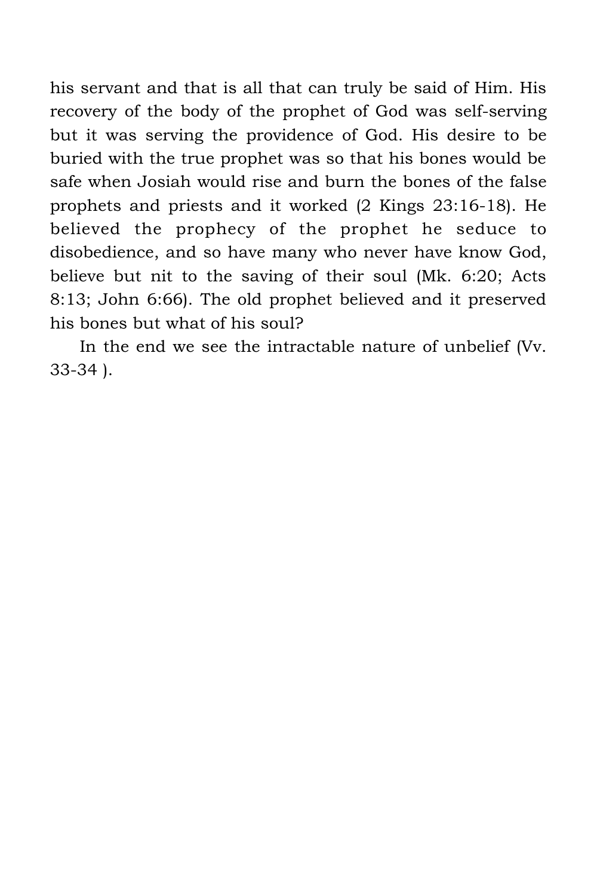his servant and that is all that can truly be said of Him. His recovery of the body of the prophet of God was self-serving but it was serving the providence of God. His desire to be buried with the true prophet was so that his bones would be safe when Josiah would rise and burn the bones of the false prophets and priests and it worked (2 Kings 23:16-18). He believed the prophecy of the prophet he seduce to disobedience, and so have many who never have know God, believe but nit to the saving of their soul (Mk. 6:20; Acts 8:13; John 6:66). The old prophet believed and it preserved his bones but what of his soul?

In the end we see the intractable nature of unbelief (Vv. 33-34 ).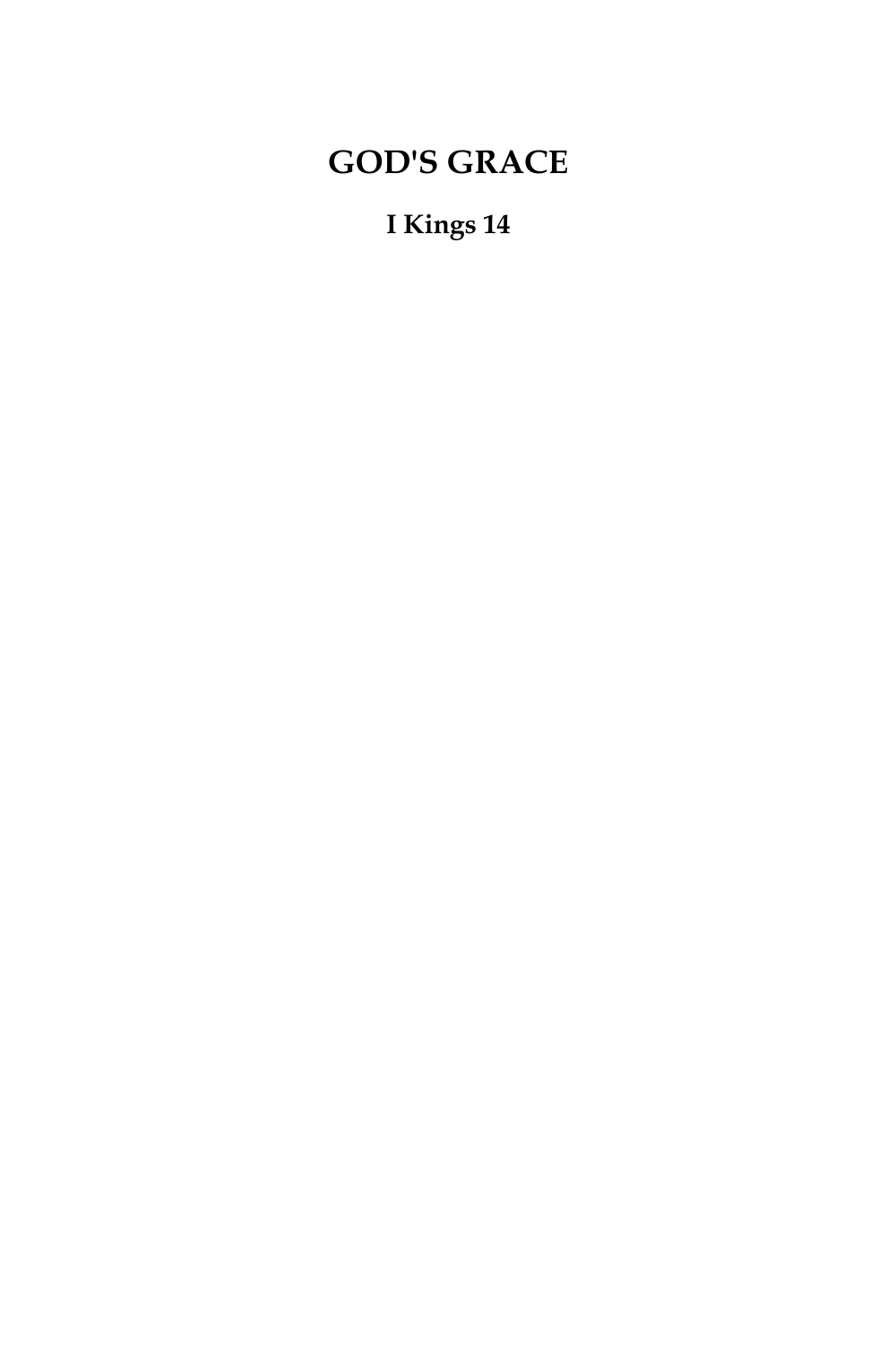# GOD'S GRACE

## I Kings 14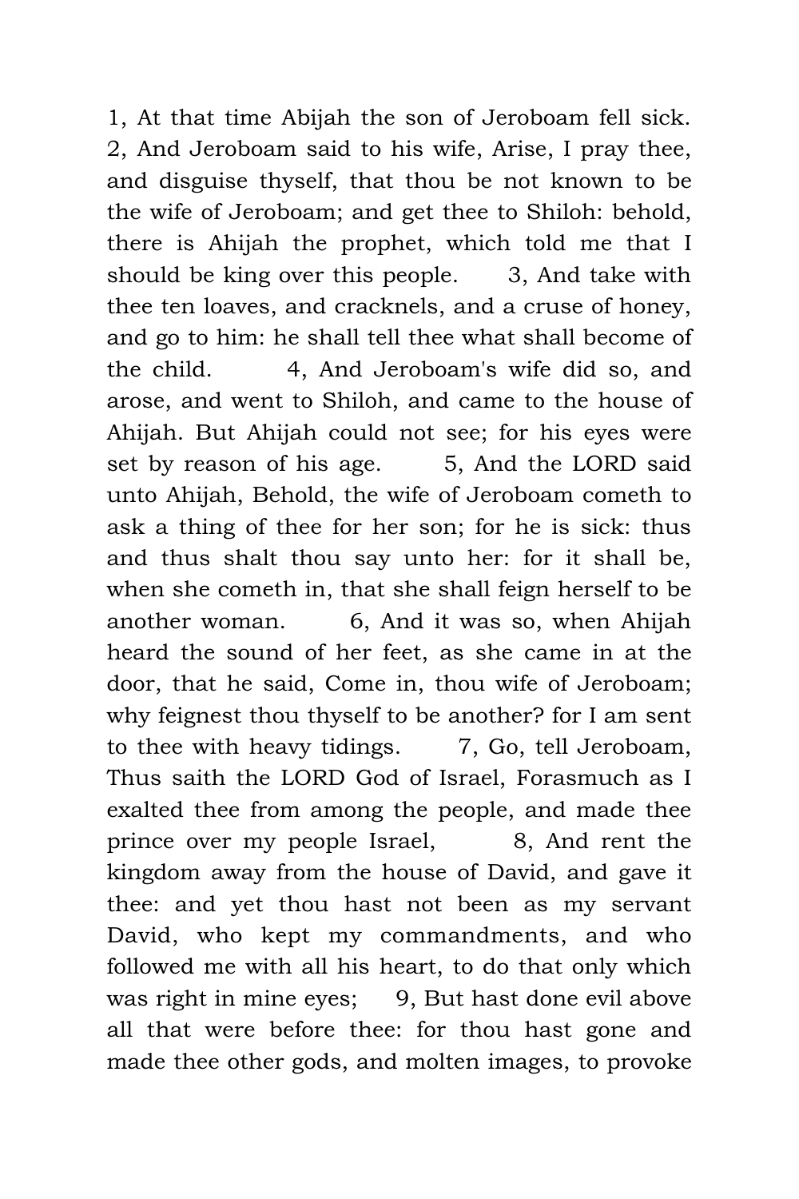1, At that time Abijah the son of Jeroboam fell sick. 2, And Jeroboam said to his wife, Arise, I pray thee, and disguise thyself, that thou be not known to be the wife of Jeroboam; and get thee to Shiloh: behold, there is Ahijah the prophet, which told me that I should be king over this people. 3, And take with thee ten loaves, and cracknels, and a cruse of honey, and go to him: he shall tell thee what shall become of the child. 4, And Jeroboam's wife did so, and arose, and went to Shiloh, and came to the house of Ahijah. But Ahijah could not see; for his eyes were set by reason of his age. 5, And the LORD said unto Ahijah, Behold, the wife of Jeroboam cometh to ask a thing of thee for her son; for he is sick: thus and thus shalt thou say unto her: for it shall be, when she cometh in, that she shall feign herself to be another woman. 6, And it was so, when Ahijah heard the sound of her feet, as she came in at the door, that he said, Come in, thou wife of Jeroboam; why feignest thou thyself to be another? for I am sent to thee with heavy tidings. 7, Go, tell Jeroboam, Thus saith the LORD God of Israel, Forasmuch as I exalted thee from among the people, and made thee prince over my people Israel, 8, And rent the kingdom away from the house of David, and gave it thee: and yet thou hast not been as my servant David, who kept my commandments, and who followed me with all his heart, to do that only which was right in mine eyes; 9, But hast done evil above all that were before thee: for thou hast gone and made thee other gods, and molten images, to provoke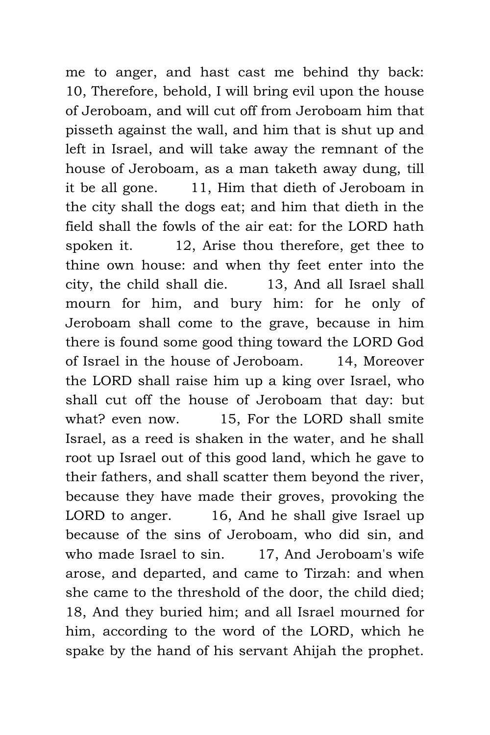me to anger, and hast cast me behind thy back: 10, Therefore, behold, I will bring evil upon the house of Jeroboam, and will cut off from Jeroboam him that pisseth against the wall, and him that is shut up and left in Israel, and will take away the remnant of the house of Jeroboam, as a man taketh away dung, till it be all gone. 11, Him that dieth of Jeroboam in the city shall the dogs eat; and him that dieth in the field shall the fowls of the air eat: for the LORD hath spoken it. 12, Arise thou therefore, get thee to thine own house: and when thy feet enter into the city, the child shall die. 13, And all Israel shall mourn for him, and bury him: for he only of Jeroboam shall come to the grave, because in him there is found some good thing toward the LORD God of Israel in the house of Jeroboam. 14, Moreover the LORD shall raise him up a king over Israel, who shall cut off the house of Jeroboam that day: but what? even now. 15, For the LORD shall smite Israel, as a reed is shaken in the water, and he shall root up Israel out of this good land, which he gave to their fathers, and shall scatter them beyond the river, because they have made their groves, provoking the LORD to anger. 16, And he shall give Israel up because of the sins of Jeroboam, who did sin, and who made Israel to sin. 17, And Jeroboam's wife arose, and departed, and came to Tirzah: and when she came to the threshold of the door, the child died; 18, And they buried him; and all Israel mourned for him, according to the word of the LORD, which he spake by the hand of his servant Ahijah the prophet.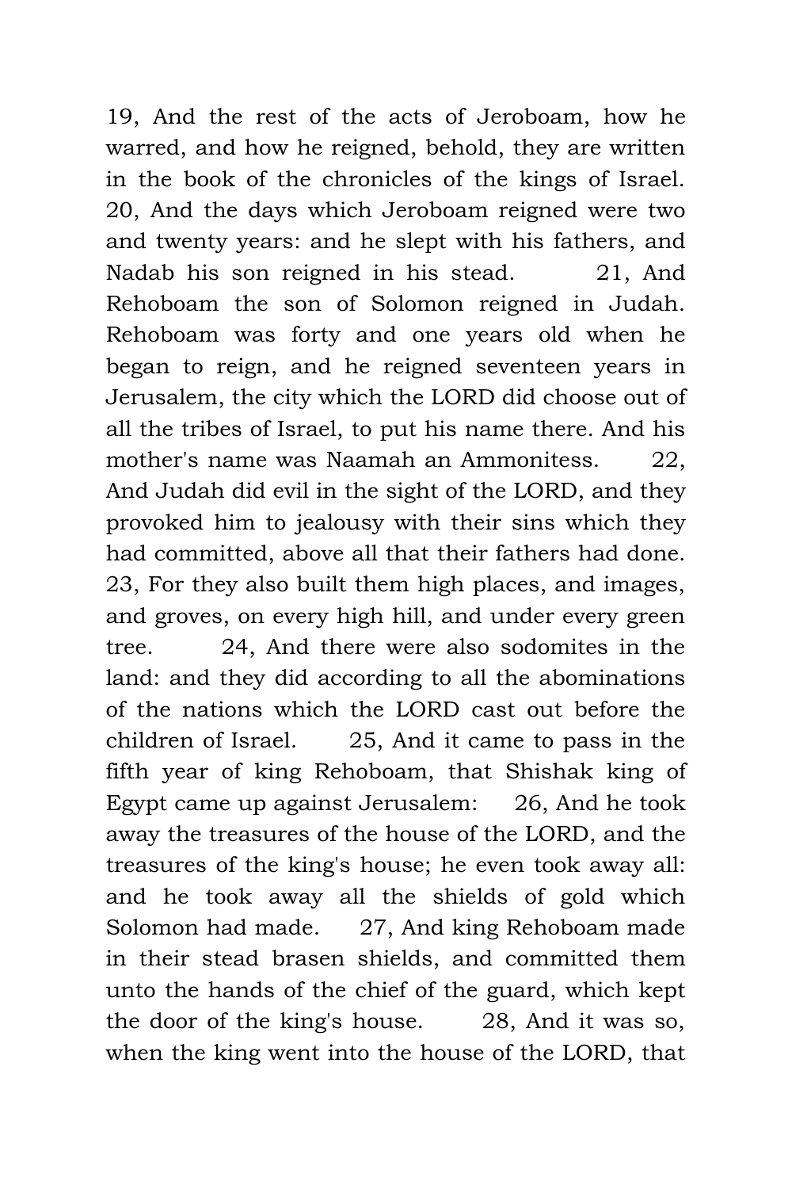19, And the rest of the acts of Jeroboam, how he warred, and how he reigned, behold, they are written in the book of the chronicles of the kings of Israel. 20, And the days which Jeroboam reigned were two and twenty years: and he slept with his fathers, and Nadab his son reigned in his stead. 21, And Rehoboam the son of Solomon reigned in Judah. Rehoboam was forty and one years old when he began to reign, and he reigned seventeen years in Jerusalem, the city which the LORD did choose out of all the tribes of Israel, to put his name there. And his mother's name was Naamah an Ammonitess. 22, And Judah did evil in the sight of the LORD, and they provoked him to jealousy with their sins which they had committed, above all that their fathers had done. 23, For they also built them high places, and images, and groves, on every high hill, and under every green tree. 24, And there were also sodomites in the land: and they did according to all the abominations of the nations which the LORD cast out before the children of Israel. 25, And it came to pass in the fifth year of king Rehoboam, that Shishak king of Egypt came up against Jerusalem: 26, And he took away the treasures of the house of the LORD, and the treasures of the king's house; he even took away all: and he took away all the shields of gold which Solomon had made. 27, And king Rehoboam made in their stead brasen shields, and committed them unto the hands of the chief of the guard, which kept the door of the king's house. 28, And it was so, when the king went into the house of the LORD, that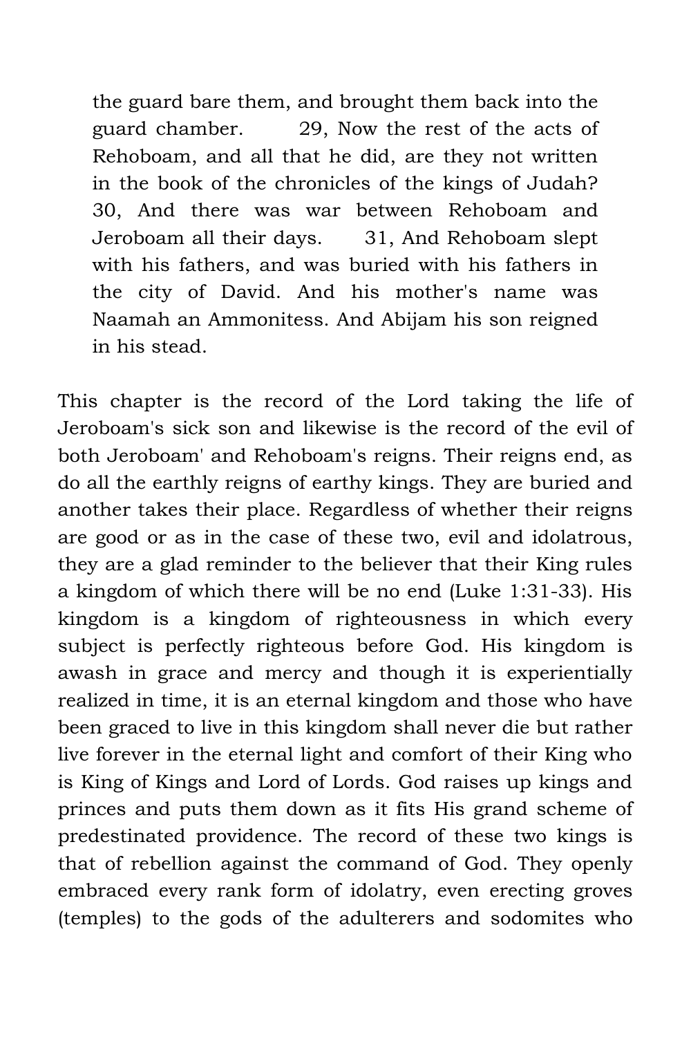> the guard bare them, and brought them back into the guard chamber. 29, Now the rest of the acts of Rehoboam, and all that he did, are they not written in the book of the chronicles of the kings of Judah? 30, And there was war between Rehoboam and Jeroboam all their days. 31, And Rehoboam slept with his fathers, and was buried with his fathers in the city of David. And his mother's name was Naamah an Ammonitess. And Abijam his son reigned in his stead.

This chapter is the record of the Lord taking the life of Jeroboam's sick son and likewise is the record of the evil of both Jeroboam' and Rehoboam's reigns. Their reigns end, as do all the earthly reigns of earthy kings. They are buried and another takes their place. Regardless of whether their reigns are good or as in the case of these two, evil and idolatrous, they are a glad reminder to the believer that their King rules a kingdom of which there will be no end (Luke 1:31-33). His kingdom is a kingdom of righteousness in which every subject is perfectly righteous before God. His kingdom is awash in grace and mercy and though it is experientially realized in time, it is an eternal kingdom and those who have been graced to live in this kingdom shall never die but rather live forever in the eternal light and comfort of their King who is King of Kings and Lord of Lords. God raises up kings and princes and puts them down as it fits His grand scheme of predestinated providence. The record of these two kings is that of rebellion against the command of God. They openly embraced every rank form of idolatry, even erecting groves (temples) to the gods of the adulterers and sodomites who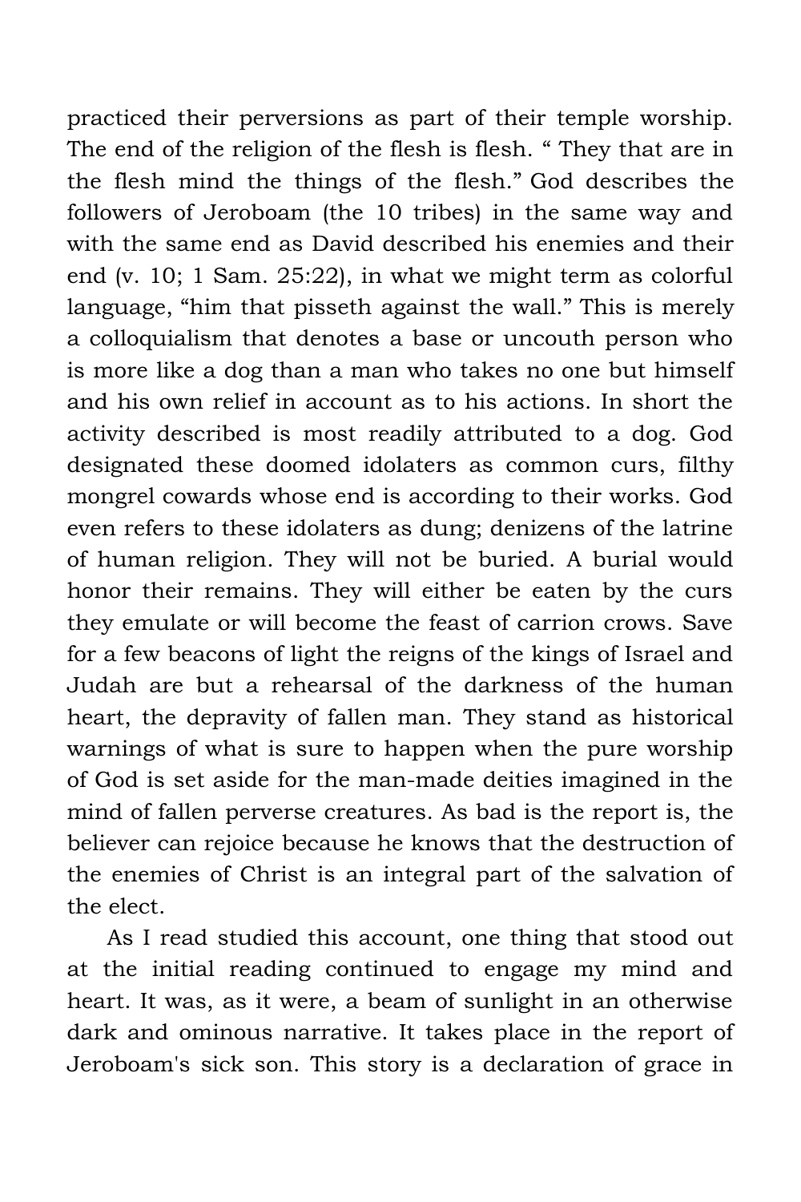practiced their perversions as part of their temple worship. The end of the religion of the flesh is flesh. " They that are in the flesh mind the things of the flesh." God describes the followers of Jeroboam (the 10 tribes) in the same way and with the same end as David described his enemies and their end (v. 10; 1 Sam. 25:22), in what we might term as colorful language, "him that pisseth against the wall." This is merely a colloquialism that denotes a base or uncouth person who is more like a dog than a man who takes no one but himself and his own relief in account as to his actions. In short the activity described is most readily attributed to a dog. God designated these doomed idolaters as common curs, filthy mongrel cowards whose end is according to their works. God even refers to these idolaters as dung; denizens of the latrine of human religion. They will not be buried. A burial would honor their remains. They will either be eaten by the curs they emulate or will become the feast of carrion crows. Save for a few beacons of light the reigns of the kings of Israel and Judah are but a rehearsal of the darkness of the human heart, the depravity of fallen man. They stand as historical warnings of what is sure to happen when the pure worship of God is set aside for the man-made deities imagined in the mind of fallen perverse creatures. As bad is the report is, the believer can rejoice because he knows that the destruction of the enemies of Christ is an integral part of the salvation of the elect.

As I read studied this account, one thing that stood out at the initial reading continued to engage my mind and heart. It was, as it were, a beam of sunlight in an otherwise dark and ominous narrative. It takes place in the report of Jeroboam's sick son. This story is a declaration of grace in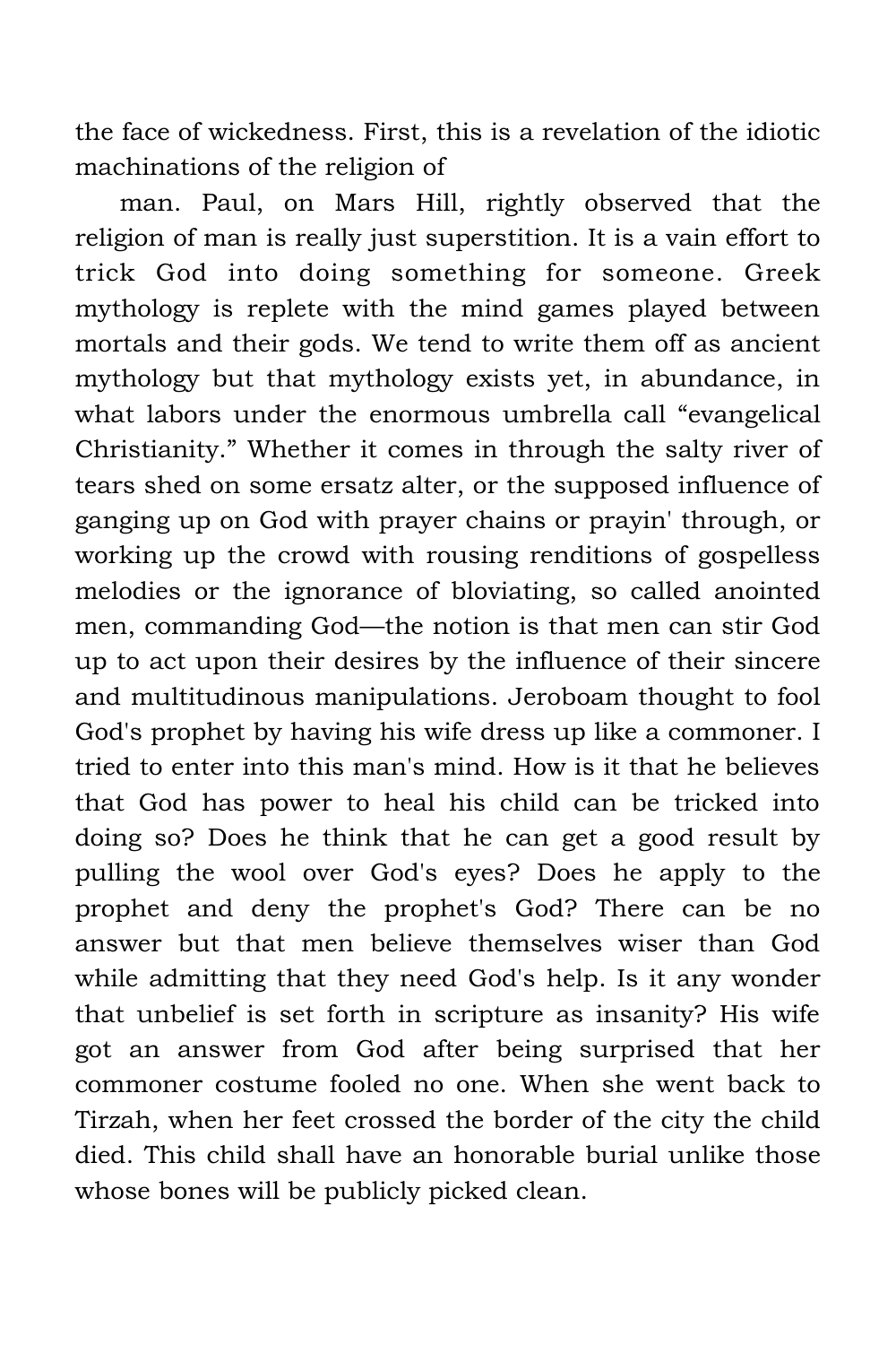the face of wickedness. First, this is a revelation of the idiotic machinations of the religion of

man. Paul, on Mars Hill, rightly observed that the religion of man is really just superstition. It is a vain effort to trick God into doing something for someone. Greek mythology is replete with the mind games played between mortals and their gods. We tend to write them off as ancient mythology but that mythology exists yet, in abundance, in what labors under the enormous umbrella call "evangelical Christianity." Whether it comes in through the salty river of tears shed on some ersatz alter, or the supposed influence of ganging up on God with prayer chains or prayin' through, or working up the crowd with rousing renditions of gospelless melodies or the ignorance of bloviating, so called anointed men, commanding God—the notion is that men can stir God up to act upon their desires by the influence of their sincere and multitudinous manipulations. Jeroboam thought to fool God's prophet by having his wife dress up like a commoner. I tried to enter into this man's mind. How is it that he believes that God has power to heal his child can be tricked into doing so? Does he think that he can get a good result by pulling the wool over God's eyes? Does he apply to the prophet and deny the prophet's God? There can be no answer but that men believe themselves wiser than God while admitting that they need God's help. Is it any wonder that unbelief is set forth in scripture as insanity? His wife got an answer from God after being surprised that her commoner costume fooled no one. When she went back to Tirzah, when her feet crossed the border of the city the child died. This child shall have an honorable burial unlike those whose bones will be publicly picked clean.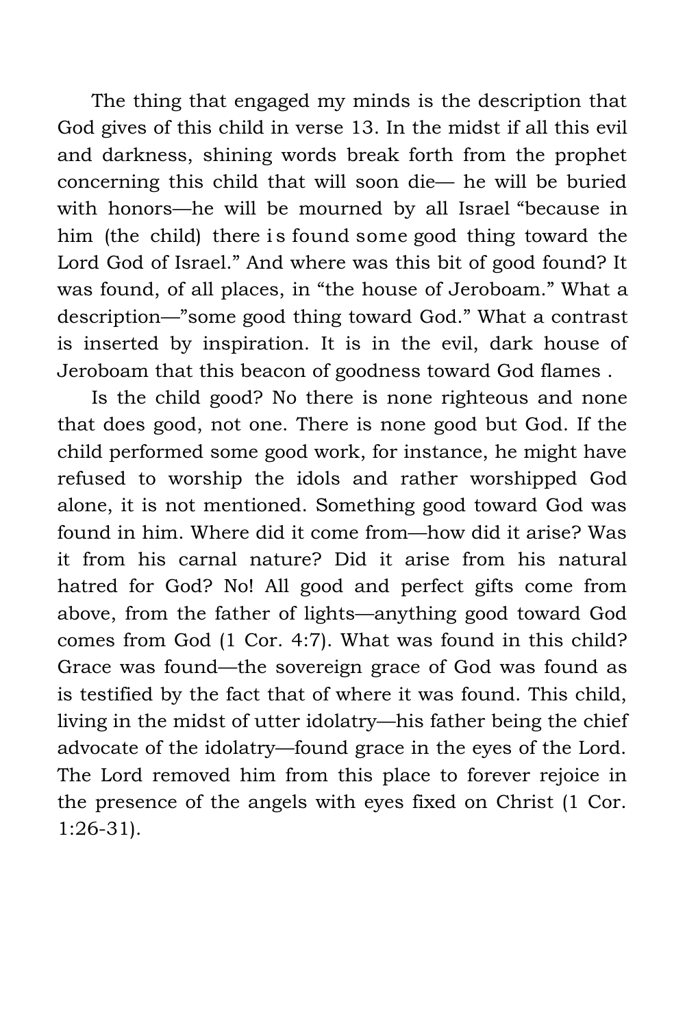The thing that engaged my minds is the description that God gives of this child in verse 13. In the midst if all this evil and darkness, shining words break forth from the prophet concerning this child that will soon die— he will be buried with honors—he will be mourned by all Israel "because in him (the child) there is found some good thing toward the Lord God of Israel." And where was this bit of good found? It was found, of all places, in "the house of Jeroboam." What a description—"some good thing toward God." What a contrast is inserted by inspiration. It is in the evil, dark house of Jeroboam that this beacon of goodness toward God flames .

Is the child good? No there is none righteous and none that does good, not one. There is none good but God. If the child performed some good work, for instance, he might have refused to worship the idols and rather worshipped God alone, it is not mentioned. Something good toward God was found in him. Where did it come from—how did it arise? Was it from his carnal nature? Did it arise from his natural hatred for God? No! All good and perfect gifts come from above, from the father of lights—anything good toward God comes from God (1 Cor. 4:7). What was found in this child? Grace was found—the sovereign grace of God was found as is testified by the fact that of where it was found. This child, living in the midst of utter idolatry—his father being the chief advocate of the idolatry—found grace in the eyes of the Lord. The Lord removed him from this place to forever rejoice in the presence of the angels with eyes fixed on Christ (1 Cor. 1:26-31).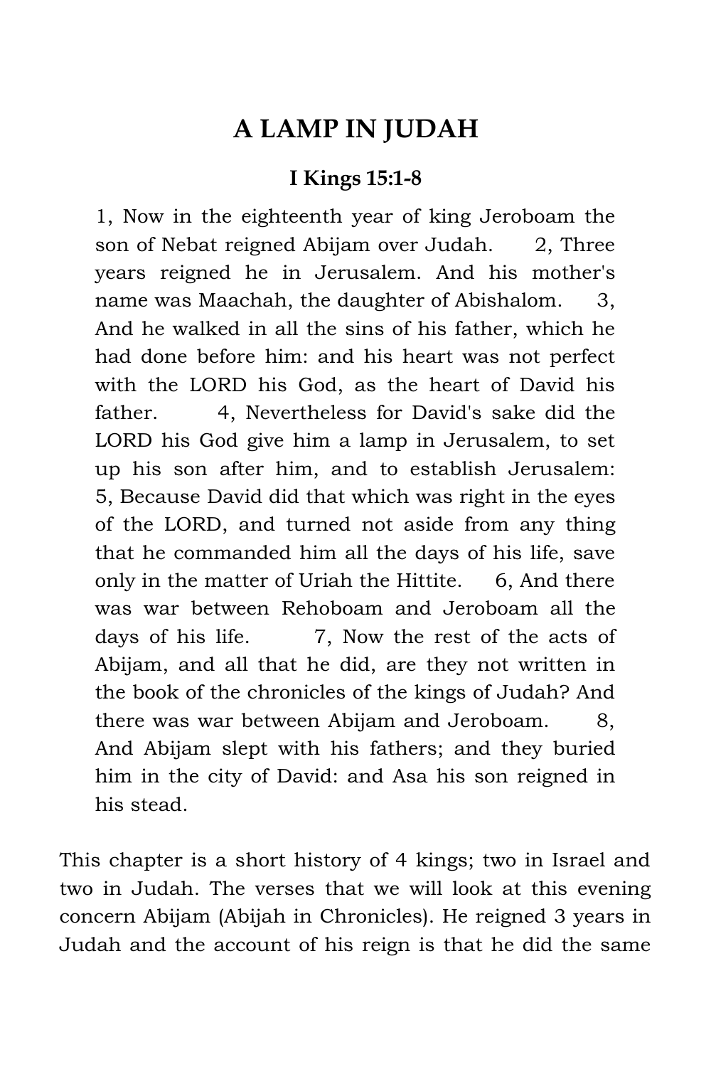# A LAMP IN JUDAH

### I Kings 15:1-8

> 1, Now in the eighteenth year of king Jeroboam the son of Nebat reigned Abijam over Judah. 2, Three years reigned he in Jerusalem. And his mother's name was Maachah, the daughter of Abishalom. 3, And he walked in all the sins of his father, which he had done before him: and his heart was not perfect with the LORD his God, as the heart of David his father. 4, Nevertheless for David's sake did the LORD his God give him a lamp in Jerusalem, to set up his son after him, and to establish Jerusalem: 5, Because David did that which was right in the eyes of the LORD, and turned not aside from any thing that he commanded him all the days of his life, save only in the matter of Uriah the Hittite. 6, And there was war between Rehoboam and Jeroboam all the days of his life. 7, Now the rest of the acts of Abijam, and all that he did, are they not written in the book of the chronicles of the kings of Judah? And there was war between Abijam and Jeroboam. 8, And Abijam slept with his fathers; and they buried him in the city of David: and Asa his son reigned in his stead.

This chapter is a short history of 4 kings; two in Israel and two in Judah. The verses that we will look at this evening concern Abijam (Abijah in Chronicles). He reigned 3 years in Judah and the account of his reign is that he did the same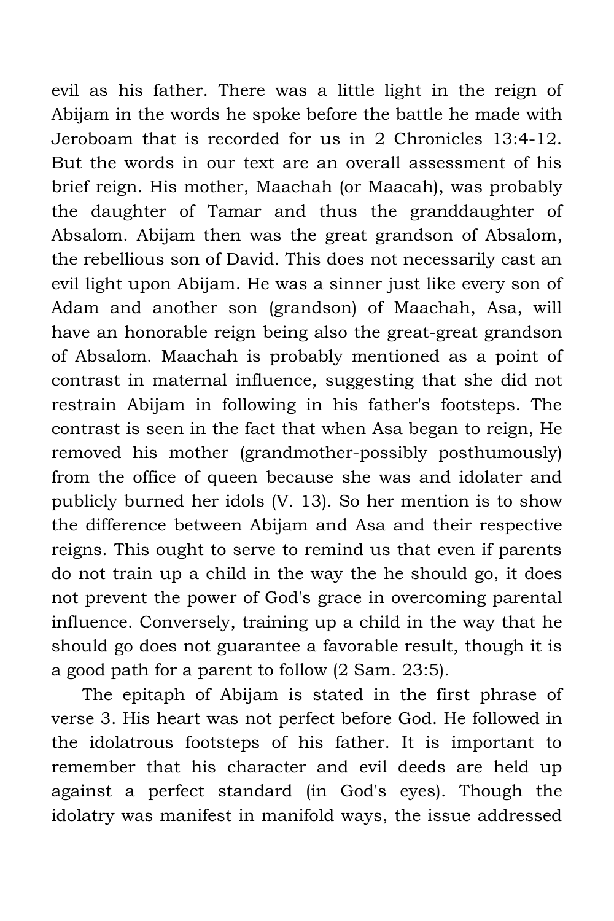evil as his father. There was a little light in the reign of Abijam in the words he spoke before the battle he made with Jeroboam that is recorded for us in 2 Chronicles 13:4-12. But the words in our text are an overall assessment of his brief reign. His mother, Maachah (or Maacah), was probably the daughter of Tamar and thus the granddaughter of Absalom. Abijam then was the great grandson of Absalom, the rebellious son of David. This does not necessarily cast an evil light upon Abijam. He was a sinner just like every son of Adam and another son (grandson) of Maachah, Asa, will have an honorable reign being also the great-great grandson of Absalom. Maachah is probably mentioned as a point of contrast in maternal influence, suggesting that she did not restrain Abijam in following in his father's footsteps. The contrast is seen in the fact that when Asa began to reign, He removed his mother (grandmother-possibly posthumously) from the office of queen because she was and idolater and publicly burned her idols (V. 13). So her mention is to show the difference between Abijam and Asa and their respective reigns. This ought to serve to remind us that even if parents do not train up a child in the way the he should go, it does not prevent the power of God's grace in overcoming parental influence. Conversely, training up a child in the way that he should go does not guarantee a favorable result, though it is a good path for a parent to follow (2 Sam. 23:5).

The epitaph of Abijam is stated in the first phrase of verse 3. His heart was not perfect before God. He followed in the idolatrous footsteps of his father. It is important to remember that his character and evil deeds are held up against a perfect standard (in God's eyes). Though the idolatry was manifest in manifold ways, the issue addressed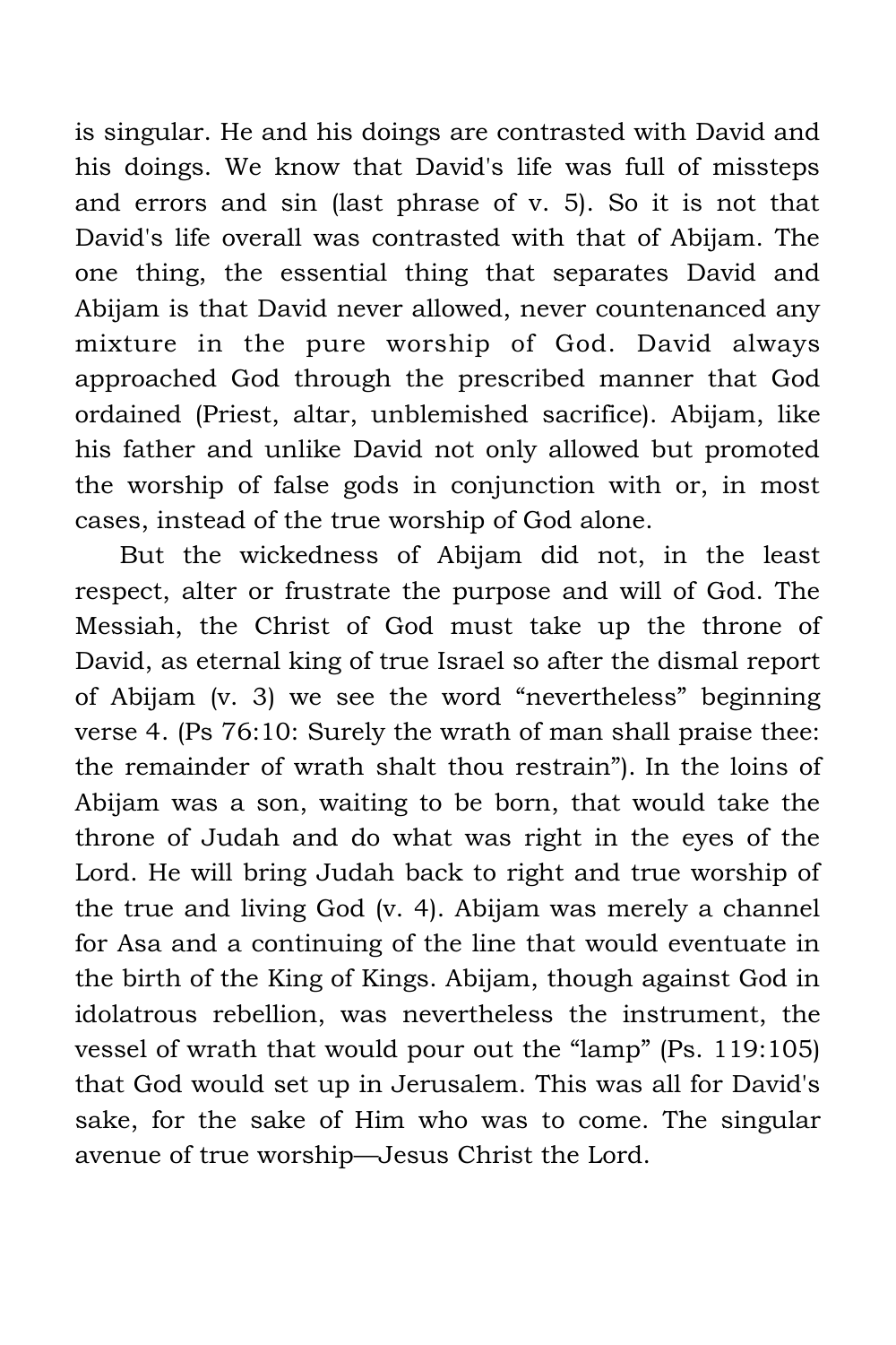is singular. He and his doings are contrasted with David and his doings. We know that David's life was full of missteps and errors and sin (last phrase of v. 5). So it is not that David's life overall was contrasted with that of Abijam. The one thing, the essential thing that separates David and Abijam is that David never allowed, never countenanced any mixture in the pure worship of God. David always approached God through the prescribed manner that God ordained (Priest, altar, unblemished sacrifice). Abijam, like his father and unlike David not only allowed but promoted the worship of false gods in conjunction with or, in most cases, instead of the true worship of God alone.

But the wickedness of Abijam did not, in the least respect, alter or frustrate the purpose and will of God. The Messiah, the Christ of God must take up the throne of David, as eternal king of true Israel so after the dismal report of Abijam (v. 3) we see the word "nevertheless" beginning verse 4. (Ps 76:10: Surely the wrath of man shall praise thee: the remainder of wrath shalt thou restrain"). In the loins of Abijam was a son, waiting to be born, that would take the throne of Judah and do what was right in the eyes of the Lord. He will bring Judah back to right and true worship of the true and living God (v. 4). Abijam was merely a channel for Asa and a continuing of the line that would eventuate in the birth of the King of Kings. Abijam, though against God in idolatrous rebellion, was nevertheless the instrument, the vessel of wrath that would pour out the "lamp" (Ps. 119:105) that God would set up in Jerusalem. This was all for David's sake, for the sake of Him who was to come. The singular avenue of true worship—Jesus Christ the Lord.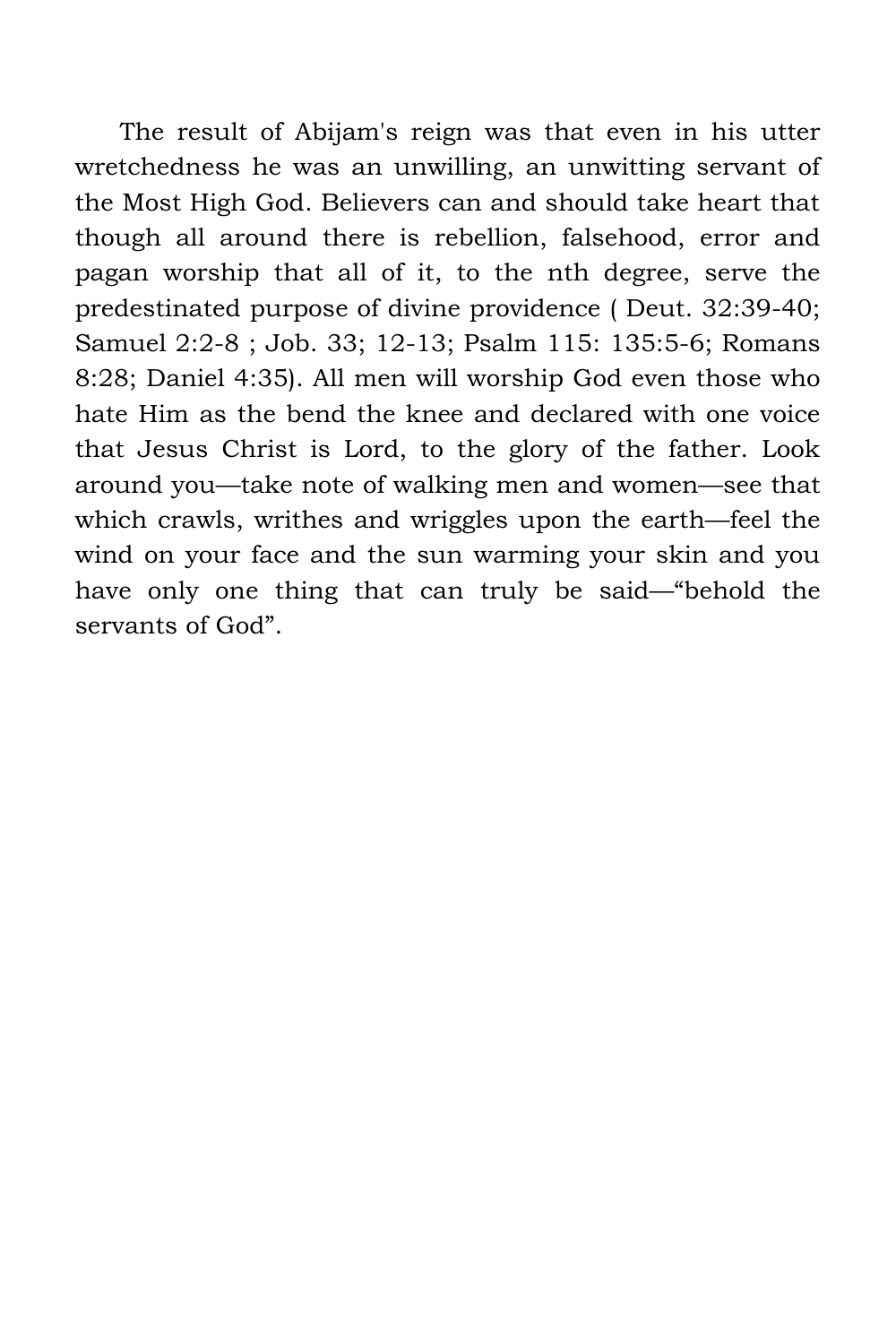The result of Abijam's reign was that even in his utter wretchedness he was an unwilling, an unwitting servant of the Most High God. Believers can and should take heart that though all around there is rebellion, falsehood, error and pagan worship that all of it, to the nth degree, serve the predestinated purpose of divine providence ( Deut. 32:39-40; Samuel 2:2-8 ; Job. 33; 12-13; Psalm 115: 135:5-6; Romans 8:28; Daniel 4:35). All men will worship God even those who hate Him as the bend the knee and declared with one voice that Jesus Christ is Lord, to the glory of the father. Look around you—take note of walking men and women—see that which crawls, writhes and wriggles upon the earth—feel the wind on your face and the sun warming your skin and you have only one thing that can truly be said—"behold the servants of God".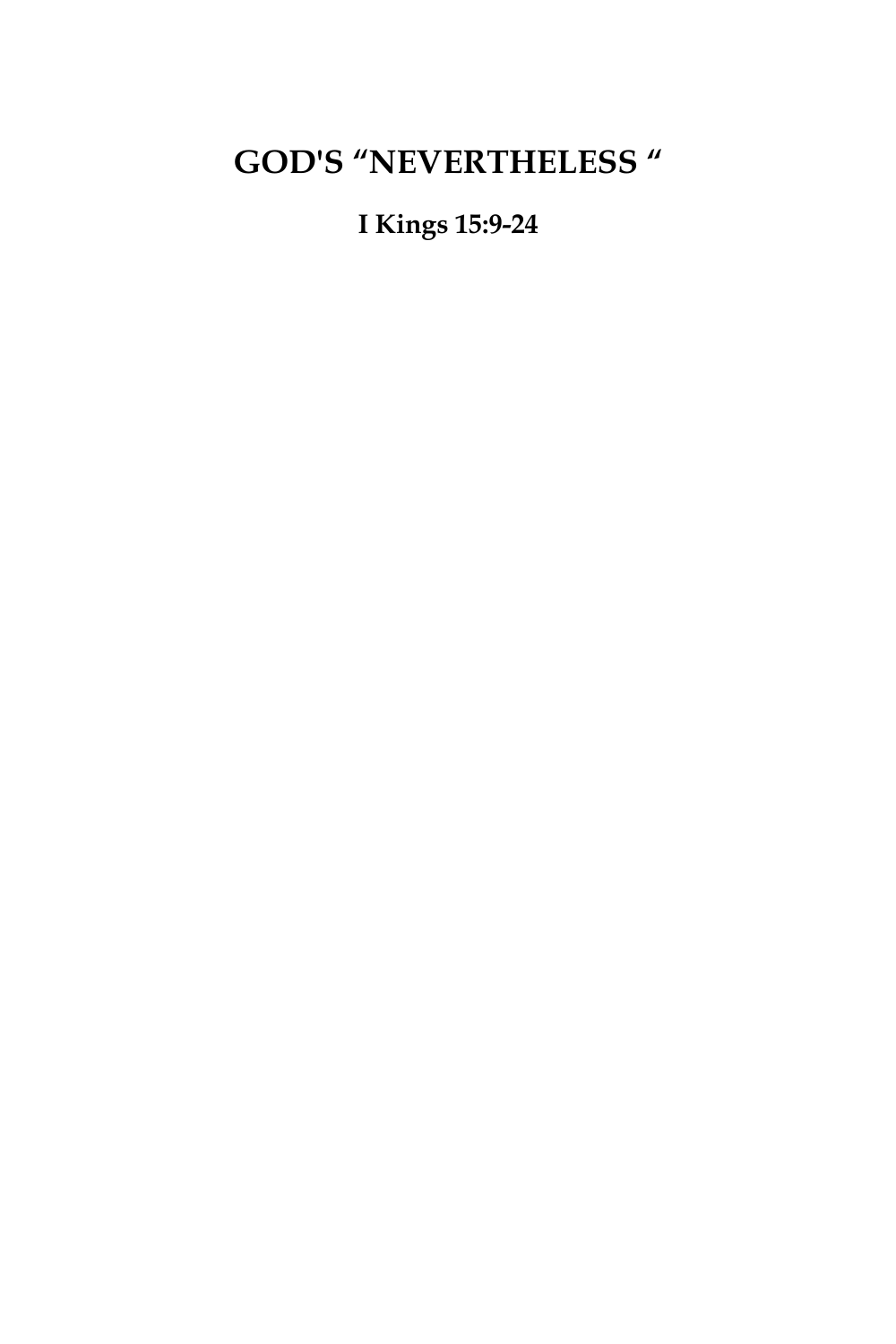# GOD'S “NEVERTHELESS “

**I Kings 15:9-24**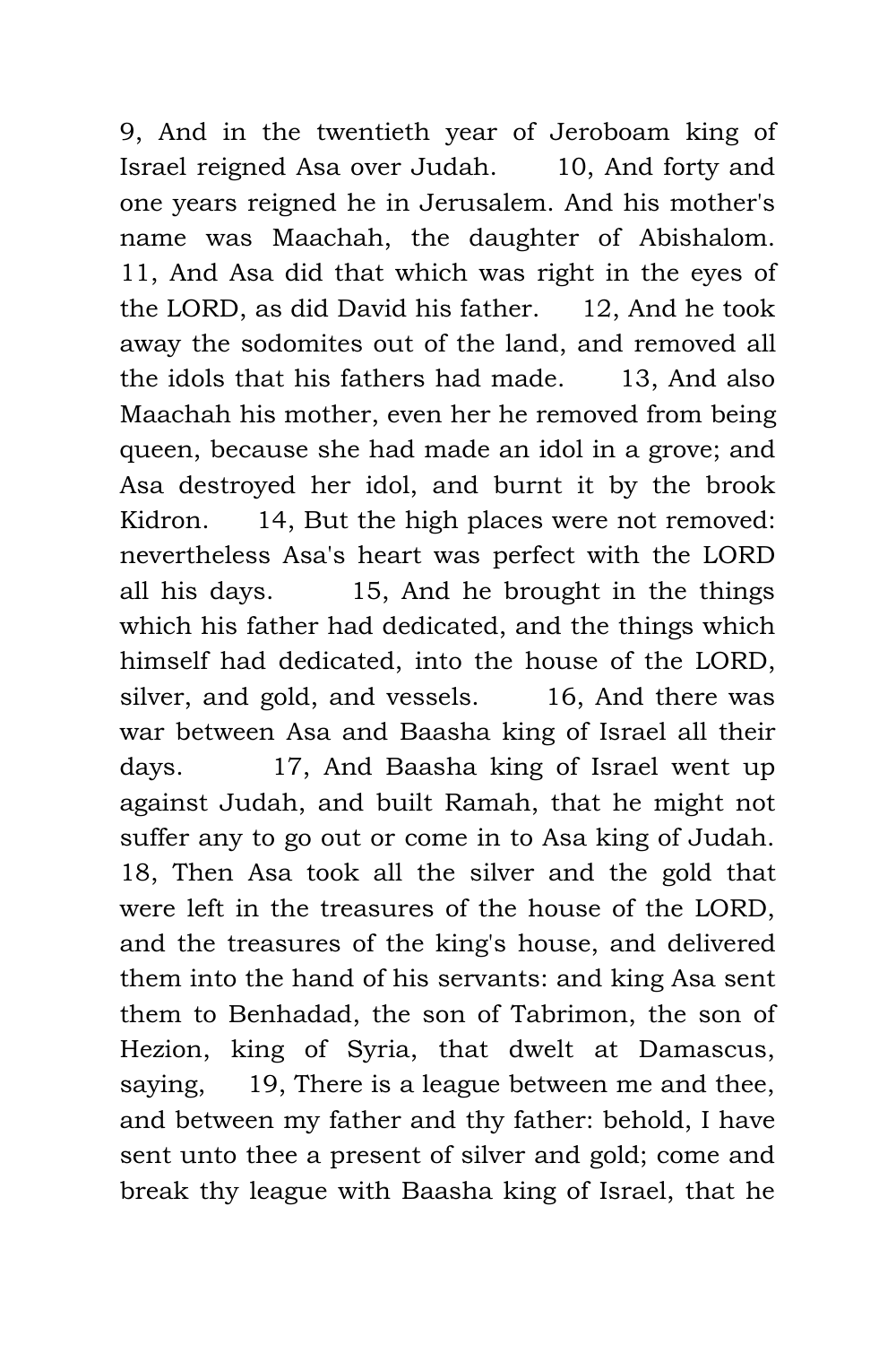9, And in the twentieth year of Jeroboam king of Israel reigned Asa over Judah. 10, And forty and one years reigned he in Jerusalem. And his mother's name was Maachah, the daughter of Abishalom. 11, And Asa did that which was right in the eyes of the LORD, as did David his father. 12, And he took away the sodomites out of the land, and removed all the idols that his fathers had made. 13, And also Maachah his mother, even her he removed from being queen, because she had made an idol in a grove; and Asa destroyed her idol, and burnt it by the brook Kidron. 14, But the high places were not removed: nevertheless Asa's heart was perfect with the LORD all his days. 15, And he brought in the things which his father had dedicated, and the things which himself had dedicated, into the house of the LORD, silver, and gold, and vessels. 16, And there was war between Asa and Baasha king of Israel all their days. 17, And Baasha king of Israel went up against Judah, and built Ramah, that he might not suffer any to go out or come in to Asa king of Judah. 18, Then Asa took all the silver and the gold that were left in the treasures of the house of the LORD, and the treasures of the king's house, and delivered them into the hand of his servants: and king Asa sent them to Benhadad, the son of Tabrimon, the son of Hezion, king of Syria, that dwelt at Damascus, saying, 19, There is a league between me and thee, and between my father and thy father: behold, I have sent unto thee a present of silver and gold; come and break thy league with Baasha king of Israel, that he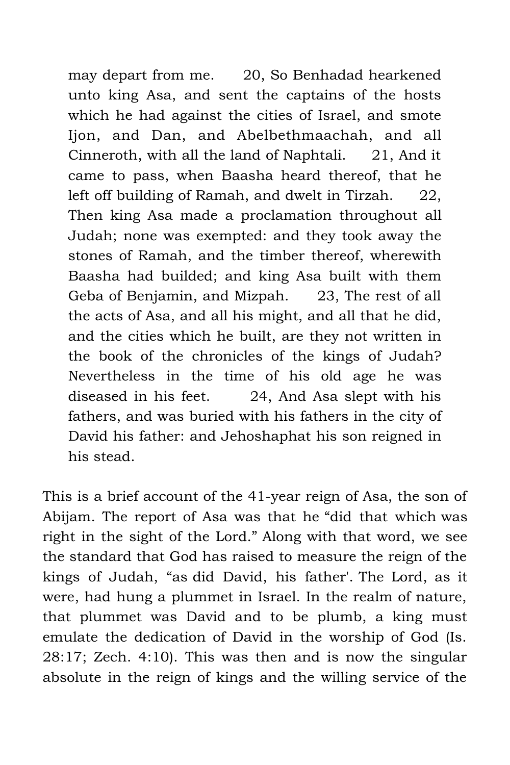> may depart from me. 20, So Benhadad hearkened unto king Asa, and sent the captains of the hosts which he had against the cities of Israel, and smote Ijon, and Dan, and Abelbethmaachah, and all Cinneroth, with all the land of Naphtali. 21, And it came to pass, when Baasha heard thereof, that he left off building of Ramah, and dwelt in Tirzah. 22, Then king Asa made a proclamation throughout all Judah; none was exempted: and they took away the stones of Ramah, and the timber thereof, wherewith Baasha had builded; and king Asa built with them Geba of Benjamin, and Mizpah. 23, The rest of all the acts of Asa, and all his might, and all that he did, and the cities which he built, are they not written in the book of the chronicles of the kings of Judah? Nevertheless in the time of his old age he was diseased in his feet. 24, And Asa slept with his fathers, and was buried with his fathers in the city of David his father: and Jehoshaphat his son reigned in his stead.

This is a brief account of the 41-year reign of Asa, the son of Abijam. The report of Asa was that he "did that which was right in the sight of the Lord." Along with that word, we see the standard that God has raised to measure the reign of the kings of Judah, "as did David, his father'. The Lord, as it were, had hung a plummet in Israel. In the realm of nature, that plummet was David and to be plumb, a king must emulate the dedication of David in the worship of God (Is. 28:17; Zech. 4:10). This was then and is now the singular absolute in the reign of kings and the willing service of the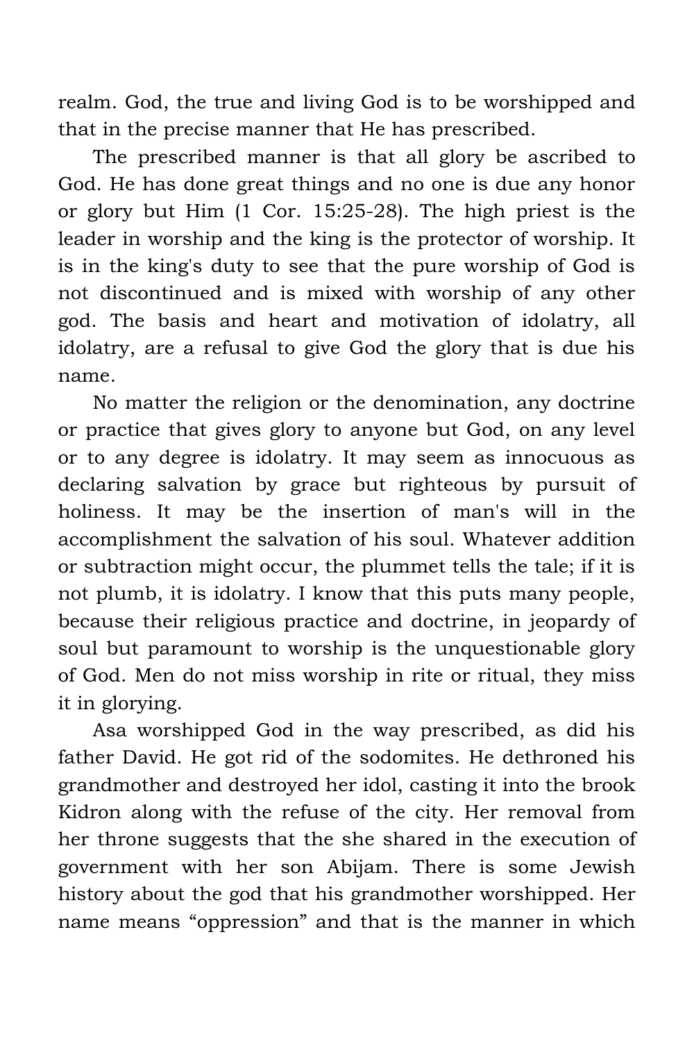realm. God, the true and living God is to be worshipped and that in the precise manner that He has prescribed.

The prescribed manner is that all glory be ascribed to God. He has done great things and no one is due any honor or glory but Him (1 Cor. 15:25-28). The high priest is the leader in worship and the king is the protector of worship. It is in the king's duty to see that the pure worship of God is not discontinued and is mixed with worship of any other god. The basis and heart and motivation of idolatry, all idolatry, are a refusal to give God the glory that is due his name.

No matter the religion or the denomination, any doctrine or practice that gives glory to anyone but God, on any level or to any degree is idolatry. It may seem as innocuous as declaring salvation by grace but righteous by pursuit of holiness. It may be the insertion of man's will in the accomplishment the salvation of his soul. Whatever addition or subtraction might occur, the plummet tells the tale; if it is not plumb, it is idolatry. I know that this puts many people, because their religious practice and doctrine, in jeopardy of soul but paramount to worship is the unquestionable glory of God. Men do not miss worship in rite or ritual, they miss it in glorying.

Asa worshipped God in the way prescribed, as did his father David. He got rid of the sodomites. He dethroned his grandmother and destroyed her idol, casting it into the brook Kidron along with the refuse of the city. Her removal from her throne suggests that the she shared in the execution of government with her son Abijam. There is some Jewish history about the god that his grandmother worshipped. Her name means "oppression" and that is the manner in which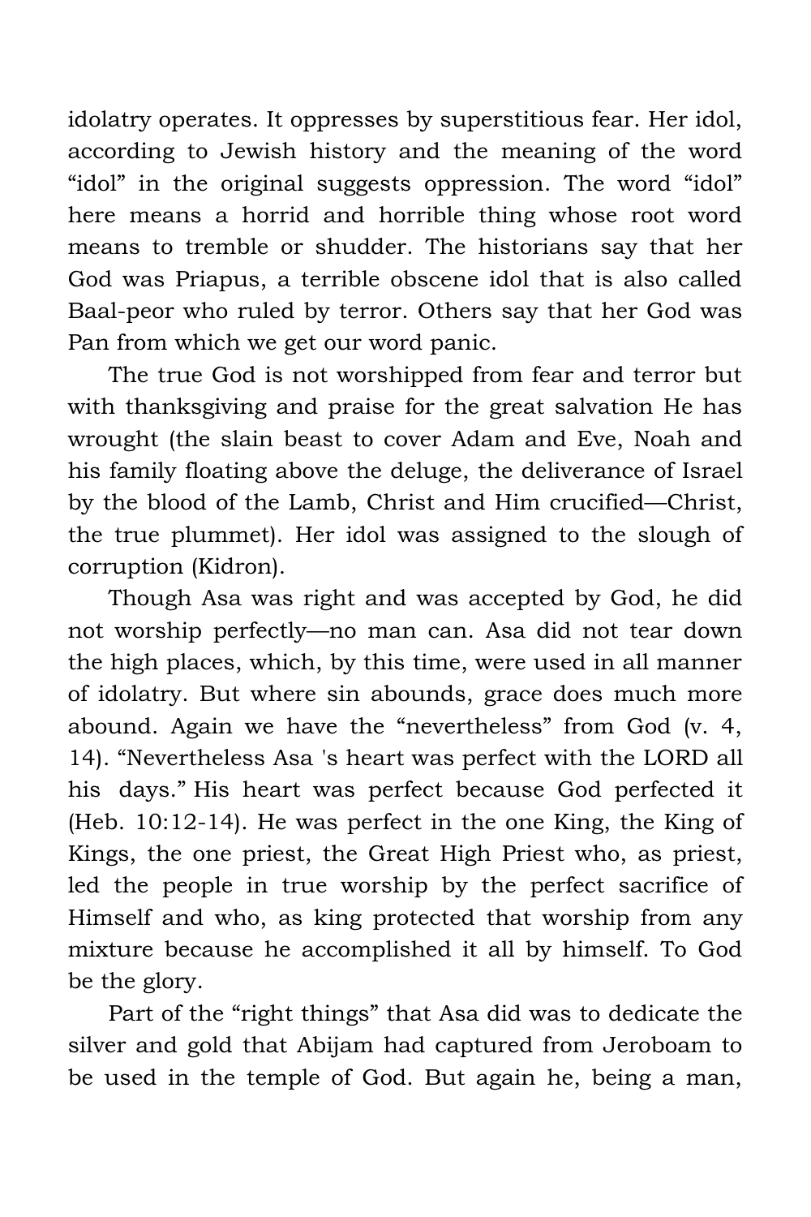idolatry operates. It oppresses by superstitious fear. Her idol, according to Jewish history and the meaning of the word "idol" in the original suggests oppression. The word "idol" here means a horrid and horrible thing whose root word means to tremble or shudder. The historians say that her God was Priapus, a terrible obscene idol that is also called Baal-peor who ruled by terror. Others say that her God was Pan from which we get our word panic.

The true God is not worshipped from fear and terror but with thanksgiving and praise for the great salvation He has wrought (the slain beast to cover Adam and Eve, Noah and his family floating above the deluge, the deliverance of Israel by the blood of the Lamb, Christ and Him crucified—Christ, the true plummet). Her idol was assigned to the slough of corruption (Kidron).

Though Asa was right and was accepted by God, he did not worship perfectly—no man can. Asa did not tear down the high places, which, by this time, were used in all manner of idolatry. But where sin abounds, grace does much more abound. Again we have the "nevertheless" from God (v. 4, 14). "Nevertheless Asa 's heart was perfect with the LORD all his days." His heart was perfect because God perfected it (Heb. 10:12-14). He was perfect in the one King, the King of Kings, the one priest, the Great High Priest who, as priest, led the people in true worship by the perfect sacrifice of Himself and who, as king protected that worship from any mixture because he accomplished it all by himself. To God be the glory.

Part of the "right things" that Asa did was to dedicate the silver and gold that Abijam had captured from Jeroboam to be used in the temple of God. But again he, being a man,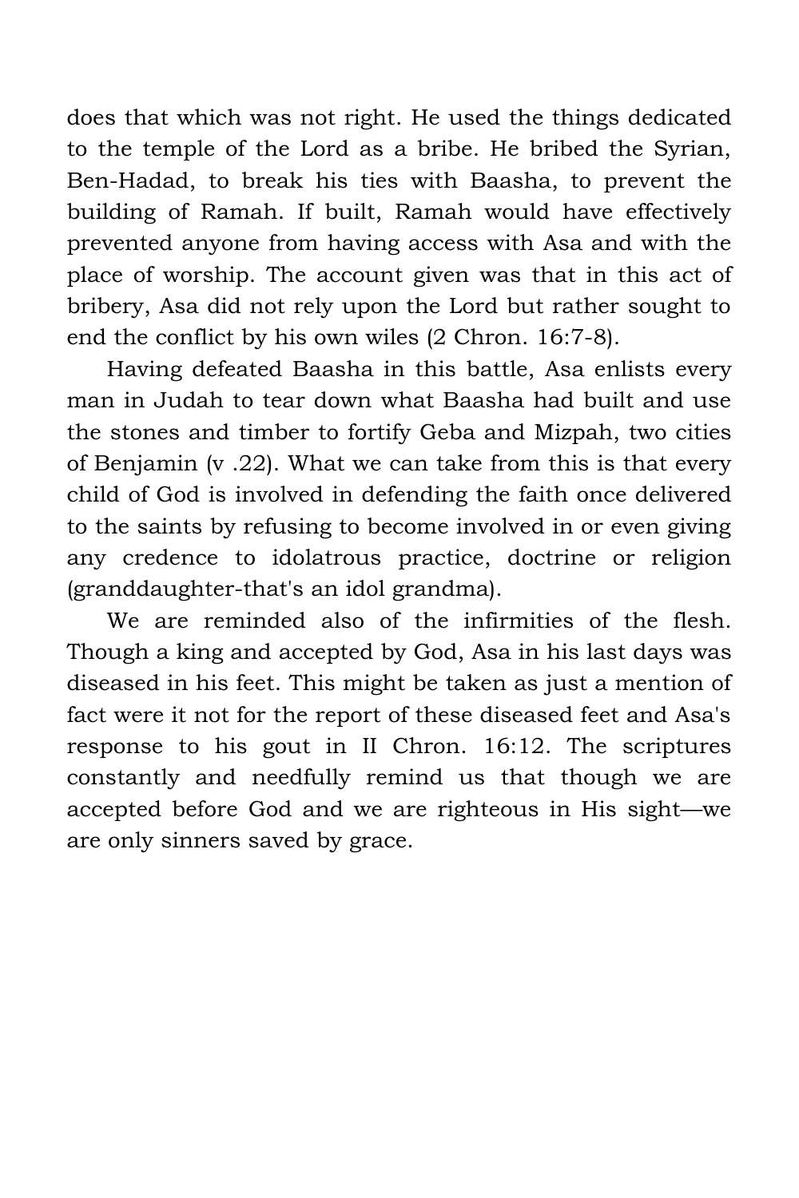does that which was not right. He used the things dedicated to the temple of the Lord as a bribe. He bribed the Syrian, Ben-Hadad, to break his ties with Baasha, to prevent the building of Ramah. If built, Ramah would have effectively prevented anyone from having access with Asa and with the place of worship. The account given was that in this act of bribery, Asa did not rely upon the Lord but rather sought to end the conflict by his own wiles (2 Chron. 16:7-8).

Having defeated Baasha in this battle, Asa enlists every man in Judah to tear down what Baasha had built and use the stones and timber to fortify Geba and Mizpah, two cities of Benjamin (v .22). What we can take from this is that every child of God is involved in defending the faith once delivered to the saints by refusing to become involved in or even giving any credence to idolatrous practice, doctrine or religion (granddaughter-that's an idol grandma).

We are reminded also of the infirmities of the flesh. Though a king and accepted by God, Asa in his last days was diseased in his feet. This might be taken as just a mention of fact were it not for the report of these diseased feet and Asa's response to his gout in II Chron. 16:12. The scriptures constantly and needfully remind us that though we are accepted before God and we are righteous in His sight—we are only sinners saved by grace.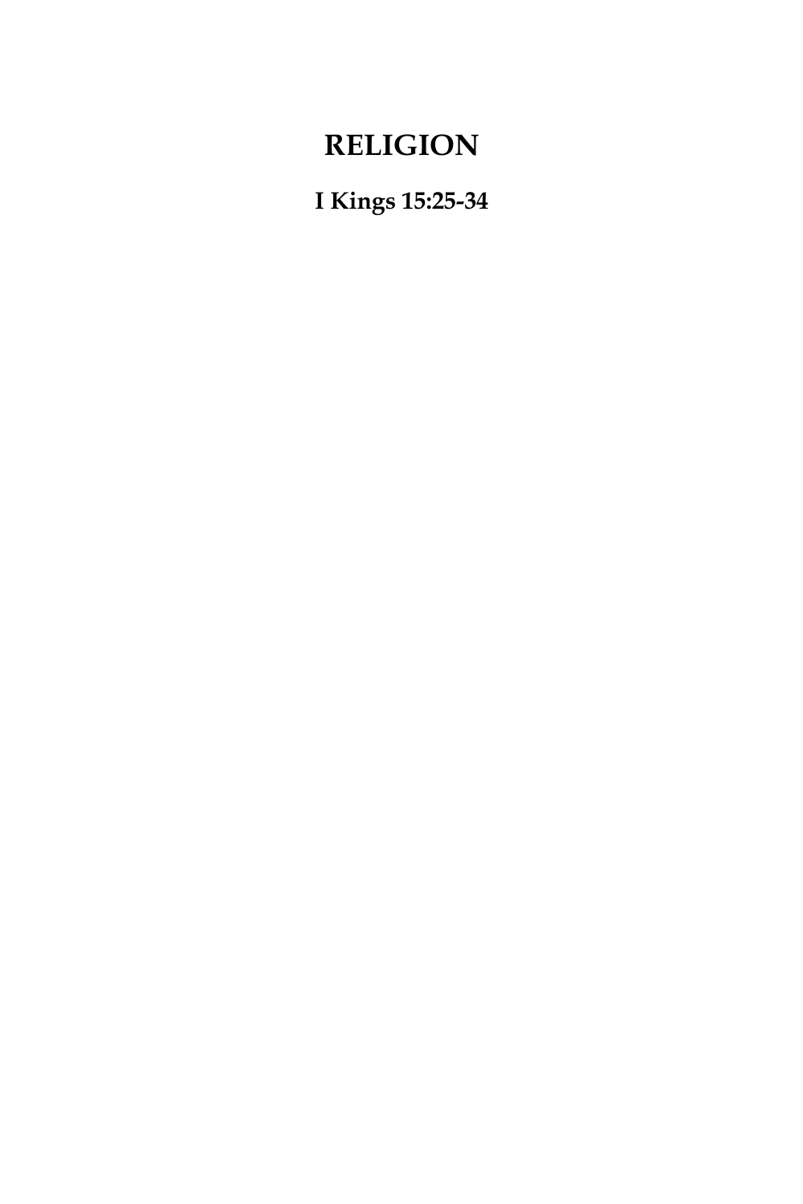# RELIGION

**I Kings 15:25-34**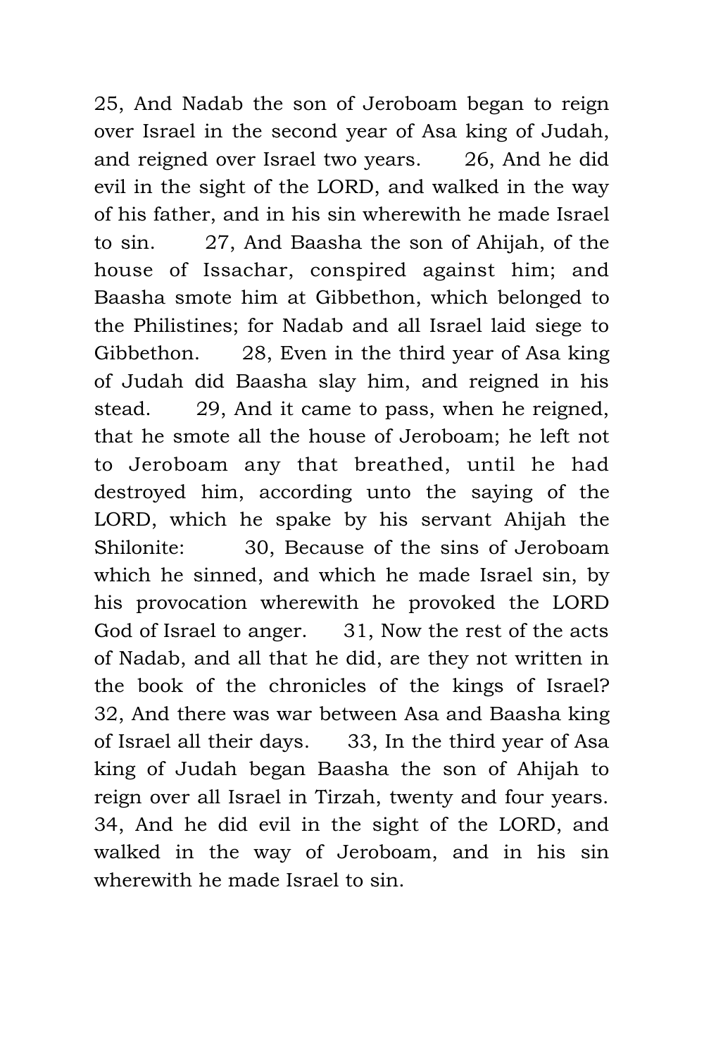25, And Nadab the son of Jeroboam began to reign over Israel in the second year of Asa king of Judah, and reigned over Israel two years. 26, And he did evil in the sight of the LORD, and walked in the way of his father, and in his sin wherewith he made Israel to sin. 27, And Baasha the son of Ahijah, of the house of Issachar, conspired against him; and Baasha smote him at Gibbethon, which belonged to the Philistines; for Nadab and all Israel laid siege to Gibbethon. 28, Even in the third year of Asa king of Judah did Baasha slay him, and reigned in his stead. 29, And it came to pass, when he reigned, that he smote all the house of Jeroboam; he left not to Jeroboam any that breathed, until he had destroyed him, according unto the saying of the LORD, which he spake by his servant Ahijah the Shilonite: 30, Because of the sins of Jeroboam which he sinned, and which he made Israel sin, by his provocation wherewith he provoked the LORD God of Israel to anger. 31, Now the rest of the acts of Nadab, and all that he did, are they not written in the book of the chronicles of the kings of Israel? 32, And there was war between Asa and Baasha king of Israel all their days. 33, In the third year of Asa king of Judah began Baasha the son of Ahijah to reign over all Israel in Tirzah, twenty and four years. 34, And he did evil in the sight of the LORD, and walked in the way of Jeroboam, and in his sin wherewith he made Israel to sin.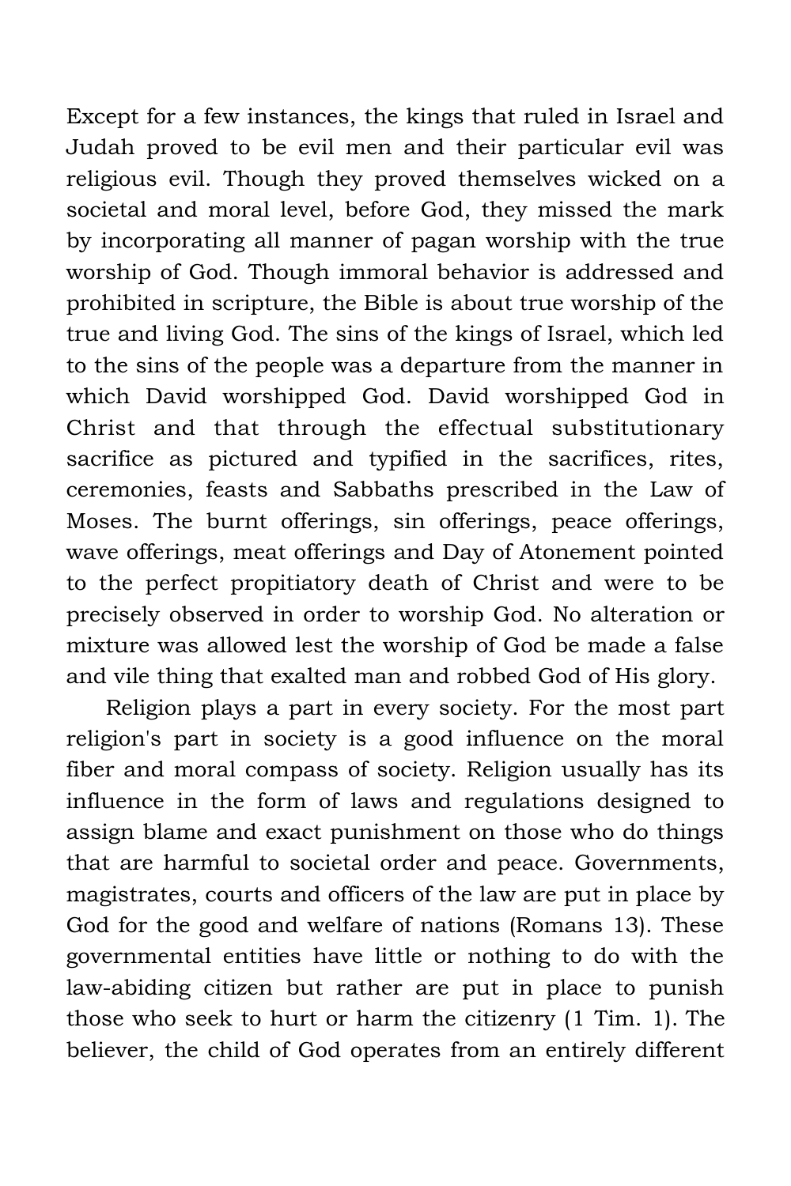Except for a few instances, the kings that ruled in Israel and Judah proved to be evil men and their particular evil was religious evil. Though they proved themselves wicked on a societal and moral level, before God, they missed the mark by incorporating all manner of pagan worship with the true worship of God. Though immoral behavior is addressed and prohibited in scripture, the Bible is about true worship of the true and living God. The sins of the kings of Israel, which led to the sins of the people was a departure from the manner in which David worshipped God. David worshipped God in Christ and that through the effectual substitutionary sacrifice as pictured and typified in the sacrifices, rites, ceremonies, feasts and Sabbaths prescribed in the Law of Moses. The burnt offerings, sin offerings, peace offerings, wave offerings, meat offerings and Day of Atonement pointed to the perfect propitiatory death of Christ and were to be precisely observed in order to worship God. No alteration or mixture was allowed lest the worship of God be made a false and vile thing that exalted man and robbed God of His glory.

Religion plays a part in every society. For the most part religion's part in society is a good influence on the moral fiber and moral compass of society. Religion usually has its influence in the form of laws and regulations designed to assign blame and exact punishment on those who do things that are harmful to societal order and peace. Governments, magistrates, courts and officers of the law are put in place by God for the good and welfare of nations (Romans 13). These governmental entities have little or nothing to do with the law-abiding citizen but rather are put in place to punish those who seek to hurt or harm the citizenry (1 Tim. 1). The believer, the child of God operates from an entirely different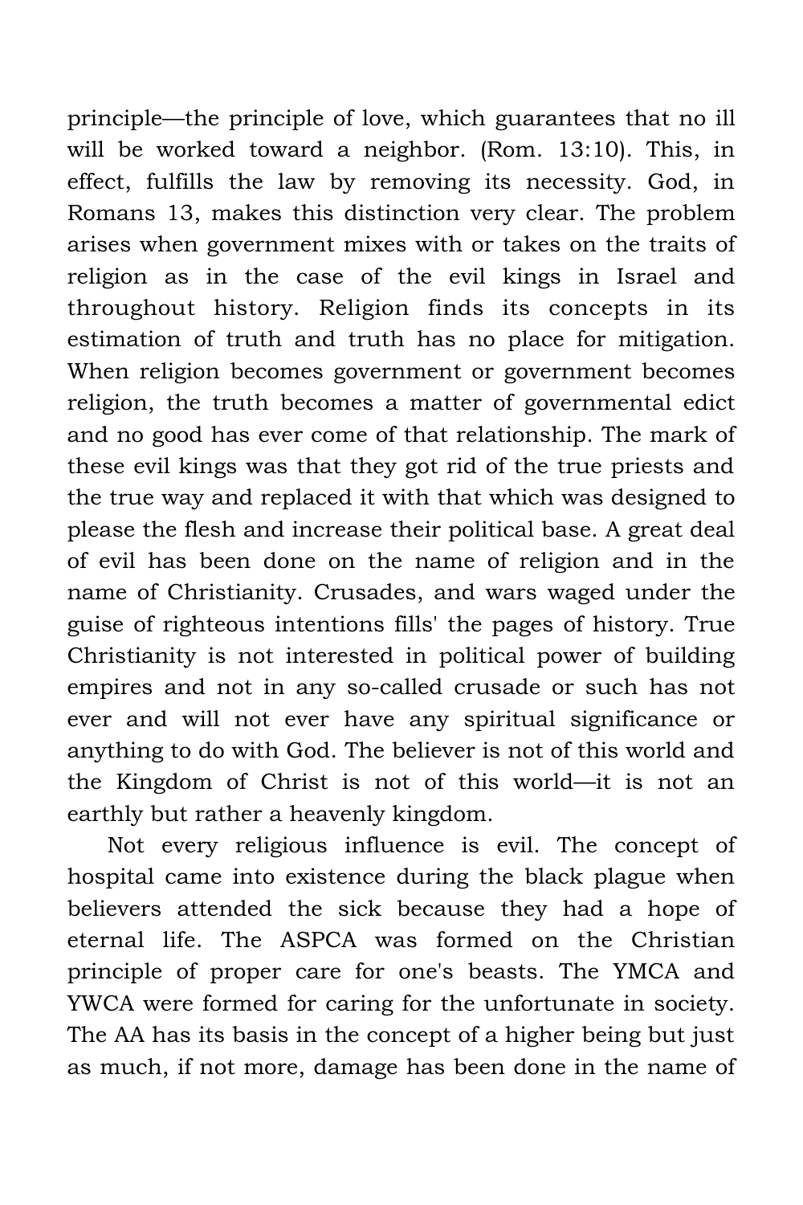principle—the principle of love, which guarantees that no ill will be worked toward a neighbor. (Rom. 13:10). This, in effect, fulfills the law by removing its necessity. God, in Romans 13, makes this distinction very clear. The problem arises when government mixes with or takes on the traits of religion as in the case of the evil kings in Israel and throughout history. Religion finds its concepts in its estimation of truth and truth has no place for mitigation. When religion becomes government or government becomes religion, the truth becomes a matter of governmental edict and no good has ever come of that relationship. The mark of these evil kings was that they got rid of the true priests and the true way and replaced it with that which was designed to please the flesh and increase their political base. A great deal of evil has been done on the name of religion and in the name of Christianity. Crusades, and wars waged under the guise of righteous intentions fills' the pages of history. True Christianity is not interested in political power of building empires and not in any so-called crusade or such has not ever and will not ever have any spiritual significance or anything to do with God. The believer is not of this world and the Kingdom of Christ is not of this world—it is not an earthly but rather a heavenly kingdom.

Not every religious influence is evil. The concept of hospital came into existence during the black plague when believers attended the sick because they had a hope of eternal life. The ASPCA was formed on the Christian principle of proper care for one's beasts. The YMCA and YWCA were formed for caring for the unfortunate in society. The AA has its basis in the concept of a higher being but just as much, if not more, damage has been done in the name of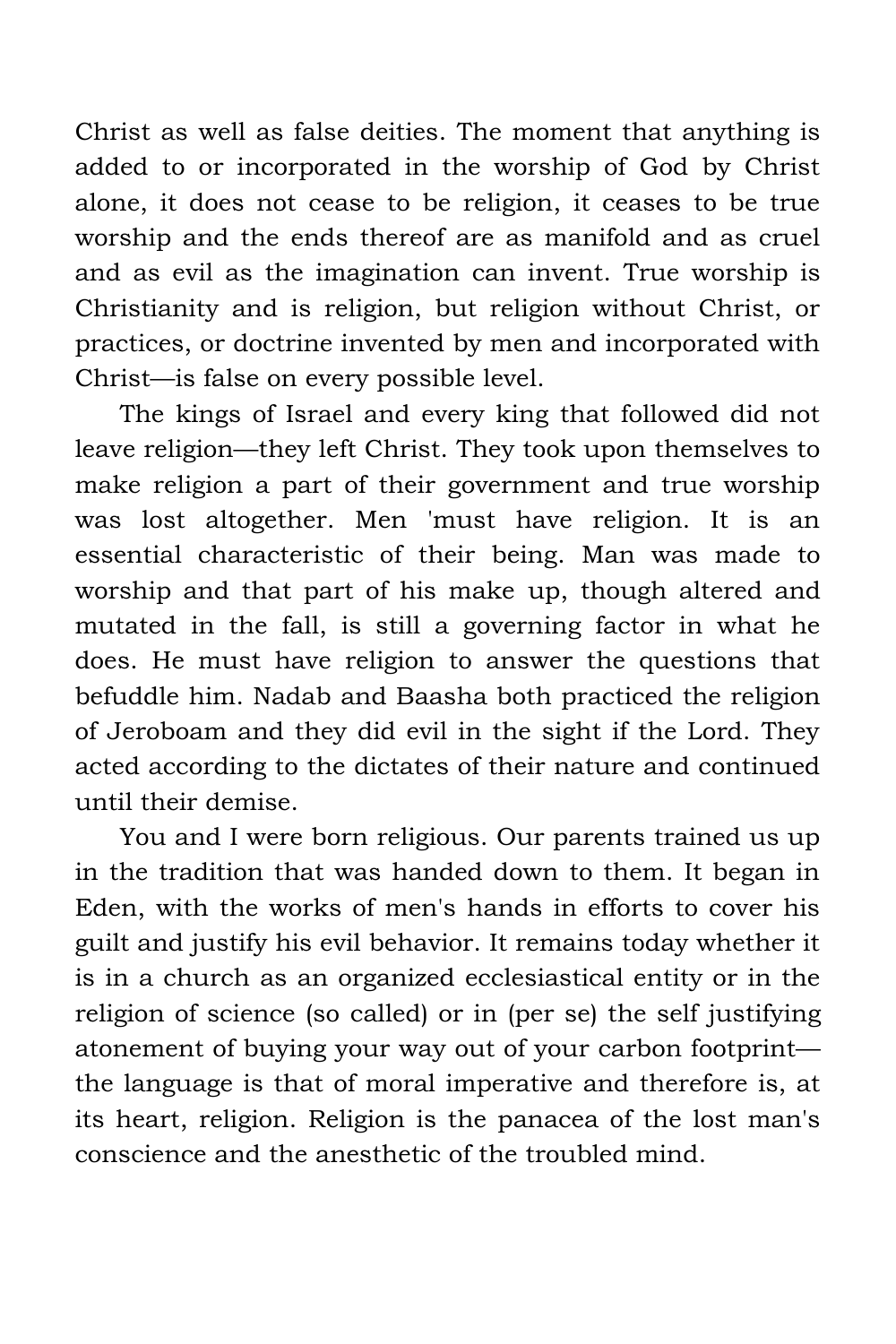Christ as well as false deities. The moment that anything is added to or incorporated in the worship of God by Christ alone, it does not cease to be religion, it ceases to be true worship and the ends thereof are as manifold and as cruel and as evil as the imagination can invent. True worship is Christianity and is religion, but religion without Christ, or practices, or doctrine invented by men and incorporated with Christ—is false on every possible level.

The kings of Israel and every king that followed did not leave religion—they left Christ. They took upon themselves to make religion a part of their government and true worship was lost altogether. Men 'must have religion. It is an essential characteristic of their being. Man was made to worship and that part of his make up, though altered and mutated in the fall, is still a governing factor in what he does. He must have religion to answer the questions that befuddle him. Nadab and Baasha both practiced the religion of Jeroboam and they did evil in the sight if the Lord. They acted according to the dictates of their nature and continued until their demise.

You and I were born religious. Our parents trained us up in the tradition that was handed down to them. It began in Eden, with the works of men's hands in efforts to cover his guilt and justify his evil behavior. It remains today whether it is in a church as an organized ecclesiastical entity or in the religion of science (so called) or in (per se) the self justifying atonement of buying your way out of your carbon footprint—the language is that of moral imperative and therefore is, at its heart, religion. Religion is the panacea of the lost man's conscience and the anesthetic of the troubled mind.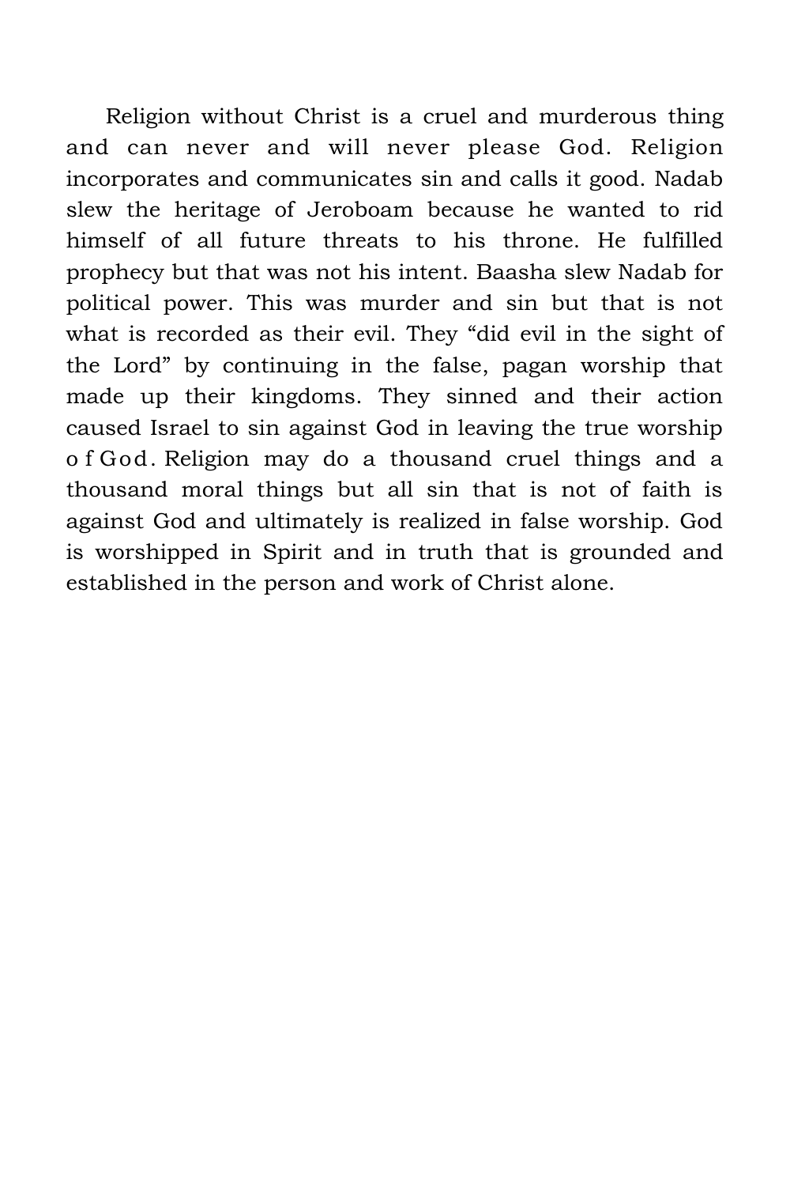Religion without Christ is a cruel and murderous thing and can never and will never please God. Religion incorporates and communicates sin and calls it good. Nadab slew the heritage of Jeroboam because he wanted to rid himself of all future threats to his throne. He fulfilled prophecy but that was not his intent. Baasha slew Nadab for political power. This was murder and sin but that is not what is recorded as their evil. They "did evil in the sight of the Lord" by continuing in the false, pagan worship that made up their kingdoms. They sinned and their action caused Israel to sin against God in leaving the true worship of God. Religion may do a thousand cruel things and a thousand moral things but all sin that is not of faith is against God and ultimately is realized in false worship. God is worshipped in Spirit and in truth that is grounded and established in the person and work of Christ alone.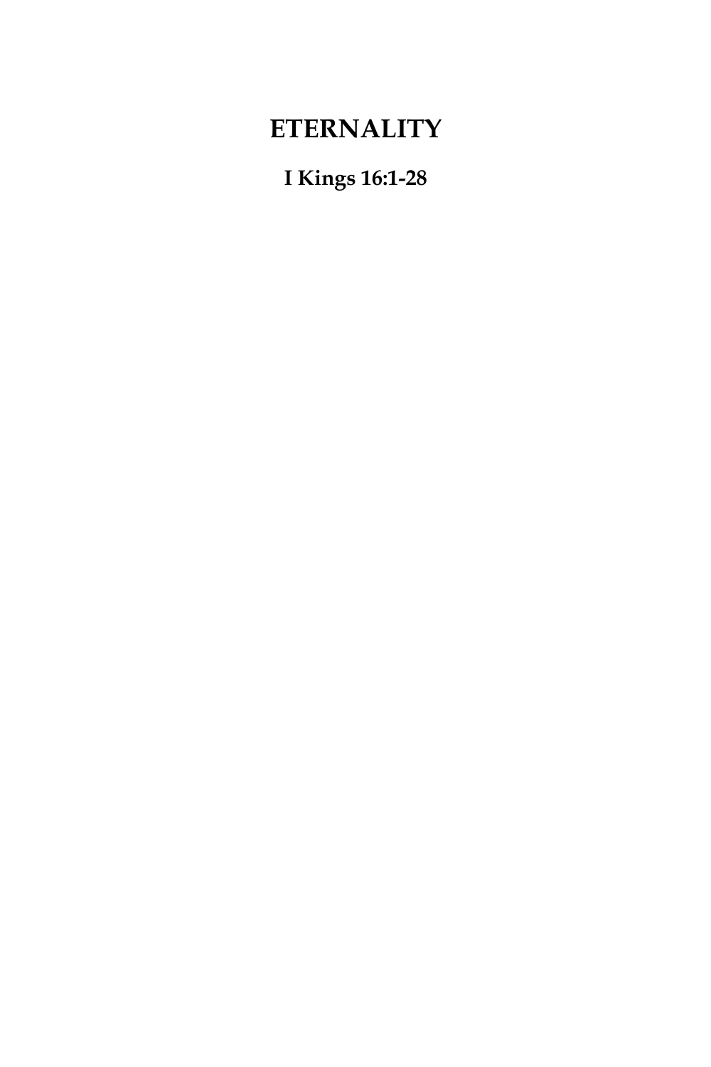# ETERNALITY

**I Kings 16:1-28**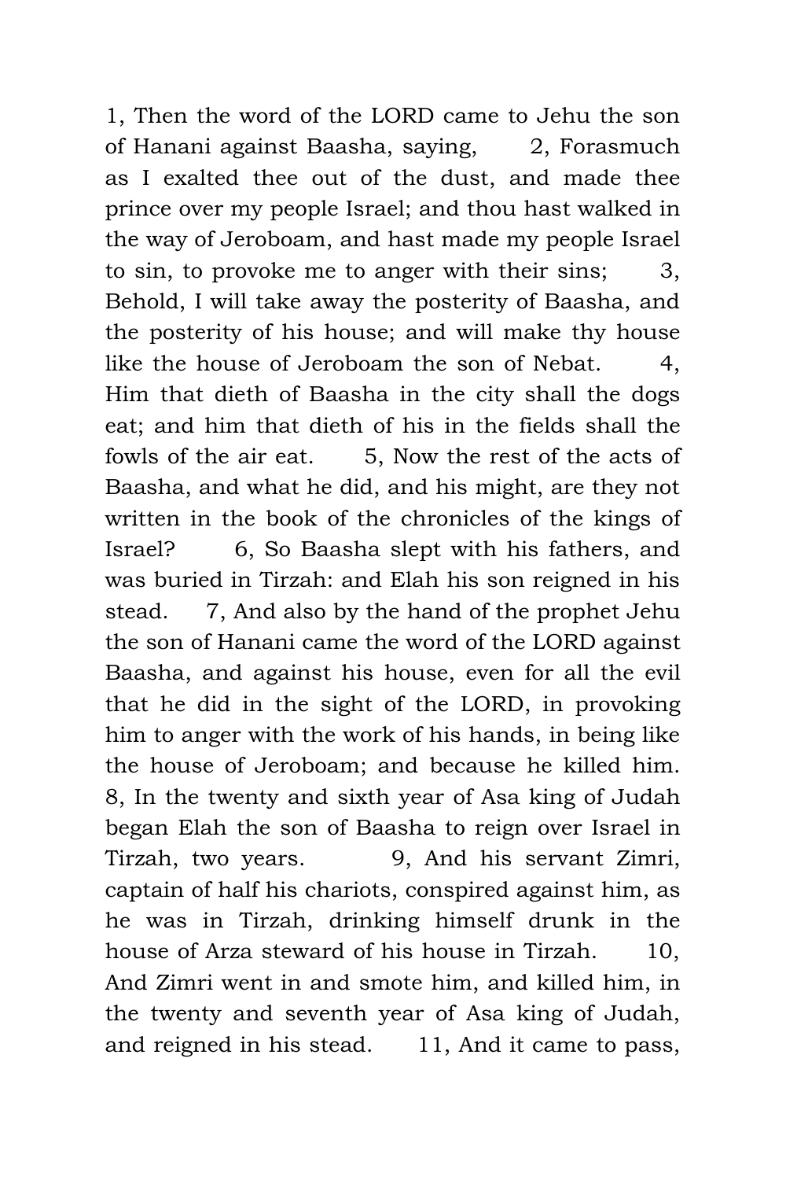1, Then the word of the LORD came to Jehu the son of Hanani against Baasha, saying, 2, Forasmuch as I exalted thee out of the dust, and made thee prince over my people Israel; and thou hast walked in the way of Jeroboam, and hast made my people Israel to sin, to provoke me to anger with their sins; 3, Behold, I will take away the posterity of Baasha, and the posterity of his house; and will make thy house like the house of Jeroboam the son of Nebat. 4, Him that dieth of Baasha in the city shall the dogs eat; and him that dieth of his in the fields shall the fowls of the air eat. 5, Now the rest of the acts of Baasha, and what he did, and his might, are they not written in the book of the chronicles of the kings of Israel? 6, So Baasha slept with his fathers, and was buried in Tirzah: and Elah his son reigned in his stead. 7, And also by the hand of the prophet Jehu the son of Hanani came the word of the LORD against Baasha, and against his house, even for all the evil that he did in the sight of the LORD, in provoking him to anger with the work of his hands, in being like the house of Jeroboam; and because he killed him. 8, In the twenty and sixth year of Asa king of Judah began Elah the son of Baasha to reign over Israel in Tirzah, two years. 9, And his servant Zimri, captain of half his chariots, conspired against him, as he was in Tirzah, drinking himself drunk in the house of Arza steward of his house in Tirzah. 10, And Zimri went in and smote him, and killed him, in the twenty and seventh year of Asa king of Judah, and reigned in his stead. 11, And it came to pass,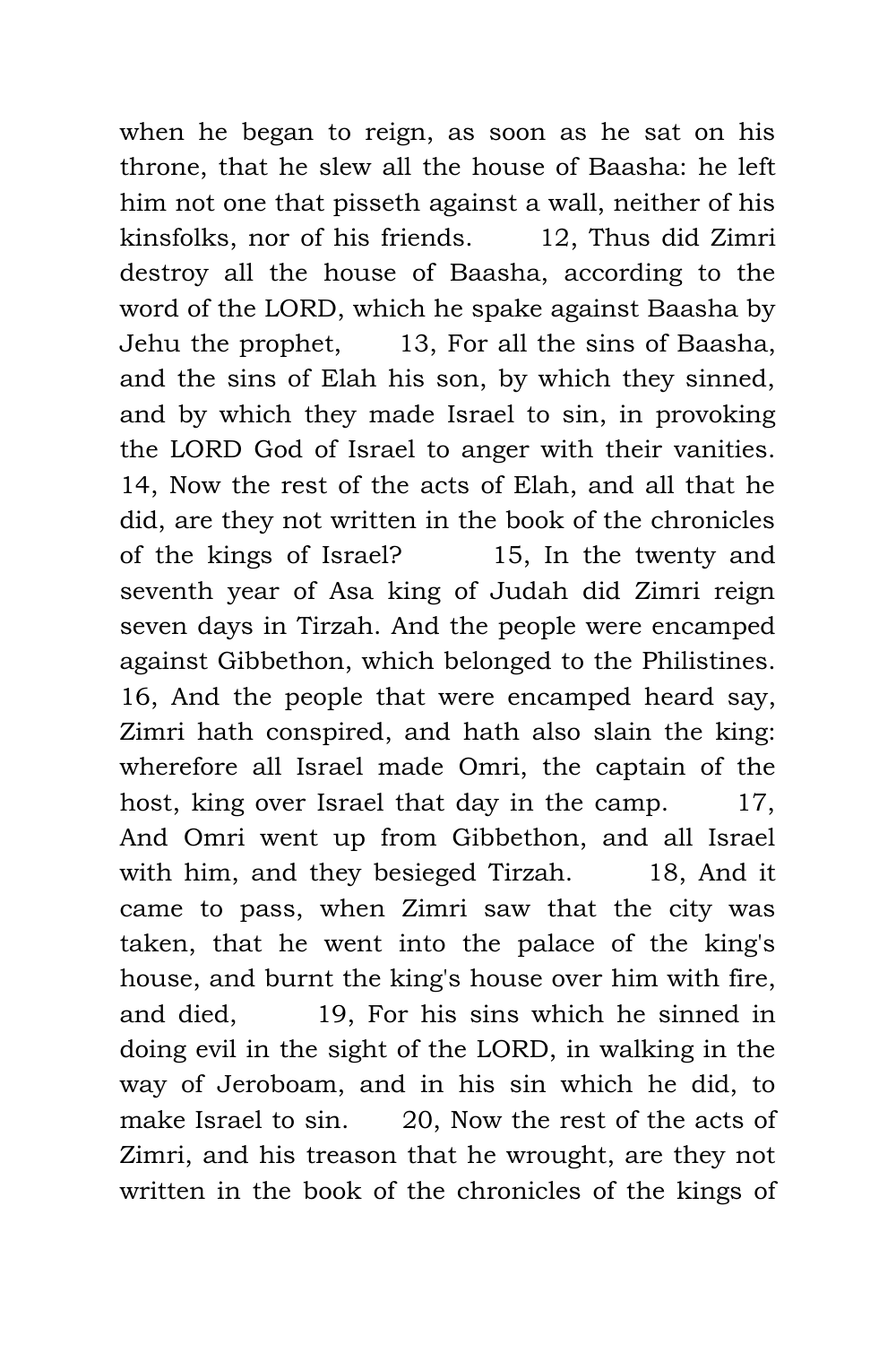when he began to reign, as soon as he sat on his throne, that he slew all the house of Baasha: he left him not one that pisseth against a wall, neither of his kinsfolks, nor of his friends. 12, Thus did Zimri destroy all the house of Baasha, according to the word of the LORD, which he spake against Baasha by Jehu the prophet, 13, For all the sins of Baasha, and the sins of Elah his son, by which they sinned, and by which they made Israel to sin, in provoking the LORD God of Israel to anger with their vanities. 14, Now the rest of the acts of Elah, and all that he did, are they not written in the book of the chronicles of the kings of Israel? 15, In the twenty and seventh year of Asa king of Judah did Zimri reign seven days in Tirzah. And the people were encamped against Gibbethon, which belonged to the Philistines. 16, And the people that were encamped heard say, Zimri hath conspired, and hath also slain the king: wherefore all Israel made Omri, the captain of the host, king over Israel that day in the camp. 17, And Omri went up from Gibbethon, and all Israel with him, and they besieged Tirzah. 18, And it came to pass, when Zimri saw that the city was taken, that he went into the palace of the king's house, and burnt the king's house over him with fire, and died, 19, For his sins which he sinned in doing evil in the sight of the LORD, in walking in the way of Jeroboam, and in his sin which he did, to make Israel to sin. 20, Now the rest of the acts of Zimri, and his treason that he wrought, are they not written in the book of the chronicles of the kings of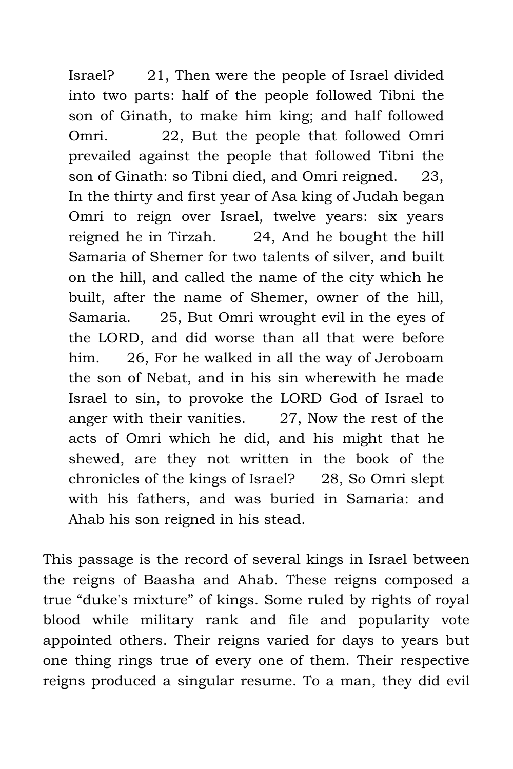Israel? 21, Then were the people of Israel divided into two parts: half of the people followed Tibni the son of Ginath, to make him king; and half followed Omri. 22, But the people that followed Omri prevailed against the people that followed Tibni the son of Ginath: so Tibni died, and Omri reigned. 23, In the thirty and first year of Asa king of Judah began Omri to reign over Israel, twelve years: six years reigned he in Tirzah. 24, And he bought the hill Samaria of Shemer for two talents of silver, and built on the hill, and called the name of the city which he built, after the name of Shemer, owner of the hill, Samaria. 25, But Omri wrought evil in the eyes of the LORD, and did worse than all that were before him. 26, For he walked in all the way of Jeroboam the son of Nebat, and in his sin wherewith he made Israel to sin, to provoke the LORD God of Israel to anger with their vanities. 27, Now the rest of the acts of Omri which he did, and his might that he shewed, are they not written in the book of the chronicles of the kings of Israel? 28, So Omri slept with his fathers, and was buried in Samaria: and Ahab his son reigned in his stead.

This passage is the record of several kings in Israel between the reigns of Baasha and Ahab. These reigns composed a true “duke's mixture” of kings. Some ruled by rights of royal blood while military rank and file and popularity vote appointed others. Their reigns varied for days to years but one thing rings true of every one of them. Their respective reigns produced a singular resume. To a man, they did evil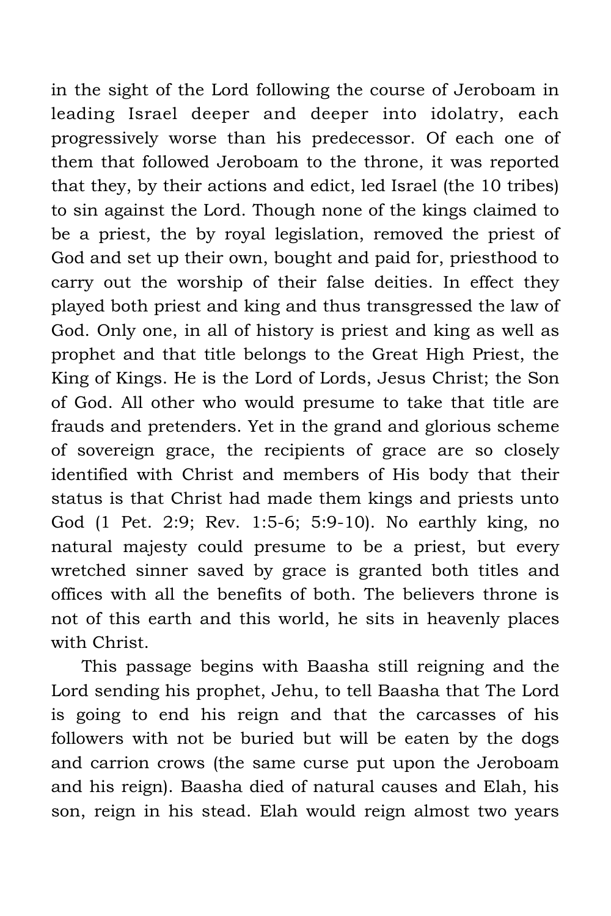in the sight of the Lord following the course of Jeroboam in leading Israel deeper and deeper into idolatry, each progressively worse than his predecessor. Of each one of them that followed Jeroboam to the throne, it was reported that they, by their actions and edict, led Israel (the 10 tribes) to sin against the Lord. Though none of the kings claimed to be a priest, the by royal legislation, removed the priest of God and set up their own, bought and paid for, priesthood to carry out the worship of their false deities. In effect they played both priest and king and thus transgressed the law of God. Only one, in all of history is priest and king as well as prophet and that title belongs to the Great High Priest, the King of Kings. He is the Lord of Lords, Jesus Christ; the Son of God. All other who would presume to take that title are frauds and pretenders. Yet in the grand and glorious scheme of sovereign grace, the recipients of grace are so closely identified with Christ and members of His body that their status is that Christ had made them kings and priests unto God (1 Pet. 2:9; Rev. 1:5-6; 5:9-10). No earthly king, no natural majesty could presume to be a priest, but every wretched sinner saved by grace is granted both titles and offices with all the benefits of both. The believers throne is not of this earth and this world, he sits in heavenly places with Christ.

This passage begins with Baasha still reigning and the Lord sending his prophet, Jehu, to tell Baasha that The Lord is going to end his reign and that the carcasses of his followers with not be buried but will be eaten by the dogs and carrion crows (the same curse put upon the Jeroboam and his reign). Baasha died of natural causes and Elah, his son, reign in his stead. Elah would reign almost two years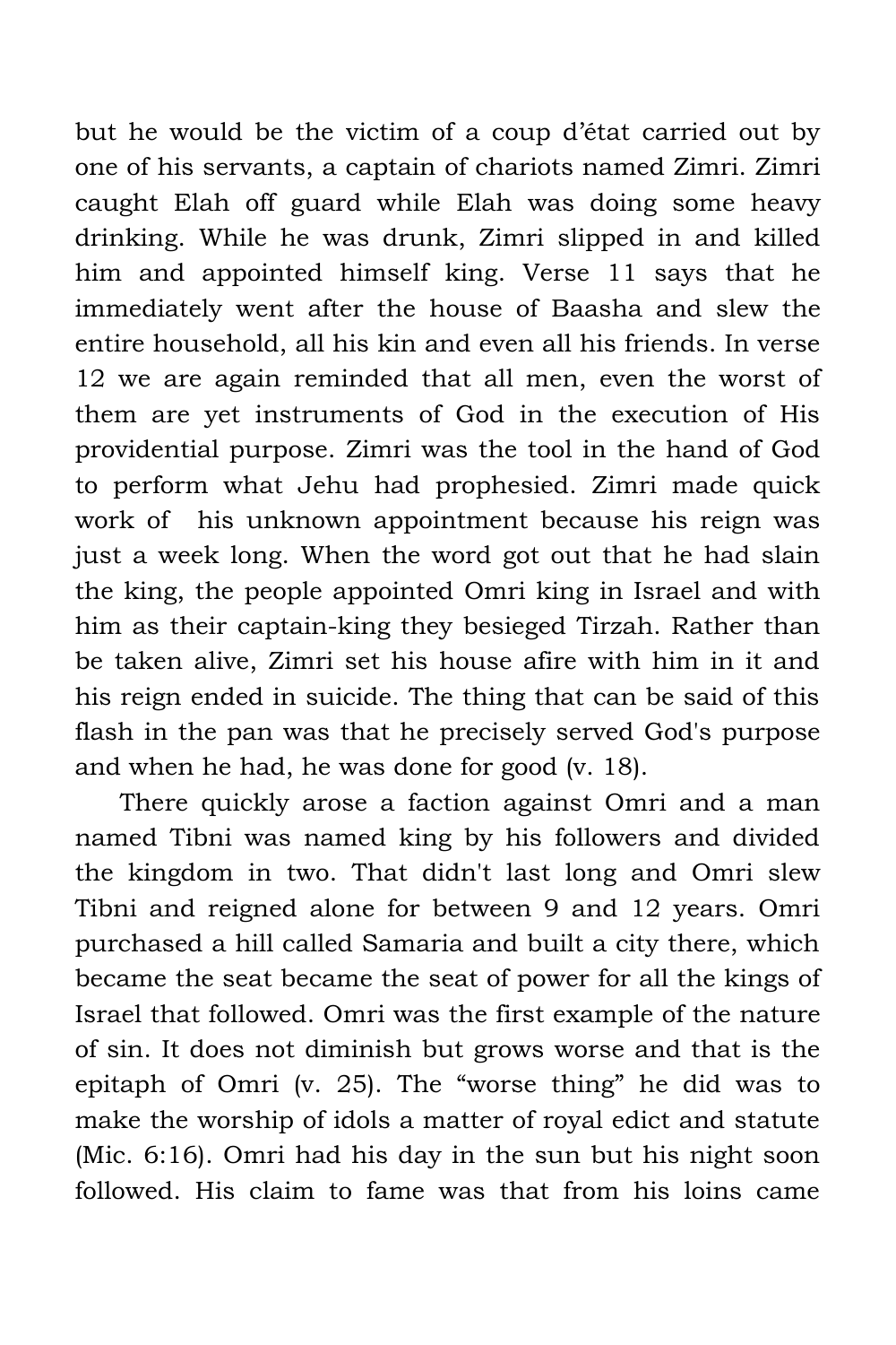but he would be the victim of a coup d'état carried out by one of his servants, a captain of chariots named Zimri. Zimri caught Elah off guard while Elah was doing some heavy drinking. While he was drunk, Zimri slipped in and killed him and appointed himself king. Verse 11 says that he immediately went after the house of Baasha and slew the entire household, all his kin and even all his friends. In verse 12 we are again reminded that all men, even the worst of them are yet instruments of God in the execution of His providential purpose. Zimri was the tool in the hand of God to perform what Jehu had prophesied. Zimri made quick work of his unknown appointment because his reign was just a week long. When the word got out that he had slain the king, the people appointed Omri king in Israel and with him as their captain-king they besieged Tirzah. Rather than be taken alive, Zimri set his house afire with him in it and his reign ended in suicide. The thing that can be said of this flash in the pan was that he precisely served God's purpose and when he had, he was done for good (v. 18).

There quickly arose a faction against Omri and a man named Tibni was named king by his followers and divided the kingdom in two. That didn't last long and Omri slew Tibni and reigned alone for between 9 and 12 years. Omri purchased a hill called Samaria and built a city there, which became the seat became the seat of power for all the kings of Israel that followed. Omri was the first example of the nature of sin. It does not diminish but grows worse and that is the epitaph of Omri (v. 25). The "worse thing" he did was to make the worship of idols a matter of royal edict and statute (Mic. 6:16). Omri had his day in the sun but his night soon followed. His claim to fame was that from his loins came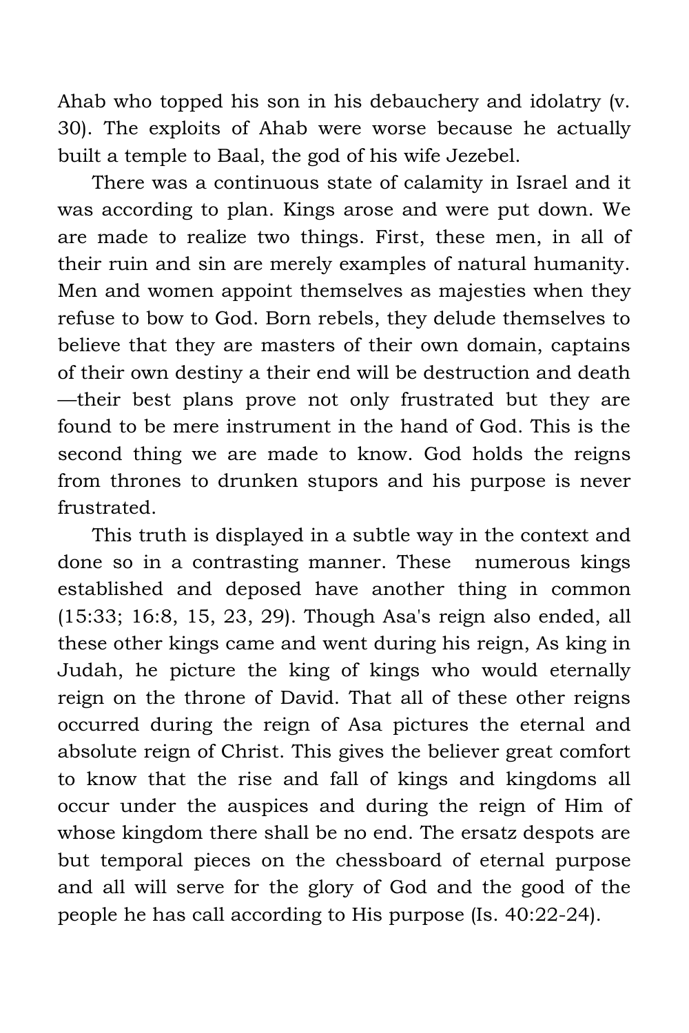Ahab who topped his son in his debauchery and idolatry (v. 30). The exploits of Ahab were worse because he actually built a temple to Baal, the god of his wife Jezebel.

There was a continuous state of calamity in Israel and it was according to plan. Kings arose and were put down. We are made to realize two things. First, these men, in all of their ruin and sin are merely examples of natural humanity. Men and women appoint themselves as majesties when they refuse to bow to God. Born rebels, they delude themselves to believe that they are masters of their own domain, captains of their own destiny a their end will be destruction and death—their best plans prove not only frustrated but they are found to be mere instrument in the hand of God. This is the second thing we are made to know. God holds the reigns from thrones to drunken stupors and his purpose is never frustrated.

This truth is displayed in a subtle way in the context and done so in a contrasting manner. These numerous kings established and deposed have another thing in common (15:33; 16:8, 15, 23, 29). Though Asa's reign also ended, all these other kings came and went during his reign, As king in Judah, he picture the king of kings who would eternally reign on the throne of David. That all of these other reigns occurred during the reign of Asa pictures the eternal and absolute reign of Christ. This gives the believer great comfort to know that the rise and fall of kings and kingdoms all occur under the auspices and during the reign of Him of whose kingdom there shall be no end. The ersatz despots are but temporal pieces on the chessboard of eternal purpose and all will serve for the glory of God and the good of the people he has call according to His purpose (Is. 40:22-24).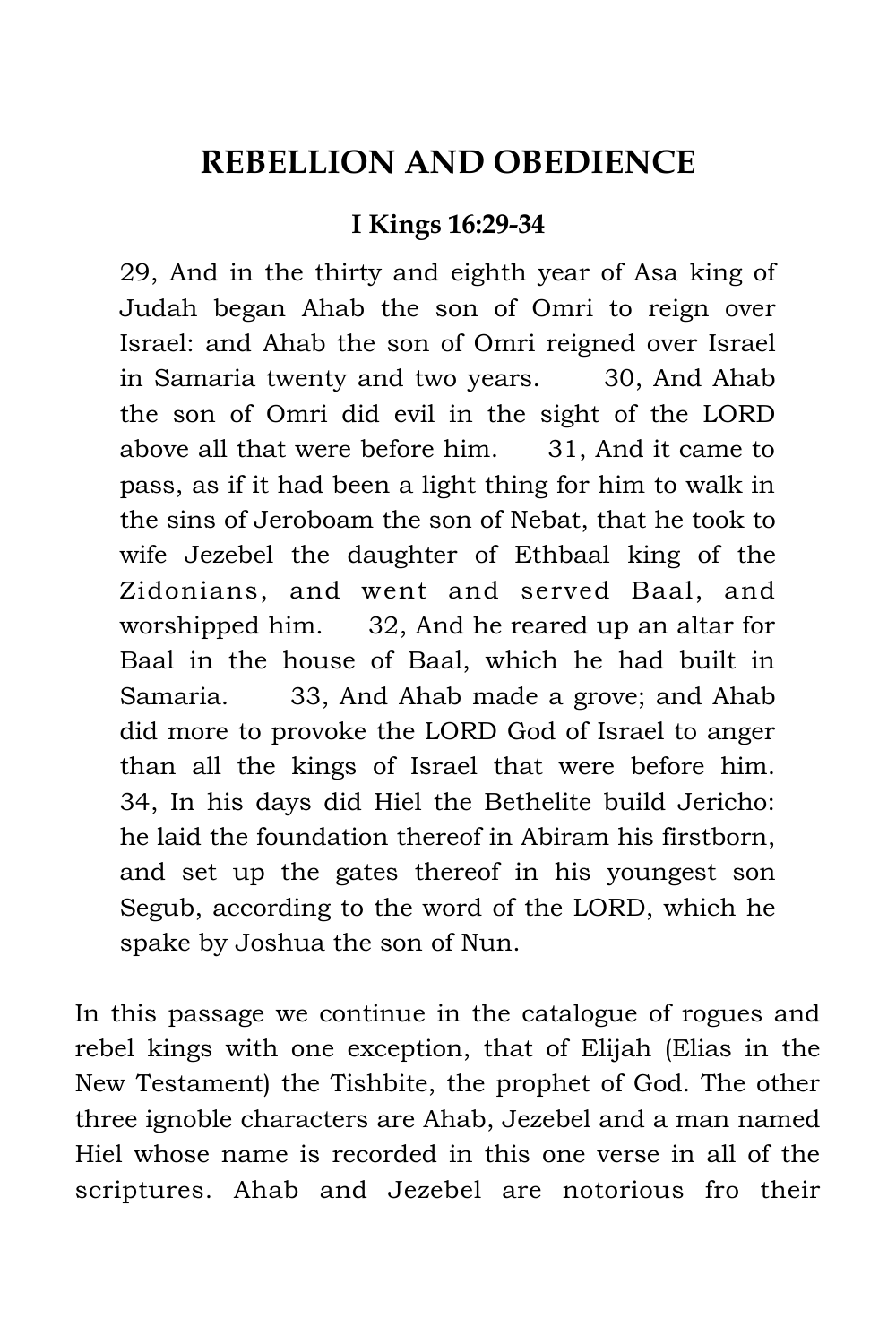## REBELLION AND OBEDIENCE

### I Kings 16:29-34

> 29, And in the thirty and eighth year of Asa king of Judah began Ahab the son of Omri to reign over Israel: and Ahab the son of Omri reigned over Israel in Samaria twenty and two years. 30, And Ahab the son of Omri did evil in the sight of the LORD above all that were before him. 31, And it came to pass, as if it had been a light thing for him to walk in the sins of Jeroboam the son of Nebat, that he took to wife Jezebel the daughter of Ethbaal king of the Zidonians, and went and served Baal, and worshipped him. 32, And he reared up an altar for Baal in the house of Baal, which he had built in Samaria. 33, And Ahab made a grove; and Ahab did more to provoke the LORD God of Israel to anger than all the kings of Israel that were before him. 34, In his days did Hiel the Bethelite build Jericho: he laid the foundation thereof in Abiram his firstborn, and set up the gates thereof in his youngest son Segub, according to the word of the LORD, which he spake by Joshua the son of Nun.

In this passage we continue in the catalogue of rogues and rebel kings with one exception, that of Elijah (Elias in the New Testament) the Tishbite, the prophet of God. The other three ignoble characters are Ahab, Jezebel and a man named Hiel whose name is recorded in this one verse in all of the scriptures. Ahab and Jezebel are notorious fro their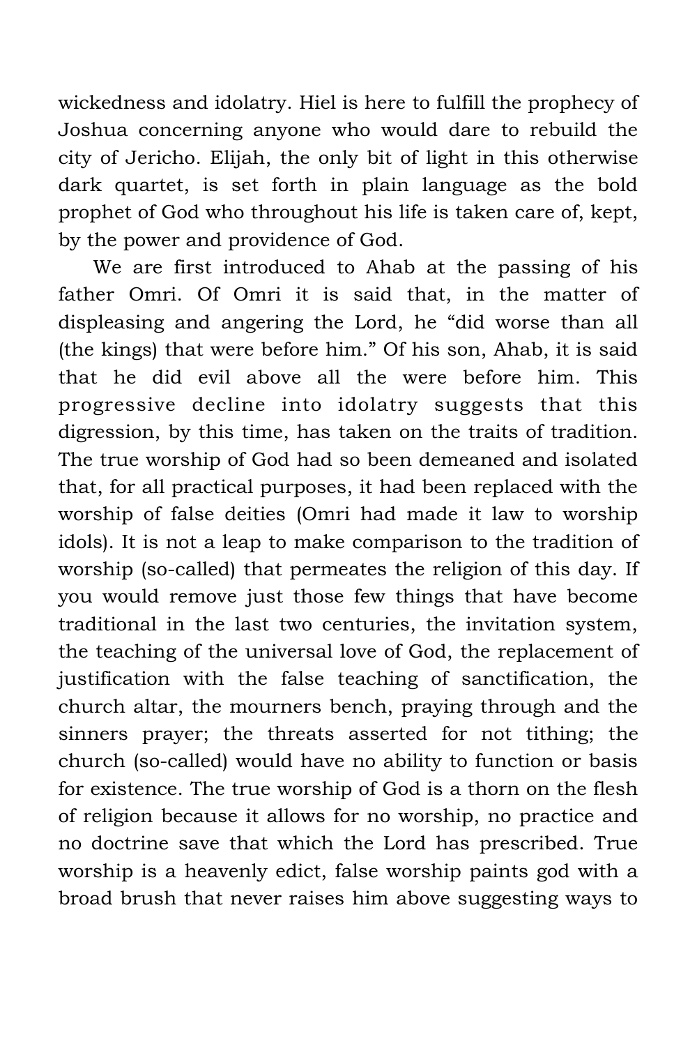wickedness and idolatry. Hiel is here to fulfill the prophecy of Joshua concerning anyone who would dare to rebuild the city of Jericho. Elijah, the only bit of light in this otherwise dark quartet, is set forth in plain language as the bold prophet of God who throughout his life is taken care of, kept, by the power and providence of God.

We are first introduced to Ahab at the passing of his father Omri. Of Omri it is said that, in the matter of displeasing and angering the Lord, he "did worse than all (the kings) that were before him." Of his son, Ahab, it is said that he did evil above all the were before him. This progressive decline into idolatry suggests that this digression, by this time, has taken on the traits of tradition. The true worship of God had so been demeaned and isolated that, for all practical purposes, it had been replaced with the worship of false deities (Omri had made it law to worship idols). It is not a leap to make comparison to the tradition of worship (so-called) that permeates the religion of this day. If you would remove just those few things that have become traditional in the last two centuries, the invitation system, the teaching of the universal love of God, the replacement of justification with the false teaching of sanctification, the church altar, the mourners bench, praying through and the sinners prayer; the threats asserted for not tithing; the church (so-called) would have no ability to function or basis for existence. The true worship of God is a thorn on the flesh of religion because it allows for no worship, no practice and no doctrine save that which the Lord has prescribed. True worship is a heavenly edict, false worship paints god with a broad brush that never raises him above suggesting ways to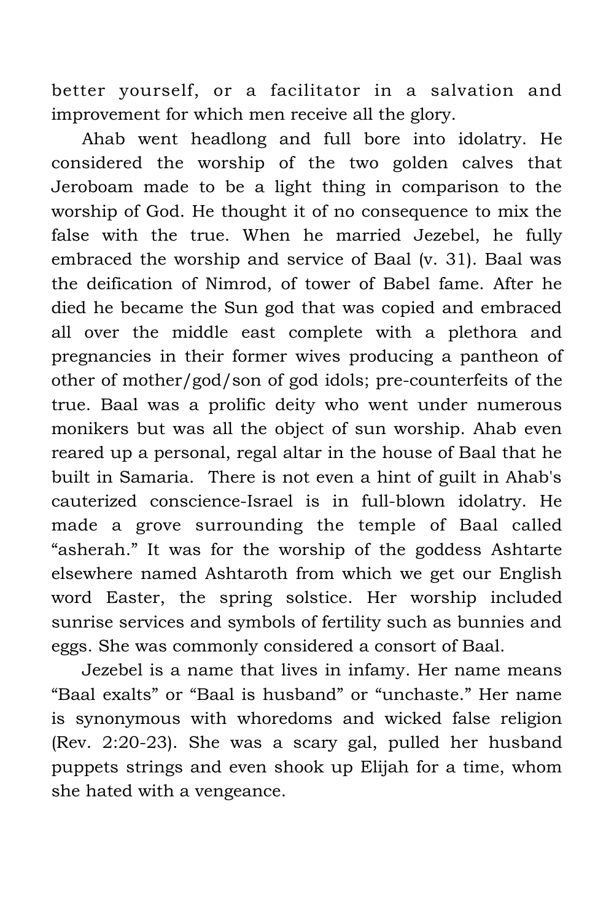better yourself, or a facilitator in a salvation and improvement for which men receive all the glory.

Ahab went headlong and full bore into idolatry. He considered the worship of the two golden calves that Jeroboam made to be a light thing in comparison to the worship of God. He thought it of no consequence to mix the false with the true. When he married Jezebel, he fully embraced the worship and service of Baal (v. 31). Baal was the deification of Nimrod, of tower of Babel fame. After he died he became the Sun god that was copied and embraced all over the middle east complete with a plethora and pregnancies in their former wives producing a pantheon of other of mother/god/son of god idols; pre-counterfeits of the true. Baal was a prolific deity who went under numerous monikers but was all the object of sun worship. Ahab even reared up a personal, regal altar in the house of Baal that he built in Samaria. There is not even a hint of guilt in Ahab's cauterized conscience-Israel is in full-blown idolatry. He made a grove surrounding the temple of Baal called "asherah." It was for the worship of the goddess Ashtarte elsewhere named Ashtaroth from which we get our English word Easter, the spring solstice. Her worship included sunrise services and symbols of fertility such as bunnies and eggs. She was commonly considered a consort of Baal.

Jezebel is a name that lives in infamy. Her name means "Baal exalts" or "Baal is husband" or "unchaste." Her name is synonymous with whoredoms and wicked false religion (Rev. 2:20-23). She was a scary gal, pulled her husband puppets strings and even shook up Elijah for a time, whom she hated with a vengeance.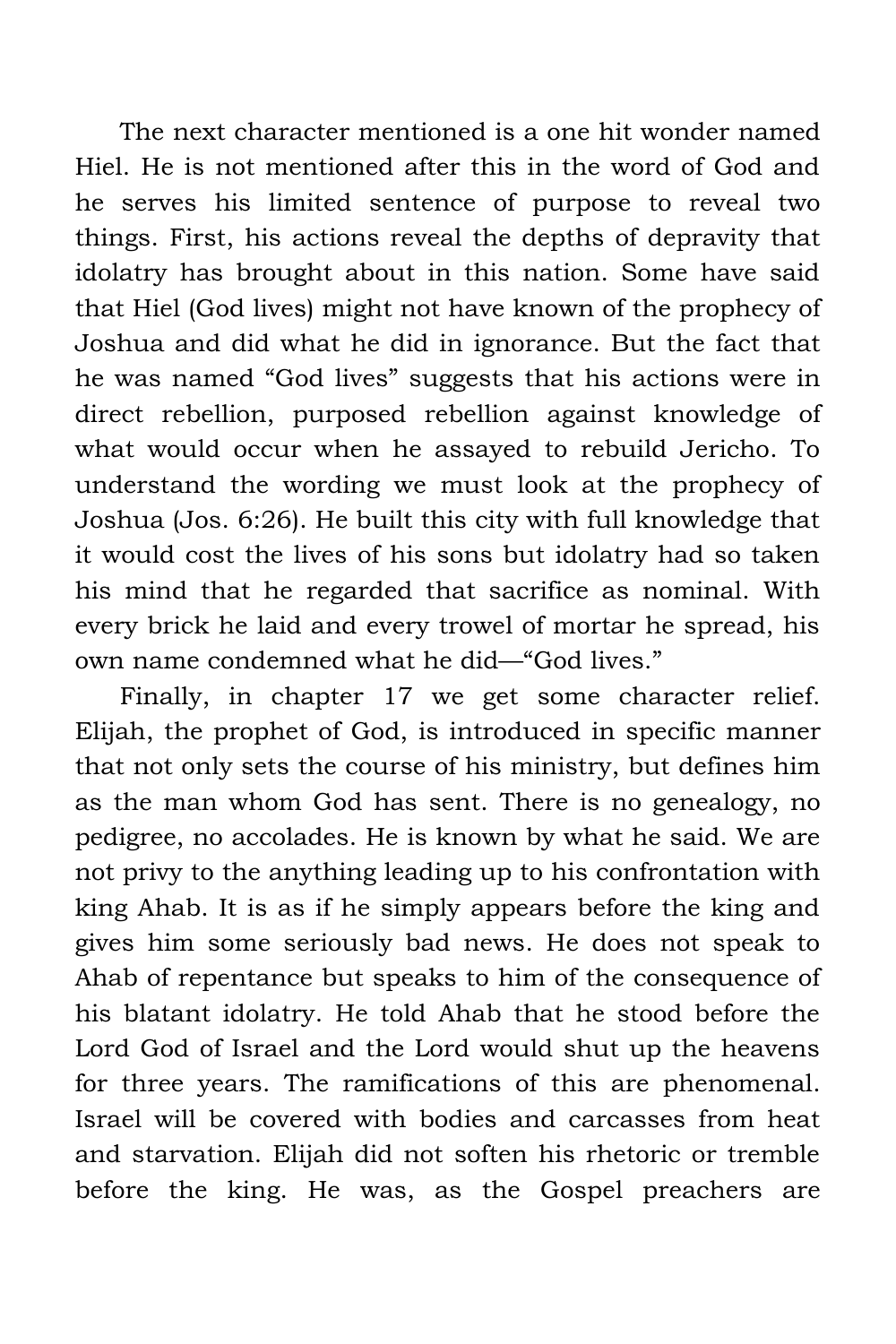The next character mentioned is a one hit wonder named Hiel. He is not mentioned after this in the word of God and he serves his limited sentence of purpose to reveal two things. First, his actions reveal the depths of depravity that idolatry has brought about in this nation. Some have said that Hiel (God lives) might not have known of the prophecy of Joshua and did what he did in ignorance. But the fact that he was named "God lives" suggests that his actions were in direct rebellion, purposed rebellion against knowledge of what would occur when he assayed to rebuild Jericho. To understand the wording we must look at the prophecy of Joshua (Jos. 6:26). He built this city with full knowledge that it would cost the lives of his sons but idolatry had so taken his mind that he regarded that sacrifice as nominal. With every brick he laid and every trowel of mortar he spread, his own name condemned what he did—"God lives."

Finally, in chapter 17 we get some character relief. Elijah, the prophet of God, is introduced in specific manner that not only sets the course of his ministry, but defines him as the man whom God has sent. There is no genealogy, no pedigree, no accolades. He is known by what he said. We are not privy to the anything leading up to his confrontation with king Ahab. It is as if he simply appears before the king and gives him some seriously bad news. He does not speak to Ahab of repentance but speaks to him of the consequence of his blatant idolatry. He told Ahab that he stood before the Lord God of Israel and the Lord would shut up the heavens for three years. The ramifications of this are phenomenal. Israel will be covered with bodies and carcasses from heat and starvation. Elijah did not soften his rhetoric or tremble before the king. He was, as the Gospel preachers are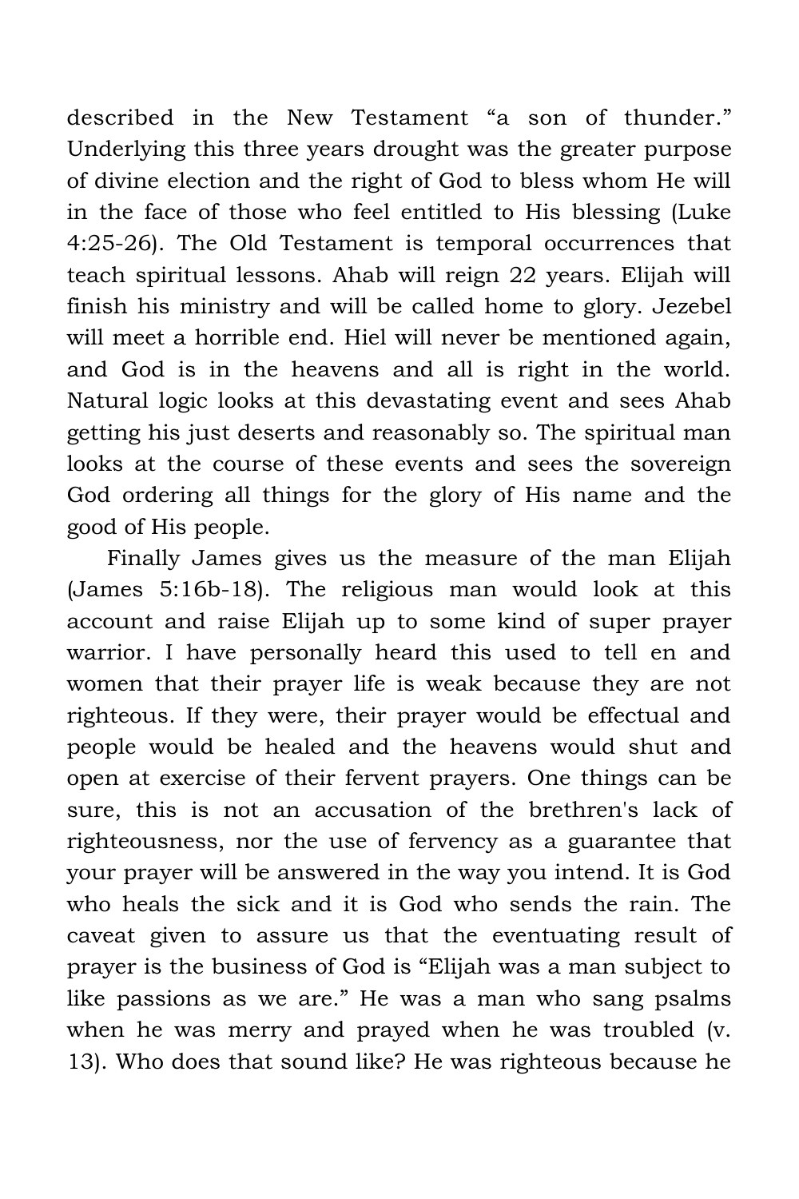described in the New Testament "a son of thunder." Underlying this three years drought was the greater purpose of divine election and the right of God to bless whom He will in the face of those who feel entitled to His blessing (Luke 4:25-26). The Old Testament is temporal occurrences that teach spiritual lessons. Ahab will reign 22 years. Elijah will finish his ministry and will be called home to glory. Jezebel will meet a horrible end. Hiel will never be mentioned again, and God is in the heavens and all is right in the world. Natural logic looks at this devastating event and sees Ahab getting his just deserts and reasonably so. The spiritual man looks at the course of these events and sees the sovereign God ordering all things for the glory of His name and the good of His people.

Finally James gives us the measure of the man Elijah (James 5:16b-18). The religious man would look at this account and raise Elijah up to some kind of super prayer warrior. I have personally heard this used to tell en and women that their prayer life is weak because they are not righteous. If they were, their prayer would be effectual and people would be healed and the heavens would shut and open at exercise of their fervent prayers. One things can be sure, this is not an accusation of the brethren's lack of righteousness, nor the use of fervency as a guarantee that your prayer will be answered in the way you intend. It is God who heals the sick and it is God who sends the rain. The caveat given to assure us that the eventuating result of prayer is the business of God is "Elijah was a man subject to like passions as we are." He was a man who sang psalms when he was merry and prayed when he was troubled (v. 13). Who does that sound like? He was righteous because he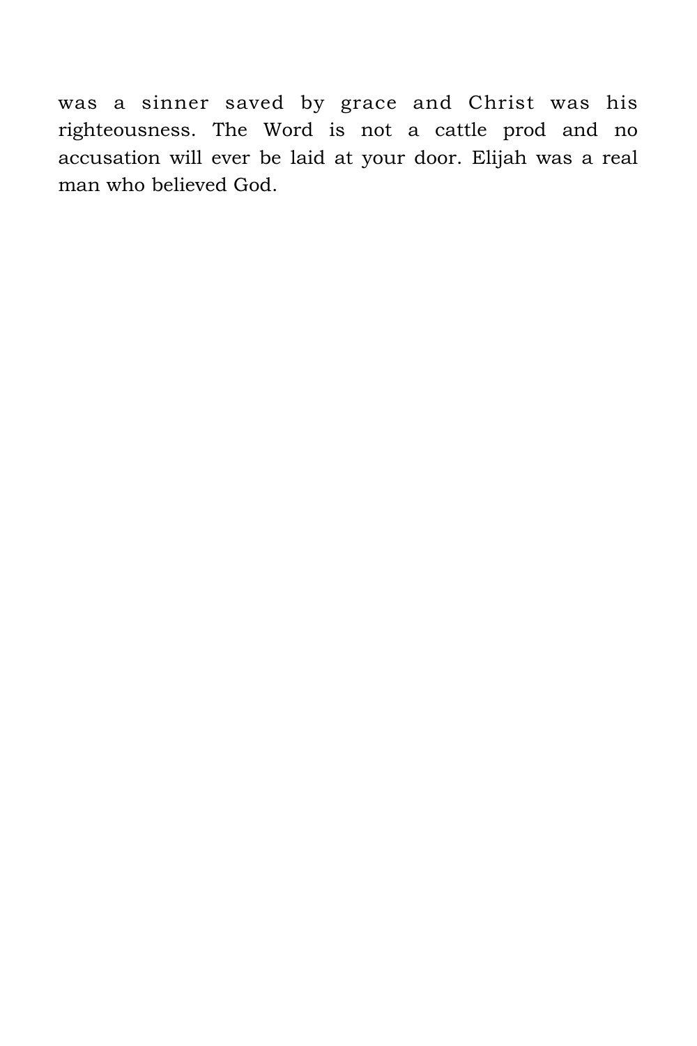was a sinner saved by grace and Christ was his righteousness. The Word is not a cattle prod and no accusation will ever be laid at your door. Elijah was a real man who believed God.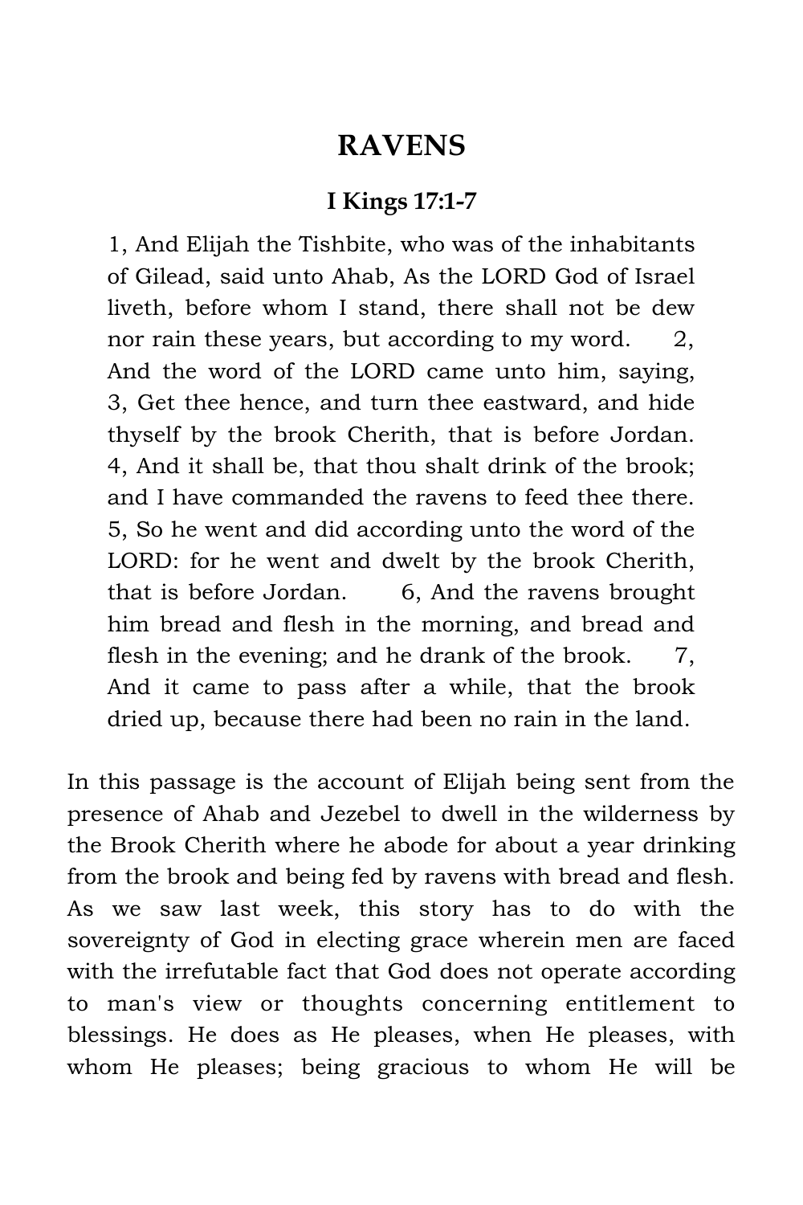# RAVENS

### I Kings 17:1-7

> 1, And Elijah the Tishbite, who was of the inhabitants of Gilead, said unto Ahab, As the LORD God of Israel liveth, before whom I stand, there shall not be dew nor rain these years, but according to my word. 2, And the word of the LORD came unto him, saying, 3, Get thee hence, and turn thee eastward, and hide thyself by the brook Cherith, that is before Jordan. 4, And it shall be, that thou shalt drink of the brook; and I have commanded the ravens to feed thee there. 5, So he went and did according unto the word of the LORD: for he went and dwelt by the brook Cherith, that is before Jordan. 6, And the ravens brought him bread and flesh in the morning, and bread and flesh in the evening; and he drank of the brook. 7, And it came to pass after a while, that the brook dried up, because there had been no rain in the land.

In this passage is the account of Elijah being sent from the presence of Ahab and Jezebel to dwell in the wilderness by the Brook Cherith where he abode for about a year drinking from the brook and being fed by ravens with bread and flesh. As we saw last week, this story has to do with the sovereignty of God in electing grace wherein men are faced with the irrefutable fact that God does not operate according to man's view or thoughts concerning entitlement to blessings. He does as He pleases, when He pleases, with whom He pleases; being gracious to whom He will be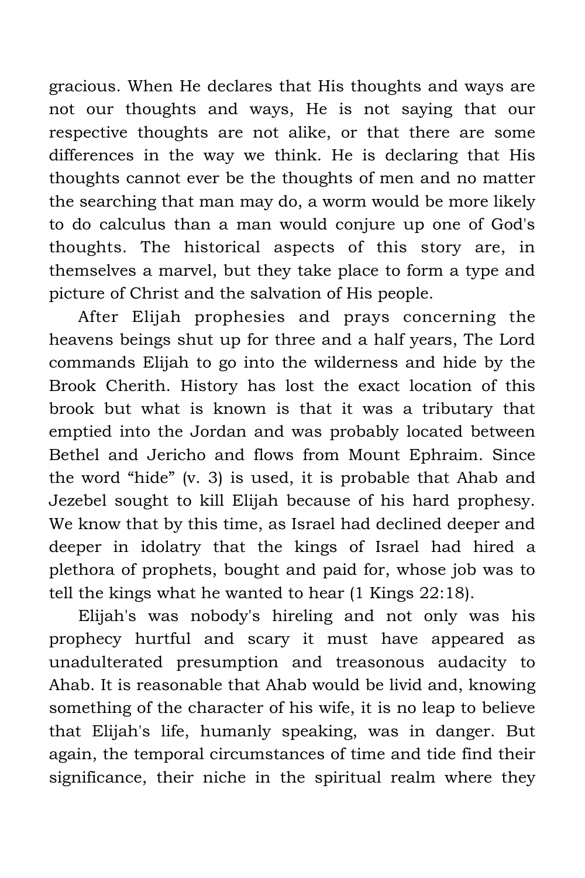gracious. When He declares that His thoughts and ways are not our thoughts and ways, He is not saying that our respective thoughts are not alike, or that there are some differences in the way we think. He is declaring that His thoughts cannot ever be the thoughts of men and no matter the searching that man may do, a worm would be more likely to do calculus than a man would conjure up one of God's thoughts. The historical aspects of this story are, in themselves a marvel, but they take place to form a type and picture of Christ and the salvation of His people.

After Elijah prophesies and prays concerning the heavens beings shut up for three and a half years, The Lord commands Elijah to go into the wilderness and hide by the Brook Cherith. History has lost the exact location of this brook but what is known is that it was a tributary that emptied into the Jordan and was probably located between Bethel and Jericho and flows from Mount Ephraim. Since the word "hide" (v. 3) is used, it is probable that Ahab and Jezebel sought to kill Elijah because of his hard prophesy. We know that by this time, as Israel had declined deeper and deeper in idolatry that the kings of Israel had hired a plethora of prophets, bought and paid for, whose job was to tell the kings what he wanted to hear (1 Kings 22:18).

Elijah's was nobody's hireling and not only was his prophecy hurtful and scary it must have appeared as unadulterated presumption and treasonous audacity to Ahab. It is reasonable that Ahab would be livid and, knowing something of the character of his wife, it is no leap to believe that Elijah's life, humanly speaking, was in danger. But again, the temporal circumstances of time and tide find their significance, their niche in the spiritual realm where they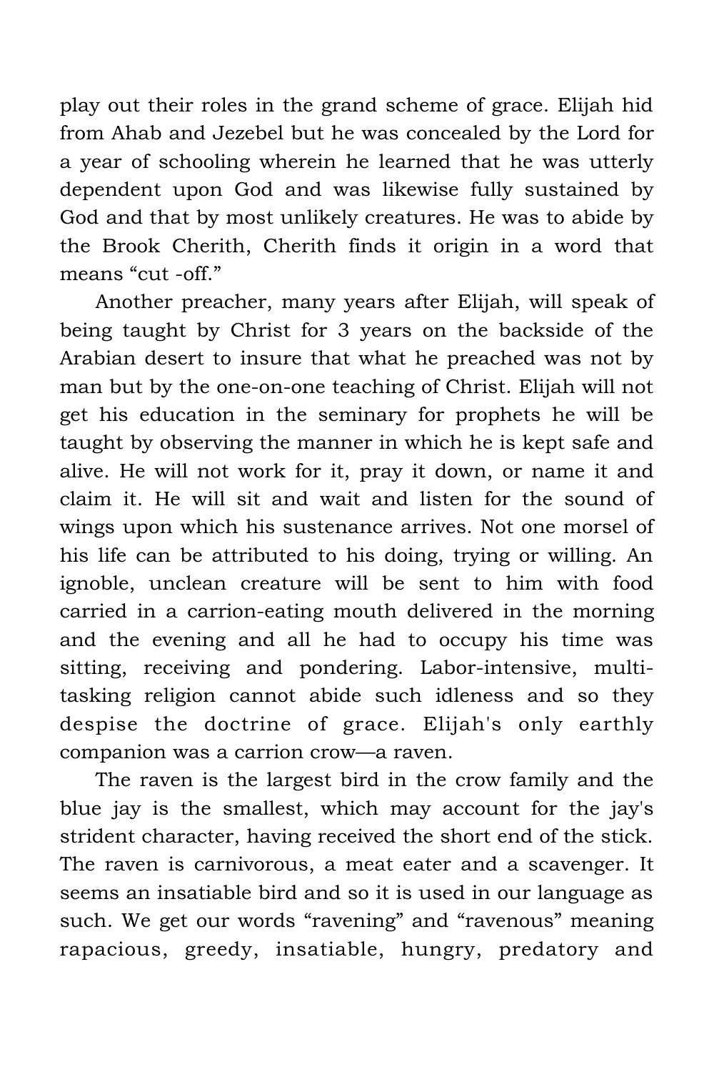play out their roles in the grand scheme of grace. Elijah hid from Ahab and Jezebel but he was concealed by the Lord for a year of schooling wherein he learned that he was utterly dependent upon God and was likewise fully sustained by God and that by most unlikely creatures. He was to abide by the Brook Cherith, Cherith finds it origin in a word that means "cut -off."

Another preacher, many years after Elijah, will speak of being taught by Christ for 3 years on the backside of the Arabian desert to insure that what he preached was not by man but by the one-on-one teaching of Christ. Elijah will not get his education in the seminary for prophets he will be taught by observing the manner in which he is kept safe and alive. He will not work for it, pray it down, or name it and claim it. He will sit and wait and listen for the sound of wings upon which his sustenance arrives. Not one morsel of his life can be attributed to his doing, trying or willing. An ignoble, unclean creature will be sent to him with food carried in a carrion-eating mouth delivered in the morning and the evening and all he had to occupy his time was sitting, receiving and pondering. Labor-intensive, multi-tasking religion cannot abide such idleness and so they despise the doctrine of grace. Elijah's only earthly companion was a carrion crow—a raven.

The raven is the largest bird in the crow family and the blue jay is the smallest, which may account for the jay's strident character, having received the short end of the stick. The raven is carnivorous, a meat eater and a scavenger. It seems an insatiable bird and so it is used in our language as such. We get our words "ravening" and "ravenous" meaning rapacious, greedy, insatiable, hungry, predatory and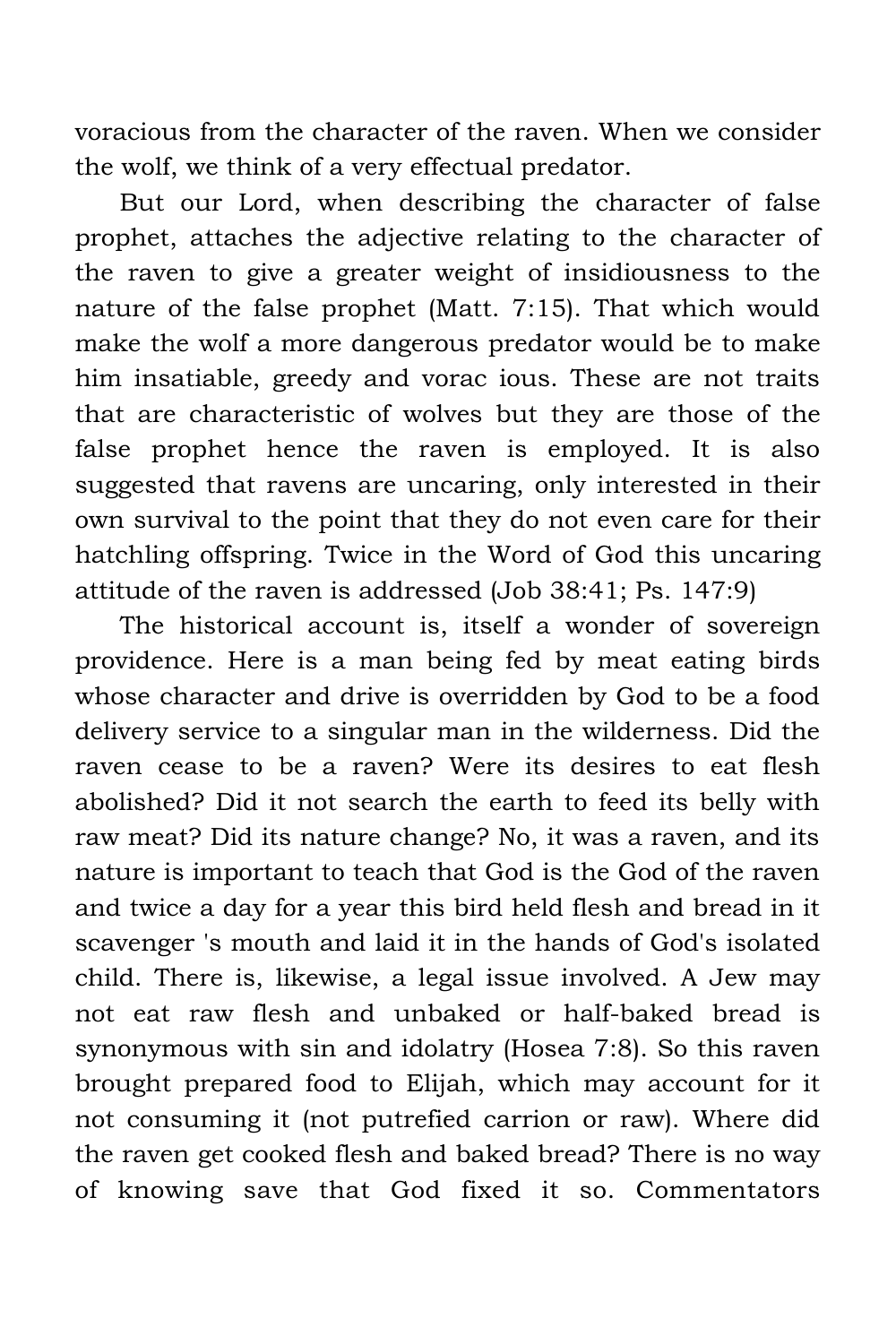voracious from the character of the raven. When we consider the wolf, we think of a very effectual predator.

But our Lord, when describing the character of false prophet, attaches the adjective relating to the character of the raven to give a greater weight of insidiousness to the nature of the false prophet (Matt. 7:15). That which would make the wolf a more dangerous predator would be to make him insatiable, greedy and vorac ious. These are not traits that are characteristic of wolves but they are those of the false prophet hence the raven is employed. It is also suggested that ravens are uncaring, only interested in their own survival to the point that they do not even care for their hatchling offspring. Twice in the Word of God this uncaring attitude of the raven is addressed (Job 38:41; Ps. 147:9)

The historical account is, itself a wonder of sovereign providence. Here is a man being fed by meat eating birds whose character and drive is overridden by God to be a food delivery service to a singular man in the wilderness. Did the raven cease to be a raven? Were its desires to eat flesh abolished? Did it not search the earth to feed its belly with raw meat? Did its nature change? No, it was a raven, and its nature is important to teach that God is the God of the raven and twice a day for a year this bird held flesh and bread in it scavenger 's mouth and laid it in the hands of God's isolated child. There is, likewise, a legal issue involved. A Jew may not eat raw flesh and unbaked or half-baked bread is synonymous with sin and idolatry (Hosea 7:8). So this raven brought prepared food to Elijah, which may account for it not consuming it (not putrefied carrion or raw). Where did the raven get cooked flesh and baked bread? There is no way of knowing save that God fixed it so. Commentators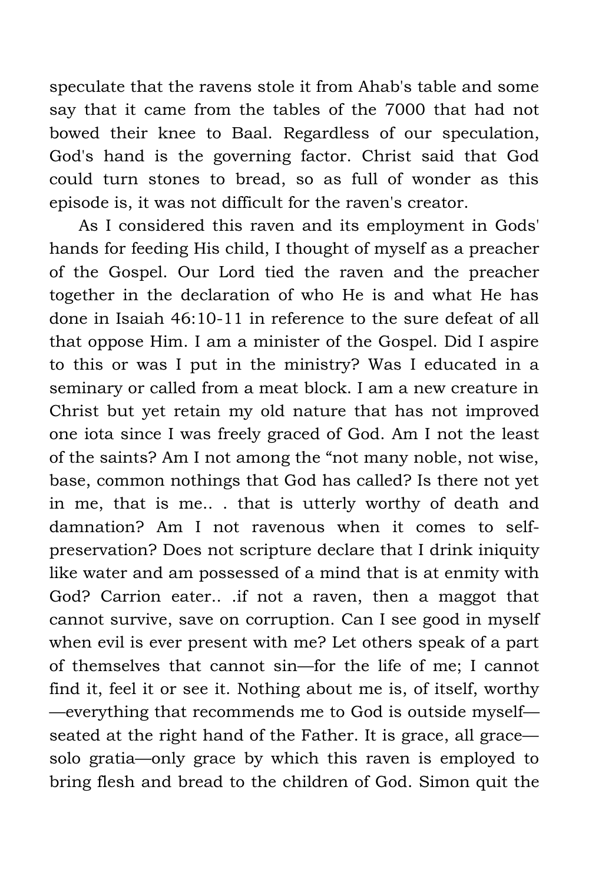speculate that the ravens stole it from Ahab's table and some say that it came from the tables of the 7000 that had not bowed their knee to Baal. Regardless of our speculation, God's hand is the governing factor. Christ said that God could turn stones to bread, so as full of wonder as this episode is, it was not difficult for the raven's creator.

As I considered this raven and its employment in Gods' hands for feeding His child, I thought of myself as a preacher of the Gospel. Our Lord tied the raven and the preacher together in the declaration of who He is and what He has done in Isaiah 46:10-11 in reference to the sure defeat of all that oppose Him. I am a minister of the Gospel. Did I aspire to this or was I put in the ministry? Was I educated in a seminary or called from a meat block. I am a new creature in Christ but yet retain my old nature that has not improved one iota since I was freely graced of God. Am I not the least of the saints? Am I not among the "not many noble, not wise, base, common nothings that God has called? Is there not yet in me, that is me.. . that is utterly worthy of death and damnation? Am I not ravenous when it comes to self-preservation? Does not scripture declare that I drink iniquity like water and am possessed of a mind that is at enmity with God? Carrion eater.. .if not a raven, then a maggot that cannot survive, save on corruption. Can I see good in myself when evil is ever present with me? Let others speak of a part of themselves that cannot sin—for the life of me; I cannot find it, feel it or see it. Nothing about me is, of itself, worthy —everything that recommends me to God is outside myself—seated at the right hand of the Father. It is grace, all grace—solo gratia—only grace by which this raven is employed to bring flesh and bread to the children of God. Simon quit the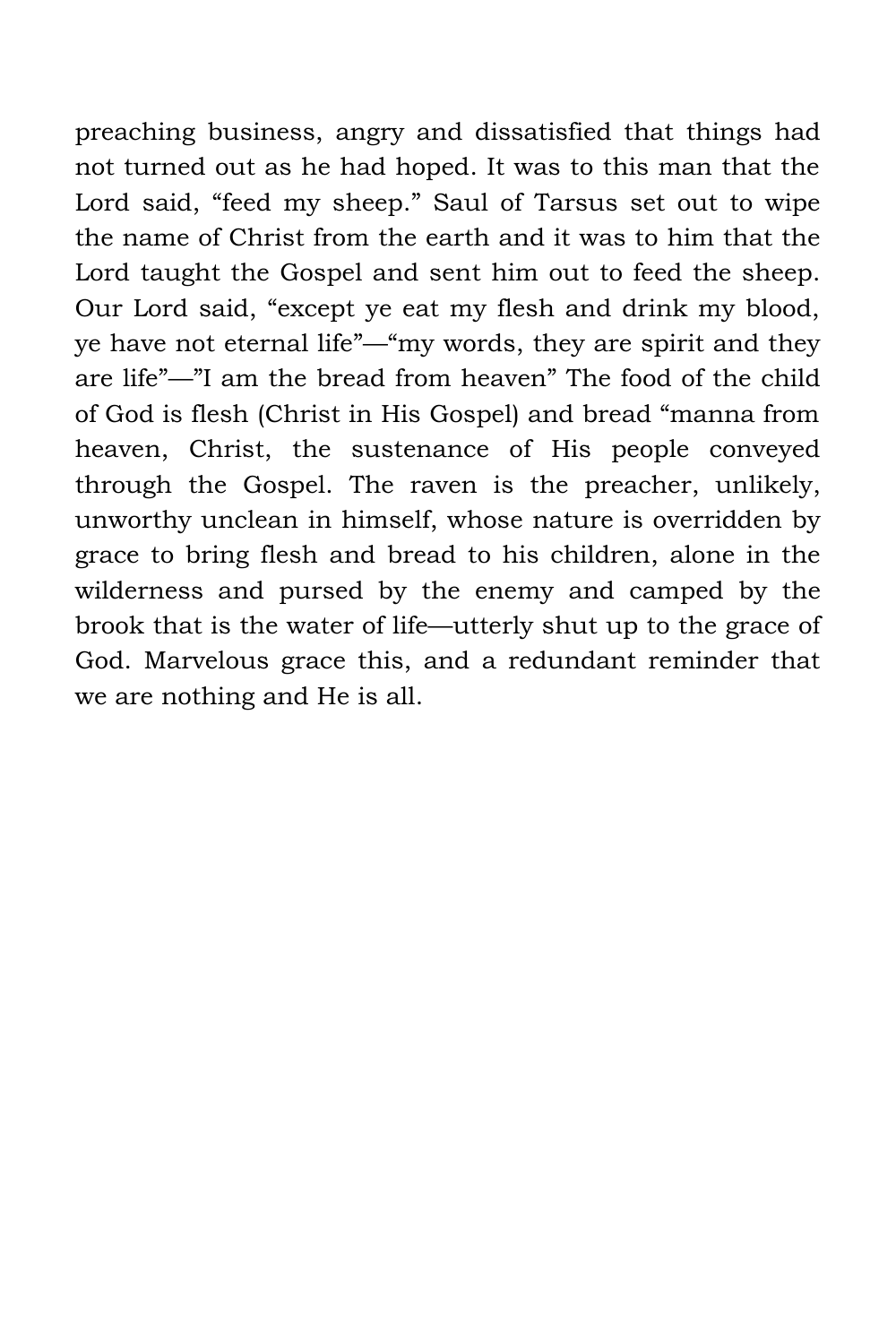preaching business, angry and dissatisfied that things had not turned out as he had hoped. It was to this man that the Lord said, "feed my sheep." Saul of Tarsus set out to wipe the name of Christ from the earth and it was to him that the Lord taught the Gospel and sent him out to feed the sheep. Our Lord said, "except ye eat my flesh and drink my blood, ye have not eternal life"—"my words, they are spirit and they are life"—"I am the bread from heaven" The food of the child of God is flesh (Christ in His Gospel) and bread "manna from heaven, Christ, the sustenance of His people conveyed through the Gospel. The raven is the preacher, unlikely, unworthy unclean in himself, whose nature is overridden by grace to bring flesh and bread to his children, alone in the wilderness and pursed by the enemy and camped by the brook that is the water of life—utterly shut up to the grace of God. Marvelous grace this, and a redundant reminder that we are nothing and He is all.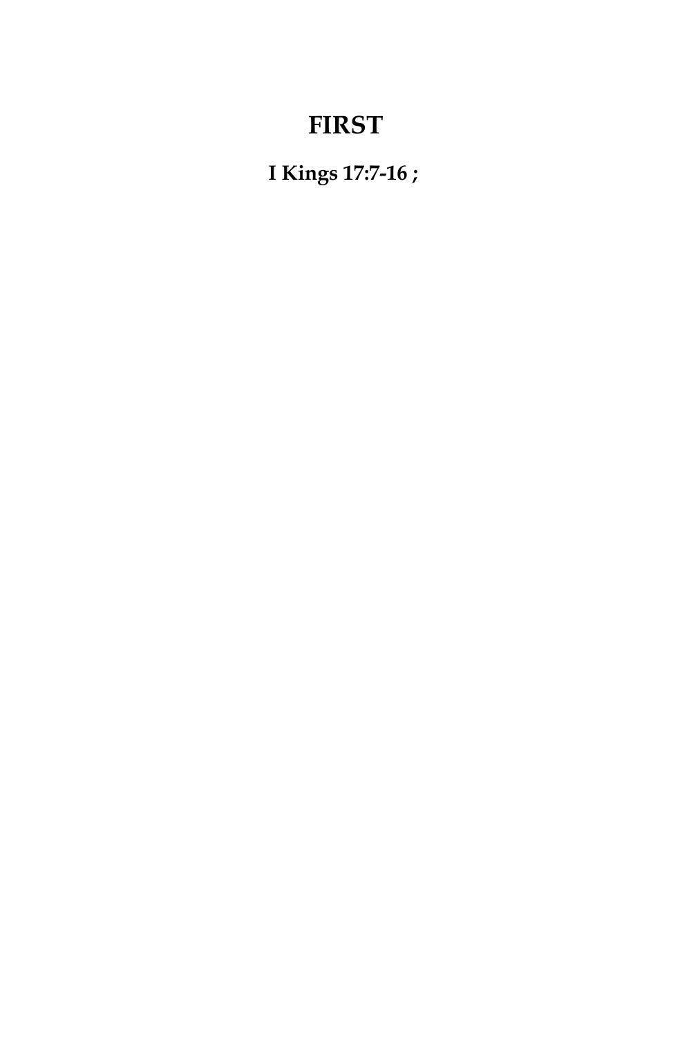# FIRST

**I Kings 17:7-16 ;**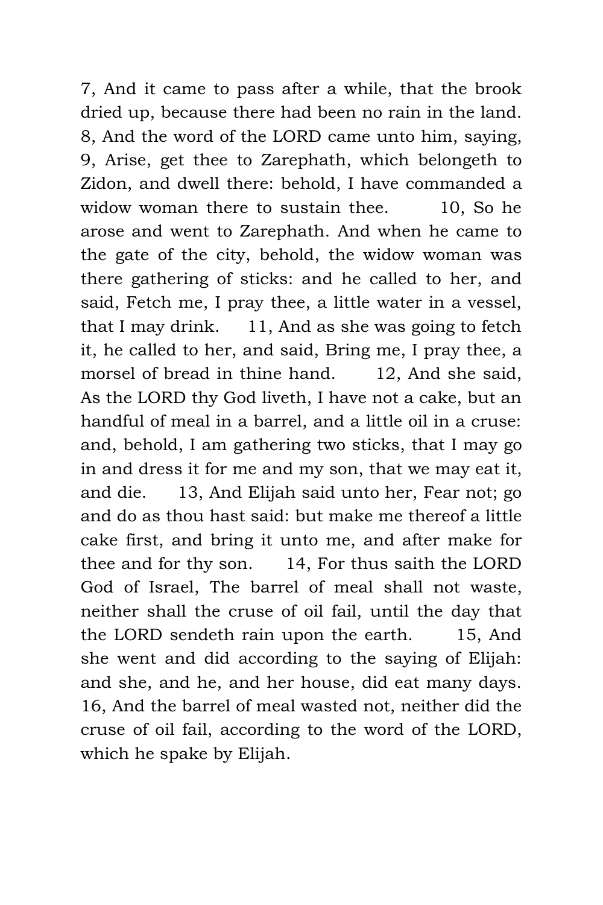7, And it came to pass after a while, that the brook dried up, because there had been no rain in the land. 8, And the word of the LORD came unto him, saying, 9, Arise, get thee to Zarephath, which belongeth to Zidon, and dwell there: behold, I have commanded a widow woman there to sustain thee. 10, So he arose and went to Zarephath. And when he came to the gate of the city, behold, the widow woman was there gathering of sticks: and he called to her, and said, Fetch me, I pray thee, a little water in a vessel, that I may drink. 11, And as she was going to fetch it, he called to her, and said, Bring me, I pray thee, a morsel of bread in thine hand. 12, And she said, As the LORD thy God liveth, I have not a cake, but an handful of meal in a barrel, and a little oil in a cruse: and, behold, I am gathering two sticks, that I may go in and dress it for me and my son, that we may eat it, and die. 13, And Elijah said unto her, Fear not; go and do as thou hast said: but make me thereof a little cake first, and bring it unto me, and after make for thee and for thy son. 14, For thus saith the LORD God of Israel, The barrel of meal shall not waste, neither shall the cruse of oil fail, until the day that the LORD sendeth rain upon the earth. 15, And she went and did according to the saying of Elijah: and she, and he, and her house, did eat many days. 16, And the barrel of meal wasted not, neither did the cruse of oil fail, according to the word of the LORD, which he spake by Elijah.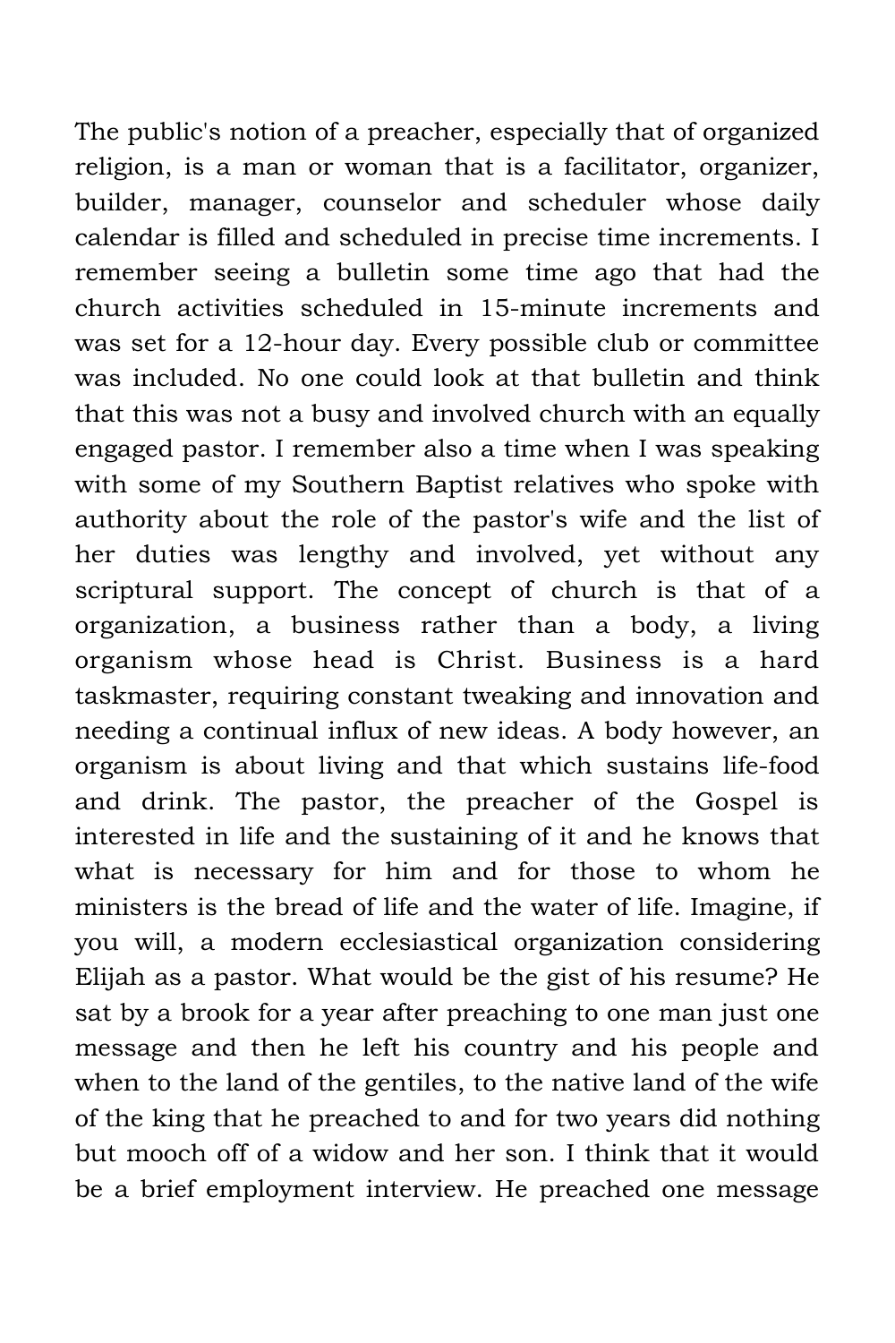The public's notion of a preacher, especially that of organized religion, is a man or woman that is a facilitator, organizer, builder, manager, counselor and scheduler whose daily calendar is filled and scheduled in precise time increments. I remember seeing a bulletin some time ago that had the church activities scheduled in 15-minute increments and was set for a 12-hour day. Every possible club or committee was included. No one could look at that bulletin and think that this was not a busy and involved church with an equally engaged pastor. I remember also a time when I was speaking with some of my Southern Baptist relatives who spoke with authority about the role of the pastor's wife and the list of her duties was lengthy and involved, yet without any scriptural support. The concept of church is that of a organization, a business rather than a body, a living organism whose head is Christ. Business is a hard taskmaster, requiring constant tweaking and innovation and needing a continual influx of new ideas. A body however, an organism is about living and that which sustains life-food and drink. The pastor, the preacher of the Gospel is interested in life and the sustaining of it and he knows that what is necessary for him and for those to whom he ministers is the bread of life and the water of life. Imagine, if you will, a modern ecclesiastical organization considering Elijah as a pastor. What would be the gist of his resume? He sat by a brook for a year after preaching to one man just one message and then he left his country and his people and when to the land of the gentiles, to the native land of the wife of the king that he preached to and for two years did nothing but mooch off of a widow and her son. I think that it would be a brief employment interview. He preached one message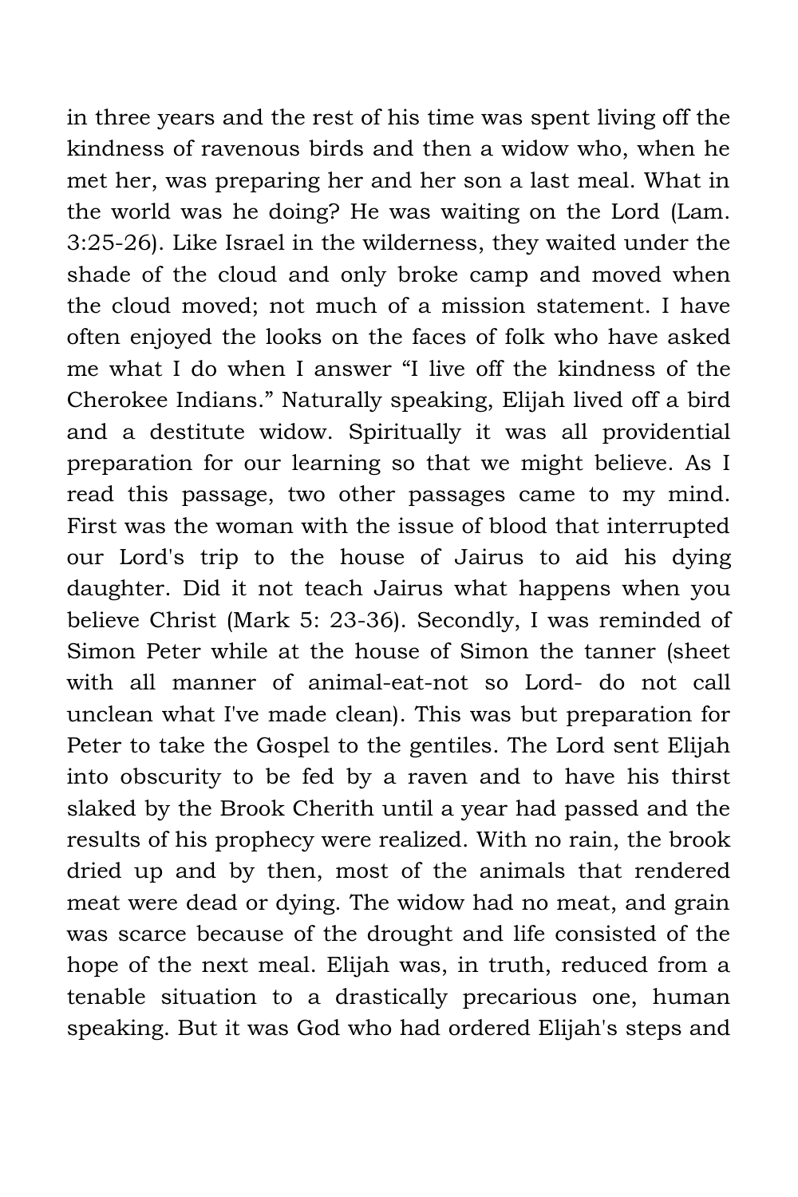in three years and the rest of his time was spent living off the kindness of ravenous birds and then a widow who, when he met her, was preparing her and her son a last meal. What in the world was he doing? He was waiting on the Lord (Lam. 3:25-26). Like Israel in the wilderness, they waited under the shade of the cloud and only broke camp and moved when the cloud moved; not much of a mission statement. I have often enjoyed the looks on the faces of folk who have asked me what I do when I answer “I live off the kindness of the Cherokee Indians.” Naturally speaking, Elijah lived off a bird and a destitute widow. Spiritually it was all providential preparation for our learning so that we might believe. As I read this passage, two other passages came to my mind. First was the woman with the issue of blood that interrupted our Lord's trip to the house of Jairus to aid his dying daughter. Did it not teach Jairus what happens when you believe Christ (Mark 5: 23-36). Secondly, I was reminded of Simon Peter while at the house of Simon the tanner (sheet with all manner of animal-eat-not so Lord- do not call unclean what I've made clean). This was but preparation for Peter to take the Gospel to the gentiles. The Lord sent Elijah into obscurity to be fed by a raven and to have his thirst slaked by the Brook Cherith until a year had passed and the results of his prophecy were realized. With no rain, the brook dried up and by then, most of the animals that rendered meat were dead or dying. The widow had no meat, and grain was scarce because of the drought and life consisted of the hope of the next meal. Elijah was, in truth, reduced from a tenable situation to a drastically precarious one, human speaking. But it was God who had ordered Elijah's steps and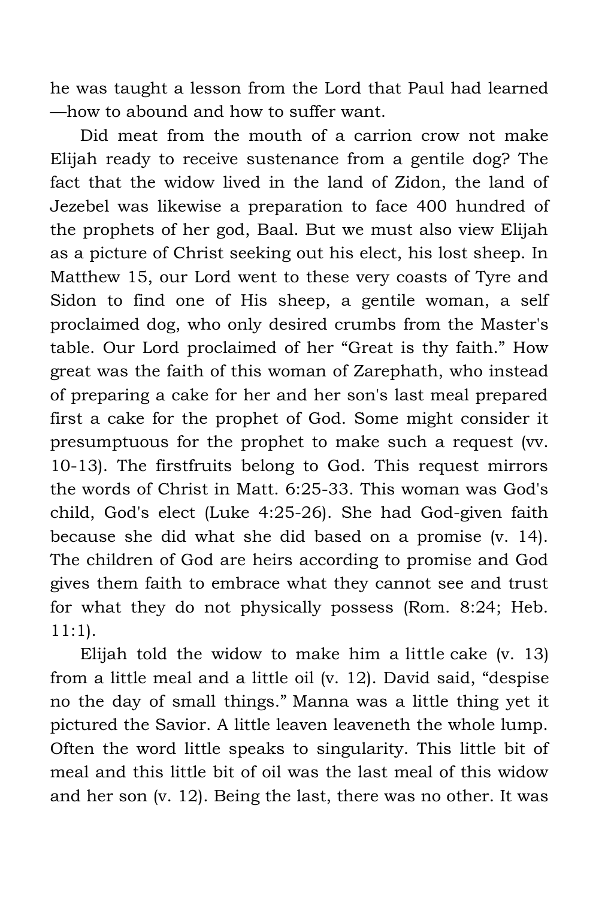he was taught a lesson from the Lord that Paul had learned —how to abound and how to suffer want.

Did meat from the mouth of a carrion crow not make Elijah ready to receive sustenance from a gentile dog? The fact that the widow lived in the land of Zidon, the land of Jezebel was likewise a preparation to face 400 hundred of the prophets of her god, Baal. But we must also view Elijah as a picture of Christ seeking out his elect, his lost sheep. In Matthew 15, our Lord went to these very coasts of Tyre and Sidon to find one of His sheep, a gentile woman, a self proclaimed dog, who only desired crumbs from the Master's table. Our Lord proclaimed of her "Great is thy faith." How great was the faith of this woman of Zarephath, who instead of preparing a cake for her and her son's last meal prepared first a cake for the prophet of God. Some might consider it presumptuous for the prophet to make such a request (vv. 10-13). The firstfruits belong to God. This request mirrors the words of Christ in Matt. 6:25-33. This woman was God's child, God's elect (Luke 4:25-26). She had God-given faith because she did what she did based on a promise (v. 14). The children of God are heirs according to promise and God gives them faith to embrace what they cannot see and trust for what they do not physically possess (Rom. 8:24; Heb. 11:1).

Elijah told the widow to make him a little cake (v. 13) from a little meal and a little oil (v. 12). David said, "despise no the day of small things." Manna was a little thing yet it pictured the Savior. A little leaven leaveneth the whole lump. Often the word little speaks to singularity. This little bit of meal and this little bit of oil was the last meal of this widow and her son (v. 12). Being the last, there was no other. It was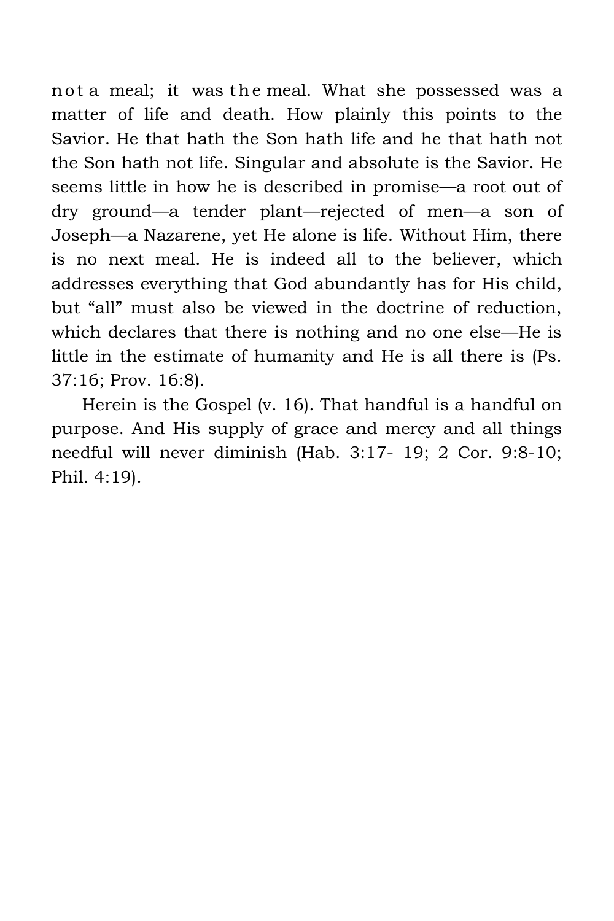not a meal; it was the meal. What she possessed was a matter of life and death. How plainly this points to the Savior. He that hath the Son hath life and he that hath not the Son hath not life. Singular and absolute is the Savior. He seems little in how he is described in promise—a root out of dry ground—a tender plant—rejected of men—a son of Joseph—a Nazarene, yet He alone is life. Without Him, there is no next meal. He is indeed all to the believer, which addresses everything that God abundantly has for His child, but "all" must also be viewed in the doctrine of reduction, which declares that there is nothing and no one else—He is little in the estimate of humanity and He is all there is (Ps. 37:16; Prov. 16:8).

Herein is the Gospel (v. 16). That handful is a handful on purpose. And His supply of grace and mercy and all things needful will never diminish (Hab. 3:17- 19; 2 Cor. 9:8-10; Phil. 4:19).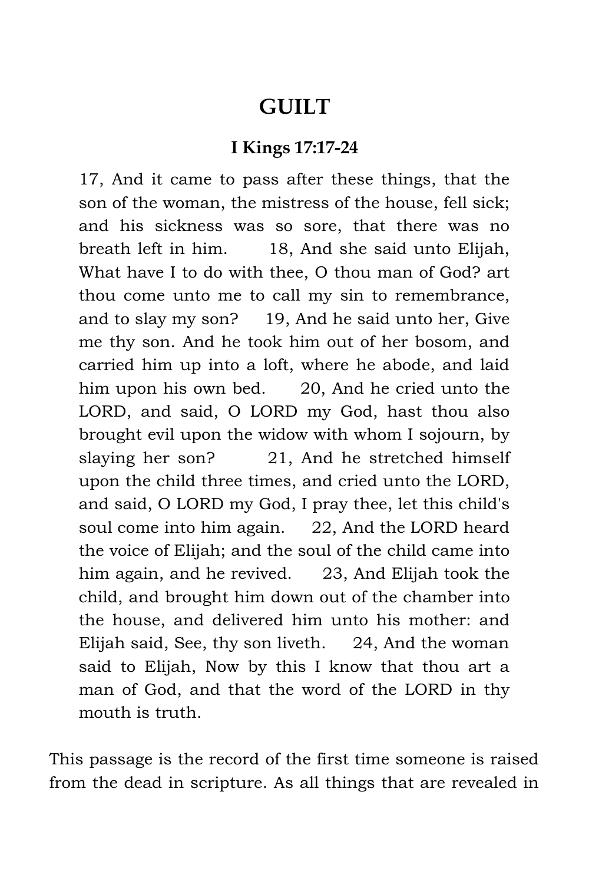# GUILT

### I Kings 17:17-24

> 17, And it came to pass after these things, that the son of the woman, the mistress of the house, fell sick; and his sickness was so sore, that there was no breath left in him. 18, And she said unto Elijah, What have I to do with thee, O thou man of God? art thou come unto me to call my sin to remembrance, and to slay my son? 19, And he said unto her, Give me thy son. And he took him out of her bosom, and carried him up into a loft, where he abode, and laid him upon his own bed. 20, And he cried unto the LORD, and said, O LORD my God, hast thou also brought evil upon the widow with whom I sojourn, by slaying her son? 21, And he stretched himself upon the child three times, and cried unto the LORD, and said, O LORD my God, I pray thee, let this child's soul come into him again. 22, And the LORD heard the voice of Elijah; and the soul of the child came into him again, and he revived. 23, And Elijah took the child, and brought him down out of the chamber into the house, and delivered him unto his mother: and Elijah said, See, thy son liveth. 24, And the woman said to Elijah, Now by this I know that thou art a man of God, and that the word of the LORD in thy mouth is truth.

This passage is the record of the first time someone is raised from the dead in scripture. As all things that are revealed in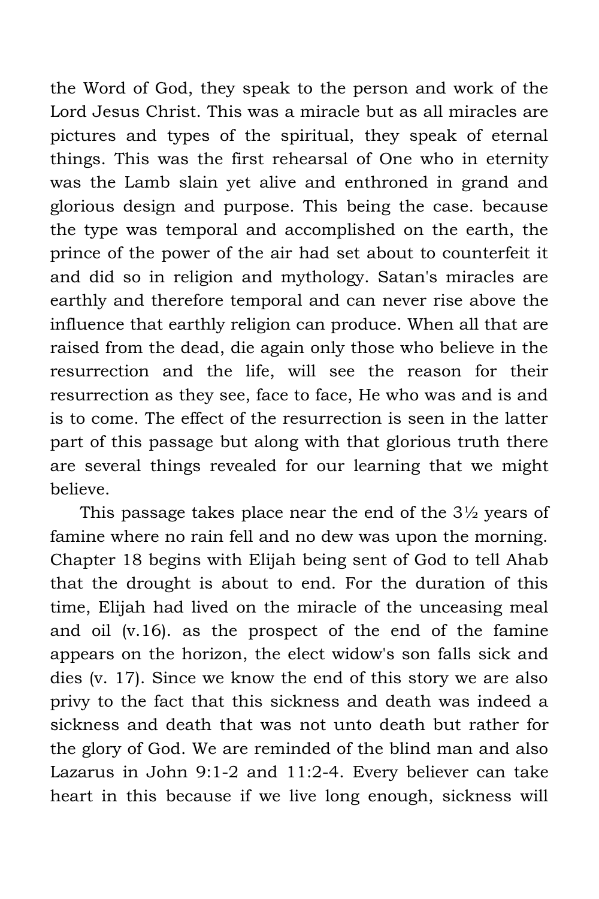the Word of God, they speak to the person and work of the Lord Jesus Christ. This was a miracle but as all miracles are pictures and types of the spiritual, they speak of eternal things. This was the first rehearsal of One who in eternity was the Lamb slain yet alive and enthroned in grand and glorious design and purpose. This being the case. because the type was temporal and accomplished on the earth, the prince of the power of the air had set about to counterfeit it and did so in religion and mythology. Satan's miracles are earthly and therefore temporal and can never rise above the influence that earthly religion can produce. When all that are raised from the dead, die again only those who believe in the resurrection and the life, will see the reason for their resurrection as they see, face to face, He who was and is and is to come. The effect of the resurrection is seen in the latter part of this passage but along with that glorious truth there are several things revealed for our learning that we might believe.

This passage takes place near the end of the 3½ years of famine where no rain fell and no dew was upon the morning. Chapter 18 begins with Elijah being sent of God to tell Ahab that the drought is about to end. For the duration of this time, Elijah had lived on the miracle of the unceasing meal and oil (v.16). as the prospect of the end of the famine appears on the horizon, the elect widow's son falls sick and dies (v. 17). Since we know the end of this story we are also privy to the fact that this sickness and death was indeed a sickness and death that was not unto death but rather for the glory of God. We are reminded of the blind man and also Lazarus in John 9:1-2 and 11:2-4. Every believer can take heart in this because if we live long enough, sickness will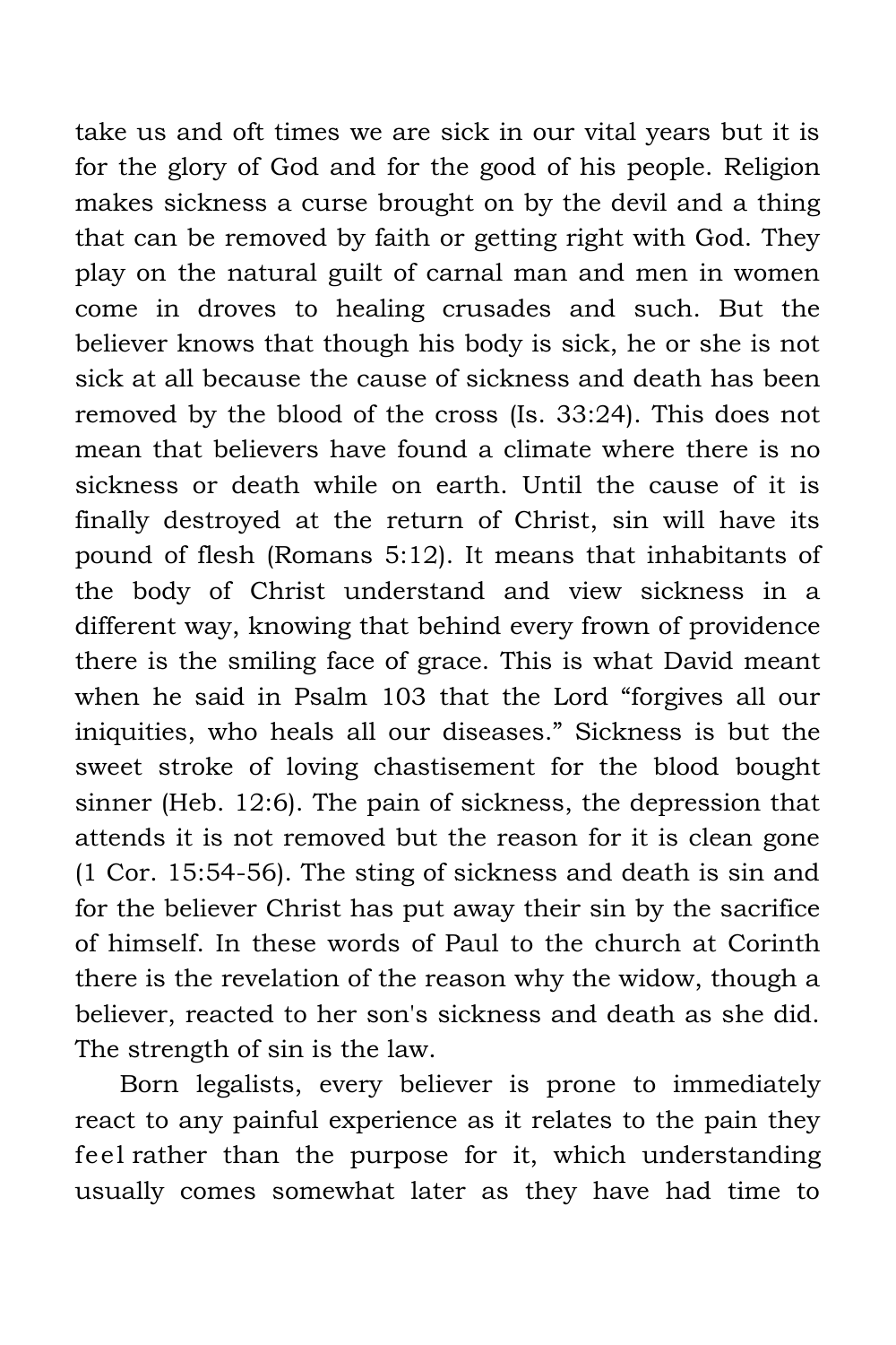take us and oft times we are sick in our vital years but it is for the glory of God and for the good of his people. Religion makes sickness a curse brought on by the devil and a thing that can be removed by faith or getting right with God. They play on the natural guilt of carnal man and men in women come in droves to healing crusades and such. But the believer knows that though his body is sick, he or she is not sick at all because the cause of sickness and death has been removed by the blood of the cross (Is. 33:24). This does not mean that believers have found a climate where there is no sickness or death while on earth. Until the cause of it is finally destroyed at the return of Christ, sin will have its pound of flesh (Romans 5:12). It means that inhabitants of the body of Christ understand and view sickness in a different way, knowing that behind every frown of providence there is the smiling face of grace. This is what David meant when he said in Psalm 103 that the Lord "forgives all our iniquities, who heals all our diseases." Sickness is but the sweet stroke of loving chastisement for the blood bought sinner (Heb. 12:6). The pain of sickness, the depression that attends it is not removed but the reason for it is clean gone (1 Cor. 15:54-56). The sting of sickness and death is sin and for the believer Christ has put away their sin by the sacrifice of himself. In these words of Paul to the church at Corinth there is the revelation of the reason why the widow, though a believer, reacted to her son's sickness and death as she did. The strength of sin is the law.

Born legalists, every believer is prone to immediately react to any painful experience as it relates to the pain they feel rather than the purpose for it, which understanding usually comes somewhat later as they have had time to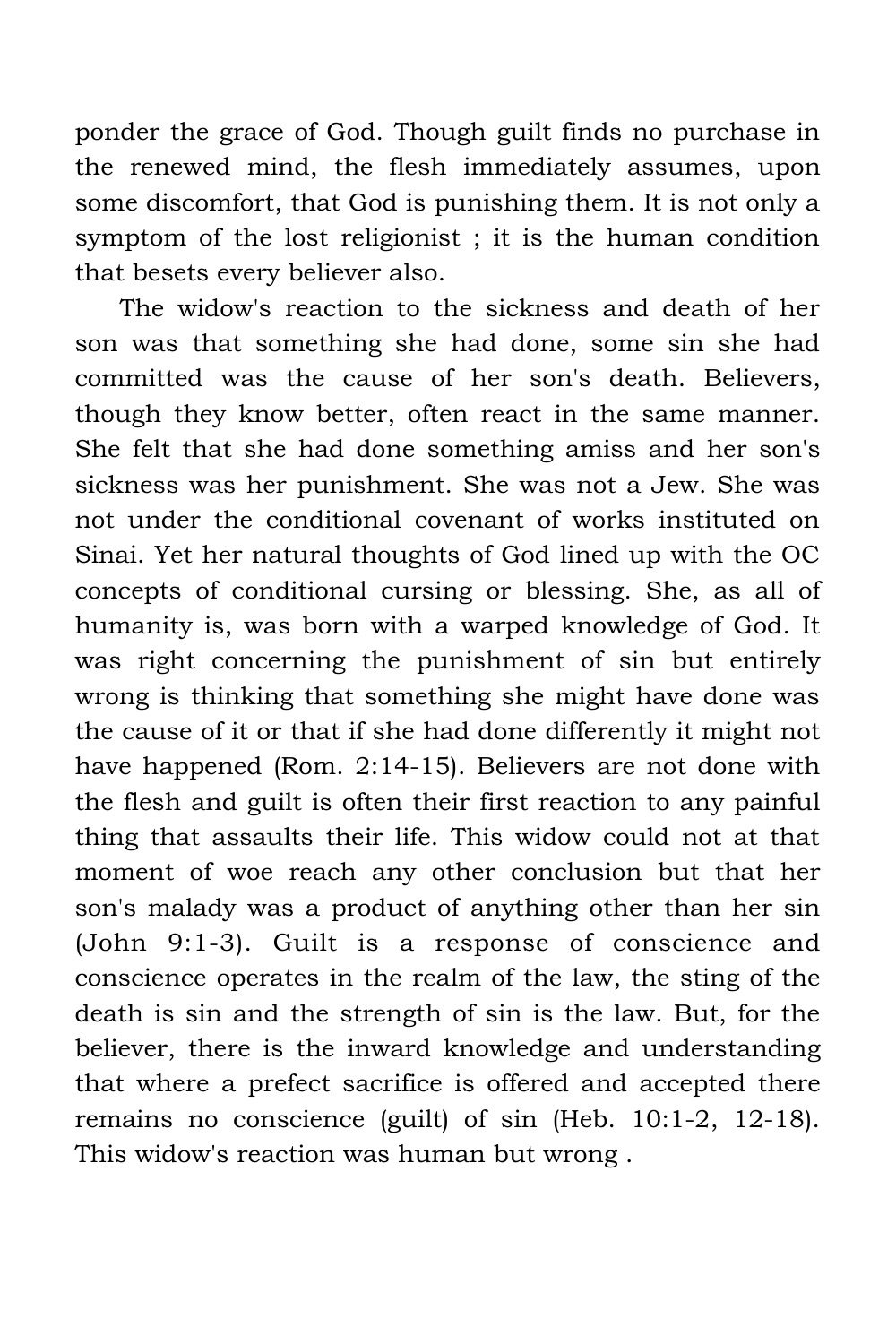ponder the grace of God. Though guilt finds no purchase in the renewed mind, the flesh immediately assumes, upon some discomfort, that God is punishing them. It is not only a symptom of the lost religionist ; it is the human condition that besets every believer also.

The widow's reaction to the sickness and death of her son was that something she had done, some sin she had committed was the cause of her son's death. Believers, though they know better, often react in the same manner. She felt that she had done something amiss and her son's sickness was her punishment. She was not a Jew. She was not under the conditional covenant of works instituted on Sinai. Yet her natural thoughts of God lined up with the OC concepts of conditional cursing or blessing. She, as all of humanity is, was born with a warped knowledge of God. It was right concerning the punishment of sin but entirely wrong is thinking that something she might have done was the cause of it or that if she had done differently it might not have happened (Rom. 2:14-15). Believers are not done with the flesh and guilt is often their first reaction to any painful thing that assaults their life. This widow could not at that moment of woe reach any other conclusion but that her son's malady was a product of anything other than her sin (John 9:1-3). Guilt is a response of conscience and conscience operates in the realm of the law, the sting of the death is sin and the strength of sin is the law. But, for the believer, there is the inward knowledge and understanding that where a prefect sacrifice is offered and accepted there remains no conscience (guilt) of sin (Heb. 10:1-2, 12-18). This widow's reaction was human but wrong .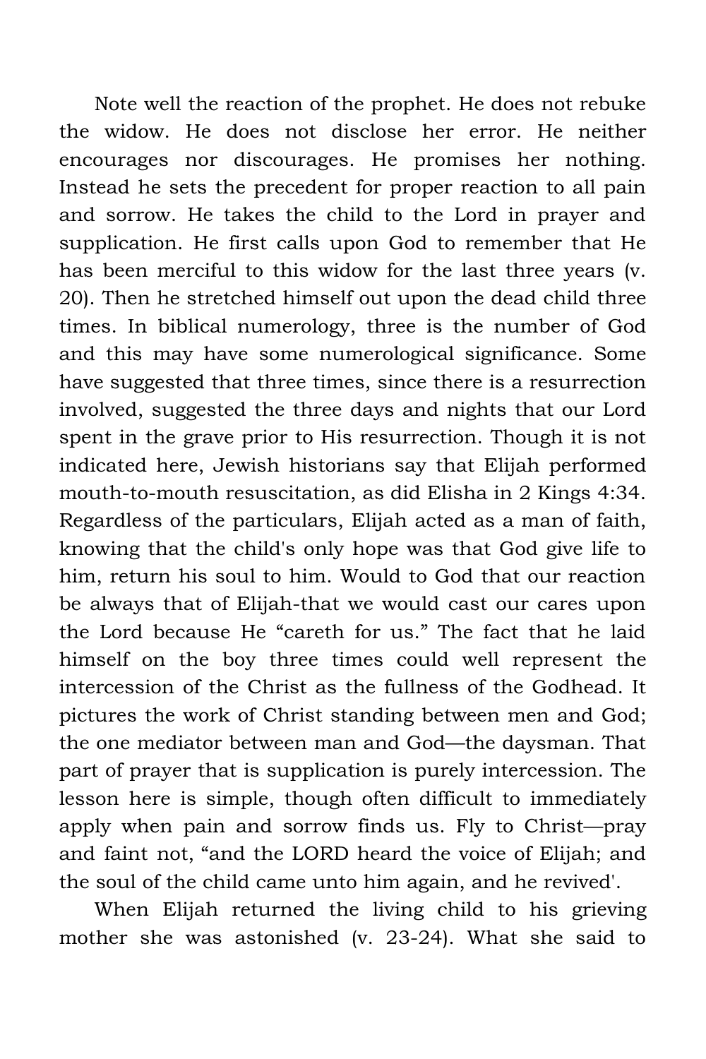Note well the reaction of the prophet. He does not rebuke the widow. He does not disclose her error. He neither encourages nor discourages. He promises her nothing. Instead he sets the precedent for proper reaction to all pain and sorrow. He takes the child to the Lord in prayer and supplication. He first calls upon God to remember that He has been merciful to this widow for the last three years (v. 20). Then he stretched himself out upon the dead child three times. In biblical numerology, three is the number of God and this may have some numerological significance. Some have suggested that three times, since there is a resurrection involved, suggested the three days and nights that our Lord spent in the grave prior to His resurrection. Though it is not indicated here, Jewish historians say that Elijah performed mouth-to-mouth resuscitation, as did Elisha in 2 Kings 4:34. Regardless of the particulars, Elijah acted as a man of faith, knowing that the child's only hope was that God give life to him, return his soul to him. Would to God that our reaction be always that of Elijah-that we would cast our cares upon the Lord because He "careth for us." The fact that he laid himself on the boy three times could well represent the intercession of the Christ as the fullness of the Godhead. It pictures the work of Christ standing between men and God; the one mediator between man and God—the daysman. That part of prayer that is supplication is purely intercession. The lesson here is simple, though often difficult to immediately apply when pain and sorrow finds us. Fly to Christ—pray and faint not, "and the LORD heard the voice of Elijah; and the soul of the child came unto him again, and he revived'.

When Elijah returned the living child to his grieving mother she was astonished (v. 23-24). What she said to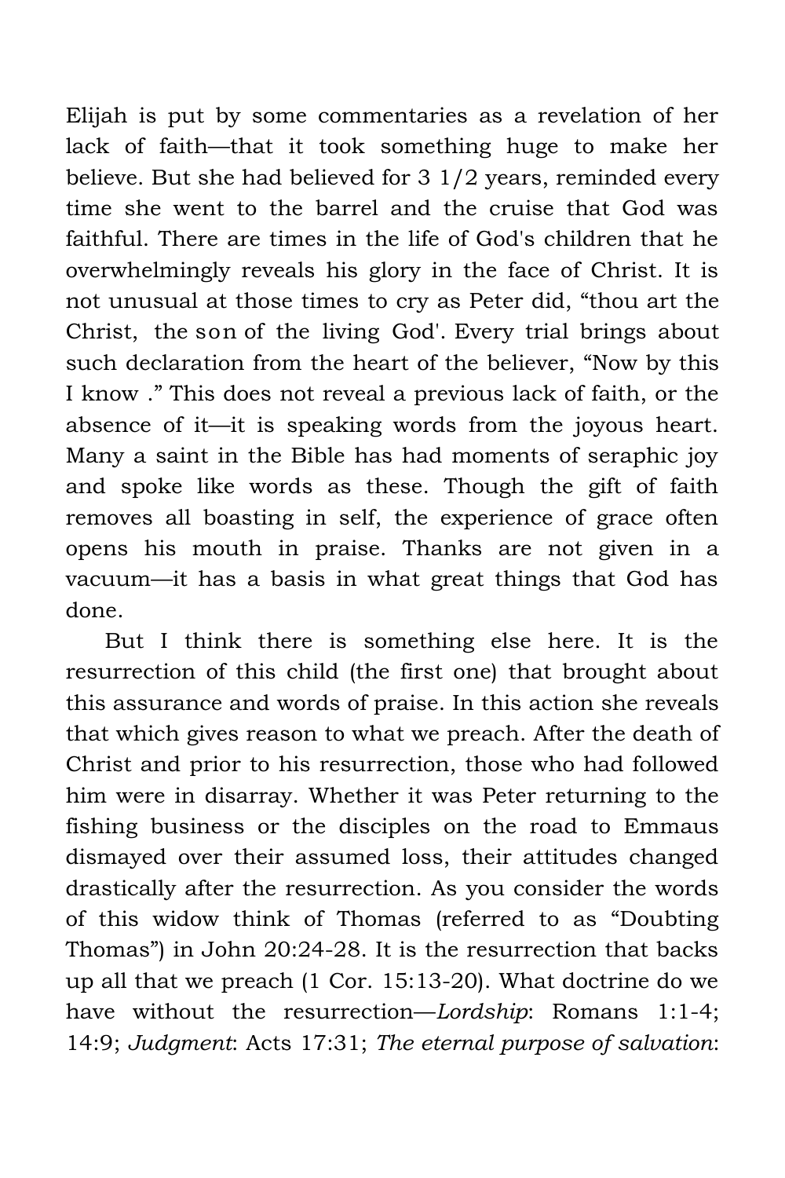Elijah is put by some commentaries as a revelation of her lack of faith—that it took something huge to make her believe. But she had believed for 3 1/2 years, reminded every time she went to the barrel and the cruise that God was faithful. There are times in the life of God's children that he overwhelmingly reveals his glory in the face of Christ. It is not unusual at those times to cry as Peter did, "thou art the Christ, the son of the living God'. Every trial brings about such declaration from the heart of the believer, "Now by this I know ." This does not reveal a previous lack of faith, or the absence of it—it is speaking words from the joyous heart. Many a saint in the Bible has had moments of seraphic joy and spoke like words as these. Though the gift of faith removes all boasting in self, the experience of grace often opens his mouth in praise. Thanks are not given in a vacuum—it has a basis in what great things that God has done.

But I think there is something else here. It is the resurrection of this child (the first one) that brought about this assurance and words of praise. In this action she reveals that which gives reason to what we preach. After the death of Christ and prior to his resurrection, those who had followed him were in disarray. Whether it was Peter returning to the fishing business or the disciples on the road to Emmaus dismayed over their assumed loss, their attitudes changed drastically after the resurrection. As you consider the words of this widow think of Thomas (referred to as "Doubting Thomas") in John 20:24-28. It is the resurrection that backs up all that we preach (1 Cor. 15:13-20). What doctrine do we have without the resurrection—*Lordship*: Romans 1:1-4; 14:9; *Judgment*: Acts 17:31; *The eternal purpose of salvation*: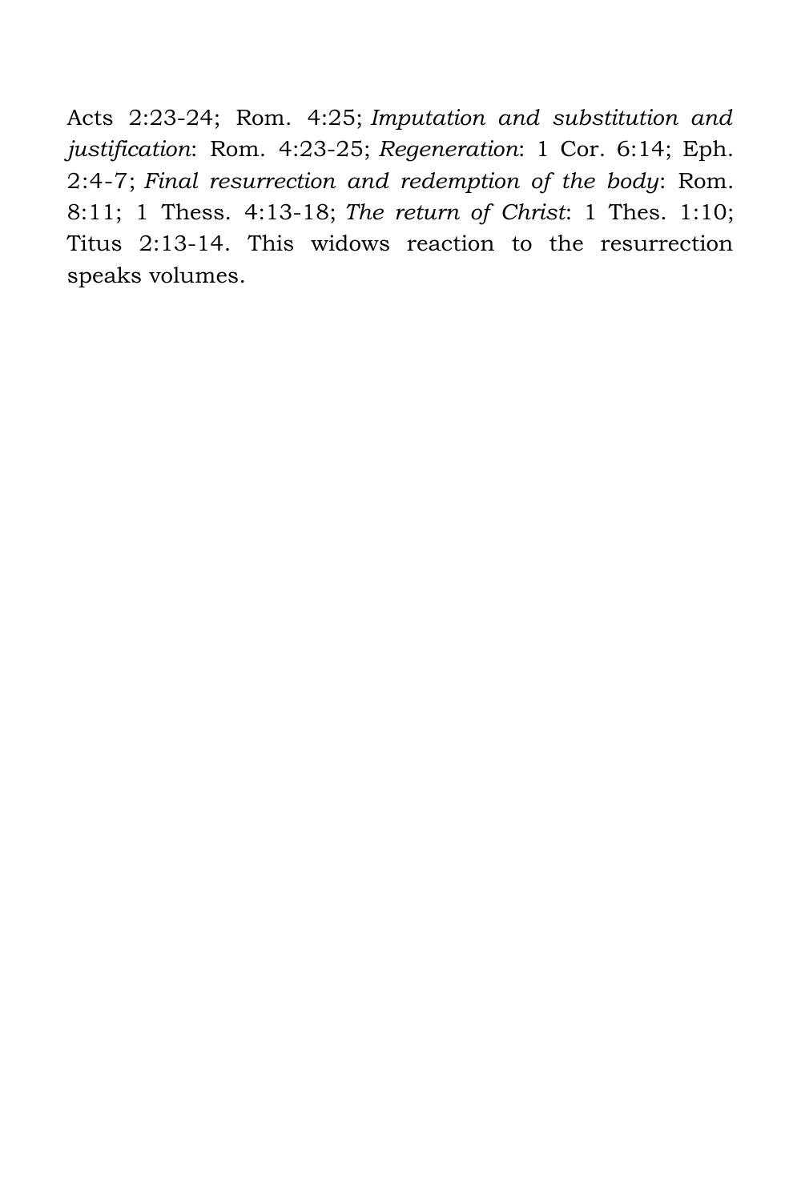Acts 2:23-24; Rom. 4:25; *Imputation and substitution and justification*: Rom. 4:23-25; *Regeneration*: 1 Cor. 6:14; Eph. 2:4-7; *Final resurrection and redemption of the body*: Rom. 8:11; 1 Thess. 4:13-18; *The return of Christ*: 1 Thes. 1:10; Titus 2:13-14. This widows reaction to the resurrection speaks volumes.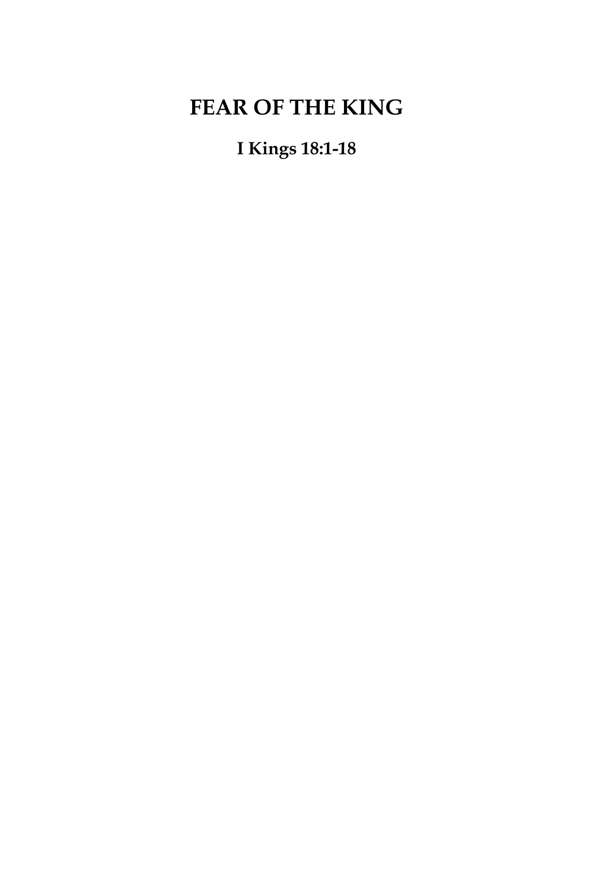# FEAR OF THE KING

**I Kings 18:1-18**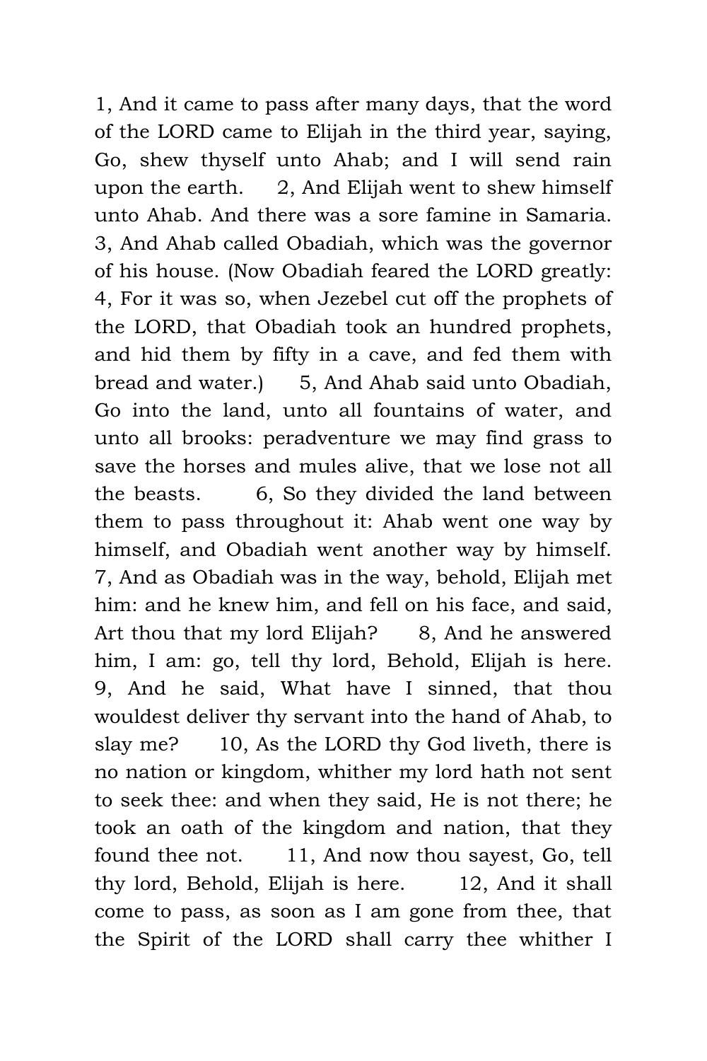1, And it came to pass after many days, that the word of the LORD came to Elijah in the third year, saying, Go, shew thyself unto Ahab; and I will send rain upon the earth. 2, And Elijah went to shew himself unto Ahab. And there was a sore famine in Samaria. 3, And Ahab called Obadiah, which was the governor of his house. (Now Obadiah feared the LORD greatly: 4, For it was so, when Jezebel cut off the prophets of the LORD, that Obadiah took an hundred prophets, and hid them by fifty in a cave, and fed them with bread and water.) 5, And Ahab said unto Obadiah, Go into the land, unto all fountains of water, and unto all brooks: peradventure we may find grass to save the horses and mules alive, that we lose not all the beasts. 6, So they divided the land between them to pass throughout it: Ahab went one way by himself, and Obadiah went another way by himself. 7, And as Obadiah was in the way, behold, Elijah met him: and he knew him, and fell on his face, and said, Art thou that my lord Elijah? 8, And he answered him, I am: go, tell thy lord, Behold, Elijah is here. 9, And he said, What have I sinned, that thou wouldest deliver thy servant into the hand of Ahab, to slay me? 10, As the LORD thy God liveth, there is no nation or kingdom, whither my lord hath not sent to seek thee: and when they said, He is not there; he took an oath of the kingdom and nation, that they found thee not. 11, And now thou sayest, Go, tell thy lord, Behold, Elijah is here. 12, And it shall come to pass, as soon as I am gone from thee, that the Spirit of the LORD shall carry thee whither I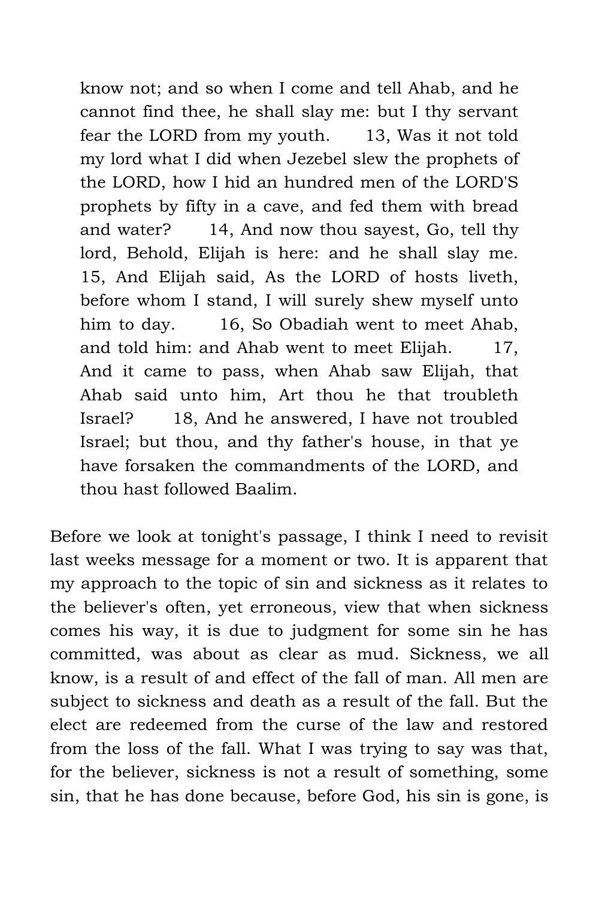know not; and so when I come and tell Ahab, and he cannot find thee, he shall slay me: but I thy servant fear the LORD from my youth. 13, Was it not told my lord what I did when Jezebel slew the prophets of the LORD, how I hid an hundred men of the LORD'S prophets by fifty in a cave, and fed them with bread and water? 14, And now thou sayest, Go, tell thy lord, Behold, Elijah is here: and he shall slay me. 15, And Elijah said, As the LORD of hosts liveth, before whom I stand, I will surely shew myself unto him to day. 16, So Obadiah went to meet Ahab, and told him: and Ahab went to meet Elijah. 17, And it came to pass, when Ahab saw Elijah, that Ahab said unto him, Art thou he that troubleth Israel? 18, And he answered, I have not troubled Israel; but thou, and thy father's house, in that ye have forsaken the commandments of the LORD, and thou hast followed Baalim.

Before we look at tonight's passage, I think I need to revisit last weeks message for a moment or two. It is apparent that my approach to the topic of sin and sickness as it relates to the believer's often, yet erroneous, view that when sickness comes his way, it is due to judgment for some sin he has committed, was about as clear as mud. Sickness, we all know, is a result of and effect of the fall of man. All men are subject to sickness and death as a result of the fall. But the elect are redeemed from the curse of the law and restored from the loss of the fall. What I was trying to say was that, for the believer, sickness is not a result of something, some sin, that he has done because, before God, his sin is gone, is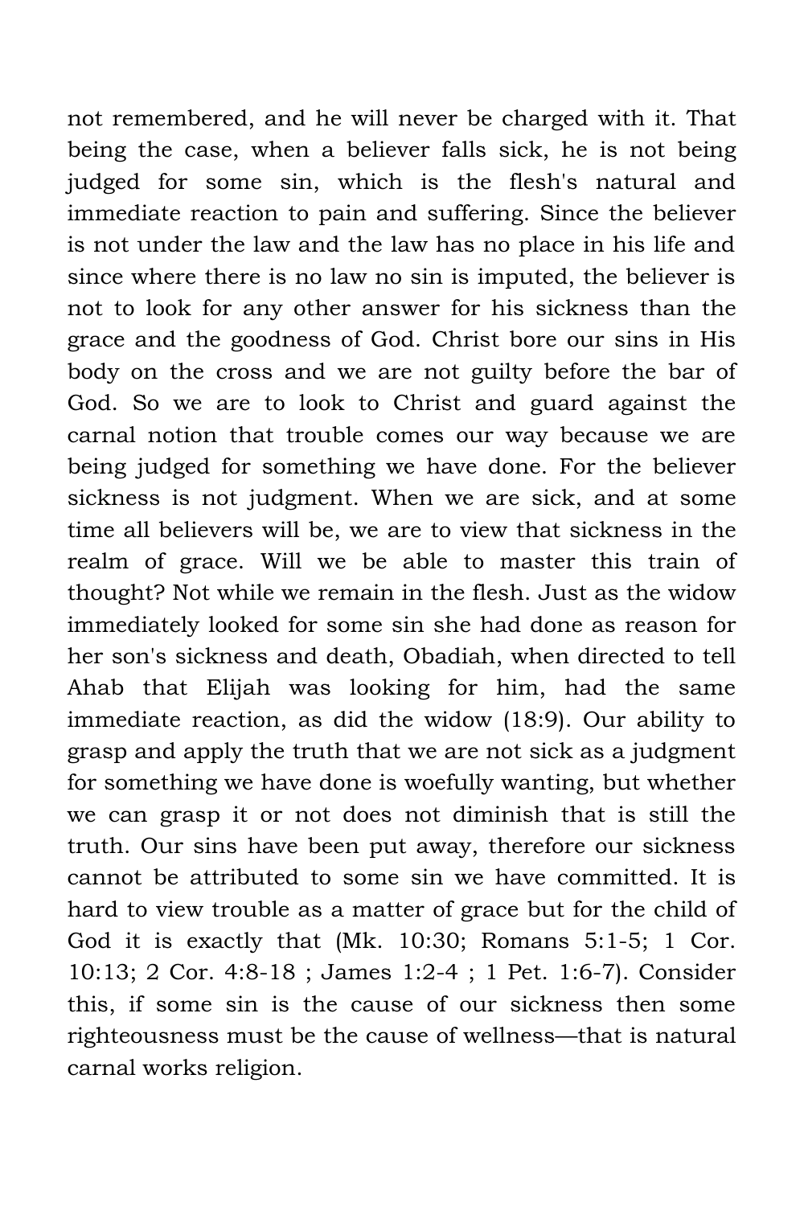not remembered, and he will never be charged with it. That being the case, when a believer falls sick, he is not being judged for some sin, which is the flesh's natural and immediate reaction to pain and suffering. Since the believer is not under the law and the law has no place in his life and since where there is no law no sin is imputed, the believer is not to look for any other answer for his sickness than the grace and the goodness of God. Christ bore our sins in His body on the cross and we are not guilty before the bar of God. So we are to look to Christ and guard against the carnal notion that trouble comes our way because we are being judged for something we have done. For the believer sickness is not judgment. When we are sick, and at some time all believers will be, we are to view that sickness in the realm of grace. Will we be able to master this train of thought? Not while we remain in the flesh. Just as the widow immediately looked for some sin she had done as reason for her son's sickness and death, Obadiah, when directed to tell Ahab that Elijah was looking for him, had the same immediate reaction, as did the widow (18:9). Our ability to grasp and apply the truth that we are not sick as a judgment for something we have done is woefully wanting, but whether we can grasp it or not does not diminish that is still the truth. Our sins have been put away, therefore our sickness cannot be attributed to some sin we have committed. It is hard to view trouble as a matter of grace but for the child of God it is exactly that (Mk. 10:30; Romans 5:1-5; 1 Cor. 10:13; 2 Cor. 4:8-18 ; James 1:2-4 ; 1 Pet. 1:6-7). Consider this, if some sin is the cause of our sickness then some righteousness must be the cause of wellness—that is natural carnal works religion.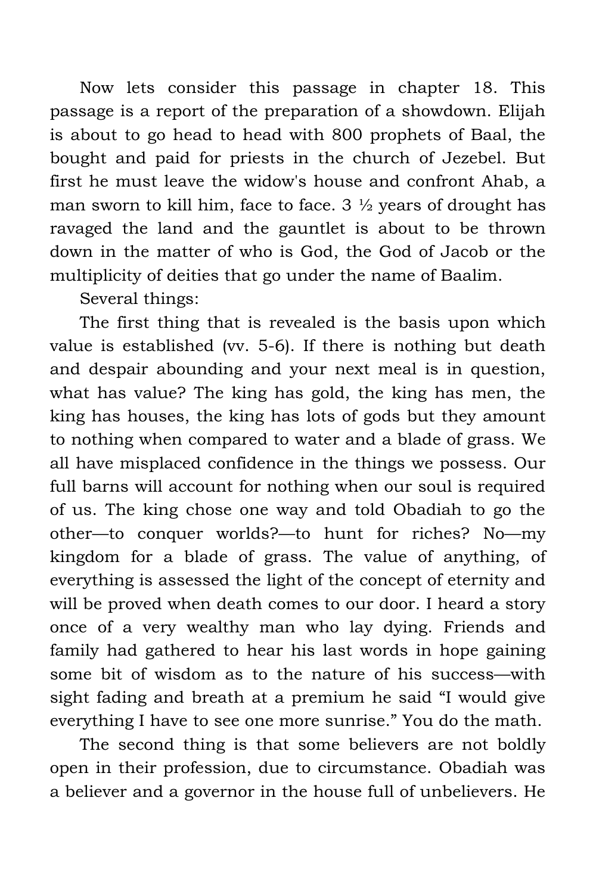Now lets consider this passage in chapter 18. This passage is a report of the preparation of a showdown. Elijah is about to go head to head with 800 prophets of Baal, the bought and paid for priests in the church of Jezebel. But first he must leave the widow's house and confront Ahab, a man sworn to kill him, face to face. 3 ½ years of drought has ravaged the land and the gauntlet is about to be thrown down in the matter of who is God, the God of Jacob or the multiplicity of deities that go under the name of Baalim.

Several things:

The first thing that is revealed is the basis upon which value is established (vv. 5-6). If there is nothing but death and despair abounding and your next meal is in question, what has value? The king has gold, the king has men, the king has houses, the king has lots of gods but they amount to nothing when compared to water and a blade of grass. We all have misplaced confidence in the things we possess. Our full barns will account for nothing when our soul is required of us. The king chose one way and told Obadiah to go the other—to conquer worlds?—to hunt for riches? No—my kingdom for a blade of grass. The value of anything, of everything is assessed the light of the concept of eternity and will be proved when death comes to our door. I heard a story once of a very wealthy man who lay dying. Friends and family had gathered to hear his last words in hope gaining some bit of wisdom as to the nature of his success—with sight fading and breath at a premium he said "I would give everything I have to see one more sunrise." You do the math.

The second thing is that some believers are not boldly open in their profession, due to circumstance. Obadiah was a believer and a governor in the house full of unbelievers. He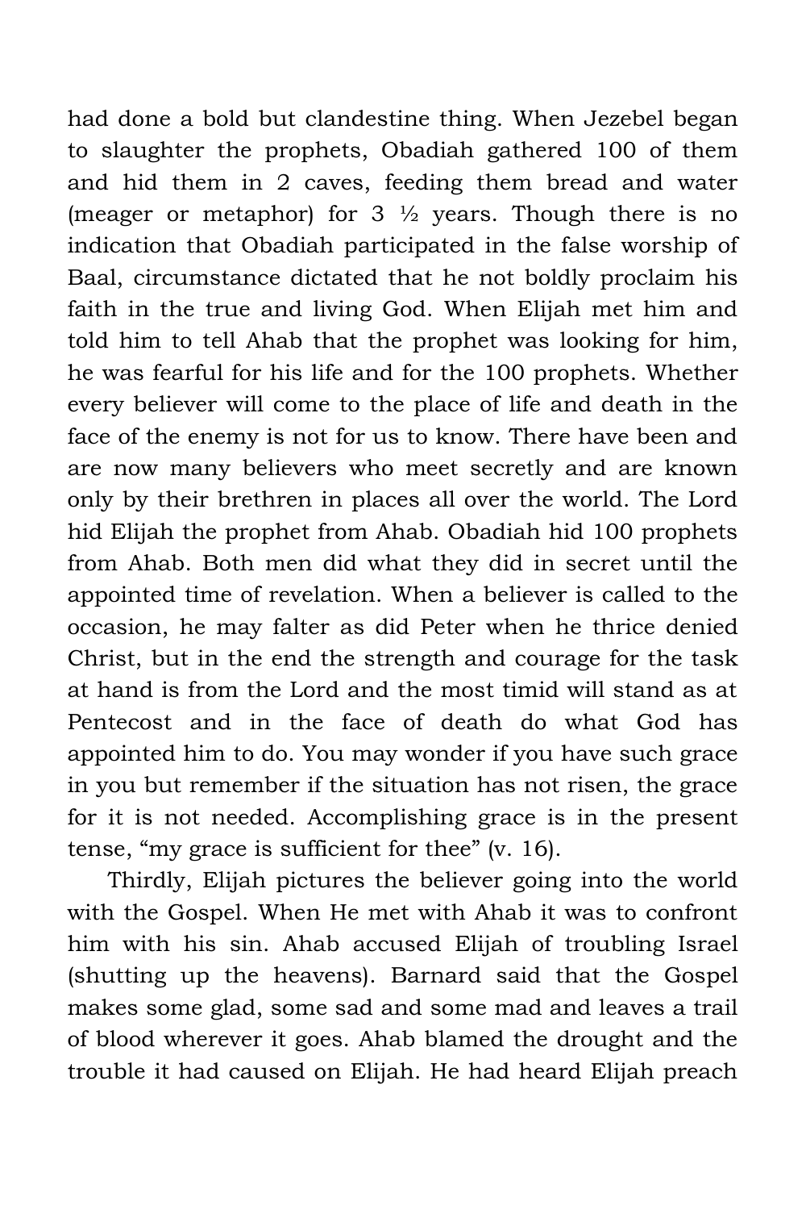had done a bold but clandestine thing. When Jezebel began to slaughter the prophets, Obadiah gathered 100 of them and hid them in 2 caves, feeding them bread and water (meager or metaphor) for 3 ½ years. Though there is no indication that Obadiah participated in the false worship of Baal, circumstance dictated that he not boldly proclaim his faith in the true and living God. When Elijah met him and told him to tell Ahab that the prophet was looking for him, he was fearful for his life and for the 100 prophets. Whether every believer will come to the place of life and death in the face of the enemy is not for us to know. There have been and are now many believers who meet secretly and are known only by their brethren in places all over the world. The Lord hid Elijah the prophet from Ahab. Obadiah hid 100 prophets from Ahab. Both men did what they did in secret until the appointed time of revelation. When a believer is called to the occasion, he may falter as did Peter when he thrice denied Christ, but in the end the strength and courage for the task at hand is from the Lord and the most timid will stand as at Pentecost and in the face of death do what God has appointed him to do. You may wonder if you have such grace in you but remember if the situation has not risen, the grace for it is not needed. Accomplishing grace is in the present tense, "my grace is sufficient for thee" (v. 16).

Thirdly, Elijah pictures the believer going into the world with the Gospel. When He met with Ahab it was to confront him with his sin. Ahab accused Elijah of troubling Israel (shutting up the heavens). Barnard said that the Gospel makes some glad, some sad and some mad and leaves a trail of blood wherever it goes. Ahab blamed the drought and the trouble it had caused on Elijah. He had heard Elijah preach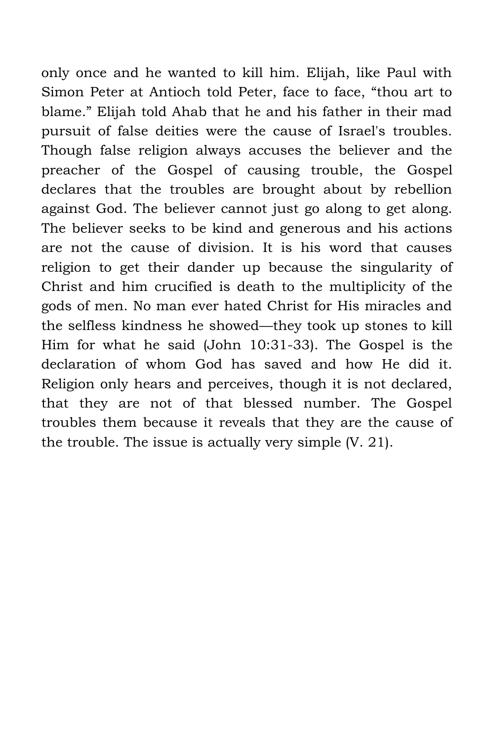only once and he wanted to kill him. Elijah, like Paul with Simon Peter at Antioch told Peter, face to face, “thou art to blame.” Elijah told Ahab that he and his father in their mad pursuit of false deities were the cause of Israel's troubles. Though false religion always accuses the believer and the preacher of the Gospel of causing trouble, the Gospel declares that the troubles are brought about by rebellion against God. The believer cannot just go along to get along. The believer seeks to be kind and generous and his actions are not the cause of division. It is his word that causes religion to get their dander up because the singularity of Christ and him crucified is death to the multiplicity of the gods of men. No man ever hated Christ for His miracles and the selfless kindness he showed—they took up stones to kill Him for what he said (John 10:31-33). The Gospel is the declaration of whom God has saved and how He did it. Religion only hears and perceives, though it is not declared, that they are not of that blessed number. The Gospel troubles them because it reveals that they are the cause of the trouble. The issue is actually very simple (V. 21).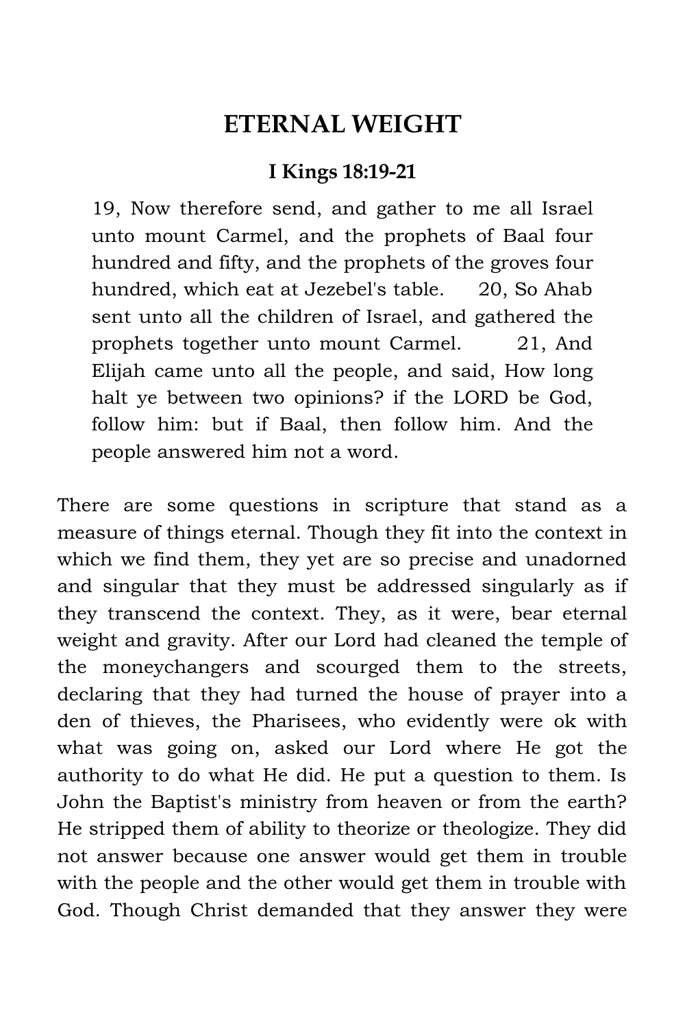## ETERNAL WEIGHT

### I Kings 18:19-21

> 19, Now therefore send, and gather to me all Israel unto mount Carmel, and the prophets of Baal four hundred and fifty, and the prophets of the groves four hundred, which eat at Jezebel's table. 20, So Ahab sent unto all the children of Israel, and gathered the prophets together unto mount Carmel. 21, And Elijah came unto all the people, and said, How long halt ye between two opinions? if the LORD be God, follow him: but if Baal, then follow him. And the people answered him not a word.

There are some questions in scripture that stand as a measure of things eternal. Though they fit into the context in which we find them, they yet are so precise and unadorned and singular that they must be addressed singularly as if they transcend the context. They, as it were, bear eternal weight and gravity. After our Lord had cleaned the temple of the moneychangers and scourged them to the streets, declaring that they had turned the house of prayer into a den of thieves, the Pharisees, who evidently were ok with what was going on, asked our Lord where He got the authority to do what He did. He put a question to them. Is John the Baptist's ministry from heaven or from the earth? He stripped them of ability to theorize or theologize. They did not answer because one answer would get them in trouble with the people and the other would get them in trouble with God. Though Christ demanded that they answer they were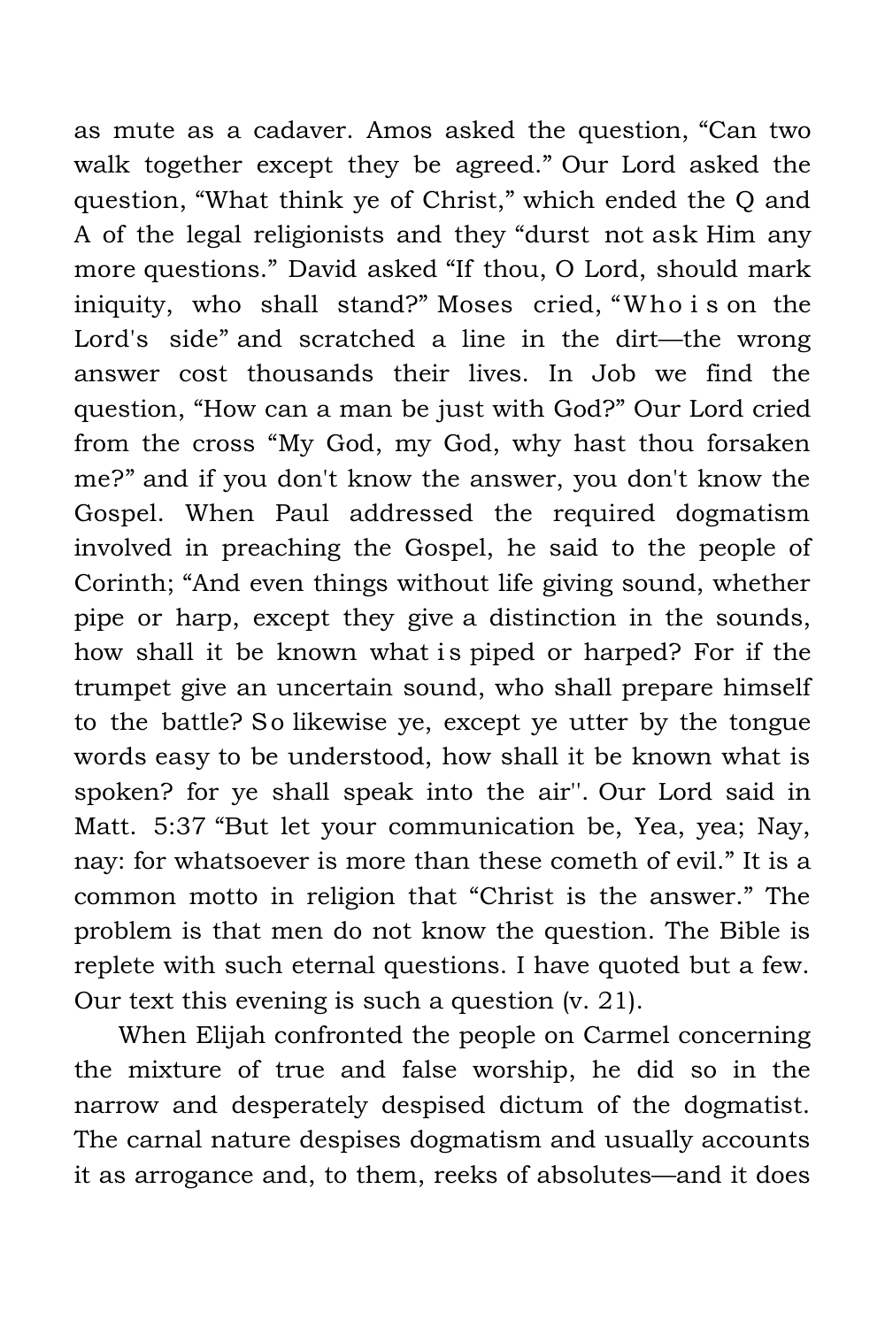as mute as a cadaver. Amos asked the question, “Can two walk together except they be agreed.” Our Lord asked the question, “What think ye of Christ,” which ended the Q and A of the legal religionists and they “durst not ask Him any more questions.” David asked “If thou, O Lord, should mark iniquity, who shall stand?” Moses cried, “Who is on the Lord's side” and scratched a line in the dirt—the wrong answer cost thousands their lives. In Job we find the question, “How can a man be just with God?” Our Lord cried from the cross “My God, my God, why hast thou forsaken me?” and if you don't know the answer, you don't know the Gospel. When Paul addressed the required dogmatism involved in preaching the Gospel, he said to the people of Corinth; “And even things without life giving sound, whether pipe or harp, except they give a distinction in the sounds, how shall it be known what is piped or harped? For if the trumpet give an uncertain sound, who shall prepare himself to the battle? So likewise ye, except ye utter by the tongue words easy to be understood, how shall it be known what is spoken? for ye shall speak into the air''. Our Lord said in Matt. 5:37 “But let your communication be, Yea, yea; Nay, nay: for whatsoever is more than these cometh of evil.” It is a common motto in religion that “Christ is the answer.” The problem is that men do not know the question. The Bible is replete with such eternal questions. I have quoted but a few. Our text this evening is such a question (v. 21).

When Elijah confronted the people on Carmel concerning the mixture of true and false worship, he did so in the narrow and desperately despised dictum of the dogmatist. The carnal nature despises dogmatism and usually accounts it as arrogance and, to them, reeks of absolutes—and it does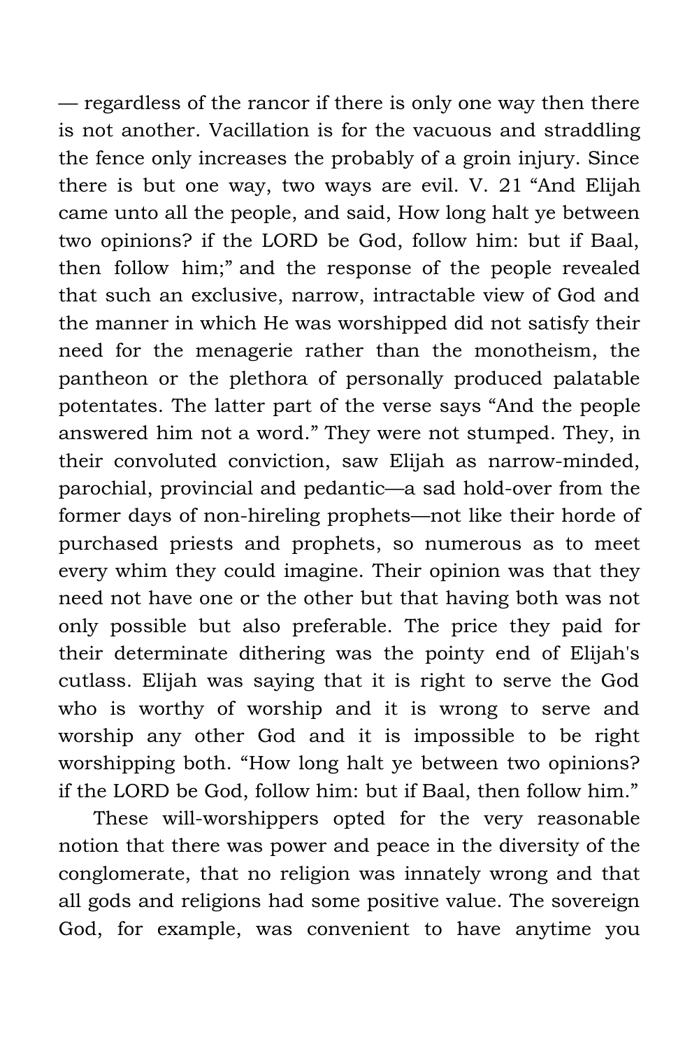— regardless of the rancor if there is only one way then there is not another. Vacillation is for the vacuous and straddling the fence only increases the probably of a groin injury. Since there is but one way, two ways are evil. V. 21 "And Elijah came unto all the people, and said, How long halt ye between two opinions? if the LORD be God, follow him: but if Baal, then follow him;" and the response of the people revealed that such an exclusive, narrow, intractable view of God and the manner in which He was worshipped did not satisfy their need for the menagerie rather than the monotheism, the pantheon or the plethora of personally produced palatable potentates. The latter part of the verse says "And the people answered him not a word." They were not stumped. They, in their convoluted conviction, saw Elijah as narrow-minded, parochial, provincial and pedantic—a sad hold-over from the former days of non-hireling prophets—not like their horde of purchased priests and prophets, so numerous as to meet every whim they could imagine. Their opinion was that they need not have one or the other but that having both was not only possible but also preferable. The price they paid for their determinate dithering was the pointy end of Elijah's cutlass. Elijah was saying that it is right to serve the God who is worthy of worship and it is wrong to serve and worship any other God and it is impossible to be right worshipping both. "How long halt ye between two opinions? if the LORD be God, follow him: but if Baal, then follow him."

These will-worshippers opted for the very reasonable notion that there was power and peace in the diversity of the conglomerate, that no religion was innately wrong and that all gods and religions had some positive value. The sovereign God, for example, was convenient to have anytime you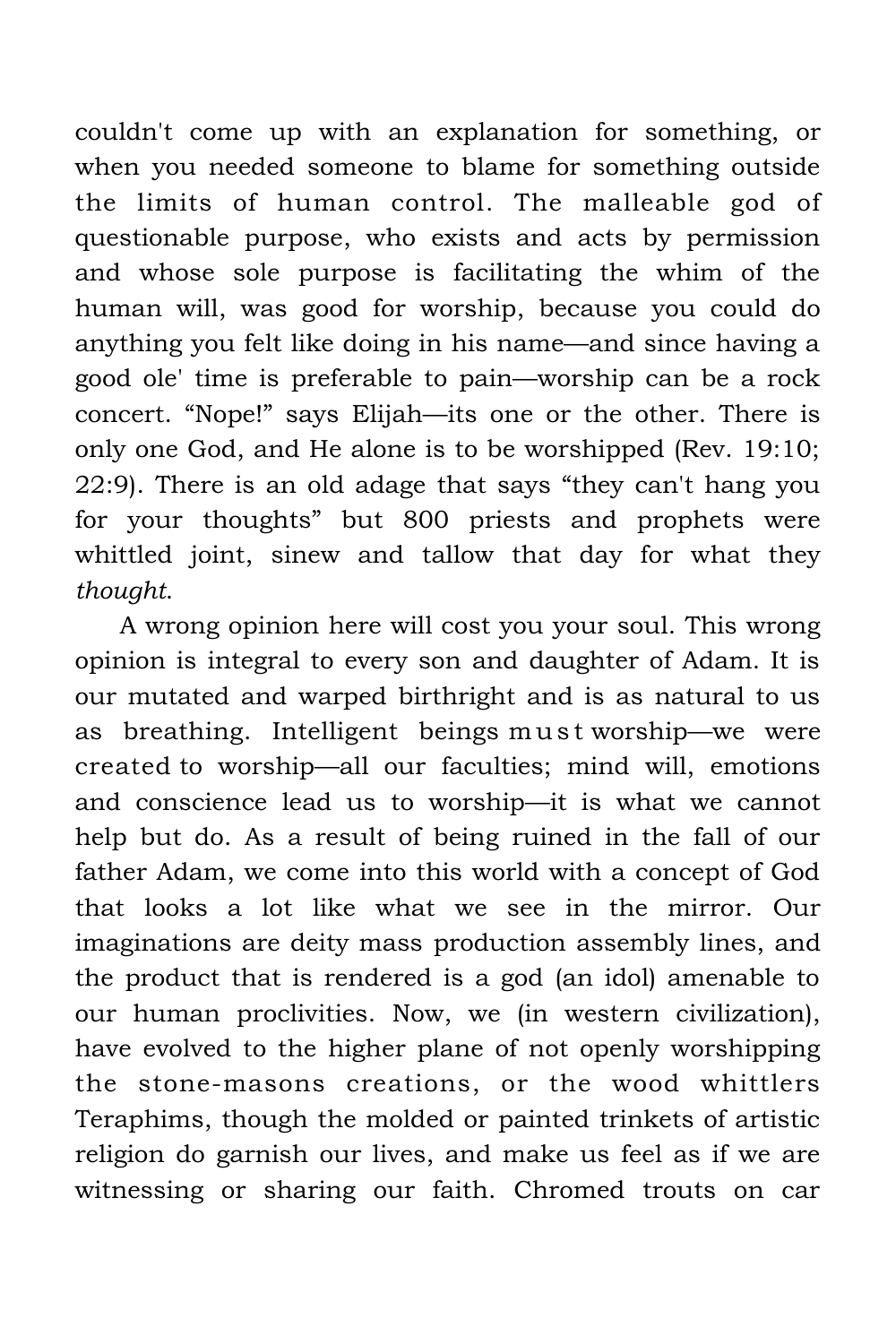couldn't come up with an explanation for something, or when you needed someone to blame for something outside the limits of human control. The malleable god of questionable purpose, who exists and acts by permission and whose sole purpose is facilitating the whim of the human will, was good for worship, because you could do anything you felt like doing in his name—and since having a good ole' time is preferable to pain—worship can be a rock concert. “Nope!” says Elijah—its one or the other. There is only one God, and He alone is to be worshipped (Rev. 19:10; 22:9). There is an old adage that says “they can't hang you for your thoughts” but 800 priests and prophets were whittled joint, sinew and tallow that day for what they *thought*.

A wrong opinion here will cost you your soul. This wrong opinion is integral to every son and daughter of Adam. It is our mutated and warped birthright and is as natural to us as breathing. Intelligent beings must worship—we were created to worship—all our faculties; mind will, emotions and conscience lead us to worship—it is what we cannot help but do. As a result of being ruined in the fall of our father Adam, we come into this world with a concept of God that looks a lot like what we see in the mirror. Our imaginations are deity mass production assembly lines, and the product that is rendered is a god (an idol) amenable to our human proclivities. Now, we (in western civilization), have evolved to the higher plane of not openly worshipping the stone-masons creations, or the wood whittlers Teraphims, though the molded or painted trinkets of artistic religion do garnish our lives, and make us feel as if we are witnessing or sharing our faith. Chromed trouts on car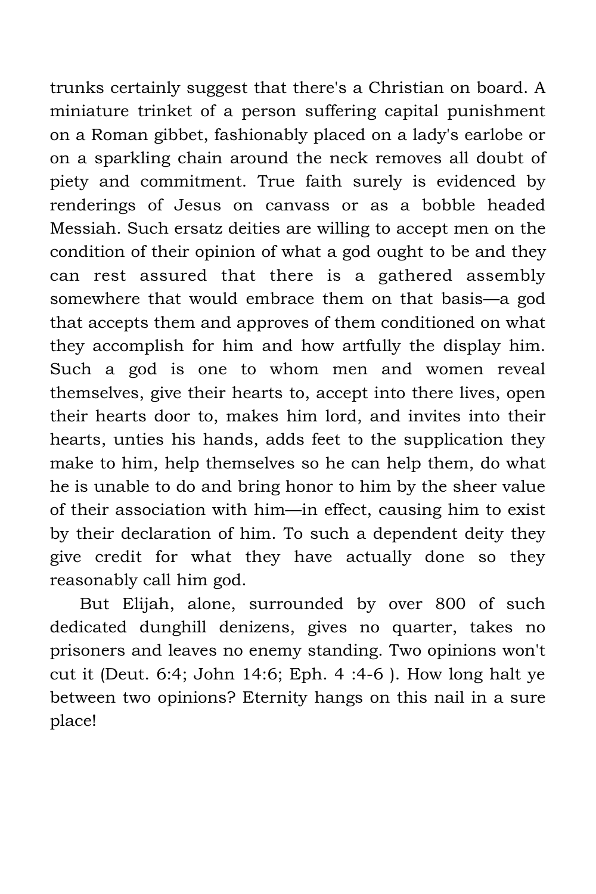trunks certainly suggest that there's a Christian on board. A miniature trinket of a person suffering capital punishment on a Roman gibbet, fashionably placed on a lady's earlobe or on a sparkling chain around the neck removes all doubt of piety and commitment. True faith surely is evidenced by renderings of Jesus on canvass or as a bobble headed Messiah. Such ersatz deities are willing to accept men on the condition of their opinion of what a god ought to be and they can rest assured that there is a gathered assembly somewhere that would embrace them on that basis—a god that accepts them and approves of them conditioned on what they accomplish for him and how artfully the display him. Such a god is one to whom men and women reveal themselves, give their hearts to, accept into there lives, open their hearts door to, makes him lord, and invites into their hearts, unties his hands, adds feet to the supplication they make to him, help themselves so he can help them, do what he is unable to do and bring honor to him by the sheer value of their association with him—in effect, causing him to exist by their declaration of him. To such a dependent deity they give credit for what they have actually done so they reasonably call him god.

But Elijah, alone, surrounded by over 800 of such dedicated dunghill denizens, gives no quarter, takes no prisoners and leaves no enemy standing. Two opinions won't cut it (Deut. 6:4; John 14:6; Eph. 4 :4-6 ). How long halt ye between two opinions? Eternity hangs on this nail in a sure place!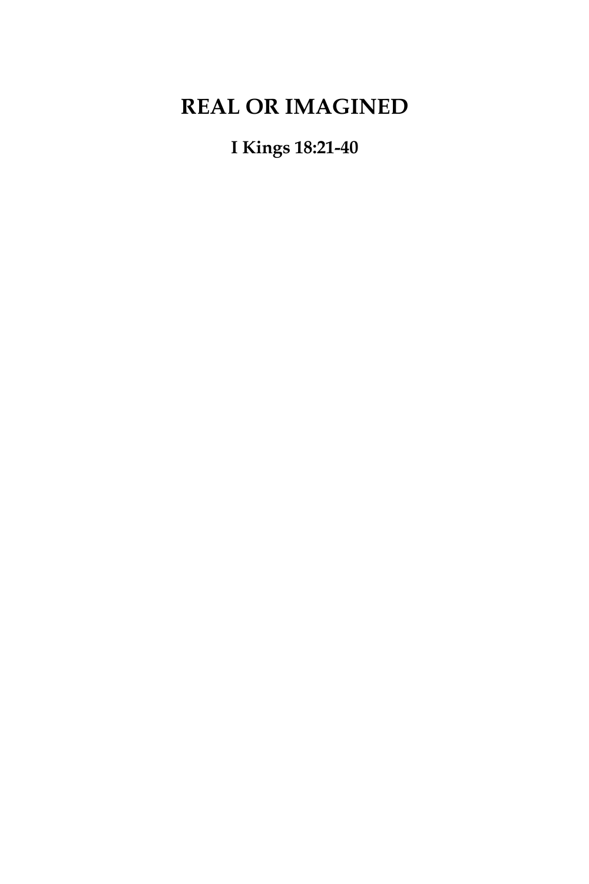# REAL OR IMAGINED

**I Kings 18:21-40**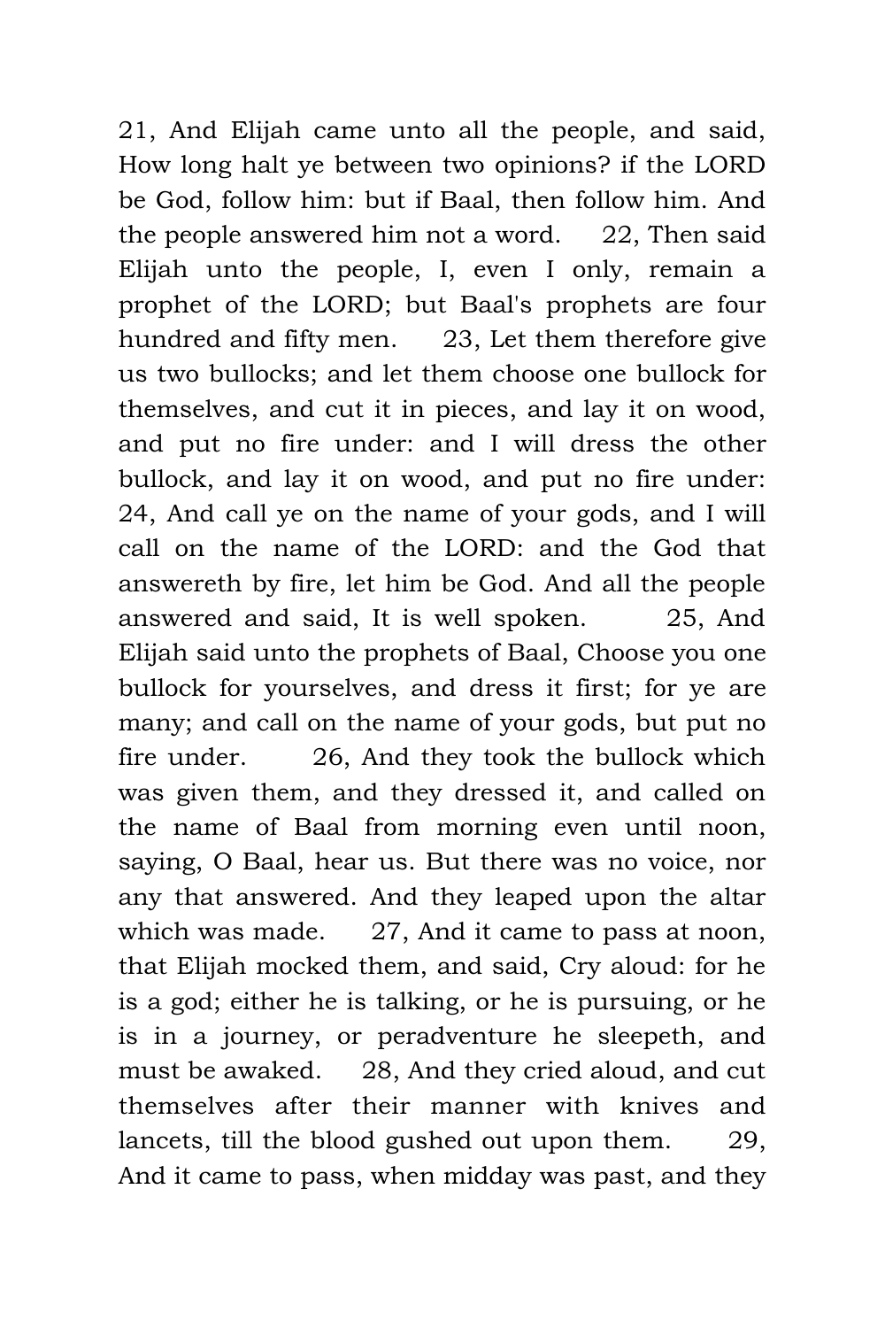21, And Elijah came unto all the people, and said, How long halt ye between two opinions? if the LORD be God, follow him: but if Baal, then follow him. And the people answered him not a word.  22, Then said Elijah unto the people, I, even I only, remain a prophet of the LORD; but Baal's prophets are four hundred and fifty men.  23, Let them therefore give us two bullocks; and let them choose one bullock for themselves, and cut it in pieces, and lay it on wood, and put no fire under: and I will dress the other bullock, and lay it on wood, and put no fire under:  24, And call ye on the name of your gods, and I will call on the name of the LORD: and the God that answereth by fire, let him be God. And all the people answered and said, It is well spoken.  25, And Elijah said unto the prophets of Baal, Choose you one bullock for yourselves, and dress it first; for ye are many; and call on the name of your gods, but put no fire under.  26, And they took the bullock which was given them, and they dressed it, and called on the name of Baal from morning even until noon, saying, O Baal, hear us. But there was no voice, nor any that answered. And they leaped upon the altar which was made.  27, And it came to pass at noon, that Elijah mocked them, and said, Cry aloud: for he is a god; either he is talking, or he is pursuing, or he is in a journey, or peradventure he sleepeth, and must be awaked.  28, And they cried aloud, and cut themselves after their manner with knives and lancets, till the blood gushed out upon them.  29, And it came to pass, when midday was past, and they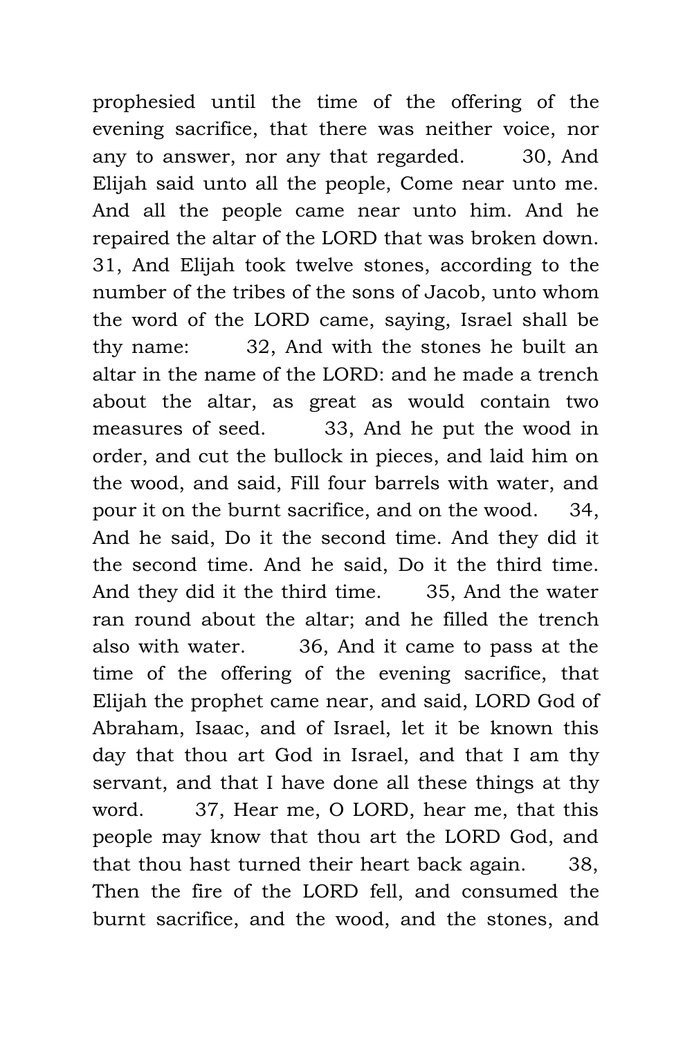prophesied until the time of the offering of the evening sacrifice, that there was neither voice, nor any to answer, nor any that regarded. 30, And Elijah said unto all the people, Come near unto me. And all the people came near unto him. And he repaired the altar of the LORD that was broken down. 31, And Elijah took twelve stones, according to the number of the tribes of the sons of Jacob, unto whom the word of the LORD came, saying, Israel shall be thy name: 32, And with the stones he built an altar in the name of the LORD: and he made a trench about the altar, as great as would contain two measures of seed. 33, And he put the wood in order, and cut the bullock in pieces, and laid him on the wood, and said, Fill four barrels with water, and pour it on the burnt sacrifice, and on the wood. 34, And he said, Do it the second time. And they did it the second time. And he said, Do it the third time. And they did it the third time. 35, And the water ran round about the altar; and he filled the trench also with water. 36, And it came to pass at the time of the offering of the evening sacrifice, that Elijah the prophet came near, and said, LORD God of Abraham, Isaac, and of Israel, let it be known this day that thou art God in Israel, and that I am thy servant, and that I have done all these things at thy word. 37, Hear me, O LORD, hear me, that this people may know that thou art the LORD God, and that thou hast turned their heart back again. 38, Then the fire of the LORD fell, and consumed the burnt sacrifice, and the wood, and the stones, and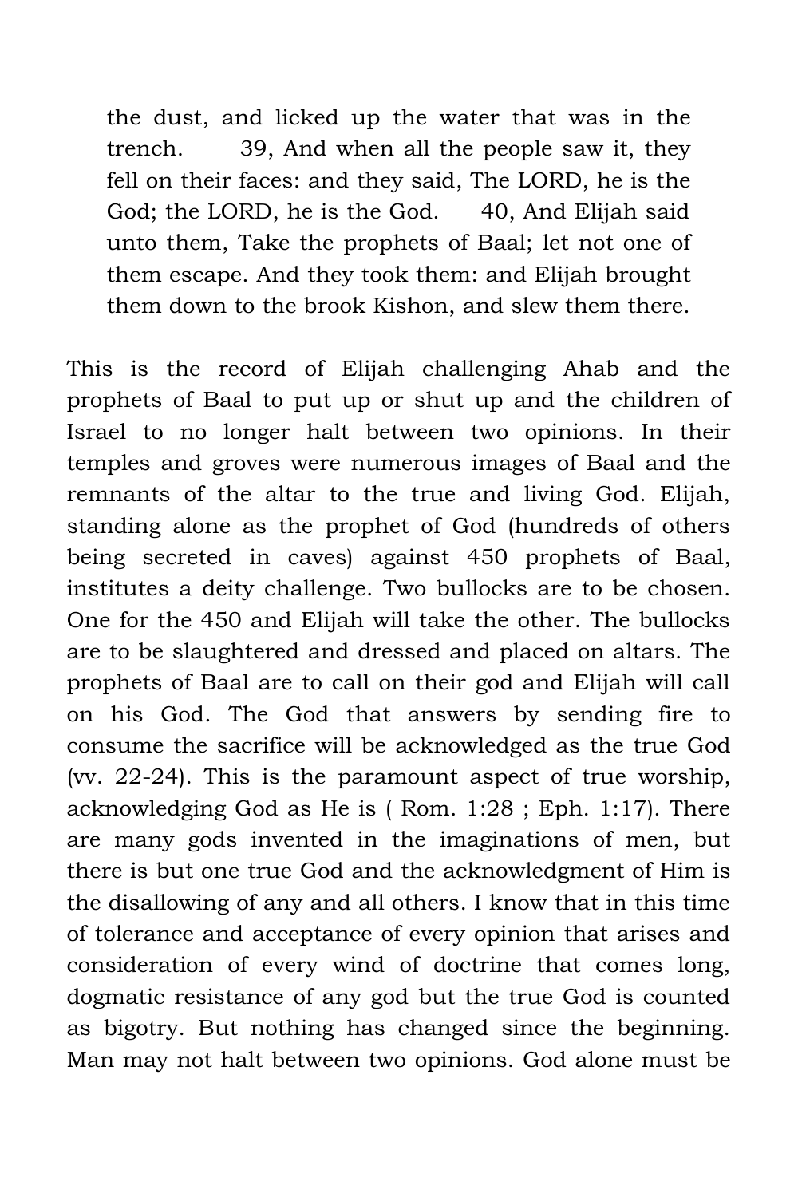> the dust, and licked up the water that was in the trench. 39, And when all the people saw it, they fell on their faces: and they said, The LORD, he is the God; the LORD, he is the God. 40, And Elijah said unto them, Take the prophets of Baal; let not one of them escape. And they took them: and Elijah brought them down to the brook Kishon, and slew them there.

This is the record of Elijah challenging Ahab and the prophets of Baal to put up or shut up and the children of Israel to no longer halt between two opinions. In their temples and groves were numerous images of Baal and the remnants of the altar to the true and living God. Elijah, standing alone as the prophet of God (hundreds of others being secreted in caves) against 450 prophets of Baal, institutes a deity challenge. Two bullocks are to be chosen. One for the 450 and Elijah will take the other. The bullocks are to be slaughtered and dressed and placed on altars. The prophets of Baal are to call on their god and Elijah will call on his God. The God that answers by sending fire to consume the sacrifice will be acknowledged as the true God (vv. 22-24). This is the paramount aspect of true worship, acknowledging God as He is ( Rom. 1:28 ; Eph. 1:17). There are many gods invented in the imaginations of men, but there is but one true God and the acknowledgment of Him is the disallowing of any and all others. I know that in this time of tolerance and acceptance of every opinion that arises and consideration of every wind of doctrine that comes long, dogmatic resistance of any god but the true God is counted as bigotry. But nothing has changed since the beginning. Man may not halt between two opinions. God alone must be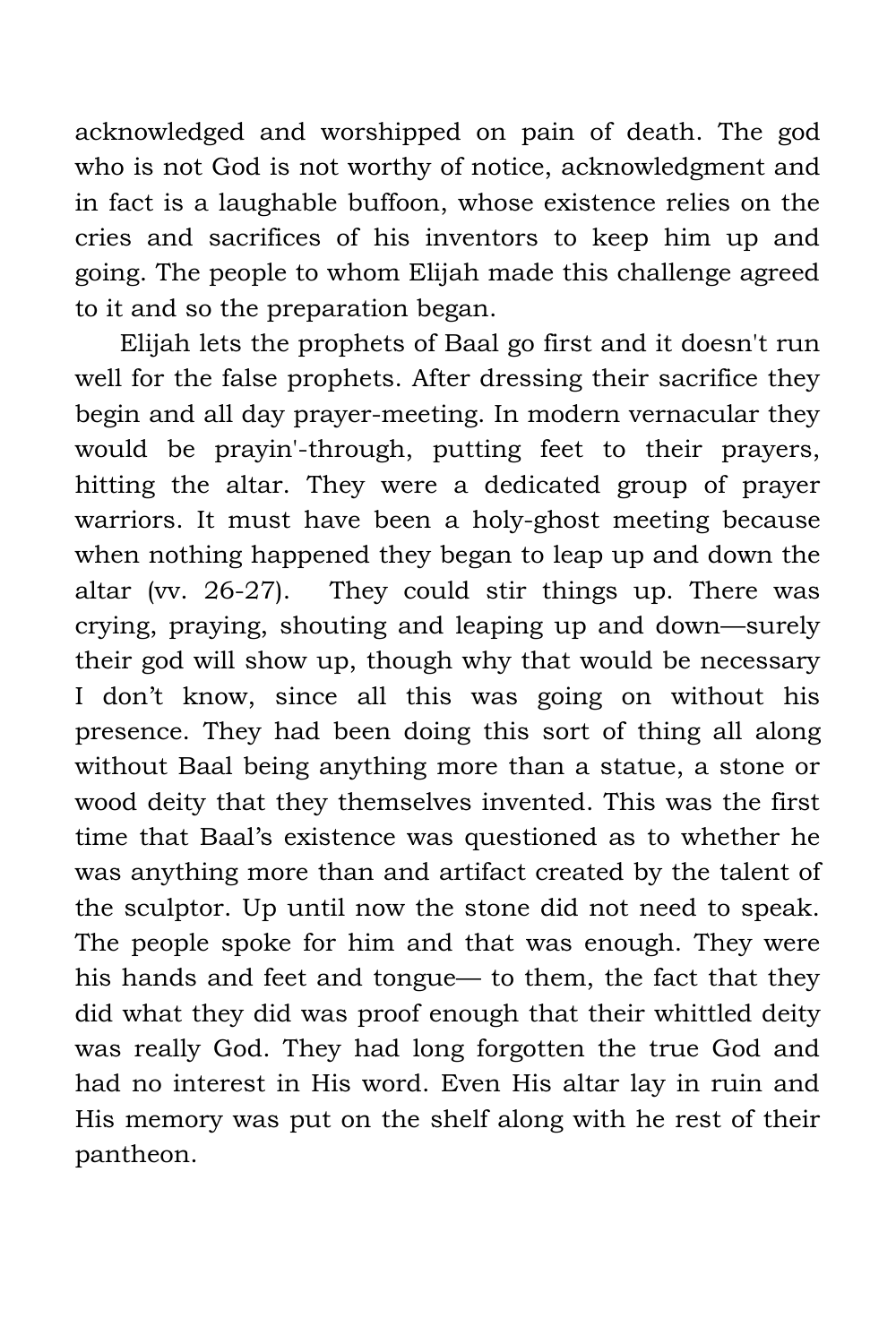acknowledged and worshipped on pain of death. The god who is not God is not worthy of notice, acknowledgment and in fact is a laughable buffoon, whose existence relies on the cries and sacrifices of his inventors to keep him up and going. The people to whom Elijah made this challenge agreed to it and so the preparation began.

Elijah lets the prophets of Baal go first and it doesn't run well for the false prophets. After dressing their sacrifice they begin and all day prayer-meeting. In modern vernacular they would be prayin'-through, putting feet to their prayers, hitting the altar. They were a dedicated group of prayer warriors. It must have been a holy-ghost meeting because when nothing happened they began to leap up and down the altar (vv. 26-27). They could stir things up. There was crying, praying, shouting and leaping up and down—surely their god will show up, though why that would be necessary I don't know, since all this was going on without his presence. They had been doing this sort of thing all along without Baal being anything more than a statue, a stone or wood deity that they themselves invented. This was the first time that Baal's existence was questioned as to whether he was anything more than and artifact created by the talent of the sculptor. Up until now the stone did not need to speak. The people spoke for him and that was enough. They were his hands and feet and tongue— to them, the fact that they did what they did was proof enough that their whittled deity was really God. They had long forgotten the true God and had no interest in His word. Even His altar lay in ruin and His memory was put on the shelf along with he rest of their pantheon.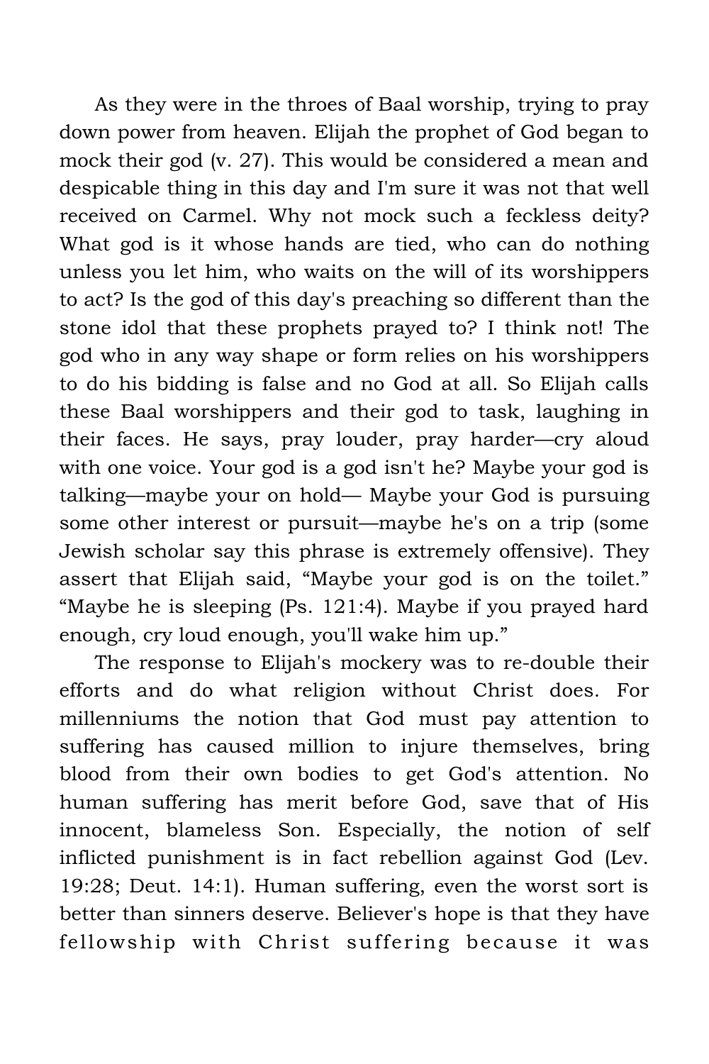As they were in the throes of Baal worship, trying to pray down power from heaven. Elijah the prophet of God began to mock their god (v. 27). This would be considered a mean and despicable thing in this day and I'm sure it was not that well received on Carmel. Why not mock such a feckless deity? What god is it whose hands are tied, who can do nothing unless you let him, who waits on the will of its worshippers to act? Is the god of this day's preaching so different than the stone idol that these prophets prayed to? I think not! The god who in any way shape or form relies on his worshippers to do his bidding is false and no God at all. So Elijah calls these Baal worshippers and their god to task, laughing in their faces. He says, pray louder, pray harder—cry aloud with one voice. Your god is a god isn't he? Maybe your god is talking—maybe your on hold— Maybe your God is pursuing some other interest or pursuit—maybe he's on a trip (some Jewish scholar say this phrase is extremely offensive). They assert that Elijah said, "Maybe your god is on the toilet." "Maybe he is sleeping (Ps. 121:4). Maybe if you prayed hard enough, cry loud enough, you'll wake him up."

The response to Elijah's mockery was to re-double their efforts and do what religion without Christ does. For millenniums the notion that God must pay attention to suffering has caused million to injure themselves, bring blood from their own bodies to get God's attention. No human suffering has merit before God, save that of His innocent, blameless Son. Especially, the notion of self inflicted punishment is in fact rebellion against God (Lev. 19:28; Deut. 14:1). Human suffering, even the worst sort is better than sinners deserve. Believer's hope is that they have fellowship with Christ suffering because it was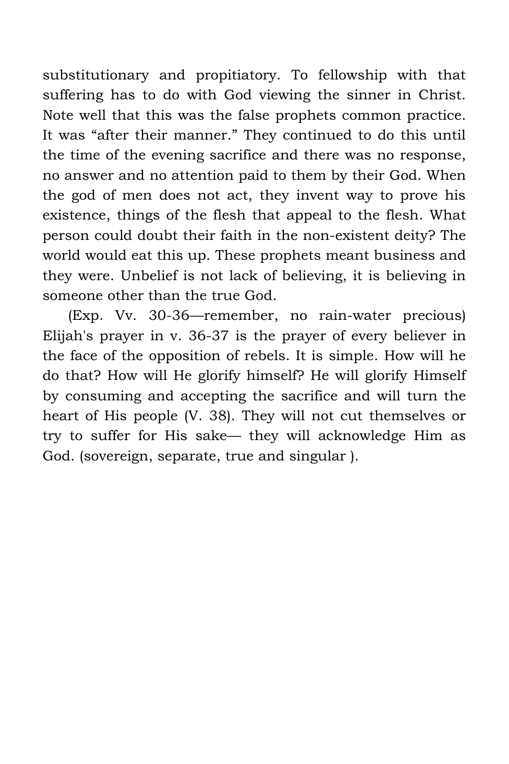substitutionary and propitiatory. To fellowship with that suffering has to do with God viewing the sinner in Christ. Note well that this was the false prophets common practice. It was "after their manner." They continued to do this until the time of the evening sacrifice and there was no response, no answer and no attention paid to them by their God. When the god of men does not act, they invent way to prove his existence, things of the flesh that appeal to the flesh. What person could doubt their faith in the non-existent deity? The world would eat this up. These prophets meant business and they were. Unbelief is not lack of believing, it is believing in someone other than the true God.

(Exp. Vv. 30-36—remember, no rain-water precious) Elijah's prayer in v. 36-37 is the prayer of every believer in the face of the opposition of rebels. It is simple. How will he do that? How will He glorify himself? He will glorify Himself by consuming and accepting the sacrifice and will turn the heart of His people (V. 38). They will not cut themselves or try to suffer for His sake— they will acknowledge Him as God. (sovereign, separate, true and singular ).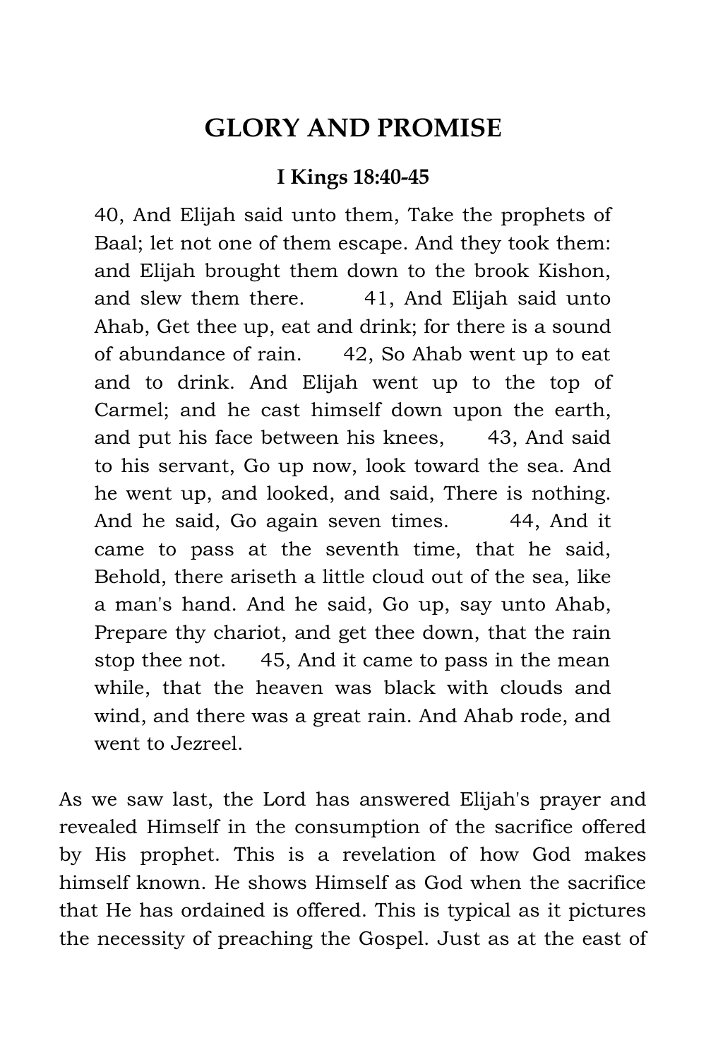# GLORY AND PROMISE

### I Kings 18:40-45

> 40, And Elijah said unto them, Take the prophets of Baal; let not one of them escape. And they took them: and Elijah brought them down to the brook Kishon, and slew them there. 41, And Elijah said unto Ahab, Get thee up, eat and drink; for there is a sound of abundance of rain. 42, So Ahab went up to eat and to drink. And Elijah went up to the top of Carmel; and he cast himself down upon the earth, and put his face between his knees, 43, And said to his servant, Go up now, look toward the sea. And he went up, and looked, and said, There is nothing. And he said, Go again seven times. 44, And it came to pass at the seventh time, that he said, Behold, there ariseth a little cloud out of the sea, like a man's hand. And he said, Go up, say unto Ahab, Prepare thy chariot, and get thee down, that the rain stop thee not. 45, And it came to pass in the mean while, that the heaven was black with clouds and wind, and there was a great rain. And Ahab rode, and went to Jezreel.

As we saw last, the Lord has answered Elijah's prayer and revealed Himself in the consumption of the sacrifice offered by His prophet. This is a revelation of how God makes himself known. He shows Himself as God when the sacrifice that He has ordained is offered. This is typical as it pictures the necessity of preaching the Gospel. Just as at the east of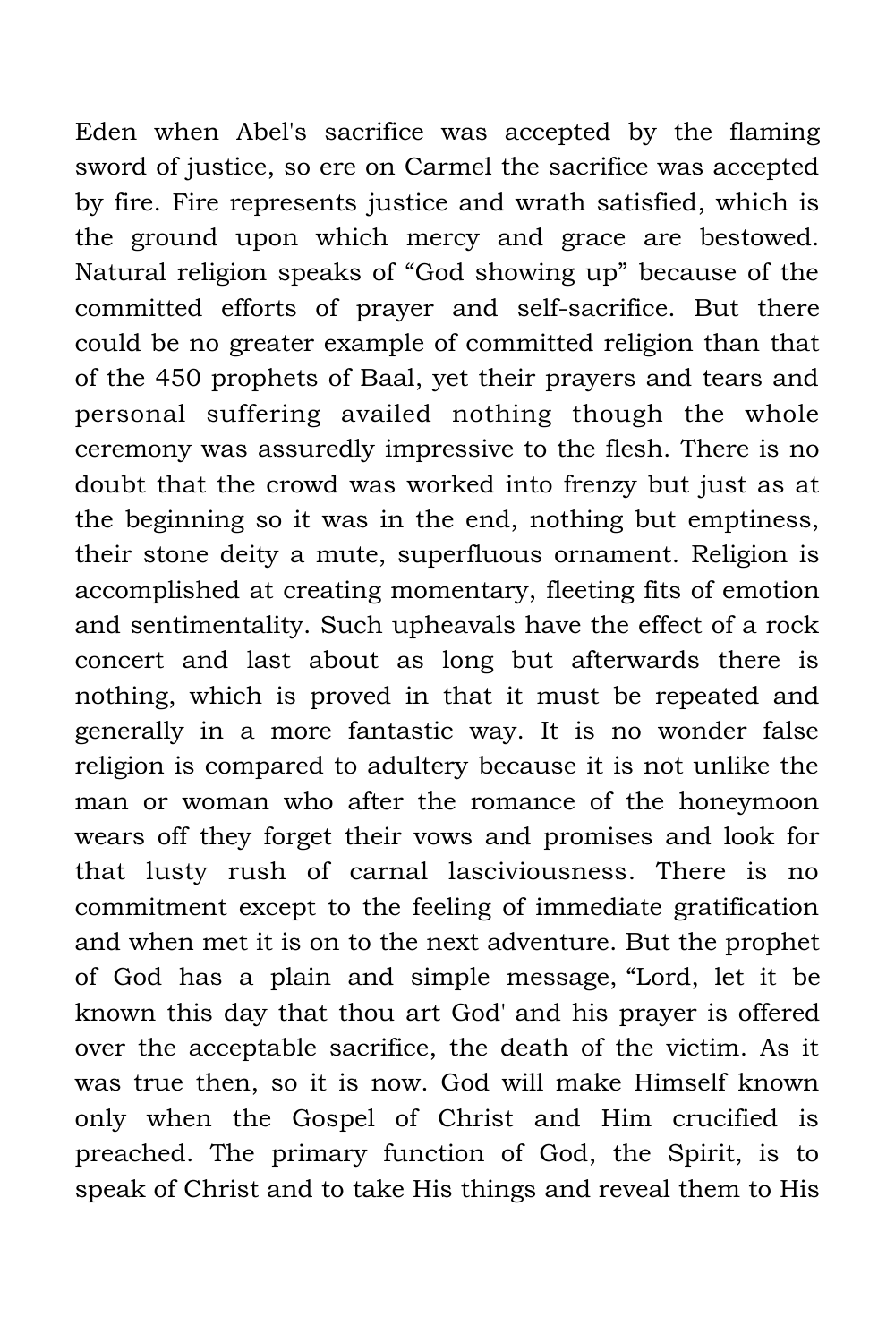Eden when Abel's sacrifice was accepted by the flaming sword of justice, so ere on Carmel the sacrifice was accepted by fire. Fire represents justice and wrath satisfied, which is the ground upon which mercy and grace are bestowed. Natural religion speaks of “God showing up” because of the committed efforts of prayer and self-sacrifice. But there could be no greater example of committed religion than that of the 450 prophets of Baal, yet their prayers and tears and personal suffering availed nothing though the whole ceremony was assuredly impressive to the flesh. There is no doubt that the crowd was worked into frenzy but just as at the beginning so it was in the end, nothing but emptiness, their stone deity a mute, superfluous ornament. Religion is accomplished at creating momentary, fleeting fits of emotion and sentimentality. Such upheavals have the effect of a rock concert and last about as long but afterwards there is nothing, which is proved in that it must be repeated and generally in a more fantastic way. It is no wonder false religion is compared to adultery because it is not unlike the man or woman who after the romance of the honeymoon wears off they forget their vows and promises and look for that lusty rush of carnal lasciviousness. There is no commitment except to the feeling of immediate gratification and when met it is on to the next adventure. But the prophet of God has a plain and simple message, “Lord, let it be known this day that thou art God' and his prayer is offered over the acceptable sacrifice, the death of the victim. As it was true then, so it is now. God will make Himself known only when the Gospel of Christ and Him crucified is preached. The primary function of God, the Spirit, is to speak of Christ and to take His things and reveal them to His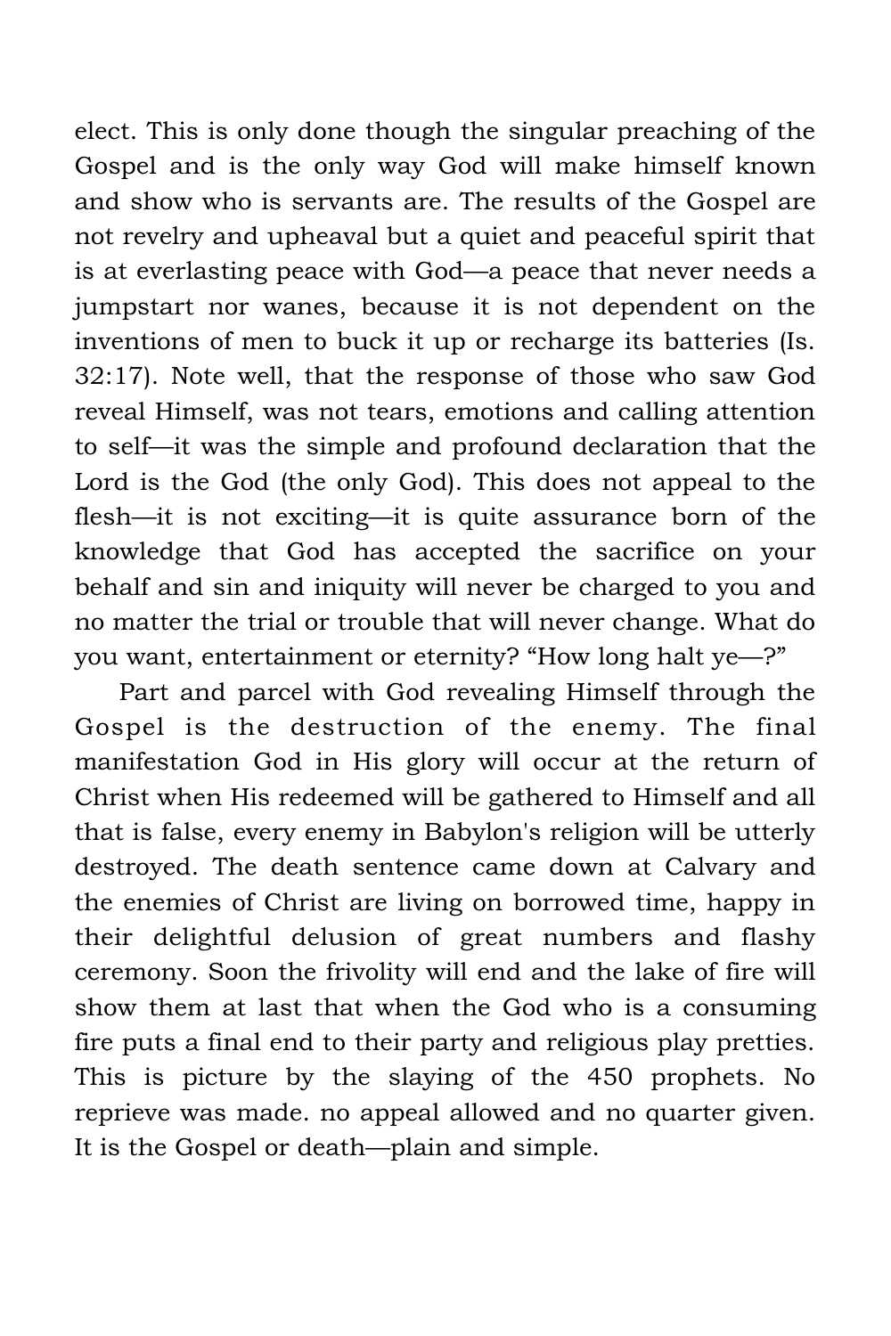elect. This is only done though the singular preaching of the Gospel and is the only way God will make himself known and show who is servants are. The results of the Gospel are not revelry and upheaval but a quiet and peaceful spirit that is at everlasting peace with God—a peace that never needs a jumpstart nor wanes, because it is not dependent on the inventions of men to buck it up or recharge its batteries (Is. 32:17). Note well, that the response of those who saw God reveal Himself, was not tears, emotions and calling attention to self—it was the simple and profound declaration that the Lord is the God (the only God). This does not appeal to the flesh—it is not exciting—it is quite assurance born of the knowledge that God has accepted the sacrifice on your behalf and sin and iniquity will never be charged to you and no matter the trial or trouble that will never change. What do you want, entertainment or eternity? "How long halt ye—?"

Part and parcel with God revealing Himself through the Gospel is the destruction of the enemy. The final manifestation God in His glory will occur at the return of Christ when His redeemed will be gathered to Himself and all that is false, every enemy in Babylon's religion will be utterly destroyed. The death sentence came down at Calvary and the enemies of Christ are living on borrowed time, happy in their delightful delusion of great numbers and flashy ceremony. Soon the frivolity will end and the lake of fire will show them at last that when the God who is a consuming fire puts a final end to their party and religious play pretties. This is picture by the slaying of the 450 prophets. No reprieve was made. no appeal allowed and no quarter given. It is the Gospel or death—plain and simple.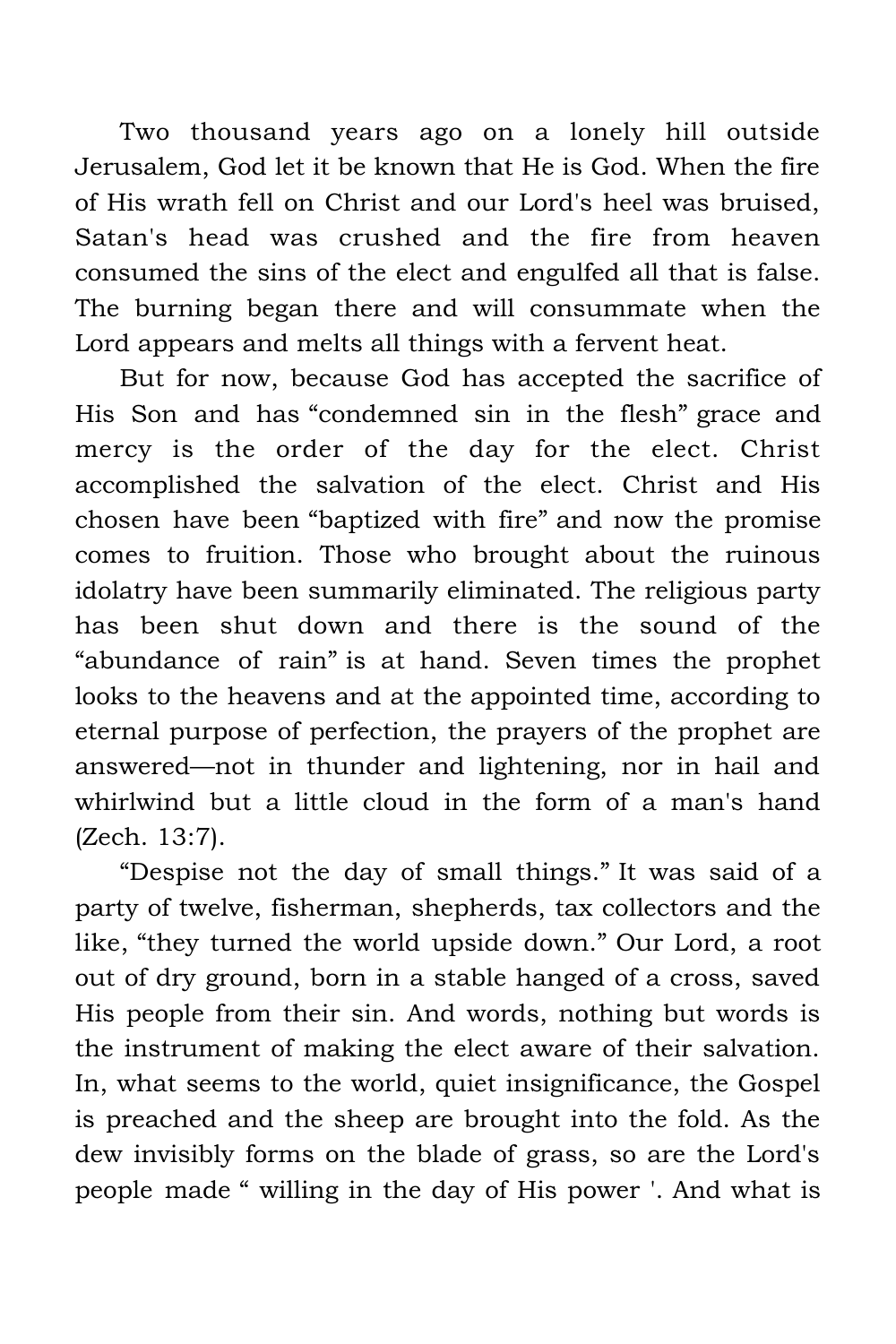Two thousand years ago on a lonely hill outside Jerusalem, God let it be known that He is God. When the fire of His wrath fell on Christ and our Lord's heel was bruised, Satan's head was crushed and the fire from heaven consumed the sins of the elect and engulfed all that is false. The burning began there and will consummate when the Lord appears and melts all things with a fervent heat.

But for now, because God has accepted the sacrifice of His Son and has "condemned sin in the flesh" grace and mercy is the order of the day for the elect. Christ accomplished the salvation of the elect. Christ and His chosen have been "baptized with fire" and now the promise comes to fruition. Those who brought about the ruinous idolatry have been summarily eliminated. The religious party has been shut down and there is the sound of the "abundance of rain" is at hand. Seven times the prophet looks to the heavens and at the appointed time, according to eternal purpose of perfection, the prayers of the prophet are answered—not in thunder and lightening, nor in hail and whirlwind but a little cloud in the form of a man's hand (Zech. 13:7).

"Despise not the day of small things." It was said of a party of twelve, fisherman, shepherds, tax collectors and the like, "they turned the world upside down." Our Lord, a root out of dry ground, born in a stable hanged of a cross, saved His people from their sin. And words, nothing but words is the instrument of making the elect aware of their salvation. In, what seems to the world, quiet insignificance, the Gospel is preached and the sheep are brought into the fold. As the dew invisibly forms on the blade of grass, so are the Lord's people made " willing in the day of His power '. And what is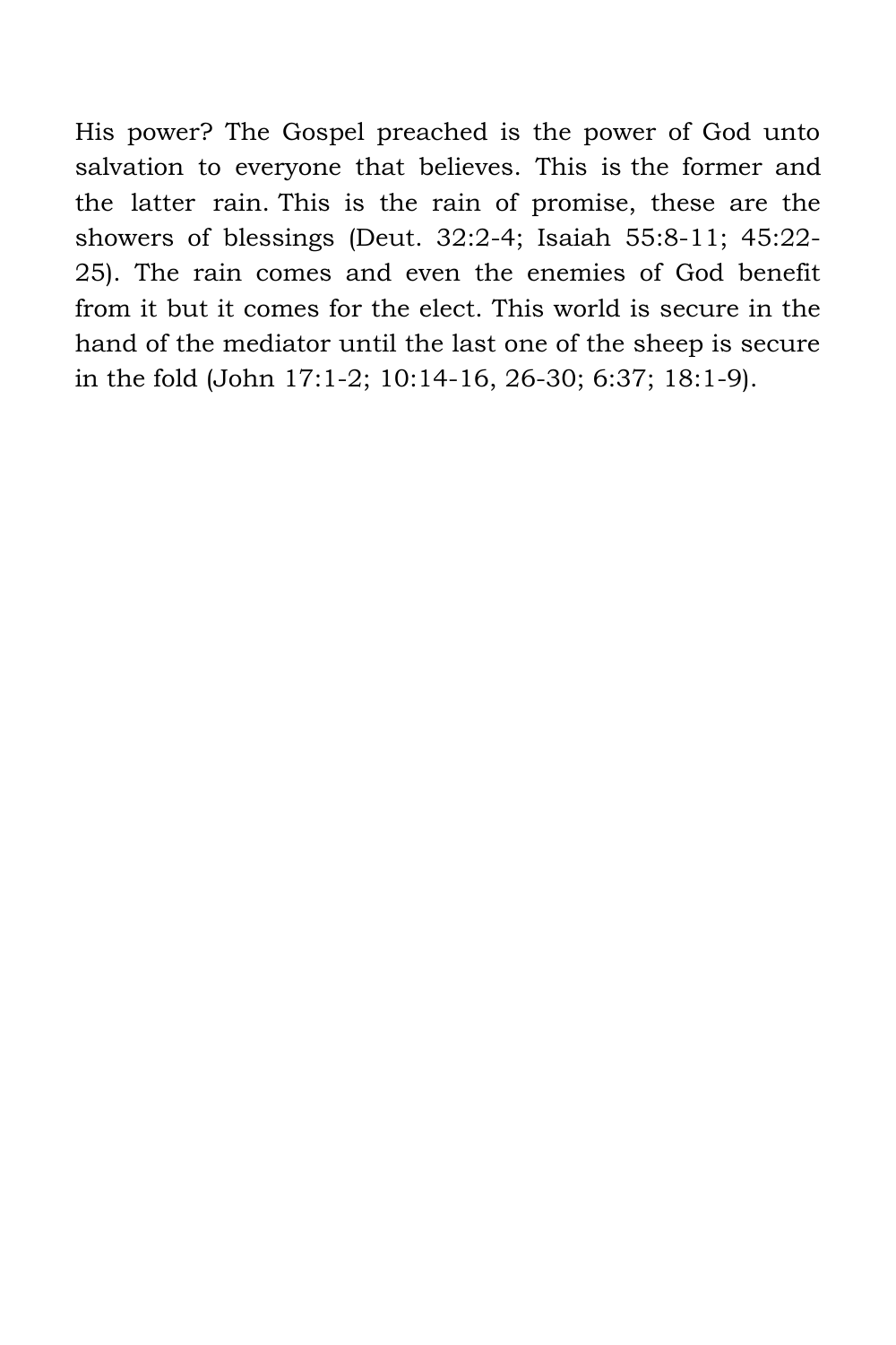His power? The Gospel preached is the power of God unto salvation to everyone that believes. This is the former and the latter rain. This is the rain of promise, these are the showers of blessings (Deut. 32:2-4; Isaiah 55:8-11; 45:22-25). The rain comes and even the enemies of God benefit from it but it comes for the elect. This world is secure in the hand of the mediator until the last one of the sheep is secure in the fold (John 17:1-2; 10:14-16, 26-30; 6:37; 18:1-9).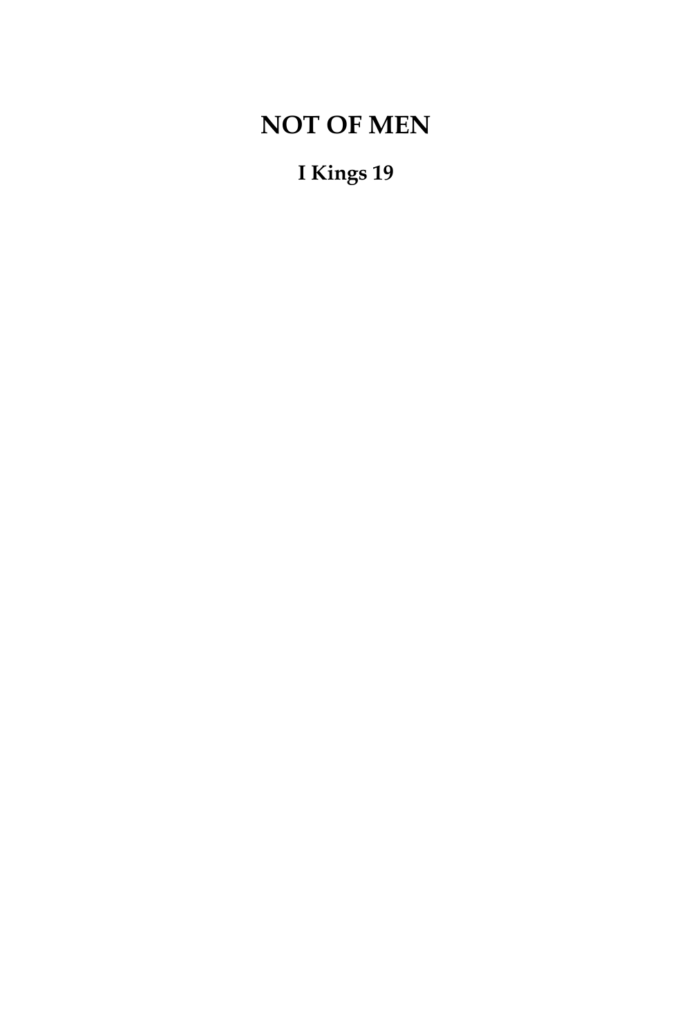# NOT OF MEN

## I Kings 19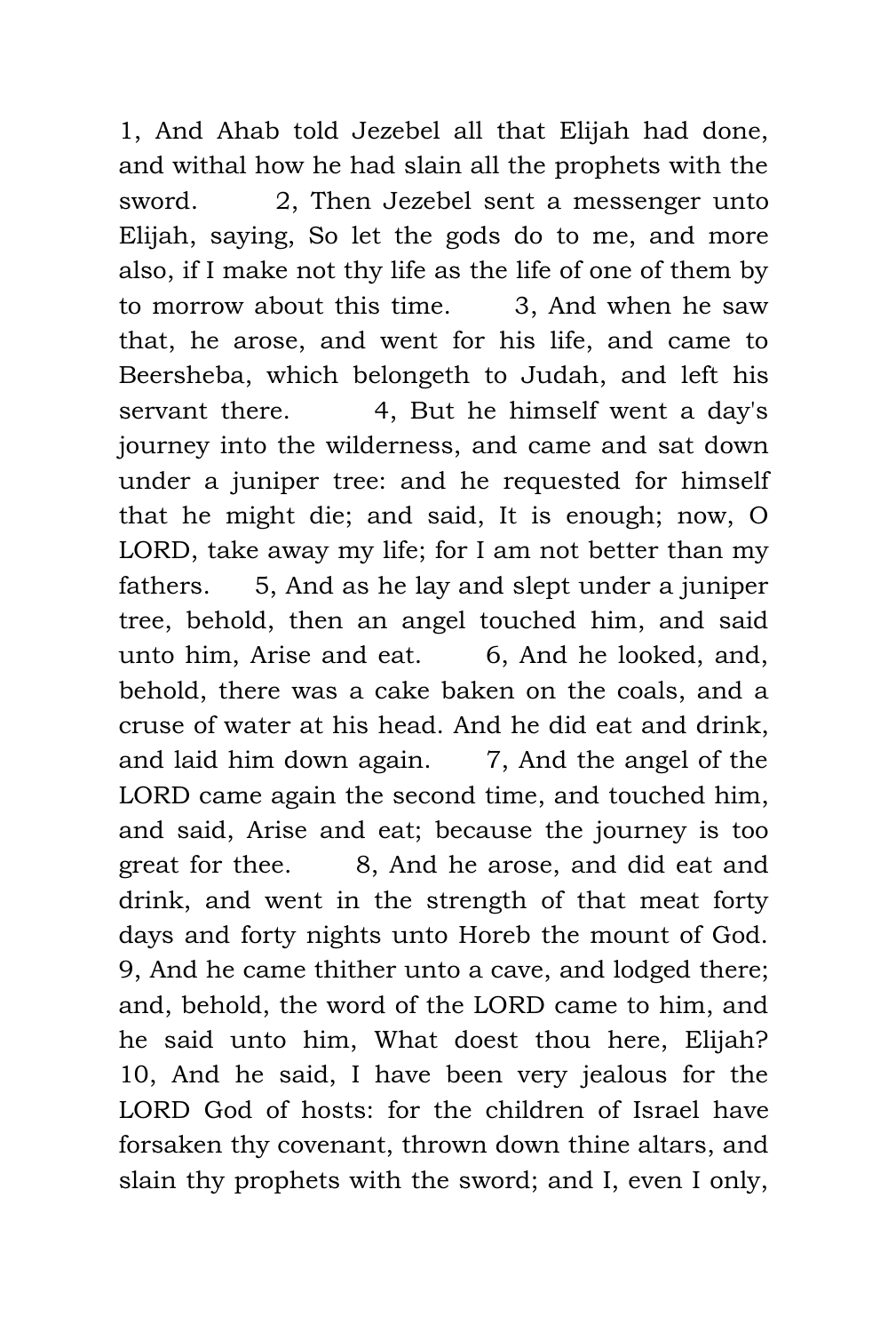1, And Ahab told Jezebel all that Elijah had done, and withal how he had slain all the prophets with the sword. 2, Then Jezebel sent a messenger unto Elijah, saying, So let the gods do to me, and more also, if I make not thy life as the life of one of them by to morrow about this time. 3, And when he saw that, he arose, and went for his life, and came to Beersheba, which belongeth to Judah, and left his servant there. 4, But he himself went a day's journey into the wilderness, and came and sat down under a juniper tree: and he requested for himself that he might die; and said, It is enough; now, O LORD, take away my life; for I am not better than my fathers. 5, And as he lay and slept under a juniper tree, behold, then an angel touched him, and said unto him, Arise and eat. 6, And he looked, and, behold, there was a cake baken on the coals, and a cruse of water at his head. And he did eat and drink, and laid him down again. 7, And the angel of the LORD came again the second time, and touched him, and said, Arise and eat; because the journey is too great for thee. 8, And he arose, and did eat and drink, and went in the strength of that meat forty days and forty nights unto Horeb the mount of God. 9, And he came thither unto a cave, and lodged there; and, behold, the word of the LORD came to him, and he said unto him, What doest thou here, Elijah? 10, And he said, I have been very jealous for the LORD God of hosts: for the children of Israel have forsaken thy covenant, thrown down thine altars, and slain thy prophets with the sword; and I, even I only,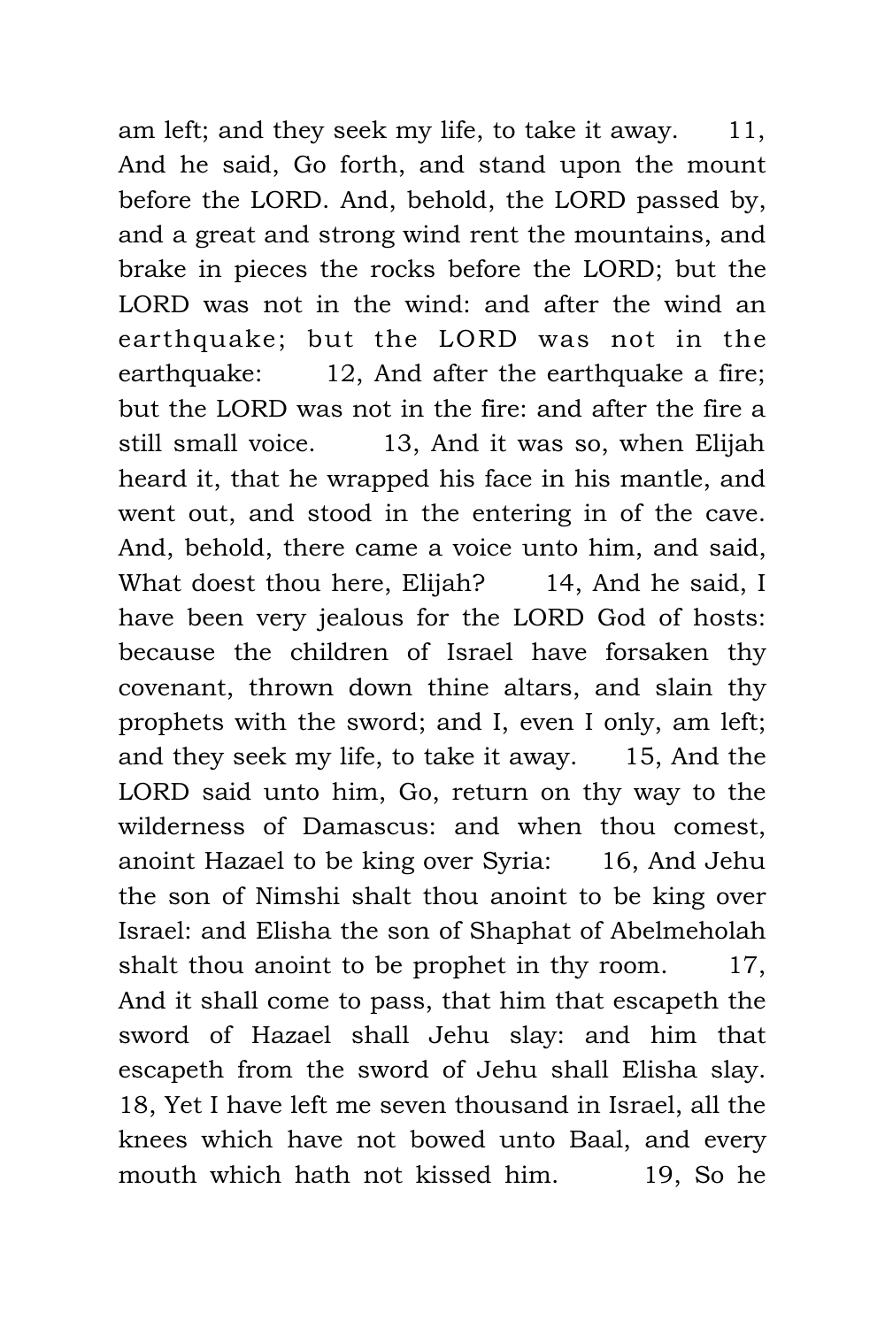am left; and they seek my life, to take it away. 11, And he said, Go forth, and stand upon the mount before the LORD. And, behold, the LORD passed by, and a great and strong wind rent the mountains, and brake in pieces the rocks before the LORD; but the LORD was not in the wind: and after the wind an earthquake; but the LORD was not in the earthquake: 12, And after the earthquake a fire; but the LORD was not in the fire: and after the fire a still small voice. 13, And it was so, when Elijah heard it, that he wrapped his face in his mantle, and went out, and stood in the entering in of the cave. And, behold, there came a voice unto him, and said, What doest thou here, Elijah? 14, And he said, I have been very jealous for the LORD God of hosts: because the children of Israel have forsaken thy covenant, thrown down thine altars, and slain thy prophets with the sword; and I, even I only, am left; and they seek my life, to take it away. 15, And the LORD said unto him, Go, return on thy way to the wilderness of Damascus: and when thou comest, anoint Hazael to be king over Syria: 16, And Jehu the son of Nimshi shalt thou anoint to be king over Israel: and Elisha the son of Shaphat of Abelmeholah shalt thou anoint to be prophet in thy room. 17, And it shall come to pass, that him that escapeth the sword of Hazael shall Jehu slay: and him that escapeth from the sword of Jehu shall Elisha slay. 18, Yet I have left me seven thousand in Israel, all the knees which have not bowed unto Baal, and every mouth which hath not kissed him. 19, So he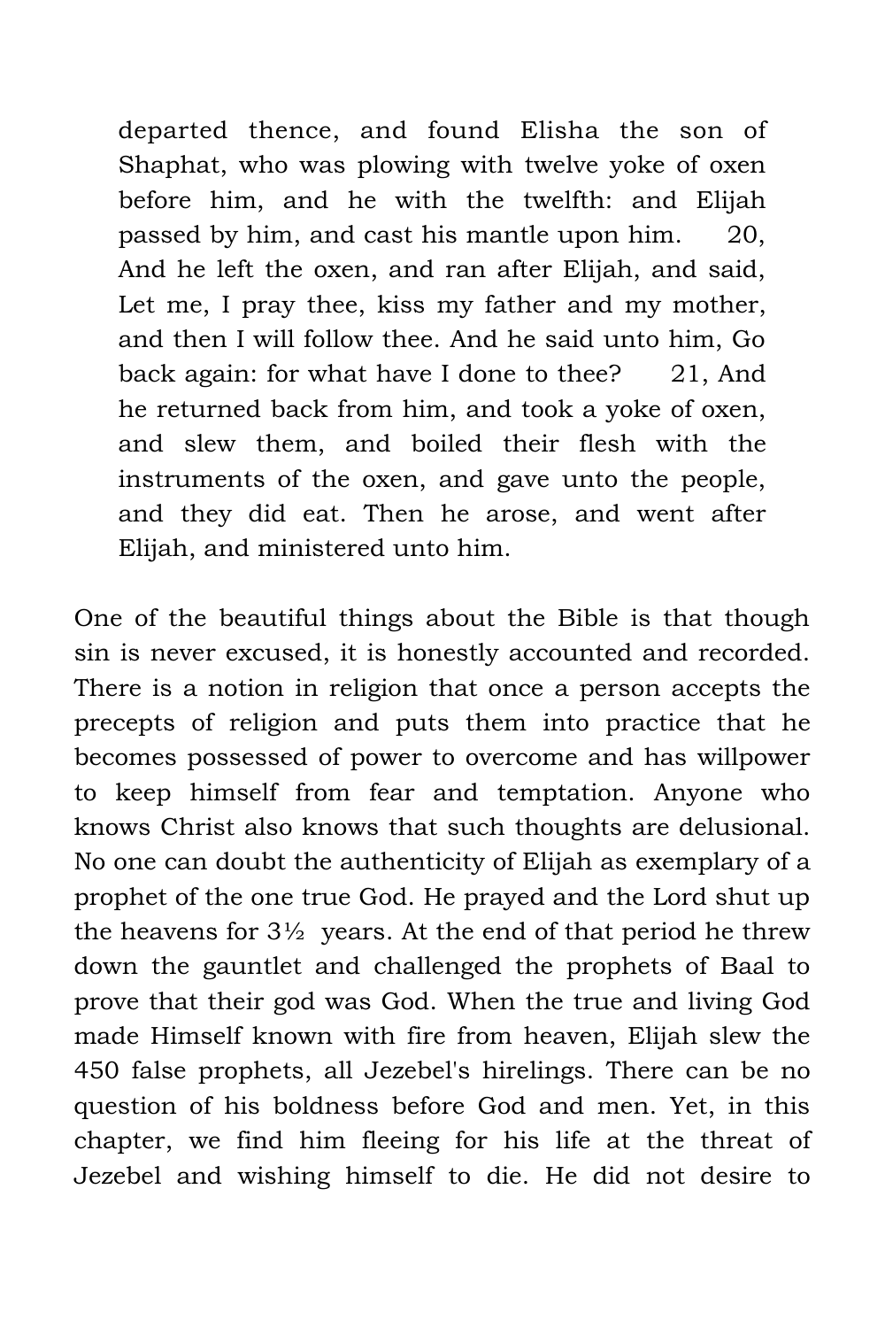> departed thence, and found Elisha the son of Shaphat, who was plowing with twelve yoke of oxen before him, and he with the twelfth: and Elijah passed by him, and cast his mantle upon him. 20, And he left the oxen, and ran after Elijah, and said, Let me, I pray thee, kiss my father and my mother, and then I will follow thee. And he said unto him, Go back again: for what have I done to thee? 21, And he returned back from him, and took a yoke of oxen, and slew them, and boiled their flesh with the instruments of the oxen, and gave unto the people, and they did eat. Then he arose, and went after Elijah, and ministered unto him.

One of the beautiful things about the Bible is that though sin is never excused, it is honestly accounted and recorded. There is a notion in religion that once a person accepts the precepts of religion and puts them into practice that he becomes possessed of power to overcome and has willpower to keep himself from fear and temptation. Anyone who knows Christ also knows that such thoughts are delusional. No one can doubt the authenticity of Elijah as exemplary of a prophet of the one true God. He prayed and the Lord shut up the heavens for 3½ years. At the end of that period he threw down the gauntlet and challenged the prophets of Baal to prove that their god was God. When the true and living God made Himself known with fire from heaven, Elijah slew the 450 false prophets, all Jezebel's hirelings. There can be no question of his boldness before God and men. Yet, in this chapter, we find him fleeing for his life at the threat of Jezebel and wishing himself to die. He did not desire to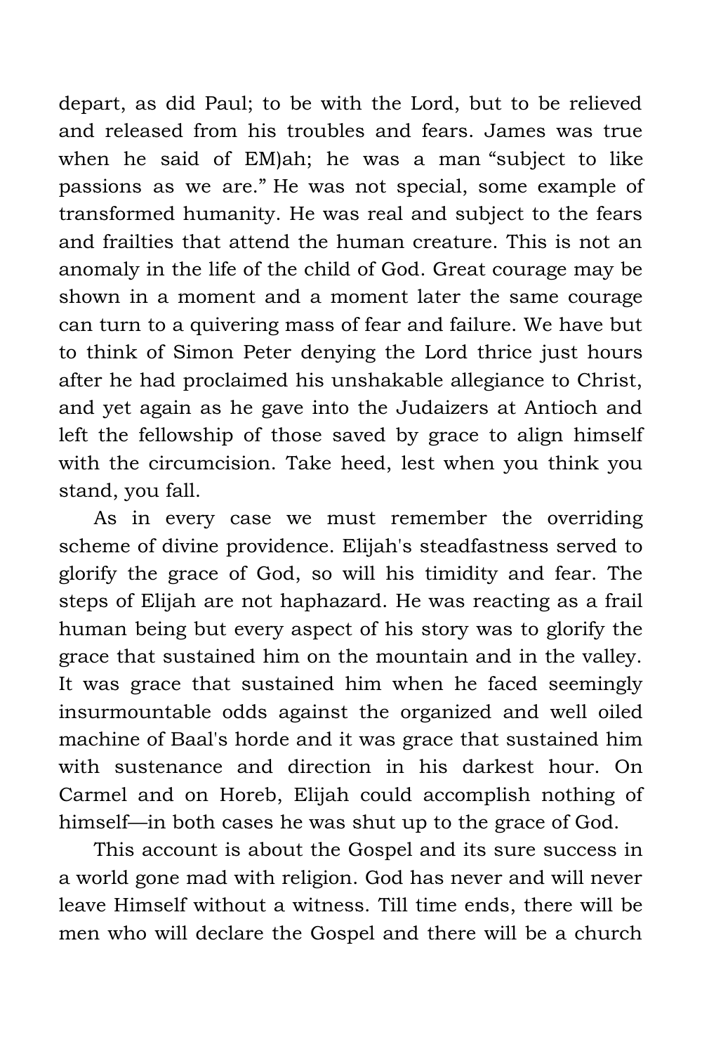depart, as did Paul; to be with the Lord, but to be relieved and released from his troubles and fears. James was true when he said of EM)ah; he was a man "subject to like passions as we are." He was not special, some example of transformed humanity. He was real and subject to the fears and frailties that attend the human creature. This is not an anomaly in the life of the child of God. Great courage may be shown in a moment and a moment later the same courage can turn to a quivering mass of fear and failure. We have but to think of Simon Peter denying the Lord thrice just hours after he had proclaimed his unshakable allegiance to Christ, and yet again as he gave into the Judaizers at Antioch and left the fellowship of those saved by grace to align himself with the circumcision. Take heed, lest when you think you stand, you fall.

As in every case we must remember the overriding scheme of divine providence. Elijah's steadfastness served to glorify the grace of God, so will his timidity and fear. The steps of Elijah are not haphazard. He was reacting as a frail human being but every aspect of his story was to glorify the grace that sustained him on the mountain and in the valley. It was grace that sustained him when he faced seemingly insurmountable odds against the organized and well oiled machine of Baal's horde and it was grace that sustained him with sustenance and direction in his darkest hour. On Carmel and on Horeb, Elijah could accomplish nothing of himself—in both cases he was shut up to the grace of God.

This account is about the Gospel and its sure success in a world gone mad with religion. God has never and will never leave Himself without a witness. Till time ends, there will be men who will declare the Gospel and there will be a church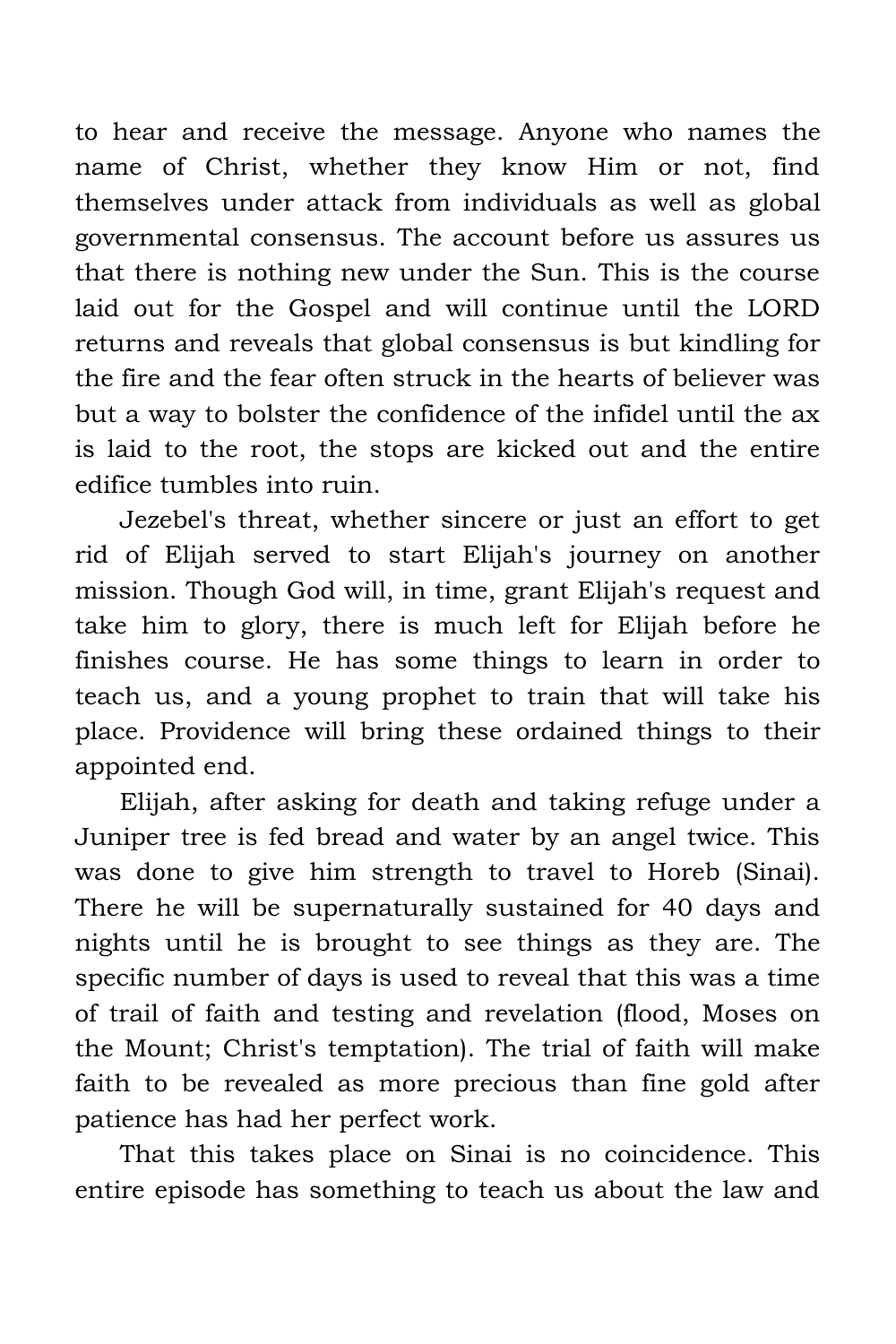to hear and receive the message. Anyone who names the name of Christ, whether they know Him or not, find themselves under attack from individuals as well as global governmental consensus. The account before us assures us that there is nothing new under the Sun. This is the course laid out for the Gospel and will continue until the LORD returns and reveals that global consensus is but kindling for the fire and the fear often struck in the hearts of believer was but a way to bolster the confidence of the infidel until the ax is laid to the root, the stops are kicked out and the entire edifice tumbles into ruin.

Jezebel's threat, whether sincere or just an effort to get rid of Elijah served to start Elijah's journey on another mission. Though God will, in time, grant Elijah's request and take him to glory, there is much left for Elijah before he finishes course. He has some things to learn in order to teach us, and a young prophet to train that will take his place. Providence will bring these ordained things to their appointed end.

Elijah, after asking for death and taking refuge under a Juniper tree is fed bread and water by an angel twice. This was done to give him strength to travel to Horeb (Sinai). There he will be supernaturally sustained for 40 days and nights until he is brought to see things as they are. The specific number of days is used to reveal that this was a time of trail of faith and testing and revelation (flood, Moses on the Mount; Christ's temptation). The trial of faith will make faith to be revealed as more precious than fine gold after patience has had her perfect work.

That this takes place on Sinai is no coincidence. This entire episode has something to teach us about the law and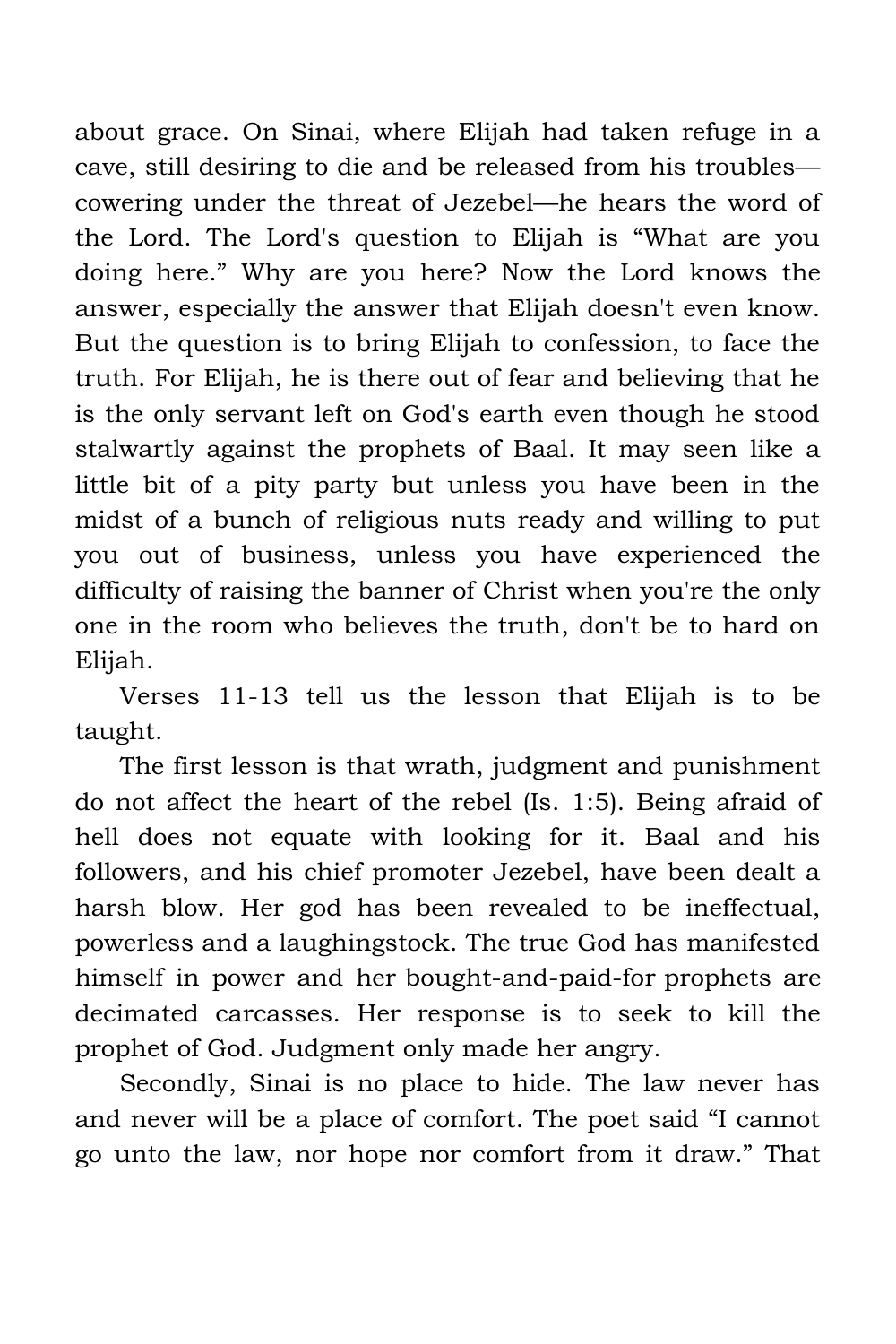about grace. On Sinai, where Elijah had taken refuge in a cave, still desiring to die and be released from his troubles—cowering under the threat of Jezebel—he hears the word of the Lord. The Lord's question to Elijah is "What are you doing here." Why are you here? Now the Lord knows the answer, especially the answer that Elijah doesn't even know. But the question is to bring Elijah to confession, to face the truth. For Elijah, he is there out of fear and believing that he is the only servant left on God's earth even though he stood stalwartly against the prophets of Baal. It may seen like a little bit of a pity party but unless you have been in the midst of a bunch of religious nuts ready and willing to put you out of business, unless you have experienced the difficulty of raising the banner of Christ when you're the only one in the room who believes the truth, don't be to hard on Elijah.

Verses 11-13 tell us the lesson that Elijah is to be taught.

The first lesson is that wrath, judgment and punishment do not affect the heart of the rebel (Is. 1:5). Being afraid of hell does not equate with looking for it. Baal and his followers, and his chief promoter Jezebel, have been dealt a harsh blow. Her god has been revealed to be ineffectual, powerless and a laughingstock. The true God has manifested himself in power and her bought-and-paid-for prophets are decimated carcasses. Her response is to seek to kill the prophet of God. Judgment only made her angry.

Secondly, Sinai is no place to hide. The law never has and never will be a place of comfort. The poet said "I cannot go unto the law, nor hope nor comfort from it draw." That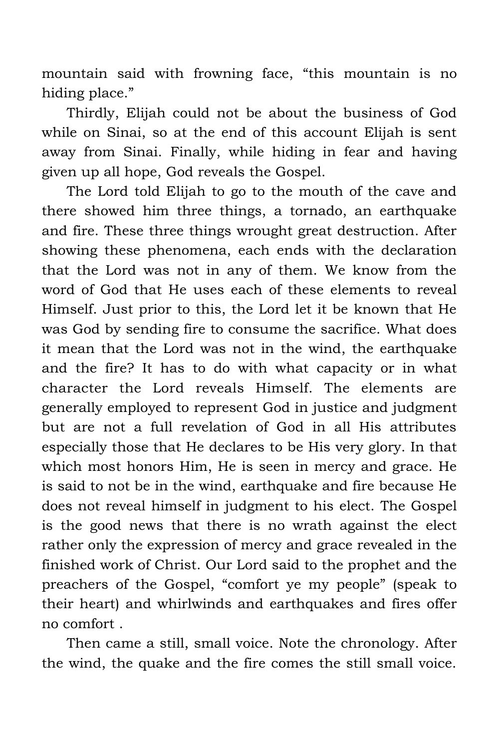mountain said with frowning face, "this mountain is no hiding place."

Thirdly, Elijah could not be about the business of God while on Sinai, so at the end of this account Elijah is sent away from Sinai. Finally, while hiding in fear and having given up all hope, God reveals the Gospel.

The Lord told Elijah to go to the mouth of the cave and there showed him three things, a tornado, an earthquake and fire. These three things wrought great destruction. After showing these phenomena, each ends with the declaration that the Lord was not in any of them. We know from the word of God that He uses each of these elements to reveal Himself. Just prior to this, the Lord let it be known that He was God by sending fire to consume the sacrifice. What does it mean that the Lord was not in the wind, the earthquake and the fire? It has to do with what capacity or in what character the Lord reveals Himself. The elements are generally employed to represent God in justice and judgment but are not a full revelation of God in all His attributes especially those that He declares to be His very glory. In that which most honors Him, He is seen in mercy and grace. He is said to not be in the wind, earthquake and fire because He does not reveal himself in judgment to his elect. The Gospel is the good news that there is no wrath against the elect rather only the expression of mercy and grace revealed in the finished work of Christ. Our Lord said to the prophet and the preachers of the Gospel, "comfort ye my people" (speak to their heart) and whirlwinds and earthquakes and fires offer no comfort .

Then came a still, small voice. Note the chronology. After the wind, the quake and the fire comes the still small voice.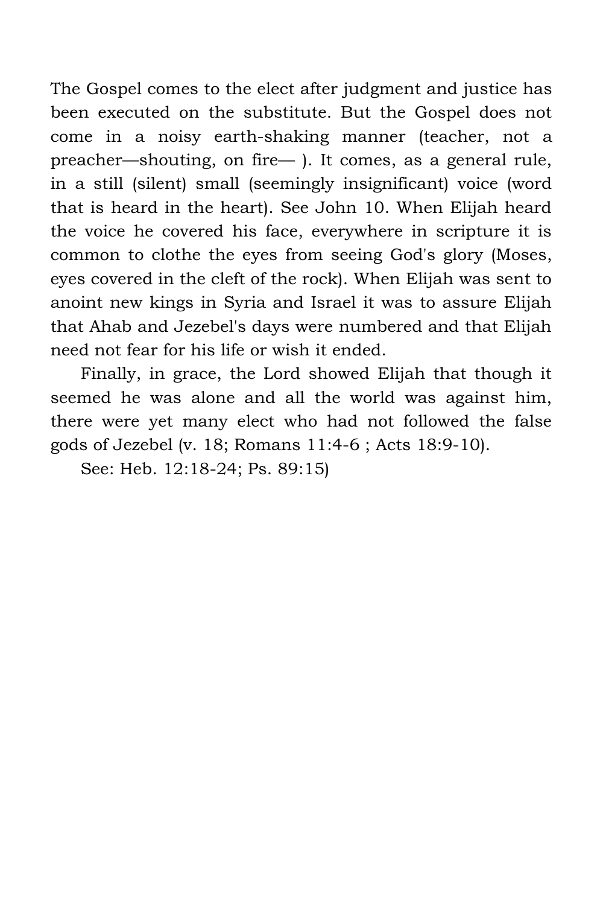The Gospel comes to the elect after judgment and justice has been executed on the substitute. But the Gospel does not come in a noisy earth-shaking manner (teacher, not a preacher—shouting, on fire— ). It comes, as a general rule, in a still (silent) small (seemingly insignificant) voice (word that is heard in the heart). See John 10. When Elijah heard the voice he covered his face, everywhere in scripture it is common to clothe the eyes from seeing God's glory (Moses, eyes covered in the cleft of the rock). When Elijah was sent to anoint new kings in Syria and Israel it was to assure Elijah that Ahab and Jezebel's days were numbered and that Elijah need not fear for his life or wish it ended.

Finally, in grace, the Lord showed Elijah that though it seemed he was alone and all the world was against him, there were yet many elect who had not followed the false gods of Jezebel (v. 18; Romans 11:4-6 ; Acts 18:9-10).

See: Heb. 12:18-24; Ps. 89:15)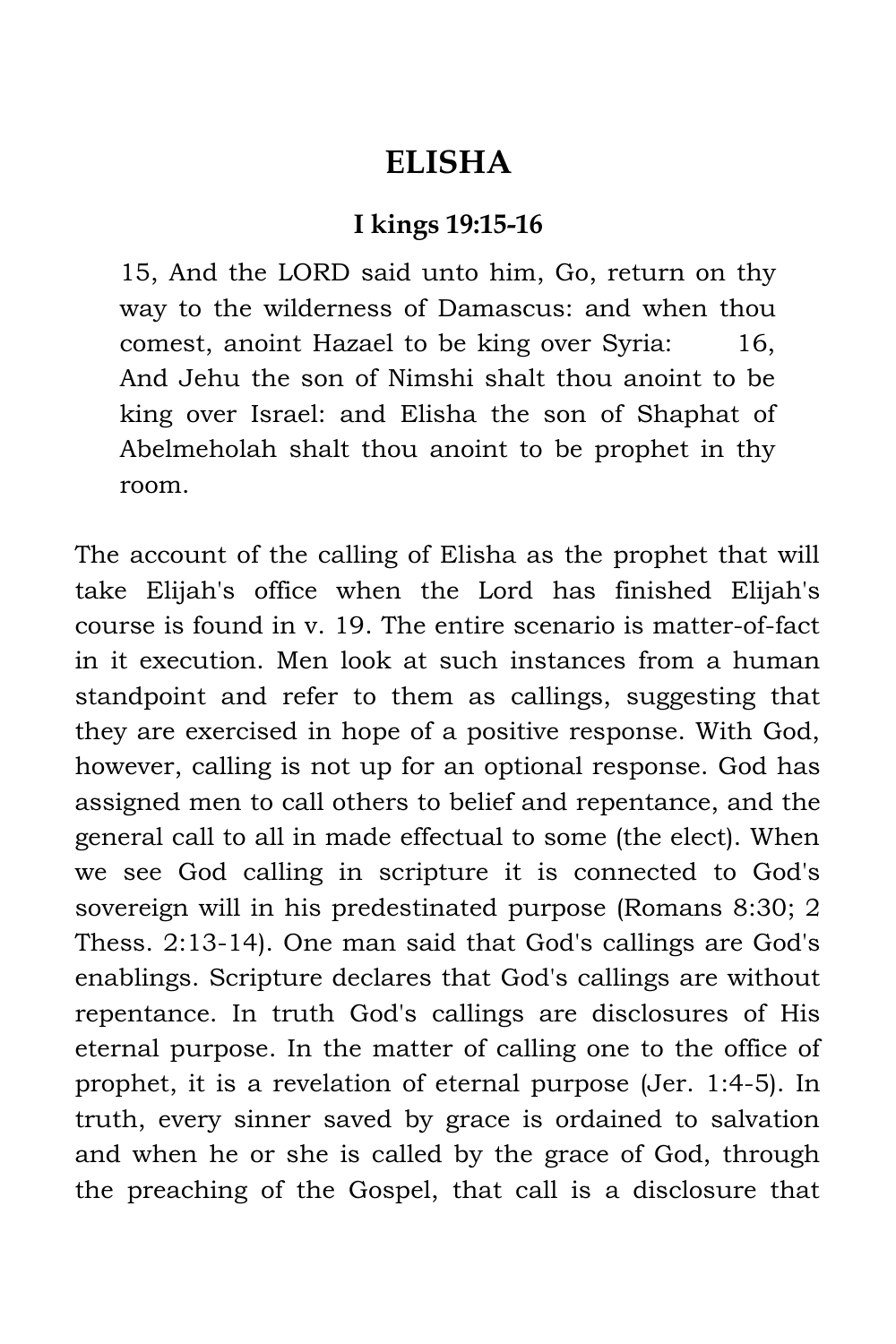# ELISHA

### I kings 19:15-16

> 15, And the LORD said unto him, Go, return on thy way to the wilderness of Damascus: and when thou comest, anoint Hazael to be king over Syria: 16, And Jehu the son of Nimshi shalt thou anoint to be king over Israel: and Elisha the son of Shaphat of Abelmeholah shalt thou anoint to be prophet in thy room.

The account of the calling of Elisha as the prophet that will take Elijah's office when the Lord has finished Elijah's course is found in v. 19. The entire scenario is matter-of-fact in it execution. Men look at such instances from a human standpoint and refer to them as callings, suggesting that they are exercised in hope of a positive response. With God, however, calling is not up for an optional response. God has assigned men to call others to belief and repentance, and the general call to all in made effectual to some (the elect). When we see God calling in scripture it is connected to God's sovereign will in his predestinated purpose (Romans 8:30; 2 Thess. 2:13-14). One man said that God's callings are God's enablings. Scripture declares that God's callings are without repentance. In truth God's callings are disclosures of His eternal purpose. In the matter of calling one to the office of prophet, it is a revelation of eternal purpose (Jer. 1:4-5). In truth, every sinner saved by grace is ordained to salvation and when he or she is called by the grace of God, through the preaching of the Gospel, that call is a disclosure that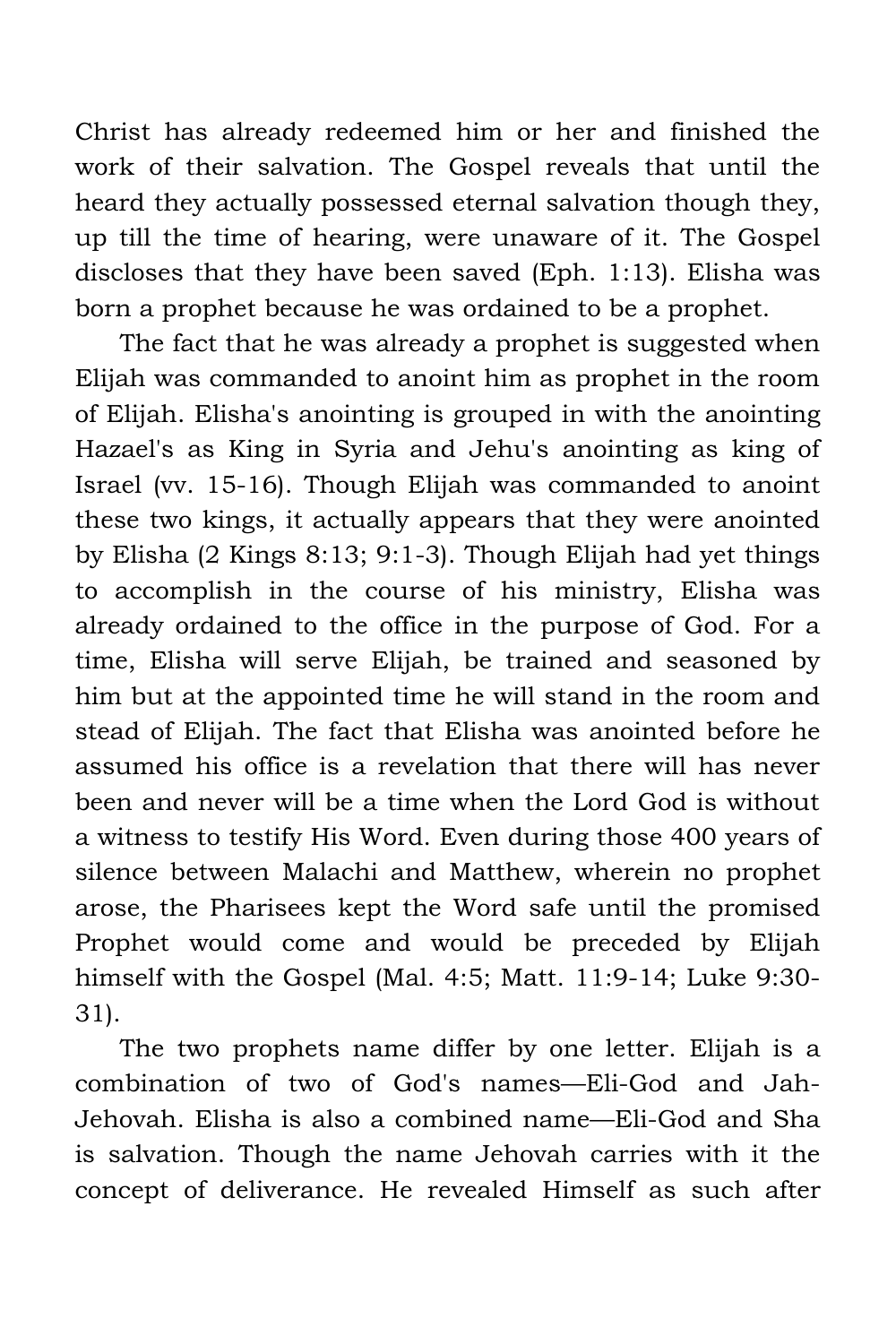Christ has already redeemed him or her and finished the work of their salvation. The Gospel reveals that until the heard they actually possessed eternal salvation though they, up till the time of hearing, were unaware of it. The Gospel discloses that they have been saved (Eph. 1:13). Elisha was born a prophet because he was ordained to be a prophet.

The fact that he was already a prophet is suggested when Elijah was commanded to anoint him as prophet in the room of Elijah. Elisha's anointing is grouped in with the anointing Hazael's as King in Syria and Jehu's anointing as king of Israel (vv. 15-16). Though Elijah was commanded to anoint these two kings, it actually appears that they were anointed by Elisha (2 Kings 8:13; 9:1-3). Though Elijah had yet things to accomplish in the course of his ministry, Elisha was already ordained to the office in the purpose of God. For a time, Elisha will serve Elijah, be trained and seasoned by him but at the appointed time he will stand in the room and stead of Elijah. The fact that Elisha was anointed before he assumed his office is a revelation that there will has never been and never will be a time when the Lord God is without a witness to testify His Word. Even during those 400 years of silence between Malachi and Matthew, wherein no prophet arose, the Pharisees kept the Word safe until the promised Prophet would come and would be preceded by Elijah himself with the Gospel (Mal. 4:5; Matt. 11:9-14; Luke 9:30-31).

The two prophets name differ by one letter. Elijah is a combination of two of God's names—Eli-God and Jah-Jehovah. Elisha is also a combined name—Eli-God and Sha is salvation. Though the name Jehovah carries with it the concept of deliverance. He revealed Himself as such after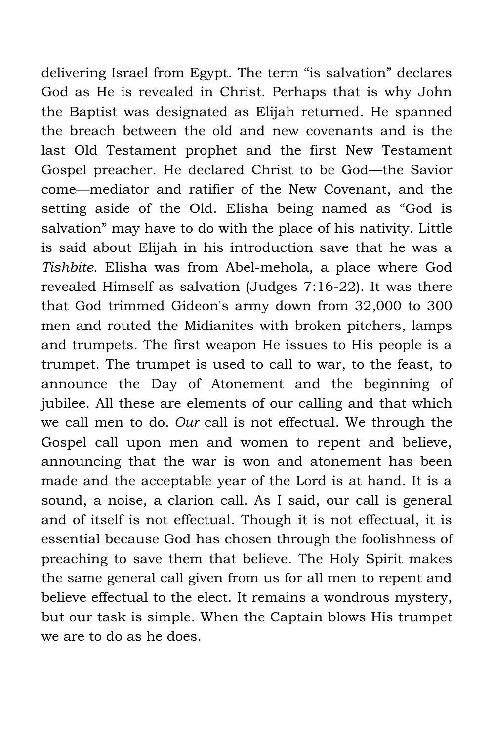delivering Israel from Egypt. The term “is salvation” declares God as He is revealed in Christ. Perhaps that is why John the Baptist was designated as Elijah returned. He spanned the breach between the old and new covenants and is the last Old Testament prophet and the first New Testament Gospel preacher. He declared Christ to be God—the Savior come—mediator and ratifier of the New Covenant, and the setting aside of the Old. Elisha being named as “God is salvation” may have to do with the place of his nativity. Little is said about Elijah in his introduction save that he was a *Tishbite*. Elisha was from Abel-mehola, a place where God revealed Himself as salvation (Judges 7:16-22). It was there that God trimmed Gideon's army down from 32,000 to 300 men and routed the Midianites with broken pitchers, lamps and trumpets. The first weapon He issues to His people is a trumpet. The trumpet is used to call to war, to the feast, to announce the Day of Atonement and the beginning of jubilee. All these are elements of our calling and that which we call men to do. *Our* call is not effectual. We through the Gospel call upon men and women to repent and believe, announcing that the war is won and atonement has been made and the acceptable year of the Lord is at hand. It is a sound, a noise, a clarion call. As I said, our call is general and of itself is not effectual. Though it is not effectual, it is essential because God has chosen through the foolishness of preaching to save them that believe. The Holy Spirit makes the same general call given from us for all men to repent and believe effectual to the elect. It remains a wondrous mystery, but our task is simple. When the Captain blows His trumpet we are to do as he does.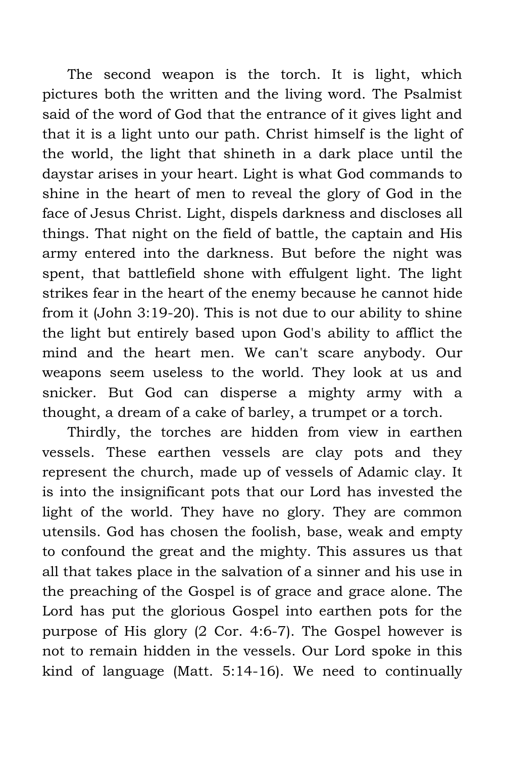The second weapon is the torch. It is light, which pictures both the written and the living word. The Psalmist said of the word of God that the entrance of it gives light and that it is a light unto our path. Christ himself is the light of the world, the light that shineth in a dark place until the daystar arises in your heart. Light is what God commands to shine in the heart of men to reveal the glory of God in the face of Jesus Christ. Light, dispels darkness and discloses all things. That night on the field of battle, the captain and His army entered into the darkness. But before the night was spent, that battlefield shone with effulgent light. The light strikes fear in the heart of the enemy because he cannot hide from it (John 3:19-20). This is not due to our ability to shine the light but entirely based upon God's ability to afflict the mind and the heart men. We can't scare anybody. Our weapons seem useless to the world. They look at us and snicker. But God can disperse a mighty army with a thought, a dream of a cake of barley, a trumpet or a torch.

Thirdly, the torches are hidden from view in earthen vessels. These earthen vessels are clay pots and they represent the church, made up of vessels of Adamic clay. It is into the insignificant pots that our Lord has invested the light of the world. They have no glory. They are common utensils. God has chosen the foolish, base, weak and empty to confound the great and the mighty. This assures us that all that takes place in the salvation of a sinner and his use in the preaching of the Gospel is of grace and grace alone. The Lord has put the glorious Gospel into earthen pots for the purpose of His glory (2 Cor. 4:6-7). The Gospel however is not to remain hidden in the vessels. Our Lord spoke in this kind of language (Matt. 5:14-16). We need to continually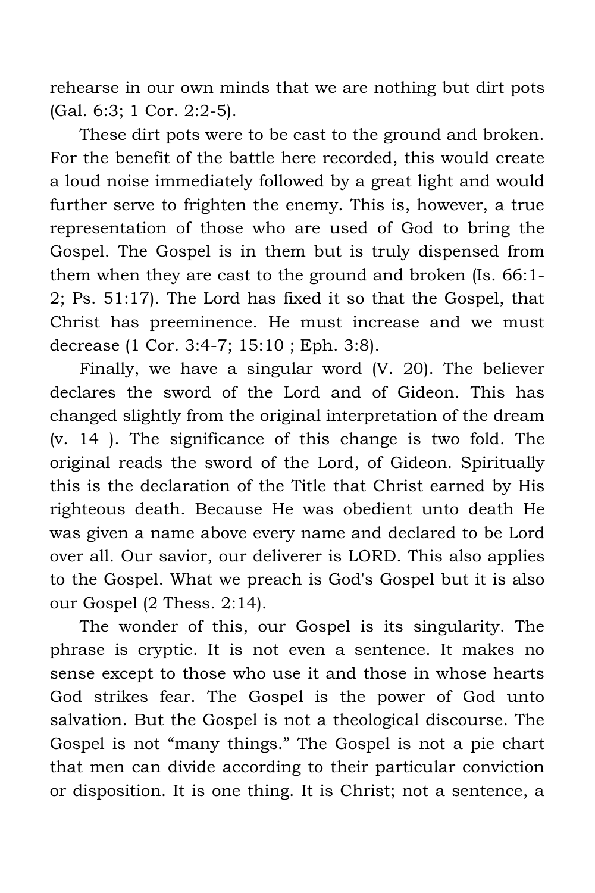rehearse in our own minds that we are nothing but dirt pots (Gal. 6:3; 1 Cor. 2:2-5).

These dirt pots were to be cast to the ground and broken. For the benefit of the battle here recorded, this would create a loud noise immediately followed by a great light and would further serve to frighten the enemy. This is, however, a true representation of those who are used of God to bring the Gospel. The Gospel is in them but is truly dispensed from them when they are cast to the ground and broken (Is. 66:1-2; Ps. 51:17). The Lord has fixed it so that the Gospel, that Christ has preeminence. He must increase and we must decrease (1 Cor. 3:4-7; 15:10 ; Eph. 3:8).

Finally, we have a singular word (V. 20). The believer declares the sword of the Lord and of Gideon. This has changed slightly from the original interpretation of the dream (v. 14 ). The significance of this change is two fold. The original reads the sword of the Lord, of Gideon. Spiritually this is the declaration of the Title that Christ earned by His righteous death. Because He was obedient unto death He was given a name above every name and declared to be Lord over all. Our savior, our deliverer is LORD. This also applies to the Gospel. What we preach is God's Gospel but it is also our Gospel (2 Thess. 2:14).

The wonder of this, our Gospel is its singularity. The phrase is cryptic. It is not even a sentence. It makes no sense except to those who use it and those in whose hearts God strikes fear. The Gospel is the power of God unto salvation. But the Gospel is not a theological discourse. The Gospel is not “many things.” The Gospel is not a pie chart that men can divide according to their particular conviction or disposition. It is one thing. It is Christ; not a sentence, a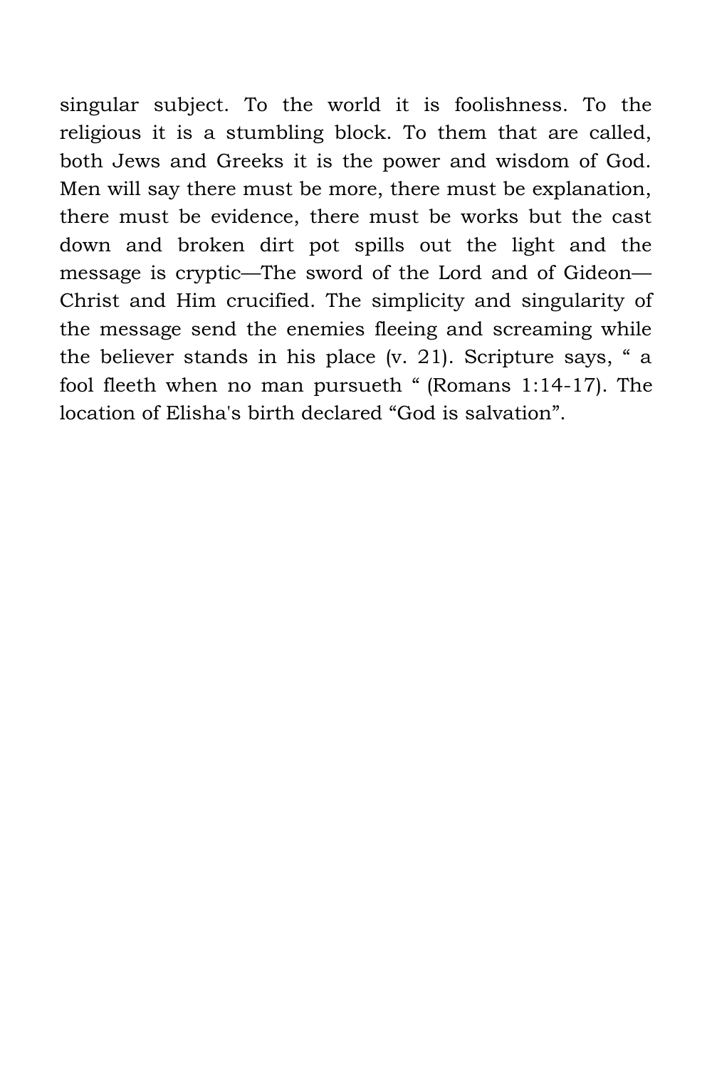singular subject. To the world it is foolishness. To the religious it is a stumbling block. To them that are called, both Jews and Greeks it is the power and wisdom of God. Men will say there must be more, there must be explanation, there must be evidence, there must be works but the cast down and broken dirt pot spills out the light and the message is cryptic—The sword of the Lord and of Gideon—Christ and Him crucified. The simplicity and singularity of the message send the enemies fleeing and screaming while the believer stands in his place (v. 21). Scripture says, “ a fool fleeth when no man pursueth “ (Romans 1:14-17). The location of Elisha's birth declared “God is salvation”.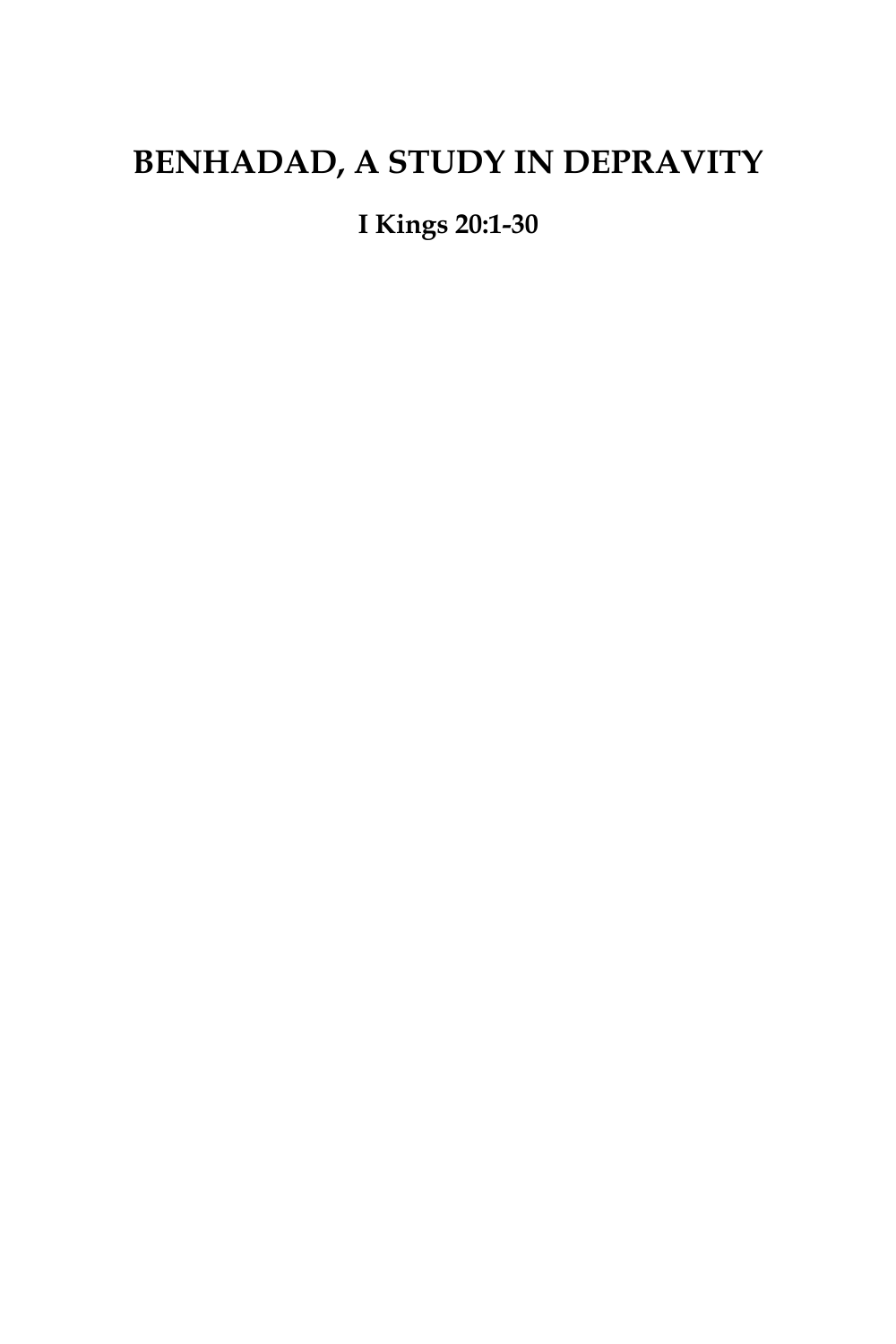# BENHADAD, A STUDY IN DEPRAVITY

**I Kings 20:1-30**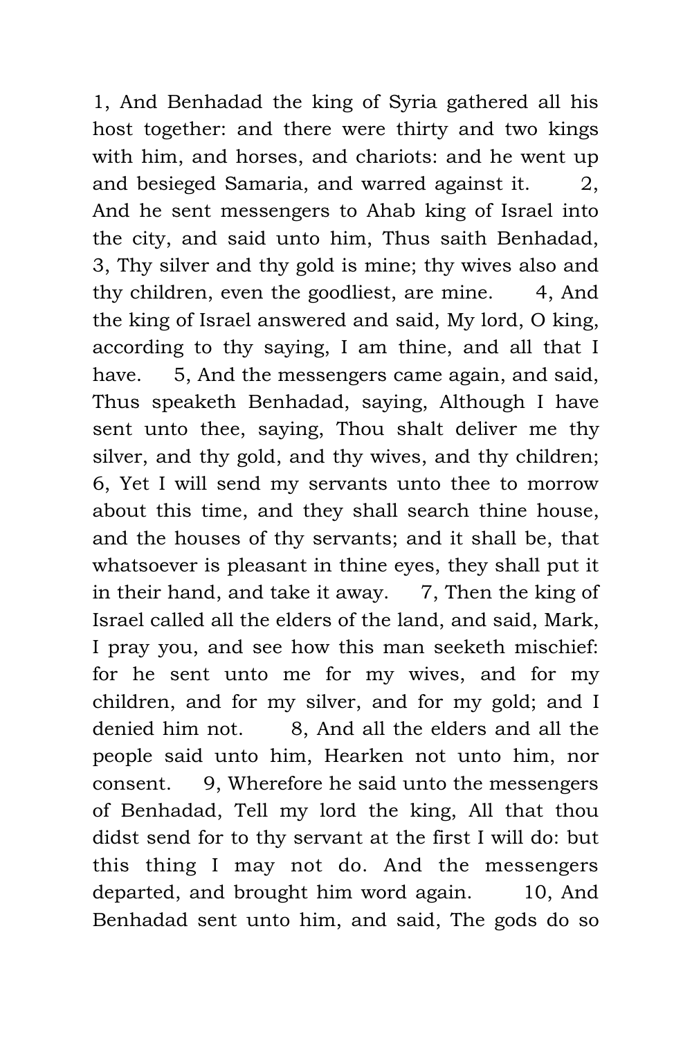1, And Benhadad the king of Syria gathered all his host together: and there were thirty and two kings with him, and horses, and chariots: and he went up and besieged Samaria, and warred against it. 2, And he sent messengers to Ahab king of Israel into the city, and said unto him, Thus saith Benhadad, 3, Thy silver and thy gold is mine; thy wives also and thy children, even the goodliest, are mine. 4, And the king of Israel answered and said, My lord, O king, according to thy saying, I am thine, and all that I have. 5, And the messengers came again, and said, Thus speaketh Benhadad, saying, Although I have sent unto thee, saying, Thou shalt deliver me thy silver, and thy gold, and thy wives, and thy children; 6, Yet I will send my servants unto thee to morrow about this time, and they shall search thine house, and the houses of thy servants; and it shall be, that whatsoever is pleasant in thine eyes, they shall put it in their hand, and take it away. 7, Then the king of Israel called all the elders of the land, and said, Mark, I pray you, and see how this man seeketh mischief: for he sent unto me for my wives, and for my children, and for my silver, and for my gold; and I denied him not. 8, And all the elders and all the people said unto him, Hearken not unto him, nor consent. 9, Wherefore he said unto the messengers of Benhadad, Tell my lord the king, All that thou didst send for to thy servant at the first I will do: but this thing I may not do. And the messengers departed, and brought him word again. 10, And Benhadad sent unto him, and said, The gods do so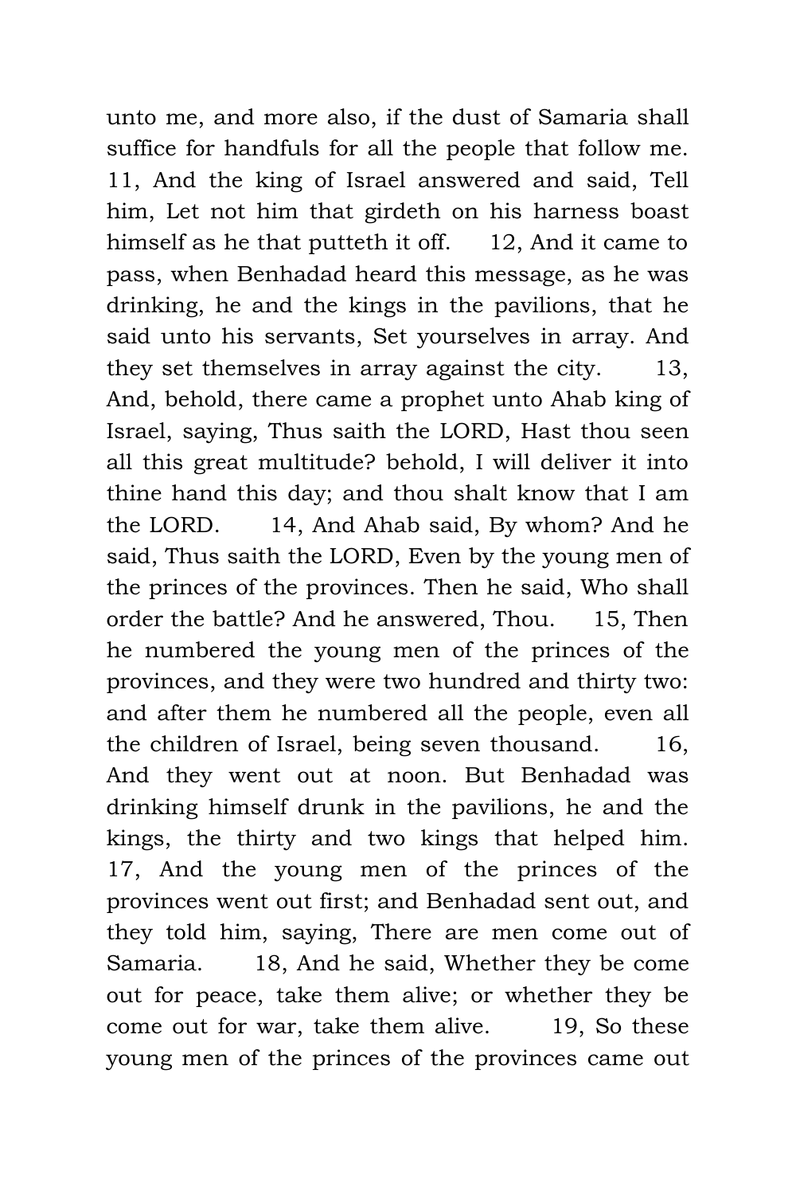unto me, and more also, if the dust of Samaria shall suffice for handfuls for all the people that follow me. 11, And the king of Israel answered and said, Tell him, Let not him that girdeth on his harness boast himself as he that putteth it off. 12, And it came to pass, when Benhadad heard this message, as he was drinking, he and the kings in the pavilions, that he said unto his servants, Set yourselves in array. And they set themselves in array against the city. 13, And, behold, there came a prophet unto Ahab king of Israel, saying, Thus saith the LORD, Hast thou seen all this great multitude? behold, I will deliver it into thine hand this day; and thou shalt know that I am the LORD. 14, And Ahab said, By whom? And he said, Thus saith the LORD, Even by the young men of the princes of the provinces. Then he said, Who shall order the battle? And he answered, Thou. 15, Then he numbered the young men of the princes of the provinces, and they were two hundred and thirty two: and after them he numbered all the people, even all the children of Israel, being seven thousand. 16, And they went out at noon. But Benhadad was drinking himself drunk in the pavilions, he and the kings, the thirty and two kings that helped him. 17, And the young men of the princes of the provinces went out first; and Benhadad sent out, and they told him, saying, There are men come out of Samaria. 18, And he said, Whether they be come out for peace, take them alive; or whether they be come out for war, take them alive. 19, So these young men of the princes of the provinces came out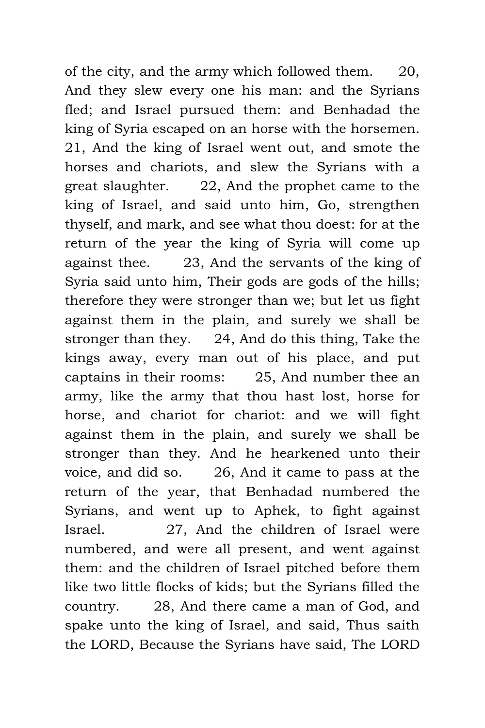of the city, and the army which followed them. 20, And they slew every one his man: and the Syrians fled; and Israel pursued them: and Benhadad the king of Syria escaped on an horse with the horsemen. 21, And the king of Israel went out, and smote the horses and chariots, and slew the Syrians with a great slaughter. 22, And the prophet came to the king of Israel, and said unto him, Go, strengthen thyself, and mark, and see what thou doest: for at the return of the year the king of Syria will come up against thee. 23, And the servants of the king of Syria said unto him, Their gods are gods of the hills; therefore they were stronger than we; but let us fight against them in the plain, and surely we shall be stronger than they. 24, And do this thing, Take the kings away, every man out of his place, and put captains in their rooms: 25, And number thee an army, like the army that thou hast lost, horse for horse, and chariot for chariot: and we will fight against them in the plain, and surely we shall be stronger than they. And he hearkened unto their voice, and did so. 26, And it came to pass at the return of the year, that Benhadad numbered the Syrians, and went up to Aphek, to fight against Israel. 27, And the children of Israel were numbered, and were all present, and went against them: and the children of Israel pitched before them like two little flocks of kids; but the Syrians filled the country. 28, And there came a man of God, and spake unto the king of Israel, and said, Thus saith the LORD, Because the Syrians have said, The LORD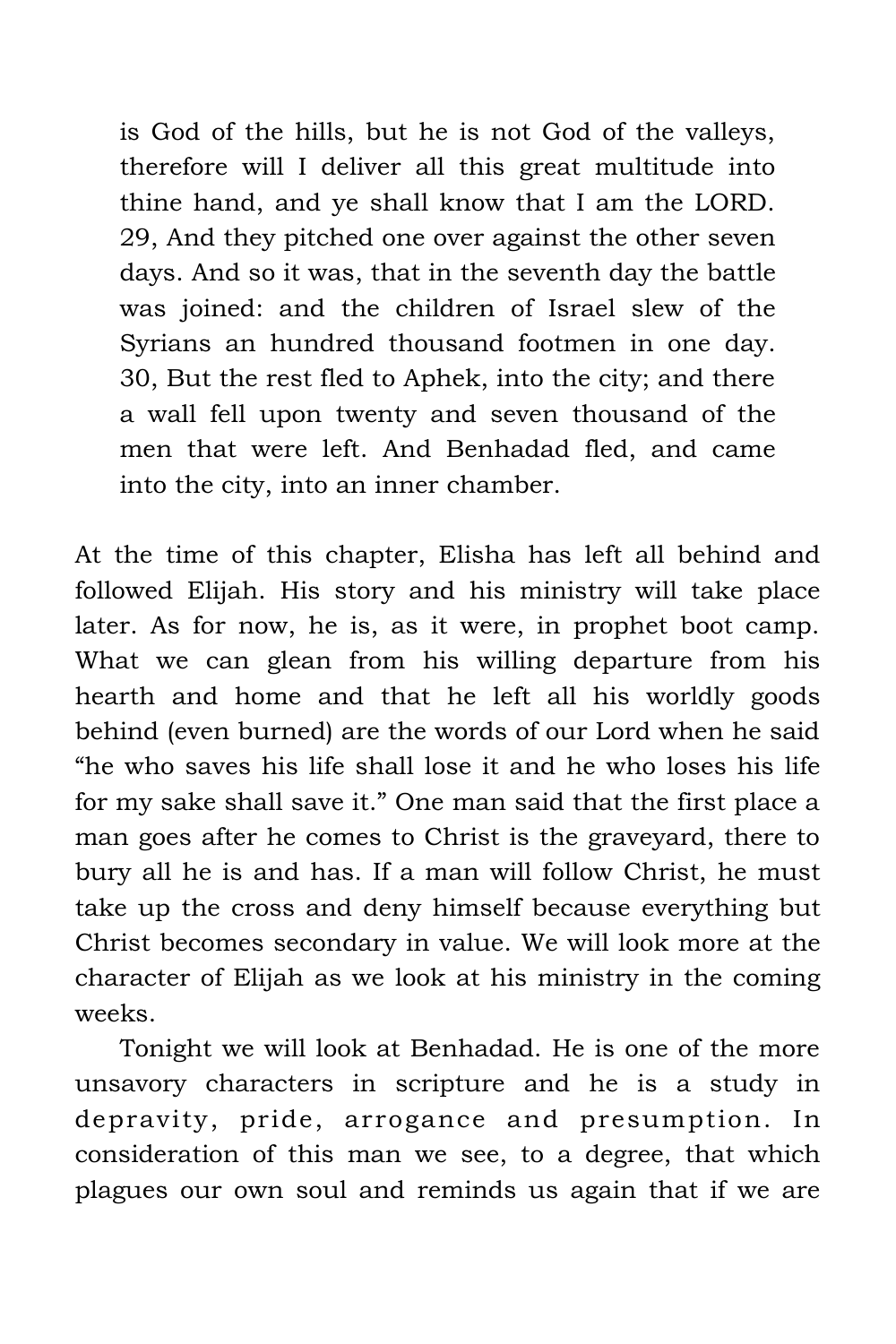> is God of the hills, but he is not God of the valleys, therefore will I deliver all this great multitude into thine hand, and ye shall know that I am the LORD. 29, And they pitched one over against the other seven days. And so it was, that in the seventh day the battle was joined: and the children of Israel slew of the Syrians an hundred thousand footmen in one day. 30, But the rest fled to Aphek, into the city; and there a wall fell upon twenty and seven thousand of the men that were left. And Benhadad fled, and came into the city, into an inner chamber.

At the time of this chapter, Elisha has left all behind and followed Elijah. His story and his ministry will take place later. As for now, he is, as it were, in prophet boot camp. What we can glean from his willing departure from his hearth and home and that he left all his worldly goods behind (even burned) are the words of our Lord when he said "he who saves his life shall lose it and he who loses his life for my sake shall save it." One man said that the first place a man goes after he comes to Christ is the graveyard, there to bury all he is and has. If a man will follow Christ, he must take up the cross and deny himself because everything but Christ becomes secondary in value. We will look more at the character of Elijah as we look at his ministry in the coming weeks.

Tonight we will look at Benhadad. He is one of the more unsavory characters in scripture and he is a study in depravity, pride, arrogance and presumption. In consideration of this man we see, to a degree, that which plagues our own soul and reminds us again that if we are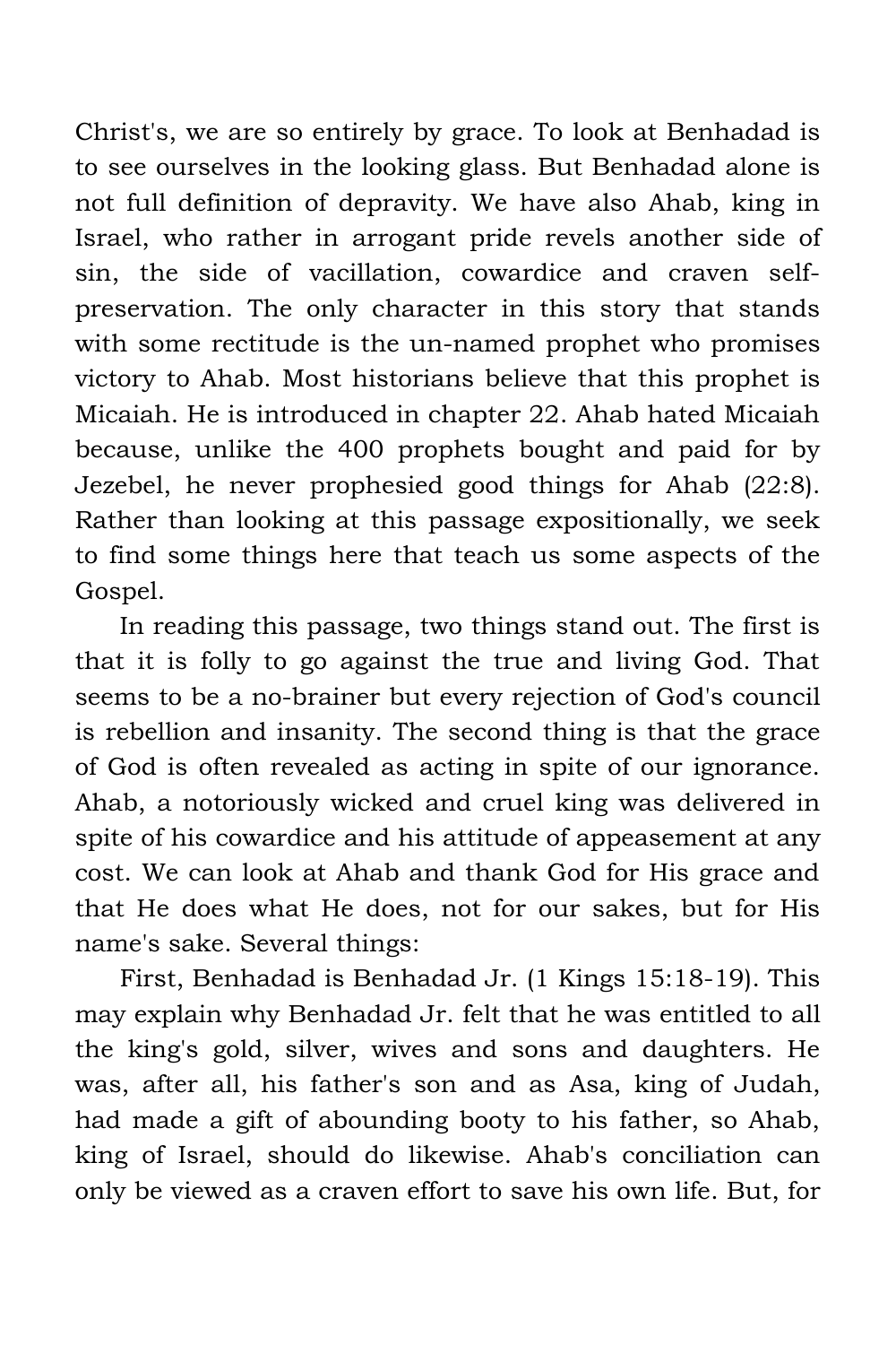Christ's, we are so entirely by grace. To look at Benhadad is to see ourselves in the looking glass. But Benhadad alone is not full definition of depravity. We have also Ahab, king in Israel, who rather in arrogant pride revels another side of sin, the side of vacillation, cowardice and craven self-preservation. The only character in this story that stands with some rectitude is the un-named prophet who promises victory to Ahab. Most historians believe that this prophet is Micaiah. He is introduced in chapter 22. Ahab hated Micaiah because, unlike the 400 prophets bought and paid for by Jezebel, he never prophesied good things for Ahab (22:8). Rather than looking at this passage expositionally, we seek to find some things here that teach us some aspects of the Gospel.

In reading this passage, two things stand out. The first is that it is folly to go against the true and living God. That seems to be a no-brainer but every rejection of God's council is rebellion and insanity. The second thing is that the grace of God is often revealed as acting in spite of our ignorance. Ahab, a notoriously wicked and cruel king was delivered in spite of his cowardice and his attitude of appeasement at any cost. We can look at Ahab and thank God for His grace and that He does what He does, not for our sakes, but for His name's sake. Several things:

First, Benhadad is Benhadad Jr. (1 Kings 15:18-19). This may explain why Benhadad Jr. felt that he was entitled to all the king's gold, silver, wives and sons and daughters. He was, after all, his father's son and as Asa, king of Judah, had made a gift of abounding booty to his father, so Ahab, king of Israel, should do likewise. Ahab's conciliation can only be viewed as a craven effort to save his own life. But, for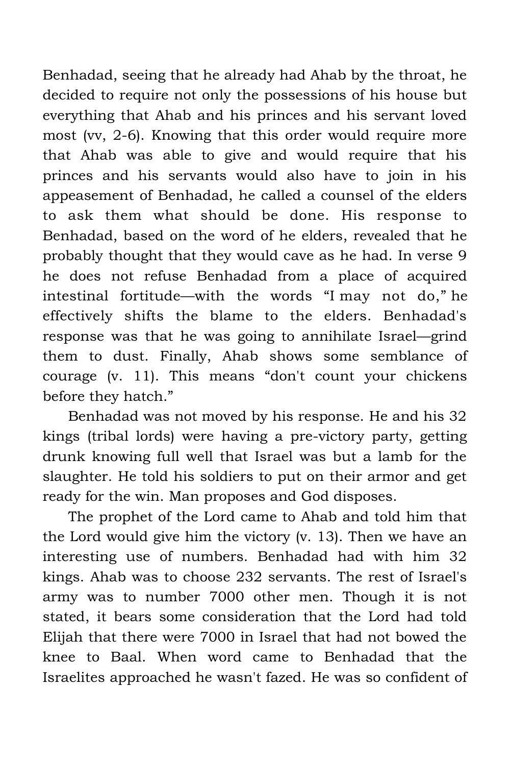Benhadad, seeing that he already had Ahab by the throat, he decided to require not only the possessions of his house but everything that Ahab and his princes and his servant loved most (vv, 2-6). Knowing that this order would require more that Ahab was able to give and would require that his princes and his servants would also have to join in his appeasement of Benhadad, he called a counsel of the elders to ask them what should be done. His response to Benhadad, based on the word of he elders, revealed that he probably thought that they would cave as he had. In verse 9 he does not refuse Benhadad from a place of acquired intestinal fortitude—with the words "I may not do," he effectively shifts the blame to the elders. Benhadad's response was that he was going to annihilate Israel—grind them to dust. Finally, Ahab shows some semblance of courage (v. 11). This means "don't count your chickens before they hatch."

Benhadad was not moved by his response. He and his 32 kings (tribal lords) were having a pre-victory party, getting drunk knowing full well that Israel was but a lamb for the slaughter. He told his soldiers to put on their armor and get ready for the win. Man proposes and God disposes.

The prophet of the Lord came to Ahab and told him that the Lord would give him the victory (v. 13). Then we have an interesting use of numbers. Benhadad had with him 32 kings. Ahab was to choose 232 servants. The rest of Israel's army was to number 7000 other men. Though it is not stated, it bears some consideration that the Lord had told Elijah that there were 7000 in Israel that had not bowed the knee to Baal. When word came to Benhadad that the Israelites approached he wasn't fazed. He was so confident of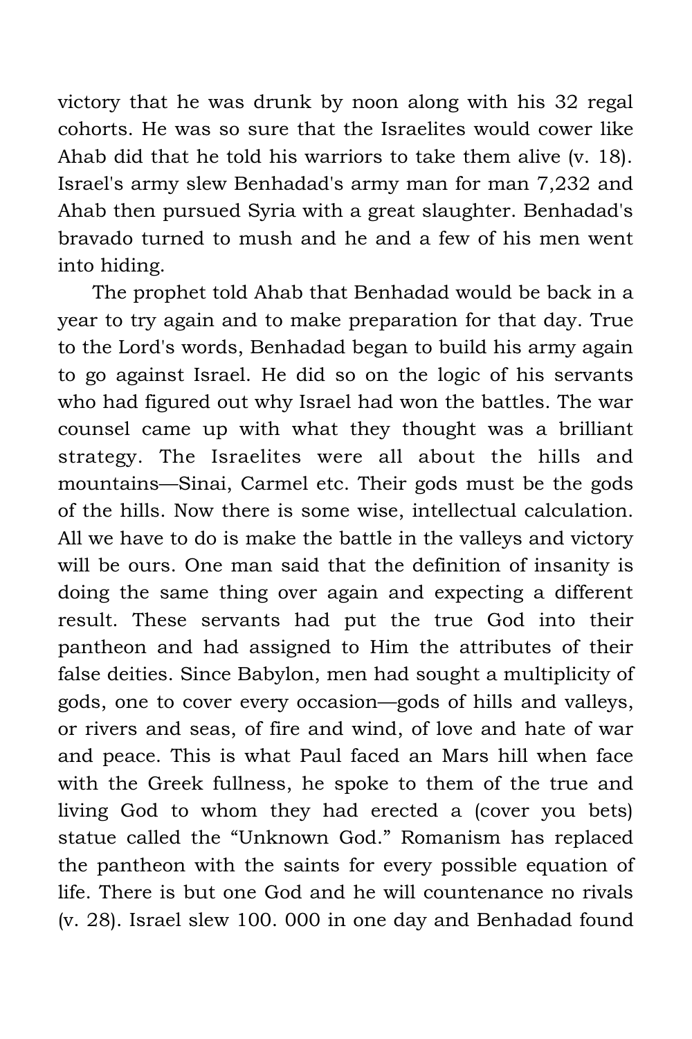victory that he was drunk by noon along with his 32 regal cohorts. He was so sure that the Israelites would cower like Ahab did that he told his warriors to take them alive (v. 18). Israel's army slew Benhadad's army man for man 7,232 and Ahab then pursued Syria with a great slaughter. Benhadad's bravado turned to mush and he and a few of his men went into hiding.

The prophet told Ahab that Benhadad would be back in a year to try again and to make preparation for that day. True to the Lord's words, Benhadad began to build his army again to go against Israel. He did so on the logic of his servants who had figured out why Israel had won the battles. The war counsel came up with what they thought was a brilliant strategy. The Israelites were all about the hills and mountains—Sinai, Carmel etc. Their gods must be the gods of the hills. Now there is some wise, intellectual calculation. All we have to do is make the battle in the valleys and victory will be ours. One man said that the definition of insanity is doing the same thing over again and expecting a different result. These servants had put the true God into their pantheon and had assigned to Him the attributes of their false deities. Since Babylon, men had sought a multiplicity of gods, one to cover every occasion—gods of hills and valleys, or rivers and seas, of fire and wind, of love and hate of war and peace. This is what Paul faced an Mars hill when face with the Greek fullness, he spoke to them of the true and living God to whom they had erected a (cover you bets) statue called the "Unknown God." Romanism has replaced the pantheon with the saints for every possible equation of life. There is but one God and he will countenance no rivals (v. 28). Israel slew 100. 000 in one day and Benhadad found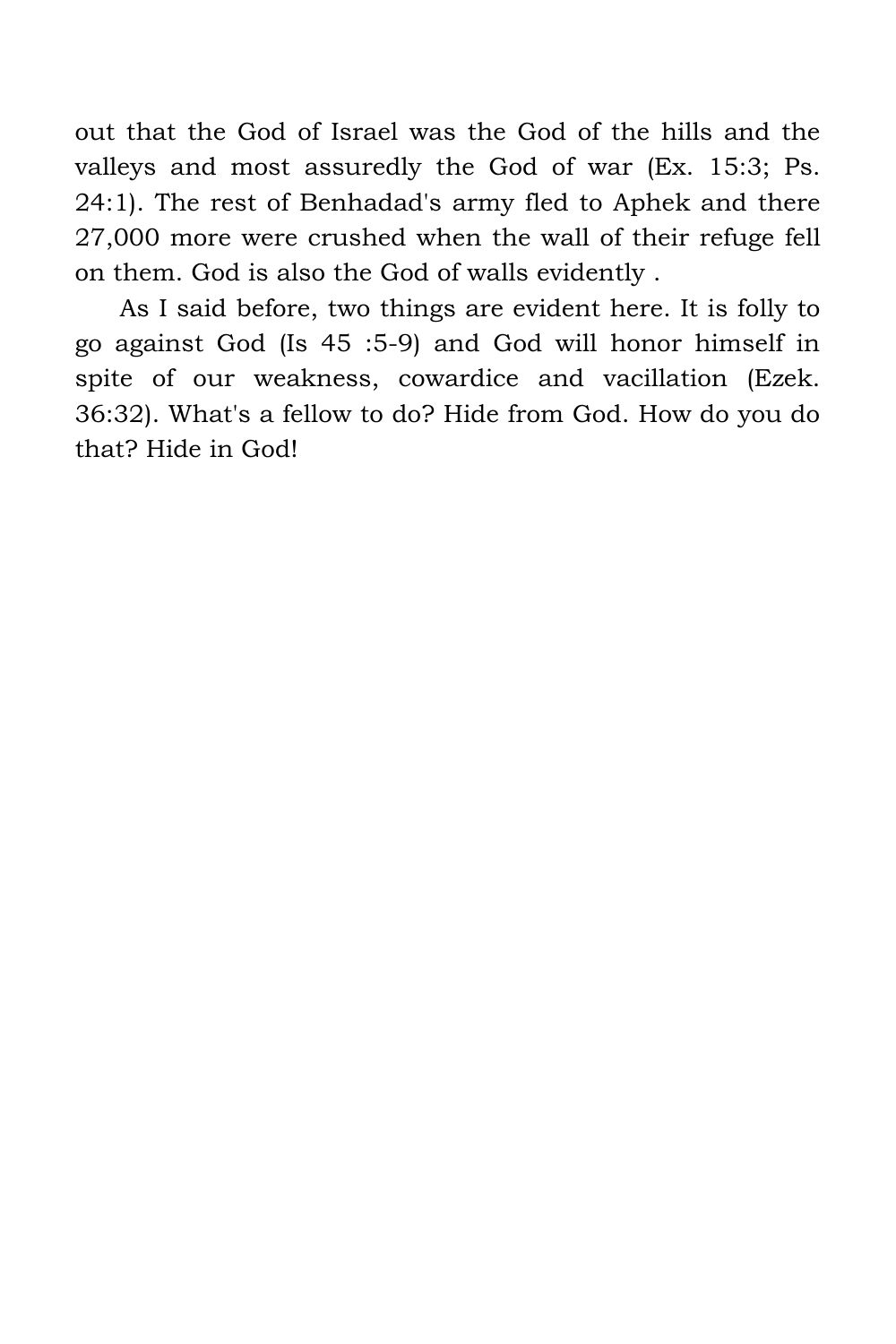out that the God of Israel was the God of the hills and the valleys and most assuredly the God of war (Ex. 15:3; Ps. 24:1). The rest of Benhadad's army fled to Aphek and there 27,000 more were crushed when the wall of their refuge fell on them. God is also the God of walls evidently .

As I said before, two things are evident here. It is folly to go against God (Is 45 :5-9) and God will honor himself in spite of our weakness, cowardice and vacillation (Ezek. 36:32). What's a fellow to do? Hide from God. How do you do that? Hide in God!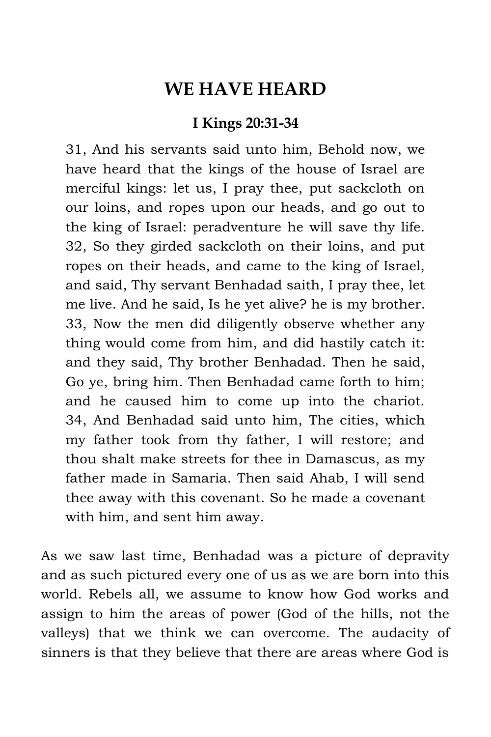## WE HAVE HEARD

### I Kings 20:31-34

> 31, And his servants said unto him, Behold now, we have heard that the kings of the house of Israel are merciful kings: let us, I pray thee, put sackcloth on our loins, and ropes upon our heads, and go out to the king of Israel: peradventure he will save thy life. 32, So they girded sackcloth on their loins, and put ropes on their heads, and came to the king of Israel, and said, Thy servant Benhadad saith, I pray thee, let me live. And he said, Is he yet alive? he is my brother. 33, Now the men did diligently observe whether any thing would come from him, and did hastily catch it: and they said, Thy brother Benhadad. Then he said, Go ye, bring him. Then Benhadad came forth to him; and he caused him to come up into the chariot. 34, And Benhadad said unto him, The cities, which my father took from thy father, I will restore; and thou shalt make streets for thee in Damascus, as my father made in Samaria. Then said Ahab, I will send thee away with this covenant. So he made a covenant with him, and sent him away.

As we saw last time, Benhadad was a picture of depravity and as such pictured every one of us as we are born into this world. Rebels all, we assume to know how God works and assign to him the areas of power (God of the hills, not the valleys) that we think we can overcome. The audacity of sinners is that they believe that there are areas where God is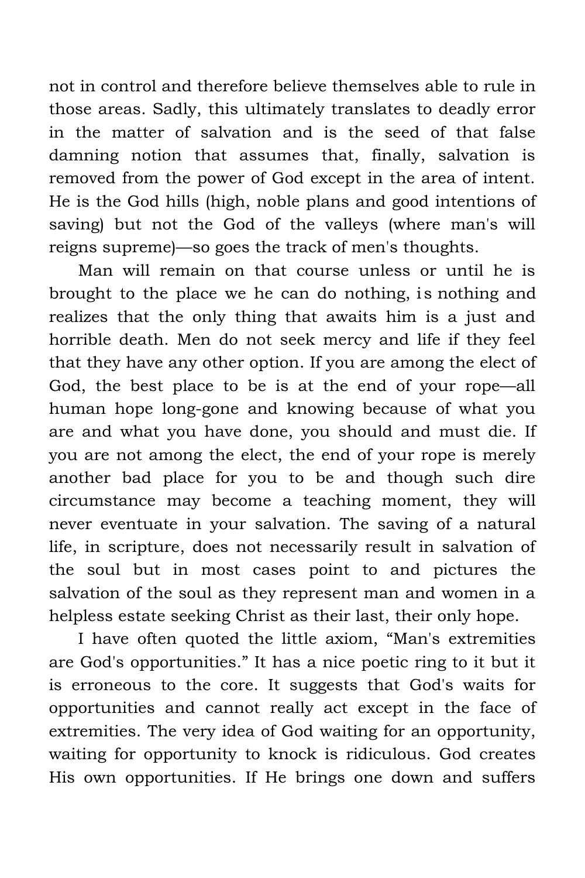not in control and therefore believe themselves able to rule in those areas. Sadly, this ultimately translates to deadly error in the matter of salvation and is the seed of that false damning notion that assumes that, finally, salvation is removed from the power of God except in the area of intent. He is the God hills (high, noble plans and good intentions of saving) but not the God of the valleys (where man's will reigns supreme)—so goes the track of men's thoughts.

Man will remain on that course unless or until he is brought to the place we he can do nothing, is nothing and realizes that the only thing that awaits him is a just and horrible death. Men do not seek mercy and life if they feel that they have any other option. If you are among the elect of God, the best place to be is at the end of your rope—all human hope long-gone and knowing because of what you are and what you have done, you should and must die. If you are not among the elect, the end of your rope is merely another bad place for you to be and though such dire circumstance may become a teaching moment, they will never eventuate in your salvation. The saving of a natural life, in scripture, does not necessarily result in salvation of the soul but in most cases point to and pictures the salvation of the soul as they represent man and women in a helpless estate seeking Christ as their last, their only hope.

I have often quoted the little axiom, "Man's extremities are God's opportunities." It has a nice poetic ring to it but it is erroneous to the core. It suggests that God's waits for opportunities and cannot really act except in the face of extremities. The very idea of God waiting for an opportunity, waiting for opportunity to knock is ridiculous. God creates His own opportunities. If He brings one down and suffers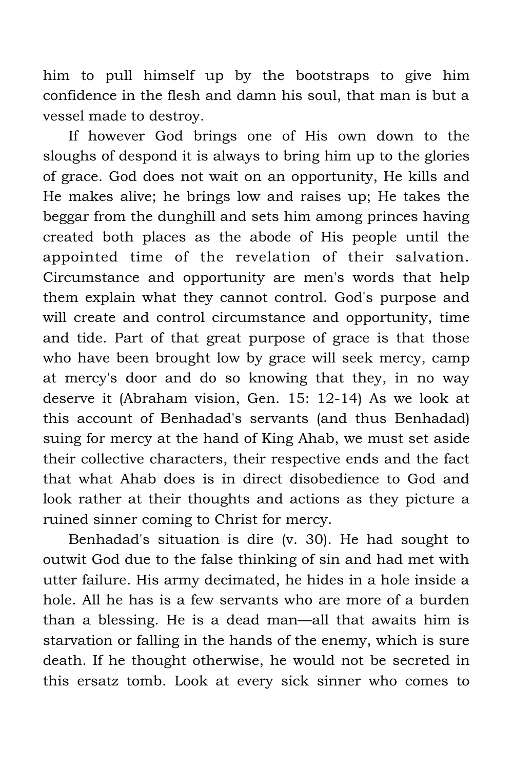him to pull himself up by the bootstraps to give him confidence in the flesh and damn his soul, that man is but a vessel made to destroy.

If however God brings one of His own down to the sloughs of despond it is always to bring him up to the glories of grace. God does not wait on an opportunity, He kills and He makes alive; he brings low and raises up; He takes the beggar from the dunghill and sets him among princes having created both places as the abode of His people until the appointed time of the revelation of their salvation. Circumstance and opportunity are men's words that help them explain what they cannot control. God's purpose and will create and control circumstance and opportunity, time and tide. Part of that great purpose of grace is that those who have been brought low by grace will seek mercy, camp at mercy's door and do so knowing that they, in no way deserve it (Abraham vision, Gen. 15: 12-14) As we look at this account of Benhadad's servants (and thus Benhadad) suing for mercy at the hand of King Ahab, we must set aside their collective characters, their respective ends and the fact that what Ahab does is in direct disobedience to God and look rather at their thoughts and actions as they picture a ruined sinner coming to Christ for mercy.

Benhadad's situation is dire (v. 30). He had sought to outwit God due to the false thinking of sin and had met with utter failure. His army decimated, he hides in a hole inside a hole. All he has is a few servants who are more of a burden than a blessing. He is a dead man—all that awaits him is starvation or falling in the hands of the enemy, which is sure death. If he thought otherwise, he would not be secreted in this ersatz tomb. Look at every sick sinner who comes to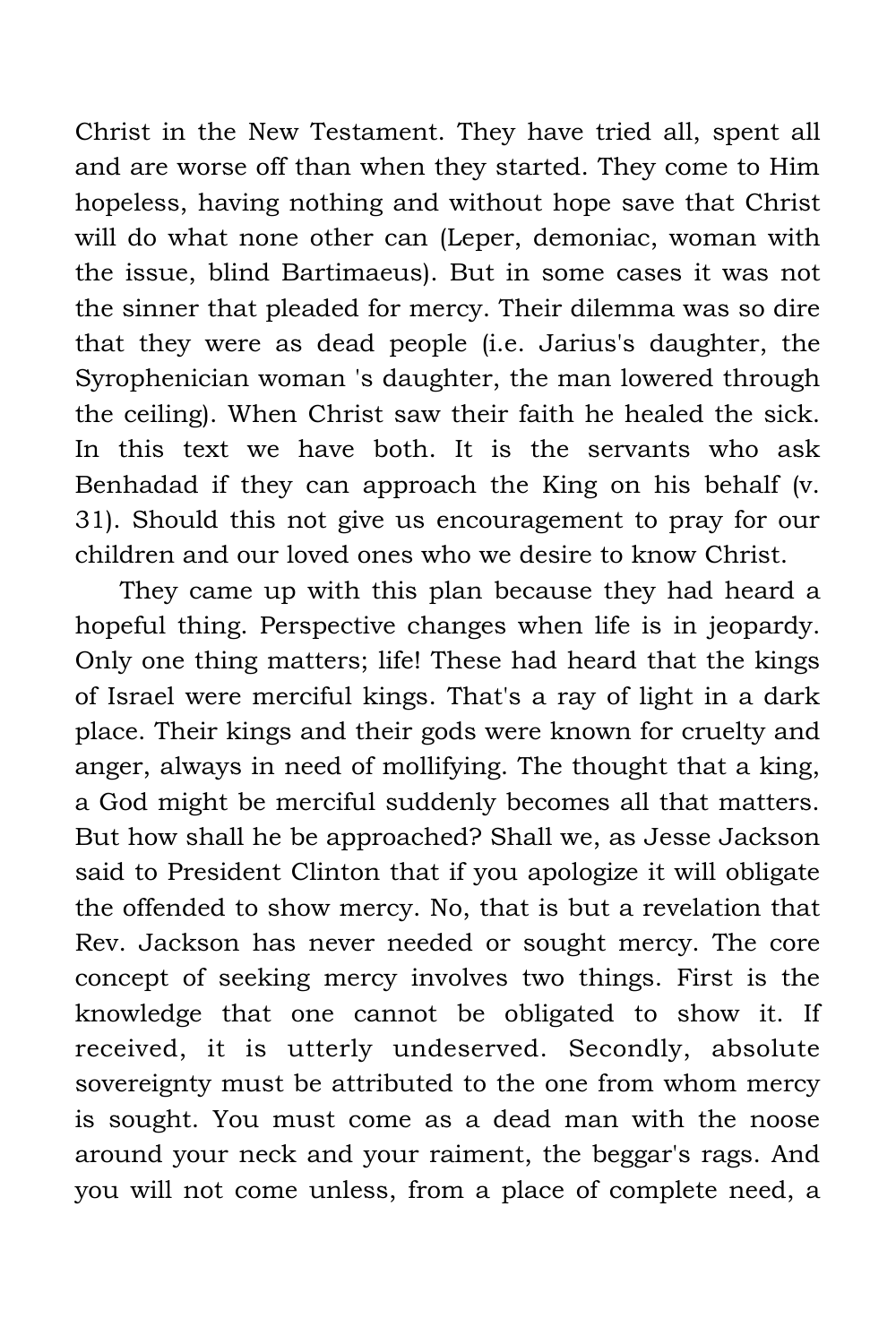Christ in the New Testament. They have tried all, spent all and are worse off than when they started. They come to Him hopeless, having nothing and without hope save that Christ will do what none other can (Leper, demoniac, woman with the issue, blind Bartimaeus). But in some cases it was not the sinner that pleaded for mercy. Their dilemma was so dire that they were as dead people (i.e. Jarius's daughter, the Syrophenician woman 's daughter, the man lowered through the ceiling). When Christ saw their faith he healed the sick. In this text we have both. It is the servants who ask Benhadad if they can approach the King on his behalf (v. 31). Should this not give us encouragement to pray for our children and our loved ones who we desire to know Christ.

They came up with this plan because they had heard a hopeful thing. Perspective changes when life is in jeopardy. Only one thing matters; life! These had heard that the kings of Israel were merciful kings. That's a ray of light in a dark place. Their kings and their gods were known for cruelty and anger, always in need of mollifying. The thought that a king, a God might be merciful suddenly becomes all that matters. But how shall he be approached? Shall we, as Jesse Jackson said to President Clinton that if you apologize it will obligate the offended to show mercy. No, that is but a revelation that Rev. Jackson has never needed or sought mercy. The core concept of seeking mercy involves two things. First is the knowledge that one cannot be obligated to show it. If received, it is utterly undeserved. Secondly, absolute sovereignty must be attributed to the one from whom mercy is sought. You must come as a dead man with the noose around your neck and your raiment, the beggar's rags. And you will not come unless, from a place of complete need, a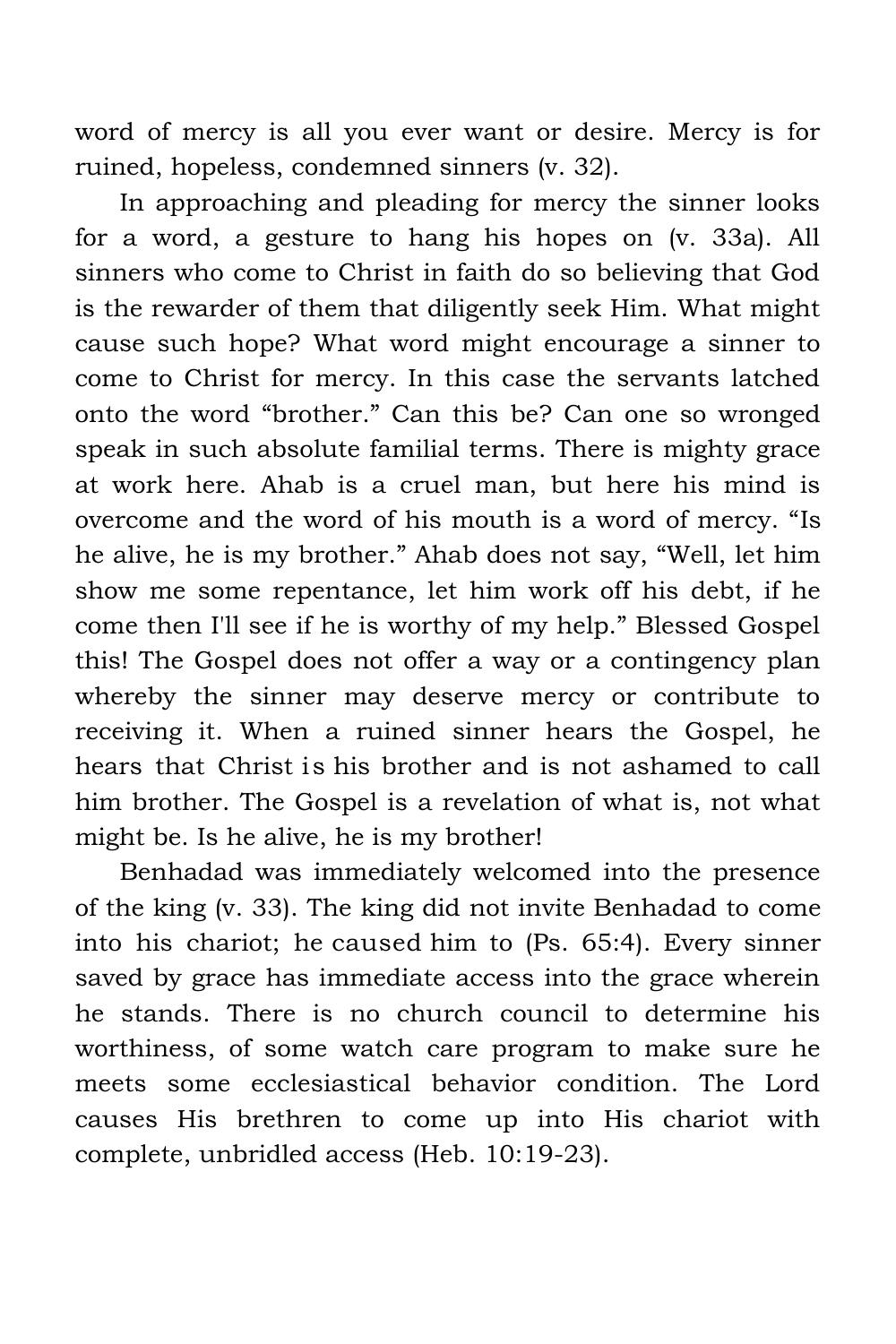word of mercy is all you ever want or desire. Mercy is for ruined, hopeless, condemned sinners (v. 32).

In approaching and pleading for mercy the sinner looks for a word, a gesture to hang his hopes on (v. 33a). All sinners who come to Christ in faith do so believing that God is the rewarder of them that diligently seek Him. What might cause such hope? What word might encourage a sinner to come to Christ for mercy. In this case the servants latched onto the word "brother." Can this be? Can one so wronged speak in such absolute familial terms. There is mighty grace at work here. Ahab is a cruel man, but here his mind is overcome and the word of his mouth is a word of mercy. "Is he alive, he is my brother." Ahab does not say, "Well, let him show me some repentance, let him work off his debt, if he come then I'll see if he is worthy of my help." Blessed Gospel this! The Gospel does not offer a way or a contingency plan whereby the sinner may deserve mercy or contribute to receiving it. When a ruined sinner hears the Gospel, he hears that Christ is his brother and is not ashamed to call him brother. The Gospel is a revelation of what is, not what might be. Is he alive, he is my brother!

Benhadad was immediately welcomed into the presence of the king (v. 33). The king did not invite Benhadad to come into his chariot; he caused him to (Ps. 65:4). Every sinner saved by grace has immediate access into the grace wherein he stands. There is no church council to determine his worthiness, of some watch care program to make sure he meets some ecclesiastical behavior condition. The Lord causes His brethren to come up into His chariot with complete, unbridled access (Heb. 10:19-23).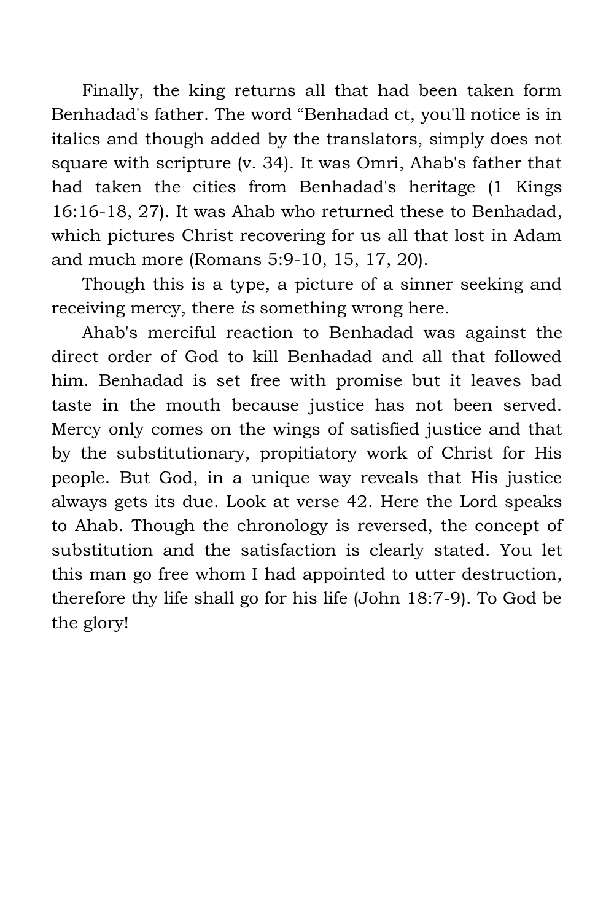Finally, the king returns all that had been taken form Benhadad's father. The word “Benhadad ct, you'll notice is in italics and though added by the translators, simply does not square with scripture (v. 34). It was Omri, Ahab's father that had taken the cities from Benhadad's heritage (1 Kings 16:16-18, 27). It was Ahab who returned these to Benhadad, which pictures Christ recovering for us all that lost in Adam and much more (Romans 5:9-10, 15, 17, 20).

Though this is a type, a picture of a sinner seeking and receiving mercy, there *is* something wrong here.

Ahab's merciful reaction to Benhadad was against the direct order of God to kill Benhadad and all that followed him. Benhadad is set free with promise but it leaves bad taste in the mouth because justice has not been served. Mercy only comes on the wings of satisfied justice and that by the substitutionary, propitiatory work of Christ for His people. But God, in a unique way reveals that His justice always gets its due. Look at verse 42. Here the Lord speaks to Ahab. Though the chronology is reversed, the concept of substitution and the satisfaction is clearly stated. You let this man go free whom I had appointed to utter destruction, therefore thy life shall go for his life (John 18:7-9). To God be the glory!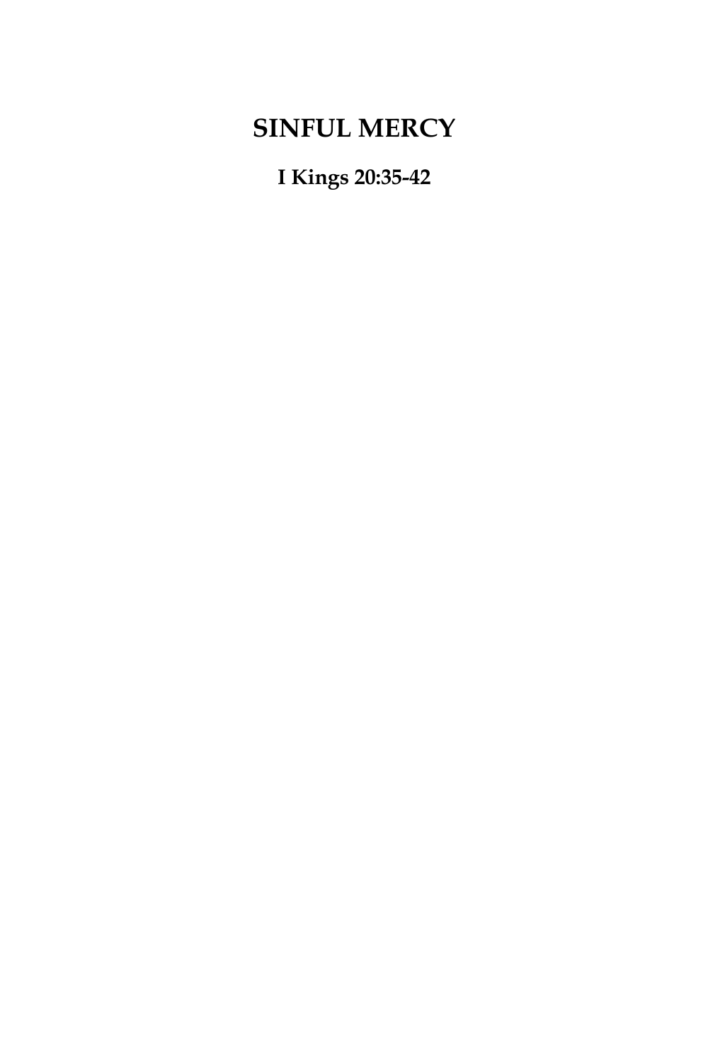# SINFUL MERCY

**I Kings 20:35-42**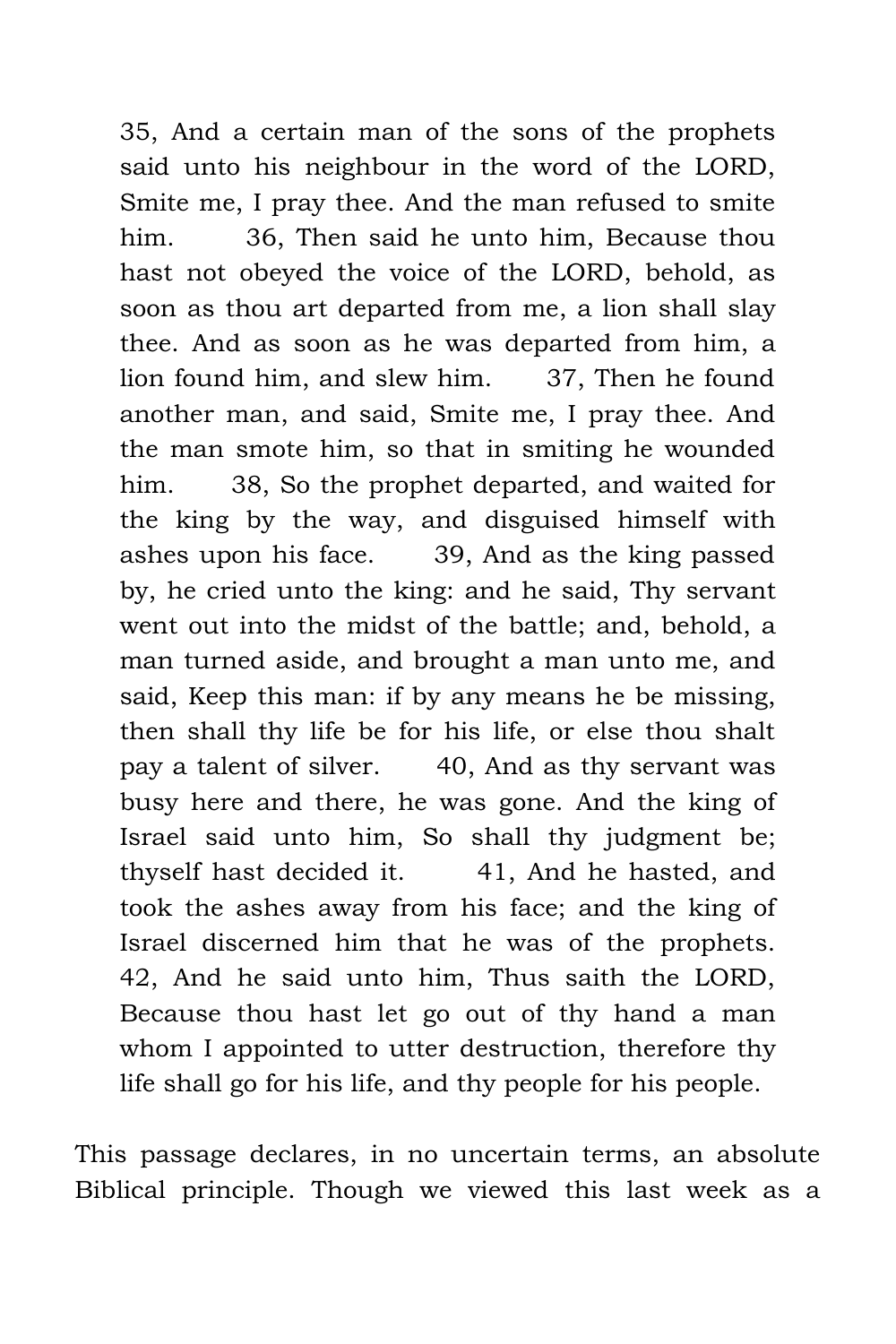35, And a certain man of the sons of the prophets said unto his neighbour in the word of the LORD, Smite me, I pray thee. And the man refused to smite him. 36, Then said he unto him, Because thou hast not obeyed the voice of the LORD, behold, as soon as thou art departed from me, a lion shall slay thee. And as soon as he was departed from him, a lion found him, and slew him. 37, Then he found another man, and said, Smite me, I pray thee. And the man smote him, so that in smiting he wounded him. 38, So the prophet departed, and waited for the king by the way, and disguised himself with ashes upon his face. 39, And as the king passed by, he cried unto the king: and he said, Thy servant went out into the midst of the battle; and, behold, a man turned aside, and brought a man unto me, and said, Keep this man: if by any means he be missing, then shall thy life be for his life, or else thou shalt pay a talent of silver. 40, And as thy servant was busy here and there, he was gone. And the king of Israel said unto him, So shall thy judgment be; thyself hast decided it. 41, And he hasted, and took the ashes away from his face; and the king of Israel discerned him that he was of the prophets. 42, And he said unto him, Thus saith the LORD, Because thou hast let go out of thy hand a man whom I appointed to utter destruction, therefore thy life shall go for his life, and thy people for his people.

This passage declares, in no uncertain terms, an absolute Biblical principle. Though we viewed this last week as a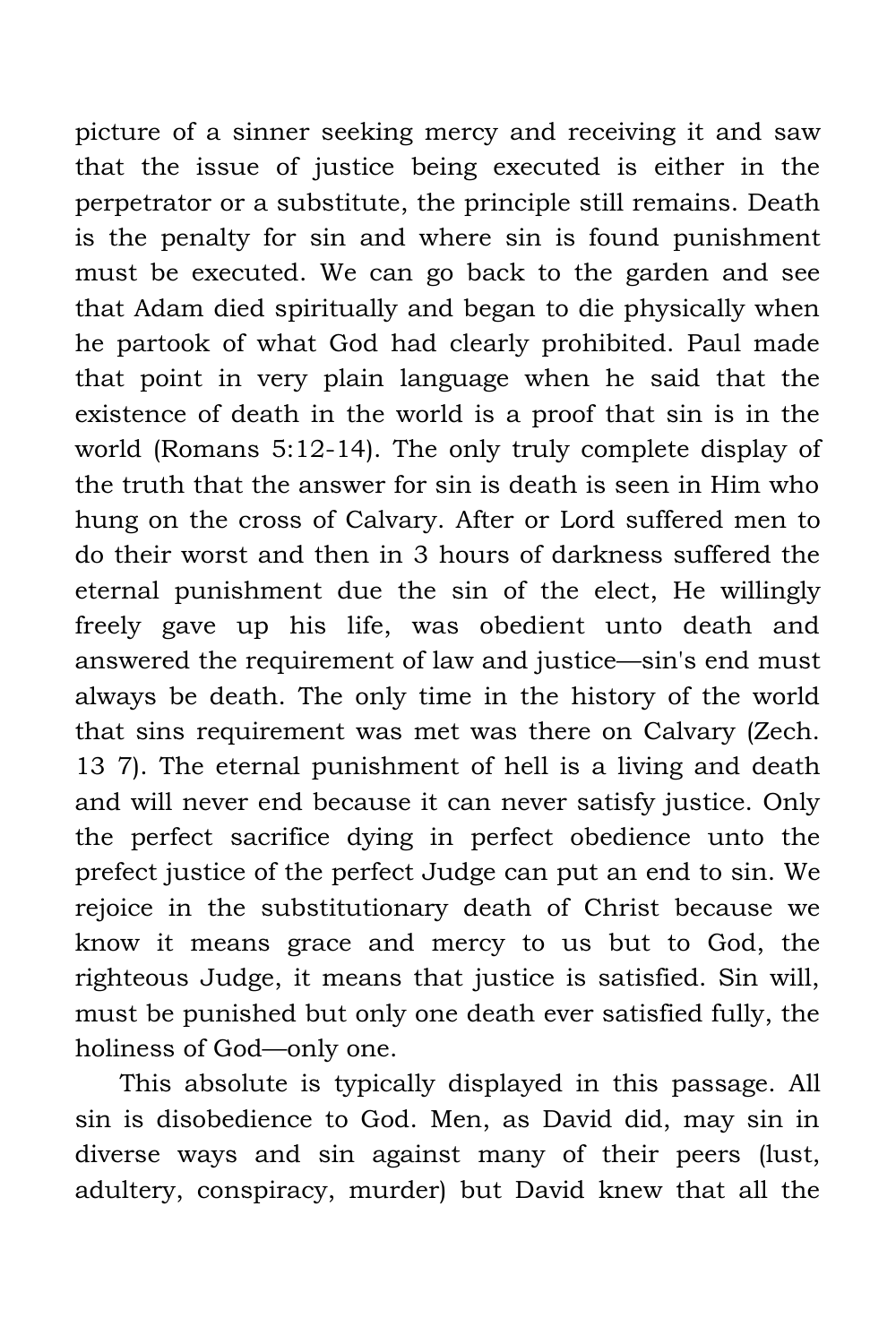picture of a sinner seeking mercy and receiving it and saw that the issue of justice being executed is either in the perpetrator or a substitute, the principle still remains. Death is the penalty for sin and where sin is found punishment must be executed. We can go back to the garden and see that Adam died spiritually and began to die physically when he partook of what God had clearly prohibited. Paul made that point in very plain language when he said that the existence of death in the world is a proof that sin is in the world (Romans 5:12-14). The only truly complete display of the truth that the answer for sin is death is seen in Him who hung on the cross of Calvary. After or Lord suffered men to do their worst and then in 3 hours of darkness suffered the eternal punishment due the sin of the elect, He willingly freely gave up his life, was obedient unto death and answered the requirement of law and justice—sin's end must always be death. The only time in the history of the world that sins requirement was met was there on Calvary (Zech. 13 7). The eternal punishment of hell is a living and death and will never end because it can never satisfy justice. Only the perfect sacrifice dying in perfect obedience unto the prefect justice of the perfect Judge can put an end to sin. We rejoice in the substitutionary death of Christ because we know it means grace and mercy to us but to God, the righteous Judge, it means that justice is satisfied. Sin will, must be punished but only one death ever satisfied fully, the holiness of God—only one.

This absolute is typically displayed in this passage. All sin is disobedience to God. Men, as David did, may sin in diverse ways and sin against many of their peers (lust, adultery, conspiracy, murder) but David knew that all the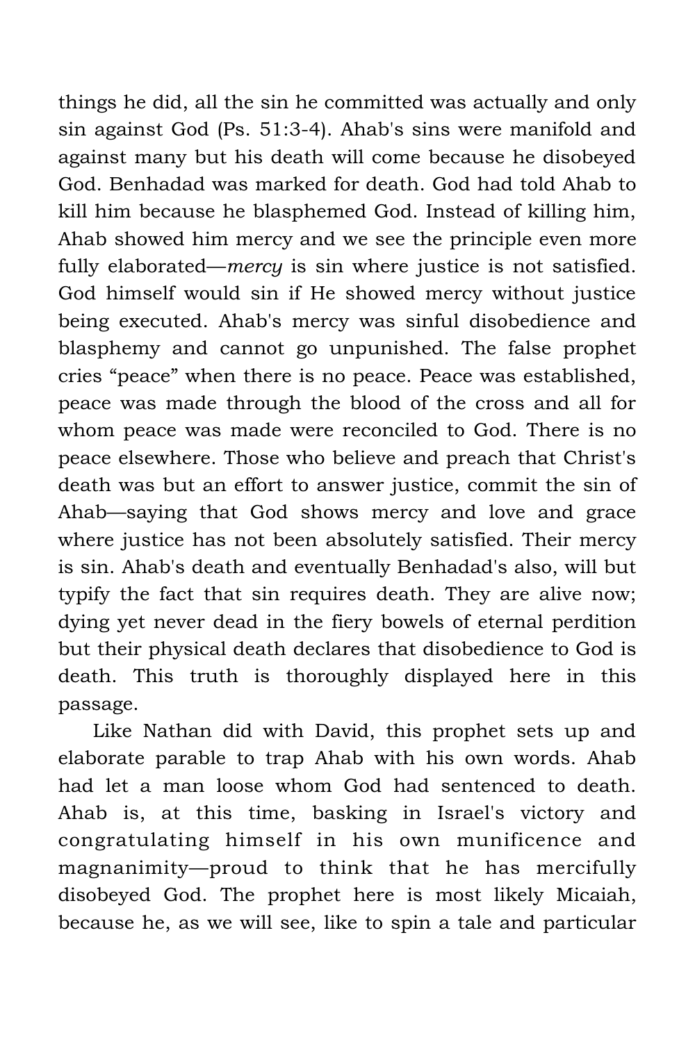things he did, all the sin he committed was actually and only sin against God (Ps. 51:3-4). Ahab's sins were manifold and against many but his death will come because he disobeyed God. Benhadad was marked for death. God had told Ahab to kill him because he blasphemed God. Instead of killing him, Ahab showed him mercy and we see the principle even more fully elaborated—*mercy* is sin where justice is not satisfied. God himself would sin if He showed mercy without justice being executed. Ahab's mercy was sinful disobedience and blasphemy and cannot go unpunished. The false prophet cries "peace" when there is no peace. Peace was established, peace was made through the blood of the cross and all for whom peace was made were reconciled to God. There is no peace elsewhere. Those who believe and preach that Christ's death was but an effort to answer justice, commit the sin of Ahab—saying that God shows mercy and love and grace where justice has not been absolutely satisfied. Their mercy is sin. Ahab's death and eventually Benhadad's also, will but typify the fact that sin requires death. They are alive now; dying yet never dead in the fiery bowels of eternal perdition but their physical death declares that disobedience to God is death. This truth is thoroughly displayed here in this passage.

Like Nathan did with David, this prophet sets up and elaborate parable to trap Ahab with his own words. Ahab had let a man loose whom God had sentenced to death. Ahab is, at this time, basking in Israel's victory and congratulating himself in his own munificence and magnanimity—proud to think that he has mercifully disobeyed God. The prophet here is most likely Micaiah, because he, as we will see, like to spin a tale and particular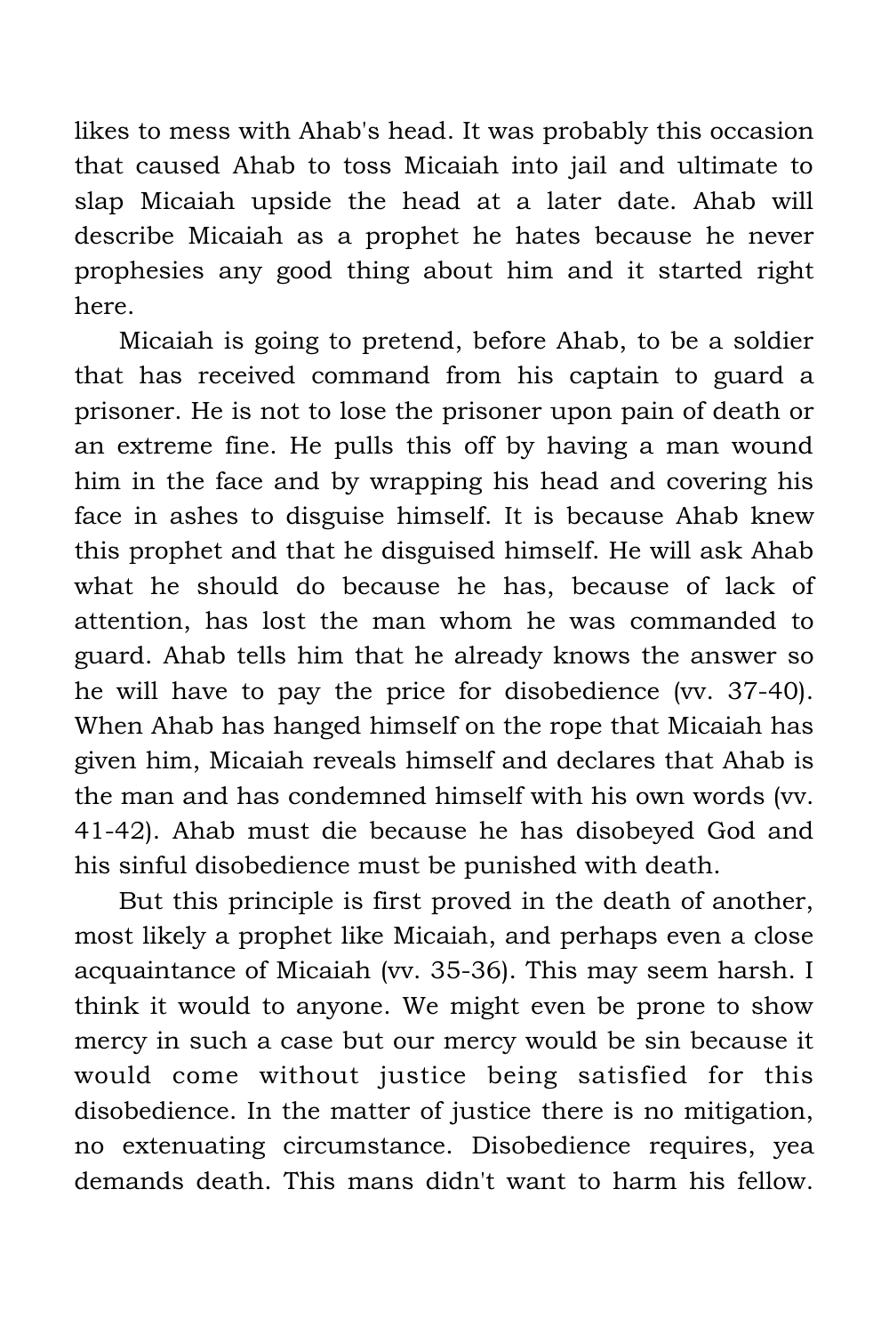likes to mess with Ahab's head. It was probably this occasion that caused Ahab to toss Micaiah into jail and ultimate to slap Micaiah upside the head at a later date. Ahab will describe Micaiah as a prophet he hates because he never prophesies any good thing about him and it started right here.

Micaiah is going to pretend, before Ahab, to be a soldier that has received command from his captain to guard a prisoner. He is not to lose the prisoner upon pain of death or an extreme fine. He pulls this off by having a man wound him in the face and by wrapping his head and covering his face in ashes to disguise himself. It is because Ahab knew this prophet and that he disguised himself. He will ask Ahab what he should do because he has, because of lack of attention, has lost the man whom he was commanded to guard. Ahab tells him that he already knows the answer so he will have to pay the price for disobedience (vv. 37-40). When Ahab has hanged himself on the rope that Micaiah has given him, Micaiah reveals himself and declares that Ahab is the man and has condemned himself with his own words (vv. 41-42). Ahab must die because he has disobeyed God and his sinful disobedience must be punished with death.

But this principle is first proved in the death of another, most likely a prophet like Micaiah, and perhaps even a close acquaintance of Micaiah (vv. 35-36). This may seem harsh. I think it would to anyone. We might even be prone to show mercy in such a case but our mercy would be sin because it would come without justice being satisfied for this disobedience. In the matter of justice there is no mitigation, no extenuating circumstance. Disobedience requires, yea demands death. This mans didn't want to harm his fellow.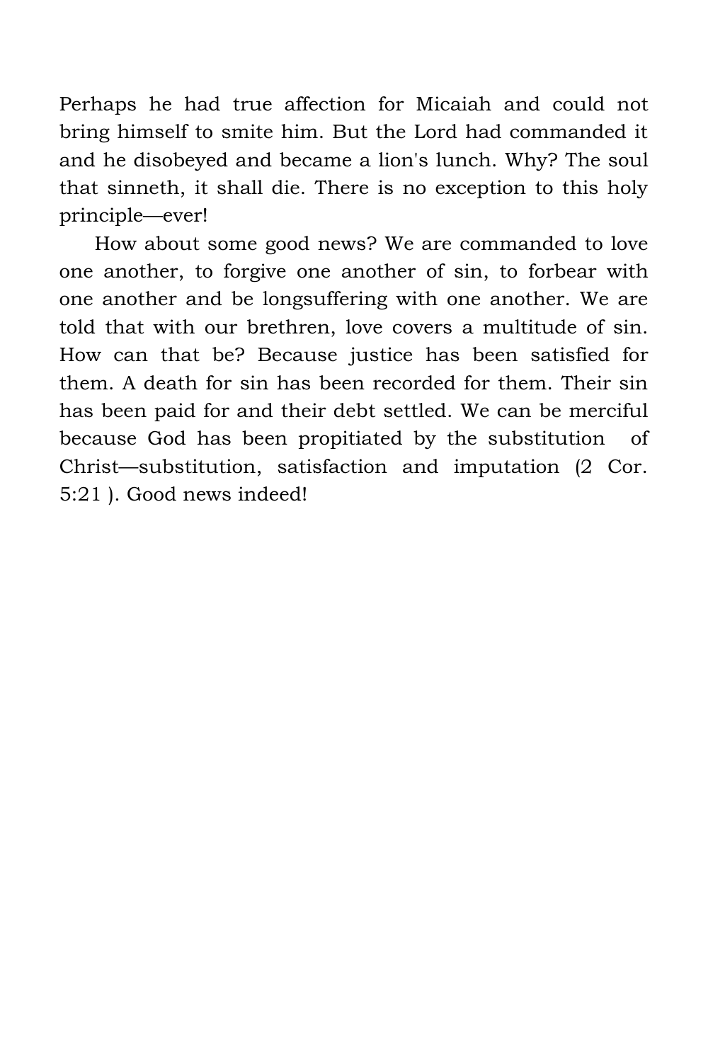Perhaps he had true affection for Micaiah and could not bring himself to smite him. But the Lord had commanded it and he disobeyed and became a lion's lunch. Why? The soul that sinneth, it shall die. There is no exception to this holy principle—ever!

How about some good news? We are commanded to love one another, to forgive one another of sin, to forbear with one another and be longsuffering with one another. We are told that with our brethren, love covers a multitude of sin. How can that be? Because justice has been satisfied for them. A death for sin has been recorded for them. Their sin has been paid for and their debt settled. We can be merciful because God has been propitiated by the substitution of Christ—substitution, satisfaction and imputation (2 Cor. 5:21 ). Good news indeed!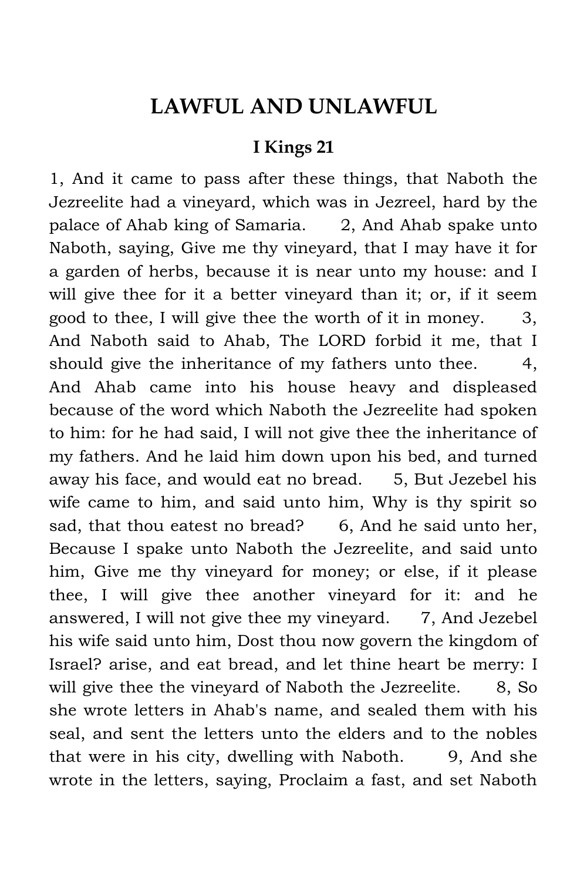## LAWFUL AND UNLAWFUL

### I Kings 21

1, And it came to pass after these things, that Naboth the Jezreelite had a vineyard, which was in Jezreel, hard by the palace of Ahab king of Samaria. 2, And Ahab spake unto Naboth, saying, Give me thy vineyard, that I may have it for a garden of herbs, because it is near unto my house: and I will give thee for it a better vineyard than it; or, if it seem good to thee, I will give thee the worth of it in money. 3, And Naboth said to Ahab, The LORD forbid it me, that I should give the inheritance of my fathers unto thee. 4, And Ahab came into his house heavy and displeased because of the word which Naboth the Jezreelite had spoken to him: for he had said, I will not give thee the inheritance of my fathers. And he laid him down upon his bed, and turned away his face, and would eat no bread. 5, But Jezebel his wife came to him, and said unto him, Why is thy spirit so sad, that thou eatest no bread? 6, And he said unto her, Because I spake unto Naboth the Jezreelite, and said unto him, Give me thy vineyard for money; or else, if it please thee, I will give thee another vineyard for it: and he answered, I will not give thee my vineyard. 7, And Jezebel his wife said unto him, Dost thou now govern the kingdom of Israel? arise, and eat bread, and let thine heart be merry: I will give thee the vineyard of Naboth the Jezreelite. 8, So she wrote letters in Ahab's name, and sealed them with his seal, and sent the letters unto the elders and to the nobles that were in his city, dwelling with Naboth. 9, And she wrote in the letters, saying, Proclaim a fast, and set Naboth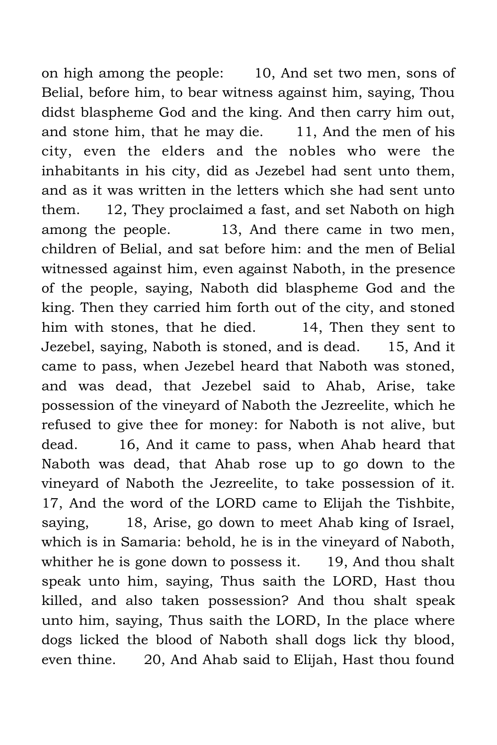on high among the people: 10, And set two men, sons of Belial, before him, to bear witness against him, saying, Thou didst blaspheme God and the king. And then carry him out, and stone him, that he may die. 11, And the men of his city, even the elders and the nobles who were the inhabitants in his city, did as Jezebel had sent unto them, and as it was written in the letters which she had sent unto them. 12, They proclaimed a fast, and set Naboth on high among the people. 13, And there came in two men, children of Belial, and sat before him: and the men of Belial witnessed against him, even against Naboth, in the presence of the people, saying, Naboth did blaspheme God and the king. Then they carried him forth out of the city, and stoned him with stones, that he died. 14, Then they sent to Jezebel, saying, Naboth is stoned, and is dead. 15, And it came to pass, when Jezebel heard that Naboth was stoned, and was dead, that Jezebel said to Ahab, Arise, take possession of the vineyard of Naboth the Jezreelite, which he refused to give thee for money: for Naboth is not alive, but dead. 16, And it came to pass, when Ahab heard that Naboth was dead, that Ahab rose up to go down to the vineyard of Naboth the Jezreelite, to take possession of it. 17, And the word of the LORD came to Elijah the Tishbite, saying, 18, Arise, go down to meet Ahab king of Israel, which is in Samaria: behold, he is in the vineyard of Naboth, whither he is gone down to possess it. 19, And thou shalt speak unto him, saying, Thus saith the LORD, Hast thou killed, and also taken possession? And thou shalt speak unto him, saying, Thus saith the LORD, In the place where dogs licked the blood of Naboth shall dogs lick thy blood, even thine. 20, And Ahab said to Elijah, Hast thou found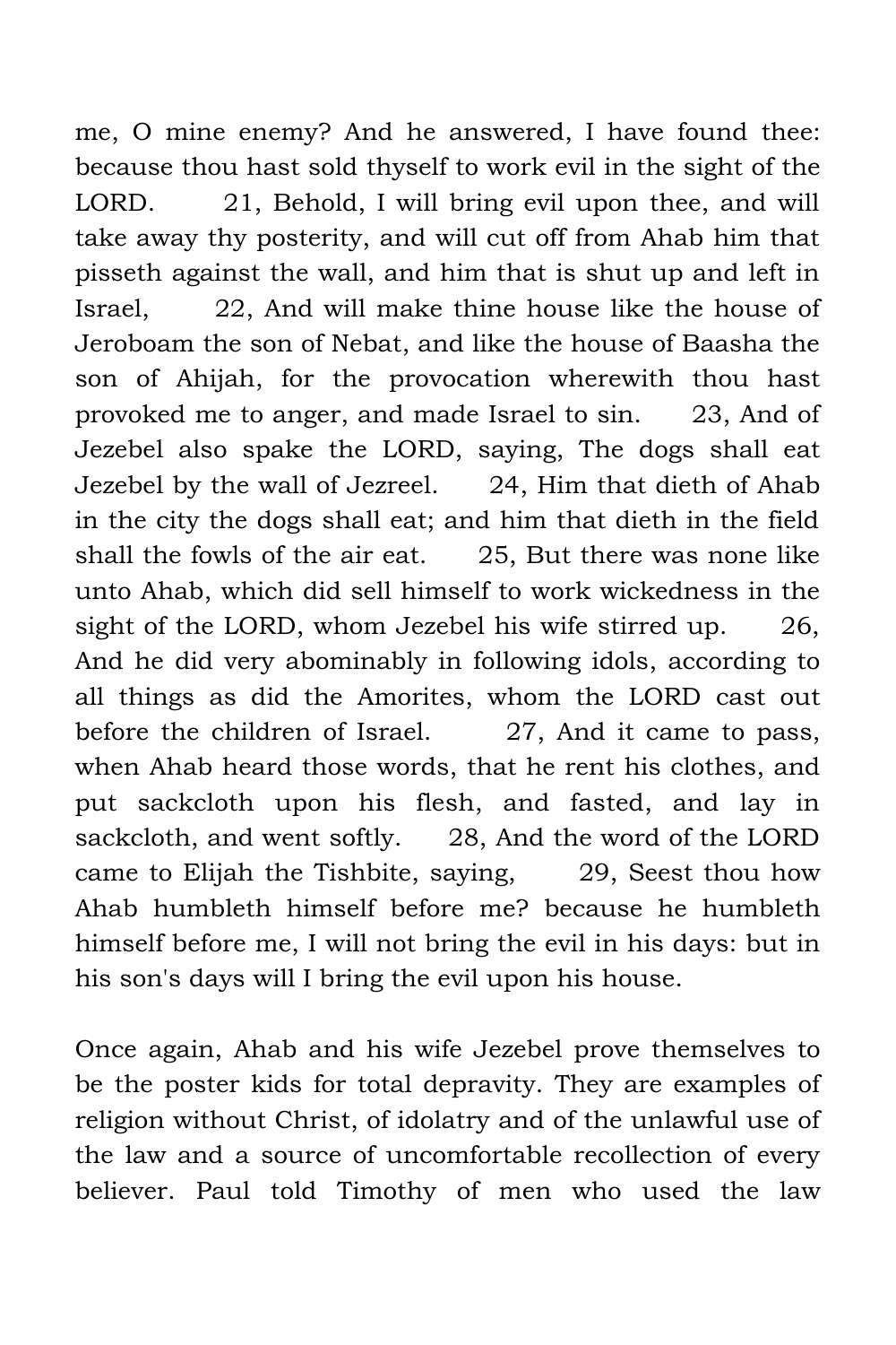me, O mine enemy? And he answered, I have found thee: because thou hast sold thyself to work evil in the sight of the LORD. 21, Behold, I will bring evil upon thee, and will take away thy posterity, and will cut off from Ahab him that pisseth against the wall, and him that is shut up and left in Israel, 22, And will make thine house like the house of Jeroboam the son of Nebat, and like the house of Baasha the son of Ahijah, for the provocation wherewith thou hast provoked me to anger, and made Israel to sin. 23, And of Jezebel also spake the LORD, saying, The dogs shall eat Jezebel by the wall of Jezreel. 24, Him that dieth of Ahab in the city the dogs shall eat; and him that dieth in the field shall the fowls of the air eat. 25, But there was none like unto Ahab, which did sell himself to work wickedness in the sight of the LORD, whom Jezebel his wife stirred up. 26, And he did very abominably in following idols, according to all things as did the Amorites, whom the LORD cast out before the children of Israel. 27, And it came to pass, when Ahab heard those words, that he rent his clothes, and put sackcloth upon his flesh, and fasted, and lay in sackcloth, and went softly. 28, And the word of the LORD came to Elijah the Tishbite, saying, 29, Seest thou how Ahab humbleth himself before me? because he humbleth himself before me, I will not bring the evil in his days: but in his son's days will I bring the evil upon his house.

Once again, Ahab and his wife Jezebel prove themselves to be the poster kids for total depravity. They are examples of religion without Christ, of idolatry and of the unlawful use of the law and a source of uncomfortable recollection of every believer. Paul told Timothy of men who used the law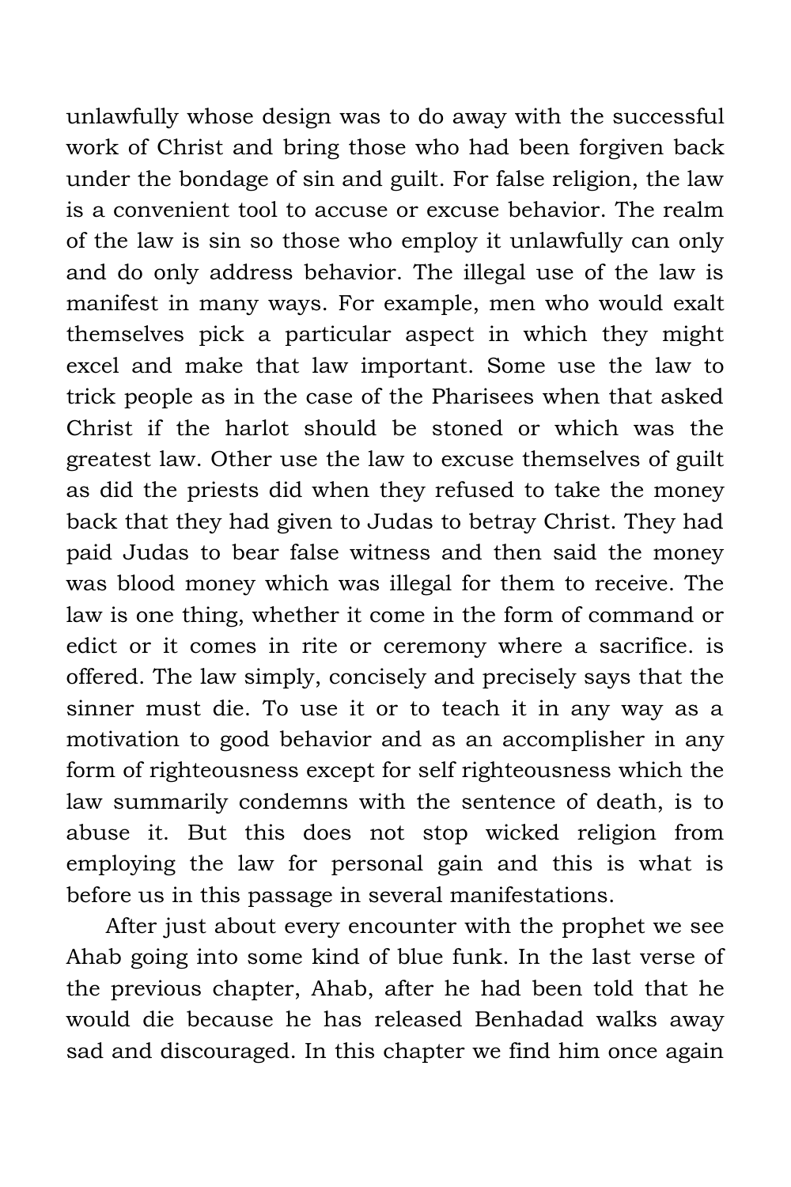unlawfully whose design was to do away with the successful work of Christ and bring those who had been forgiven back under the bondage of sin and guilt. For false religion, the law is a convenient tool to accuse or excuse behavior. The realm of the law is sin so those who employ it unlawfully can only and do only address behavior. The illegal use of the law is manifest in many ways. For example, men who would exalt themselves pick a particular aspect in which they might excel and make that law important. Some use the law to trick people as in the case of the Pharisees when that asked Christ if the harlot should be stoned or which was the greatest law. Other use the law to excuse themselves of guilt as did the priests did when they refused to take the money back that they had given to Judas to betray Christ. They had paid Judas to bear false witness and then said the money was blood money which was illegal for them to receive. The law is one thing, whether it come in the form of command or edict or it comes in rite or ceremony where a sacrifice. is offered. The law simply, concisely and precisely says that the sinner must die. To use it or to teach it in any way as a motivation to good behavior and as an accomplisher in any form of righteousness except for self righteousness which the law summarily condemns with the sentence of death, is to abuse it. But this does not stop wicked religion from employing the law for personal gain and this is what is before us in this passage in several manifestations.

After just about every encounter with the prophet we see Ahab going into some kind of blue funk. In the last verse of the previous chapter, Ahab, after he had been told that he would die because he has released Benhadad walks away sad and discouraged. In this chapter we find him once again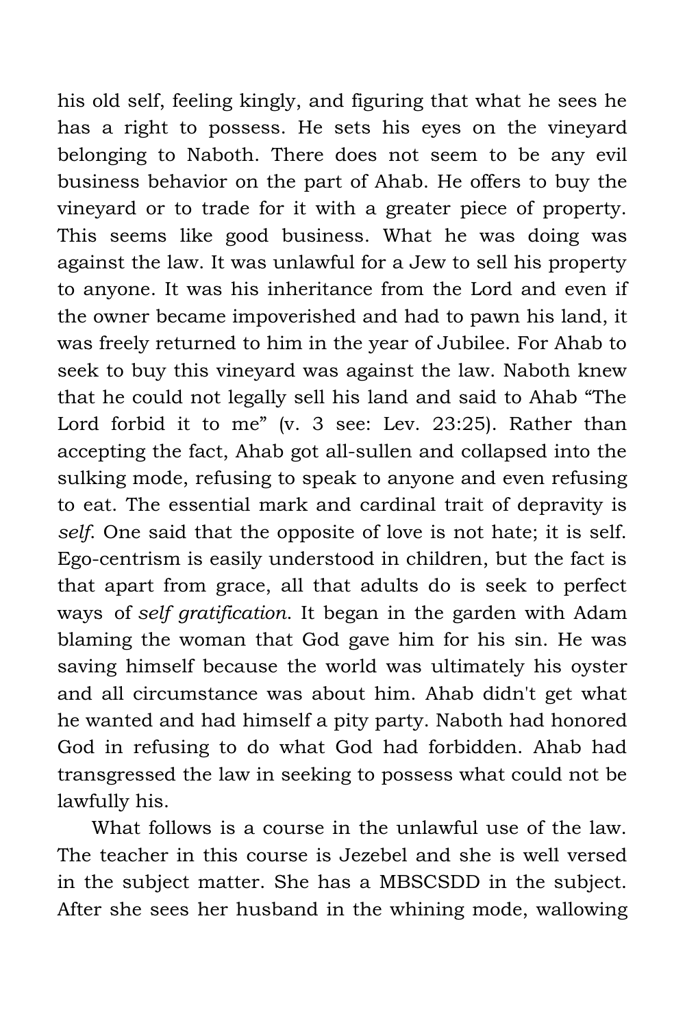his old self, feeling kingly, and figuring that what he sees he has a right to possess. He sets his eyes on the vineyard belonging to Naboth. There does not seem to be any evil business behavior on the part of Ahab. He offers to buy the vineyard or to trade for it with a greater piece of property. This seems like good business. What he was doing was against the law. It was unlawful for a Jew to sell his property to anyone. It was his inheritance from the Lord and even if the owner became impoverished and had to pawn his land, it was freely returned to him in the year of Jubilee. For Ahab to seek to buy this vineyard was against the law. Naboth knew that he could not legally sell his land and said to Ahab "The Lord forbid it to me" (v. 3 see: Lev. 23:25). Rather than accepting the fact, Ahab got all-sullen and collapsed into the sulking mode, refusing to speak to anyone and even refusing to eat. The essential mark and cardinal trait of depravity is *self*. One said that the opposite of love is not hate; it is self. Ego-centrism is easily understood in children, but the fact is that apart from grace, all that adults do is seek to perfect ways of *self gratification*. It began in the garden with Adam blaming the woman that God gave him for his sin. He was saving himself because the world was ultimately his oyster and all circumstance was about him. Ahab didn't get what he wanted and had himself a pity party. Naboth had honored God in refusing to do what God had forbidden. Ahab had transgressed the law in seeking to possess what could not be lawfully his.

What follows is a course in the unlawful use of the law. The teacher in this course is Jezebel and she is well versed in the subject matter. She has a MBSCSDD in the subject. After she sees her husband in the whining mode, wallowing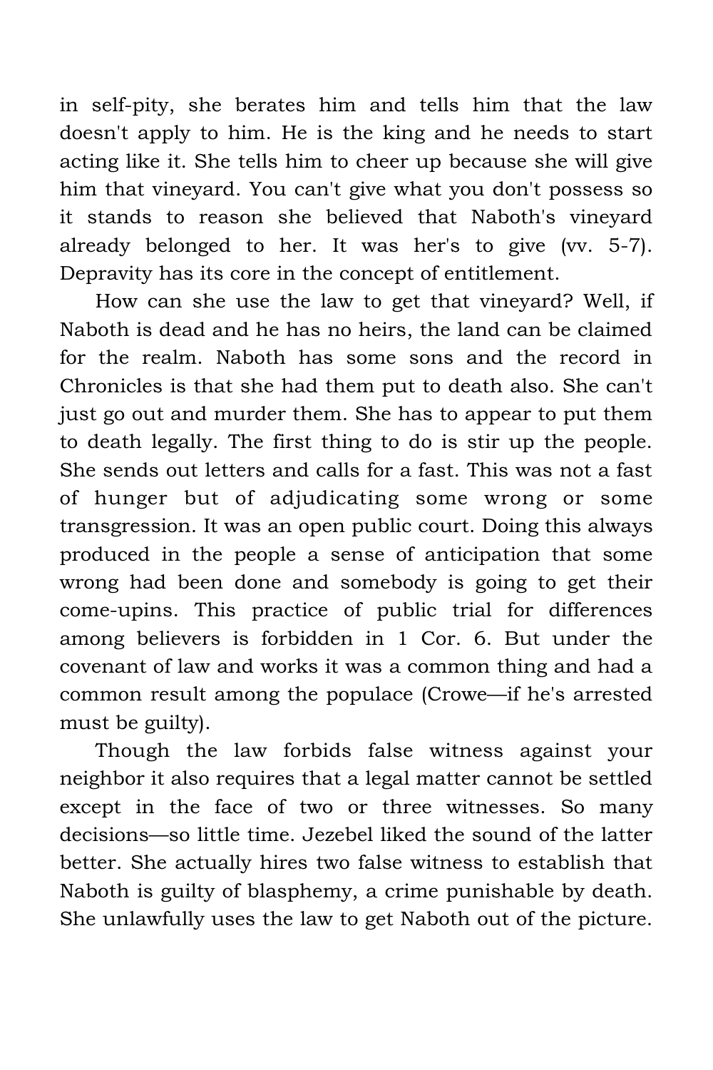in self-pity, she berates him and tells him that the law doesn't apply to him. He is the king and he needs to start acting like it. She tells him to cheer up because she will give him that vineyard. You can't give what you don't possess so it stands to reason she believed that Naboth's vineyard already belonged to her. It was her's to give (vv. 5-7). Depravity has its core in the concept of entitlement.

How can she use the law to get that vineyard? Well, if Naboth is dead and he has no heirs, the land can be claimed for the realm. Naboth has some sons and the record in Chronicles is that she had them put to death also. She can't just go out and murder them. She has to appear to put them to death legally. The first thing to do is stir up the people. She sends out letters and calls for a fast. This was not a fast of hunger but of adjudicating some wrong or some transgression. It was an open public court. Doing this always produced in the people a sense of anticipation that some wrong had been done and somebody is going to get their come-upins. This practice of public trial for differences among believers is forbidden in 1 Cor. 6. But under the covenant of law and works it was a common thing and had a common result among the populace (Crowe—if he's arrested must be guilty).

Though the law forbids false witness against your neighbor it also requires that a legal matter cannot be settled except in the face of two or three witnesses. So many decisions—so little time. Jezebel liked the sound of the latter better. She actually hires two false witness to establish that Naboth is guilty of blasphemy, a crime punishable by death. She unlawfully uses the law to get Naboth out of the picture.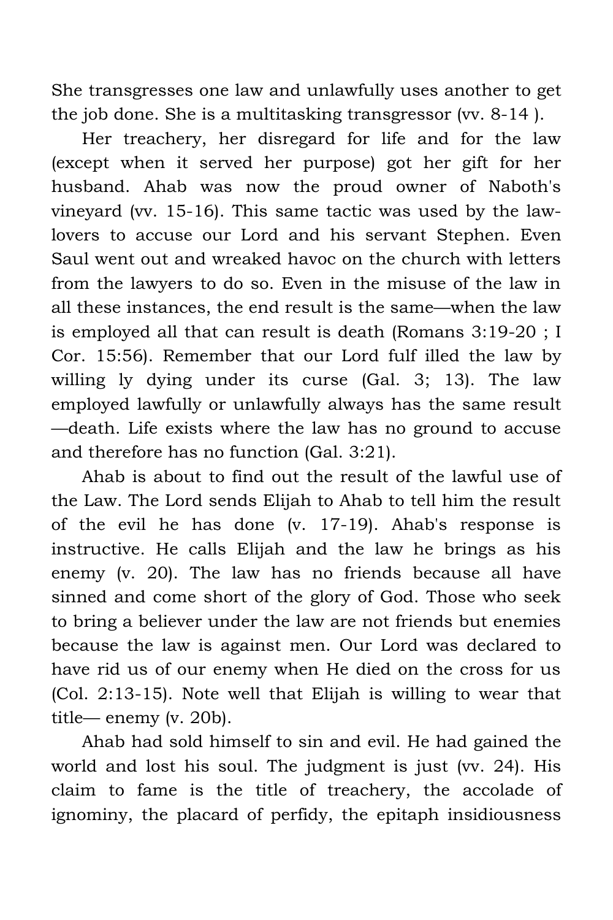She transgresses one law and unlawfully uses another to get the job done. She is a multitasking transgressor (vv. 8-14 ).

Her treachery, her disregard for life and for the law (except when it served her purpose) got her gift for her husband. Ahab was now the proud owner of Naboth's vineyard (vv. 15-16). This same tactic was used by the law-lovers to accuse our Lord and his servant Stephen. Even Saul went out and wreaked havoc on the church with letters from the lawyers to do so. Even in the misuse of the law in all these instances, the end result is the same—when the law is employed all that can result is death (Romans 3:19-20 ; I Cor. 15:56). Remember that our Lord fulf illed the law by willing ly dying under its curse (Gal. 3; 13). The law employed lawfully or unlawfully always has the same result—death. Life exists where the law has no ground to accuse and therefore has no function (Gal. 3:21).

Ahab is about to find out the result of the lawful use of the Law. The Lord sends Elijah to Ahab to tell him the result of the evil he has done (v. 17-19). Ahab's response is instructive. He calls Elijah and the law he brings as his enemy (v. 20). The law has no friends because all have sinned and come short of the glory of God. Those who seek to bring a believer under the law are not friends but enemies because the law is against men. Our Lord was declared to have rid us of our enemy when He died on the cross for us (Col. 2:13-15). Note well that Elijah is willing to wear that title— enemy (v. 20b).

Ahab had sold himself to sin and evil. He had gained the world and lost his soul. The judgment is just (vv. 24). His claim to fame is the title of treachery, the accolade of ignominy, the placard of perfidy, the epitaph insidiousness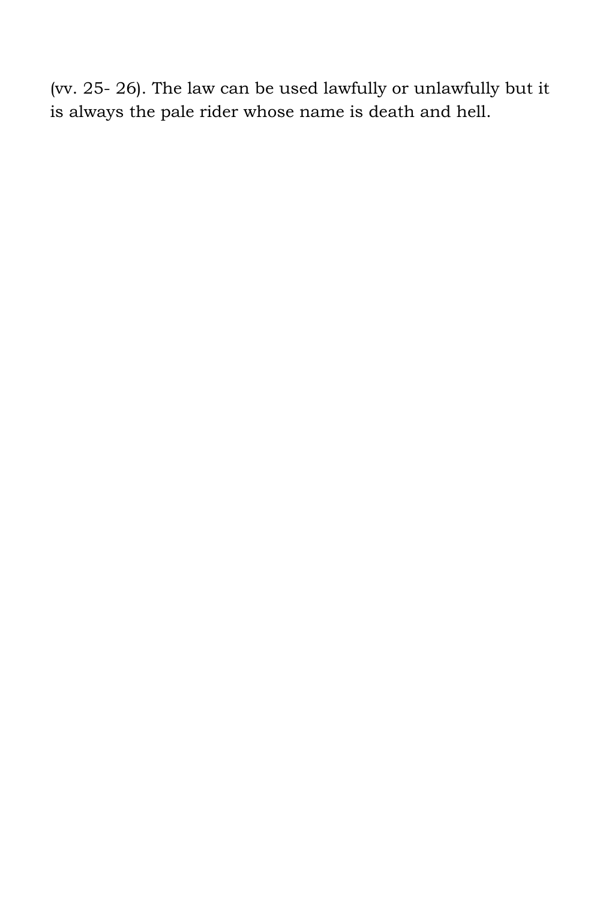(vv. 25- 26). The law can be used lawfully or unlawfully but it is always the pale rider whose name is death and hell.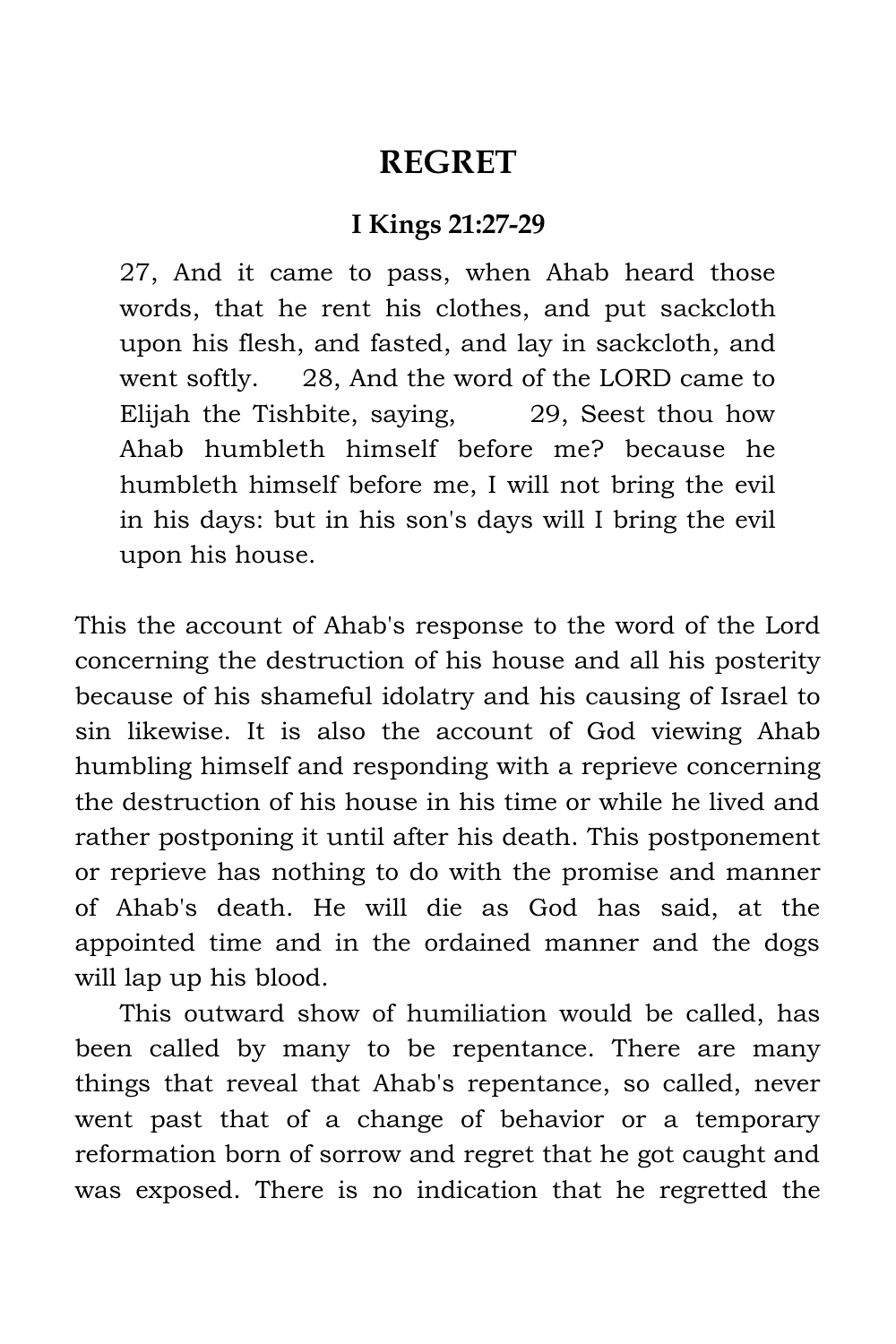# REGRET

### I Kings 21:27-29

> 27, And it came to pass, when Ahab heard those words, that he rent his clothes, and put sackcloth upon his flesh, and fasted, and lay in sackcloth, and went softly. 28, And the word of the LORD came to Elijah the Tishbite, saying, 29, Seest thou how Ahab humbleth himself before me? because he humbleth himself before me, I will not bring the evil in his days: but in his son's days will I bring the evil upon his house.

This the account of Ahab's response to the word of the Lord concerning the destruction of his house and all his posterity because of his shameful idolatry and his causing of Israel to sin likewise. It is also the account of God viewing Ahab humbling himself and responding with a reprieve concerning the destruction of his house in his time or while he lived and rather postponing it until after his death. This postponement or reprieve has nothing to do with the promise and manner of Ahab's death. He will die as God has said, at the appointed time and in the ordained manner and the dogs will lap up his blood.

This outward show of humiliation would be called, has been called by many to be repentance. There are many things that reveal that Ahab's repentance, so called, never went past that of a change of behavior or a temporary reformation born of sorrow and regret that he got caught and was exposed. There is no indication that he regretted the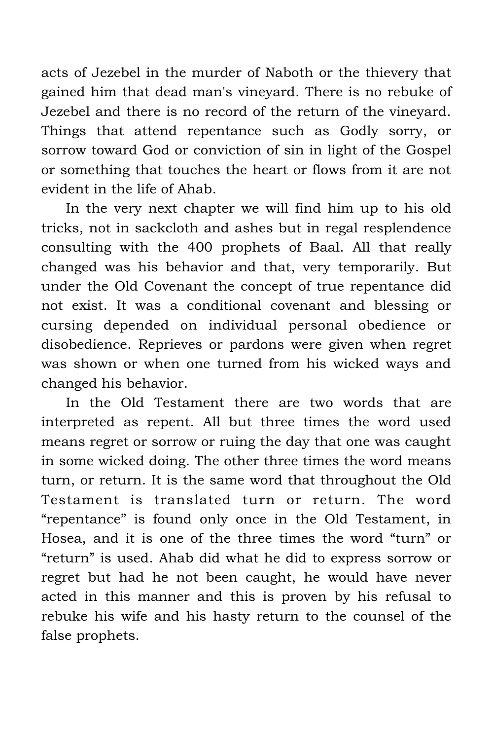acts of Jezebel in the murder of Naboth or the thievery that gained him that dead man's vineyard. There is no rebuke of Jezebel and there is no record of the return of the vineyard. Things that attend repentance such as Godly sorry, or sorrow toward God or conviction of sin in light of the Gospel or something that touches the heart or flows from it are not evident in the life of Ahab.

In the very next chapter we will find him up to his old tricks, not in sackcloth and ashes but in regal resplendence consulting with the 400 prophets of Baal. All that really changed was his behavior and that, very temporarily. But under the Old Covenant the concept of true repentance did not exist. It was a conditional covenant and blessing or cursing depended on individual personal obedience or disobedience. Reprieves or pardons were given when regret was shown or when one turned from his wicked ways and changed his behavior.

In the Old Testament there are two words that are interpreted as repent. All but three times the word used means regret or sorrow or ruing the day that one was caught in some wicked doing. The other three times the word means turn, or return. It is the same word that throughout the Old Testament is translated turn or return. The word "repentance" is found only once in the Old Testament, in Hosea, and it is one of the three times the word "turn" or "return" is used. Ahab did what he did to express sorrow or regret but had he not been caught, he would have never acted in this manner and this is proven by his refusal to rebuke his wife and his hasty return to the counsel of the false prophets.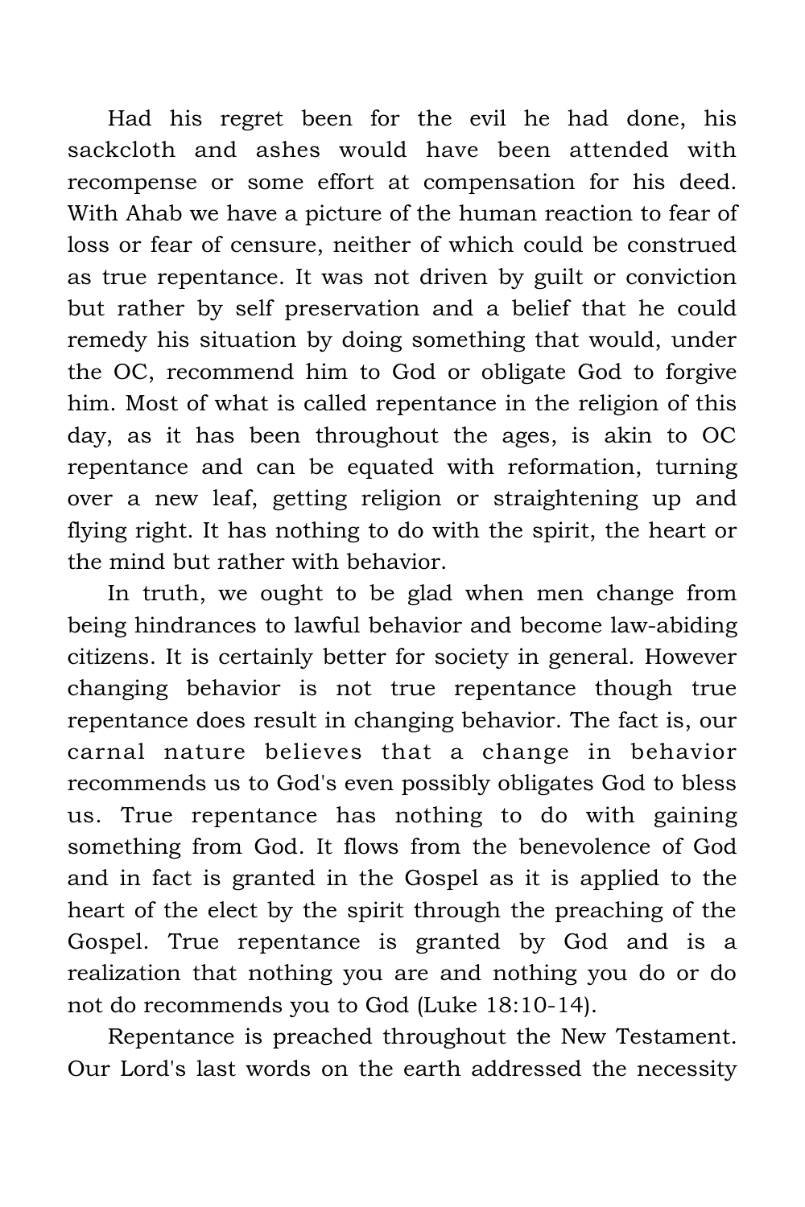Had his regret been for the evil he had done, his sackcloth and ashes would have been attended with recompense or some effort at compensation for his deed. With Ahab we have a picture of the human reaction to fear of loss or fear of censure, neither of which could be construed as true repentance. It was not driven by guilt or conviction but rather by self preservation and a belief that he could remedy his situation by doing something that would, under the OC, recommend him to God or obligate God to forgive him. Most of what is called repentance in the religion of this day, as it has been throughout the ages, is akin to OC repentance and can be equated with reformation, turning over a new leaf, getting religion or straightening up and flying right. It has nothing to do with the spirit, the heart or the mind but rather with behavior.

In truth, we ought to be glad when men change from being hindrances to lawful behavior and become law-abiding citizens. It is certainly better for society in general. However changing behavior is not true repentance though true repentance does result in changing behavior. The fact is, our carnal nature believes that a change in behavior recommends us to God's even possibly obligates God to bless us. True repentance has nothing to do with gaining something from God. It flows from the benevolence of God and in fact is granted in the Gospel as it is applied to the heart of the elect by the spirit through the preaching of the Gospel. True repentance is granted by God and is a realization that nothing you are and nothing you do or do not do recommends you to God (Luke 18:10-14).

Repentance is preached throughout the New Testament. Our Lord's last words on the earth addressed the necessity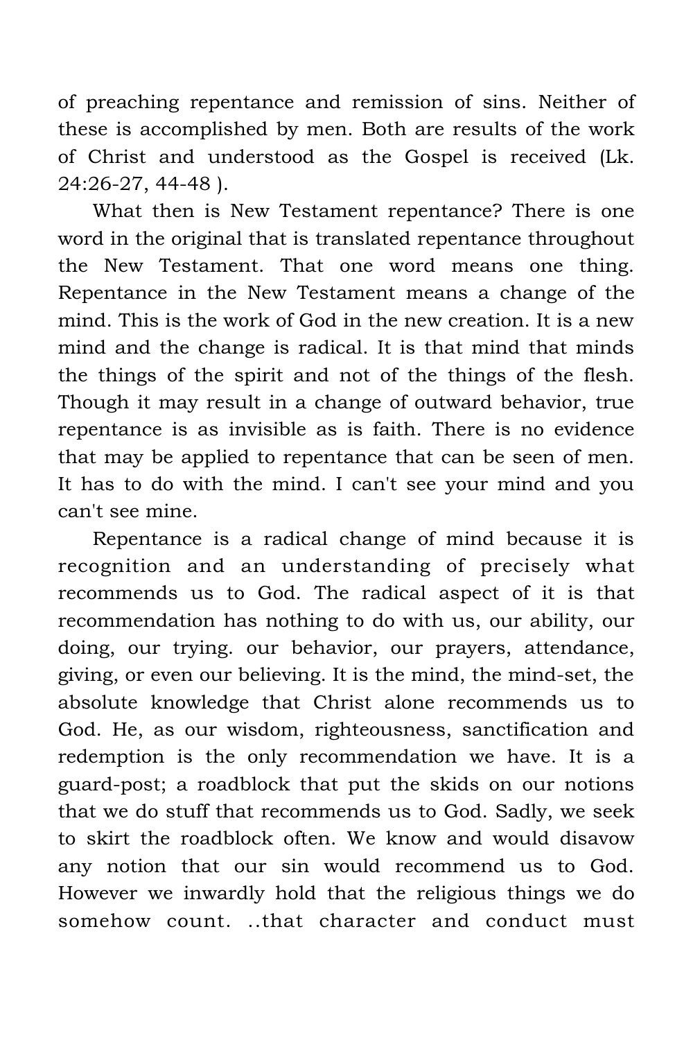of preaching repentance and remission of sins. Neither of these is accomplished by men. Both are results of the work of Christ and understood as the Gospel is received (Lk. 24:26-27, 44-48 ).

What then is New Testament repentance? There is one word in the original that is translated repentance throughout the New Testament. That one word means one thing. Repentance in the New Testament means a change of the mind. This is the work of God in the new creation. It is a new mind and the change is radical. It is that mind that minds the things of the spirit and not of the things of the flesh. Though it may result in a change of outward behavior, true repentance is as invisible as is faith. There is no evidence that may be applied to repentance that can be seen of men. It has to do with the mind. I can't see your mind and you can't see mine.

Repentance is a radical change of mind because it is recognition and an understanding of precisely what recommends us to God. The radical aspect of it is that recommendation has nothing to do with us, our ability, our doing, our trying. our behavior, our prayers, attendance, giving, or even our believing. It is the mind, the mind-set, the absolute knowledge that Christ alone recommends us to God. He, as our wisdom, righteousness, sanctification and redemption is the only recommendation we have. It is a guard-post; a roadblock that put the skids on our notions that we do stuff that recommends us to God. Sadly, we seek to skirt the roadblock often. We know and would disavow any notion that our sin would recommend us to God. However we inwardly hold that the religious things we do somehow count. ..that character and conduct must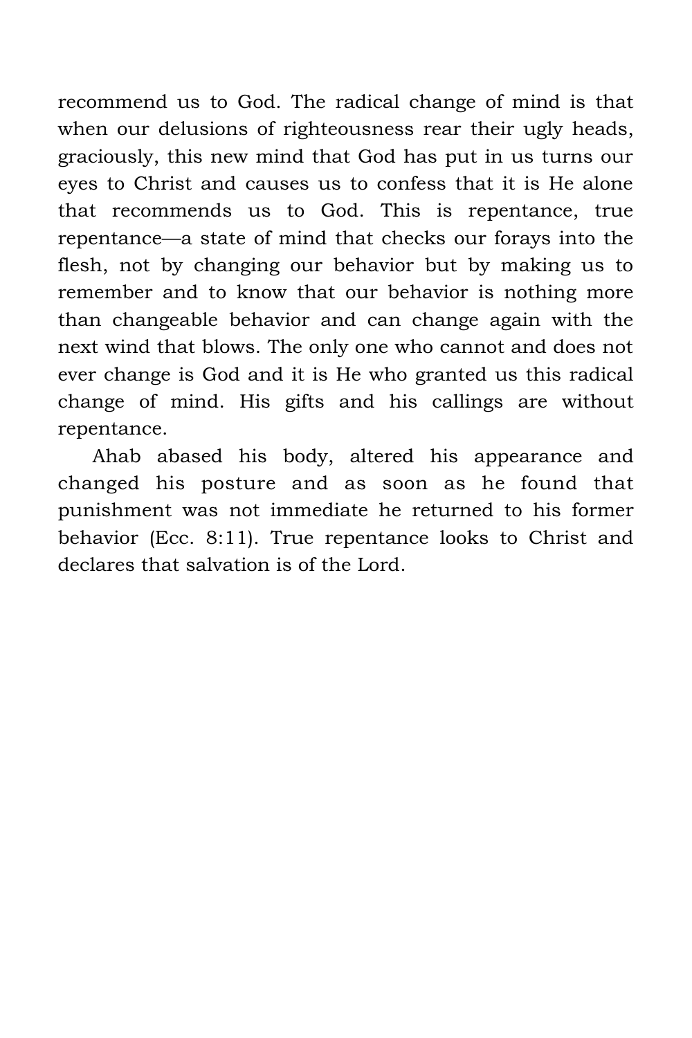recommend us to God. The radical change of mind is that when our delusions of righteousness rear their ugly heads, graciously, this new mind that God has put in us turns our eyes to Christ and causes us to confess that it is He alone that recommends us to God. This is repentance, true repentance—a state of mind that checks our forays into the flesh, not by changing our behavior but by making us to remember and to know that our behavior is nothing more than changeable behavior and can change again with the next wind that blows. The only one who cannot and does not ever change is God and it is He who granted us this radical change of mind. His gifts and his callings are without repentance.

Ahab abased his body, altered his appearance and changed his posture and as soon as he found that punishment was not immediate he returned to his former behavior (Ecc. 8:11). True repentance looks to Christ and declares that salvation is of the Lord.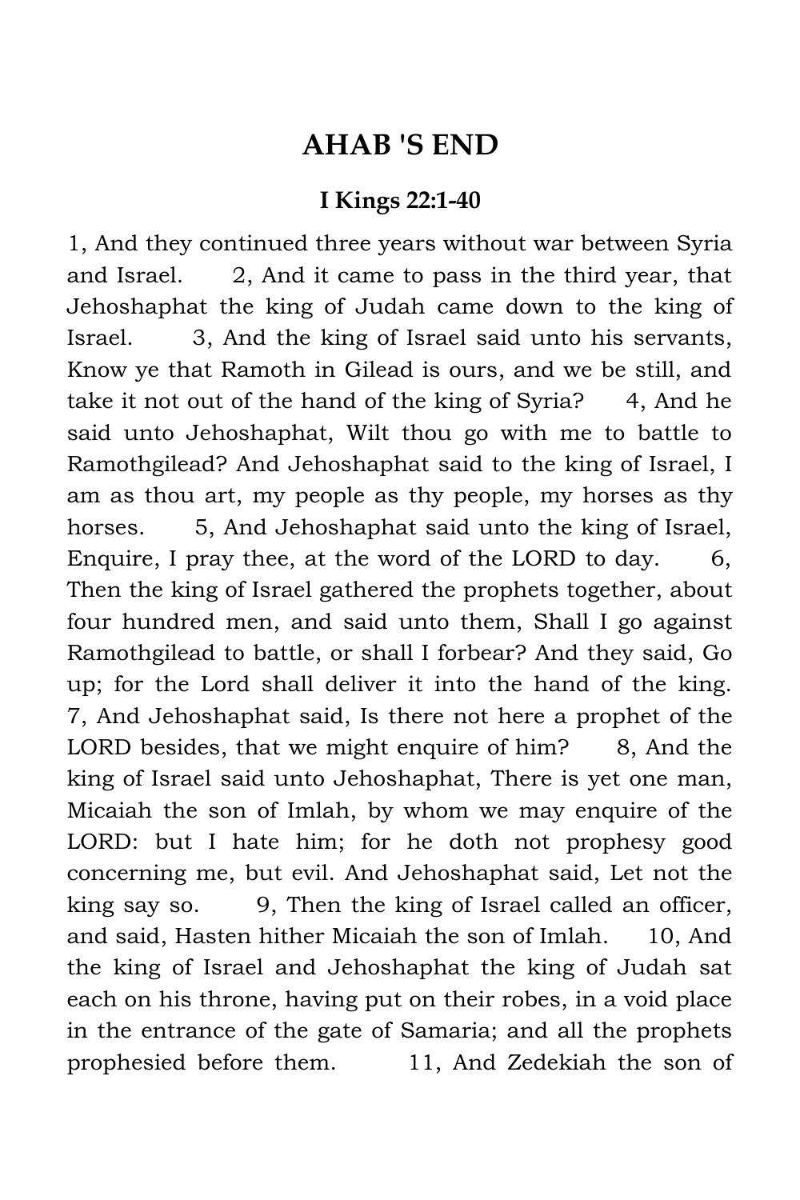# AHAB 'S END

### I Kings 22:1-40

1, And they continued three years without war between Syria and Israel. 2, And it came to pass in the third year, that Jehoshaphat the king of Judah came down to the king of Israel. 3, And the king of Israel said unto his servants, Know ye that Ramoth in Gilead is ours, and we be still, and take it not out of the hand of the king of Syria? 4, And he said unto Jehoshaphat, Wilt thou go with me to battle to Ramothgilead? And Jehoshaphat said to the king of Israel, I am as thou art, my people as thy people, my horses as thy horses. 5, And Jehoshaphat said unto the king of Israel, Enquire, I pray thee, at the word of the LORD to day. 6, Then the king of Israel gathered the prophets together, about four hundred men, and said unto them, Shall I go against Ramothgilead to battle, or shall I forbear? And they said, Go up; for the Lord shall deliver it into the hand of the king. 7, And Jehoshaphat said, Is there not here a prophet of the LORD besides, that we might enquire of him? 8, And the king of Israel said unto Jehoshaphat, There is yet one man, Micaiah the son of Imlah, by whom we may enquire of the LORD: but I hate him; for he doth not prophesy good concerning me, but evil. And Jehoshaphat said, Let not the king say so. 9, Then the king of Israel called an officer, and said, Hasten hither Micaiah the son of Imlah. 10, And the king of Israel and Jehoshaphat the king of Judah sat each on his throne, having put on their robes, in a void place in the entrance of the gate of Samaria; and all the prophets prophesied before them. 11, And Zedekiah the son of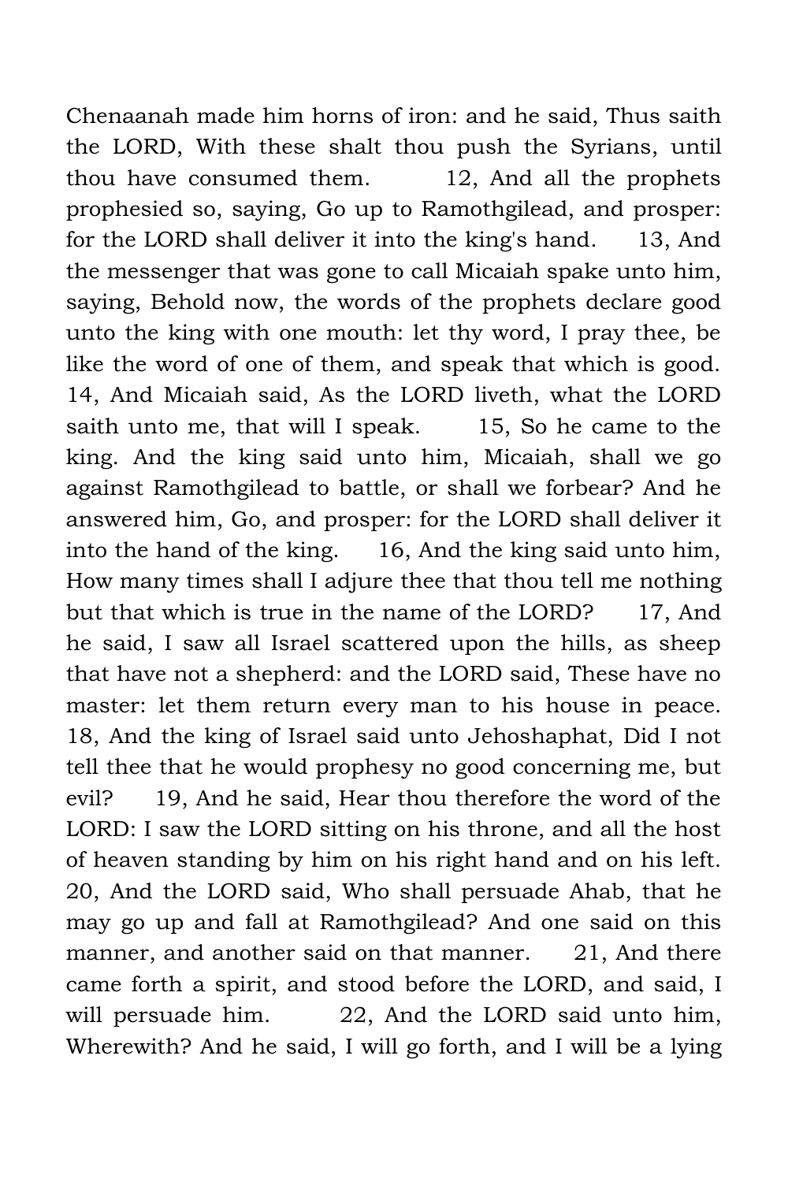Chenaanah made him horns of iron: and he said, Thus saith the LORD, With these shalt thou push the Syrians, until thou have consumed them. 12, And all the prophets prophesied so, saying, Go up to Ramothgilead, and prosper: for the LORD shall deliver it into the king's hand. 13, And the messenger that was gone to call Micaiah spake unto him, saying, Behold now, the words of the prophets declare good unto the king with one mouth: let thy word, I pray thee, be like the word of one of them, and speak that which is good. 14, And Micaiah said, As the LORD liveth, what the LORD saith unto me, that will I speak. 15, So he came to the king. And the king said unto him, Micaiah, shall we go against Ramothgilead to battle, or shall we forbear? And he answered him, Go, and prosper: for the LORD shall deliver it into the hand of the king. 16, And the king said unto him, How many times shall I adjure thee that thou tell me nothing but that which is true in the name of the LORD? 17, And he said, I saw all Israel scattered upon the hills, as sheep that have not a shepherd: and the LORD said, These have no master: let them return every man to his house in peace. 18, And the king of Israel said unto Jehoshaphat, Did I not tell thee that he would prophesy no good concerning me, but evil? 19, And he said, Hear thou therefore the word of the LORD: I saw the LORD sitting on his throne, and all the host of heaven standing by him on his right hand and on his left. 20, And the LORD said, Who shall persuade Ahab, that he may go up and fall at Ramothgilead? And one said on this manner, and another said on that manner. 21, And there came forth a spirit, and stood before the LORD, and said, I will persuade him. 22, And the LORD said unto him, Wherewith? And he said, I will go forth, and I will be a lying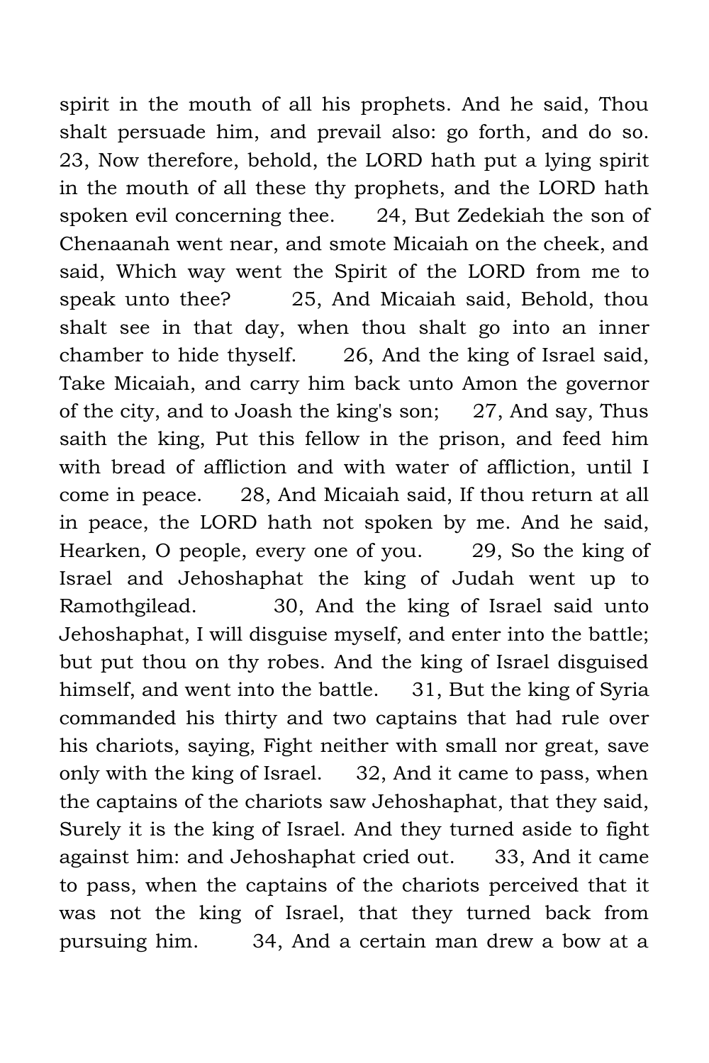spirit in the mouth of all his prophets. And he said, Thou shalt persuade him, and prevail also: go forth, and do so. 23, Now therefore, behold, the LORD hath put a lying spirit in the mouth of all these thy prophets, and the LORD hath spoken evil concerning thee. 24, But Zedekiah the son of Chenaanah went near, and smote Micaiah on the cheek, and said, Which way went the Spirit of the LORD from me to speak unto thee? 25, And Micaiah said, Behold, thou shalt see in that day, when thou shalt go into an inner chamber to hide thyself. 26, And the king of Israel said, Take Micaiah, and carry him back unto Amon the governor of the city, and to Joash the king's son; 27, And say, Thus saith the king, Put this fellow in the prison, and feed him with bread of affliction and with water of affliction, until I come in peace. 28, And Micaiah said, If thou return at all in peace, the LORD hath not spoken by me. And he said, Hearken, O people, every one of you. 29, So the king of Israel and Jehoshaphat the king of Judah went up to Ramothgilead. 30, And the king of Israel said unto Jehoshaphat, I will disguise myself, and enter into the battle; but put thou on thy robes. And the king of Israel disguised himself, and went into the battle. 31, But the king of Syria commanded his thirty and two captains that had rule over his chariots, saying, Fight neither with small nor great, save only with the king of Israel. 32, And it came to pass, when the captains of the chariots saw Jehoshaphat, that they said, Surely it is the king of Israel. And they turned aside to fight against him: and Jehoshaphat cried out. 33, And it came to pass, when the captains of the chariots perceived that it was not the king of Israel, that they turned back from pursuing him. 34, And a certain man drew a bow at a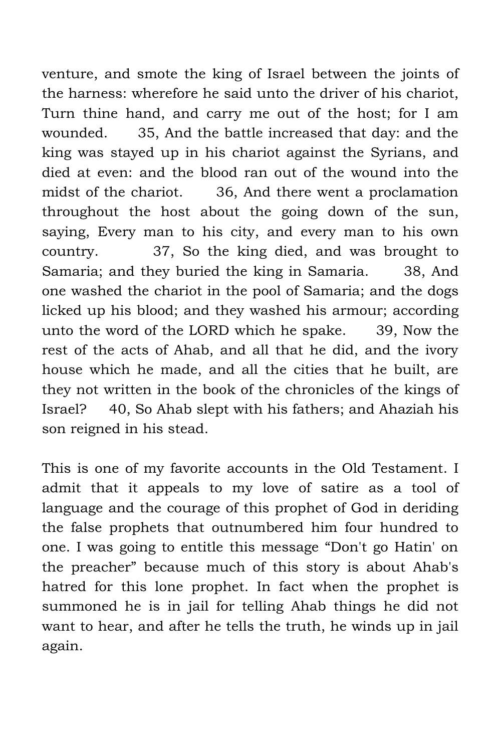venture, and smote the king of Israel between the joints of the harness: wherefore he said unto the driver of his chariot, Turn thine hand, and carry me out of the host; for I am wounded. 35, And the battle increased that day: and the king was stayed up in his chariot against the Syrians, and died at even: and the blood ran out of the wound into the midst of the chariot. 36, And there went a proclamation throughout the host about the going down of the sun, saying, Every man to his city, and every man to his own country. 37, So the king died, and was brought to Samaria; and they buried the king in Samaria. 38, And one washed the chariot in the pool of Samaria; and the dogs licked up his blood; and they washed his armour; according unto the word of the LORD which he spake. 39, Now the rest of the acts of Ahab, and all that he did, and the ivory house which he made, and all the cities that he built, are they not written in the book of the chronicles of the kings of Israel? 40, So Ahab slept with his fathers; and Ahaziah his son reigned in his stead.

This is one of my favorite accounts in the Old Testament. I admit that it appeals to my love of satire as a tool of language and the courage of this prophet of God in deriding the false prophets that outnumbered him four hundred to one. I was going to entitle this message "Don't go Hatin' on the preacher" because much of this story is about Ahab's hatred for this lone prophet. In fact when the prophet is summoned he is in jail for telling Ahab things he did not want to hear, and after he tells the truth, he winds up in jail again.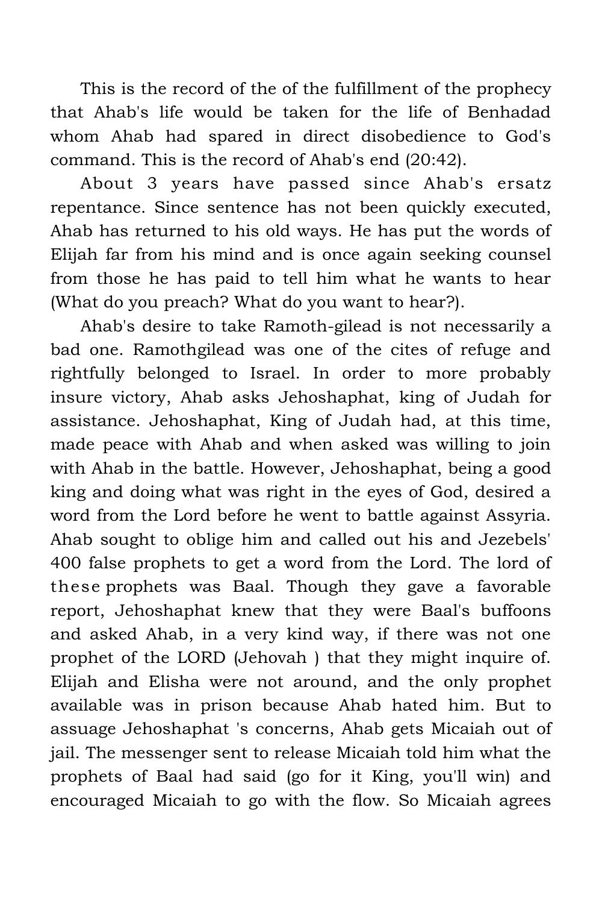This is the record of the of the fulfillment of the prophecy that Ahab's life would be taken for the life of Benhadad whom Ahab had spared in direct disobedience to God's command. This is the record of Ahab's end (20:42).

About 3 years have passed since Ahab's ersatz repentance. Since sentence has not been quickly executed, Ahab has returned to his old ways. He has put the words of Elijah far from his mind and is once again seeking counsel from those he has paid to tell him what he wants to hear (What do you preach? What do you want to hear?).

Ahab's desire to take Ramoth-gilead is not necessarily a bad one. Ramothgilead was one of the cites of refuge and rightfully belonged to Israel. In order to more probably insure victory, Ahab asks Jehoshaphat, king of Judah for assistance. Jehoshaphat, King of Judah had, at this time, made peace with Ahab and when asked was willing to join with Ahab in the battle. However, Jehoshaphat, being a good king and doing what was right in the eyes of God, desired a word from the Lord before he went to battle against Assyria. Ahab sought to oblige him and called out his and Jezebels' 400 false prophets to get a word from the Lord. The lord of these prophets was Baal. Though they gave a favorable report, Jehoshaphat knew that they were Baal's buffoons and asked Ahab, in a very kind way, if there was not one prophet of the LORD (Jehovah ) that they might inquire of. Elijah and Elisha were not around, and the only prophet available was in prison because Ahab hated him. But to assuage Jehoshaphat 's concerns, Ahab gets Micaiah out of jail. The messenger sent to release Micaiah told him what the prophets of Baal had said (go for it King, you'll win) and encouraged Micaiah to go with the flow. So Micaiah agrees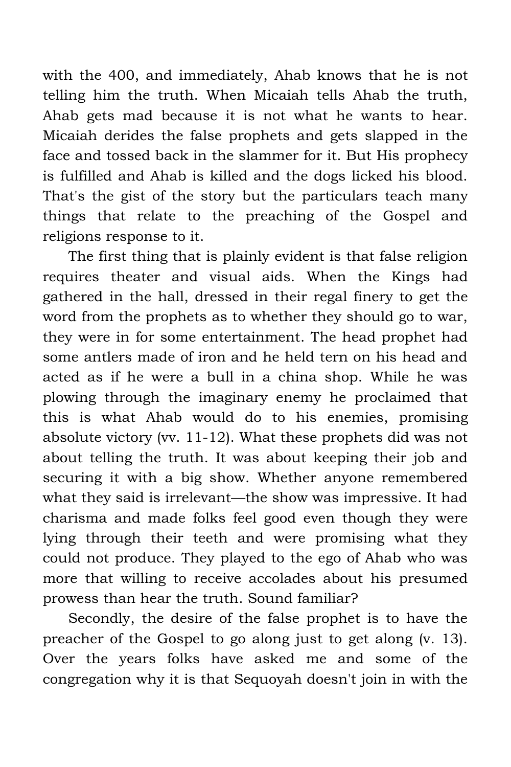with the 400, and immediately, Ahab knows that he is not telling him the truth. When Micaiah tells Ahab the truth, Ahab gets mad because it is not what he wants to hear. Micaiah derides the false prophets and gets slapped in the face and tossed back in the slammer for it. But His prophecy is fulfilled and Ahab is killed and the dogs licked his blood. That's the gist of the story but the particulars teach many things that relate to the preaching of the Gospel and religions response to it.

The first thing that is plainly evident is that false religion requires theater and visual aids. When the Kings had gathered in the hall, dressed in their regal finery to get the word from the prophets as to whether they should go to war, they were in for some entertainment. The head prophet had some antlers made of iron and he held tern on his head and acted as if he were a bull in a china shop. While he was plowing through the imaginary enemy he proclaimed that this is what Ahab would do to his enemies, promising absolute victory (vv. 11-12). What these prophets did was not about telling the truth. It was about keeping their job and securing it with a big show. Whether anyone remembered what they said is irrelevant—the show was impressive. It had charisma and made folks feel good even though they were lying through their teeth and were promising what they could not produce. They played to the ego of Ahab who was more that willing to receive accolades about his presumed prowess than hear the truth. Sound familiar?

Secondly, the desire of the false prophet is to have the preacher of the Gospel to go along just to get along (v. 13). Over the years folks have asked me and some of the congregation why it is that Sequoyah doesn't join in with the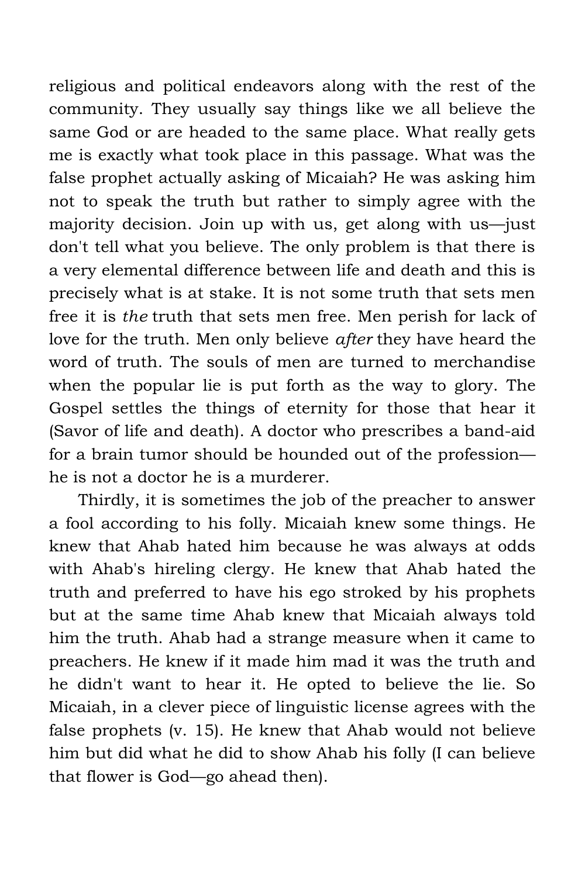religious and political endeavors along with the rest of the community. They usually say things like we all believe the same God or are headed to the same place. What really gets me is exactly what took place in this passage. What was the false prophet actually asking of Micaiah? He was asking him not to speak the truth but rather to simply agree with the majority decision. Join up with us, get along with us—just don't tell what you believe. The only problem is that there is a very elemental difference between life and death and this is precisely what is at stake. It is not some truth that sets men free it is *the* truth that sets men free. Men perish for lack of love for the truth. Men only believe *after* they have heard the word of truth. The souls of men are turned to merchandise when the popular lie is put forth as the way to glory. The Gospel settles the things of eternity for those that hear it (Savor of life and death). A doctor who prescribes a band-aid for a brain tumor should be hounded out of the profession—he is not a doctor he is a murderer.

Thirdly, it is sometimes the job of the preacher to answer a fool according to his folly. Micaiah knew some things. He knew that Ahab hated him because he was always at odds with Ahab's hireling clergy. He knew that Ahab hated the truth and preferred to have his ego stroked by his prophets but at the same time Ahab knew that Micaiah always told him the truth. Ahab had a strange measure when it came to preachers. He knew if it made him mad it was the truth and he didn't want to hear it. He opted to believe the lie. So Micaiah, in a clever piece of linguistic license agrees with the false prophets (v. 15). He knew that Ahab would not believe him but did what he did to show Ahab his folly (I can believe that flower is God—go ahead then).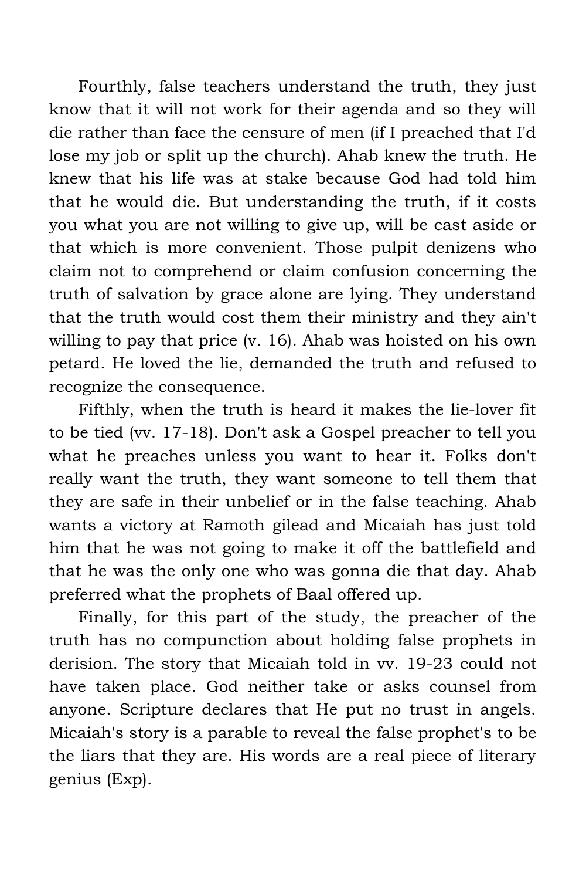Fourthly, false teachers understand the truth, they just know that it will not work for their agenda and so they will die rather than face the censure of men (if I preached that I'd lose my job or split up the church). Ahab knew the truth. He knew that his life was at stake because God had told him that he would die. But understanding the truth, if it costs you what you are not willing to give up, will be cast aside or that which is more convenient. Those pulpit denizens who claim not to comprehend or claim confusion concerning the truth of salvation by grace alone are lying. They understand that the truth would cost them their ministry and they ain't willing to pay that price (v. 16). Ahab was hoisted on his own petard. He loved the lie, demanded the truth and refused to recognize the consequence.

Fifthly, when the truth is heard it makes the lie-lover fit to be tied (vv. 17-18). Don't ask a Gospel preacher to tell you what he preaches unless you want to hear it. Folks don't really want the truth, they want someone to tell them that they are safe in their unbelief or in the false teaching. Ahab wants a victory at Ramoth gilead and Micaiah has just told him that he was not going to make it off the battlefield and that he was the only one who was gonna die that day. Ahab preferred what the prophets of Baal offered up.

Finally, for this part of the study, the preacher of the truth has no compunction about holding false prophets in derision. The story that Micaiah told in vv. 19-23 could not have taken place. God neither take or asks counsel from anyone. Scripture declares that He put no trust in angels. Micaiah's story is a parable to reveal the false prophet's to be the liars that they are. His words are a real piece of literary genius (Exp).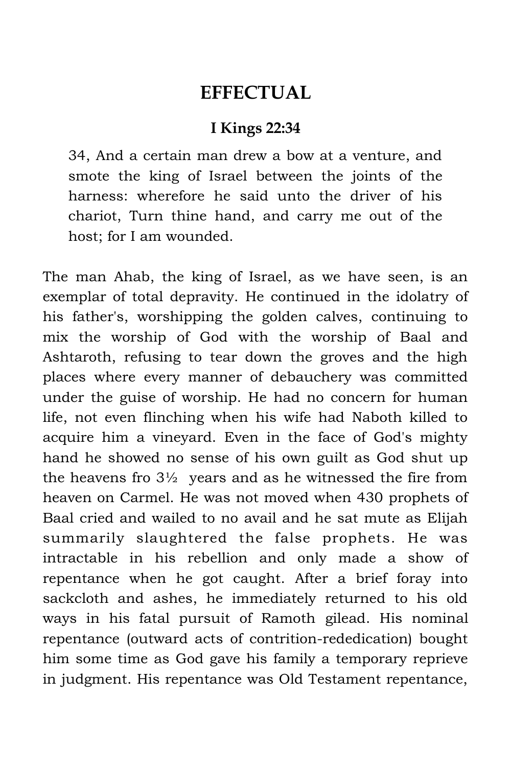# EFFECTUAL

### I Kings 22:34

> 34, And a certain man drew a bow at a venture, and smote the king of Israel between the joints of the harness: wherefore he said unto the driver of his chariot, Turn thine hand, and carry me out of the host; for I am wounded.

The man Ahab, the king of Israel, as we have seen, is an exemplar of total depravity. He continued in the idolatry of his father's, worshipping the golden calves, continuing to mix the worship of God with the worship of Baal and Ashtaroth, refusing to tear down the groves and the high places where every manner of debauchery was committed under the guise of worship. He had no concern for human life, not even flinching when his wife had Naboth killed to acquire him a vineyard. Even in the face of God's mighty hand he showed no sense of his own guilt as God shut up the heavens fro 3½ years and as he witnessed the fire from heaven on Carmel. He was not moved when 430 prophets of Baal cried and wailed to no avail and he sat mute as Elijah summarily slaughtered the false prophets. He was intractable in his rebellion and only made a show of repentance when he got caught. After a brief foray into sackcloth and ashes, he immediately returned to his old ways in his fatal pursuit of Ramoth gilead. His nominal repentance (outward acts of contrition-rededication) bought him some time as God gave his family a temporary reprieve in judgment. His repentance was Old Testament repentance,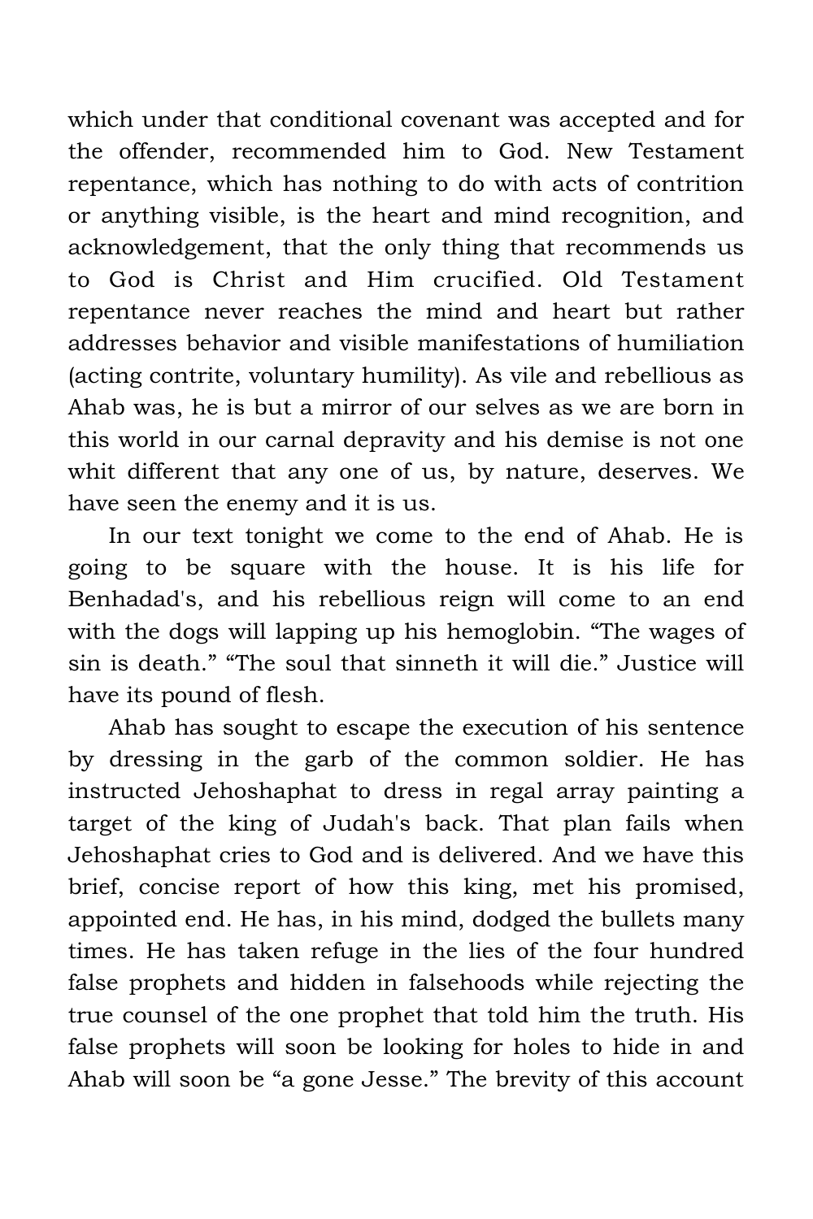which under that conditional covenant was accepted and for the offender, recommended him to God. New Testament repentance, which has nothing to do with acts of contrition or anything visible, is the heart and mind recognition, and acknowledgement, that the only thing that recommends us to God is Christ and Him crucified. Old Testament repentance never reaches the mind and heart but rather addresses behavior and visible manifestations of humiliation (acting contrite, voluntary humility). As vile and rebellious as Ahab was, he is but a mirror of our selves as we are born in this world in our carnal depravity and his demise is not one whit different that any one of us, by nature, deserves. We have seen the enemy and it is us.

In our text tonight we come to the end of Ahab. He is going to be square with the house. It is his life for Benhadad's, and his rebellious reign will come to an end with the dogs will lapping up his hemoglobin. “The wages of sin is death.” “The soul that sinneth it will die.” Justice will have its pound of flesh.

Ahab has sought to escape the execution of his sentence by dressing in the garb of the common soldier. He has instructed Jehoshaphat to dress in regal array painting a target of the king of Judah's back. That plan fails when Jehoshaphat cries to God and is delivered. And we have this brief, concise report of how this king, met his promised, appointed end. He has, in his mind, dodged the bullets many times. He has taken refuge in the lies of the four hundred false prophets and hidden in falsehoods while rejecting the true counsel of the one prophet that told him the truth. His false prophets will soon be looking for holes to hide in and Ahab will soon be “a gone Jesse.” The brevity of this account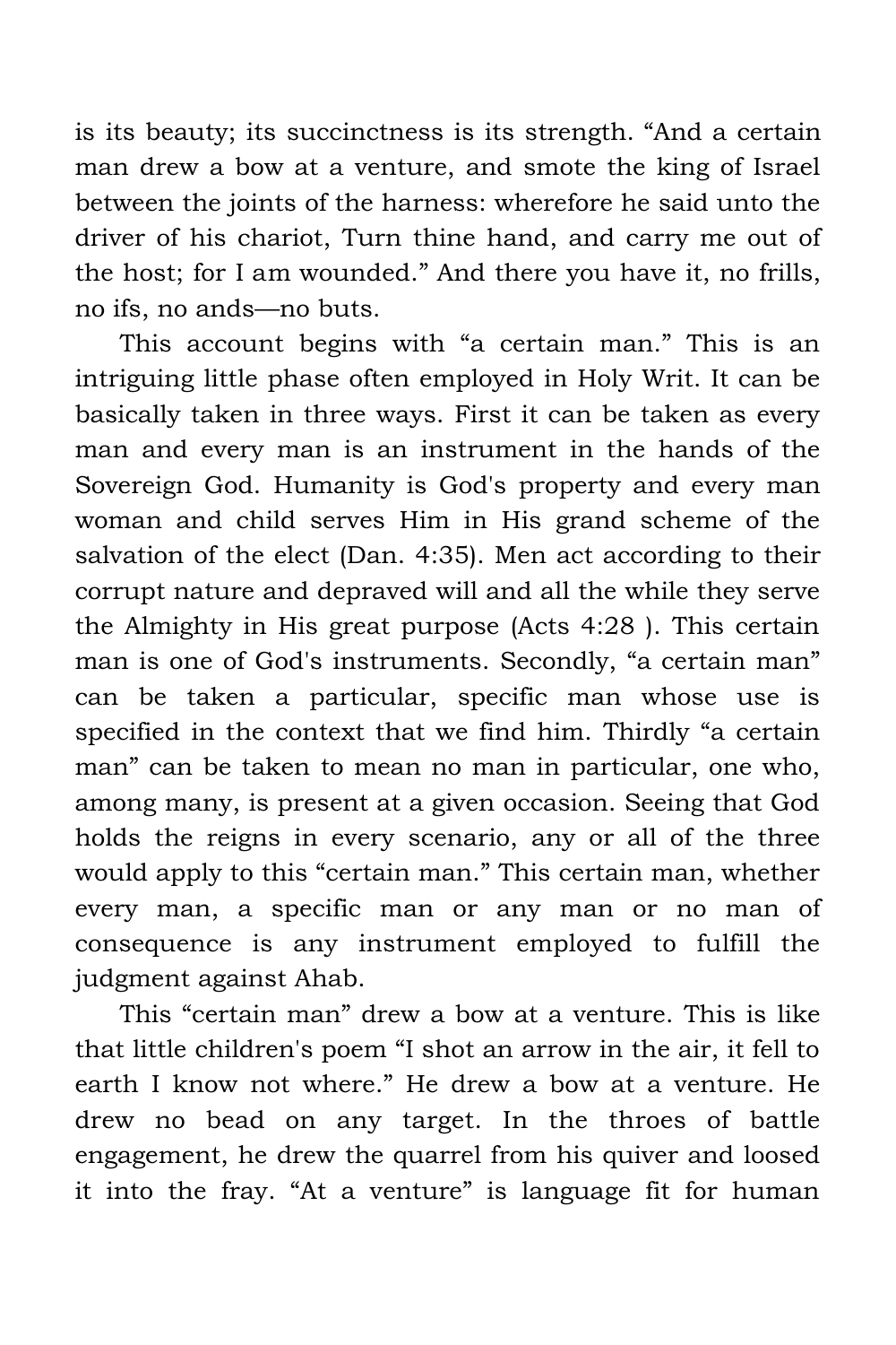is its beauty; its succinctness is its strength. "And a certain man drew a bow at a venture, and smote the king of Israel between the joints of the harness: wherefore he said unto the driver of his chariot, Turn thine hand, and carry me out of the host; for I am wounded." And there you have it, no frills, no ifs, no ands—no buts.

This account begins with "a certain man." This is an intriguing little phase often employed in Holy Writ. It can be basically taken in three ways. First it can be taken as every man and every man is an instrument in the hands of the Sovereign God. Humanity is God's property and every man woman and child serves Him in His grand scheme of the salvation of the elect (Dan. 4:35). Men act according to their corrupt nature and depraved will and all the while they serve the Almighty in His great purpose (Acts 4:28 ). This certain man is one of God's instruments. Secondly, "a certain man" can be taken a particular, specific man whose use is specified in the context that we find him. Thirdly "a certain man" can be taken to mean no man in particular, one who, among many, is present at a given occasion. Seeing that God holds the reigns in every scenario, any or all of the three would apply to this "certain man." This certain man, whether every man, a specific man or any man or no man of consequence is any instrument employed to fulfill the judgment against Ahab.

This "certain man" drew a bow at a venture. This is like that little children's poem "I shot an arrow in the air, it fell to earth I know not where." He drew a bow at a venture. He drew no bead on any target. In the throes of battle engagement, he drew the quarrel from his quiver and loosed it into the fray. "At a venture" is language fit for human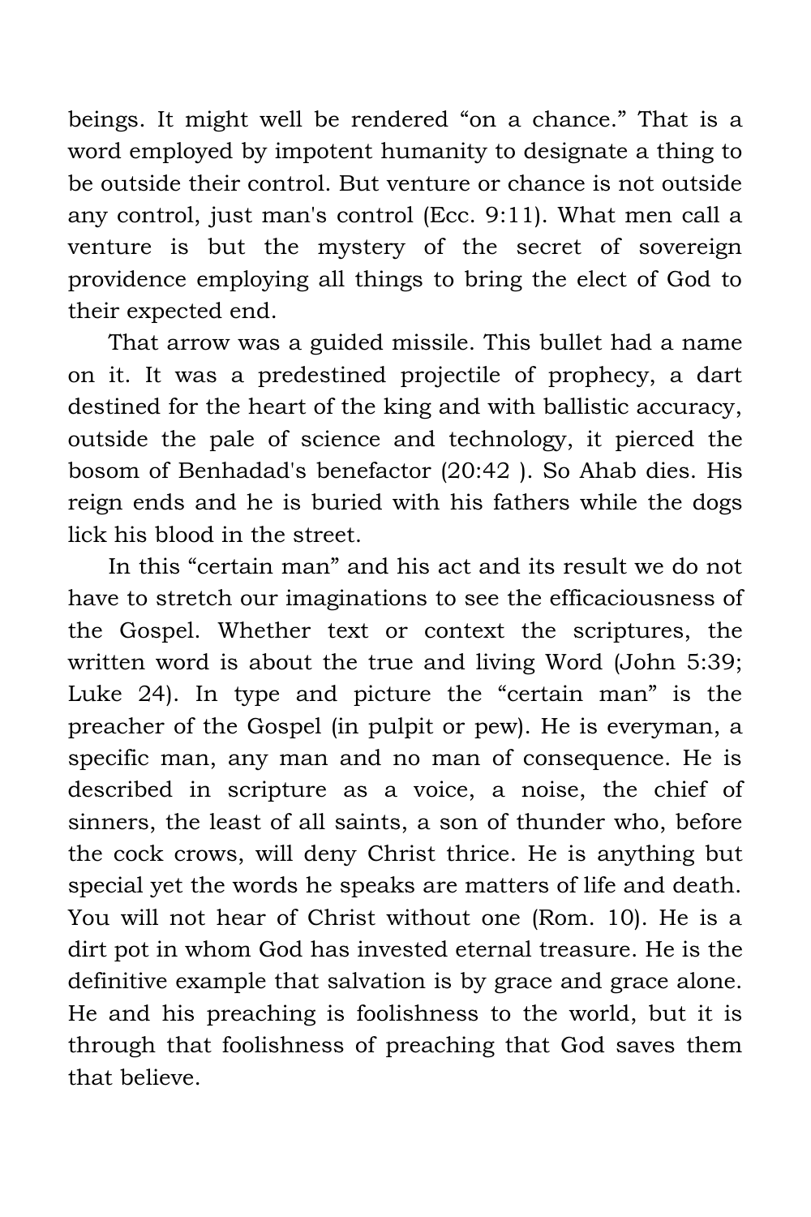beings. It might well be rendered "on a chance." That is a word employed by impotent humanity to designate a thing to be outside their control. But venture or chance is not outside any control, just man's control (Ecc. 9:11). What men call a venture is but the mystery of the secret of sovereign providence employing all things to bring the elect of God to their expected end.

That arrow was a guided missile. This bullet had a name on it. It was a predestined projectile of prophecy, a dart destined for the heart of the king and with ballistic accuracy, outside the pale of science and technology, it pierced the bosom of Benhadad's benefactor (20:42 ). So Ahab dies. His reign ends and he is buried with his fathers while the dogs lick his blood in the street.

In this "certain man" and his act and its result we do not have to stretch our imaginations to see the efficaciousness of the Gospel. Whether text or context the scriptures, the written word is about the true and living Word (John 5:39; Luke 24). In type and picture the "certain man" is the preacher of the Gospel (in pulpit or pew). He is everyman, a specific man, any man and no man of consequence. He is described in scripture as a voice, a noise, the chief of sinners, the least of all saints, a son of thunder who, before the cock crows, will deny Christ thrice. He is anything but special yet the words he speaks are matters of life and death. You will not hear of Christ without one (Rom. 10). He is a dirt pot in whom God has invested eternal treasure. He is the definitive example that salvation is by grace and grace alone. He and his preaching is foolishness to the world, but it is through that foolishness of preaching that God saves them that believe.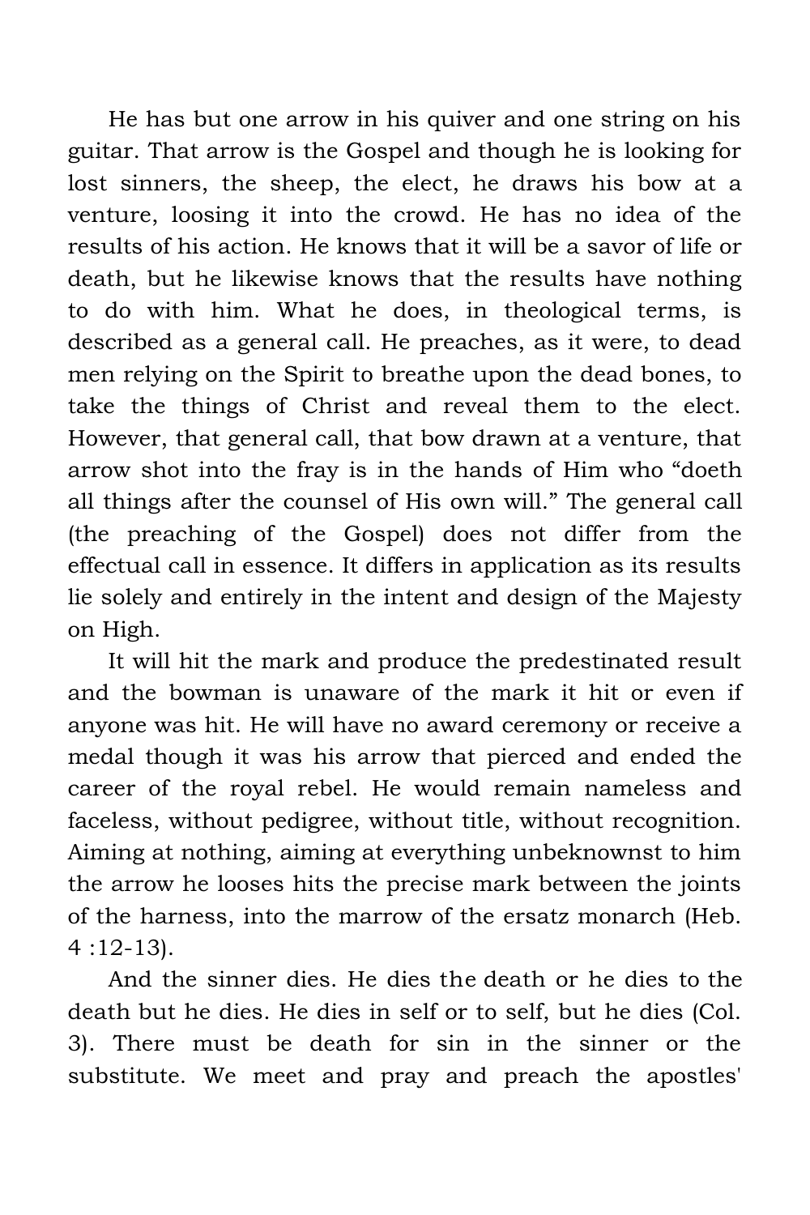He has but one arrow in his quiver and one string on his guitar. That arrow is the Gospel and though he is looking for lost sinners, the sheep, the elect, he draws his bow at a venture, loosing it into the crowd. He has no idea of the results of his action. He knows that it will be a savor of life or death, but he likewise knows that the results have nothing to do with him. What he does, in theological terms, is described as a general call. He preaches, as it were, to dead men relying on the Spirit to breathe upon the dead bones, to take the things of Christ and reveal them to the elect. However, that general call, that bow drawn at a venture, that arrow shot into the fray is in the hands of Him who "doeth all things after the counsel of His own will." The general call (the preaching of the Gospel) does not differ from the effectual call in essence. It differs in application as its results lie solely and entirely in the intent and design of the Majesty on High.

It will hit the mark and produce the predestinated result and the bowman is unaware of the mark it hit or even if anyone was hit. He will have no award ceremony or receive a medal though it was his arrow that pierced and ended the career of the royal rebel. He would remain nameless and faceless, without pedigree, without title, without recognition. Aiming at nothing, aiming at everything unbeknownst to him the arrow he looses hits the precise mark between the joints of the harness, into the marrow of the ersatz monarch (Heb. 4 :12-13).

And the sinner dies. He dies the death or he dies to the death but he dies. He dies in self or to self, but he dies (Col. 3). There must be death for sin in the sinner or the substitute. We meet and pray and preach the apostles'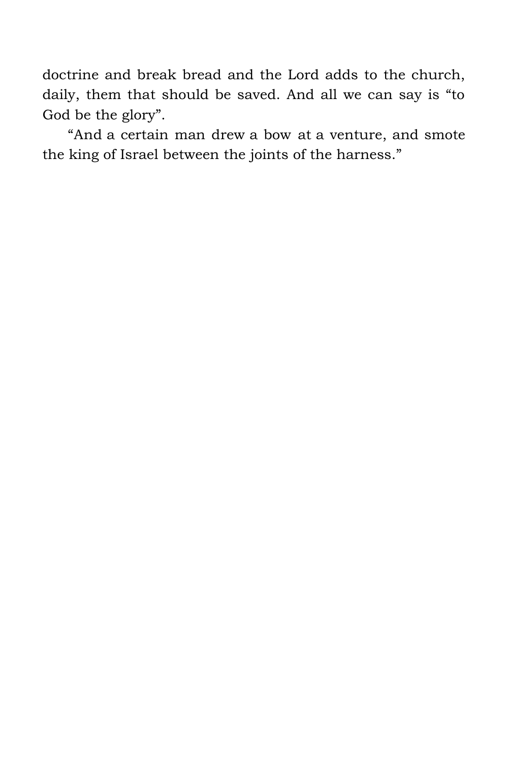doctrine and break bread and the Lord adds to the church, daily, them that should be saved. And all we can say is "to God be the glory".

"And a certain man drew a bow at a venture, and smote the king of Israel between the joints of the harness."